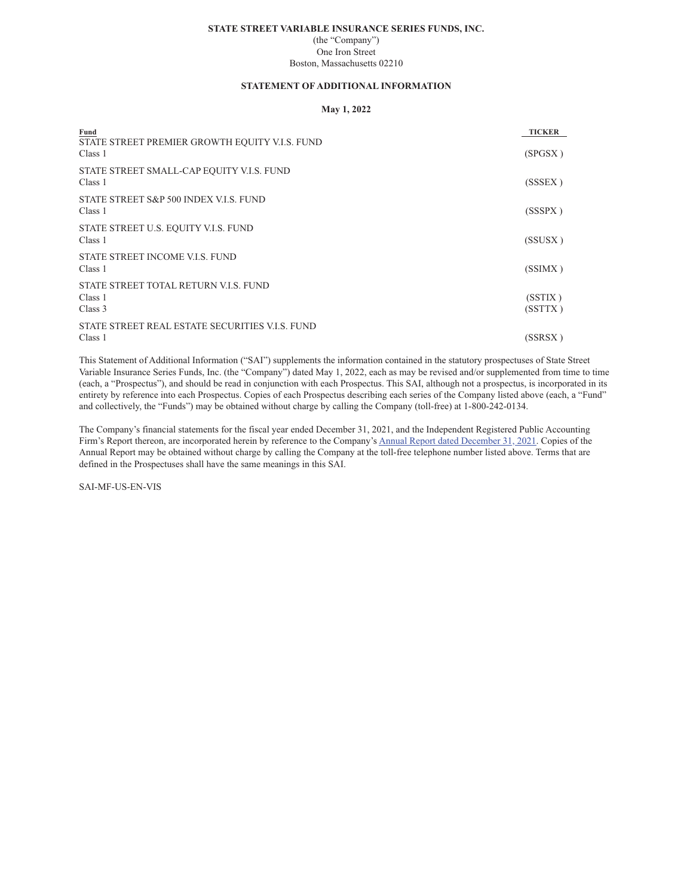**STATE STREET VARIABLE INSURANCE SERIES FUNDS, INC.**
(the "Company")
One Iron Street
Boston, Massachusetts 02210

**STATEMENT OF ADDITIONAL INFORMATION**

**May 1, 2022**

| Fund | TICKER |
| --- | --- |
| STATE STREET PREMIER GROWTH EQUITY V.I.S. FUND | |
| Class 1 | (SPGSX ) |
| STATE STREET SMALL-CAP EQUITY V.I.S. FUND | |
| Class 1 | (SSSEX ) |
| STATE STREET S&P 500 INDEX V.I.S. FUND | |
| Class 1 | (SSSPX ) |
| STATE STREET U.S. EQUITY V.I.S. FUND | |
| Class 1 | (SSUSX ) |
| STATE STREET INCOME V.I.S. FUND | |
| Class 1 | (SSIMX ) |
| STATE STREET TOTAL RETURN V.I.S. FUND | |
| Class 1 | (SSTIX ) |
| Class 3 | (SSTTX ) |
| STATE STREET REAL ESTATE SECURITIES V.I.S. FUND | |
| Class 1 | (SSRSX ) |

This Statement of Additional Information ("SAI") supplements the information contained in the statutory prospectuses of State Street Variable Insurance Series Funds, Inc. (the "Company") dated May 1, 2022, each as may be revised and/or supplemented from time to time (each, a "Prospectus"), and should be read in conjunction with each Prospectus. This SAI, although not a prospectus, is incorporated in its entirety by reference into each Prospectus. Copies of each Prospectus describing each series of the Company listed above (each, a "Fund" and collectively, the "Funds") may be obtained without charge by calling the Company (toll-free) at 1-800-242-0134.

The Company's financial statements for the fiscal year ended December 31, 2021, and the Independent Registered Public Accounting Firm's Report thereon, are incorporated herein by reference to the Company's Annual Report dated December 31, 2021. Copies of the Annual Report may be obtained without charge by calling the Company at the toll-free telephone number listed above. Terms that are defined in the Prospectuses shall have the same meanings in this SAI.

SAI-MF-US-EN-VIS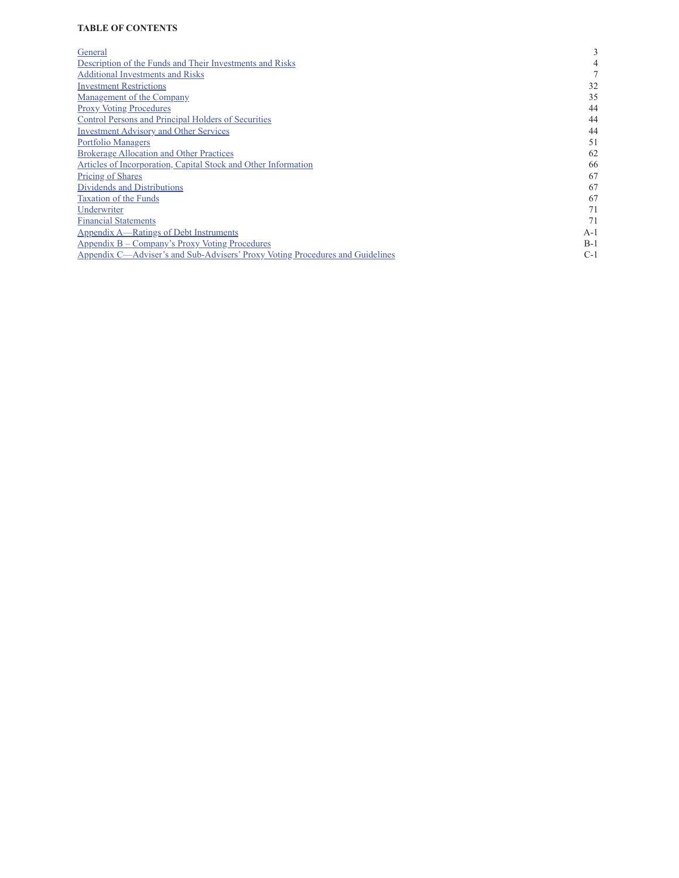**TABLE OF CONTENTS**

| | |
|---|---|
| General | 3 |
| Description of the Funds and Their Investments and Risks | 4 |
| Additional Investments and Risks | 7 |
| Investment Restrictions | 32 |
| Management of the Company | 35 |
| Proxy Voting Procedures | 44 |
| Control Persons and Principal Holders of Securities | 44 |
| Investment Advisory and Other Services | 44 |
| Portfolio Managers | 51 |
| Brokerage Allocation and Other Practices | 62 |
| Articles of Incorporation, Capital Stock and Other Information | 66 |
| Pricing of Shares | 67 |
| Dividends and Distributions | 67 |
| Taxation of the Funds | 67 |
| Underwriter | 71 |
| Financial Statements | 71 |
| Appendix A—Ratings of Debt Instruments | A-1 |
| Appendix B – Company's Proxy Voting Procedures | B-1 |
| Appendix C—Adviser's and Sub-Advisers' Proxy Voting Procedures and Guidelines | C-1 |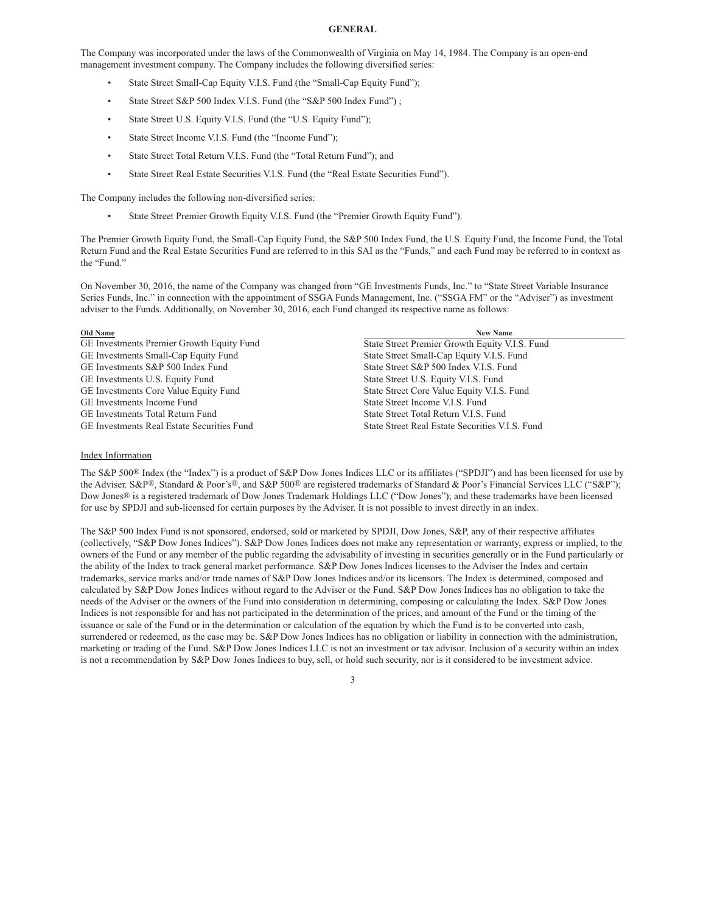# GENERAL

The Company was incorporated under the laws of the Commonwealth of Virginia on May 14, 1984. The Company is an open-end management investment company. The Company includes the following diversified series:

- State Street Small-Cap Equity V.I.S. Fund (the "Small-Cap Equity Fund");
- State Street S&P 500 Index V.I.S. Fund (the "S&P 500 Index Fund") ;
- State Street U.S. Equity V.I.S. Fund (the "U.S. Equity Fund");
- State Street Income V.I.S. Fund (the "Income Fund");
- State Street Total Return V.I.S. Fund (the "Total Return Fund"); and
- State Street Real Estate Securities V.I.S. Fund (the "Real Estate Securities Fund").

The Company includes the following non-diversified series:

- State Street Premier Growth Equity V.I.S. Fund (the "Premier Growth Equity Fund").

The Premier Growth Equity Fund, the Small-Cap Equity Fund, the S&P 500 Index Fund, the U.S. Equity Fund, the Income Fund, the Total Return Fund and the Real Estate Securities Fund are referred to in this SAI as the "Funds," and each Fund may be referred to in context as the "Fund."

On November 30, 2016, the name of the Company was changed from "GE Investments Funds, Inc." to "State Street Variable Insurance Series Funds, Inc." in connection with the appointment of SSGA Funds Management, Inc. ("SSGA FM" or the "Adviser") as investment adviser to the Funds. Additionally, on November 30, 2016, each Fund changed its respective name as follows:

| Old Name | New Name |
|---|---|
| GE Investments Premier Growth Equity Fund | State Street Premier Growth Equity V.I.S. Fund |
| GE Investments Small-Cap Equity Fund | State Street Small-Cap Equity V.I.S. Fund |
| GE Investments S&P 500 Index Fund | State Street S&P 500 Index V.I.S. Fund |
| GE Investments U.S. Equity Fund | State Street U.S. Equity V.I.S. Fund |
| GE Investments Core Value Equity Fund | State Street Core Value Equity V.I.S. Fund |
| GE Investments Income Fund | State Street Income V.I.S. Fund |
| GE Investments Total Return Fund | State Street Total Return V.I.S. Fund |
| GE Investments Real Estate Securities Fund | State Street Real Estate Securities V.I.S. Fund |

## Index Information

The S&P 500® Index (the "Index") is a product of S&P Dow Jones Indices LLC or its affiliates ("SPDJI") and has been licensed for use by the Adviser. S&P®, Standard & Poor's®, and S&P 500® are registered trademarks of Standard & Poor's Financial Services LLC ("S&P"); Dow Jones® is a registered trademark of Dow Jones Trademark Holdings LLC ("Dow Jones"); and these trademarks have been licensed for use by SPDJI and sub-licensed for certain purposes by the Adviser. It is not possible to invest directly in an index.

The S&P 500 Index Fund is not sponsored, endorsed, sold or marketed by SPDJI, Dow Jones, S&P, any of their respective affiliates (collectively, "S&P Dow Jones Indices"). S&P Dow Jones Indices does not make any representation or warranty, express or implied, to the owners of the Fund or any member of the public regarding the advisability of investing in securities generally or in the Fund particularly or the ability of the Index to track general market performance. S&P Dow Jones Indices licenses to the Adviser the Index and certain trademarks, service marks and/or trade names of S&P Dow Jones Indices and/or its licensors. The Index is determined, composed and calculated by S&P Dow Jones Indices without regard to the Adviser or the Fund. S&P Dow Jones Indices has no obligation to take the needs of the Adviser or the owners of the Fund into consideration in determining, composing or calculating the Index. S&P Dow Jones Indices is not responsible for and has not participated in the determination of the prices, and amount of the Fund or the timing of the issuance or sale of the Fund or in the determination or calculation of the equation by which the Fund is to be converted into cash, surrendered or redeemed, as the case may be. S&P Dow Jones Indices has no obligation or liability in connection with the administration, marketing or trading of the Fund. S&P Dow Jones Indices LLC is not an investment or tax advisor. Inclusion of a security within an index is not a recommendation by S&P Dow Jones Indices to buy, sell, or hold such security, nor is it considered to be investment advice.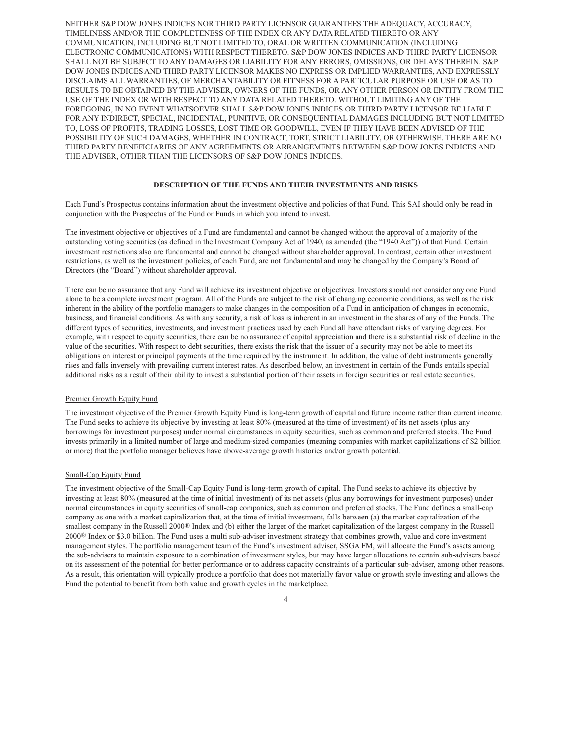NEITHER S&P DOW JONES INDICES NOR THIRD PARTY LICENSOR GUARANTEES THE ADEQUACY, ACCURACY, TIMELINESS AND/OR THE COMPLETENESS OF THE INDEX OR ANY DATA RELATED THERETO OR ANY COMMUNICATION, INCLUDING BUT NOT LIMITED TO, ORAL OR WRITTEN COMMUNICATION (INCLUDING ELECTRONIC COMMUNICATIONS) WITH RESPECT THERETO. S&P DOW JONES INDICES AND THIRD PARTY LICENSOR SHALL NOT BE SUBJECT TO ANY DAMAGES OR LIABILITY FOR ANY ERRORS, OMISSIONS, OR DELAYS THEREIN. S&P DOW JONES INDICES AND THIRD PARTY LICENSOR MAKES NO EXPRESS OR IMPLIED WARRANTIES, AND EXPRESSLY DISCLAIMS ALL WARRANTIES, OF MERCHANTABILITY OR FITNESS FOR A PARTICULAR PURPOSE OR USE OR AS TO RESULTS TO BE OBTAINED BY THE ADVISER, OWNERS OF THE FUNDS, OR ANY OTHER PERSON OR ENTITY FROM THE USE OF THE INDEX OR WITH RESPECT TO ANY DATA RELATED THERETO. WITHOUT LIMITING ANY OF THE FOREGOING, IN NO EVENT WHATSOEVER SHALL S&P DOW JONES INDICES OR THIRD PARTY LICENSOR BE LIABLE FOR ANY INDIRECT, SPECIAL, INCIDENTAL, PUNITIVE, OR CONSEQUENTIAL DAMAGES INCLUDING BUT NOT LIMITED TO, LOSS OF PROFITS, TRADING LOSSES, LOST TIME OR GOODWILL, EVEN IF THEY HAVE BEEN ADVISED OF THE POSSIBILITY OF SUCH DAMAGES, WHETHER IN CONTRACT, TORT, STRICT LIABILITY, OR OTHERWISE. THERE ARE NO THIRD PARTY BENEFICIARIES OF ANY AGREEMENTS OR ARRANGEMENTS BETWEEN S&P DOW JONES INDICES AND THE ADVISER, OTHER THAN THE LICENSORS OF S&P DOW JONES INDICES.

## DESCRIPTION OF THE FUNDS AND THEIR INVESTMENTS AND RISKS

Each Fund's Prospectus contains information about the investment objective and policies of that Fund. This SAI should only be read in conjunction with the Prospectus of the Fund or Funds in which you intend to invest.

The investment objective or objectives of a Fund are fundamental and cannot be changed without the approval of a majority of the outstanding voting securities (as defined in the Investment Company Act of 1940, as amended (the "1940 Act")) of that Fund. Certain investment restrictions also are fundamental and cannot be changed without shareholder approval. In contrast, certain other investment restrictions, as well as the investment policies, of each Fund, are not fundamental and may be changed by the Company's Board of Directors (the "Board") without shareholder approval.

There can be no assurance that any Fund will achieve its investment objective or objectives. Investors should not consider any one Fund alone to be a complete investment program. All of the Funds are subject to the risk of changing economic conditions, as well as the risk inherent in the ability of the portfolio managers to make changes in the composition of a Fund in anticipation of changes in economic, business, and financial conditions. As with any security, a risk of loss is inherent in an investment in the shares of any of the Funds. The different types of securities, investments, and investment practices used by each Fund all have attendant risks of varying degrees. For example, with respect to equity securities, there can be no assurance of capital appreciation and there is a substantial risk of decline in the value of the securities. With respect to debt securities, there exists the risk that the issuer of a security may not be able to meet its obligations on interest or principal payments at the time required by the instrument. In addition, the value of debt instruments generally rises and falls inversely with prevailing current interest rates. As described below, an investment in certain of the Funds entails special additional risks as a result of their ability to invest a substantial portion of their assets in foreign securities or real estate securities.

### Premier Growth Equity Fund

The investment objective of the Premier Growth Equity Fund is long-term growth of capital and future income rather than current income. The Fund seeks to achieve its objective by investing at least 80% (measured at the time of investment) of its net assets (plus any borrowings for investment purposes) under normal circumstances in equity securities, such as common and preferred stocks. The Fund invests primarily in a limited number of large and medium-sized companies (meaning companies with market capitalizations of $2 billion or more) that the portfolio manager believes have above-average growth histories and/or growth potential.

### Small-Cap Equity Fund

The investment objective of the Small-Cap Equity Fund is long-term growth of capital. The Fund seeks to achieve its objective by investing at least 80% (measured at the time of initial investment) of its net assets (plus any borrowings for investment purposes) under normal circumstances in equity securities of small-cap companies, such as common and preferred stocks. The Fund defines a small-cap company as one with a market capitalization that, at the time of initial investment, falls between (a) the market capitalization of the smallest company in the Russell 2000® Index and (b) either the larger of the market capitalization of the largest company in the Russell 2000® Index or $3.0 billion. The Fund uses a multi sub-adviser investment strategy that combines growth, value and core investment management styles. The portfolio management team of the Fund's investment adviser, SSGA FM, will allocate the Fund's assets among the sub-advisers to maintain exposure to a combination of investment styles, but may have larger allocations to certain sub-advisers based on its assessment of the potential for better performance or to address capacity constraints of a particular sub-adviser, among other reasons. As a result, this orientation will typically produce a portfolio that does not materially favor value or growth style investing and allows the Fund the potential to benefit from both value and growth cycles in the marketplace.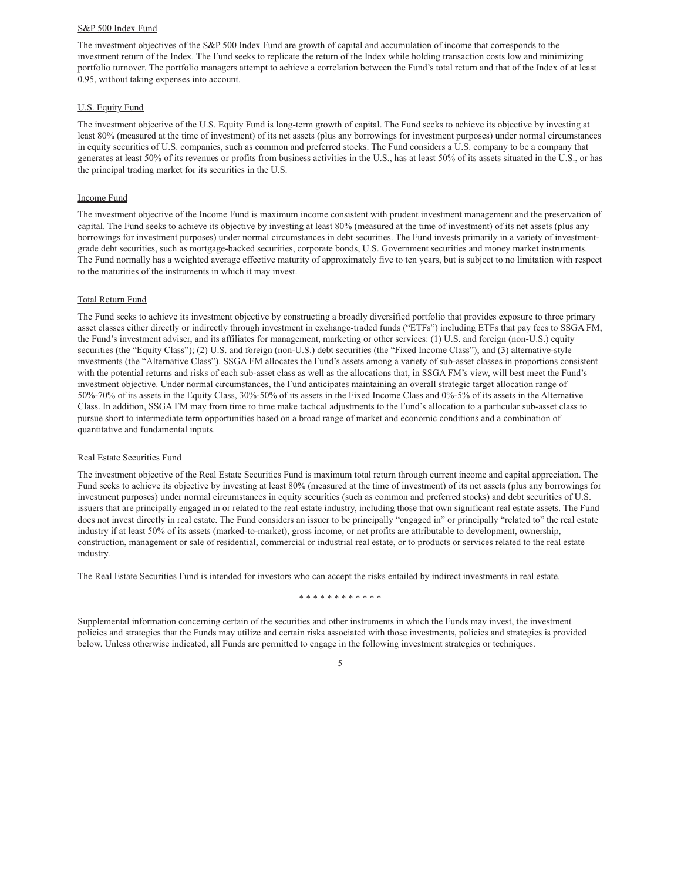<u>S&P 500 Index Fund</u>

The investment objectives of the S&P 500 Index Fund are growth of capital and accumulation of income that corresponds to the investment return of the Index. The Fund seeks to replicate the return of the Index while holding transaction costs low and minimizing portfolio turnover. The portfolio managers attempt to achieve a correlation between the Fund's total return and that of the Index of at least 0.95, without taking expenses into account.

<u>U.S. Equity Fund</u>

The investment objective of the U.S. Equity Fund is long-term growth of capital. The Fund seeks to achieve its objective by investing at least 80% (measured at the time of investment) of its net assets (plus any borrowings for investment purposes) under normal circumstances in equity securities of U.S. companies, such as common and preferred stocks. The Fund considers a U.S. company to be a company that generates at least 50% of its revenues or profits from business activities in the U.S., has at least 50% of its assets situated in the U.S., or has the principal trading market for its securities in the U.S.

<u>Income Fund</u>

The investment objective of the Income Fund is maximum income consistent with prudent investment management and the preservation of capital. The Fund seeks to achieve its objective by investing at least 80% (measured at the time of investment) of its net assets (plus any borrowings for investment purposes) under normal circumstances in debt securities. The Fund invests primarily in a variety of investment-grade debt securities, such as mortgage-backed securities, corporate bonds, U.S. Government securities and money market instruments. The Fund normally has a weighted average effective maturity of approximately five to ten years, but is subject to no limitation with respect to the maturities of the instruments in which it may invest.

<u>Total Return Fund</u>

The Fund seeks to achieve its investment objective by constructing a broadly diversified portfolio that provides exposure to three primary asset classes either directly or indirectly through investment in exchange-traded funds ("ETFs") including ETFs that pay fees to SSGA FM, the Fund's investment adviser, and its affiliates for management, marketing or other services: (1) U.S. and foreign (non-U.S.) equity securities (the "Equity Class"); (2) U.S. and foreign (non-U.S.) debt securities (the "Fixed Income Class"); and (3) alternative-style investments (the "Alternative Class"). SSGA FM allocates the Fund's assets among a variety of sub-asset classes in proportions consistent with the potential returns and risks of each sub-asset class as well as the allocations that, in SSGA FM's view, will best meet the Fund's investment objective. Under normal circumstances, the Fund anticipates maintaining an overall strategic target allocation range of 50%-70% of its assets in the Equity Class, 30%-50% of its assets in the Fixed Income Class and 0%-5% of its assets in the Alternative Class. In addition, SSGA FM may from time to time make tactical adjustments to the Fund's allocation to a particular sub-asset class to pursue short to intermediate term opportunities based on a broad range of market and economic conditions and a combination of quantitative and fundamental inputs.

<u>Real Estate Securities Fund</u>

The investment objective of the Real Estate Securities Fund is maximum total return through current income and capital appreciation. The Fund seeks to achieve its objective by investing at least 80% (measured at the time of investment) of its net assets (plus any borrowings for investment purposes) under normal circumstances in equity securities (such as common and preferred stocks) and debt securities of U.S. issuers that are principally engaged in or related to the real estate industry, including those that own significant real estate assets. The Fund does not invest directly in real estate. The Fund considers an issuer to be principally "engaged in" or principally "related to" the real estate industry if at least 50% of its assets (marked-to-market), gross income, or net profits are attributable to development, ownership, construction, management or sale of residential, commercial or industrial real estate, or to products or services related to the real estate industry.

The Real Estate Securities Fund is intended for investors who can accept the risks entailed by indirect investments in real estate.

\* \* \* \* \* \* \* \* \* \* \* \*

Supplemental information concerning certain of the securities and other instruments in which the Funds may invest, the investment policies and strategies that the Funds may utilize and certain risks associated with those investments, policies and strategies is provided below. Unless otherwise indicated, all Funds are permitted to engage in the following investment strategies or techniques.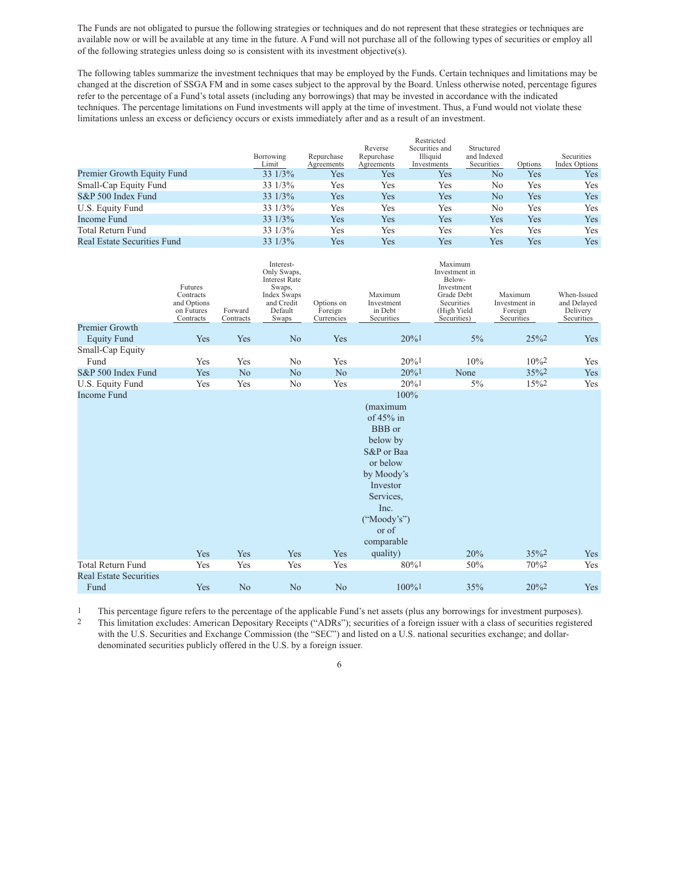The Funds are not obligated to pursue the following strategies or techniques and do not represent that these strategies or techniques are available now or will be available at any time in the future. A Fund will not purchase all of the following types of securities or employ all of the following strategies unless doing so is consistent with its investment objective(s).

The following tables summarize the investment techniques that may be employed by the Funds. Certain techniques and limitations may be changed at the discretion of SSGA FM and in some cases subject to the approval by the Board. Unless otherwise noted, percentage figures refer to the percentage of a Fund's total assets (including any borrowings) that may be invested in accordance with the indicated techniques. The percentage limitations on Fund investments will apply at the time of investment. Thus, a Fund would not violate these limitations unless an excess or deficiency occurs or exists immediately after and as a result of an investment.

| | Borrowing Limit | Repurchase Agreements | Reverse Repurchase Agreements | Restricted Securities and Illiquid Investments | Structured and Indexed Securities | Options | Securities Index Options |
|---|---|---|---|---|---|---|---|
| Premier Growth Equity Fund | 33 1/3% | Yes | Yes | Yes | No | Yes | Yes |
| Small-Cap Equity Fund | 33 1/3% | Yes | Yes | Yes | No | Yes | Yes |
| S&P 500 Index Fund | 33 1/3% | Yes | Yes | Yes | No | Yes | Yes |
| U.S. Equity Fund | 33 1/3% | Yes | Yes | Yes | No | Yes | Yes |
| Income Fund | 33 1/3% | Yes | Yes | Yes | Yes | Yes | Yes |
| Total Return Fund | 33 1/3% | Yes | Yes | Yes | Yes | Yes | Yes |
| Real Estate Securities Fund | 33 1/3% | Yes | Yes | Yes | Yes | Yes | Yes |

| | Futures Contracts and Options on Futures Contracts | Forward Contracts | Interest-Only Swaps, Interest Rate Swaps, Index Swaps and Credit Default Swaps | Options on Foreign Currencies | Maximum Investment in Debt Securities | Maximum Investment in Below-Investment Grade Debt Securities (High Yield Securities) | Maximum Investment in Foreign Securities | When-Issued and Delayed Delivery Securities |
|---|---|---|---|---|---|---|---|---|
| Premier Growth Equity Fund | Yes | Yes | No | Yes | 20%[1] | 5% | 25%[2] | Yes |
| Small-Cap Equity Fund | Yes | Yes | No | Yes | 20%[1] | 10% | 10%[2] | Yes |
| S&P 500 Index Fund | Yes | No | No | No | 20%[1] | None | 35%[2] | Yes |
| U.S. Equity Fund | Yes | Yes | No | Yes | 20%[1] | 5% | 15%[2] | Yes |
| Income Fund | Yes | Yes | Yes | Yes | 100% (maximum of 45% in BBB or below by S&P or Baa or below by Moody's Investor Services, Inc. ("Moody's") or of comparable quality) | 20% | 35%[2] | Yes |
| Total Return Fund | Yes | Yes | Yes | Yes | 80%[1] | 50% | 70%[2] | Yes |
| Real Estate Securities Fund | Yes | No | No | No | 100%[1] | 35% | 20%[2] | Yes |

1 This percentage figure refers to the percentage of the applicable Fund's net assets (plus any borrowings for investment purposes).

2 This limitation excludes: American Depositary Receipts ("ADRs"); securities of a foreign issuer with a class of securities registered with the U.S. Securities and Exchange Commission (the "SEC") and listed on a U.S. national securities exchange; and dollar-denominated securities publicly offered in the U.S. by a foreign issuer.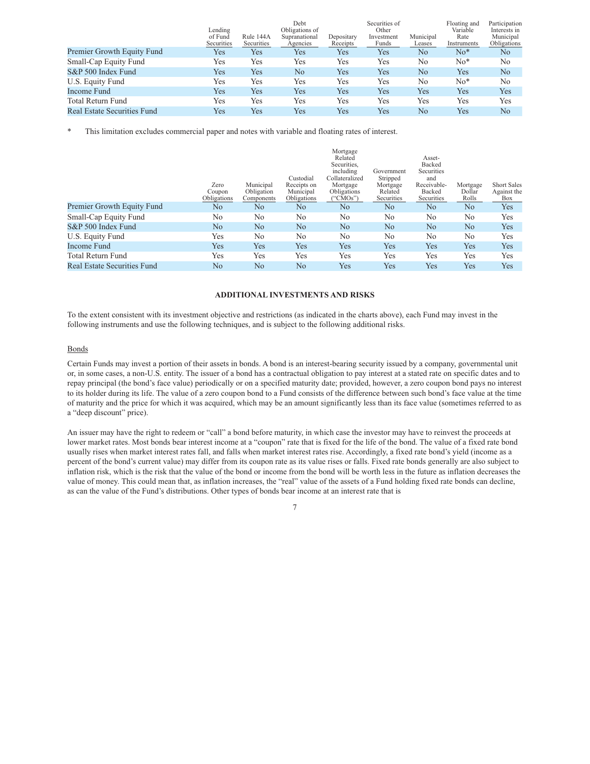| | Lending of Fund Securities | Rule 144A Securities | Debt Obligations of Supranational Agencies | Depositary Receipts | Securities of Other Investment Funds | Municipal Leases | Floating and Variable Rate Instruments | Participation Interests in Municipal Obligations |
|---|---|---|---|---|---|---|---|---|
| Premier Growth Equity Fund | Yes | Yes | Yes | Yes | Yes | No | No* | No |
| Small-Cap Equity Fund | Yes | Yes | Yes | Yes | Yes | No | No* | No |
| S&P 500 Index Fund | Yes | Yes | No | Yes | Yes | No | Yes | No |
| U.S. Equity Fund | Yes | Yes | Yes | Yes | Yes | No | No* | No |
| Income Fund | Yes | Yes | Yes | Yes | Yes | Yes | Yes | Yes |
| Total Return Fund | Yes | Yes | Yes | Yes | Yes | Yes | Yes | Yes |
| Real Estate Securities Fund | Yes | Yes | Yes | Yes | Yes | No | Yes | No |

\* This limitation excludes commercial paper and notes with variable and floating rates of interest.

| | Zero Coupon Obligations | Municipal Obligation Components | Custodial Receipts on Municipal Obligations | Mortgage Related Securities, including Collateralized Mortgage Obligations ("CMOs") | Government Stripped Mortgage Related Securities | Asset-Backed Securities and Receivable-Backed Securities | Mortgage Dollar Rolls | Short Sales Against the Box |
|---|---|---|---|---|---|---|---|---|
| Premier Growth Equity Fund | No | No | No | No | No | No | No | Yes |
| Small-Cap Equity Fund | No | No | No | No | No | No | No | Yes |
| S&P 500 Index Fund | No | No | No | No | No | No | No | Yes |
| U.S. Equity Fund | Yes | No | No | No | No | No | No | Yes |
| Income Fund | Yes | Yes | Yes | Yes | Yes | Yes | Yes | Yes |
| Total Return Fund | Yes | Yes | Yes | Yes | Yes | Yes | Yes | Yes |
| Real Estate Securities Fund | No | No | No | Yes | Yes | Yes | Yes | Yes |

## ADDITIONAL INVESTMENTS AND RISKS

To the extent consistent with its investment objective and restrictions (as indicated in the charts above), each Fund may invest in the following instruments and use the following techniques, and is subject to the following additional risks.

### Bonds

Certain Funds may invest a portion of their assets in bonds. A bond is an interest-bearing security issued by a company, governmental unit or, in some cases, a non-U.S. entity. The issuer of a bond has a contractual obligation to pay interest at a stated rate on specific dates and to repay principal (the bond's face value) periodically or on a specified maturity date; provided, however, a zero coupon bond pays no interest to its holder during its life. The value of a zero coupon bond to a Fund consists of the difference between such bond's face value at the time of maturity and the price for which it was acquired, which may be an amount significantly less than its face value (sometimes referred to as a "deep discount" price).

An issuer may have the right to redeem or "call" a bond before maturity, in which case the investor may have to reinvest the proceeds at lower market rates. Most bonds bear interest income at a "coupon" rate that is fixed for the life of the bond. The value of a fixed rate bond usually rises when market interest rates fall, and falls when market interest rates rise. Accordingly, a fixed rate bond's yield (income as a percent of the bond's current value) may differ from its coupon rate as its value rises or falls. Fixed rate bonds generally are also subject to inflation risk, which is the risk that the value of the bond or income from the bond will be worth less in the future as inflation decreases the value of money. This could mean that, as inflation increases, the "real" value of the assets of a Fund holding fixed rate bonds can decline, as can the value of the Fund's distributions. Other types of bonds bear income at an interest rate that is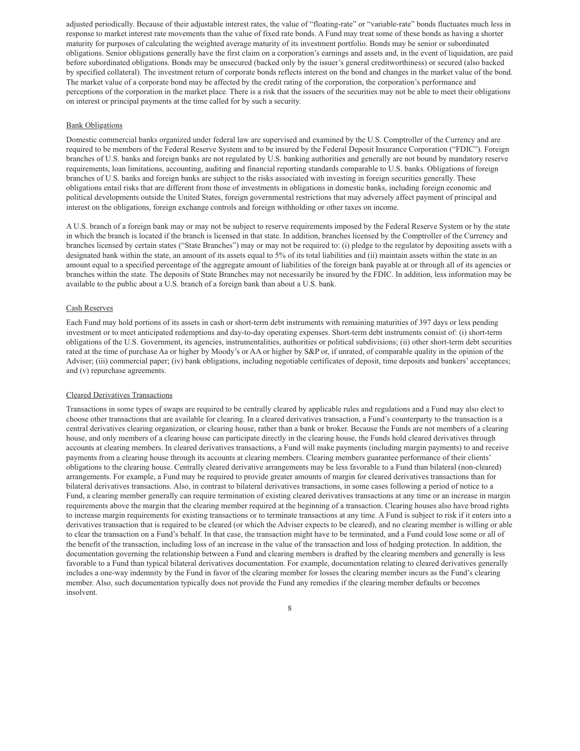adjusted periodically. Because of their adjustable interest rates, the value of "floating-rate" or "variable-rate" bonds fluctuates much less in response to market interest rate movements than the value of fixed rate bonds. A Fund may treat some of these bonds as having a shorter maturity for purposes of calculating the weighted average maturity of its investment portfolio. Bonds may be senior or subordinated obligations. Senior obligations generally have the first claim on a corporation's earnings and assets and, in the event of liquidation, are paid before subordinated obligations. Bonds may be unsecured (backed only by the issuer's general creditworthiness) or secured (also backed by specified collateral). The investment return of corporate bonds reflects interest on the bond and changes in the market value of the bond. The market value of a corporate bond may be affected by the credit rating of the corporation, the corporation's performance and perceptions of the corporation in the market place. There is a risk that the issuers of the securities may not be able to meet their obligations on interest or principal payments at the time called for by such a security.

### Bank Obligations

Domestic commercial banks organized under federal law are supervised and examined by the U.S. Comptroller of the Currency and are required to be members of the Federal Reserve System and to be insured by the Federal Deposit Insurance Corporation ("FDIC"). Foreign branches of U.S. banks and foreign banks are not regulated by U.S. banking authorities and generally are not bound by mandatory reserve requirements, loan limitations, accounting, auditing and financial reporting standards comparable to U.S. banks. Obligations of foreign branches of U.S. banks and foreign banks are subject to the risks associated with investing in foreign securities generally. These obligations entail risks that are different from those of investments in obligations in domestic banks, including foreign economic and political developments outside the United States, foreign governmental restrictions that may adversely affect payment of principal and interest on the obligations, foreign exchange controls and foreign withholding or other taxes on income.

A U.S. branch of a foreign bank may or may not be subject to reserve requirements imposed by the Federal Reserve System or by the state in which the branch is located if the branch is licensed in that state. In addition, branches licensed by the Comptroller of the Currency and branches licensed by certain states ("State Branches") may or may not be required to: (i) pledge to the regulator by depositing assets with a designated bank within the state, an amount of its assets equal to 5% of its total liabilities and (ii) maintain assets within the state in an amount equal to a specified percentage of the aggregate amount of liabilities of the foreign bank payable at or through all of its agencies or branches within the state. The deposits of State Branches may not necessarily be insured by the FDIC. In addition, less information may be available to the public about a U.S. branch of a foreign bank than about a U.S. bank.

### Cash Reserves

Each Fund may hold portions of its assets in cash or short-term debt instruments with remaining maturities of 397 days or less pending investment or to meet anticipated redemptions and day-to-day operating expenses. Short-term debt instruments consist of: (i) short-term obligations of the U.S. Government, its agencies, instrumentalities, authorities or political subdivisions; (ii) other short-term debt securities rated at the time of purchase Aa or higher by Moody's or AA or higher by S&P or, if unrated, of comparable quality in the opinion of the Adviser; (iii) commercial paper; (iv) bank obligations, including negotiable certificates of deposit, time deposits and bankers' acceptances; and (v) repurchase agreements.

### Cleared Derivatives Transactions

Transactions in some types of swaps are required to be centrally cleared by applicable rules and regulations and a Fund may also elect to choose other transactions that are available for clearing. In a cleared derivatives transaction, a Fund's counterparty to the transaction is a central derivatives clearing organization, or clearing house, rather than a bank or broker. Because the Funds are not members of a clearing house, and only members of a clearing house can participate directly in the clearing house, the Funds hold cleared derivatives through accounts at clearing members. In cleared derivatives transactions, a Fund will make payments (including margin payments) to and receive payments from a clearing house through its accounts at clearing members. Clearing members guarantee performance of their clients' obligations to the clearing house. Centrally cleared derivative arrangements may be less favorable to a Fund than bilateral (non-cleared) arrangements. For example, a Fund may be required to provide greater amounts of margin for cleared derivatives transactions than for bilateral derivatives transactions. Also, in contrast to bilateral derivatives transactions, in some cases following a period of notice to a Fund, a clearing member generally can require termination of existing cleared derivatives transactions at any time or an increase in margin requirements above the margin that the clearing member required at the beginning of a transaction. Clearing houses also have broad rights to increase margin requirements for existing transactions or to terminate transactions at any time. A Fund is subject to risk if it enters into a derivatives transaction that is required to be cleared (or which the Adviser expects to be cleared), and no clearing member is willing or able to clear the transaction on a Fund's behalf. In that case, the transaction might have to be terminated, and a Fund could lose some or all of the benefit of the transaction, including loss of an increase in the value of the transaction and loss of hedging protection. In addition, the documentation governing the relationship between a Fund and clearing members is drafted by the clearing members and generally is less favorable to a Fund than typical bilateral derivatives documentation. For example, documentation relating to cleared derivatives generally includes a one-way indemnity by the Fund in favor of the clearing member for losses the clearing member incurs as the Fund's clearing member. Also, such documentation typically does not provide the Fund any remedies if the clearing member defaults or becomes insolvent.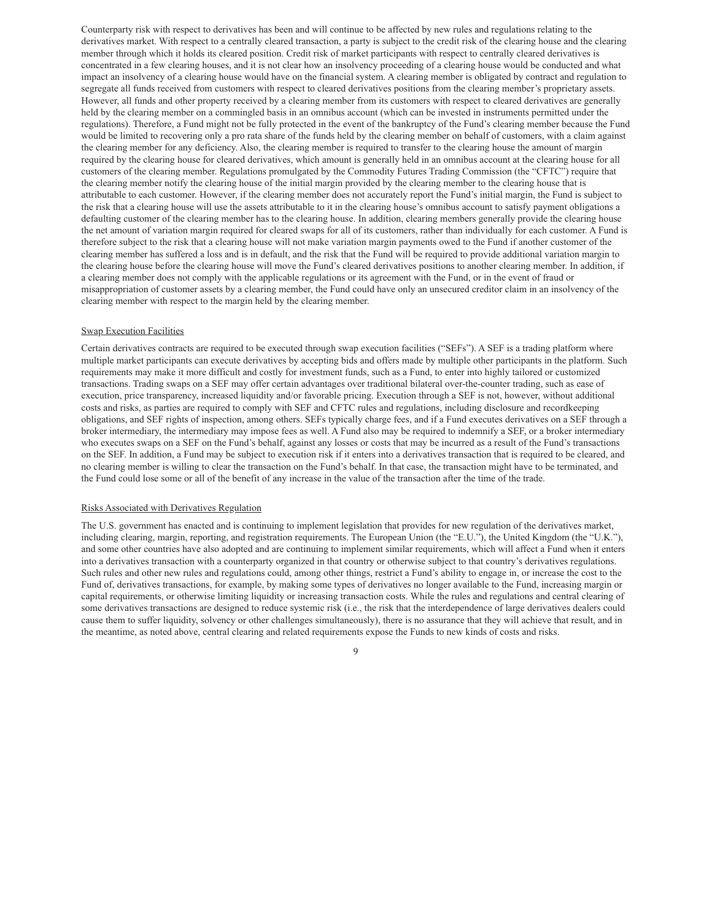Counterparty risk with respect to derivatives has been and will continue to be affected by new rules and regulations relating to the derivatives market. With respect to a centrally cleared transaction, a party is subject to the credit risk of the clearing house and the clearing member through which it holds its cleared position. Credit risk of market participants with respect to centrally cleared derivatives is concentrated in a few clearing houses, and it is not clear how an insolvency proceeding of a clearing house would be conducted and what impact an insolvency of a clearing house would have on the financial system. A clearing member is obligated by contract and regulation to segregate all funds received from customers with respect to cleared derivatives positions from the clearing member's proprietary assets. However, all funds and other property received by a clearing member from its customers with respect to cleared derivatives are generally held by the clearing member on a commingled basis in an omnibus account (which can be invested in instruments permitted under the regulations). Therefore, a Fund might not be fully protected in the event of the bankruptcy of the Fund's clearing member because the Fund would be limited to recovering only a pro rata share of the funds held by the clearing member on behalf of customers, with a claim against the clearing member for any deficiency. Also, the clearing member is required to transfer to the clearing house the amount of margin required by the clearing house for cleared derivatives, which amount is generally held in an omnibus account at the clearing house for all customers of the clearing member. Regulations promulgated by the Commodity Futures Trading Commission (the "CFTC") require that the clearing member notify the clearing house of the initial margin provided by the clearing member to the clearing house that is attributable to each customer. However, if the clearing member does not accurately report the Fund's initial margin, the Fund is subject to the risk that a clearing house will use the assets attributable to it in the clearing house's omnibus account to satisfy payment obligations a defaulting customer of the clearing member has to the clearing house. In addition, clearing members generally provide the clearing house the net amount of variation margin required for cleared swaps for all of its customers, rather than individually for each customer. A Fund is therefore subject to the risk that a clearing house will not make variation margin payments owed to the Fund if another customer of the clearing member has suffered a loss and is in default, and the risk that the Fund will be required to provide additional variation margin to the clearing house before the clearing house will move the Fund's cleared derivatives positions to another clearing member. In addition, if a clearing member does not comply with the applicable regulations or its agreement with the Fund, or in the event of fraud or misappropriation of customer assets by a clearing member, the Fund could have only an unsecured creditor claim in an insolvency of the clearing member with respect to the margin held by the clearing member.

Swap Execution Facilities

Certain derivatives contracts are required to be executed through swap execution facilities ("SEFs"). A SEF is a trading platform where multiple market participants can execute derivatives by accepting bids and offers made by multiple other participants in the platform. Such requirements may make it more difficult and costly for investment funds, such as a Fund, to enter into highly tailored or customized transactions. Trading swaps on a SEF may offer certain advantages over traditional bilateral over-the-counter trading, such as ease of execution, price transparency, increased liquidity and/or favorable pricing. Execution through a SEF is not, however, without additional costs and risks, as parties are required to comply with SEF and CFTC rules and regulations, including disclosure and recordkeeping obligations, and SEF rights of inspection, among others. SEFs typically charge fees, and if a Fund executes derivatives on a SEF through a broker intermediary, the intermediary may impose fees as well. A Fund also may be required to indemnify a SEF, or a broker intermediary who executes swaps on a SEF on the Fund's behalf, against any losses or costs that may be incurred as a result of the Fund's transactions on the SEF. In addition, a Fund may be subject to execution risk if it enters into a derivatives transaction that is required to be cleared, and no clearing member is willing to clear the transaction on the Fund's behalf. In that case, the transaction might have to be terminated, and the Fund could lose some or all of the benefit of any increase in the value of the transaction after the time of the trade.

Risks Associated with Derivatives Regulation

The U.S. government has enacted and is continuing to implement legislation that provides for new regulation of the derivatives market, including clearing, margin, reporting, and registration requirements. The European Union (the "E.U."), the United Kingdom (the "U.K."), and some other countries have also adopted and are continuing to implement similar requirements, which will affect a Fund when it enters into a derivatives transaction with a counterparty organized in that country or otherwise subject to that country's derivatives regulations. Such rules and other new rules and regulations could, among other things, restrict a Fund's ability to engage in, or increase the cost to the Fund of, derivatives transactions, for example, by making some types of derivatives no longer available to the Fund, increasing margin or capital requirements, or otherwise limiting liquidity or increasing transaction costs. While the rules and regulations and central clearing of some derivatives transactions are designed to reduce systemic risk (i.e., the risk that the interdependence of large derivatives dealers could cause them to suffer liquidity, solvency or other challenges simultaneously), there is no assurance that they will achieve that result, and in the meantime, as noted above, central clearing and related requirements expose the Funds to new kinds of costs and risks.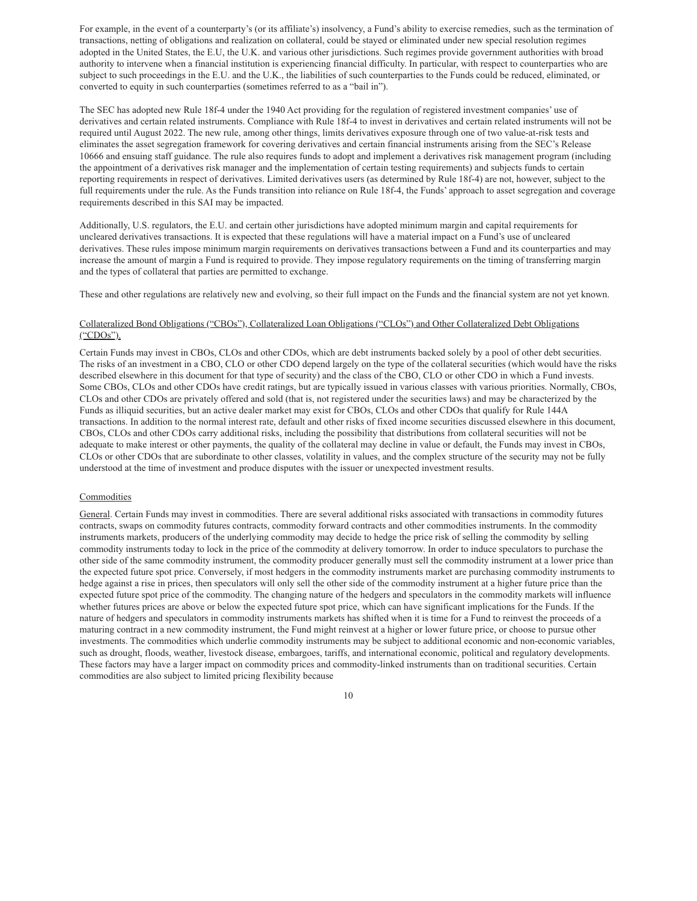For example, in the event of a counterparty's (or its affiliate's) insolvency, a Fund's ability to exercise remedies, such as the termination of transactions, netting of obligations and realization on collateral, could be stayed or eliminated under new special resolution regimes adopted in the United States, the E.U, the U.K. and various other jurisdictions. Such regimes provide government authorities with broad authority to intervene when a financial institution is experiencing financial difficulty. In particular, with respect to counterparties who are subject to such proceedings in the E.U. and the U.K., the liabilities of such counterparties to the Funds could be reduced, eliminated, or converted to equity in such counterparties (sometimes referred to as a "bail in").

The SEC has adopted new Rule 18f-4 under the 1940 Act providing for the regulation of registered investment companies' use of derivatives and certain related instruments. Compliance with Rule 18f-4 to invest in derivatives and certain related instruments will not be required until August 2022. The new rule, among other things, limits derivatives exposure through one of two value-at-risk tests and eliminates the asset segregation framework for covering derivatives and certain financial instruments arising from the SEC's Release 10666 and ensuing staff guidance. The rule also requires funds to adopt and implement a derivatives risk management program (including the appointment of a derivatives risk manager and the implementation of certain testing requirements) and subjects funds to certain reporting requirements in respect of derivatives. Limited derivatives users (as determined by Rule 18f-4) are not, however, subject to the full requirements under the rule. As the Funds transition into reliance on Rule 18f-4, the Funds' approach to asset segregation and coverage requirements described in this SAI may be impacted.

Additionally, U.S. regulators, the E.U. and certain other jurisdictions have adopted minimum margin and capital requirements for uncleared derivatives transactions. It is expected that these regulations will have a material impact on a Fund's use of uncleared derivatives. These rules impose minimum margin requirements on derivatives transactions between a Fund and its counterparties and may increase the amount of margin a Fund is required to provide. They impose regulatory requirements on the timing of transferring margin and the types of collateral that parties are permitted to exchange.

These and other regulations are relatively new and evolving, so their full impact on the Funds and the financial system are not yet known.

Collateralized Bond Obligations ("CBOs"), Collateralized Loan Obligations ("CLOs") and Other Collateralized Debt Obligations ("CDOs").

Certain Funds may invest in CBOs, CLOs and other CDOs, which are debt instruments backed solely by a pool of other debt securities. The risks of an investment in a CBO, CLO or other CDO depend largely on the type of the collateral securities (which would have the risks described elsewhere in this document for that type of security) and the class of the CBO, CLO or other CDO in which a Fund invests. Some CBOs, CLOs and other CDOs have credit ratings, but are typically issued in various classes with various priorities. Normally, CBOs, CLOs and other CDOs are privately offered and sold (that is, not registered under the securities laws) and may be characterized by the Funds as illiquid securities, but an active dealer market may exist for CBOs, CLOs and other CDOs that qualify for Rule 144A transactions. In addition to the normal interest rate, default and other risks of fixed income securities discussed elsewhere in this document, CBOs, CLOs and other CDOs carry additional risks, including the possibility that distributions from collateral securities will not be adequate to make interest or other payments, the quality of the collateral may decline in value or default, the Funds may invest in CBOs, CLOs or other CDOs that are subordinate to other classes, volatility in values, and the complex structure of the security may not be fully understood at the time of investment and produce disputes with the issuer or unexpected investment results.

Commodities

General. Certain Funds may invest in commodities. There are several additional risks associated with transactions in commodity futures contracts, swaps on commodity futures contracts, commodity forward contracts and other commodities instruments. In the commodity instruments markets, producers of the underlying commodity may decide to hedge the price risk of selling the commodity by selling commodity instruments today to lock in the price of the commodity at delivery tomorrow. In order to induce speculators to purchase the other side of the same commodity instrument, the commodity producer generally must sell the commodity instrument at a lower price than the expected future spot price. Conversely, if most hedgers in the commodity instruments market are purchasing commodity instruments to hedge against a rise in prices, then speculators will only sell the other side of the commodity instrument at a higher future price than the expected future spot price of the commodity. The changing nature of the hedgers and speculators in the commodity markets will influence whether futures prices are above or below the expected future spot price, which can have significant implications for the Funds. If the nature of hedgers and speculators in commodity instruments markets has shifted when it is time for a Fund to reinvest the proceeds of a maturing contract in a new commodity instrument, the Fund might reinvest at a higher or lower future price, or choose to pursue other investments. The commodities which underlie commodity instruments may be subject to additional economic and non-economic variables, such as drought, floods, weather, livestock disease, embargoes, tariffs, and international economic, political and regulatory developments. These factors may have a larger impact on commodity prices and commodity-linked instruments than on traditional securities. Certain commodities are also subject to limited pricing flexibility because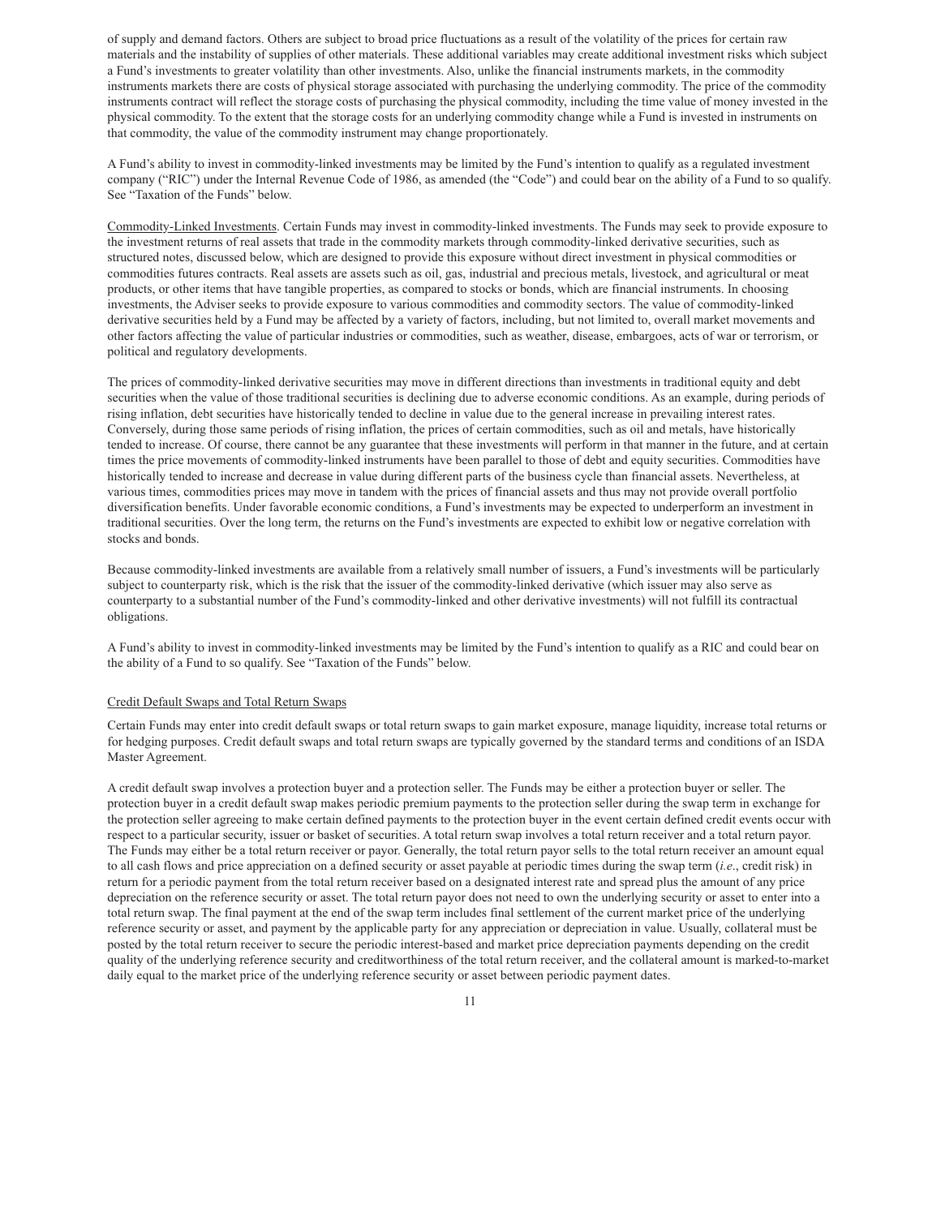of supply and demand factors. Others are subject to broad price fluctuations as a result of the volatility of the prices for certain raw materials and the instability of supplies of other materials. These additional variables may create additional investment risks which subject a Fund's investments to greater volatility than other investments. Also, unlike the financial instruments markets, in the commodity instruments markets there are costs of physical storage associated with purchasing the underlying commodity. The price of the commodity instruments contract will reflect the storage costs of purchasing the physical commodity, including the time value of money invested in the physical commodity. To the extent that the storage costs for an underlying commodity change while a Fund is invested in instruments on that commodity, the value of the commodity instrument may change proportionately.

A Fund's ability to invest in commodity-linked investments may be limited by the Fund's intention to qualify as a regulated investment company ("RIC") under the Internal Revenue Code of 1986, as amended (the "Code") and could bear on the ability of a Fund to so qualify. See "Taxation of the Funds" below.

<u>Commodity-Linked Investments</u>. Certain Funds may invest in commodity-linked investments. The Funds may seek to provide exposure to the investment returns of real assets that trade in the commodity markets through commodity-linked derivative securities, such as structured notes, discussed below, which are designed to provide this exposure without direct investment in physical commodities or commodities futures contracts. Real assets are assets such as oil, gas, industrial and precious metals, livestock, and agricultural or meat products, or other items that have tangible properties, as compared to stocks or bonds, which are financial instruments. In choosing investments, the Adviser seeks to provide exposure to various commodities and commodity sectors. The value of commodity-linked derivative securities held by a Fund may be affected by a variety of factors, including, but not limited to, overall market movements and other factors affecting the value of particular industries or commodities, such as weather, disease, embargoes, acts of war or terrorism, or political and regulatory developments.

The prices of commodity-linked derivative securities may move in different directions than investments in traditional equity and debt securities when the value of those traditional securities is declining due to adverse economic conditions. As an example, during periods of rising inflation, debt securities have historically tended to decline in value due to the general increase in prevailing interest rates. Conversely, during those same periods of rising inflation, the prices of certain commodities, such as oil and metals, have historically tended to increase. Of course, there cannot be any guarantee that these investments will perform in that manner in the future, and at certain times the price movements of commodity-linked instruments have been parallel to those of debt and equity securities. Commodities have historically tended to increase and decrease in value during different parts of the business cycle than financial assets. Nevertheless, at various times, commodities prices may move in tandem with the prices of financial assets and thus may not provide overall portfolio diversification benefits. Under favorable economic conditions, a Fund's investments may be expected to underperform an investment in traditional securities. Over the long term, the returns on the Fund's investments are expected to exhibit low or negative correlation with stocks and bonds.

Because commodity-linked investments are available from a relatively small number of issuers, a Fund's investments will be particularly subject to counterparty risk, which is the risk that the issuer of the commodity-linked derivative (which issuer may also serve as counterparty to a substantial number of the Fund's commodity-linked and other derivative investments) will not fulfill its contractual obligations.

A Fund's ability to invest in commodity-linked investments may be limited by the Fund's intention to qualify as a RIC and could bear on the ability of a Fund to so qualify. See "Taxation of the Funds" below.

<u>Credit Default Swaps and Total Return Swaps</u>

Certain Funds may enter into credit default swaps or total return swaps to gain market exposure, manage liquidity, increase total returns or for hedging purposes. Credit default swaps and total return swaps are typically governed by the standard terms and conditions of an ISDA Master Agreement.

A credit default swap involves a protection buyer and a protection seller. The Funds may be either a protection buyer or seller. The protection buyer in a credit default swap makes periodic premium payments to the protection seller during the swap term in exchange for the protection seller agreeing to make certain defined payments to the protection buyer in the event certain defined credit events occur with respect to a particular security, issuer or basket of securities. A total return swap involves a total return receiver and a total return payor. The Funds may either be a total return receiver or payor. Generally, the total return payor sells to the total return receiver an amount equal to all cash flows and price appreciation on a defined security or asset payable at periodic times during the swap term (*i.e*., credit risk) in return for a periodic payment from the total return receiver based on a designated interest rate and spread plus the amount of any price depreciation on the reference security or asset. The total return payor does not need to own the underlying security or asset to enter into a total return swap. The final payment at the end of the swap term includes final settlement of the current market price of the underlying reference security or asset, and payment by the applicable party for any appreciation or depreciation in value. Usually, collateral must be posted by the total return receiver to secure the periodic interest-based and market price depreciation payments depending on the credit quality of the underlying reference security and creditworthiness of the total return receiver, and the collateral amount is marked-to-market daily equal to the market price of the underlying reference security or asset between periodic payment dates.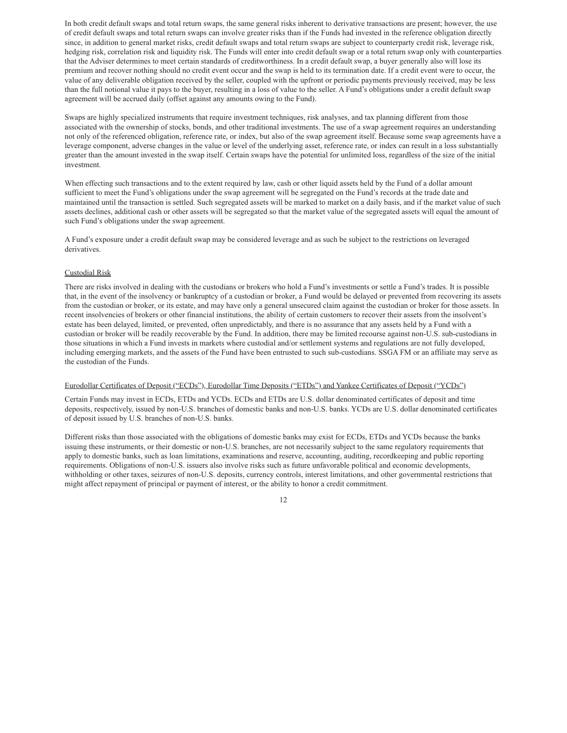In both credit default swaps and total return swaps, the same general risks inherent to derivative transactions are present; however, the use of credit default swaps and total return swaps can involve greater risks than if the Funds had invested in the reference obligation directly since, in addition to general market risks, credit default swaps and total return swaps are subject to counterparty credit risk, leverage risk, hedging risk, correlation risk and liquidity risk. The Funds will enter into credit default swap or a total return swap only with counterparties that the Adviser determines to meet certain standards of creditworthiness. In a credit default swap, a buyer generally also will lose its premium and recover nothing should no credit event occur and the swap is held to its termination date. If a credit event were to occur, the value of any deliverable obligation received by the seller, coupled with the upfront or periodic payments previously received, may be less than the full notional value it pays to the buyer, resulting in a loss of value to the seller. A Fund's obligations under a credit default swap agreement will be accrued daily (offset against any amounts owing to the Fund).

Swaps are highly specialized instruments that require investment techniques, risk analyses, and tax planning different from those associated with the ownership of stocks, bonds, and other traditional investments. The use of a swap agreement requires an understanding not only of the referenced obligation, reference rate, or index, but also of the swap agreement itself. Because some swap agreements have a leverage component, adverse changes in the value or level of the underlying asset, reference rate, or index can result in a loss substantially greater than the amount invested in the swap itself. Certain swaps have the potential for unlimited loss, regardless of the size of the initial investment.

When effecting such transactions and to the extent required by law, cash or other liquid assets held by the Fund of a dollar amount sufficient to meet the Fund's obligations under the swap agreement will be segregated on the Fund's records at the trade date and maintained until the transaction is settled. Such segregated assets will be marked to market on a daily basis, and if the market value of such assets declines, additional cash or other assets will be segregated so that the market value of the segregated assets will equal the amount of such Fund's obligations under the swap agreement.

A Fund's exposure under a credit default swap may be considered leverage and as such be subject to the restrictions on leveraged derivatives.

Custodial Risk

There are risks involved in dealing with the custodians or brokers who hold a Fund's investments or settle a Fund's trades. It is possible that, in the event of the insolvency or bankruptcy of a custodian or broker, a Fund would be delayed or prevented from recovering its assets from the custodian or broker, or its estate, and may have only a general unsecured claim against the custodian or broker for those assets. In recent insolvencies of brokers or other financial institutions, the ability of certain customers to recover their assets from the insolvent's estate has been delayed, limited, or prevented, often unpredictably, and there is no assurance that any assets held by a Fund with a custodian or broker will be readily recoverable by the Fund. In addition, there may be limited recourse against non-U.S. sub-custodians in those situations in which a Fund invests in markets where custodial and/or settlement systems and regulations are not fully developed, including emerging markets, and the assets of the Fund have been entrusted to such sub-custodians. SSGA FM or an affiliate may serve as the custodian of the Funds.

Eurodollar Certificates of Deposit ("ECDs"), Eurodollar Time Deposits ("ETDs") and Yankee Certificates of Deposit ("YCDs")

Certain Funds may invest in ECDs, ETDs and YCDs. ECDs and ETDs are U.S. dollar denominated certificates of deposit and time deposits, respectively, issued by non-U.S. branches of domestic banks and non-U.S. banks. YCDs are U.S. dollar denominated certificates of deposit issued by U.S. branches of non-U.S. banks.

Different risks than those associated with the obligations of domestic banks may exist for ECDs, ETDs and YCDs because the banks issuing these instruments, or their domestic or non-U.S. branches, are not necessarily subject to the same regulatory requirements that apply to domestic banks, such as loan limitations, examinations and reserve, accounting, auditing, recordkeeping and public reporting requirements. Obligations of non-U.S. issuers also involve risks such as future unfavorable political and economic developments, withholding or other taxes, seizures of non-U.S. deposits, currency controls, interest limitations, and other governmental restrictions that might affect repayment of principal or payment of interest, or the ability to honor a credit commitment.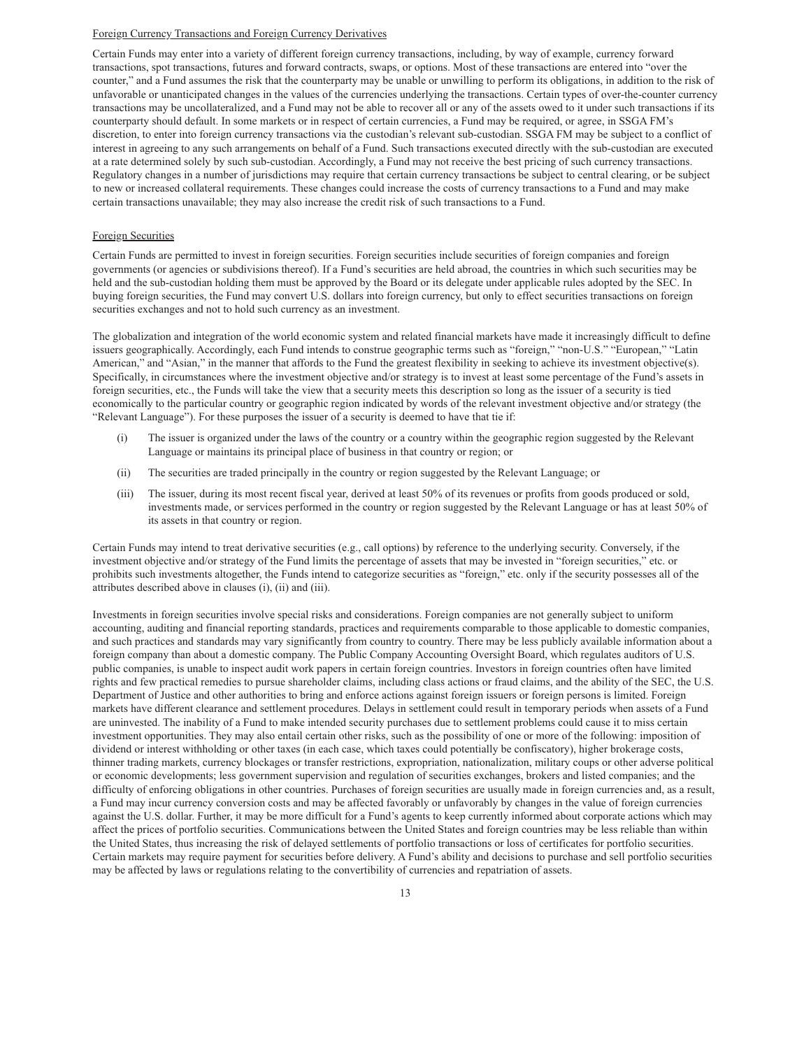Foreign Currency Transactions and Foreign Currency Derivatives

Certain Funds may enter into a variety of different foreign currency transactions, including, by way of example, currency forward transactions, spot transactions, futures and forward contracts, swaps, or options. Most of these transactions are entered into "over the counter," and a Fund assumes the risk that the counterparty may be unable or unwilling to perform its obligations, in addition to the risk of unfavorable or unanticipated changes in the values of the currencies underlying the transactions. Certain types of over-the-counter currency transactions may be uncollateralized, and a Fund may not be able to recover all or any of the assets owed to it under such transactions if its counterparty should default. In some markets or in respect of certain currencies, a Fund may be required, or agree, in SSGA FM's discretion, to enter into foreign currency transactions via the custodian's relevant sub-custodian. SSGA FM may be subject to a conflict of interest in agreeing to any such arrangements on behalf of a Fund. Such transactions executed directly with the sub-custodian are executed at a rate determined solely by such sub-custodian. Accordingly, a Fund may not receive the best pricing of such currency transactions. Regulatory changes in a number of jurisdictions may require that certain currency transactions be subject to central clearing, or be subject to new or increased collateral requirements. These changes could increase the costs of currency transactions to a Fund and may make certain transactions unavailable; they may also increase the credit risk of such transactions to a Fund.

Foreign Securities

Certain Funds are permitted to invest in foreign securities. Foreign securities include securities of foreign companies and foreign governments (or agencies or subdivisions thereof). If a Fund's securities are held abroad, the countries in which such securities may be held and the sub-custodian holding them must be approved by the Board or its delegate under applicable rules adopted by the SEC. In buying foreign securities, the Fund may convert U.S. dollars into foreign currency, but only to effect securities transactions on foreign securities exchanges and not to hold such currency as an investment.

The globalization and integration of the world economic system and related financial markets have made it increasingly difficult to define issuers geographically. Accordingly, each Fund intends to construe geographic terms such as "foreign," "non-U.S." "European," "Latin American," and "Asian," in the manner that affords to the Fund the greatest flexibility in seeking to achieve its investment objective(s). Specifically, in circumstances where the investment objective and/or strategy is to invest at least some percentage of the Fund's assets in foreign securities, etc., the Funds will take the view that a security meets this description so long as the issuer of a security is tied economically to the particular country or geographic region indicated by words of the relevant investment objective and/or strategy (the "Relevant Language"). For these purposes the issuer of a security is deemed to have that tie if:

(i) The issuer is organized under the laws of the country or a country within the geographic region suggested by the Relevant Language or maintains its principal place of business in that country or region; or

(ii) The securities are traded principally in the country or region suggested by the Relevant Language; or

(iii) The issuer, during its most recent fiscal year, derived at least 50% of its revenues or profits from goods produced or sold, investments made, or services performed in the country or region suggested by the Relevant Language or has at least 50% of its assets in that country or region.

Certain Funds may intend to treat derivative securities (e.g., call options) by reference to the underlying security. Conversely, if the investment objective and/or strategy of the Fund limits the percentage of assets that may be invested in "foreign securities," etc. or prohibits such investments altogether, the Funds intend to categorize securities as "foreign," etc. only if the security possesses all of the attributes described above in clauses (i), (ii) and (iii).

Investments in foreign securities involve special risks and considerations. Foreign companies are not generally subject to uniform accounting, auditing and financial reporting standards, practices and requirements comparable to those applicable to domestic companies, and such practices and standards may vary significantly from country to country. There may be less publicly available information about a foreign company than about a domestic company. The Public Company Accounting Oversight Board, which regulates auditors of U.S. public companies, is unable to inspect audit work papers in certain foreign countries. Investors in foreign countries often have limited rights and few practical remedies to pursue shareholder claims, including class actions or fraud claims, and the ability of the SEC, the U.S. Department of Justice and other authorities to bring and enforce actions against foreign issuers or foreign persons is limited. Foreign markets have different clearance and settlement procedures. Delays in settlement could result in temporary periods when assets of a Fund are uninvested. The inability of a Fund to make intended security purchases due to settlement problems could cause it to miss certain investment opportunities. They may also entail certain other risks, such as the possibility of one or more of the following: imposition of dividend or interest withholding or other taxes (in each case, which taxes could potentially be confiscatory), higher brokerage costs, thinner trading markets, currency blockages or transfer restrictions, expropriation, nationalization, military coups or other adverse political or economic developments; less government supervision and regulation of securities exchanges, brokers and listed companies; and the difficulty of enforcing obligations in other countries. Purchases of foreign securities are usually made in foreign currencies and, as a result, a Fund may incur currency conversion costs and may be affected favorably or unfavorably by changes in the value of foreign currencies against the U.S. dollar. Further, it may be more difficult for a Fund's agents to keep currently informed about corporate actions which may affect the prices of portfolio securities. Communications between the United States and foreign countries may be less reliable than within the United States, thus increasing the risk of delayed settlements of portfolio transactions or loss of certificates for portfolio securities. Certain markets may require payment for securities before delivery. A Fund's ability and decisions to purchase and sell portfolio securities may be affected by laws or regulations relating to the convertibility of currencies and repatriation of assets.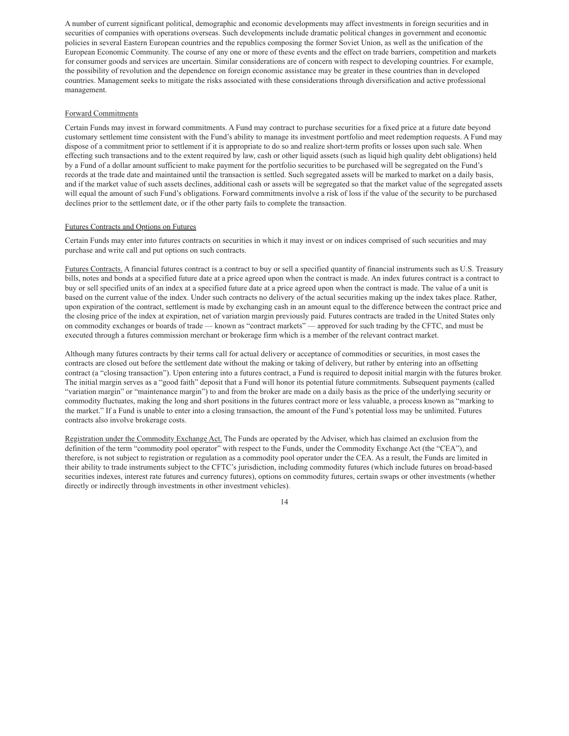A number of current significant political, demographic and economic developments may affect investments in foreign securities and in securities of companies with operations overseas. Such developments include dramatic political changes in government and economic policies in several Eastern European countries and the republics composing the former Soviet Union, as well as the unification of the European Economic Community. The course of any one or more of these events and the effect on trade barriers, competition and markets for consumer goods and services are uncertain. Similar considerations are of concern with respect to developing countries. For example, the possibility of revolution and the dependence on foreign economic assistance may be greater in these countries than in developed countries. Management seeks to mitigate the risks associated with these considerations through diversification and active professional management.

Forward Commitments

Certain Funds may invest in forward commitments. A Fund may contract to purchase securities for a fixed price at a future date beyond customary settlement time consistent with the Fund's ability to manage its investment portfolio and meet redemption requests. A Fund may dispose of a commitment prior to settlement if it is appropriate to do so and realize short-term profits or losses upon such sale. When effecting such transactions and to the extent required by law, cash or other liquid assets (such as liquid high quality debt obligations) held by a Fund of a dollar amount sufficient to make payment for the portfolio securities to be purchased will be segregated on the Fund's records at the trade date and maintained until the transaction is settled. Such segregated assets will be marked to market on a daily basis, and if the market value of such assets declines, additional cash or assets will be segregated so that the market value of the segregated assets will equal the amount of such Fund's obligations. Forward commitments involve a risk of loss if the value of the security to be purchased declines prior to the settlement date, or if the other party fails to complete the transaction.

Futures Contracts and Options on Futures

Certain Funds may enter into futures contracts on securities in which it may invest or on indices comprised of such securities and may purchase and write call and put options on such contracts.

Futures Contracts. A financial futures contract is a contract to buy or sell a specified quantity of financial instruments such as U.S. Treasury bills, notes and bonds at a specified future date at a price agreed upon when the contract is made. An index futures contract is a contract to buy or sell specified units of an index at a specified future date at a price agreed upon when the contract is made. The value of a unit is based on the current value of the index. Under such contracts no delivery of the actual securities making up the index takes place. Rather, upon expiration of the contract, settlement is made by exchanging cash in an amount equal to the difference between the contract price and the closing price of the index at expiration, net of variation margin previously paid. Futures contracts are traded in the United States only on commodity exchanges or boards of trade — known as "contract markets" — approved for such trading by the CFTC, and must be executed through a futures commission merchant or brokerage firm which is a member of the relevant contract market.

Although many futures contracts by their terms call for actual delivery or acceptance of commodities or securities, in most cases the contracts are closed out before the settlement date without the making or taking of delivery, but rather by entering into an offsetting contract (a "closing transaction"). Upon entering into a futures contract, a Fund is required to deposit initial margin with the futures broker. The initial margin serves as a "good faith" deposit that a Fund will honor its potential future commitments. Subsequent payments (called "variation margin" or "maintenance margin") to and from the broker are made on a daily basis as the price of the underlying security or commodity fluctuates, making the long and short positions in the futures contract more or less valuable, a process known as "marking to the market." If a Fund is unable to enter into a closing transaction, the amount of the Fund's potential loss may be unlimited. Futures contracts also involve brokerage costs.

Registration under the Commodity Exchange Act. The Funds are operated by the Adviser, which has claimed an exclusion from the definition of the term "commodity pool operator" with respect to the Funds, under the Commodity Exchange Act (the "CEA"), and therefore, is not subject to registration or regulation as a commodity pool operator under the CEA. As a result, the Funds are limited in their ability to trade instruments subject to the CFTC's jurisdiction, including commodity futures (which include futures on broad-based securities indexes, interest rate futures and currency futures), options on commodity futures, certain swaps or other investments (whether directly or indirectly through investments in other investment vehicles).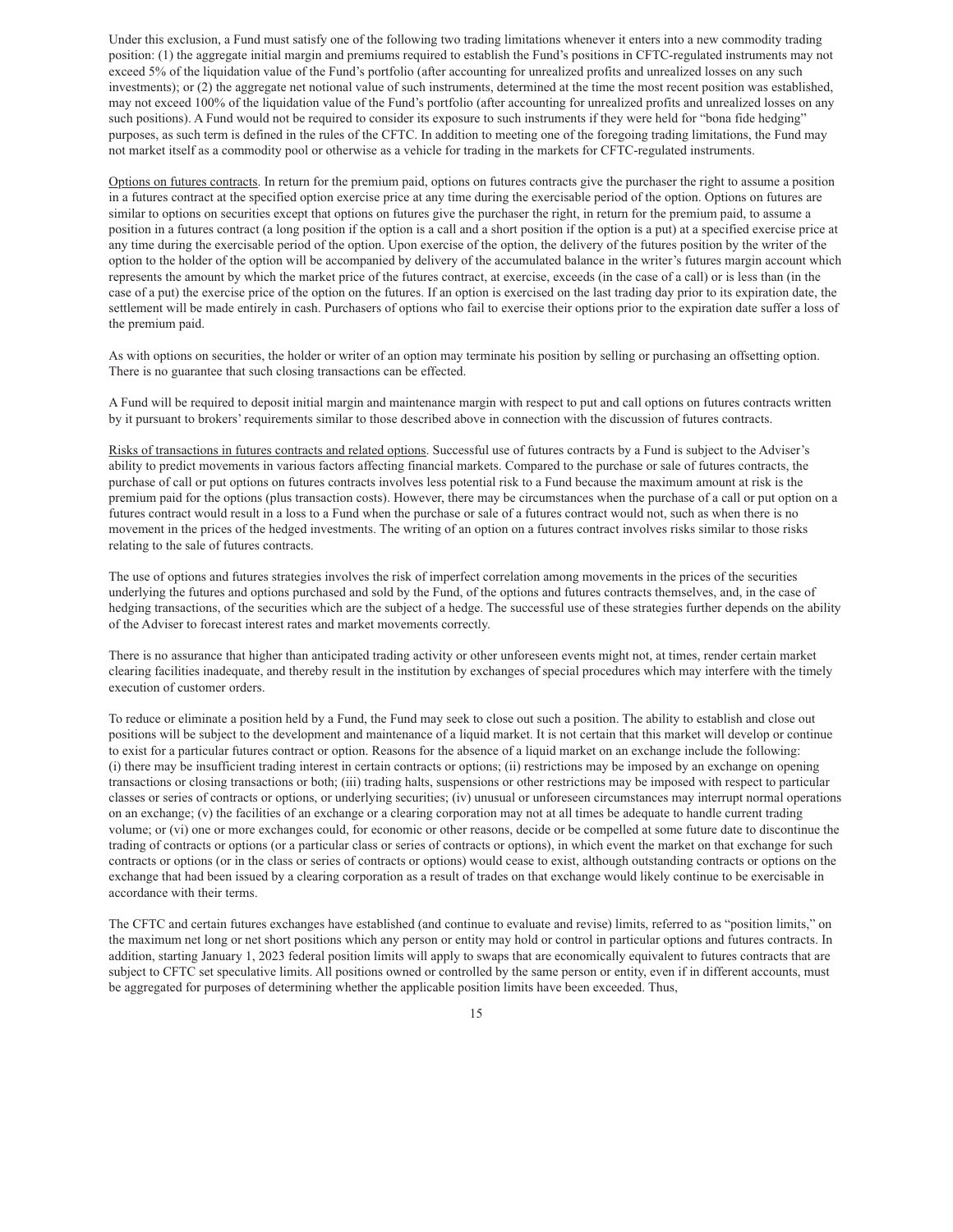Under this exclusion, a Fund must satisfy one of the following two trading limitations whenever it enters into a new commodity trading position: (1) the aggregate initial margin and premiums required to establish the Fund's positions in CFTC-regulated instruments may not exceed 5% of the liquidation value of the Fund's portfolio (after accounting for unrealized profits and unrealized losses on any such investments); or (2) the aggregate net notional value of such instruments, determined at the time the most recent position was established, may not exceed 100% of the liquidation value of the Fund's portfolio (after accounting for unrealized profits and unrealized losses on any such positions). A Fund would not be required to consider its exposure to such instruments if they were held for "bona fide hedging" purposes, as such term is defined in the rules of the CFTC. In addition to meeting one of the foregoing trading limitations, the Fund may not market itself as a commodity pool or otherwise as a vehicle for trading in the markets for CFTC-regulated instruments.

Options on futures contracts. In return for the premium paid, options on futures contracts give the purchaser the right to assume a position in a futures contract at the specified option exercise price at any time during the exercisable period of the option. Options on futures are similar to options on securities except that options on futures give the purchaser the right, in return for the premium paid, to assume a position in a futures contract (a long position if the option is a call and a short position if the option is a put) at a specified exercise price at any time during the exercisable period of the option. Upon exercise of the option, the delivery of the futures position by the writer of the option to the holder of the option will be accompanied by delivery of the accumulated balance in the writer's futures margin account which represents the amount by which the market price of the futures contract, at exercise, exceeds (in the case of a call) or is less than (in the case of a put) the exercise price of the option on the futures. If an option is exercised on the last trading day prior to its expiration date, the settlement will be made entirely in cash. Purchasers of options who fail to exercise their options prior to the expiration date suffer a loss of the premium paid.

As with options on securities, the holder or writer of an option may terminate his position by selling or purchasing an offsetting option. There is no guarantee that such closing transactions can be effected.

A Fund will be required to deposit initial margin and maintenance margin with respect to put and call options on futures contracts written by it pursuant to brokers' requirements similar to those described above in connection with the discussion of futures contracts.

Risks of transactions in futures contracts and related options. Successful use of futures contracts by a Fund is subject to the Adviser's ability to predict movements in various factors affecting financial markets. Compared to the purchase or sale of futures contracts, the purchase of call or put options on futures contracts involves less potential risk to a Fund because the maximum amount at risk is the premium paid for the options (plus transaction costs). However, there may be circumstances when the purchase of a call or put option on a futures contract would result in a loss to a Fund when the purchase or sale of a futures contract would not, such as when there is no movement in the prices of the hedged investments. The writing of an option on a futures contract involves risks similar to those risks relating to the sale of futures contracts.

The use of options and futures strategies involves the risk of imperfect correlation among movements in the prices of the securities underlying the futures and options purchased and sold by the Fund, of the options and futures contracts themselves, and, in the case of hedging transactions, of the securities which are the subject of a hedge. The successful use of these strategies further depends on the ability of the Adviser to forecast interest rates and market movements correctly.

There is no assurance that higher than anticipated trading activity or other unforeseen events might not, at times, render certain market clearing facilities inadequate, and thereby result in the institution by exchanges of special procedures which may interfere with the timely execution of customer orders.

To reduce or eliminate a position held by a Fund, the Fund may seek to close out such a position. The ability to establish and close out positions will be subject to the development and maintenance of a liquid market. It is not certain that this market will develop or continue to exist for a particular futures contract or option. Reasons for the absence of a liquid market on an exchange include the following: (i) there may be insufficient trading interest in certain contracts or options; (ii) restrictions may be imposed by an exchange on opening transactions or closing transactions or both; (iii) trading halts, suspensions or other restrictions may be imposed with respect to particular classes or series of contracts or options, or underlying securities; (iv) unusual or unforeseen circumstances may interrupt normal operations on an exchange; (v) the facilities of an exchange or a clearing corporation may not at all times be adequate to handle current trading volume; or (vi) one or more exchanges could, for economic or other reasons, decide or be compelled at some future date to discontinue the trading of contracts or options (or a particular class or series of contracts or options), in which event the market on that exchange for such contracts or options (or in the class or series of contracts or options) would cease to exist, although outstanding contracts or options on the exchange that had been issued by a clearing corporation as a result of trades on that exchange would likely continue to be exercisable in accordance with their terms.

The CFTC and certain futures exchanges have established (and continue to evaluate and revise) limits, referred to as "position limits," on the maximum net long or net short positions which any person or entity may hold or control in particular options and futures contracts. In addition, starting January 1, 2023 federal position limits will apply to swaps that are economically equivalent to futures contracts that are subject to CFTC set speculative limits. All positions owned or controlled by the same person or entity, even if in different accounts, must be aggregated for purposes of determining whether the applicable position limits have been exceeded. Thus,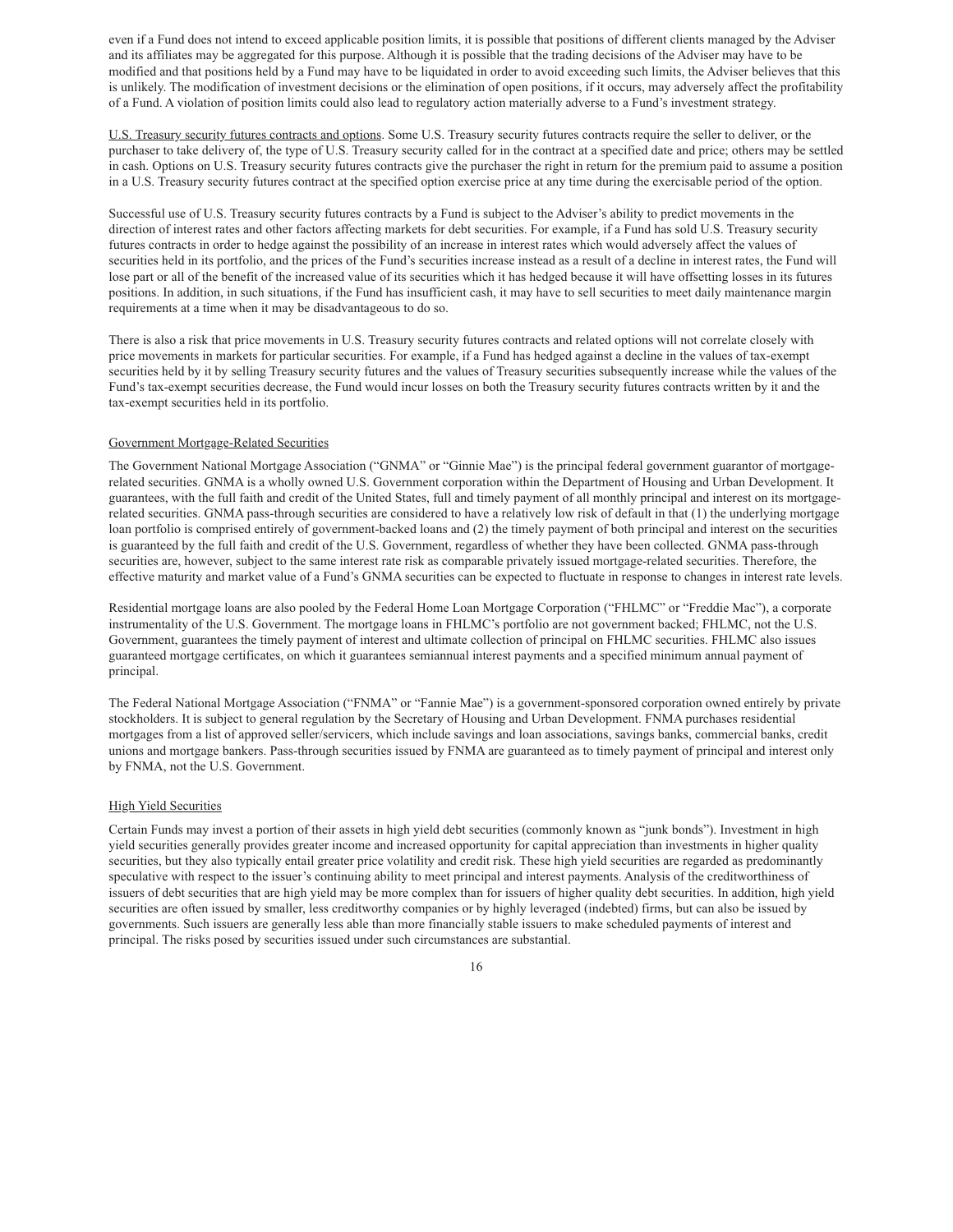even if a Fund does not intend to exceed applicable position limits, it is possible that positions of different clients managed by the Adviser and its affiliates may be aggregated for this purpose. Although it is possible that the trading decisions of the Adviser may have to be modified and that positions held by a Fund may have to be liquidated in order to avoid exceeding such limits, the Adviser believes that this is unlikely. The modification of investment decisions or the elimination of open positions, if it occurs, may adversely affect the profitability of a Fund. A violation of position limits could also lead to regulatory action materially adverse to a Fund's investment strategy.

U.S. Treasury security futures contracts and options. Some U.S. Treasury security futures contracts require the seller to deliver, or the purchaser to take delivery of, the type of U.S. Treasury security called for in the contract at a specified date and price; others may be settled in cash. Options on U.S. Treasury security futures contracts give the purchaser the right in return for the premium paid to assume a position in a U.S. Treasury security futures contract at the specified option exercise price at any time during the exercisable period of the option.

Successful use of U.S. Treasury security futures contracts by a Fund is subject to the Adviser's ability to predict movements in the direction of interest rates and other factors affecting markets for debt securities. For example, if a Fund has sold U.S. Treasury security futures contracts in order to hedge against the possibility of an increase in interest rates which would adversely affect the values of securities held in its portfolio, and the prices of the Fund's securities increase instead as a result of a decline in interest rates, the Fund will lose part or all of the benefit of the increased value of its securities which it has hedged because it will have offsetting losses in its futures positions. In addition, in such situations, if the Fund has insufficient cash, it may have to sell securities to meet daily maintenance margin requirements at a time when it may be disadvantageous to do so.

There is also a risk that price movements in U.S. Treasury security futures contracts and related options will not correlate closely with price movements in markets for particular securities. For example, if a Fund has hedged against a decline in the values of tax-exempt securities held by it by selling Treasury security futures and the values of Treasury securities subsequently increase while the values of the Fund's tax-exempt securities decrease, the Fund would incur losses on both the Treasury security futures contracts written by it and the tax-exempt securities held in its portfolio.

## Government Mortgage-Related Securities

The Government National Mortgage Association ("GNMA" or "Ginnie Mae") is the principal federal government guarantor of mortgage-related securities. GNMA is a wholly owned U.S. Government corporation within the Department of Housing and Urban Development. It guarantees, with the full faith and credit of the United States, full and timely payment of all monthly principal and interest on its mortgage-related securities. GNMA pass-through securities are considered to have a relatively low risk of default in that (1) the underlying mortgage loan portfolio is comprised entirely of government-backed loans and (2) the timely payment of both principal and interest on the securities is guaranteed by the full faith and credit of the U.S. Government, regardless of whether they have been collected. GNMA pass-through securities are, however, subject to the same interest rate risk as comparable privately issued mortgage-related securities. Therefore, the effective maturity and market value of a Fund's GNMA securities can be expected to fluctuate in response to changes in interest rate levels.

Residential mortgage loans are also pooled by the Federal Home Loan Mortgage Corporation ("FHLMC" or "Freddie Mac"), a corporate instrumentality of the U.S. Government. The mortgage loans in FHLMC's portfolio are not government backed; FHLMC, not the U.S. Government, guarantees the timely payment of interest and ultimate collection of principal on FHLMC securities. FHLMC also issues guaranteed mortgage certificates, on which it guarantees semiannual interest payments and a specified minimum annual payment of principal.

The Federal National Mortgage Association ("FNMA" or "Fannie Mae") is a government-sponsored corporation owned entirely by private stockholders. It is subject to general regulation by the Secretary of Housing and Urban Development. FNMA purchases residential mortgages from a list of approved seller/servicers, which include savings and loan associations, savings banks, commercial banks, credit unions and mortgage bankers. Pass-through securities issued by FNMA are guaranteed as to timely payment of principal and interest only by FNMA, not the U.S. Government.

## High Yield Securities

Certain Funds may invest a portion of their assets in high yield debt securities (commonly known as "junk bonds"). Investment in high yield securities generally provides greater income and increased opportunity for capital appreciation than investments in higher quality securities, but they also typically entail greater price volatility and credit risk. These high yield securities are regarded as predominantly speculative with respect to the issuer's continuing ability to meet principal and interest payments. Analysis of the creditworthiness of issuers of debt securities that are high yield may be more complex than for issuers of higher quality debt securities. In addition, high yield securities are often issued by smaller, less creditworthy companies or by highly leveraged (indebted) firms, but can also be issued by governments. Such issuers are generally less able than more financially stable issuers to make scheduled payments of interest and principal. The risks posed by securities issued under such circumstances are substantial.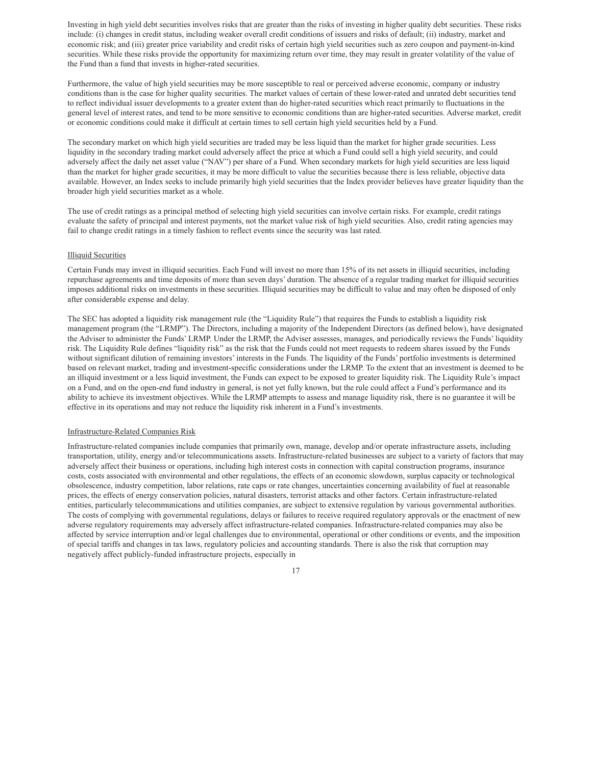Investing in high yield debt securities involves risks that are greater than the risks of investing in higher quality debt securities. These risks include: (i) changes in credit status, including weaker overall credit conditions of issuers and risks of default; (ii) industry, market and economic risk; and (iii) greater price variability and credit risks of certain high yield securities such as zero coupon and payment-in-kind securities. While these risks provide the opportunity for maximizing return over time, they may result in greater volatility of the value of the Fund than a fund that invests in higher-rated securities.

Furthermore, the value of high yield securities may be more susceptible to real or perceived adverse economic, company or industry conditions than is the case for higher quality securities. The market values of certain of these lower-rated and unrated debt securities tend to reflect individual issuer developments to a greater extent than do higher-rated securities which react primarily to fluctuations in the general level of interest rates, and tend to be more sensitive to economic conditions than are higher-rated securities. Adverse market, credit or economic conditions could make it difficult at certain times to sell certain high yield securities held by a Fund.

The secondary market on which high yield securities are traded may be less liquid than the market for higher grade securities. Less liquidity in the secondary trading market could adversely affect the price at which a Fund could sell a high yield security, and could adversely affect the daily net asset value ("NAV") per share of a Fund. When secondary markets for high yield securities are less liquid than the market for higher grade securities, it may be more difficult to value the securities because there is less reliable, objective data available. However, an Index seeks to include primarily high yield securities that the Index provider believes have greater liquidity than the broader high yield securities market as a whole.

The use of credit ratings as a principal method of selecting high yield securities can involve certain risks. For example, credit ratings evaluate the safety of principal and interest payments, not the market value risk of high yield securities. Also, credit rating agencies may fail to change credit ratings in a timely fashion to reflect events since the security was last rated.

Illiquid Securities

Certain Funds may invest in illiquid securities. Each Fund will invest no more than 15% of its net assets in illiquid securities, including repurchase agreements and time deposits of more than seven days' duration. The absence of a regular trading market for illiquid securities imposes additional risks on investments in these securities. Illiquid securities may be difficult to value and may often be disposed of only after considerable expense and delay.

The SEC has adopted a liquidity risk management rule (the "Liquidity Rule") that requires the Funds to establish a liquidity risk management program (the "LRMP"). The Directors, including a majority of the Independent Directors (as defined below), have designated the Adviser to administer the Funds' LRMP. Under the LRMP, the Adviser assesses, manages, and periodically reviews the Funds' liquidity risk. The Liquidity Rule defines "liquidity risk" as the risk that the Funds could not meet requests to redeem shares issued by the Funds without significant dilution of remaining investors' interests in the Funds. The liquidity of the Funds' portfolio investments is determined based on relevant market, trading and investment-specific considerations under the LRMP. To the extent that an investment is deemed to be an illiquid investment or a less liquid investment, the Funds can expect to be exposed to greater liquidity risk. The Liquidity Rule's impact on a Fund, and on the open-end fund industry in general, is not yet fully known, but the rule could affect a Fund's performance and its ability to achieve its investment objectives. While the LRMP attempts to assess and manage liquidity risk, there is no guarantee it will be effective in its operations and may not reduce the liquidity risk inherent in a Fund's investments.

Infrastructure-Related Companies Risk

Infrastructure-related companies include companies that primarily own, manage, develop and/or operate infrastructure assets, including transportation, utility, energy and/or telecommunications assets. Infrastructure-related businesses are subject to a variety of factors that may adversely affect their business or operations, including high interest costs in connection with capital construction programs, insurance costs, costs associated with environmental and other regulations, the effects of an economic slowdown, surplus capacity or technological obsolescence, industry competition, labor relations, rate caps or rate changes, uncertainties concerning availability of fuel at reasonable prices, the effects of energy conservation policies, natural disasters, terrorist attacks and other factors. Certain infrastructure-related entities, particularly telecommunications and utilities companies, are subject to extensive regulation by various governmental authorities. The costs of complying with governmental regulations, delays or failures to receive required regulatory approvals or the enactment of new adverse regulatory requirements may adversely affect infrastructure-related companies. Infrastructure-related companies may also be affected by service interruption and/or legal challenges due to environmental, operational or other conditions or events, and the imposition of special tariffs and changes in tax laws, regulatory policies and accounting standards. There is also the risk that corruption may negatively affect publicly-funded infrastructure projects, especially in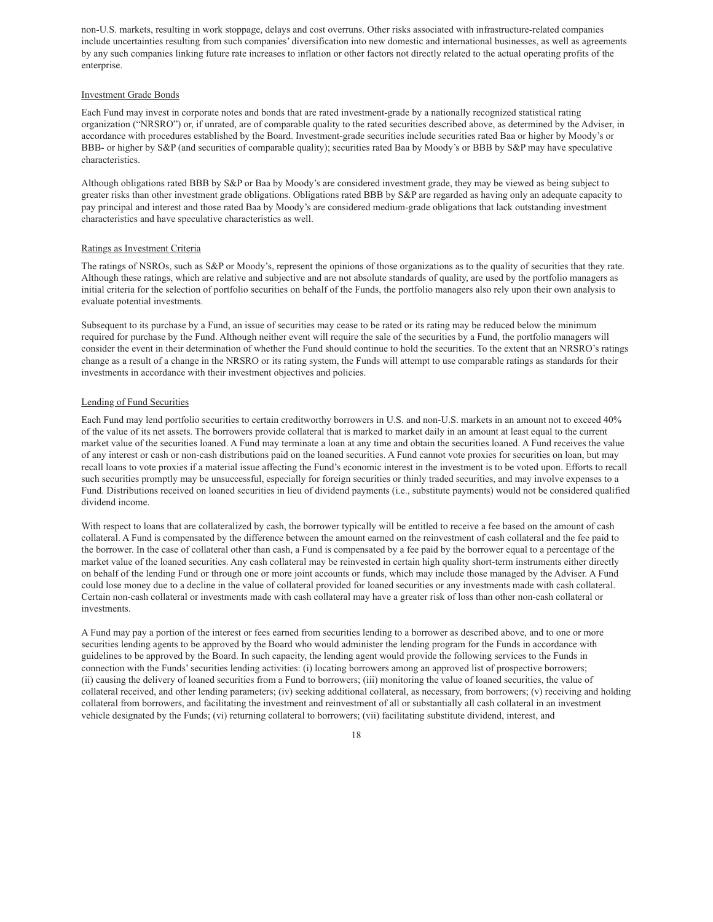non-U.S. markets, resulting in work stoppage, delays and cost overruns. Other risks associated with infrastructure-related companies include uncertainties resulting from such companies' diversification into new domestic and international businesses, as well as agreements by any such companies linking future rate increases to inflation or other factors not directly related to the actual operating profits of the enterprise.

Investment Grade Bonds

Each Fund may invest in corporate notes and bonds that are rated investment-grade by a nationally recognized statistical rating organization ("NRSRO") or, if unrated, are of comparable quality to the rated securities described above, as determined by the Adviser, in accordance with procedures established by the Board. Investment-grade securities include securities rated Baa or higher by Moody's or BBB- or higher by S&P (and securities of comparable quality); securities rated Baa by Moody's or BBB by S&P may have speculative characteristics.

Although obligations rated BBB by S&P or Baa by Moody's are considered investment grade, they may be viewed as being subject to greater risks than other investment grade obligations. Obligations rated BBB by S&P are regarded as having only an adequate capacity to pay principal and interest and those rated Baa by Moody's are considered medium-grade obligations that lack outstanding investment characteristics and have speculative characteristics as well.

Ratings as Investment Criteria

The ratings of NSROs, such as S&P or Moody's, represent the opinions of those organizations as to the quality of securities that they rate. Although these ratings, which are relative and subjective and are not absolute standards of quality, are used by the portfolio managers as initial criteria for the selection of portfolio securities on behalf of the Funds, the portfolio managers also rely upon their own analysis to evaluate potential investments.

Subsequent to its purchase by a Fund, an issue of securities may cease to be rated or its rating may be reduced below the minimum required for purchase by the Fund. Although neither event will require the sale of the securities by a Fund, the portfolio managers will consider the event in their determination of whether the Fund should continue to hold the securities. To the extent that an NRSRO's ratings change as a result of a change in the NRSRO or its rating system, the Funds will attempt to use comparable ratings as standards for their investments in accordance with their investment objectives and policies.

Lending of Fund Securities

Each Fund may lend portfolio securities to certain creditworthy borrowers in U.S. and non-U.S. markets in an amount not to exceed 40% of the value of its net assets. The borrowers provide collateral that is marked to market daily in an amount at least equal to the current market value of the securities loaned. A Fund may terminate a loan at any time and obtain the securities loaned. A Fund receives the value of any interest or cash or non-cash distributions paid on the loaned securities. A Fund cannot vote proxies for securities on loan, but may recall loans to vote proxies if a material issue affecting the Fund's economic interest in the investment is to be voted upon. Efforts to recall such securities promptly may be unsuccessful, especially for foreign securities or thinly traded securities, and may involve expenses to a Fund. Distributions received on loaned securities in lieu of dividend payments (i.e., substitute payments) would not be considered qualified dividend income.

With respect to loans that are collateralized by cash, the borrower typically will be entitled to receive a fee based on the amount of cash collateral. A Fund is compensated by the difference between the amount earned on the reinvestment of cash collateral and the fee paid to the borrower. In the case of collateral other than cash, a Fund is compensated by a fee paid by the borrower equal to a percentage of the market value of the loaned securities. Any cash collateral may be reinvested in certain high quality short-term instruments either directly on behalf of the lending Fund or through one or more joint accounts or funds, which may include those managed by the Adviser. A Fund could lose money due to a decline in the value of collateral provided for loaned securities or any investments made with cash collateral. Certain non-cash collateral or investments made with cash collateral may have a greater risk of loss than other non-cash collateral or investments.

A Fund may pay a portion of the interest or fees earned from securities lending to a borrower as described above, and to one or more securities lending agents to be approved by the Board who would administer the lending program for the Funds in accordance with guidelines to be approved by the Board. In such capacity, the lending agent would provide the following services to the Funds in connection with the Funds' securities lending activities: (i) locating borrowers among an approved list of prospective borrowers; (ii) causing the delivery of loaned securities from a Fund to borrowers; (iii) monitoring the value of loaned securities, the value of collateral received, and other lending parameters; (iv) seeking additional collateral, as necessary, from borrowers; (v) receiving and holding collateral from borrowers, and facilitating the investment and reinvestment of all or substantially all cash collateral in an investment vehicle designated by the Funds; (vi) returning collateral to borrowers; (vii) facilitating substitute dividend, interest, and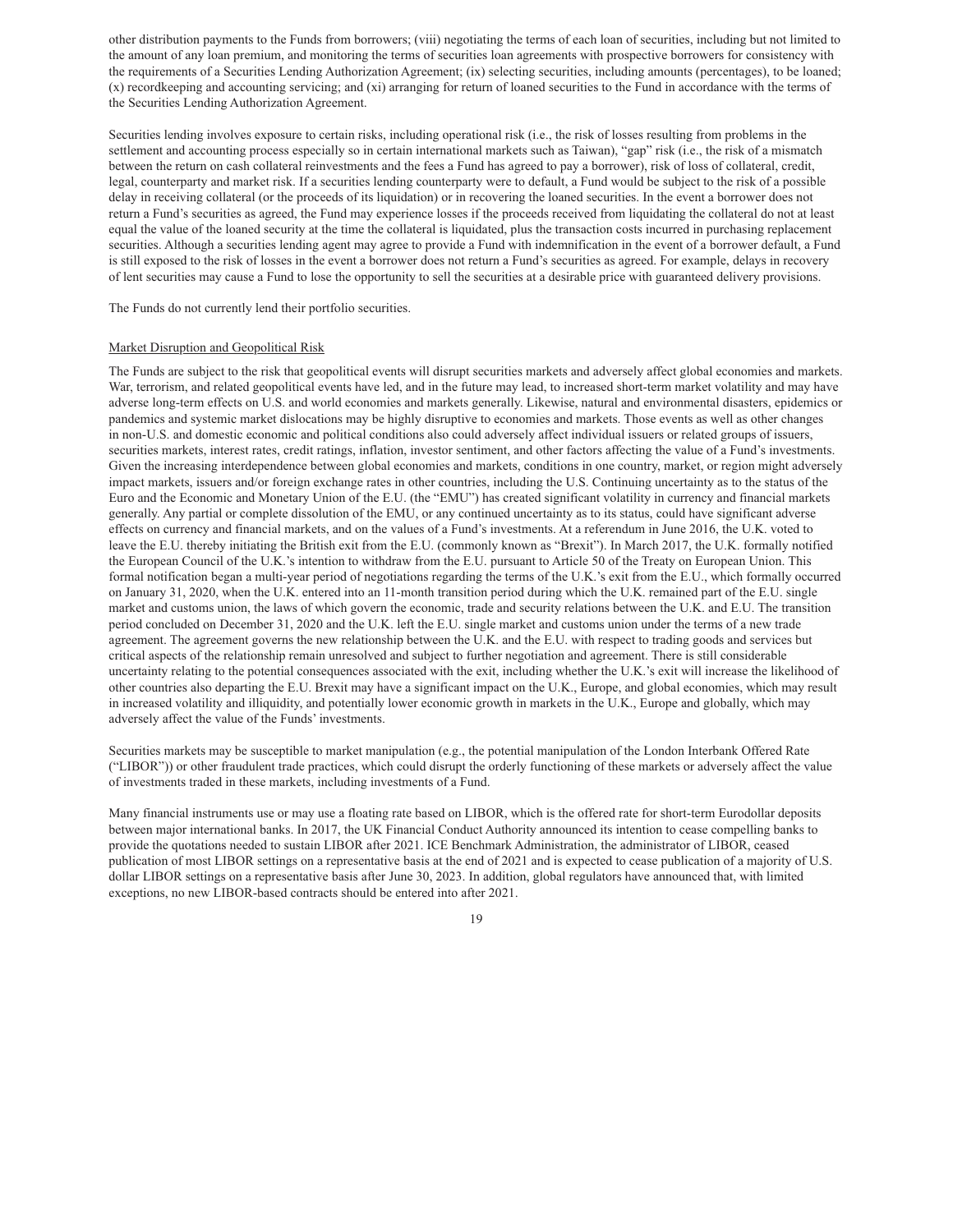other distribution payments to the Funds from borrowers; (viii) negotiating the terms of each loan of securities, including but not limited to the amount of any loan premium, and monitoring the terms of securities loan agreements with prospective borrowers for consistency with the requirements of a Securities Lending Authorization Agreement; (ix) selecting securities, including amounts (percentages), to be loaned; (x) recordkeeping and accounting servicing; and (xi) arranging for return of loaned securities to the Fund in accordance with the terms of the Securities Lending Authorization Agreement.

Securities lending involves exposure to certain risks, including operational risk (i.e., the risk of losses resulting from problems in the settlement and accounting process especially so in certain international markets such as Taiwan), "gap" risk (i.e., the risk of a mismatch between the return on cash collateral reinvestments and the fees a Fund has agreed to pay a borrower), risk of loss of collateral, credit, legal, counterparty and market risk. If a securities lending counterparty were to default, a Fund would be subject to the risk of a possible delay in receiving collateral (or the proceeds of its liquidation) or in recovering the loaned securities. In the event a borrower does not return a Fund's securities as agreed, the Fund may experience losses if the proceeds received from liquidating the collateral do not at least equal the value of the loaned security at the time the collateral is liquidated, plus the transaction costs incurred in purchasing replacement securities. Although a securities lending agent may agree to provide a Fund with indemnification in the event of a borrower default, a Fund is still exposed to the risk of losses in the event a borrower does not return a Fund's securities as agreed. For example, delays in recovery of lent securities may cause a Fund to lose the opportunity to sell the securities at a desirable price with guaranteed delivery provisions.

The Funds do not currently lend their portfolio securities.

Market Disruption and Geopolitical Risk

The Funds are subject to the risk that geopolitical events will disrupt securities markets and adversely affect global economies and markets. War, terrorism, and related geopolitical events have led, and in the future may lead, to increased short-term market volatility and may have adverse long-term effects on U.S. and world economies and markets generally. Likewise, natural and environmental disasters, epidemics or pandemics and systemic market dislocations may be highly disruptive to economies and markets. Those events as well as other changes in non-U.S. and domestic economic and political conditions also could adversely affect individual issuers or related groups of issuers, securities markets, interest rates, credit ratings, inflation, investor sentiment, and other factors affecting the value of a Fund's investments. Given the increasing interdependence between global economies and markets, conditions in one country, market, or region might adversely impact markets, issuers and/or foreign exchange rates in other countries, including the U.S. Continuing uncertainty as to the status of the Euro and the Economic and Monetary Union of the E.U. (the "EMU") has created significant volatility in currency and financial markets generally. Any partial or complete dissolution of the EMU, or any continued uncertainty as to its status, could have significant adverse effects on currency and financial markets, and on the values of a Fund's investments. At a referendum in June 2016, the U.K. voted to leave the E.U. thereby initiating the British exit from the E.U. (commonly known as "Brexit"). In March 2017, the U.K. formally notified the European Council of the U.K.'s intention to withdraw from the E.U. pursuant to Article 50 of the Treaty on European Union. This formal notification began a multi-year period of negotiations regarding the terms of the U.K.'s exit from the E.U., which formally occurred on January 31, 2020, when the U.K. entered into an 11-month transition period during which the U.K. remained part of the E.U. single market and customs union, the laws of which govern the economic, trade and security relations between the U.K. and E.U. The transition period concluded on December 31, 2020 and the U.K. left the E.U. single market and customs union under the terms of a new trade agreement. The agreement governs the new relationship between the U.K. and the E.U. with respect to trading goods and services but critical aspects of the relationship remain unresolved and subject to further negotiation and agreement. There is still considerable uncertainty relating to the potential consequences associated with the exit, including whether the U.K.'s exit will increase the likelihood of other countries also departing the E.U. Brexit may have a significant impact on the U.K., Europe, and global economies, which may result in increased volatility and illiquidity, and potentially lower economic growth in markets in the U.K., Europe and globally, which may adversely affect the value of the Funds' investments.

Securities markets may be susceptible to market manipulation (e.g., the potential manipulation of the London Interbank Offered Rate ("LIBOR")) or other fraudulent trade practices, which could disrupt the orderly functioning of these markets or adversely affect the value of investments traded in these markets, including investments of a Fund.

Many financial instruments use or may use a floating rate based on LIBOR, which is the offered rate for short-term Eurodollar deposits between major international banks. In 2017, the UK Financial Conduct Authority announced its intention to cease compelling banks to provide the quotations needed to sustain LIBOR after 2021. ICE Benchmark Administration, the administrator of LIBOR, ceased publication of most LIBOR settings on a representative basis at the end of 2021 and is expected to cease publication of a majority of U.S. dollar LIBOR settings on a representative basis after June 30, 2023. In addition, global regulators have announced that, with limited exceptions, no new LIBOR-based contracts should be entered into after 2021.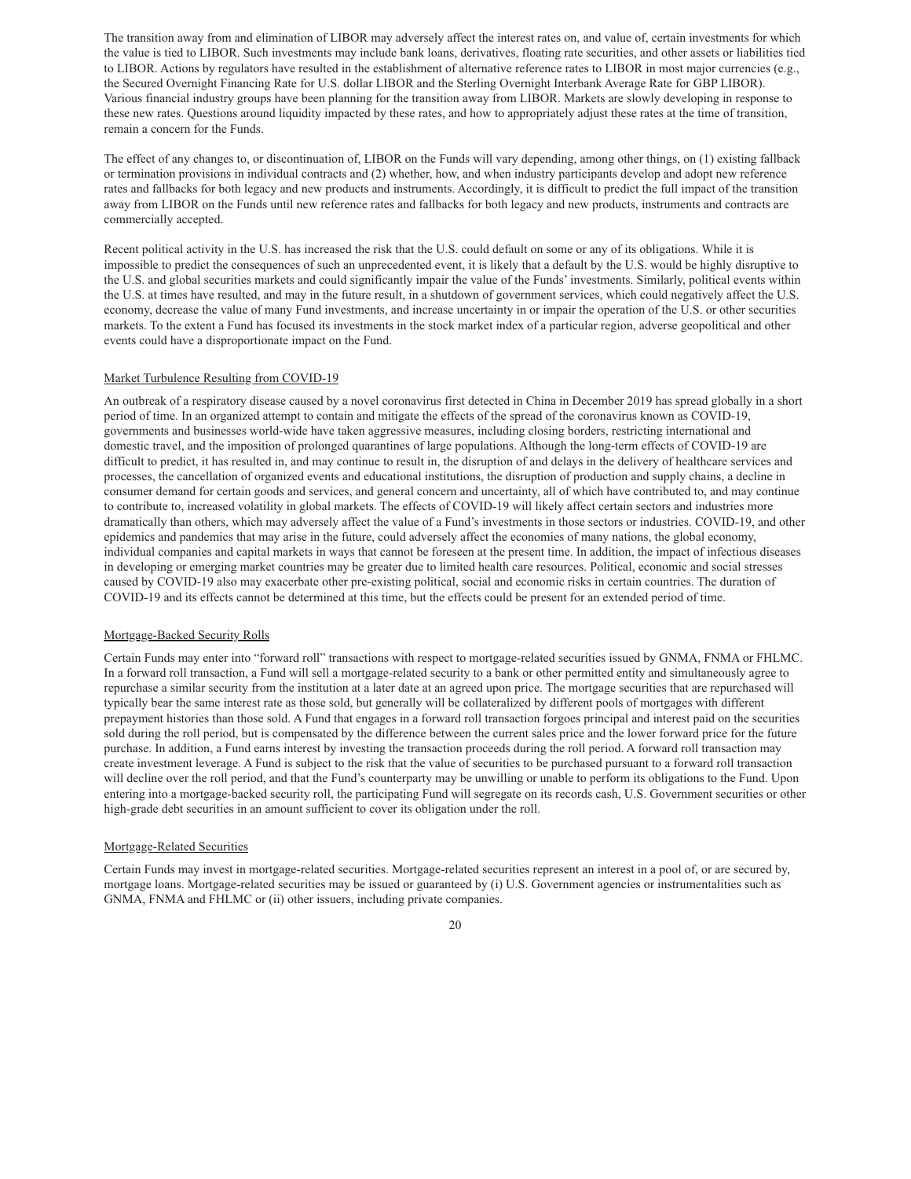The transition away from and elimination of LIBOR may adversely affect the interest rates on, and value of, certain investments for which the value is tied to LIBOR. Such investments may include bank loans, derivatives, floating rate securities, and other assets or liabilities tied to LIBOR. Actions by regulators have resulted in the establishment of alternative reference rates to LIBOR in most major currencies (e.g., the Secured Overnight Financing Rate for U.S. dollar LIBOR and the Sterling Overnight Interbank Average Rate for GBP LIBOR). Various financial industry groups have been planning for the transition away from LIBOR. Markets are slowly developing in response to these new rates. Questions around liquidity impacted by these rates, and how to appropriately adjust these rates at the time of transition, remain a concern for the Funds.

The effect of any changes to, or discontinuation of, LIBOR on the Funds will vary depending, among other things, on (1) existing fallback or termination provisions in individual contracts and (2) whether, how, and when industry participants develop and adopt new reference rates and fallbacks for both legacy and new products and instruments. Accordingly, it is difficult to predict the full impact of the transition away from LIBOR on the Funds until new reference rates and fallbacks for both legacy and new products, instruments and contracts are commercially accepted.

Recent political activity in the U.S. has increased the risk that the U.S. could default on some or any of its obligations. While it is impossible to predict the consequences of such an unprecedented event, it is likely that a default by the U.S. would be highly disruptive to the U.S. and global securities markets and could significantly impair the value of the Funds' investments. Similarly, political events within the U.S. at times have resulted, and may in the future result, in a shutdown of government services, which could negatively affect the U.S. economy, decrease the value of many Fund investments, and increase uncertainty in or impair the operation of the U.S. or other securities markets. To the extent a Fund has focused its investments in the stock market index of a particular region, adverse geopolitical and other events could have a disproportionate impact on the Fund.

Market Turbulence Resulting from COVID-19

An outbreak of a respiratory disease caused by a novel coronavirus first detected in China in December 2019 has spread globally in a short period of time. In an organized attempt to contain and mitigate the effects of the spread of the coronavirus known as COVID-19, governments and businesses world-wide have taken aggressive measures, including closing borders, restricting international and domestic travel, and the imposition of prolonged quarantines of large populations. Although the long-term effects of COVID-19 are difficult to predict, it has resulted in, and may continue to result in, the disruption of and delays in the delivery of healthcare services and processes, the cancellation of organized events and educational institutions, the disruption of production and supply chains, a decline in consumer demand for certain goods and services, and general concern and uncertainty, all of which have contributed to, and may continue to contribute to, increased volatility in global markets. The effects of COVID-19 will likely affect certain sectors and industries more dramatically than others, which may adversely affect the value of a Fund's investments in those sectors or industries. COVID-19, and other epidemics and pandemics that may arise in the future, could adversely affect the economies of many nations, the global economy, individual companies and capital markets in ways that cannot be foreseen at the present time. In addition, the impact of infectious diseases in developing or emerging market countries may be greater due to limited health care resources. Political, economic and social stresses caused by COVID-19 also may exacerbate other pre-existing political, social and economic risks in certain countries. The duration of COVID-19 and its effects cannot be determined at this time, but the effects could be present for an extended period of time.

Mortgage-Backed Security Rolls

Certain Funds may enter into "forward roll" transactions with respect to mortgage-related securities issued by GNMA, FNMA or FHLMC. In a forward roll transaction, a Fund will sell a mortgage-related security to a bank or other permitted entity and simultaneously agree to repurchase a similar security from the institution at a later date at an agreed upon price. The mortgage securities that are repurchased will typically bear the same interest rate as those sold, but generally will be collateralized by different pools of mortgages with different prepayment histories than those sold. A Fund that engages in a forward roll transaction forgoes principal and interest paid on the securities sold during the roll period, but is compensated by the difference between the current sales price and the lower forward price for the future purchase. In addition, a Fund earns interest by investing the transaction proceeds during the roll period. A forward roll transaction may create investment leverage. A Fund is subject to the risk that the value of securities to be purchased pursuant to a forward roll transaction will decline over the roll period, and that the Fund's counterparty may be unwilling or unable to perform its obligations to the Fund. Upon entering into a mortgage-backed security roll, the participating Fund will segregate on its records cash, U.S. Government securities or other high-grade debt securities in an amount sufficient to cover its obligation under the roll.

Mortgage-Related Securities

Certain Funds may invest in mortgage-related securities. Mortgage-related securities represent an interest in a pool of, or are secured by, mortgage loans. Mortgage-related securities may be issued or guaranteed by (i) U.S. Government agencies or instrumentalities such as GNMA, FNMA and FHLMC or (ii) other issuers, including private companies.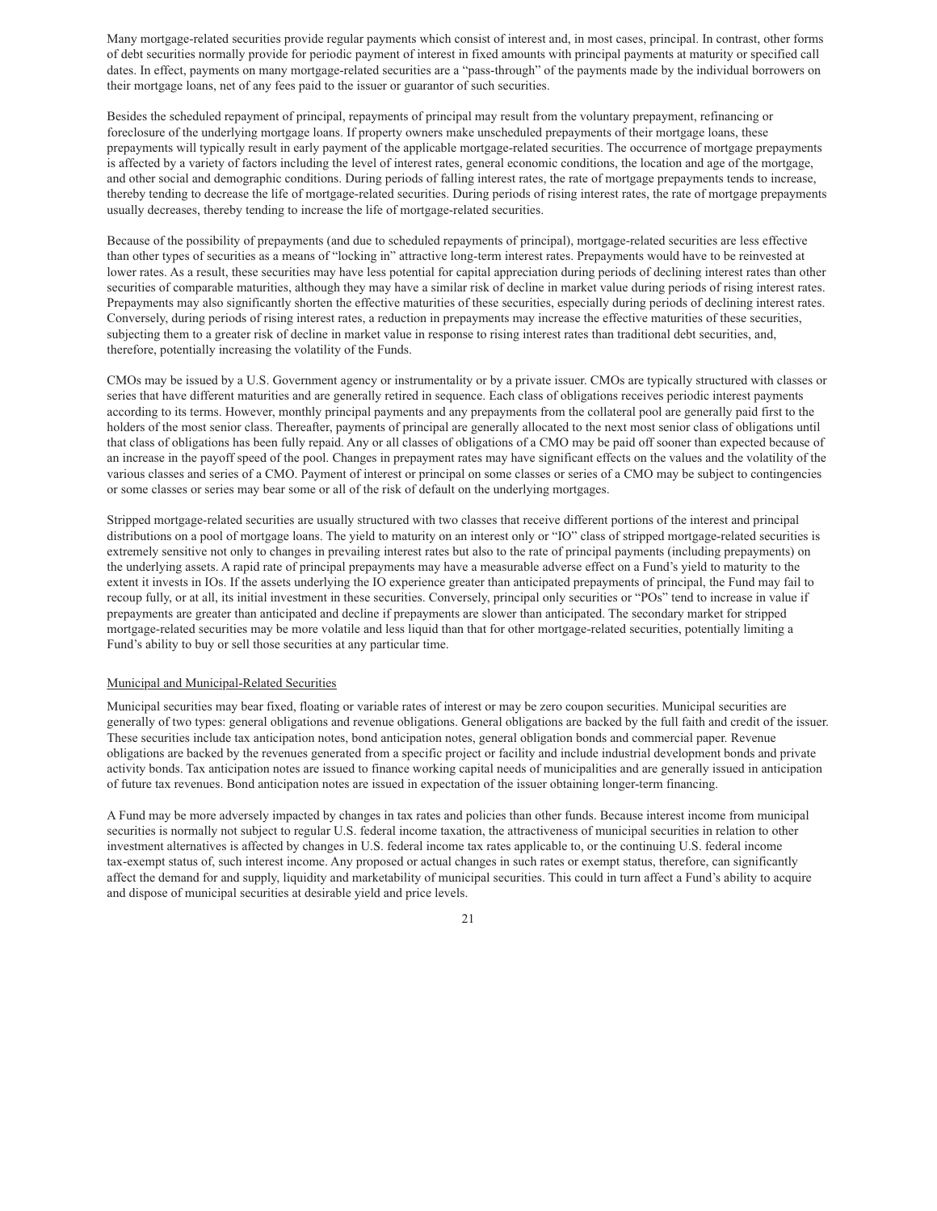Many mortgage-related securities provide regular payments which consist of interest and, in most cases, principal. In contrast, other forms of debt securities normally provide for periodic payment of interest in fixed amounts with principal payments at maturity or specified call dates. In effect, payments on many mortgage-related securities are a "pass-through" of the payments made by the individual borrowers on their mortgage loans, net of any fees paid to the issuer or guarantor of such securities.

Besides the scheduled repayment of principal, repayments of principal may result from the voluntary prepayment, refinancing or foreclosure of the underlying mortgage loans. If property owners make unscheduled prepayments of their mortgage loans, these prepayments will typically result in early payment of the applicable mortgage-related securities. The occurrence of mortgage prepayments is affected by a variety of factors including the level of interest rates, general economic conditions, the location and age of the mortgage, and other social and demographic conditions. During periods of falling interest rates, the rate of mortgage prepayments tends to increase, thereby tending to decrease the life of mortgage-related securities. During periods of rising interest rates, the rate of mortgage prepayments usually decreases, thereby tending to increase the life of mortgage-related securities.

Because of the possibility of prepayments (and due to scheduled repayments of principal), mortgage-related securities are less effective than other types of securities as a means of "locking in" attractive long-term interest rates. Prepayments would have to be reinvested at lower rates. As a result, these securities may have less potential for capital appreciation during periods of declining interest rates than other securities of comparable maturities, although they may have a similar risk of decline in market value during periods of rising interest rates. Prepayments may also significantly shorten the effective maturities of these securities, especially during periods of declining interest rates. Conversely, during periods of rising interest rates, a reduction in prepayments may increase the effective maturities of these securities, subjecting them to a greater risk of decline in market value in response to rising interest rates than traditional debt securities, and, therefore, potentially increasing the volatility of the Funds.

CMOs may be issued by a U.S. Government agency or instrumentality or by a private issuer. CMOs are typically structured with classes or series that have different maturities and are generally retired in sequence. Each class of obligations receives periodic interest payments according to its terms. However, monthly principal payments and any prepayments from the collateral pool are generally paid first to the holders of the most senior class. Thereafter, payments of principal are generally allocated to the next most senior class of obligations until that class of obligations has been fully repaid. Any or all classes of obligations of a CMO may be paid off sooner than expected because of an increase in the payoff speed of the pool. Changes in prepayment rates may have significant effects on the values and the volatility of the various classes and series of a CMO. Payment of interest or principal on some classes or series of a CMO may be subject to contingencies or some classes or series may bear some or all of the risk of default on the underlying mortgages.

Stripped mortgage-related securities are usually structured with two classes that receive different portions of the interest and principal distributions on a pool of mortgage loans. The yield to maturity on an interest only or "IO" class of stripped mortgage-related securities is extremely sensitive not only to changes in prevailing interest rates but also to the rate of principal payments (including prepayments) on the underlying assets. A rapid rate of principal prepayments may have a measurable adverse effect on a Fund's yield to maturity to the extent it invests in IOs. If the assets underlying the IO experience greater than anticipated prepayments of principal, the Fund may fail to recoup fully, or at all, its initial investment in these securities. Conversely, principal only securities or "POs" tend to increase in value if prepayments are greater than anticipated and decline if prepayments are slower than anticipated. The secondary market for stripped mortgage-related securities may be more volatile and less liquid than that for other mortgage-related securities, potentially limiting a Fund's ability to buy or sell those securities at any particular time.

Municipal and Municipal-Related Securities

Municipal securities may bear fixed, floating or variable rates of interest or may be zero coupon securities. Municipal securities are generally of two types: general obligations and revenue obligations. General obligations are backed by the full faith and credit of the issuer. These securities include tax anticipation notes, bond anticipation notes, general obligation bonds and commercial paper. Revenue obligations are backed by the revenues generated from a specific project or facility and include industrial development bonds and private activity bonds. Tax anticipation notes are issued to finance working capital needs of municipalities and are generally issued in anticipation of future tax revenues. Bond anticipation notes are issued in expectation of the issuer obtaining longer-term financing.

A Fund may be more adversely impacted by changes in tax rates and policies than other funds. Because interest income from municipal securities is normally not subject to regular U.S. federal income taxation, the attractiveness of municipal securities in relation to other investment alternatives is affected by changes in U.S. federal income tax rates applicable to, or the continuing U.S. federal income tax-exempt status of, such interest income. Any proposed or actual changes in such rates or exempt status, therefore, can significantly affect the demand for and supply, liquidity and marketability of municipal securities. This could in turn affect a Fund's ability to acquire and dispose of municipal securities at desirable yield and price levels.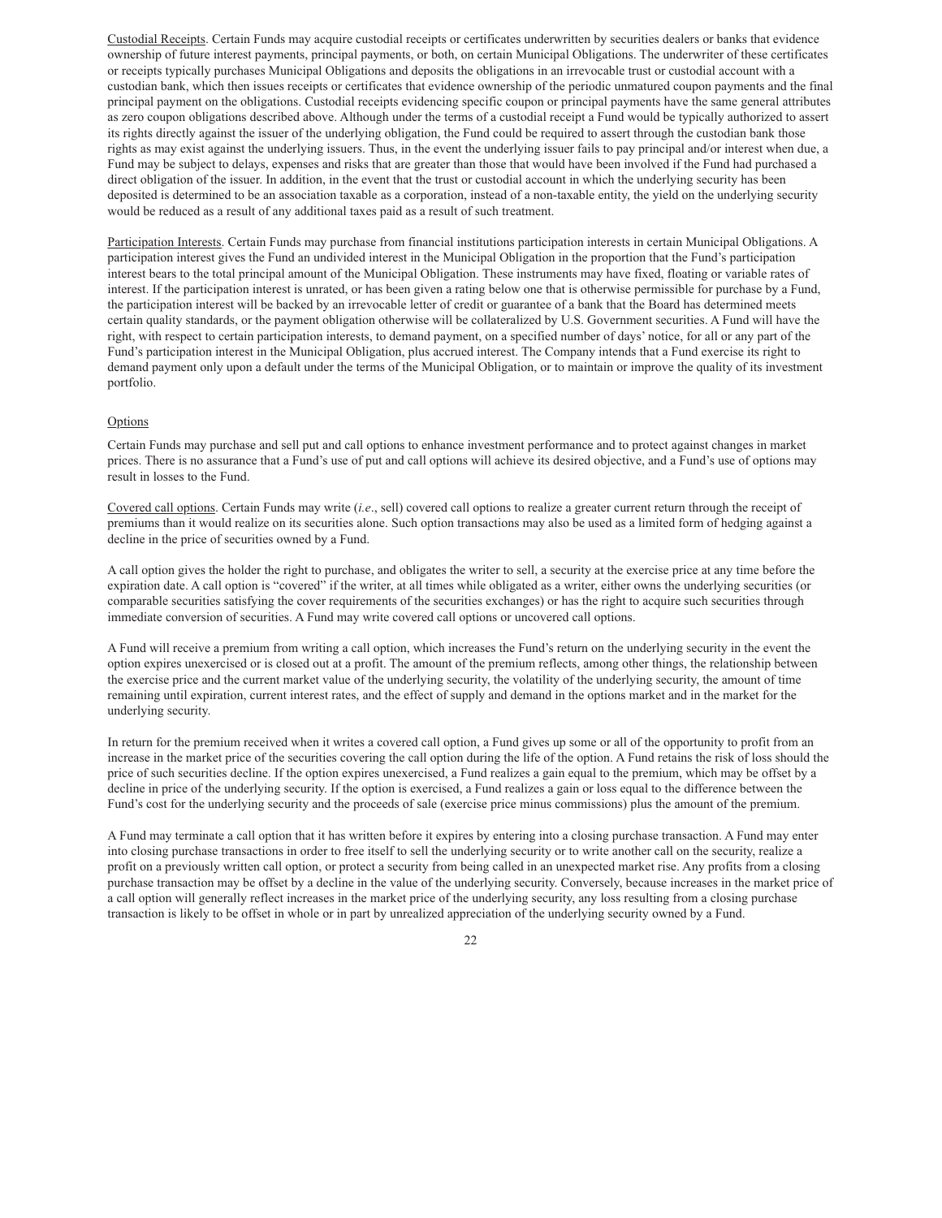<u>Custodial Receipts</u>. Certain Funds may acquire custodial receipts or certificates underwritten by securities dealers or banks that evidence ownership of future interest payments, principal payments, or both, on certain Municipal Obligations. The underwriter of these certificates or receipts typically purchases Municipal Obligations and deposits the obligations in an irrevocable trust or custodial account with a custodian bank, which then issues receipts or certificates that evidence ownership of the periodic unmatured coupon payments and the final principal payment on the obligations. Custodial receipts evidencing specific coupon or principal payments have the same general attributes as zero coupon obligations described above. Although under the terms of a custodial receipt a Fund would be typically authorized to assert its rights directly against the issuer of the underlying obligation, the Fund could be required to assert through the custodian bank those rights as may exist against the underlying issuers. Thus, in the event the underlying issuer fails to pay principal and/or interest when due, a Fund may be subject to delays, expenses and risks that are greater than those that would have been involved if the Fund had purchased a direct obligation of the issuer. In addition, in the event that the trust or custodial account in which the underlying security has been deposited is determined to be an association taxable as a corporation, instead of a non-taxable entity, the yield on the underlying security would be reduced as a result of any additional taxes paid as a result of such treatment.

<u>Participation Interests</u>. Certain Funds may purchase from financial institutions participation interests in certain Municipal Obligations. A participation interest gives the Fund an undivided interest in the Municipal Obligation in the proportion that the Fund's participation interest bears to the total principal amount of the Municipal Obligation. These instruments may have fixed, floating or variable rates of interest. If the participation interest is unrated, or has been given a rating below one that is otherwise permissible for purchase by a Fund, the participation interest will be backed by an irrevocable letter of credit or guarantee of a bank that the Board has determined meets certain quality standards, or the payment obligation otherwise will be collateralized by U.S. Government securities. A Fund will have the right, with respect to certain participation interests, to demand payment, on a specified number of days' notice, for all or any part of the Fund's participation interest in the Municipal Obligation, plus accrued interest. The Company intends that a Fund exercise its right to demand payment only upon a default under the terms of the Municipal Obligation, or to maintain or improve the quality of its investment portfolio.

<u>Options</u>

Certain Funds may purchase and sell put and call options to enhance investment performance and to protect against changes in market prices. There is no assurance that a Fund's use of put and call options will achieve its desired objective, and a Fund's use of options may result in losses to the Fund.

<u>Covered call options</u>. Certain Funds may write (*i.e*., sell) covered call options to realize a greater current return through the receipt of premiums than it would realize on its securities alone. Such option transactions may also be used as a limited form of hedging against a decline in the price of securities owned by a Fund.

A call option gives the holder the right to purchase, and obligates the writer to sell, a security at the exercise price at any time before the expiration date. A call option is "covered" if the writer, at all times while obligated as a writer, either owns the underlying securities (or comparable securities satisfying the cover requirements of the securities exchanges) or has the right to acquire such securities through immediate conversion of securities. A Fund may write covered call options or uncovered call options.

A Fund will receive a premium from writing a call option, which increases the Fund's return on the underlying security in the event the option expires unexercised or is closed out at a profit. The amount of the premium reflects, among other things, the relationship between the exercise price and the current market value of the underlying security, the volatility of the underlying security, the amount of time remaining until expiration, current interest rates, and the effect of supply and demand in the options market and in the market for the underlying security.

In return for the premium received when it writes a covered call option, a Fund gives up some or all of the opportunity to profit from an increase in the market price of the securities covering the call option during the life of the option. A Fund retains the risk of loss should the price of such securities decline. If the option expires unexercised, a Fund realizes a gain equal to the premium, which may be offset by a decline in price of the underlying security. If the option is exercised, a Fund realizes a gain or loss equal to the difference between the Fund's cost for the underlying security and the proceeds of sale (exercise price minus commissions) plus the amount of the premium.

A Fund may terminate a call option that it has written before it expires by entering into a closing purchase transaction. A Fund may enter into closing purchase transactions in order to free itself to sell the underlying security or to write another call on the security, realize a profit on a previously written call option, or protect a security from being called in an unexpected market rise. Any profits from a closing purchase transaction may be offset by a decline in the value of the underlying security. Conversely, because increases in the market price of a call option will generally reflect increases in the market price of the underlying security, any loss resulting from a closing purchase transaction is likely to be offset in whole or in part by unrealized appreciation of the underlying security owned by a Fund.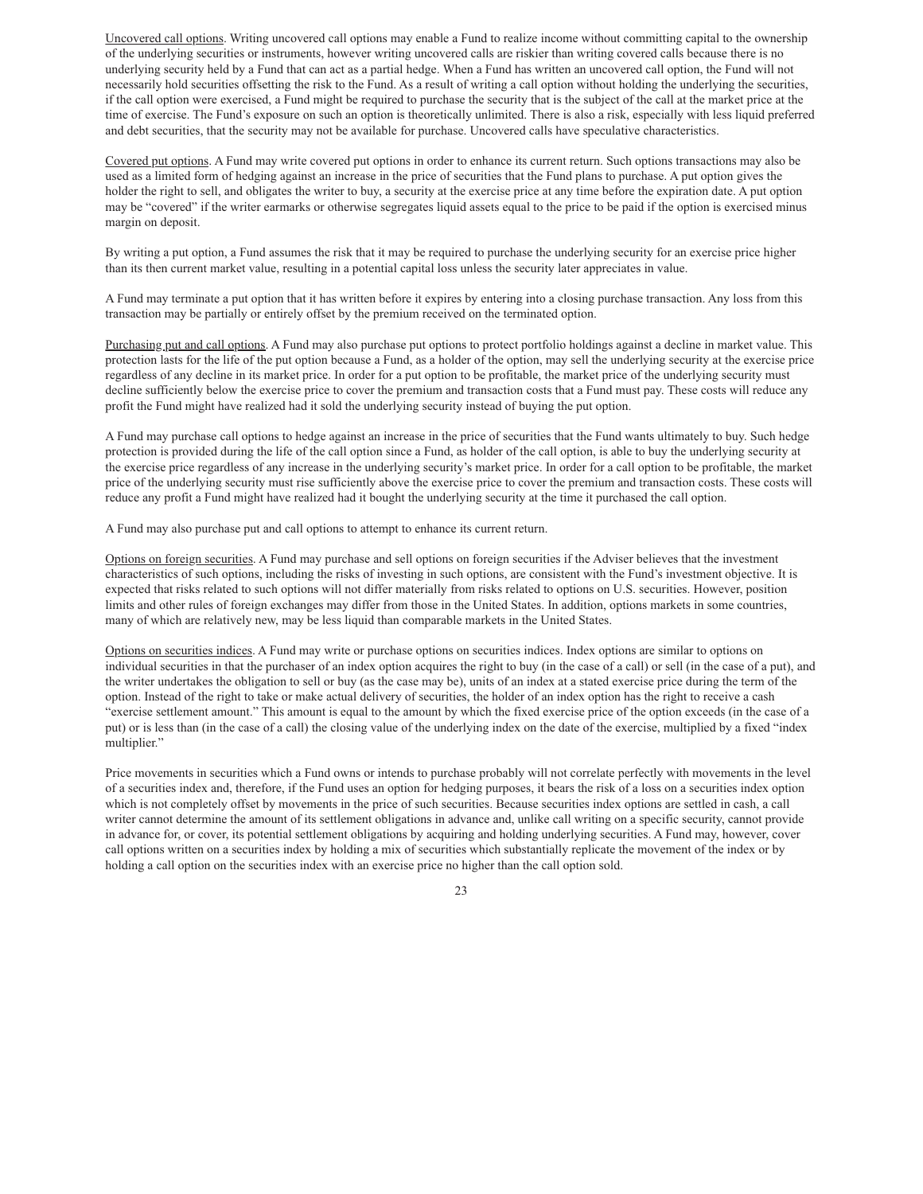Uncovered call options. Writing uncovered call options may enable a Fund to realize income without committing capital to the ownership of the underlying securities or instruments, however writing uncovered calls are riskier than writing covered calls because there is no underlying security held by a Fund that can act as a partial hedge. When a Fund has written an uncovered call option, the Fund will not necessarily hold securities offsetting the risk to the Fund. As a result of writing a call option without holding the underlying the securities, if the call option were exercised, a Fund might be required to purchase the security that is the subject of the call at the market price at the time of exercise. The Fund's exposure on such an option is theoretically unlimited. There is also a risk, especially with less liquid preferred and debt securities, that the security may not be available for purchase. Uncovered calls have speculative characteristics.

Covered put options. A Fund may write covered put options in order to enhance its current return. Such options transactions may also be used as a limited form of hedging against an increase in the price of securities that the Fund plans to purchase. A put option gives the holder the right to sell, and obligates the writer to buy, a security at the exercise price at any time before the expiration date. A put option may be "covered" if the writer earmarks or otherwise segregates liquid assets equal to the price to be paid if the option is exercised minus margin on deposit.

By writing a put option, a Fund assumes the risk that it may be required to purchase the underlying security for an exercise price higher than its then current market value, resulting in a potential capital loss unless the security later appreciates in value.

A Fund may terminate a put option that it has written before it expires by entering into a closing purchase transaction. Any loss from this transaction may be partially or entirely offset by the premium received on the terminated option.

Purchasing put and call options. A Fund may also purchase put options to protect portfolio holdings against a decline in market value. This protection lasts for the life of the put option because a Fund, as a holder of the option, may sell the underlying security at the exercise price regardless of any decline in its market price. In order for a put option to be profitable, the market price of the underlying security must decline sufficiently below the exercise price to cover the premium and transaction costs that a Fund must pay. These costs will reduce any profit the Fund might have realized had it sold the underlying security instead of buying the put option.

A Fund may purchase call options to hedge against an increase in the price of securities that the Fund wants ultimately to buy. Such hedge protection is provided during the life of the call option since a Fund, as holder of the call option, is able to buy the underlying security at the exercise price regardless of any increase in the underlying security's market price. In order for a call option to be profitable, the market price of the underlying security must rise sufficiently above the exercise price to cover the premium and transaction costs. These costs will reduce any profit a Fund might have realized had it bought the underlying security at the time it purchased the call option.

A Fund may also purchase put and call options to attempt to enhance its current return.

Options on foreign securities. A Fund may purchase and sell options on foreign securities if the Adviser believes that the investment characteristics of such options, including the risks of investing in such options, are consistent with the Fund's investment objective. It is expected that risks related to such options will not differ materially from risks related to options on U.S. securities. However, position limits and other rules of foreign exchanges may differ from those in the United States. In addition, options markets in some countries, many of which are relatively new, may be less liquid than comparable markets in the United States.

Options on securities indices. A Fund may write or purchase options on securities indices. Index options are similar to options on individual securities in that the purchaser of an index option acquires the right to buy (in the case of a call) or sell (in the case of a put), and the writer undertakes the obligation to sell or buy (as the case may be), units of an index at a stated exercise price during the term of the option. Instead of the right to take or make actual delivery of securities, the holder of an index option has the right to receive a cash "exercise settlement amount." This amount is equal to the amount by which the fixed exercise price of the option exceeds (in the case of a put) or is less than (in the case of a call) the closing value of the underlying index on the date of the exercise, multiplied by a fixed "index multiplier."

Price movements in securities which a Fund owns or intends to purchase probably will not correlate perfectly with movements in the level of a securities index and, therefore, if the Fund uses an option for hedging purposes, it bears the risk of a loss on a securities index option which is not completely offset by movements in the price of such securities. Because securities index options are settled in cash, a call writer cannot determine the amount of its settlement obligations in advance and, unlike call writing on a specific security, cannot provide in advance for, or cover, its potential settlement obligations by acquiring and holding underlying securities. A Fund may, however, cover call options written on a securities index by holding a mix of securities which substantially replicate the movement of the index or by holding a call option on the securities index with an exercise price no higher than the call option sold.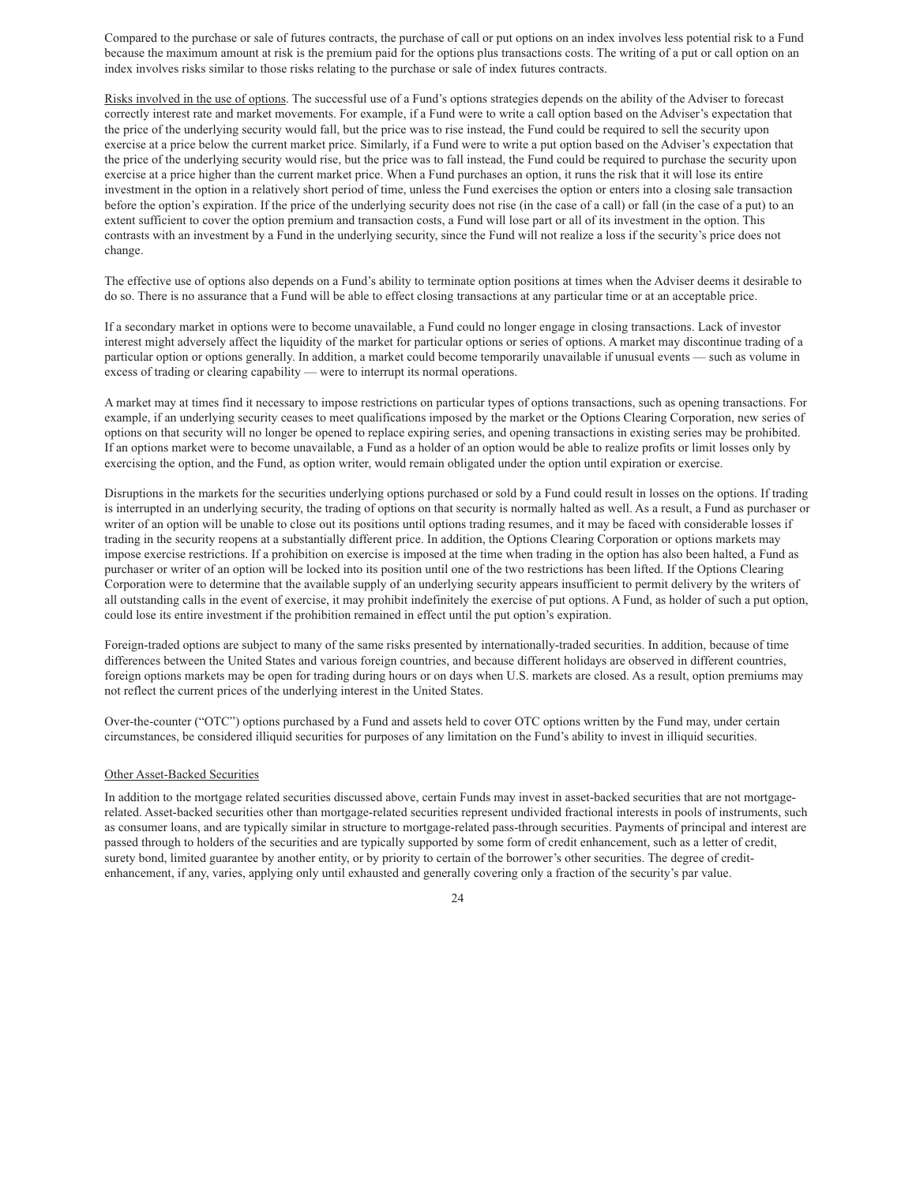Compared to the purchase or sale of futures contracts, the purchase of call or put options on an index involves less potential risk to a Fund because the maximum amount at risk is the premium paid for the options plus transactions costs. The writing of a put or call option on an index involves risks similar to those risks relating to the purchase or sale of index futures contracts.

Risks involved in the use of options. The successful use of a Fund's options strategies depends on the ability of the Adviser to forecast correctly interest rate and market movements. For example, if a Fund were to write a call option based on the Adviser's expectation that the price of the underlying security would fall, but the price was to rise instead, the Fund could be required to sell the security upon exercise at a price below the current market price. Similarly, if a Fund were to write a put option based on the Adviser's expectation that the price of the underlying security would rise, but the price was to fall instead, the Fund could be required to purchase the security upon exercise at a price higher than the current market price. When a Fund purchases an option, it runs the risk that it will lose its entire investment in the option in a relatively short period of time, unless the Fund exercises the option or enters into a closing sale transaction before the option's expiration. If the price of the underlying security does not rise (in the case of a call) or fall (in the case of a put) to an extent sufficient to cover the option premium and transaction costs, a Fund will lose part or all of its investment in the option. This contrasts with an investment by a Fund in the underlying security, since the Fund will not realize a loss if the security's price does not change.

The effective use of options also depends on a Fund's ability to terminate option positions at times when the Adviser deems it desirable to do so. There is no assurance that a Fund will be able to effect closing transactions at any particular time or at an acceptable price.

If a secondary market in options were to become unavailable, a Fund could no longer engage in closing transactions. Lack of investor interest might adversely affect the liquidity of the market for particular options or series of options. A market may discontinue trading of a particular option or options generally. In addition, a market could become temporarily unavailable if unusual events — such as volume in excess of trading or clearing capability — were to interrupt its normal operations.

A market may at times find it necessary to impose restrictions on particular types of options transactions, such as opening transactions. For example, if an underlying security ceases to meet qualifications imposed by the market or the Options Clearing Corporation, new series of options on that security will no longer be opened to replace expiring series, and opening transactions in existing series may be prohibited. If an options market were to become unavailable, a Fund as a holder of an option would be able to realize profits or limit losses only by exercising the option, and the Fund, as option writer, would remain obligated under the option until expiration or exercise.

Disruptions in the markets for the securities underlying options purchased or sold by a Fund could result in losses on the options. If trading is interrupted in an underlying security, the trading of options on that security is normally halted as well. As a result, a Fund as purchaser or writer of an option will be unable to close out its positions until options trading resumes, and it may be faced with considerable losses if trading in the security reopens at a substantially different price. In addition, the Options Clearing Corporation or options markets may impose exercise restrictions. If a prohibition on exercise is imposed at the time when trading in the option has also been halted, a Fund as purchaser or writer of an option will be locked into its position until one of the two restrictions has been lifted. If the Options Clearing Corporation were to determine that the available supply of an underlying security appears insufficient to permit delivery by the writers of all outstanding calls in the event of exercise, it may prohibit indefinitely the exercise of put options. A Fund, as holder of such a put option, could lose its entire investment if the prohibition remained in effect until the put option's expiration.

Foreign-traded options are subject to many of the same risks presented by internationally-traded securities. In addition, because of time differences between the United States and various foreign countries, and because different holidays are observed in different countries, foreign options markets may be open for trading during hours or on days when U.S. markets are closed. As a result, option premiums may not reflect the current prices of the underlying interest in the United States.

Over-the-counter ("OTC") options purchased by a Fund and assets held to cover OTC options written by the Fund may, under certain circumstances, be considered illiquid securities for purposes of any limitation on the Fund's ability to invest in illiquid securities.

Other Asset-Backed Securities

In addition to the mortgage related securities discussed above, certain Funds may invest in asset-backed securities that are not mortgage-related. Asset-backed securities other than mortgage-related securities represent undivided fractional interests in pools of instruments, such as consumer loans, and are typically similar in structure to mortgage-related pass-through securities. Payments of principal and interest are passed through to holders of the securities and are typically supported by some form of credit enhancement, such as a letter of credit, surety bond, limited guarantee by another entity, or by priority to certain of the borrower's other securities. The degree of credit-enhancement, if any, varies, applying only until exhausted and generally covering only a fraction of the security's par value.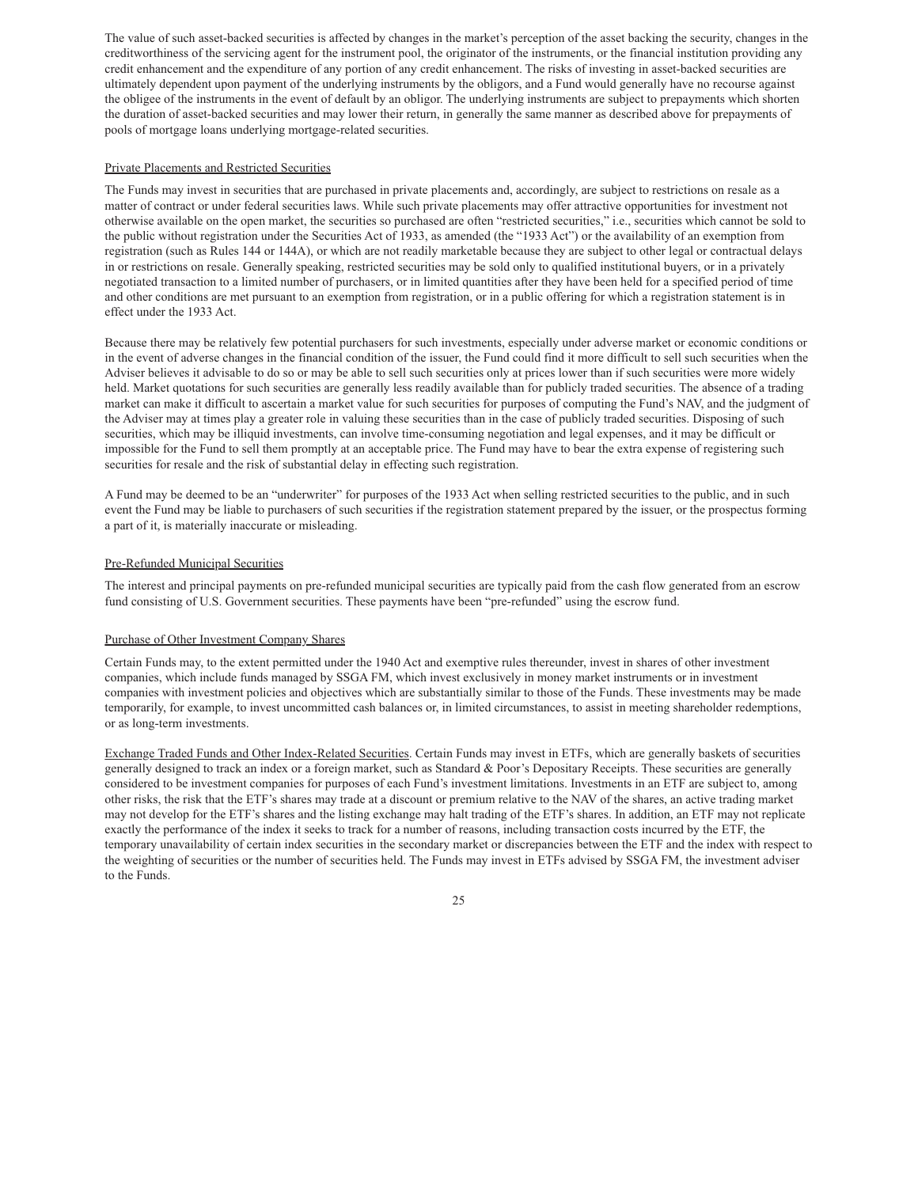The value of such asset-backed securities is affected by changes in the market's perception of the asset backing the security, changes in the creditworthiness of the servicing agent for the instrument pool, the originator of the instruments, or the financial institution providing any credit enhancement and the expenditure of any portion of any credit enhancement. The risks of investing in asset-backed securities are ultimately dependent upon payment of the underlying instruments by the obligors, and a Fund would generally have no recourse against the obligee of the instruments in the event of default by an obligor. The underlying instruments are subject to prepayments which shorten the duration of asset-backed securities and may lower their return, in generally the same manner as described above for prepayments of pools of mortgage loans underlying mortgage-related securities.

Private Placements and Restricted Securities

The Funds may invest in securities that are purchased in private placements and, accordingly, are subject to restrictions on resale as a matter of contract or under federal securities laws. While such private placements may offer attractive opportunities for investment not otherwise available on the open market, the securities so purchased are often "restricted securities," i.e., securities which cannot be sold to the public without registration under the Securities Act of 1933, as amended (the "1933 Act") or the availability of an exemption from registration (such as Rules 144 or 144A), or which are not readily marketable because they are subject to other legal or contractual delays in or restrictions on resale. Generally speaking, restricted securities may be sold only to qualified institutional buyers, or in a privately negotiated transaction to a limited number of purchasers, or in limited quantities after they have been held for a specified period of time and other conditions are met pursuant to an exemption from registration, or in a public offering for which a registration statement is in effect under the 1933 Act.

Because there may be relatively few potential purchasers for such investments, especially under adverse market or economic conditions or in the event of adverse changes in the financial condition of the issuer, the Fund could find it more difficult to sell such securities when the Adviser believes it advisable to do so or may be able to sell such securities only at prices lower than if such securities were more widely held. Market quotations for such securities are generally less readily available than for publicly traded securities. The absence of a trading market can make it difficult to ascertain a market value for such securities for purposes of computing the Fund's NAV, and the judgment of the Adviser may at times play a greater role in valuing these securities than in the case of publicly traded securities. Disposing of such securities, which may be illiquid investments, can involve time-consuming negotiation and legal expenses, and it may be difficult or impossible for the Fund to sell them promptly at an acceptable price. The Fund may have to bear the extra expense of registering such securities for resale and the risk of substantial delay in effecting such registration.

A Fund may be deemed to be an "underwriter" for purposes of the 1933 Act when selling restricted securities to the public, and in such event the Fund may be liable to purchasers of such securities if the registration statement prepared by the issuer, or the prospectus forming a part of it, is materially inaccurate or misleading.

Pre-Refunded Municipal Securities

The interest and principal payments on pre-refunded municipal securities are typically paid from the cash flow generated from an escrow fund consisting of U.S. Government securities. These payments have been "pre-refunded" using the escrow fund.

Purchase of Other Investment Company Shares

Certain Funds may, to the extent permitted under the 1940 Act and exemptive rules thereunder, invest in shares of other investment companies, which include funds managed by SSGA FM, which invest exclusively in money market instruments or in investment companies with investment policies and objectives which are substantially similar to those of the Funds. These investments may be made temporarily, for example, to invest uncommitted cash balances or, in limited circumstances, to assist in meeting shareholder redemptions, or as long-term investments.

Exchange Traded Funds and Other Index-Related Securities. Certain Funds may invest in ETFs, which are generally baskets of securities generally designed to track an index or a foreign market, such as Standard & Poor's Depositary Receipts. These securities are generally considered to be investment companies for purposes of each Fund's investment limitations. Investments in an ETF are subject to, among other risks, the risk that the ETF's shares may trade at a discount or premium relative to the NAV of the shares, an active trading market may not develop for the ETF's shares and the listing exchange may halt trading of the ETF's shares. In addition, an ETF may not replicate exactly the performance of the index it seeks to track for a number of reasons, including transaction costs incurred by the ETF, the temporary unavailability of certain index securities in the secondary market or discrepancies between the ETF and the index with respect to the weighting of securities or the number of securities held. The Funds may invest in ETFs advised by SSGA FM, the investment adviser to the Funds.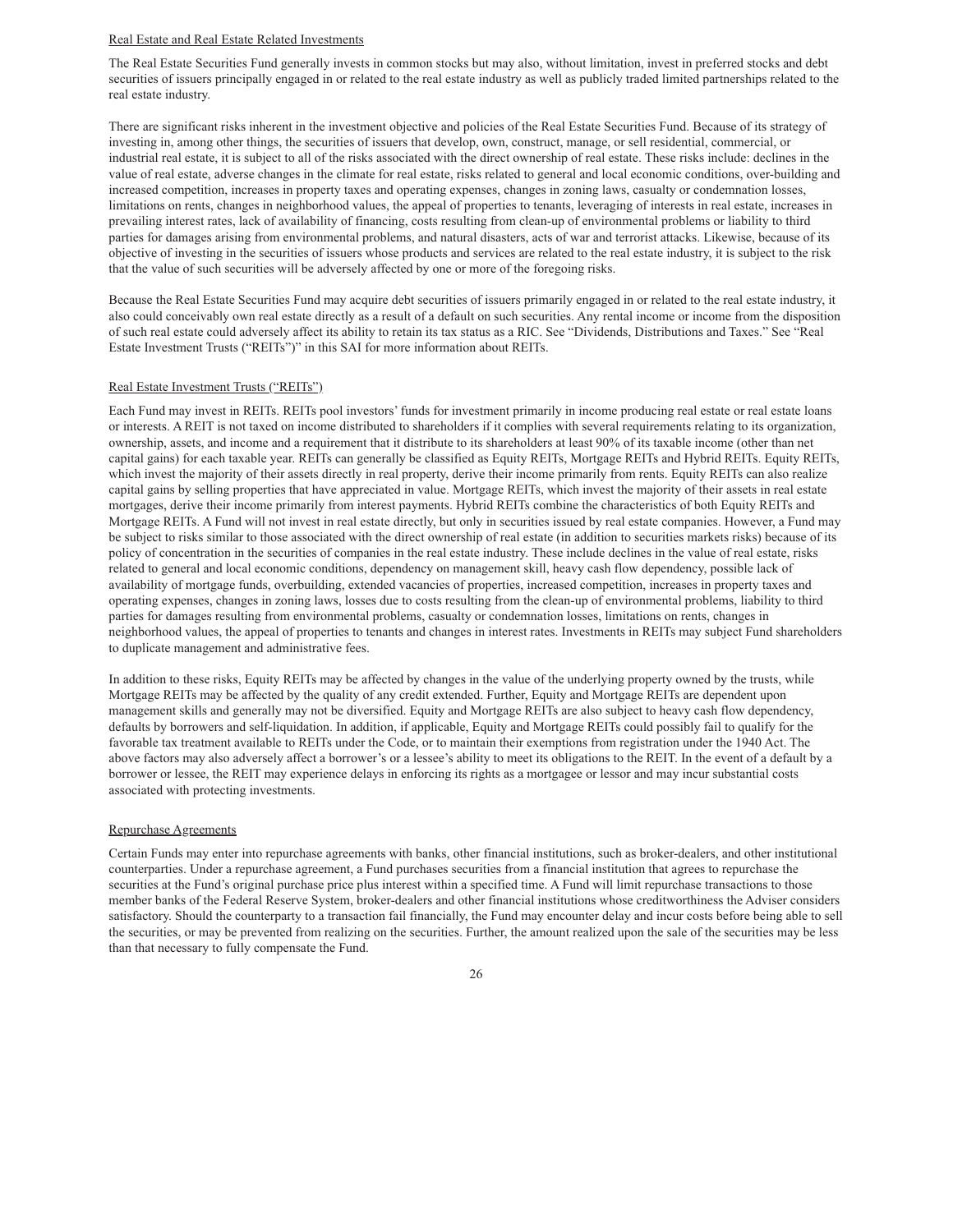Real Estate and Real Estate Related Investments

The Real Estate Securities Fund generally invests in common stocks but may also, without limitation, invest in preferred stocks and debt securities of issuers principally engaged in or related to the real estate industry as well as publicly traded limited partnerships related to the real estate industry.

There are significant risks inherent in the investment objective and policies of the Real Estate Securities Fund. Because of its strategy of investing in, among other things, the securities of issuers that develop, own, construct, manage, or sell residential, commercial, or industrial real estate, it is subject to all of the risks associated with the direct ownership of real estate. These risks include: declines in the value of real estate, adverse changes in the climate for real estate, risks related to general and local economic conditions, over-building and increased competition, increases in property taxes and operating expenses, changes in zoning laws, casualty or condemnation losses, limitations on rents, changes in neighborhood values, the appeal of properties to tenants, leveraging of interests in real estate, increases in prevailing interest rates, lack of availability of financing, costs resulting from clean-up of environmental problems or liability to third parties for damages arising from environmental problems, and natural disasters, acts of war and terrorist attacks. Likewise, because of its objective of investing in the securities of issuers whose products and services are related to the real estate industry, it is subject to the risk that the value of such securities will be adversely affected by one or more of the foregoing risks.

Because the Real Estate Securities Fund may acquire debt securities of issuers primarily engaged in or related to the real estate industry, it also could conceivably own real estate directly as a result of a default on such securities. Any rental income or income from the disposition of such real estate could adversely affect its ability to retain its tax status as a RIC. See "Dividends, Distributions and Taxes." See "Real Estate Investment Trusts ("REITs")" in this SAI for more information about REITs.

Real Estate Investment Trusts ("REITs")

Each Fund may invest in REITs. REITs pool investors' funds for investment primarily in income producing real estate or real estate loans or interests. A REIT is not taxed on income distributed to shareholders if it complies with several requirements relating to its organization, ownership, assets, and income and a requirement that it distribute to its shareholders at least 90% of its taxable income (other than net capital gains) for each taxable year. REITs can generally be classified as Equity REITs, Mortgage REITs and Hybrid REITs. Equity REITs, which invest the majority of their assets directly in real property, derive their income primarily from rents. Equity REITs can also realize capital gains by selling properties that have appreciated in value. Mortgage REITs, which invest the majority of their assets in real estate mortgages, derive their income primarily from interest payments. Hybrid REITs combine the characteristics of both Equity REITs and Mortgage REITs. A Fund will not invest in real estate directly, but only in securities issued by real estate companies. However, a Fund may be subject to risks similar to those associated with the direct ownership of real estate (in addition to securities markets risks) because of its policy of concentration in the securities of companies in the real estate industry. These include declines in the value of real estate, risks related to general and local economic conditions, dependency on management skill, heavy cash flow dependency, possible lack of availability of mortgage funds, overbuilding, extended vacancies of properties, increased competition, increases in property taxes and operating expenses, changes in zoning laws, losses due to costs resulting from the clean-up of environmental problems, liability to third parties for damages resulting from environmental problems, casualty or condemnation losses, limitations on rents, changes in neighborhood values, the appeal of properties to tenants and changes in interest rates. Investments in REITs may subject Fund shareholders to duplicate management and administrative fees.

In addition to these risks, Equity REITs may be affected by changes in the value of the underlying property owned by the trusts, while Mortgage REITs may be affected by the quality of any credit extended. Further, Equity and Mortgage REITs are dependent upon management skills and generally may not be diversified. Equity and Mortgage REITs are also subject to heavy cash flow dependency, defaults by borrowers and self-liquidation. In addition, if applicable, Equity and Mortgage REITs could possibly fail to qualify for the favorable tax treatment available to REITs under the Code, or to maintain their exemptions from registration under the 1940 Act. The above factors may also adversely affect a borrower's or a lessee's ability to meet its obligations to the REIT. In the event of a default by a borrower or lessee, the REIT may experience delays in enforcing its rights as a mortgagee or lessor and may incur substantial costs associated with protecting investments.

Repurchase Agreements

Certain Funds may enter into repurchase agreements with banks, other financial institutions, such as broker-dealers, and other institutional counterparties. Under a repurchase agreement, a Fund purchases securities from a financial institution that agrees to repurchase the securities at the Fund's original purchase price plus interest within a specified time. A Fund will limit repurchase transactions to those member banks of the Federal Reserve System, broker-dealers and other financial institutions whose creditworthiness the Adviser considers satisfactory. Should the counterparty to a transaction fail financially, the Fund may encounter delay and incur costs before being able to sell the securities, or may be prevented from realizing on the securities. Further, the amount realized upon the sale of the securities may be less than that necessary to fully compensate the Fund.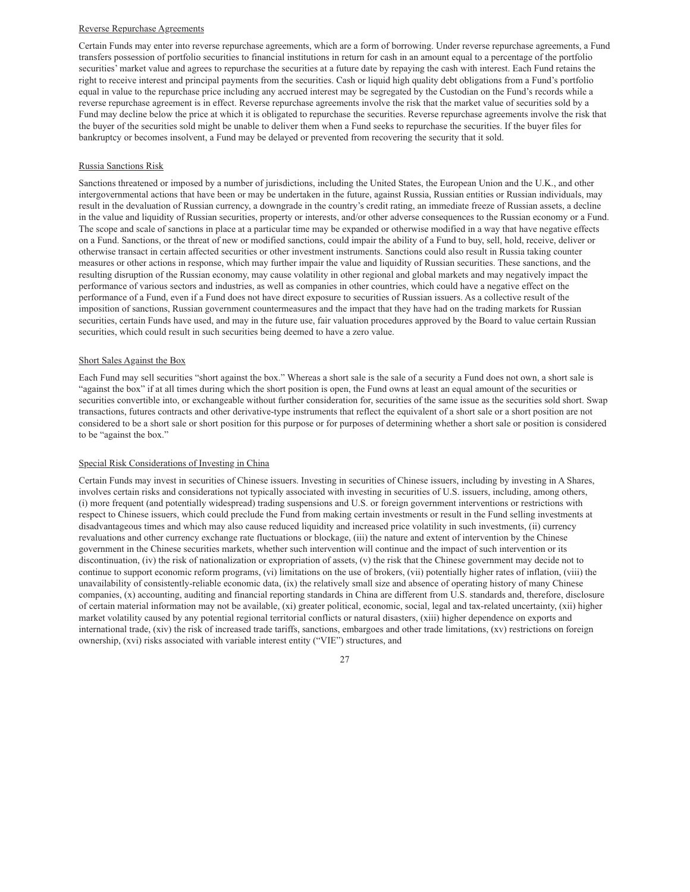### Reverse Repurchase Agreements

Certain Funds may enter into reverse repurchase agreements, which are a form of borrowing. Under reverse repurchase agreements, a Fund transfers possession of portfolio securities to financial institutions in return for cash in an amount equal to a percentage of the portfolio securities' market value and agrees to repurchase the securities at a future date by repaying the cash with interest. Each Fund retains the right to receive interest and principal payments from the securities. Cash or liquid high quality debt obligations from a Fund's portfolio equal in value to the repurchase price including any accrued interest may be segregated by the Custodian on the Fund's records while a reverse repurchase agreement is in effect. Reverse repurchase agreements involve the risk that the market value of securities sold by a Fund may decline below the price at which it is obligated to repurchase the securities. Reverse repurchase agreements involve the risk that the buyer of the securities sold might be unable to deliver them when a Fund seeks to repurchase the securities. If the buyer files for bankruptcy or becomes insolvent, a Fund may be delayed or prevented from recovering the security that it sold.

### Russia Sanctions Risk

Sanctions threatened or imposed by a number of jurisdictions, including the United States, the European Union and the U.K., and other intergovernmental actions that have been or may be undertaken in the future, against Russia, Russian entities or Russian individuals, may result in the devaluation of Russian currency, a downgrade in the country's credit rating, an immediate freeze of Russian assets, a decline in the value and liquidity of Russian securities, property or interests, and/or other adverse consequences to the Russian economy or a Fund. The scope and scale of sanctions in place at a particular time may be expanded or otherwise modified in a way that have negative effects on a Fund. Sanctions, or the threat of new or modified sanctions, could impair the ability of a Fund to buy, sell, hold, receive, deliver or otherwise transact in certain affected securities or other investment instruments. Sanctions could also result in Russia taking counter measures or other actions in response, which may further impair the value and liquidity of Russian securities. These sanctions, and the resulting disruption of the Russian economy, may cause volatility in other regional and global markets and may negatively impact the performance of various sectors and industries, as well as companies in other countries, which could have a negative effect on the performance of a Fund, even if a Fund does not have direct exposure to securities of Russian issuers. As a collective result of the imposition of sanctions, Russian government countermeasures and the impact that they have had on the trading markets for Russian securities, certain Funds have used, and may in the future use, fair valuation procedures approved by the Board to value certain Russian securities, which could result in such securities being deemed to have a zero value.

### Short Sales Against the Box

Each Fund may sell securities "short against the box." Whereas a short sale is the sale of a security a Fund does not own, a short sale is "against the box" if at all times during which the short position is open, the Fund owns at least an equal amount of the securities or securities convertible into, or exchangeable without further consideration for, securities of the same issue as the securities sold short. Swap transactions, futures contracts and other derivative-type instruments that reflect the equivalent of a short sale or a short position are not considered to be a short sale or short position for this purpose or for purposes of determining whether a short sale or position is considered to be "against the box."

### Special Risk Considerations of Investing in China

Certain Funds may invest in securities of Chinese issuers. Investing in securities of Chinese issuers, including by investing in A Shares, involves certain risks and considerations not typically associated with investing in securities of U.S. issuers, including, among others, (i) more frequent (and potentially widespread) trading suspensions and U.S. or foreign government interventions or restrictions with respect to Chinese issuers, which could preclude the Fund from making certain investments or result in the Fund selling investments at disadvantageous times and which may also cause reduced liquidity and increased price volatility in such investments, (ii) currency revaluations and other currency exchange rate fluctuations or blockage, (iii) the nature and extent of intervention by the Chinese government in the Chinese securities markets, whether such intervention will continue and the impact of such intervention or its discontinuation, (iv) the risk of nationalization or expropriation of assets, (v) the risk that the Chinese government may decide not to continue to support economic reform programs, (vi) limitations on the use of brokers, (vii) potentially higher rates of inflation, (viii) the unavailability of consistently-reliable economic data, (ix) the relatively small size and absence of operating history of many Chinese companies, (x) accounting, auditing and financial reporting standards in China are different from U.S. standards and, therefore, disclosure of certain material information may not be available, (xi) greater political, economic, social, legal and tax-related uncertainty, (xii) higher market volatility caused by any potential regional territorial conflicts or natural disasters, (xiii) higher dependence on exports and international trade, (xiv) the risk of increased trade tariffs, sanctions, embargoes and other trade limitations, (xv) restrictions on foreign ownership, (xvi) risks associated with variable interest entity ("VIE") structures, and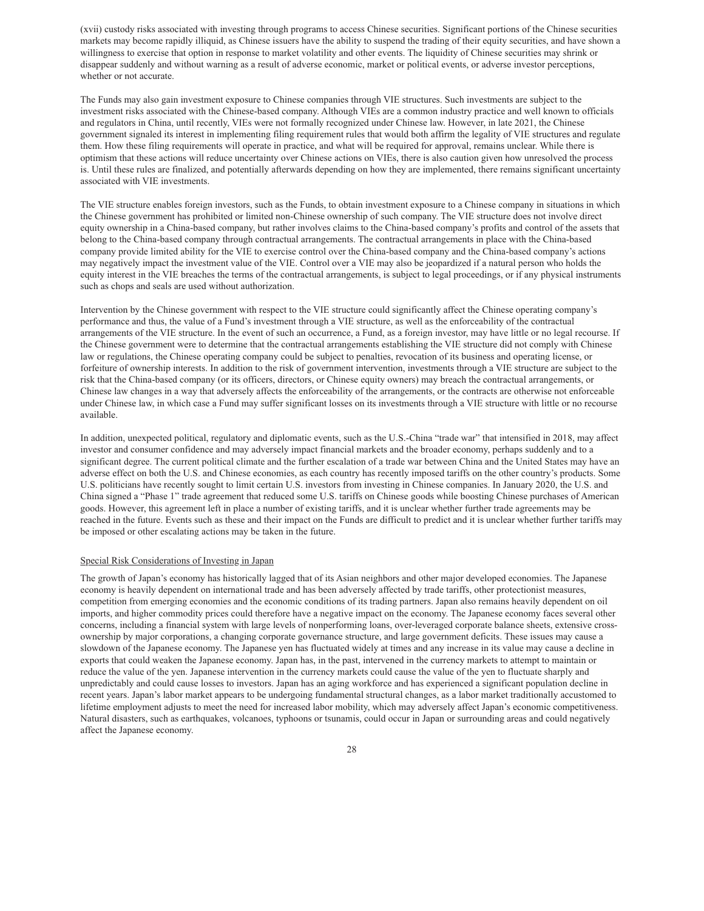(xvii) custody risks associated with investing through programs to access Chinese securities. Significant portions of the Chinese securities markets may become rapidly illiquid, as Chinese issuers have the ability to suspend the trading of their equity securities, and have shown a willingness to exercise that option in response to market volatility and other events. The liquidity of Chinese securities may shrink or disappear suddenly and without warning as a result of adverse economic, market or political events, or adverse investor perceptions, whether or not accurate.

The Funds may also gain investment exposure to Chinese companies through VIE structures. Such investments are subject to the investment risks associated with the Chinese-based company. Although VIEs are a common industry practice and well known to officials and regulators in China, until recently, VIEs were not formally recognized under Chinese law. However, in late 2021, the Chinese government signaled its interest in implementing filing requirement rules that would both affirm the legality of VIE structures and regulate them. How these filing requirements will operate in practice, and what will be required for approval, remains unclear. While there is optimism that these actions will reduce uncertainty over Chinese actions on VIEs, there is also caution given how unresolved the process is. Until these rules are finalized, and potentially afterwards depending on how they are implemented, there remains significant uncertainty associated with VIE investments.

The VIE structure enables foreign investors, such as the Funds, to obtain investment exposure to a Chinese company in situations in which the Chinese government has prohibited or limited non-Chinese ownership of such company. The VIE structure does not involve direct equity ownership in a China-based company, but rather involves claims to the China-based company's profits and control of the assets that belong to the China-based company through contractual arrangements. The contractual arrangements in place with the China-based company provide limited ability for the VIE to exercise control over the China-based company and the China-based company's actions may negatively impact the investment value of the VIE. Control over a VIE may also be jeopardized if a natural person who holds the equity interest in the VIE breaches the terms of the contractual arrangements, is subject to legal proceedings, or if any physical instruments such as chops and seals are used without authorization.

Intervention by the Chinese government with respect to the VIE structure could significantly affect the Chinese operating company's performance and thus, the value of a Fund's investment through a VIE structure, as well as the enforceability of the contractual arrangements of the VIE structure. In the event of such an occurrence, a Fund, as a foreign investor, may have little or no legal recourse. If the Chinese government were to determine that the contractual arrangements establishing the VIE structure did not comply with Chinese law or regulations, the Chinese operating company could be subject to penalties, revocation of its business and operating license, or forfeiture of ownership interests. In addition to the risk of government intervention, investments through a VIE structure are subject to the risk that the China-based company (or its officers, directors, or Chinese equity owners) may breach the contractual arrangements, or Chinese law changes in a way that adversely affects the enforceability of the arrangements, or the contracts are otherwise not enforceable under Chinese law, in which case a Fund may suffer significant losses on its investments through a VIE structure with little or no recourse available.

In addition, unexpected political, regulatory and diplomatic events, such as the U.S.-China "trade war" that intensified in 2018, may affect investor and consumer confidence and may adversely impact financial markets and the broader economy, perhaps suddenly and to a significant degree. The current political climate and the further escalation of a trade war between China and the United States may have an adverse effect on both the U.S. and Chinese economies, as each country has recently imposed tariffs on the other country's products. Some U.S. politicians have recently sought to limit certain U.S. investors from investing in Chinese companies. In January 2020, the U.S. and China signed a "Phase 1" trade agreement that reduced some U.S. tariffs on Chinese goods while boosting Chinese purchases of American goods. However, this agreement left in place a number of existing tariffs, and it is unclear whether further trade agreements may be reached in the future. Events such as these and their impact on the Funds are difficult to predict and it is unclear whether further tariffs may be imposed or other escalating actions may be taken in the future.

Special Risk Considerations of Investing in Japan

The growth of Japan's economy has historically lagged that of its Asian neighbors and other major developed economies. The Japanese economy is heavily dependent on international trade and has been adversely affected by trade tariffs, other protectionist measures, competition from emerging economies and the economic conditions of its trading partners. Japan also remains heavily dependent on oil imports, and higher commodity prices could therefore have a negative impact on the economy. The Japanese economy faces several other concerns, including a financial system with large levels of nonperforming loans, over-leveraged corporate balance sheets, extensive cross-ownership by major corporations, a changing corporate governance structure, and large government deficits. These issues may cause a slowdown of the Japanese economy. The Japanese yen has fluctuated widely at times and any increase in its value may cause a decline in exports that could weaken the Japanese economy. Japan has, in the past, intervened in the currency markets to attempt to maintain or reduce the value of the yen. Japanese intervention in the currency markets could cause the value of the yen to fluctuate sharply and unpredictably and could cause losses to investors. Japan has an aging workforce and has experienced a significant population decline in recent years. Japan's labor market appears to be undergoing fundamental structural changes, as a labor market traditionally accustomed to lifetime employment adjusts to meet the need for increased labor mobility, which may adversely affect Japan's economic competitiveness. Natural disasters, such as earthquakes, volcanoes, typhoons or tsunamis, could occur in Japan or surrounding areas and could negatively affect the Japanese economy.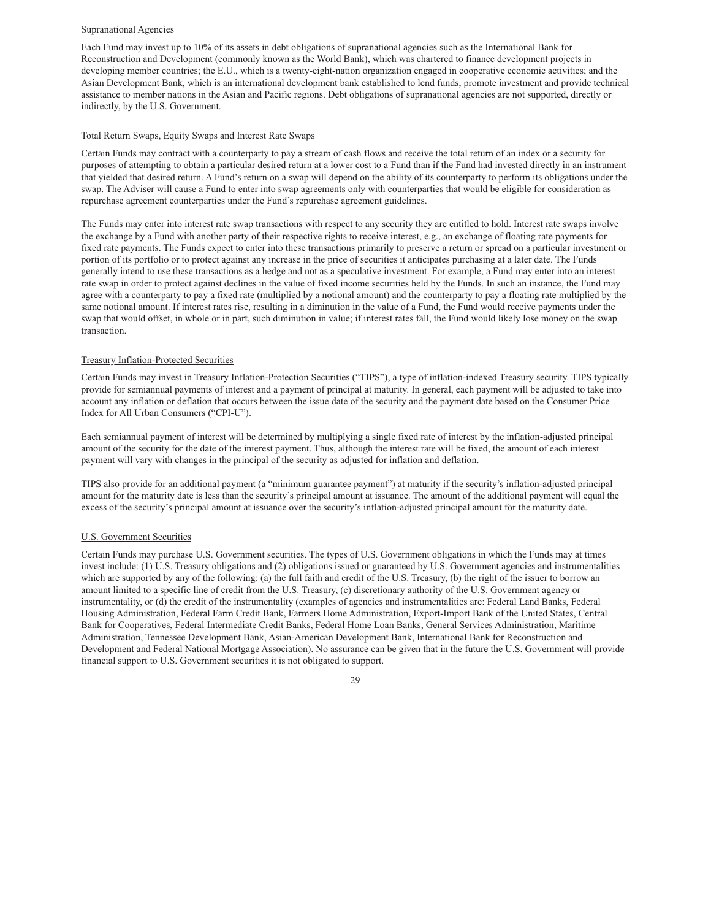Supranational Agencies

Each Fund may invest up to 10% of its assets in debt obligations of supranational agencies such as the International Bank for Reconstruction and Development (commonly known as the World Bank), which was chartered to finance development projects in developing member countries; the E.U., which is a twenty-eight-nation organization engaged in cooperative economic activities; and the Asian Development Bank, which is an international development bank established to lend funds, promote investment and provide technical assistance to member nations in the Asian and Pacific regions. Debt obligations of supranational agencies are not supported, directly or indirectly, by the U.S. Government.

Total Return Swaps, Equity Swaps and Interest Rate Swaps

Certain Funds may contract with a counterparty to pay a stream of cash flows and receive the total return of an index or a security for purposes of attempting to obtain a particular desired return at a lower cost to a Fund than if the Fund had invested directly in an instrument that yielded that desired return. A Fund's return on a swap will depend on the ability of its counterparty to perform its obligations under the swap. The Adviser will cause a Fund to enter into swap agreements only with counterparties that would be eligible for consideration as repurchase agreement counterparties under the Fund's repurchase agreement guidelines.

The Funds may enter into interest rate swap transactions with respect to any security they are entitled to hold. Interest rate swaps involve the exchange by a Fund with another party of their respective rights to receive interest, e.g., an exchange of floating rate payments for fixed rate payments. The Funds expect to enter into these transactions primarily to preserve a return or spread on a particular investment or portion of its portfolio or to protect against any increase in the price of securities it anticipates purchasing at a later date. The Funds generally intend to use these transactions as a hedge and not as a speculative investment. For example, a Fund may enter into an interest rate swap in order to protect against declines in the value of fixed income securities held by the Funds. In such an instance, the Fund may agree with a counterparty to pay a fixed rate (multiplied by a notional amount) and the counterparty to pay a floating rate multiplied by the same notional amount. If interest rates rise, resulting in a diminution in the value of a Fund, the Fund would receive payments under the swap that would offset, in whole or in part, such diminution in value; if interest rates fall, the Fund would likely lose money on the swap transaction.

Treasury Inflation-Protected Securities

Certain Funds may invest in Treasury Inflation-Protection Securities ("TIPS"), a type of inflation-indexed Treasury security. TIPS typically provide for semiannual payments of interest and a payment of principal at maturity. In general, each payment will be adjusted to take into account any inflation or deflation that occurs between the issue date of the security and the payment date based on the Consumer Price Index for All Urban Consumers ("CPI-U").

Each semiannual payment of interest will be determined by multiplying a single fixed rate of interest by the inflation-adjusted principal amount of the security for the date of the interest payment. Thus, although the interest rate will be fixed, the amount of each interest payment will vary with changes in the principal of the security as adjusted for inflation and deflation.

TIPS also provide for an additional payment (a "minimum guarantee payment") at maturity if the security's inflation-adjusted principal amount for the maturity date is less than the security's principal amount at issuance. The amount of the additional payment will equal the excess of the security's principal amount at issuance over the security's inflation-adjusted principal amount for the maturity date.

U.S. Government Securities

Certain Funds may purchase U.S. Government securities. The types of U.S. Government obligations in which the Funds may at times invest include: (1) U.S. Treasury obligations and (2) obligations issued or guaranteed by U.S. Government agencies and instrumentalities which are supported by any of the following: (a) the full faith and credit of the U.S. Treasury, (b) the right of the issuer to borrow an amount limited to a specific line of credit from the U.S. Treasury, (c) discretionary authority of the U.S. Government agency or instrumentality, or (d) the credit of the instrumentality (examples of agencies and instrumentalities are: Federal Land Banks, Federal Housing Administration, Federal Farm Credit Bank, Farmers Home Administration, Export-Import Bank of the United States, Central Bank for Cooperatives, Federal Intermediate Credit Banks, Federal Home Loan Banks, General Services Administration, Maritime Administration, Tennessee Development Bank, Asian-American Development Bank, International Bank for Reconstruction and Development and Federal National Mortgage Association). No assurance can be given that in the future the U.S. Government will provide financial support to U.S. Government securities it is not obligated to support.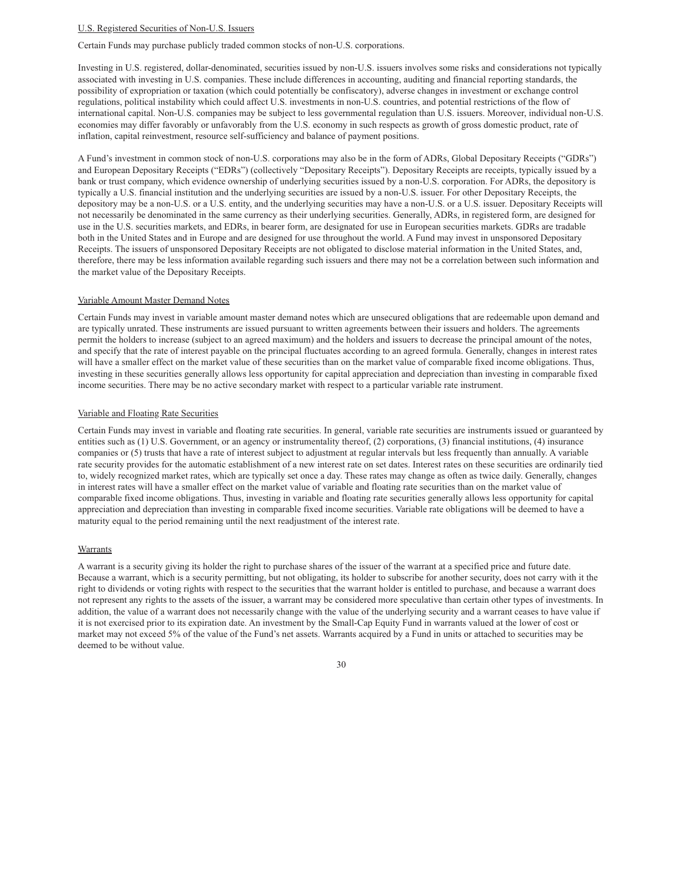U.S. Registered Securities of Non-U.S. Issuers

Certain Funds may purchase publicly traded common stocks of non-U.S. corporations.

Investing in U.S. registered, dollar-denominated, securities issued by non-U.S. issuers involves some risks and considerations not typically associated with investing in U.S. companies. These include differences in accounting, auditing and financial reporting standards, the possibility of expropriation or taxation (which could potentially be confiscatory), adverse changes in investment or exchange control regulations, political instability which could affect U.S. investments in non-U.S. countries, and potential restrictions of the flow of international capital. Non-U.S. companies may be subject to less governmental regulation than U.S. issuers. Moreover, individual non-U.S. economies may differ favorably or unfavorably from the U.S. economy in such respects as growth of gross domestic product, rate of inflation, capital reinvestment, resource self-sufficiency and balance of payment positions.

A Fund's investment in common stock of non-U.S. corporations may also be in the form of ADRs, Global Depositary Receipts ("GDRs") and European Depositary Receipts ("EDRs") (collectively "Depositary Receipts"). Depositary Receipts are receipts, typically issued by a bank or trust company, which evidence ownership of underlying securities issued by a non-U.S. corporation. For ADRs, the depository is typically a U.S. financial institution and the underlying securities are issued by a non-U.S. issuer. For other Depositary Receipts, the depository may be a non-U.S. or a U.S. entity, and the underlying securities may have a non-U.S. or a U.S. issuer. Depositary Receipts will not necessarily be denominated in the same currency as their underlying securities. Generally, ADRs, in registered form, are designed for use in the U.S. securities markets, and EDRs, in bearer form, are designated for use in European securities markets. GDRs are tradable both in the United States and in Europe and are designed for use throughout the world. A Fund may invest in unsponsored Depositary Receipts. The issuers of unsponsored Depositary Receipts are not obligated to disclose material information in the United States, and, therefore, there may be less information available regarding such issuers and there may not be a correlation between such information and the market value of the Depositary Receipts.

Variable Amount Master Demand Notes

Certain Funds may invest in variable amount master demand notes which are unsecured obligations that are redeemable upon demand and are typically unrated. These instruments are issued pursuant to written agreements between their issuers and holders. The agreements permit the holders to increase (subject to an agreed maximum) and the holders and issuers to decrease the principal amount of the notes, and specify that the rate of interest payable on the principal fluctuates according to an agreed formula. Generally, changes in interest rates will have a smaller effect on the market value of these securities than on the market value of comparable fixed income obligations. Thus, investing in these securities generally allows less opportunity for capital appreciation and depreciation than investing in comparable fixed income securities. There may be no active secondary market with respect to a particular variable rate instrument.

Variable and Floating Rate Securities

Certain Funds may invest in variable and floating rate securities. In general, variable rate securities are instruments issued or guaranteed by entities such as (1) U.S. Government, or an agency or instrumentality thereof, (2) corporations, (3) financial institutions, (4) insurance companies or (5) trusts that have a rate of interest subject to adjustment at regular intervals but less frequently than annually. A variable rate security provides for the automatic establishment of a new interest rate on set dates. Interest rates on these securities are ordinarily tied to, widely recognized market rates, which are typically set once a day. These rates may change as often as twice daily. Generally, changes in interest rates will have a smaller effect on the market value of variable and floating rate securities than on the market value of comparable fixed income obligations. Thus, investing in variable and floating rate securities generally allows less opportunity for capital appreciation and depreciation than investing in comparable fixed income securities. Variable rate obligations will be deemed to have a maturity equal to the period remaining until the next readjustment of the interest rate.

Warrants

A warrant is a security giving its holder the right to purchase shares of the issuer of the warrant at a specified price and future date. Because a warrant, which is a security permitting, but not obligating, its holder to subscribe for another security, does not carry with it the right to dividends or voting rights with respect to the securities that the warrant holder is entitled to purchase, and because a warrant does not represent any rights to the assets of the issuer, a warrant may be considered more speculative than certain other types of investments. In addition, the value of a warrant does not necessarily change with the value of the underlying security and a warrant ceases to have value if it is not exercised prior to its expiration date. An investment by the Small-Cap Equity Fund in warrants valued at the lower of cost or market may not exceed 5% of the value of the Fund's net assets. Warrants acquired by a Fund in units or attached to securities may be deemed to be without value.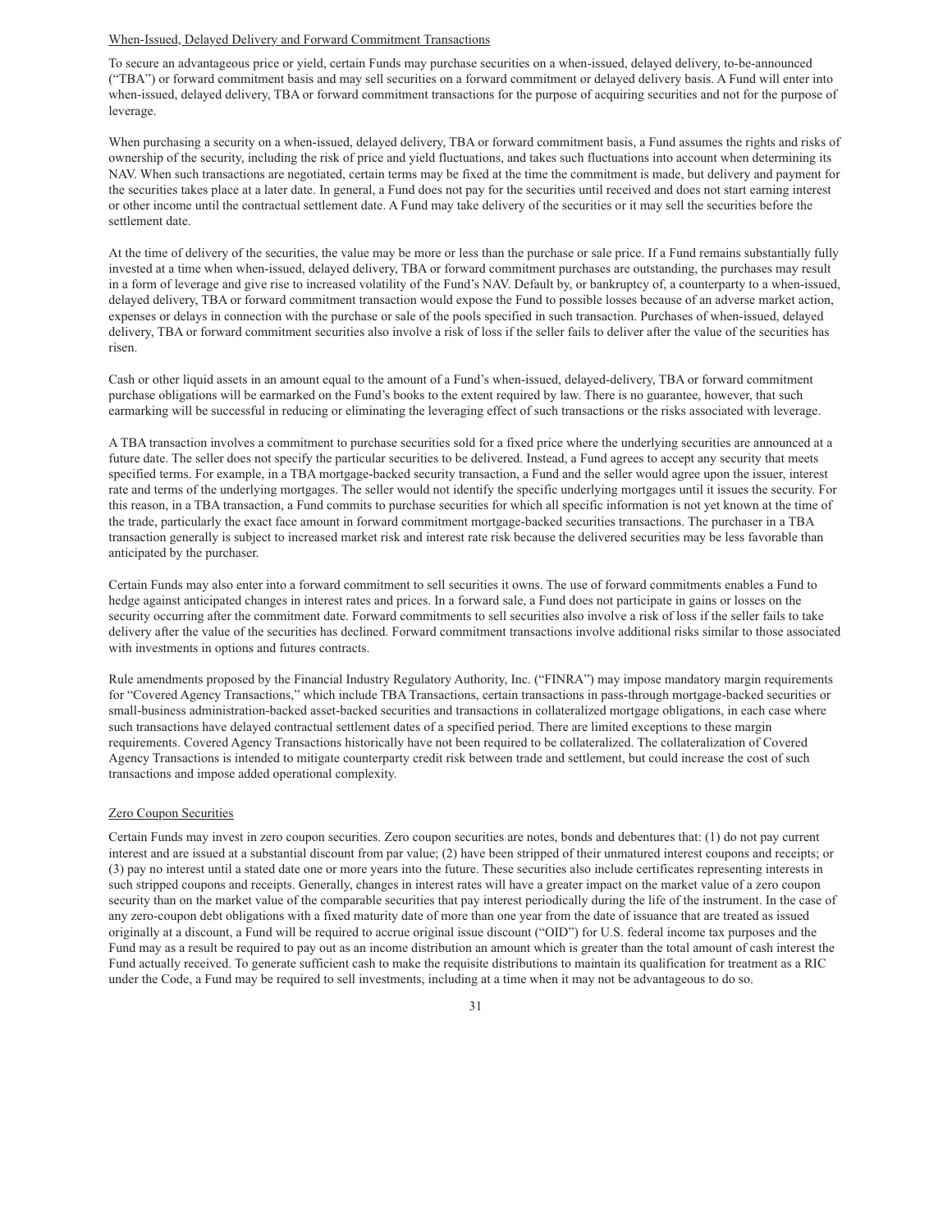When-Issued, Delayed Delivery and Forward Commitment Transactions

To secure an advantageous price or yield, certain Funds may purchase securities on a when-issued, delayed delivery, to-be-announced ("TBA") or forward commitment basis and may sell securities on a forward commitment or delayed delivery basis. A Fund will enter into when-issued, delayed delivery, TBA or forward commitment transactions for the purpose of acquiring securities and not for the purpose of leverage.

When purchasing a security on a when-issued, delayed delivery, TBA or forward commitment basis, a Fund assumes the rights and risks of ownership of the security, including the risk of price and yield fluctuations, and takes such fluctuations into account when determining its NAV. When such transactions are negotiated, certain terms may be fixed at the time the commitment is made, but delivery and payment for the securities takes place at a later date. In general, a Fund does not pay for the securities until received and does not start earning interest or other income until the contractual settlement date. A Fund may take delivery of the securities or it may sell the securities before the settlement date.

At the time of delivery of the securities, the value may be more or less than the purchase or sale price. If a Fund remains substantially fully invested at a time when when-issued, delayed delivery, TBA or forward commitment purchases are outstanding, the purchases may result in a form of leverage and give rise to increased volatility of the Fund's NAV. Default by, or bankruptcy of, a counterparty to a when-issued, delayed delivery, TBA or forward commitment transaction would expose the Fund to possible losses because of an adverse market action, expenses or delays in connection with the purchase or sale of the pools specified in such transaction. Purchases of when-issued, delayed delivery, TBA or forward commitment securities also involve a risk of loss if the seller fails to deliver after the value of the securities has risen.

Cash or other liquid assets in an amount equal to the amount of a Fund's when-issued, delayed-delivery, TBA or forward commitment purchase obligations will be earmarked on the Fund's books to the extent required by law. There is no guarantee, however, that such earmarking will be successful in reducing or eliminating the leveraging effect of such transactions or the risks associated with leverage.

A TBA transaction involves a commitment to purchase securities sold for a fixed price where the underlying securities are announced at a future date. The seller does not specify the particular securities to be delivered. Instead, a Fund agrees to accept any security that meets specified terms. For example, in a TBA mortgage-backed security transaction, a Fund and the seller would agree upon the issuer, interest rate and terms of the underlying mortgages. The seller would not identify the specific underlying mortgages until it issues the security. For this reason, in a TBA transaction, a Fund commits to purchase securities for which all specific information is not yet known at the time of the trade, particularly the exact face amount in forward commitment mortgage-backed securities transactions. The purchaser in a TBA transaction generally is subject to increased market risk and interest rate risk because the delivered securities may be less favorable than anticipated by the purchaser.

Certain Funds may also enter into a forward commitment to sell securities it owns. The use of forward commitments enables a Fund to hedge against anticipated changes in interest rates and prices. In a forward sale, a Fund does not participate in gains or losses on the security occurring after the commitment date. Forward commitments to sell securities also involve a risk of loss if the seller fails to take delivery after the value of the securities has declined. Forward commitment transactions involve additional risks similar to those associated with investments in options and futures contracts.

Rule amendments proposed by the Financial Industry Regulatory Authority, Inc. ("FINRA") may impose mandatory margin requirements for "Covered Agency Transactions," which include TBA Transactions, certain transactions in pass-through mortgage-backed securities or small-business administration-backed asset-backed securities and transactions in collateralized mortgage obligations, in each case where such transactions have delayed contractual settlement dates of a specified period. There are limited exceptions to these margin requirements. Covered Agency Transactions historically have not been required to be collateralized. The collateralization of Covered Agency Transactions is intended to mitigate counterparty credit risk between trade and settlement, but could increase the cost of such transactions and impose added operational complexity.

Zero Coupon Securities

Certain Funds may invest in zero coupon securities. Zero coupon securities are notes, bonds and debentures that: (1) do not pay current interest and are issued at a substantial discount from par value; (2) have been stripped of their unmatured interest coupons and receipts; or (3) pay no interest until a stated date one or more years into the future. These securities also include certificates representing interests in such stripped coupons and receipts. Generally, changes in interest rates will have a greater impact on the market value of a zero coupon security than on the market value of the comparable securities that pay interest periodically during the life of the instrument. In the case of any zero-coupon debt obligations with a fixed maturity date of more than one year from the date of issuance that are treated as issued originally at a discount, a Fund will be required to accrue original issue discount ("OID") for U.S. federal income tax purposes and the Fund may as a result be required to pay out as an income distribution an amount which is greater than the total amount of cash interest the Fund actually received. To generate sufficient cash to make the requisite distributions to maintain its qualification for treatment as a RIC under the Code, a Fund may be required to sell investments, including at a time when it may not be advantageous to do so.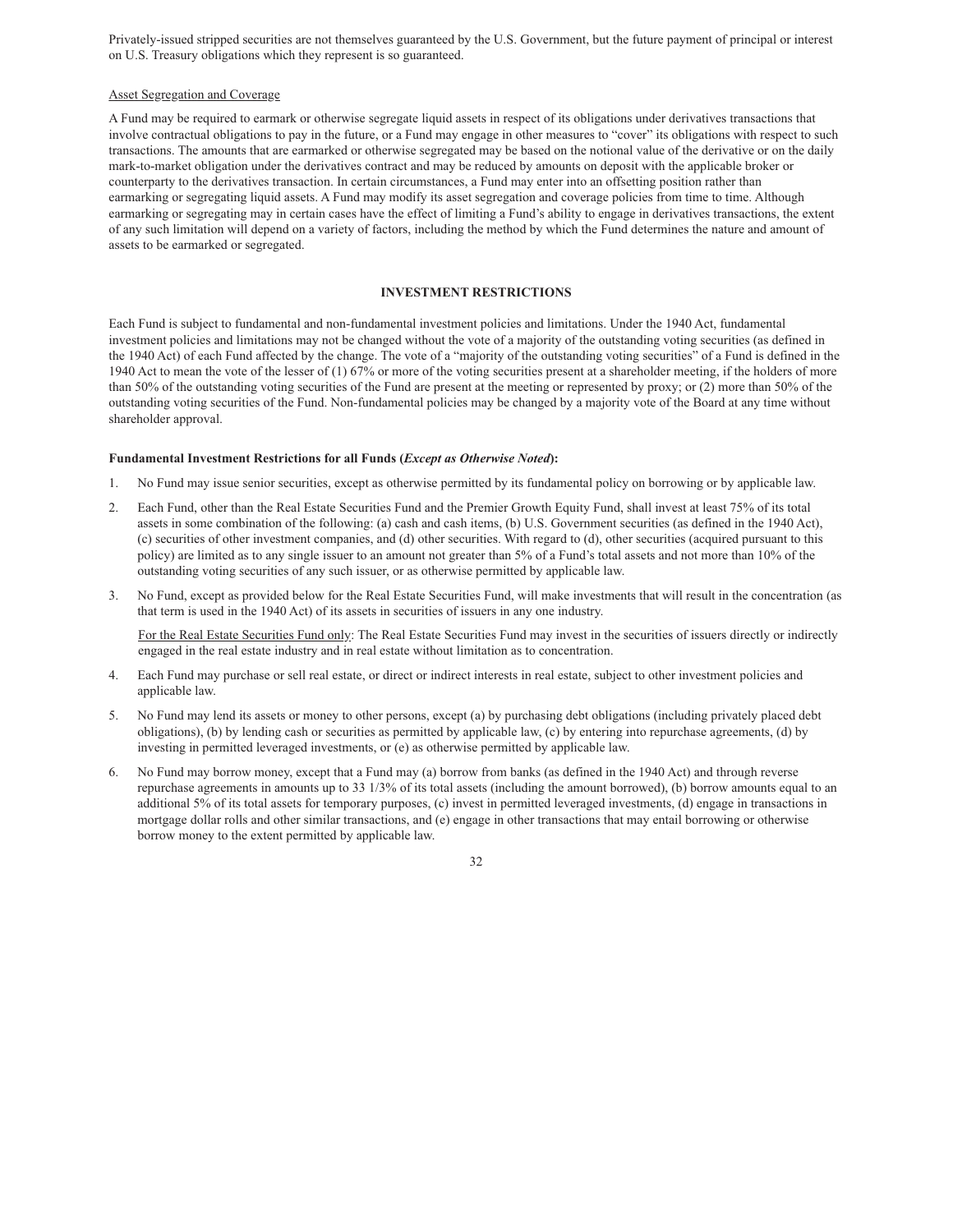Privately-issued stripped securities are not themselves guaranteed by the U.S. Government, but the future payment of principal or interest on U.S. Treasury obligations which they represent is so guaranteed.

Asset Segregation and Coverage

A Fund may be required to earmark or otherwise segregate liquid assets in respect of its obligations under derivatives transactions that involve contractual obligations to pay in the future, or a Fund may engage in other measures to "cover" its obligations with respect to such transactions. The amounts that are earmarked or otherwise segregated may be based on the notional value of the derivative or on the daily mark-to-market obligation under the derivatives contract and may be reduced by amounts on deposit with the applicable broker or counterparty to the derivatives transaction. In certain circumstances, a Fund may enter into an offsetting position rather than earmarking or segregating liquid assets. A Fund may modify its asset segregation and coverage policies from time to time. Although earmarking or segregating may in certain cases have the effect of limiting a Fund's ability to engage in derivatives transactions, the extent of any such limitation will depend on a variety of factors, including the method by which the Fund determines the nature and amount of assets to be earmarked or segregated.

## INVESTMENT RESTRICTIONS

Each Fund is subject to fundamental and non-fundamental investment policies and limitations. Under the 1940 Act, fundamental investment policies and limitations may not be changed without the vote of a majority of the outstanding voting securities (as defined in the 1940 Act) of each Fund affected by the change. The vote of a "majority of the outstanding voting securities" of a Fund is defined in the 1940 Act to mean the vote of the lesser of (1) 67% or more of the voting securities present at a shareholder meeting, if the holders of more than 50% of the outstanding voting securities of the Fund are present at the meeting or represented by proxy; or (2) more than 50% of the outstanding voting securities of the Fund. Non-fundamental policies may be changed by a majority vote of the Board at any time without shareholder approval.

**Fundamental Investment Restrictions for all Funds (*Except as Otherwise Noted*):**

1. No Fund may issue senior securities, except as otherwise permitted by its fundamental policy on borrowing or by applicable law.
2. Each Fund, other than the Real Estate Securities Fund and the Premier Growth Equity Fund, shall invest at least 75% of its total assets in some combination of the following: (a) cash and cash items, (b) U.S. Government securities (as defined in the 1940 Act), (c) securities of other investment companies, and (d) other securities. With regard to (d), other securities (acquired pursuant to this policy) are limited as to any single issuer to an amount not greater than 5% of a Fund's total assets and not more than 10% of the outstanding voting securities of any such issuer, or as otherwise permitted by applicable law.
3. No Fund, except as provided below for the Real Estate Securities Fund, will make investments that will result in the concentration (as that term is used in the 1940 Act) of its assets in securities of issuers in any one industry.

   For the Real Estate Securities Fund only: The Real Estate Securities Fund may invest in the securities of issuers directly or indirectly engaged in the real estate industry and in real estate without limitation as to concentration.
4. Each Fund may purchase or sell real estate, or direct or indirect interests in real estate, subject to other investment policies and applicable law.
5. No Fund may lend its assets or money to other persons, except (a) by purchasing debt obligations (including privately placed debt obligations), (b) by lending cash or securities as permitted by applicable law, (c) by entering into repurchase agreements, (d) by investing in permitted leveraged investments, or (e) as otherwise permitted by applicable law.
6. No Fund may borrow money, except that a Fund may (a) borrow from banks (as defined in the 1940 Act) and through reverse repurchase agreements in amounts up to 33 1/3% of its total assets (including the amount borrowed), (b) borrow amounts equal to an additional 5% of its total assets for temporary purposes, (c) invest in permitted leveraged investments, (d) engage in transactions in mortgage dollar rolls and other similar transactions, and (e) engage in other transactions that may entail borrowing or otherwise borrow money to the extent permitted by applicable law.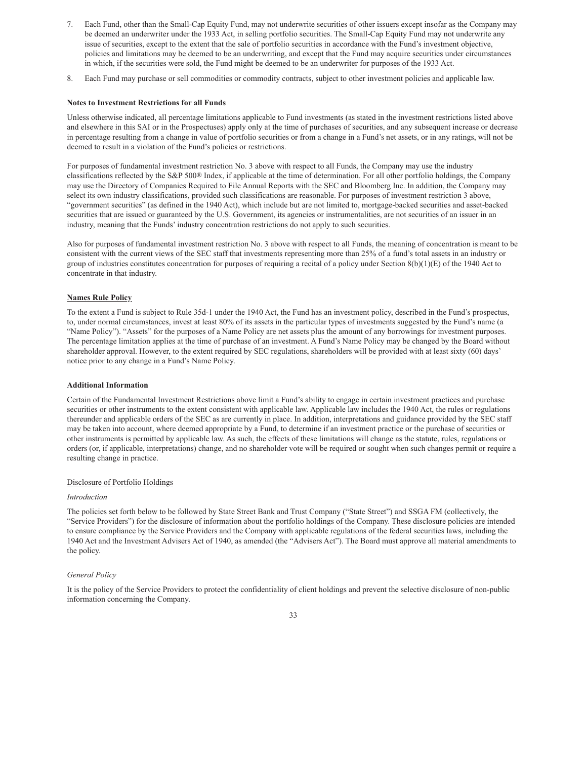7. Each Fund, other than the Small-Cap Equity Fund, may not underwrite securities of other issuers except insofar as the Company may be deemed an underwriter under the 1933 Act, in selling portfolio securities. The Small-Cap Equity Fund may not underwrite any issue of securities, except to the extent that the sale of portfolio securities in accordance with the Fund's investment objective, policies and limitations may be deemed to be an underwriting, and except that the Fund may acquire securities under circumstances in which, if the securities were sold, the Fund might be deemed to be an underwriter for purposes of the 1933 Act.
8. Each Fund may purchase or sell commodities or commodity contracts, subject to other investment policies and applicable law.

**Notes to Investment Restrictions for all Funds**

Unless otherwise indicated, all percentage limitations applicable to Fund investments (as stated in the investment restrictions listed above and elsewhere in this SAI or in the Prospectuses) apply only at the time of purchases of securities, and any subsequent increase or decrease in percentage resulting from a change in value of portfolio securities or from a change in a Fund's net assets, or in any ratings, will not be deemed to result in a violation of the Fund's policies or restrictions.

For purposes of fundamental investment restriction No. 3 above with respect to all Funds, the Company may use the industry classifications reflected by the S&P 500® Index, if applicable at the time of determination. For all other portfolio holdings, the Company may use the Directory of Companies Required to File Annual Reports with the SEC and Bloomberg Inc. In addition, the Company may select its own industry classifications, provided such classifications are reasonable. For purposes of investment restriction 3 above, "government securities" (as defined in the 1940 Act), which include but are not limited to, mortgage-backed securities and asset-backed securities that are issued or guaranteed by the U.S. Government, its agencies or instrumentalities, are not securities of an issuer in an industry, meaning that the Funds' industry concentration restrictions do not apply to such securities.

Also for purposes of fundamental investment restriction No. 3 above with respect to all Funds, the meaning of concentration is meant to be consistent with the current views of the SEC staff that investments representing more than 25% of a fund's total assets in an industry or group of industries constitutes concentration for purposes of requiring a recital of a policy under Section 8(b)(1)(E) of the 1940 Act to concentrate in that industry.

**Names Rule Policy**

To the extent a Fund is subject to Rule 35d-1 under the 1940 Act, the Fund has an investment policy, described in the Fund's prospectus, to, under normal circumstances, invest at least 80% of its assets in the particular types of investments suggested by the Fund's name (a "Name Policy"). "Assets" for the purposes of a Name Policy are net assets plus the amount of any borrowings for investment purposes. The percentage limitation applies at the time of purchase of an investment. A Fund's Name Policy may be changed by the Board without shareholder approval. However, to the extent required by SEC regulations, shareholders will be provided with at least sixty (60) days' notice prior to any change in a Fund's Name Policy.

**Additional Information**

Certain of the Fundamental Investment Restrictions above limit a Fund's ability to engage in certain investment practices and purchase securities or other instruments to the extent consistent with applicable law. Applicable law includes the 1940 Act, the rules or regulations thereunder and applicable orders of the SEC as are currently in place. In addition, interpretations and guidance provided by the SEC staff may be taken into account, where deemed appropriate by a Fund, to determine if an investment practice or the purchase of securities or other instruments is permitted by applicable law. As such, the effects of these limitations will change as the statute, rules, regulations or orders (or, if applicable, interpretations) change, and no shareholder vote will be required or sought when such changes permit or require a resulting change in practice.

Disclosure of Portfolio Holdings

*Introduction*

The policies set forth below to be followed by State Street Bank and Trust Company ("State Street") and SSGA FM (collectively, the "Service Providers") for the disclosure of information about the portfolio holdings of the Company. These disclosure policies are intended to ensure compliance by the Service Providers and the Company with applicable regulations of the federal securities laws, including the 1940 Act and the Investment Advisers Act of 1940, as amended (the "Advisers Act"). The Board must approve all material amendments to the policy.

*General Policy*

It is the policy of the Service Providers to protect the confidentiality of client holdings and prevent the selective disclosure of non-public information concerning the Company.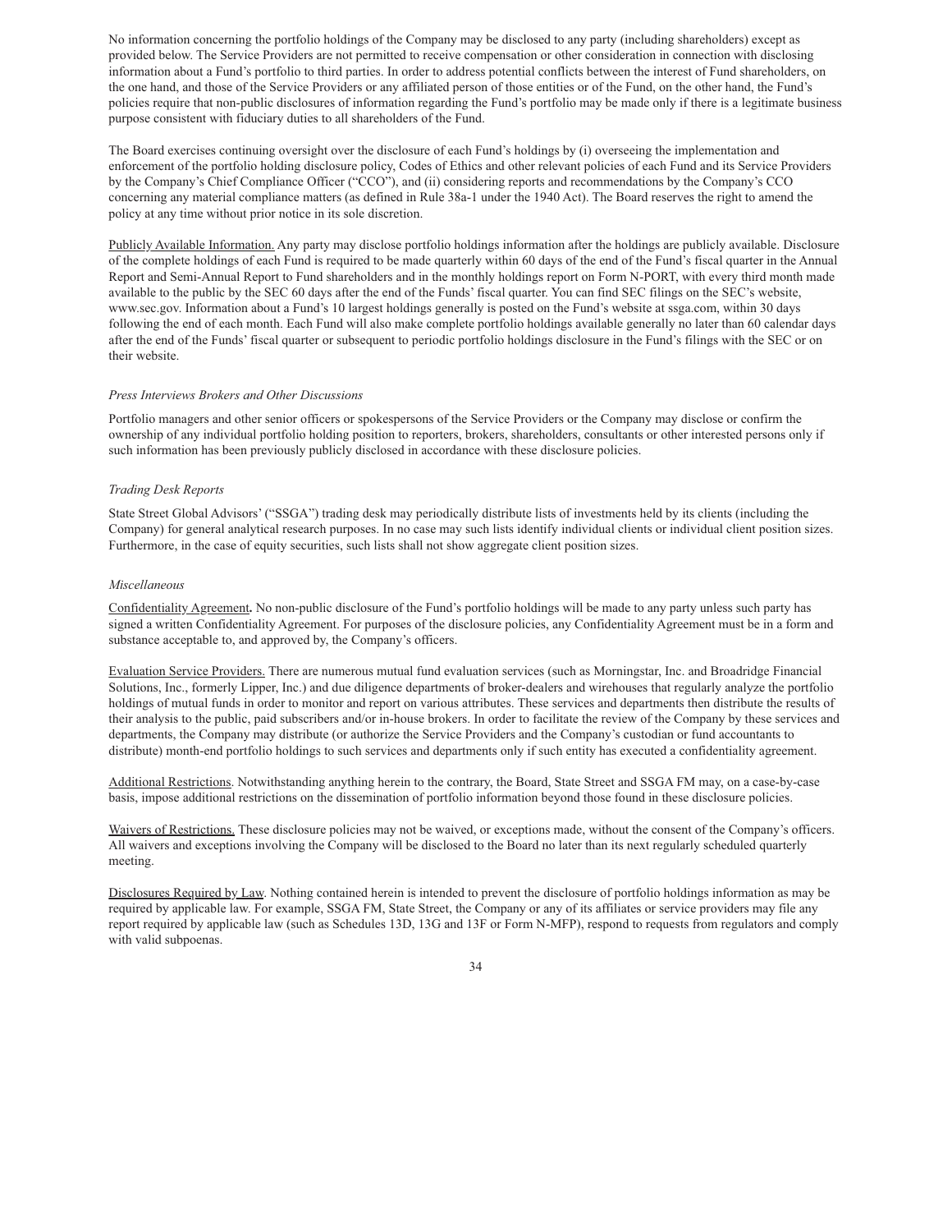No information concerning the portfolio holdings of the Company may be disclosed to any party (including shareholders) except as provided below. The Service Providers are not permitted to receive compensation or other consideration in connection with disclosing information about a Fund's portfolio to third parties. In order to address potential conflicts between the interest of Fund shareholders, on the one hand, and those of the Service Providers or any affiliated person of those entities or of the Fund, on the other hand, the Fund's policies require that non-public disclosures of information regarding the Fund's portfolio may be made only if there is a legitimate business purpose consistent with fiduciary duties to all shareholders of the Fund.

The Board exercises continuing oversight over the disclosure of each Fund's holdings by (i) overseeing the implementation and enforcement of the portfolio holding disclosure policy, Codes of Ethics and other relevant policies of each Fund and its Service Providers by the Company's Chief Compliance Officer ("CCO"), and (ii) considering reports and recommendations by the Company's CCO concerning any material compliance matters (as defined in Rule 38a-1 under the 1940 Act). The Board reserves the right to amend the policy at any time without prior notice in its sole discretion.

<u>Publicly Available Information.</u> Any party may disclose portfolio holdings information after the holdings are publicly available. Disclosure of the complete holdings of each Fund is required to be made quarterly within 60 days of the end of the Fund's fiscal quarter in the Annual Report and Semi-Annual Report to Fund shareholders and in the monthly holdings report on Form N-PORT, with every third month made available to the public by the SEC 60 days after the end of the Funds' fiscal quarter. You can find SEC filings on the SEC's website, www.sec.gov. Information about a Fund's 10 largest holdings generally is posted on the Fund's website at ssga.com, within 30 days following the end of each month. Each Fund will also make complete portfolio holdings available generally no later than 60 calendar days after the end of the Funds' fiscal quarter or subsequent to periodic portfolio holdings disclosure in the Fund's filings with the SEC or on their website.

*Press Interviews Brokers and Other Discussions*

Portfolio managers and other senior officers or spokespersons of the Service Providers or the Company may disclose or confirm the ownership of any individual portfolio holding position to reporters, brokers, shareholders, consultants or other interested persons only if such information has been previously publicly disclosed in accordance with these disclosure policies.

*Trading Desk Reports*

State Street Global Advisors' ("SSGA") trading desk may periodically distribute lists of investments held by its clients (including the Company) for general analytical research purposes. In no case may such lists identify individual clients or individual client position sizes. Furthermore, in the case of equity securities, such lists shall not show aggregate client position sizes.

*Miscellaneous*

<u>Confidentiality Agreement</u>**.** No non-public disclosure of the Fund's portfolio holdings will be made to any party unless such party has signed a written Confidentiality Agreement. For purposes of the disclosure policies, any Confidentiality Agreement must be in a form and substance acceptable to, and approved by, the Company's officers.

<u>Evaluation Service Providers.</u> There are numerous mutual fund evaluation services (such as Morningstar, Inc. and Broadridge Financial Solutions, Inc., formerly Lipper, Inc.) and due diligence departments of broker-dealers and wirehouses that regularly analyze the portfolio holdings of mutual funds in order to monitor and report on various attributes. These services and departments then distribute the results of their analysis to the public, paid subscribers and/or in-house brokers. In order to facilitate the review of the Company by these services and departments, the Company may distribute (or authorize the Service Providers and the Company's custodian or fund accountants to distribute) month-end portfolio holdings to such services and departments only if such entity has executed a confidentiality agreement.

<u>Additional Restrictions</u>. Notwithstanding anything herein to the contrary, the Board, State Street and SSGA FM may, on a case-by-case basis, impose additional restrictions on the dissemination of portfolio information beyond those found in these disclosure policies.

<u>Waivers of Restrictions.</u> These disclosure policies may not be waived, or exceptions made, without the consent of the Company's officers. All waivers and exceptions involving the Company will be disclosed to the Board no later than its next regularly scheduled quarterly meeting.

<u>Disclosures Required by Law</u>. Nothing contained herein is intended to prevent the disclosure of portfolio holdings information as may be required by applicable law. For example, SSGA FM, State Street, the Company or any of its affiliates or service providers may file any report required by applicable law (such as Schedules 13D, 13G and 13F or Form N-MFP), respond to requests from regulators and comply with valid subpoenas.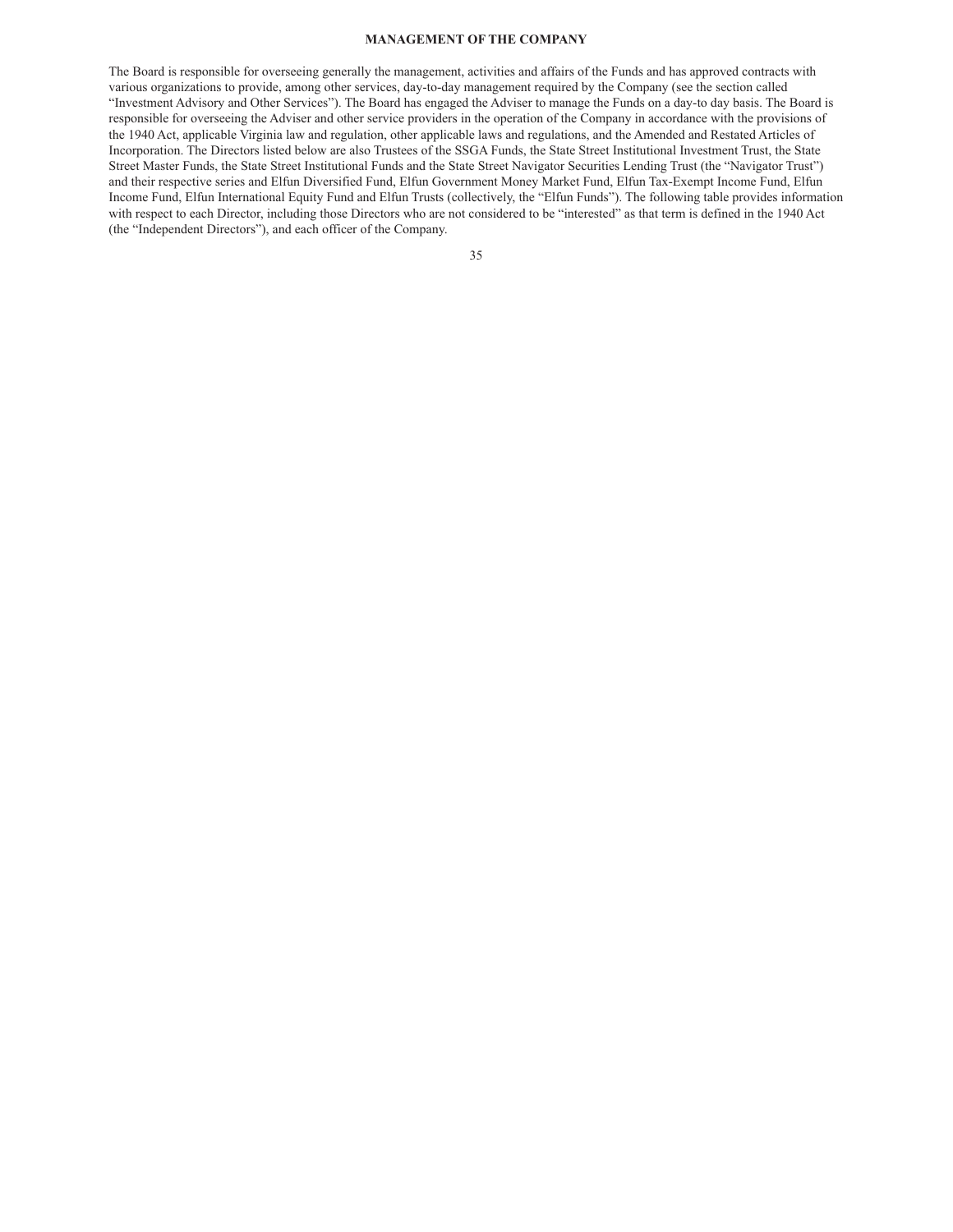## MANAGEMENT OF THE COMPANY

The Board is responsible for overseeing generally the management, activities and affairs of the Funds and has approved contracts with various organizations to provide, among other services, day-to-day management required by the Company (see the section called "Investment Advisory and Other Services"). The Board has engaged the Adviser to manage the Funds on a day-to day basis. The Board is responsible for overseeing the Adviser and other service providers in the operation of the Company in accordance with the provisions of the 1940 Act, applicable Virginia law and regulation, other applicable laws and regulations, and the Amended and Restated Articles of Incorporation. The Directors listed below are also Trustees of the SSGA Funds, the State Street Institutional Investment Trust, the State Street Master Funds, the State Street Institutional Funds and the State Street Navigator Securities Lending Trust (the "Navigator Trust") and their respective series and Elfun Diversified Fund, Elfun Government Money Market Fund, Elfun Tax-Exempt Income Fund, Elfun Income Fund, Elfun International Equity Fund and Elfun Trusts (collectively, the "Elfun Funds"). The following table provides information with respect to each Director, including those Directors who are not considered to be "interested" as that term is defined in the 1940 Act (the "Independent Directors"), and each officer of the Company.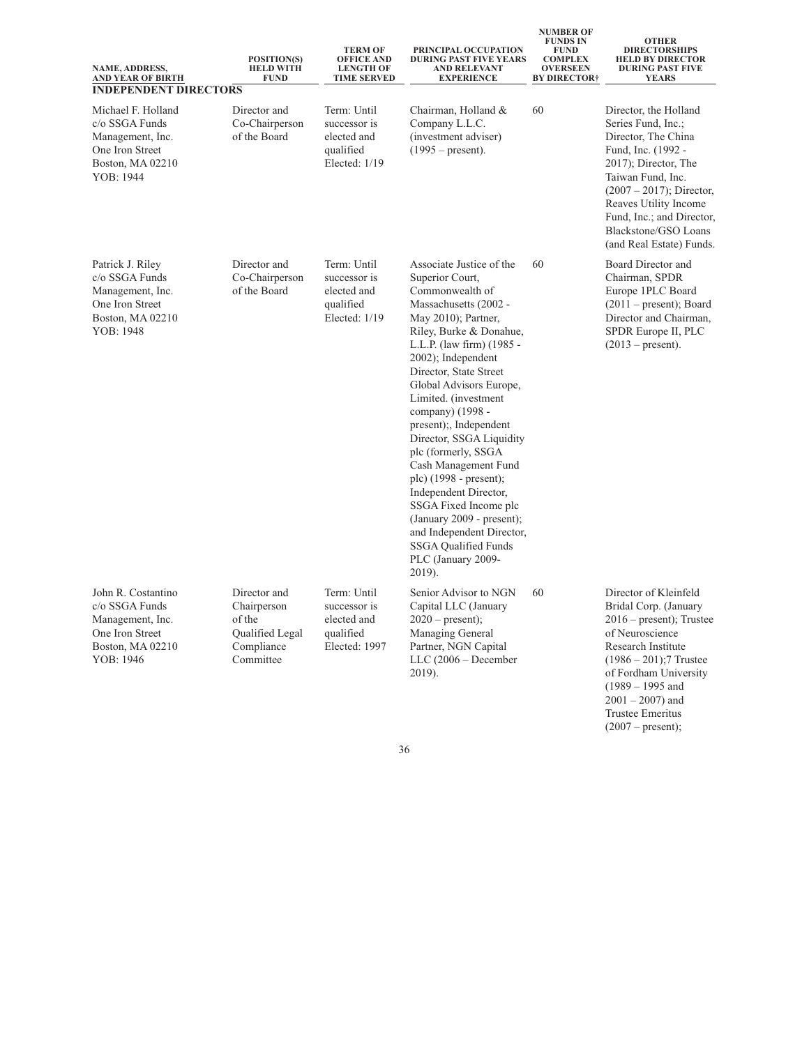| NAME, ADDRESS, AND YEAR OF BIRTH | POSITION(S) HELD WITH FUND | TERM OF OFFICE AND LENGTH OF TIME SERVED | PRINCIPAL OCCUPATION DURING PAST FIVE YEARS AND RELEVANT EXPERIENCE | NUMBER OF FUNDS IN FUND COMPLEX OVERSEEN BY DIRECTOR† | OTHER DIRECTORSHIPS HELD BY DIRECTOR DURING PAST FIVE YEARS |
| --- | --- | --- | --- | --- | --- |
| **INDEPENDENT DIRECTORS** | | | | | |
| Michael F. Holland c/o SSGA Funds Management, Inc. One Iron Street Boston, MA 02210 YOB: 1944 | Director and Co-Chairperson of the Board | Term: Until successor is elected and qualified Elected: 1/19 | Chairman, Holland & Company L.L.C. (investment adviser) (1995 – present). | 60 | Director, the Holland Series Fund, Inc.; Director, The China Fund, Inc. (1992 - 2017); Director, The Taiwan Fund, Inc. (2007 – 2017); Director, Reaves Utility Income Fund, Inc.; and Director, Blackstone/GSO Loans (and Real Estate) Funds. |
| Patrick J. Riley c/o SSGA Funds Management, Inc. One Iron Street Boston, MA 02210 YOB: 1948 | Director and Co-Chairperson of the Board | Term: Until successor is elected and qualified Elected: 1/19 | Associate Justice of the Superior Court, Commonwealth of Massachusetts (2002 - May 2010); Partner, Riley, Burke & Donahue, L.L.P. (law firm) (1985 - 2002); Independent Director, State Street Global Advisors Europe, Limited. (investment company) (1998 - present);, Independent Director, SSGA Liquidity plc (formerly, SSGA Cash Management Fund plc) (1998 - present); Independent Director, SSGA Fixed Income plc (January 2009 - present); and Independent Director, SSGA Qualified Funds PLC (January 2009- 2019). | 60 | Board Director and Chairman, SPDR Europe 1PLC Board (2011 – present); Board Director and Chairman, SPDR Europe II, PLC (2013 – present). |
| John R. Costantino c/o SSGA Funds Management, Inc. One Iron Street Boston, MA 02210 YOB: 1946 | Director and Chairperson of the Qualified Legal Compliance Committee | Term: Until successor is elected and qualified Elected: 1997 | Senior Advisor to NGN Capital LLC (January 2020 – present); Managing General Partner, NGN Capital LLC (2006 – December 2019). | 60 | Director of Kleinfeld Bridal Corp. (January 2016 – present); Trustee of Neuroscience Research Institute (1986 – 201);7 Trustee of Fordham University (1989 – 1995 and 2001 – 2007) and Trustee Emeritus (2007 – present); |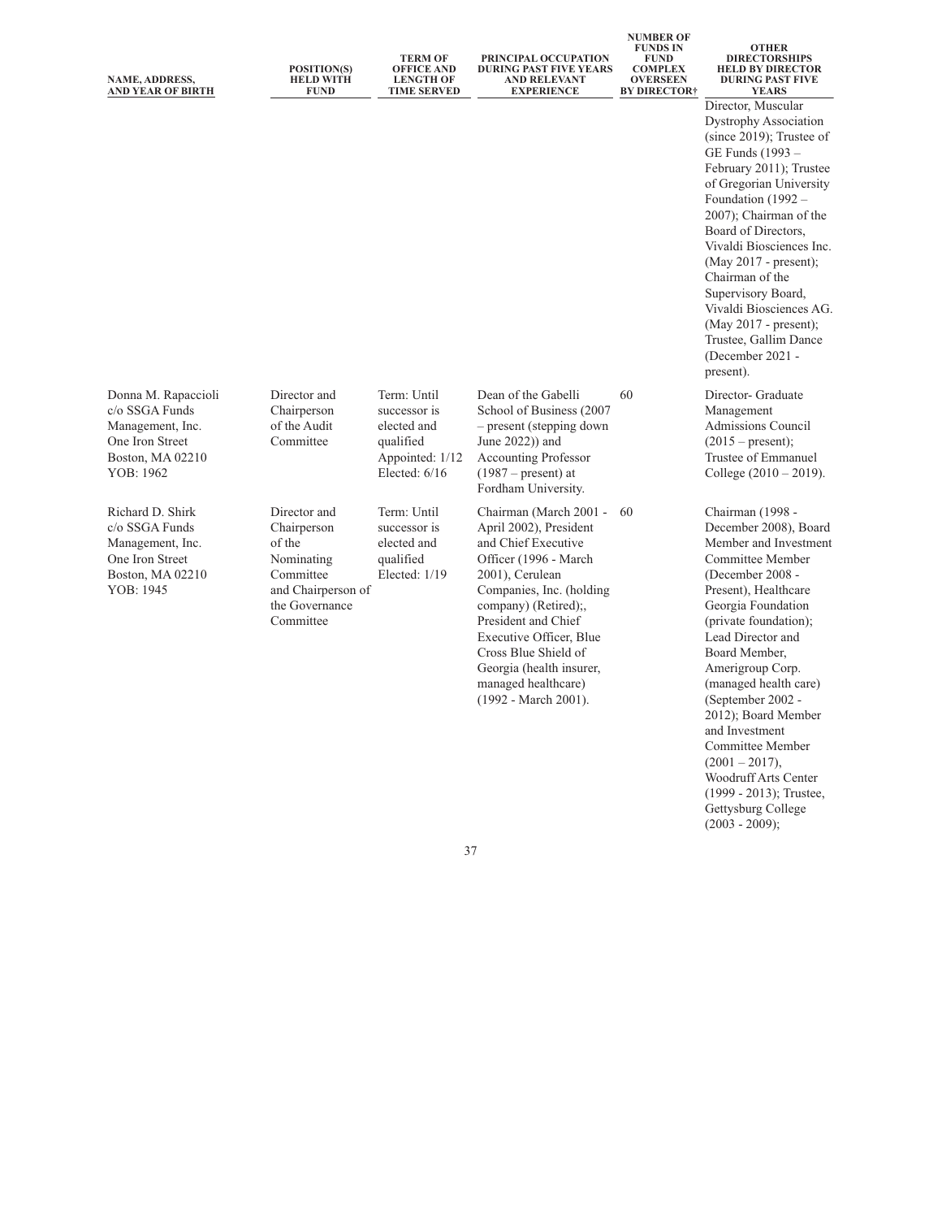| NAME, ADDRESS, AND YEAR OF BIRTH | POSITION(S) HELD WITH FUND | TERM OF OFFICE AND LENGTH OF TIME SERVED | PRINCIPAL OCCUPATION DURING PAST FIVE YEARS AND RELEVANT EXPERIENCE | NUMBER OF FUNDS IN FUND COMPLEX OVERSEEN BY DIRECTOR† | OTHER DIRECTORSHIPS HELD BY DIRECTOR DURING PAST FIVE YEARS |
|---|---|---|---|---|---|
| | | | | | Director, Muscular Dystrophy Association (since 2019); Trustee of GE Funds (1993 – February 2011); Trustee of Gregorian University Foundation (1992 – 2007); Chairman of the Board of Directors, Vivaldi Biosciences Inc. (May 2017 - present); Chairman of the Supervisory Board, Vivaldi Biosciences AG. (May 2017 - present); Trustee, Gallim Dance (December 2021 - present). |
| Donna M. Rapaccioli c/o SSGA Funds Management, Inc. One Iron Street Boston, MA 02210 YOB: 1962 | Director and Chairperson of the Audit Committee | Term: Until successor is elected and qualified Appointed: 1/12 Elected: 6/16 | Dean of the Gabelli School of Business (2007 – present (stepping down June 2022)) and Accounting Professor (1987 – present) at Fordham University. | 60 | Director- Graduate Management Admissions Council (2015 – present); Trustee of Emmanuel College (2010 – 2019). |
| Richard D. Shirk c/o SSGA Funds Management, Inc. One Iron Street Boston, MA 02210 YOB: 1945 | Director and Chairperson of the Nominating Committee and Chairperson of the Governance Committee | Term: Until successor is elected and qualified Elected: 1/19 | Chairman (March 2001 - April 2002), President and Chief Executive Officer (1996 - March 2001), Cerulean Companies, Inc. (holding company) (Retired);, President and Chief Executive Officer, Blue Cross Blue Shield of Georgia (health insurer, managed healthcare) (1992 - March 2001). | 60 | Chairman (1998 - December 2008), Board Member and Investment Committee Member (December 2008 - Present), Healthcare Georgia Foundation (private foundation); Lead Director and Board Member, Amerigroup Corp. (managed health care) (September 2002 - 2012); Board Member and Investment Committee Member (2001 – 2017), Woodruff Arts Center (1999 - 2013); Trustee, Gettysburg College (2003 - 2009); |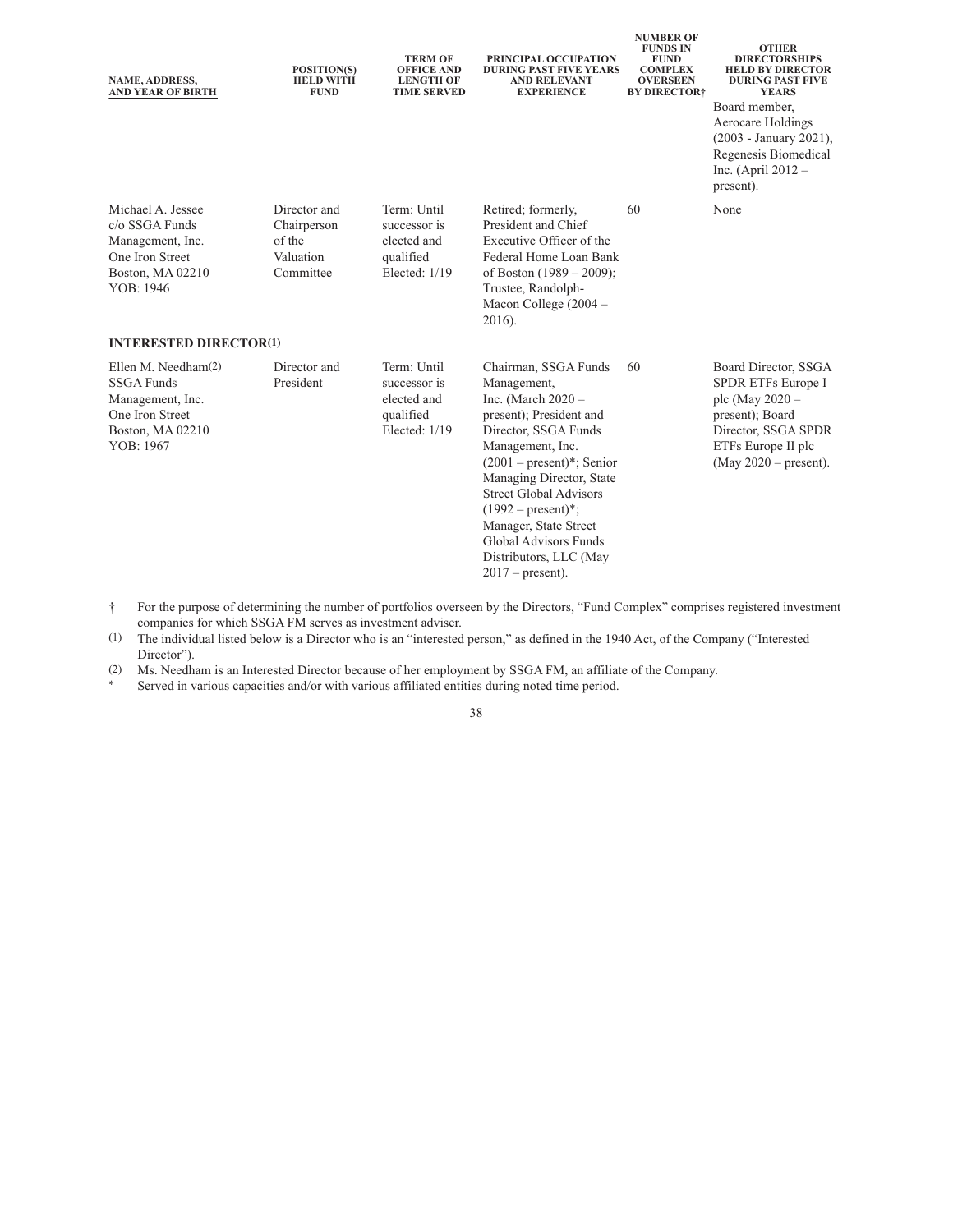| NAME, ADDRESS, AND YEAR OF BIRTH | POSITION(S) HELD WITH FUND | TERM OF OFFICE AND LENGTH OF TIME SERVED | PRINCIPAL OCCUPATION DURING PAST FIVE YEARS AND RELEVANT EXPERIENCE | NUMBER OF FUNDS IN FUND COMPLEX OVERSEEN BY DIRECTOR† | OTHER DIRECTORSHIPS HELD BY DIRECTOR DURING PAST FIVE YEARS |
|---|---|---|---|---|---|
| | | | | | Board member, Aerocare Holdings (2003 - January 2021), Regenesis Biomedical Inc. (April 2012 – present). |
| Michael A. Jessee c/o SSGA Funds Management, Inc. One Iron Street Boston, MA 02210 YOB: 1946 | Director and Chairperson of the Valuation Committee | Term: Until successor is elected and qualified Elected: 1/19 | Retired; formerly, President and Chief Executive Officer of the Federal Home Loan Bank of Boston (1989 – 2009); Trustee, Randolph-Macon College (2004 – 2016). | 60 | None |
| **INTERESTED DIRECTOR(1)** | | | | | |
| Ellen M. Needham(2) SSGA Funds Management, Inc. One Iron Street Boston, MA 02210 YOB: 1967 | Director and President | Term: Until successor is elected and qualified Elected: 1/19 | Chairman, SSGA Funds Management, Inc. (March 2020 – present); President and Director, SSGA Funds Management, Inc. (2001 – present)*; Senior Managing Director, State Street Global Advisors (1992 – present)*; Manager, State Street Global Advisors Funds Distributors, LLC (May 2017 – present). | 60 | Board Director, SSGA SPDR ETFs Europe I plc (May 2020 – present); Board Director, SSGA SPDR ETFs Europe II plc (May 2020 – present). |

† For the purpose of determining the number of portfolios overseen by the Directors, "Fund Complex" comprises registered investment companies for which SSGA FM serves as investment adviser.

(1) The individual listed below is a Director who is an "interested person," as defined in the 1940 Act, of the Company ("Interested Director").

(2) Ms. Needham is an Interested Director because of her employment by SSGA FM, an affiliate of the Company.

\* Served in various capacities and/or with various affiliated entities during noted time period.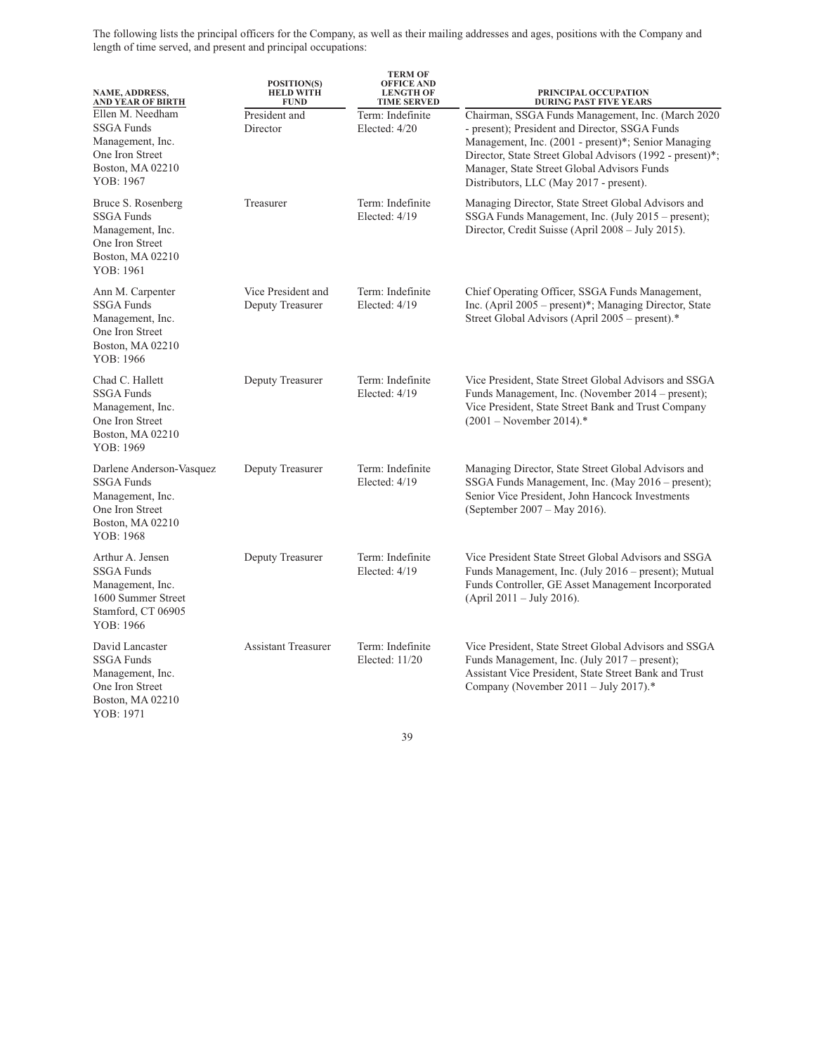The following lists the principal officers for the Company, as well as their mailing addresses and ages, positions with the Company and length of time served, and present and principal occupations:

| NAME, ADDRESS, AND YEAR OF BIRTH | POSITION(S) HELD WITH FUND | TERM OF OFFICE AND LENGTH OF TIME SERVED | PRINCIPAL OCCUPATION DURING PAST FIVE YEARS |
|---|---|---|---|
| Ellen M. Needham<br>SSGA Funds Management, Inc.<br>One Iron Street<br>Boston, MA 02210<br>YOB: 1967 | President and Director | Term: Indefinite<br>Elected: 4/20 | Chairman, SSGA Funds Management, Inc. (March 2020 - present); President and Director, SSGA Funds Management, Inc. (2001 - present)*; Senior Managing Director, State Street Global Advisors (1992 - present)*; Manager, State Street Global Advisors Funds Distributors, LLC (May 2017 - present). |
| Bruce S. Rosenberg<br>SSGA Funds Management, Inc.<br>One Iron Street<br>Boston, MA 02210<br>YOB: 1961 | Treasurer | Term: Indefinite<br>Elected: 4/19 | Managing Director, State Street Global Advisors and SSGA Funds Management, Inc. (July 2015 – present); Director, Credit Suisse (April 2008 – July 2015). |
| Ann M. Carpenter<br>SSGA Funds Management, Inc.<br>One Iron Street<br>Boston, MA 02210<br>YOB: 1966 | Vice President and Deputy Treasurer | Term: Indefinite<br>Elected: 4/19 | Chief Operating Officer, SSGA Funds Management, Inc. (April 2005 – present)*; Managing Director, State Street Global Advisors (April 2005 – present).* |
| Chad C. Hallett<br>SSGA Funds Management, Inc.<br>One Iron Street<br>Boston, MA 02210<br>YOB: 1969 | Deputy Treasurer | Term: Indefinite<br>Elected: 4/19 | Vice President, State Street Global Advisors and SSGA Funds Management, Inc. (November 2014 – present); Vice President, State Street Bank and Trust Company (2001 – November 2014).* |
| Darlene Anderson-Vasquez<br>SSGA Funds Management, Inc.<br>One Iron Street<br>Boston, MA 02210<br>YOB: 1968 | Deputy Treasurer | Term: Indefinite<br>Elected: 4/19 | Managing Director, State Street Global Advisors and SSGA Funds Management, Inc. (May 2016 – present); Senior Vice President, John Hancock Investments (September 2007 – May 2016). |
| Arthur A. Jensen<br>SSGA Funds Management, Inc.<br>1600 Summer Street<br>Stamford, CT 06905<br>YOB: 1966 | Deputy Treasurer | Term: Indefinite<br>Elected: 4/19 | Vice President State Street Global Advisors and SSGA Funds Management, Inc. (July 2016 – present); Mutual Funds Controller, GE Asset Management Incorporated (April 2011 – July 2016). |
| David Lancaster<br>SSGA Funds Management, Inc.<br>One Iron Street<br>Boston, MA 02210<br>YOB: 1971 | Assistant Treasurer | Term: Indefinite<br>Elected: 11/20 | Vice President, State Street Global Advisors and SSGA Funds Management, Inc. (July 2017 – present); Assistant Vice President, State Street Bank and Trust Company (November 2011 – July 2017).* |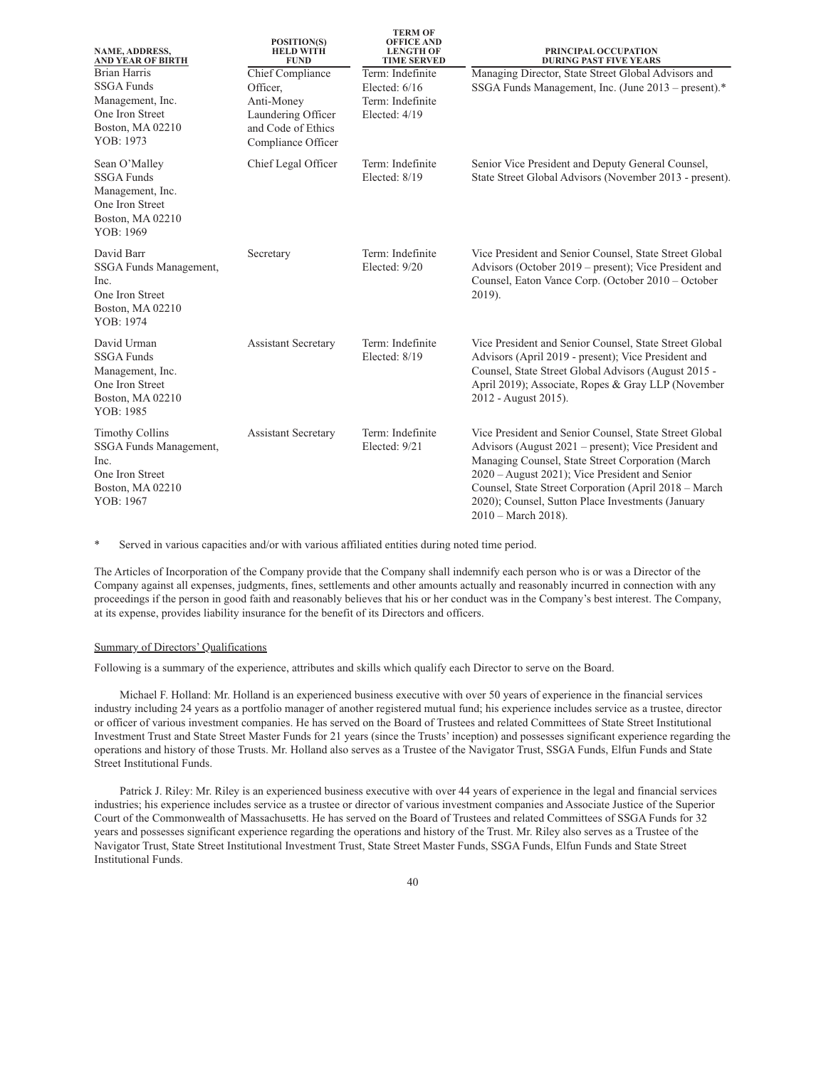| NAME, ADDRESS, AND YEAR OF BIRTH | POSITION(S) HELD WITH FUND | TERM OF OFFICE AND LENGTH OF TIME SERVED | PRINCIPAL OCCUPATION DURING PAST FIVE YEARS |
|---|---|---|---|
| Brian Harris<br>SSGA Funds Management, Inc.<br>One Iron Street<br>Boston, MA 02210<br>YOB: 1973 | Chief Compliance Officer, Anti-Money Laundering Officer and Code of Ethics Compliance Officer | Term: Indefinite<br>Elected: 6/16<br>Term: Indefinite<br>Elected: 4/19 | Managing Director, State Street Global Advisors and SSGA Funds Management, Inc. (June 2013 – present).* |
| Sean O'Malley<br>SSGA Funds Management, Inc.<br>One Iron Street<br>Boston, MA 02210<br>YOB: 1969 | Chief Legal Officer | Term: Indefinite<br>Elected: 8/19 | Senior Vice President and Deputy General Counsel, State Street Global Advisors (November 2013 - present). |
| David Barr<br>SSGA Funds Management, Inc.<br>One Iron Street<br>Boston, MA 02210<br>YOB: 1974 | Secretary | Term: Indefinite<br>Elected: 9/20 | Vice President and Senior Counsel, State Street Global Advisors (October 2019 – present); Vice President and Counsel, Eaton Vance Corp. (October 2010 – October 2019). |
| David Urman<br>SSGA Funds Management, Inc.<br>One Iron Street<br>Boston, MA 02210<br>YOB: 1985 | Assistant Secretary | Term: Indefinite<br>Elected: 8/19 | Vice President and Senior Counsel, State Street Global Advisors (April 2019 - present); Vice President and Counsel, State Street Global Advisors (August 2015 - April 2019); Associate, Ropes & Gray LLP (November 2012 - August 2015). |
| Timothy Collins<br>SSGA Funds Management, Inc.<br>One Iron Street<br>Boston, MA 02210<br>YOB: 1967 | Assistant Secretary | Term: Indefinite<br>Elected: 9/21 | Vice President and Senior Counsel, State Street Global Advisors (August 2021 – present); Vice President and Managing Counsel, State Street Corporation (March 2020 – August 2021); Vice President and Senior Counsel, State Street Corporation (April 2018 – March 2020); Counsel, Sutton Place Investments (January 2010 – March 2018). |

\* Served in various capacities and/or with various affiliated entities during noted time period.

The Articles of Incorporation of the Company provide that the Company shall indemnify each person who is or was a Director of the Company against all expenses, judgments, fines, settlements and other amounts actually and reasonably incurred in connection with any proceedings if the person in good faith and reasonably believes that his or her conduct was in the Company's best interest. The Company, at its expense, provides liability insurance for the benefit of its Directors and officers.

## Summary of Directors' Qualifications

Following is a summary of the experience, attributes and skills which qualify each Director to serve on the Board.

Michael F. Holland: Mr. Holland is an experienced business executive with over 50 years of experience in the financial services industry including 24 years as a portfolio manager of another registered mutual fund; his experience includes service as a trustee, director or officer of various investment companies. He has served on the Board of Trustees and related Committees of State Street Institutional Investment Trust and State Street Master Funds for 21 years (since the Trusts' inception) and possesses significant experience regarding the operations and history of those Trusts. Mr. Holland also serves as a Trustee of the Navigator Trust, SSGA Funds, Elfun Funds and State Street Institutional Funds.

Patrick J. Riley: Mr. Riley is an experienced business executive with over 44 years of experience in the legal and financial services industries; his experience includes service as a trustee or director of various investment companies and Associate Justice of the Superior Court of the Commonwealth of Massachusetts. He has served on the Board of Trustees and related Committees of SSGA Funds for 32 years and possesses significant experience regarding the operations and history of the Trust. Mr. Riley also serves as a Trustee of the Navigator Trust, State Street Institutional Investment Trust, State Street Master Funds, SSGA Funds, Elfun Funds and State Street Institutional Funds.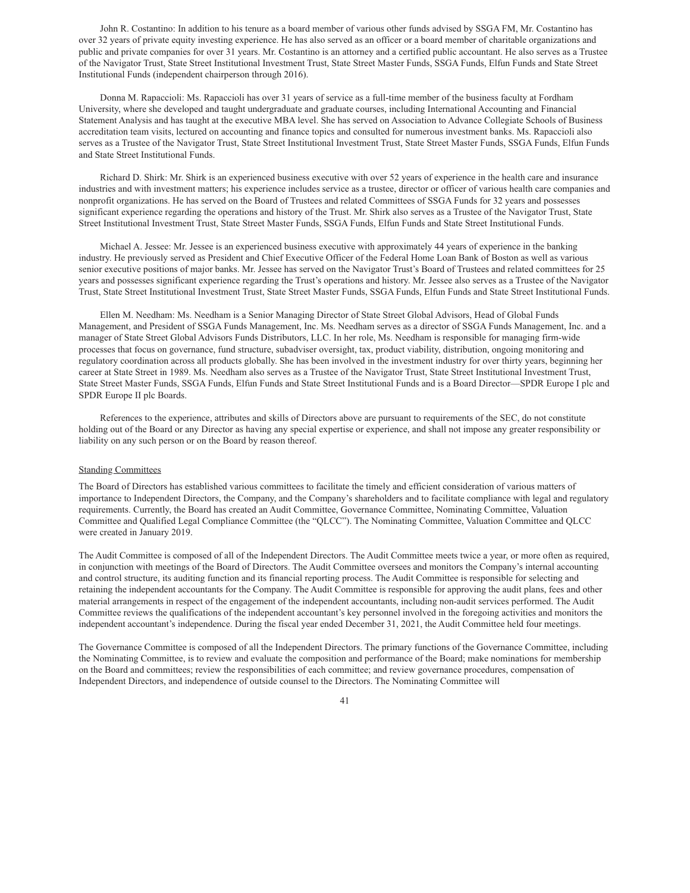John R. Costantino: In addition to his tenure as a board member of various other funds advised by SSGA FM, Mr. Costantino has over 32 years of private equity investing experience. He has also served as an officer or a board member of charitable organizations and public and private companies for over 31 years. Mr. Costantino is an attorney and a certified public accountant. He also serves as a Trustee of the Navigator Trust, State Street Institutional Investment Trust, State Street Master Funds, SSGA Funds, Elfun Funds and State Street Institutional Funds (independent chairperson through 2016).

Donna M. Rapaccioli: Ms. Rapaccioli has over 31 years of service as a full-time member of the business faculty at Fordham University, where she developed and taught undergraduate and graduate courses, including International Accounting and Financial Statement Analysis and has taught at the executive MBA level. She has served on Association to Advance Collegiate Schools of Business accreditation team visits, lectured on accounting and finance topics and consulted for numerous investment banks. Ms. Rapaccioli also serves as a Trustee of the Navigator Trust, State Street Institutional Investment Trust, State Street Master Funds, SSGA Funds, Elfun Funds and State Street Institutional Funds.

Richard D. Shirk: Mr. Shirk is an experienced business executive with over 52 years of experience in the health care and insurance industries and with investment matters; his experience includes service as a trustee, director or officer of various health care companies and nonprofit organizations. He has served on the Board of Trustees and related Committees of SSGA Funds for 32 years and possesses significant experience regarding the operations and history of the Trust. Mr. Shirk also serves as a Trustee of the Navigator Trust, State Street Institutional Investment Trust, State Street Master Funds, SSGA Funds, Elfun Funds and State Street Institutional Funds.

Michael A. Jessee: Mr. Jessee is an experienced business executive with approximately 44 years of experience in the banking industry. He previously served as President and Chief Executive Officer of the Federal Home Loan Bank of Boston as well as various senior executive positions of major banks. Mr. Jessee has served on the Navigator Trust's Board of Trustees and related committees for 25 years and possesses significant experience regarding the Trust's operations and history. Mr. Jessee also serves as a Trustee of the Navigator Trust, State Street Institutional Investment Trust, State Street Master Funds, SSGA Funds, Elfun Funds and State Street Institutional Funds.

Ellen M. Needham: Ms. Needham is a Senior Managing Director of State Street Global Advisors, Head of Global Funds Management, and President of SSGA Funds Management, Inc. Ms. Needham serves as a director of SSGA Funds Management, Inc. and a manager of State Street Global Advisors Funds Distributors, LLC. In her role, Ms. Needham is responsible for managing firm-wide processes that focus on governance, fund structure, subadviser oversight, tax, product viability, distribution, ongoing monitoring and regulatory coordination across all products globally. She has been involved in the investment industry for over thirty years, beginning her career at State Street in 1989. Ms. Needham also serves as a Trustee of the Navigator Trust, State Street Institutional Investment Trust, State Street Master Funds, SSGA Funds, Elfun Funds and State Street Institutional Funds and is a Board Director—SPDR Europe I plc and SPDR Europe II plc Boards.

References to the experience, attributes and skills of Directors above are pursuant to requirements of the SEC, do not constitute holding out of the Board or any Director as having any special expertise or experience, and shall not impose any greater responsibility or liability on any such person or on the Board by reason thereof.

Standing Committees

The Board of Directors has established various committees to facilitate the timely and efficient consideration of various matters of importance to Independent Directors, the Company, and the Company's shareholders and to facilitate compliance with legal and regulatory requirements. Currently, the Board has created an Audit Committee, Governance Committee, Nominating Committee, Valuation Committee and Qualified Legal Compliance Committee (the "QLCC"). The Nominating Committee, Valuation Committee and QLCC were created in January 2019.

The Audit Committee is composed of all of the Independent Directors. The Audit Committee meets twice a year, or more often as required, in conjunction with meetings of the Board of Directors. The Audit Committee oversees and monitors the Company's internal accounting and control structure, its auditing function and its financial reporting process. The Audit Committee is responsible for selecting and retaining the independent accountants for the Company. The Audit Committee is responsible for approving the audit plans, fees and other material arrangements in respect of the engagement of the independent accountants, including non-audit services performed. The Audit Committee reviews the qualifications of the independent accountant's key personnel involved in the foregoing activities and monitors the independent accountant's independence. During the fiscal year ended December 31, 2021, the Audit Committee held four meetings.

The Governance Committee is composed of all the Independent Directors. The primary functions of the Governance Committee, including the Nominating Committee, is to review and evaluate the composition and performance of the Board; make nominations for membership on the Board and committees; review the responsibilities of each committee; and review governance procedures, compensation of Independent Directors, and independence of outside counsel to the Directors. The Nominating Committee will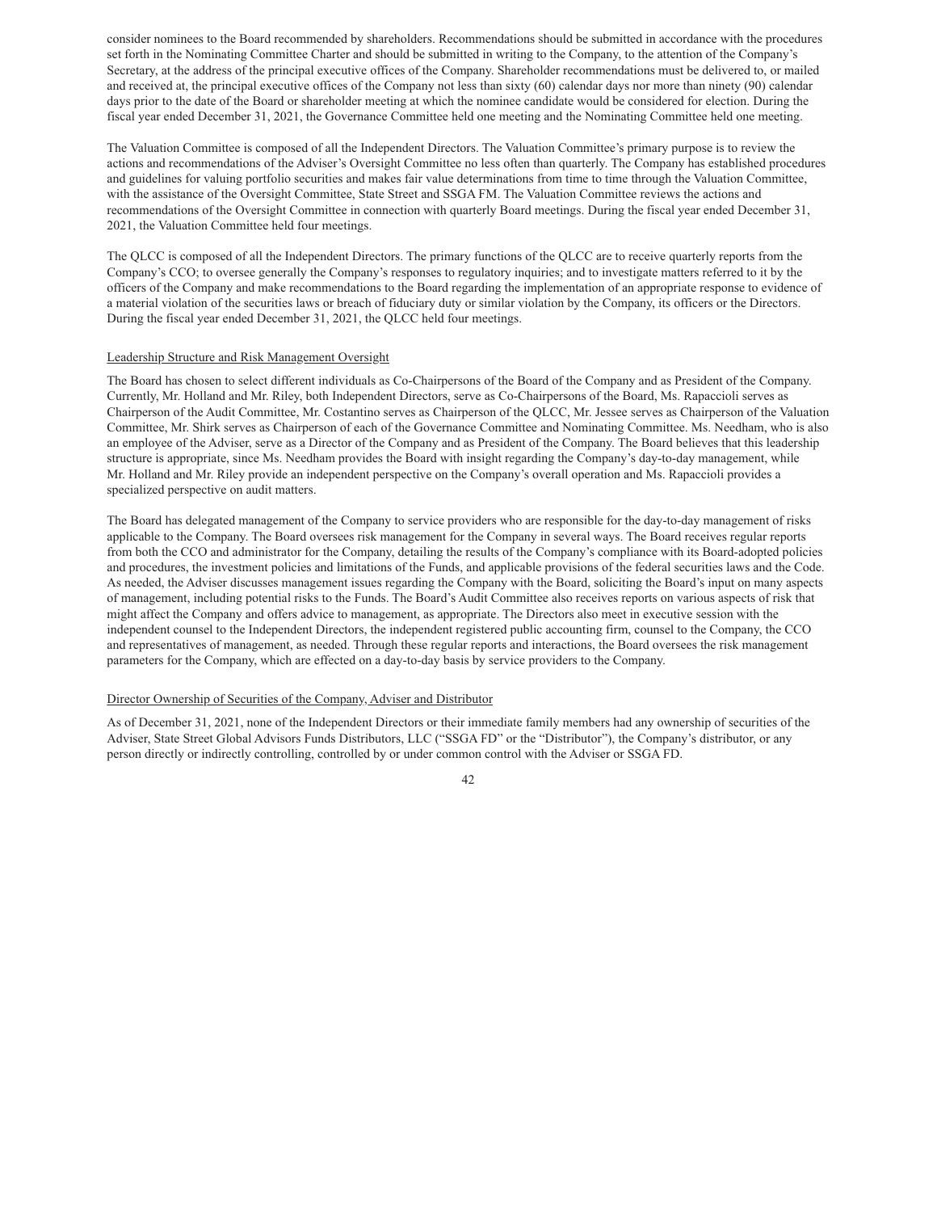consider nominees to the Board recommended by shareholders. Recommendations should be submitted in accordance with the procedures set forth in the Nominating Committee Charter and should be submitted in writing to the Company, to the attention of the Company's Secretary, at the address of the principal executive offices of the Company. Shareholder recommendations must be delivered to, or mailed and received at, the principal executive offices of the Company not less than sixty (60) calendar days nor more than ninety (90) calendar days prior to the date of the Board or shareholder meeting at which the nominee candidate would be considered for election. During the fiscal year ended December 31, 2021, the Governance Committee held one meeting and the Nominating Committee held one meeting.

The Valuation Committee is composed of all the Independent Directors. The Valuation Committee's primary purpose is to review the actions and recommendations of the Adviser's Oversight Committee no less often than quarterly. The Company has established procedures and guidelines for valuing portfolio securities and makes fair value determinations from time to time through the Valuation Committee, with the assistance of the Oversight Committee, State Street and SSGA FM. The Valuation Committee reviews the actions and recommendations of the Oversight Committee in connection with quarterly Board meetings. During the fiscal year ended December 31, 2021, the Valuation Committee held four meetings.

The QLCC is composed of all the Independent Directors. The primary functions of the QLCC are to receive quarterly reports from the Company's CCO; to oversee generally the Company's responses to regulatory inquiries; and to investigate matters referred to it by the officers of the Company and make recommendations to the Board regarding the implementation of an appropriate response to evidence of a material violation of the securities laws or breach of fiduciary duty or similar violation by the Company, its officers or the Directors. During the fiscal year ended December 31, 2021, the QLCC held four meetings.

Leadership Structure and Risk Management Oversight

The Board has chosen to select different individuals as Co-Chairpersons of the Board of the Company and as President of the Company. Currently, Mr. Holland and Mr. Riley, both Independent Directors, serve as Co-Chairpersons of the Board, Ms. Rapaccioli serves as Chairperson of the Audit Committee, Mr. Costantino serves as Chairperson of the QLCC, Mr. Jessee serves as Chairperson of the Valuation Committee, Mr. Shirk serves as Chairperson of each of the Governance Committee and Nominating Committee. Ms. Needham, who is also an employee of the Adviser, serve as a Director of the Company and as President of the Company. The Board believes that this leadership structure is appropriate, since Ms. Needham provides the Board with insight regarding the Company's day-to-day management, while Mr. Holland and Mr. Riley provide an independent perspective on the Company's overall operation and Ms. Rapaccioli provides a specialized perspective on audit matters.

The Board has delegated management of the Company to service providers who are responsible for the day-to-day management of risks applicable to the Company. The Board oversees risk management for the Company in several ways. The Board receives regular reports from both the CCO and administrator for the Company, detailing the results of the Company's compliance with its Board-adopted policies and procedures, the investment policies and limitations of the Funds, and applicable provisions of the federal securities laws and the Code. As needed, the Adviser discusses management issues regarding the Company with the Board, soliciting the Board's input on many aspects of management, including potential risks to the Funds. The Board's Audit Committee also receives reports on various aspects of risk that might affect the Company and offers advice to management, as appropriate. The Directors also meet in executive session with the independent counsel to the Independent Directors, the independent registered public accounting firm, counsel to the Company, the CCO and representatives of management, as needed. Through these regular reports and interactions, the Board oversees the risk management parameters for the Company, which are effected on a day-to-day basis by service providers to the Company.

Director Ownership of Securities of the Company, Adviser and Distributor

As of December 31, 2021, none of the Independent Directors or their immediate family members had any ownership of securities of the Adviser, State Street Global Advisors Funds Distributors, LLC ("SSGA FD" or the "Distributor"), the Company's distributor, or any person directly or indirectly controlling, controlled by or under common control with the Adviser or SSGA FD.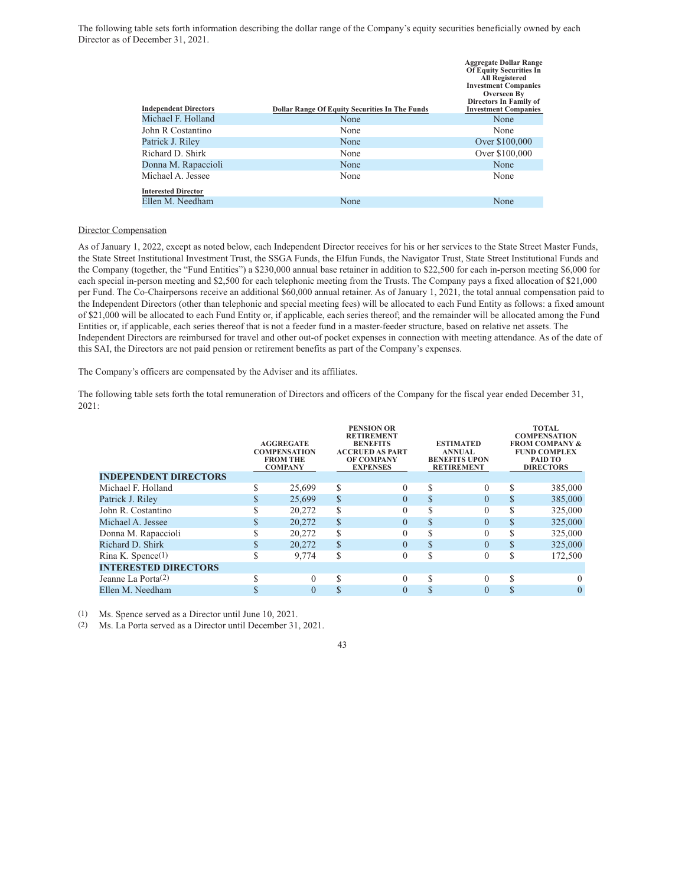The following table sets forth information describing the dollar range of the Company's equity securities beneficially owned by each Director as of December 31, 2021.

| Independent Directors | Dollar Range Of Equity Securities In The Funds | Aggregate Dollar Range Of Equity Securities In All Registered Investment Companies Overseen By Directors In Family of Investment Companies |
|---|---|---|
| Michael F. Holland | None | None |
| John R Costantino | None | None |
| Patrick J. Riley | None | Over $100,000 |
| Richard D. Shirk | None | Over $100,000 |
| Donna M. Rapaccioli | None | None |
| Michael A. Jessee | None | None |
| **Interested Director** | | |
| Ellen M. Needham | None | None |

Director Compensation

As of January 1, 2022, except as noted below, each Independent Director receives for his or her services to the State Street Master Funds, the State Street Institutional Investment Trust, the SSGA Funds, the Elfun Funds, the Navigator Trust, State Street Institutional Funds and the Company (together, the "Fund Entities") a $230,000 annual base retainer in addition to $22,500 for each in-person meeting $6,000 for each special in-person meeting and $2,500 for each telephonic meeting from the Trusts. The Company pays a fixed allocation of $21,000 per Fund. The Co-Chairpersons receive an additional $60,000 annual retainer. As of January 1, 2021, the total annual compensation paid to the Independent Directors (other than telephonic and special meeting fees) will be allocated to each Fund Entity as follows: a fixed amount of $21,000 will be allocated to each Fund Entity or, if applicable, each series thereof; and the remainder will be allocated among the Fund Entities or, if applicable, each series thereof that is not a feeder fund in a master-feeder structure, based on relative net assets. The Independent Directors are reimbursed for travel and other out-of pocket expenses in connection with meeting attendance. As of the date of this SAI, the Directors are not paid pension or retirement benefits as part of the Company's expenses.

The Company's officers are compensated by the Adviser and its affiliates.

The following table sets forth the total remuneration of Directors and officers of the Company for the fiscal year ended December 31, 2021:

| | AGGREGATE COMPENSATION FROM THE COMPANY | PENSION OR RETIREMENT BENEFITS ACCRUED AS PART OF COMPANY EXPENSES | ESTIMATED ANNUAL BENEFITS UPON RETIREMENT | TOTAL COMPENSATION FROM COMPANY & FUND COMPLEX PAID TO DIRECTORS |
|---|---|---|---|---|
| **INDEPENDENT DIRECTORS** | | | | |
| Michael F. Holland | $ 25,699 | $ 0 | $ 0 | $ 385,000 |
| Patrick J. Riley | $ 25,699 | $ 0 | $ 0 | $ 385,000 |
| John R. Costantino | $ 20,272 | $ 0 | $ 0 | $ 325,000 |
| Michael A. Jessee | $ 20,272 | $ 0 | $ 0 | $ 325,000 |
| Donna M. Rapaccioli | $ 20,272 | $ 0 | $ 0 | $ 325,000 |
| Richard D. Shirk | $ 20,272 | $ 0 | $ 0 | $ 325,000 |
| Rina K. Spence(1) | $ 9,774 | $ 0 | $ 0 | $ 172,500 |
| **INTERESTED DIRECTORS** | | | | |
| Jeanne La Porta(2) | $ 0 | $ 0 | $ 0 | $ 0 |
| Ellen M. Needham | $ 0 | $ 0 | $ 0 | $ 0 |

(1) Ms. Spence served as a Director until June 10, 2021.

(2) Ms. La Porta served as a Director until December 31, 2021.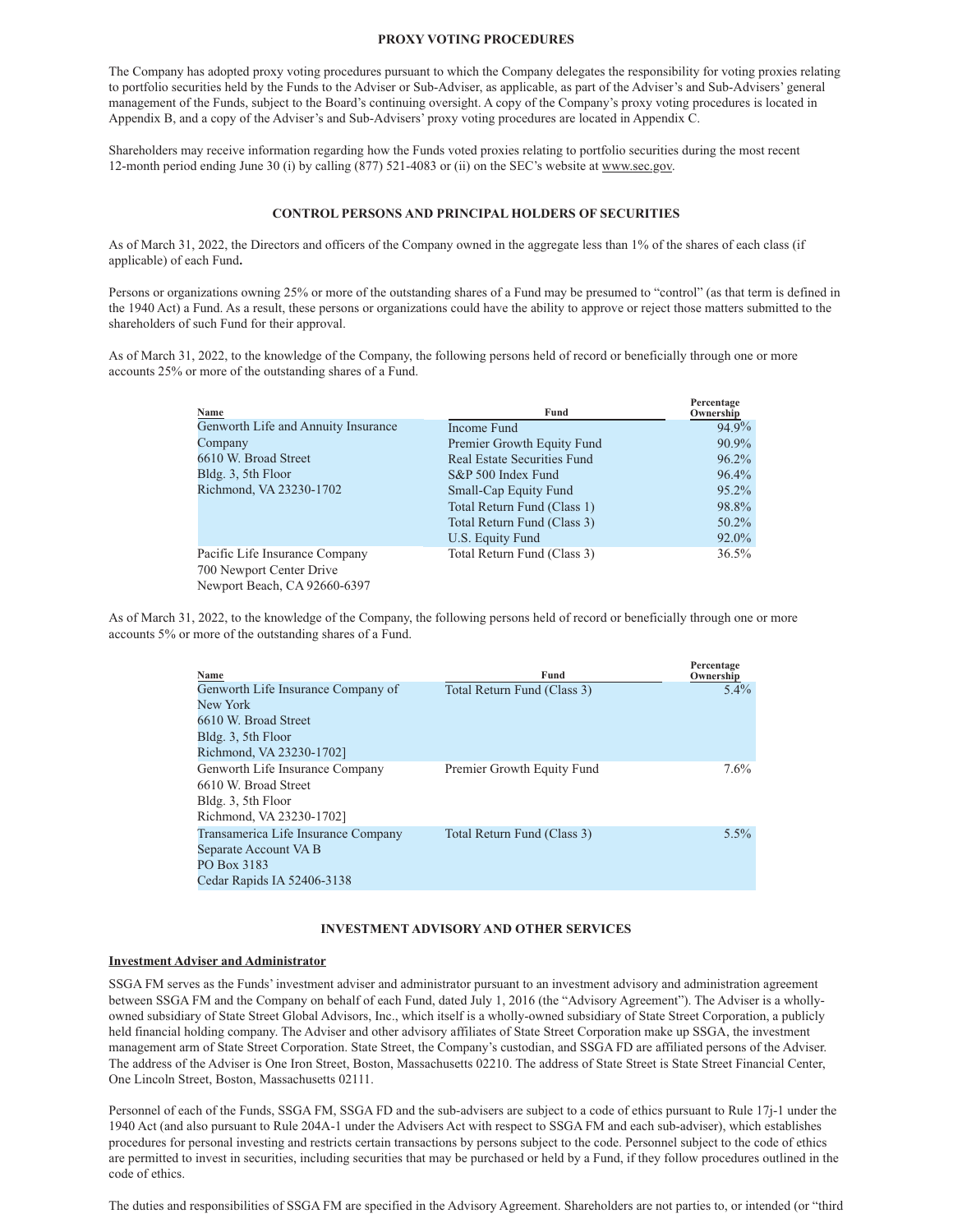## PROXY VOTING PROCEDURES

The Company has adopted proxy voting procedures pursuant to which the Company delegates the responsibility for voting proxies relating to portfolio securities held by the Funds to the Adviser or Sub-Adviser, as applicable, as part of the Adviser's and Sub-Advisers' general management of the Funds, subject to the Board's continuing oversight. A copy of the Company's proxy voting procedures is located in Appendix B, and a copy of the Adviser's and Sub-Advisers' proxy voting procedures are located in Appendix C.

Shareholders may receive information regarding how the Funds voted proxies relating to portfolio securities during the most recent 12-month period ending June 30 (i) by calling (877) 521-4083 or (ii) on the SEC's website at www.sec.gov.

## CONTROL PERSONS AND PRINCIPAL HOLDERS OF SECURITIES

As of March 31, 2022, the Directors and officers of the Company owned in the aggregate less than 1% of the shares of each class (if applicable) of each Fund**.**

Persons or organizations owning 25% or more of the outstanding shares of a Fund may be presumed to "control" (as that term is defined in the 1940 Act) a Fund. As a result, these persons or organizations could have the ability to approve or reject those matters submitted to the shareholders of such Fund for their approval.

As of March 31, 2022, to the knowledge of the Company, the following persons held of record or beneficially through one or more accounts 25% or more of the outstanding shares of a Fund.

| Name | Fund | Percentage Ownership |
|---|---|---|
| Genworth Life and Annuity Insurance Company<br>6610 W. Broad Street<br>Bldg. 3, 5th Floor<br>Richmond, VA 23230-1702 | Income Fund | 94.9% |
| | Premier Growth Equity Fund | 90.9% |
| | Real Estate Securities Fund | 96.2% |
| | S&P 500 Index Fund | 96.4% |
| | Small-Cap Equity Fund | 95.2% |
| | Total Return Fund (Class 1) | 98.8% |
| | Total Return Fund (Class 3) | 50.2% |
| | U.S. Equity Fund | 92.0% |
| Pacific Life Insurance Company<br>700 Newport Center Drive<br>Newport Beach, CA 92660-6397 | Total Return Fund (Class 3) | 36.5% |

As of March 31, 2022, to the knowledge of the Company, the following persons held of record or beneficially through one or more accounts 5% or more of the outstanding shares of a Fund.

| Name | Fund | Percentage Ownership |
|---|---|---|
| Genworth Life Insurance Company of New York<br>6610 W. Broad Street<br>Bldg. 3, 5th Floor<br>Richmond, VA 23230-1702] | Total Return Fund (Class 3) | 5.4% |
| Genworth Life Insurance Company<br>6610 W. Broad Street<br>Bldg. 3, 5th Floor<br>Richmond, VA 23230-1702] | Premier Growth Equity Fund | 7.6% |
| Transamerica Life Insurance Company<br>Separate Account VA B<br>PO Box 3183<br>Cedar Rapids IA 52406-3138 | Total Return Fund (Class 3) | 5.5% |

## INVESTMENT ADVISORY AND OTHER SERVICES

### Investment Adviser and Administrator

SSGA FM serves as the Funds' investment adviser and administrator pursuant to an investment advisory and administration agreement between SSGA FM and the Company on behalf of each Fund, dated July 1, 2016 (the "Advisory Agreement"). The Adviser is a wholly-owned subsidiary of State Street Global Advisors, Inc., which itself is a wholly-owned subsidiary of State Street Corporation, a publicly held financial holding company. The Adviser and other advisory affiliates of State Street Corporation make up SSGA, the investment management arm of State Street Corporation. State Street, the Company's custodian, and SSGA FD are affiliated persons of the Adviser. The address of the Adviser is One Iron Street, Boston, Massachusetts 02210. The address of State Street is State Street Financial Center, One Lincoln Street, Boston, Massachusetts 02111.

Personnel of each of the Funds, SSGA FM, SSGA FD and the sub-advisers are subject to a code of ethics pursuant to Rule 17j-1 under the 1940 Act (and also pursuant to Rule 204A-1 under the Advisers Act with respect to SSGA FM and each sub-adviser), which establishes procedures for personal investing and restricts certain transactions by persons subject to the code. Personnel subject to the code of ethics are permitted to invest in securities, including securities that may be purchased or held by a Fund, if they follow procedures outlined in the code of ethics.

The duties and responsibilities of SSGA FM are specified in the Advisory Agreement. Shareholders are not parties to, or intended (or "third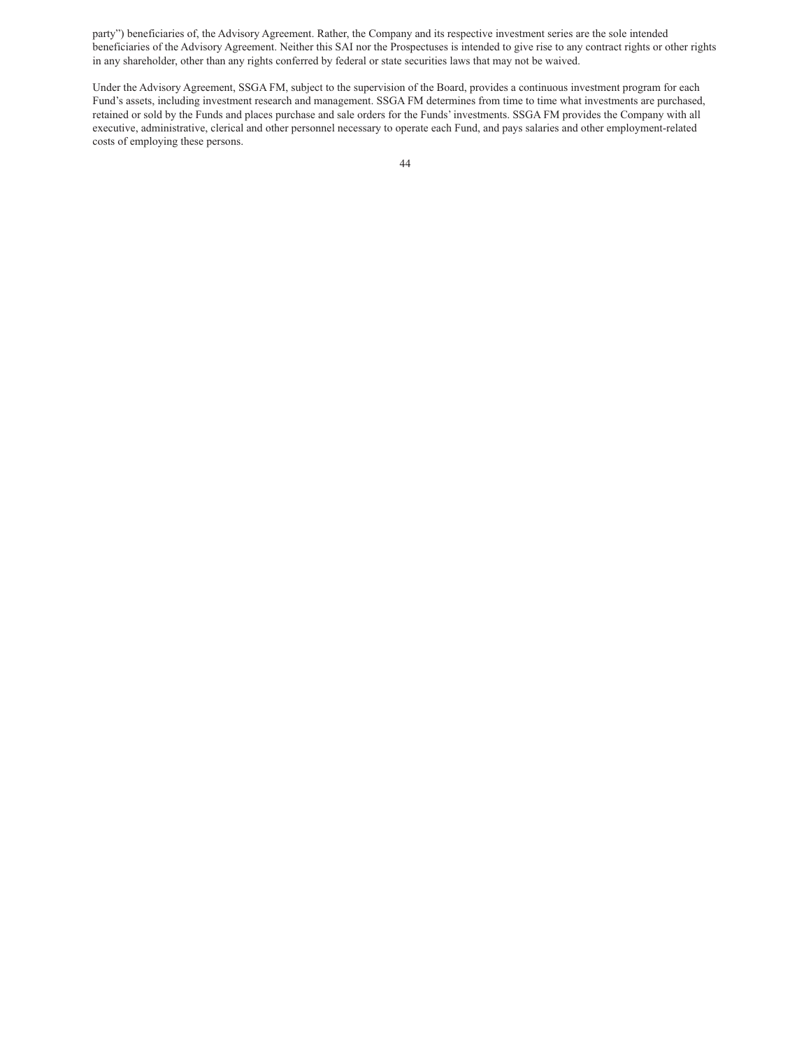party") beneficiaries of, the Advisory Agreement. Rather, the Company and its respective investment series are the sole intended beneficiaries of the Advisory Agreement. Neither this SAI nor the Prospectuses is intended to give rise to any contract rights or other rights in any shareholder, other than any rights conferred by federal or state securities laws that may not be waived.

Under the Advisory Agreement, SSGA FM, subject to the supervision of the Board, provides a continuous investment program for each Fund's assets, including investment research and management. SSGA FM determines from time to time what investments are purchased, retained or sold by the Funds and places purchase and sale orders for the Funds' investments. SSGA FM provides the Company with all executive, administrative, clerical and other personnel necessary to operate each Fund, and pays salaries and other employment-related costs of employing these persons.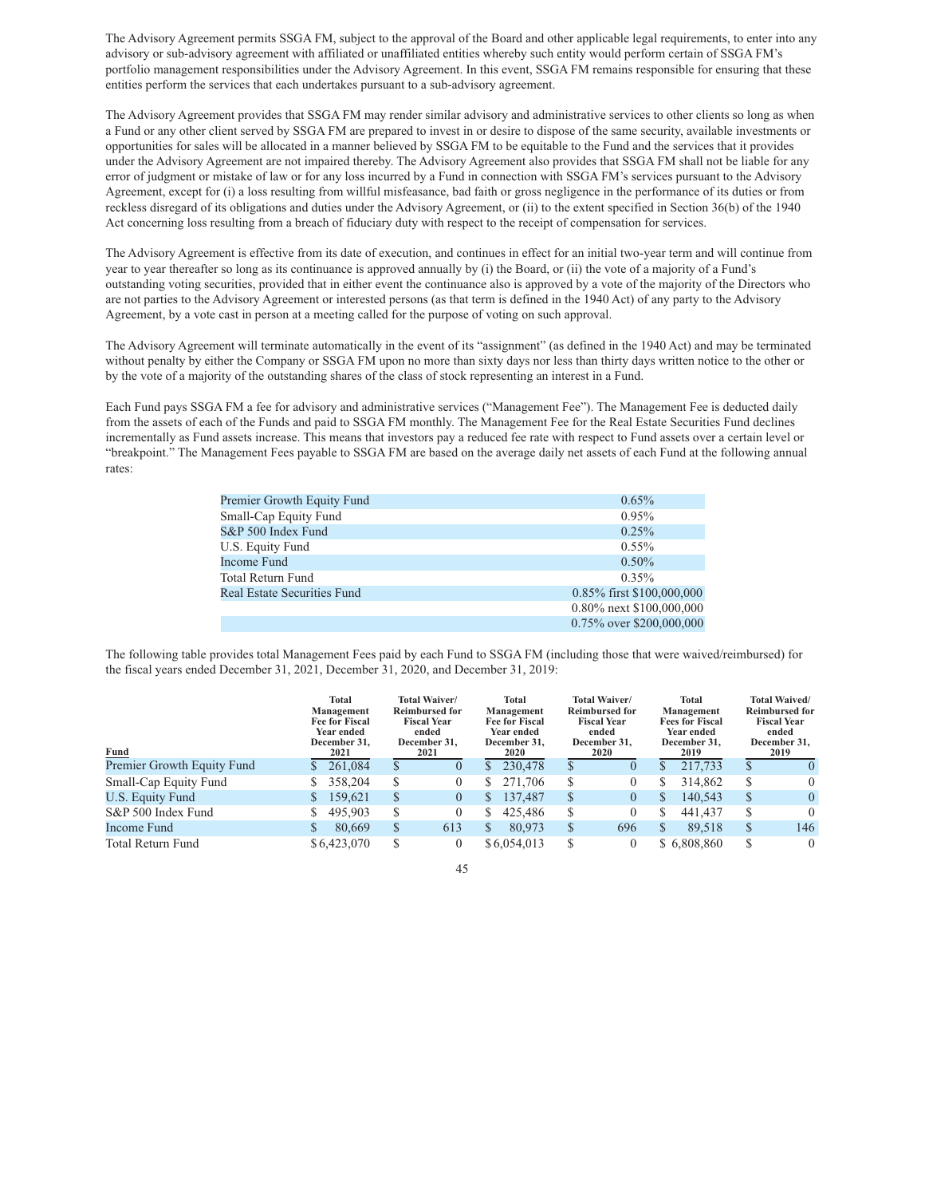The Advisory Agreement permits SSGA FM, subject to the approval of the Board and other applicable legal requirements, to enter into any advisory or sub-advisory agreement with affiliated or unaffiliated entities whereby such entity would perform certain of SSGA FM's portfolio management responsibilities under the Advisory Agreement. In this event, SSGA FM remains responsible for ensuring that these entities perform the services that each undertakes pursuant to a sub-advisory agreement.

The Advisory Agreement provides that SSGA FM may render similar advisory and administrative services to other clients so long as when a Fund or any other client served by SSGA FM are prepared to invest in or desire to dispose of the same security, available investments or opportunities for sales will be allocated in a manner believed by SSGA FM to be equitable to the Fund and the services that it provides under the Advisory Agreement are not impaired thereby. The Advisory Agreement also provides that SSGA FM shall not be liable for any error of judgment or mistake of law or for any loss incurred by a Fund in connection with SSGA FM's services pursuant to the Advisory Agreement, except for (i) a loss resulting from willful misfeasance, bad faith or gross negligence in the performance of its duties or from reckless disregard of its obligations and duties under the Advisory Agreement, or (ii) to the extent specified in Section 36(b) of the 1940 Act concerning loss resulting from a breach of fiduciary duty with respect to the receipt of compensation for services.

The Advisory Agreement is effective from its date of execution, and continues in effect for an initial two-year term and will continue from year to year thereafter so long as its continuance is approved annually by (i) the Board, or (ii) the vote of a majority of a Fund's outstanding voting securities, provided that in either event the continuance also is approved by a vote of the majority of the Directors who are not parties to the Advisory Agreement or interested persons (as that term is defined in the 1940 Act) of any party to the Advisory Agreement, by a vote cast in person at a meeting called for the purpose of voting on such approval.

The Advisory Agreement will terminate automatically in the event of its "assignment" (as defined in the 1940 Act) and may be terminated without penalty by either the Company or SSGA FM upon no more than sixty days nor less than thirty days written notice to the other or by the vote of a majority of the outstanding shares of the class of stock representing an interest in a Fund.

Each Fund pays SSGA FM a fee for advisory and administrative services ("Management Fee"). The Management Fee is deducted daily from the assets of each of the Funds and paid to SSGA FM monthly. The Management Fee for the Real Estate Securities Fund declines incrementally as Fund assets increase. This means that investors pay a reduced fee rate with respect to Fund assets over a certain level or "breakpoint." The Management Fees payable to SSGA FM are based on the average daily net assets of each Fund at the following annual rates:

| Fund | Rate |
|---|---|
| Premier Growth Equity Fund | 0.65% |
| Small-Cap Equity Fund | 0.95% |
| S&P 500 Index Fund | 0.25% |
| U.S. Equity Fund | 0.55% |
| Income Fund | 0.50% |
| Total Return Fund | 0.35% |
| Real Estate Securities Fund | 0.85% first $100,000,000 |
| | 0.80% next $100,000,000 |
| | 0.75% over $200,000,000 |

The following table provides total Management Fees paid by each Fund to SSGA FM (including those that were waived/reimbursed) for the fiscal years ended December 31, 2021, December 31, 2020, and December 31, 2019:

| Fund | Total Management Fee for Fiscal Year ended December 31, 2021 | Total Waiver/ Reimbursed for Fiscal Year ended December 31, 2021 | Total Management Fee for Fiscal Year ended December 31, 2020 | Total Waiver/ Reimbursed for Fiscal Year ended December 31, 2020 | Total Management Fees for Fiscal Year ended December 31, 2019 | Total Waived/ Reimbursed for Fiscal Year ended December 31, 2019 |
|---|---|---|---|---|---|---|
| Premier Growth Equity Fund | $ 261,084 | $ 0 | $ 230,478 | $ 0 | $ 217,733 | $ 0 |
| Small-Cap Equity Fund | $ 358,204 | $ 0 | $ 271,706 | $ 0 | $ 314,862 | $ 0 |
| U.S. Equity Fund | $ 159,621 | $ 0 | $ 137,487 | $ 0 | $ 140,543 | $ 0 |
| S&P 500 Index Fund | $ 495,903 | $ 0 | $ 425,486 | $ 0 | $ 441,437 | $ 0 |
| Income Fund | $ 80,669 | $ 613 | $ 80,973 | $ 696 | $ 89,518 | $ 146 |
| Total Return Fund | $6,423,070 | $ 0 | $6,054,013 | $ 0 | $ 6,808,860 | $ 0 |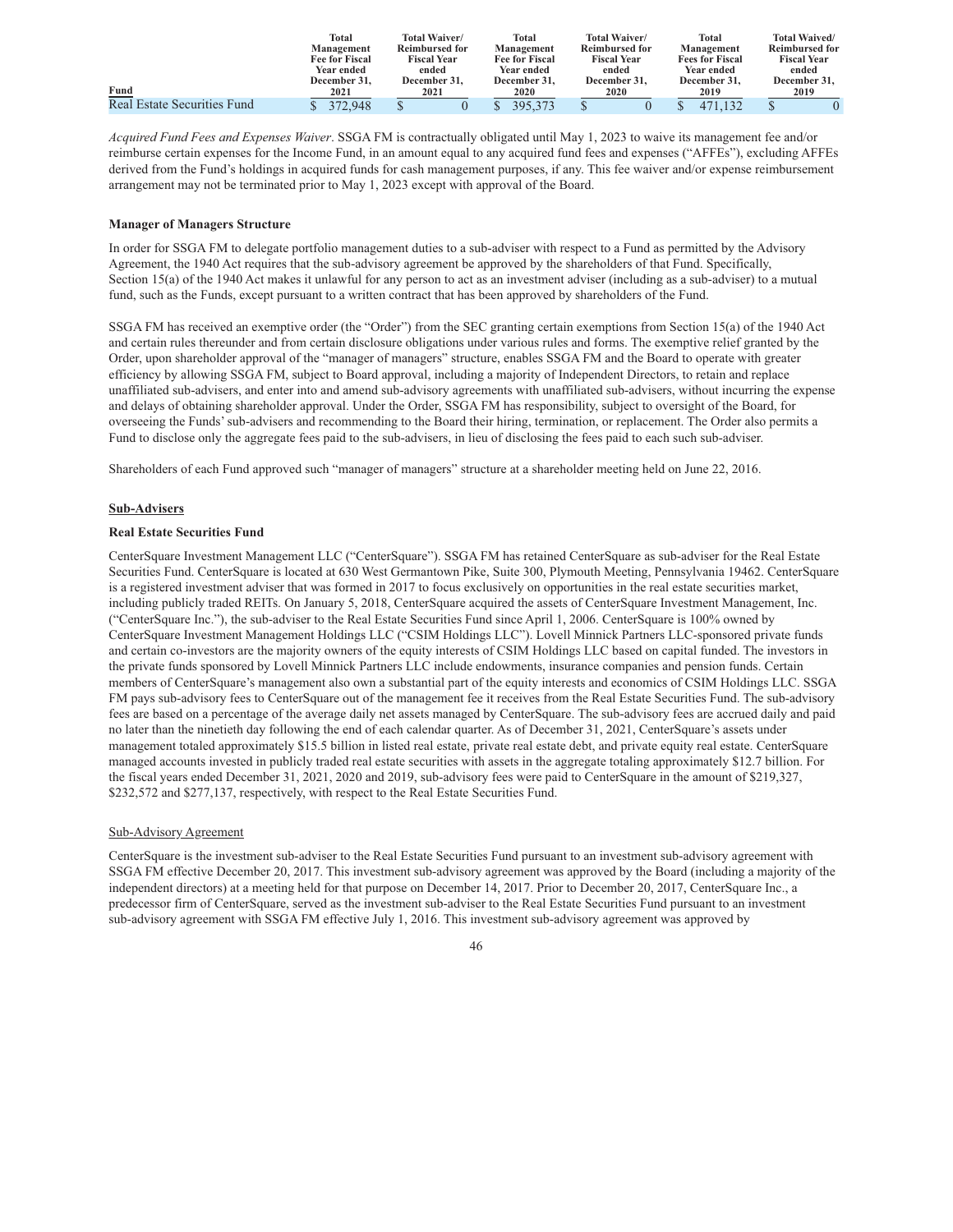| Fund | Total Management Fee for Fiscal Year ended December 31, 2021 | Total Waiver/ Reimbursed for Fiscal Year ended December 31, 2021 | Total Management Fee for Fiscal Year ended December 31, 2020 | Total Waiver/ Reimbursed for Fiscal Year ended December 31, 2020 | Total Management Fees for Fiscal Year ended December 31, 2019 | Total Waived/ Reimbursed for Fiscal Year ended December 31, 2019 |
|---|---|---|---|---|---|---|
| Real Estate Securities Fund | $ 372,948 | $ 0 | $ 395,373 | $ 0 | $ 471,132 | $ 0 |

*Acquired Fund Fees and Expenses Waiver*. SSGA FM is contractually obligated until May 1, 2023 to waive its management fee and/or reimburse certain expenses for the Income Fund, in an amount equal to any acquired fund fees and expenses ("AFFEs"), excluding AFFEs derived from the Fund's holdings in acquired funds for cash management purposes, if any. This fee waiver and/or expense reimbursement arrangement may not be terminated prior to May 1, 2023 except with approval of the Board.

**Manager of Managers Structure**

In order for SSGA FM to delegate portfolio management duties to a sub-adviser with respect to a Fund as permitted by the Advisory Agreement, the 1940 Act requires that the sub-advisory agreement be approved by the shareholders of that Fund. Specifically, Section 15(a) of the 1940 Act makes it unlawful for any person to act as an investment adviser (including as a sub-adviser) to a mutual fund, such as the Funds, except pursuant to a written contract that has been approved by shareholders of the Fund.

SSGA FM has received an exemptive order (the "Order") from the SEC granting certain exemptions from Section 15(a) of the 1940 Act and certain rules thereunder and from certain disclosure obligations under various rules and forms. The exemptive relief granted by the Order, upon shareholder approval of the "manager of managers" structure, enables SSGA FM and the Board to operate with greater efficiency by allowing SSGA FM, subject to Board approval, including a majority of Independent Directors, to retain and replace unaffiliated sub-advisers, and enter into and amend sub-advisory agreements with unaffiliated sub-advisers, without incurring the expense and delays of obtaining shareholder approval. Under the Order, SSGA FM has responsibility, subject to oversight of the Board, for overseeing the Funds' sub-advisers and recommending to the Board their hiring, termination, or replacement. The Order also permits a Fund to disclose only the aggregate fees paid to the sub-advisers, in lieu of disclosing the fees paid to each such sub-adviser.

Shareholders of each Fund approved such "manager of managers" structure at a shareholder meeting held on June 22, 2016.

**Sub-Advisers**

**Real Estate Securities Fund**

CenterSquare Investment Management LLC ("CenterSquare"). SSGA FM has retained CenterSquare as sub-adviser for the Real Estate Securities Fund. CenterSquare is located at 630 West Germantown Pike, Suite 300, Plymouth Meeting, Pennsylvania 19462. CenterSquare is a registered investment adviser that was formed in 2017 to focus exclusively on opportunities in the real estate securities market, including publicly traded REITs. On January 5, 2018, CenterSquare acquired the assets of CenterSquare Investment Management, Inc. ("CenterSquare Inc."), the sub-adviser to the Real Estate Securities Fund since April 1, 2006. CenterSquare is 100% owned by CenterSquare Investment Management Holdings LLC ("CSIM Holdings LLC"). Lovell Minnick Partners LLC-sponsored private funds and certain co-investors are the majority owners of the equity interests of CSIM Holdings LLC based on capital funded. The investors in the private funds sponsored by Lovell Minnick Partners LLC include endowments, insurance companies and pension funds. Certain members of CenterSquare's management also own a substantial part of the equity interests and economics of CSIM Holdings LLC. SSGA FM pays sub-advisory fees to CenterSquare out of the management fee it receives from the Real Estate Securities Fund. The sub-advisory fees are based on a percentage of the average daily net assets managed by CenterSquare. The sub-advisory fees are accrued daily and paid no later than the ninetieth day following the end of each calendar quarter. As of December 31, 2021, CenterSquare's assets under management totaled approximately $15.5 billion in listed real estate, private real estate debt, and private equity real estate. CenterSquare managed accounts invested in publicly traded real estate securities with assets in the aggregate totaling approximately $12.7 billion. For the fiscal years ended December 31, 2021, 2020 and 2019, sub-advisory fees were paid to CenterSquare in the amount of $219,327, $232,572 and $277,137, respectively, with respect to the Real Estate Securities Fund.

Sub-Advisory Agreement

CenterSquare is the investment sub-adviser to the Real Estate Securities Fund pursuant to an investment sub-advisory agreement with SSGA FM effective December 20, 2017. This investment sub-advisory agreement was approved by the Board (including a majority of the independent directors) at a meeting held for that purpose on December 14, 2017. Prior to December 20, 2017, CenterSquare Inc., a predecessor firm of CenterSquare, served as the investment sub-adviser to the Real Estate Securities Fund pursuant to an investment sub-advisory agreement with SSGA FM effective July 1, 2016. This investment sub-advisory agreement was approved by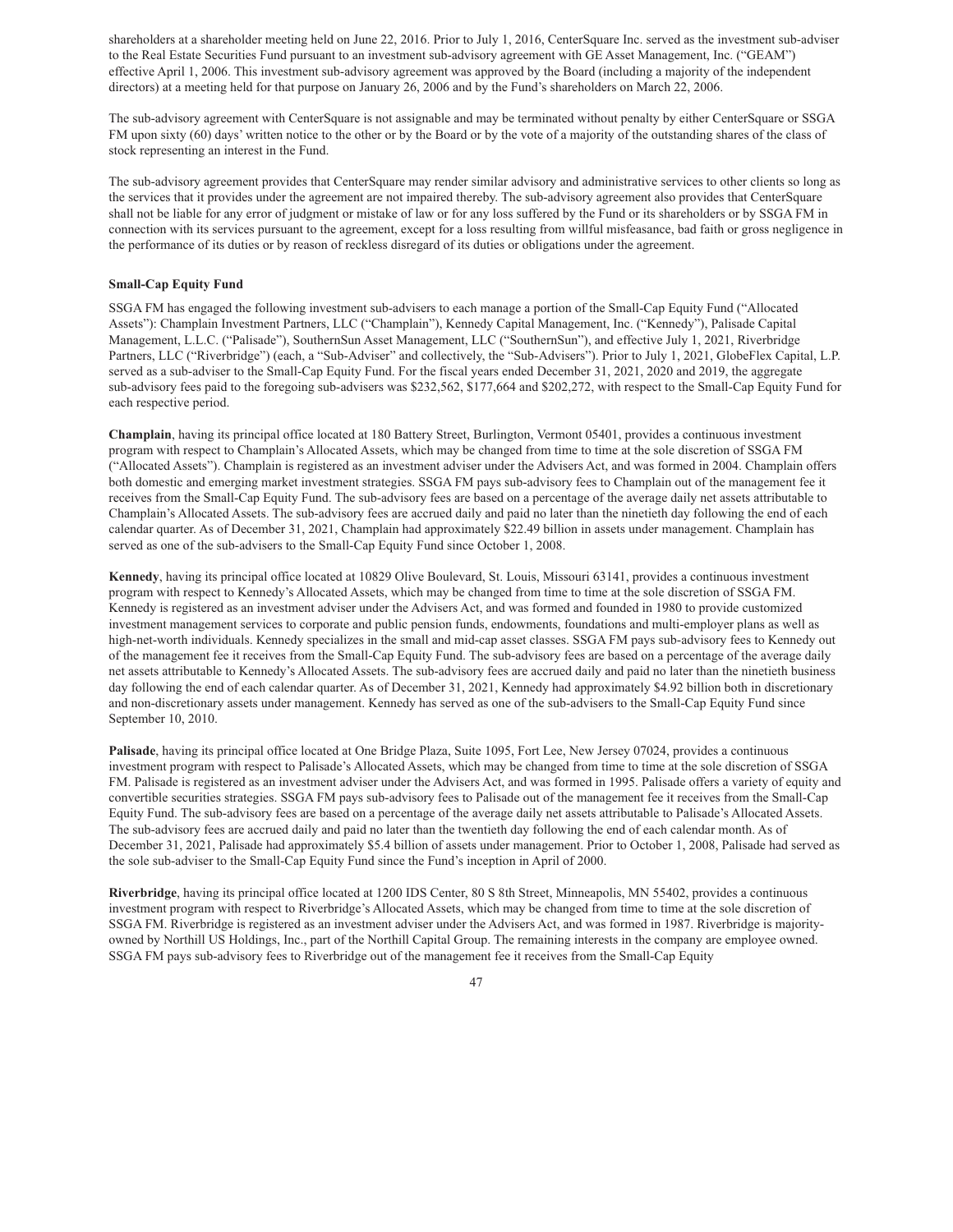shareholders at a shareholder meeting held on June 22, 2016. Prior to July 1, 2016, CenterSquare Inc. served as the investment sub-adviser to the Real Estate Securities Fund pursuant to an investment sub-advisory agreement with GE Asset Management, Inc. ("GEAM") effective April 1, 2006. This investment sub-advisory agreement was approved by the Board (including a majority of the independent directors) at a meeting held for that purpose on January 26, 2006 and by the Fund's shareholders on March 22, 2006.

The sub-advisory agreement with CenterSquare is not assignable and may be terminated without penalty by either CenterSquare or SSGA FM upon sixty (60) days' written notice to the other or by the Board or by the vote of a majority of the outstanding shares of the class of stock representing an interest in the Fund.

The sub-advisory agreement provides that CenterSquare may render similar advisory and administrative services to other clients so long as the services that it provides under the agreement are not impaired thereby. The sub-advisory agreement also provides that CenterSquare shall not be liable for any error of judgment or mistake of law or for any loss suffered by the Fund or its shareholders or by SSGA FM in connection with its services pursuant to the agreement, except for a loss resulting from willful misfeasance, bad faith or gross negligence in the performance of its duties or by reason of reckless disregard of its duties or obligations under the agreement.

**Small-Cap Equity Fund**

SSGA FM has engaged the following investment sub-advisers to each manage a portion of the Small-Cap Equity Fund ("Allocated Assets"): Champlain Investment Partners, LLC ("Champlain"), Kennedy Capital Management, Inc. ("Kennedy"), Palisade Capital Management, L.L.C. ("Palisade"), SouthernSun Asset Management, LLC ("SouthernSun"), and effective July 1, 2021, Riverbridge Partners, LLC ("Riverbridge") (each, a "Sub-Adviser" and collectively, the "Sub-Advisers"). Prior to July 1, 2021, GlobeFlex Capital, L.P. served as a sub-adviser to the Small-Cap Equity Fund. For the fiscal years ended December 31, 2021, 2020 and 2019, the aggregate sub-advisory fees paid to the foregoing sub-advisers was $232,562, $177,664 and $202,272, with respect to the Small-Cap Equity Fund for each respective period.

**Champlain**, having its principal office located at 180 Battery Street, Burlington, Vermont 05401, provides a continuous investment program with respect to Champlain's Allocated Assets, which may be changed from time to time at the sole discretion of SSGA FM ("Allocated Assets"). Champlain is registered as an investment adviser under the Advisers Act, and was formed in 2004. Champlain offers both domestic and emerging market investment strategies. SSGA FM pays sub-advisory fees to Champlain out of the management fee it receives from the Small-Cap Equity Fund. The sub-advisory fees are based on a percentage of the average daily net assets attributable to Champlain's Allocated Assets. The sub-advisory fees are accrued daily and paid no later than the ninetieth day following the end of each calendar quarter. As of December 31, 2021, Champlain had approximately $22.49 billion in assets under management. Champlain has served as one of the sub-advisers to the Small-Cap Equity Fund since October 1, 2008.

**Kennedy**, having its principal office located at 10829 Olive Boulevard, St. Louis, Missouri 63141, provides a continuous investment program with respect to Kennedy's Allocated Assets, which may be changed from time to time at the sole discretion of SSGA FM. Kennedy is registered as an investment adviser under the Advisers Act, and was formed and founded in 1980 to provide customized investment management services to corporate and public pension funds, endowments, foundations and multi-employer plans as well as high-net-worth individuals. Kennedy specializes in the small and mid-cap asset classes. SSGA FM pays sub-advisory fees to Kennedy out of the management fee it receives from the Small-Cap Equity Fund. The sub-advisory fees are based on a percentage of the average daily net assets attributable to Kennedy's Allocated Assets. The sub-advisory fees are accrued daily and paid no later than the ninetieth business day following the end of each calendar quarter. As of December 31, 2021, Kennedy had approximately $4.92 billion both in discretionary and non-discretionary assets under management. Kennedy has served as one of the sub-advisers to the Small-Cap Equity Fund since September 10, 2010.

**Palisade**, having its principal office located at One Bridge Plaza, Suite 1095, Fort Lee, New Jersey 07024, provides a continuous investment program with respect to Palisade's Allocated Assets, which may be changed from time to time at the sole discretion of SSGA FM. Palisade is registered as an investment adviser under the Advisers Act, and was formed in 1995. Palisade offers a variety of equity and convertible securities strategies. SSGA FM pays sub-advisory fees to Palisade out of the management fee it receives from the Small-Cap Equity Fund. The sub-advisory fees are based on a percentage of the average daily net assets attributable to Palisade's Allocated Assets. The sub-advisory fees are accrued daily and paid no later than the twentieth day following the end of each calendar month. As of December 31, 2021, Palisade had approximately $5.4 billion of assets under management. Prior to October 1, 2008, Palisade had served as the sole sub-adviser to the Small-Cap Equity Fund since the Fund's inception in April of 2000.

**Riverbridge**, having its principal office located at 1200 IDS Center, 80 S 8th Street, Minneapolis, MN 55402, provides a continuous investment program with respect to Riverbridge's Allocated Assets, which may be changed from time to time at the sole discretion of SSGA FM. Riverbridge is registered as an investment adviser under the Advisers Act, and was formed in 1987. Riverbridge is majority-owned by Northill US Holdings, Inc., part of the Northill Capital Group. The remaining interests in the company are employee owned. SSGA FM pays sub-advisory fees to Riverbridge out of the management fee it receives from the Small-Cap Equity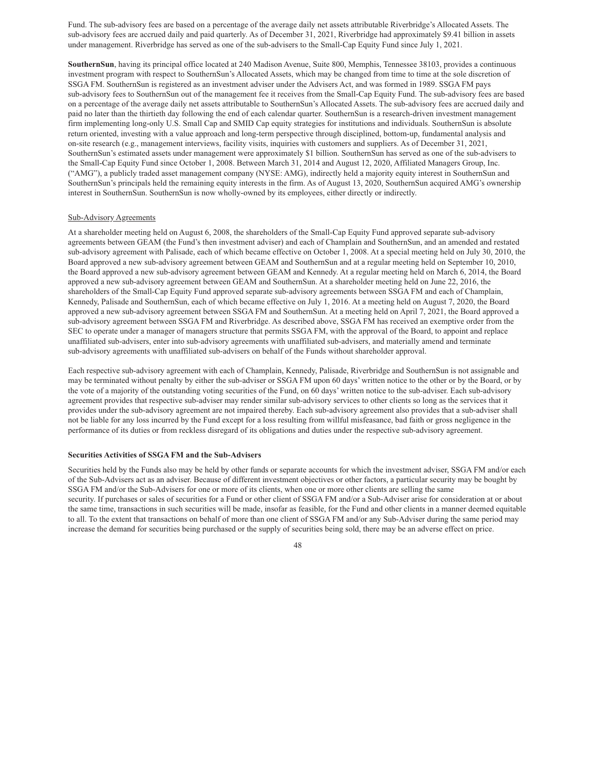Fund. The sub-advisory fees are based on a percentage of the average daily net assets attributable Riverbridge's Allocated Assets. The sub-advisory fees are accrued daily and paid quarterly. As of December 31, 2021, Riverbridge had approximately $9.41 billion in assets under management. Riverbridge has served as one of the sub-advisers to the Small-Cap Equity Fund since July 1, 2021.

**SouthernSun**, having its principal office located at 240 Madison Avenue, Suite 800, Memphis, Tennessee 38103, provides a continuous investment program with respect to SouthernSun's Allocated Assets, which may be changed from time to time at the sole discretion of SSGA FM. SouthernSun is registered as an investment adviser under the Advisers Act, and was formed in 1989. SSGA FM pays sub-advisory fees to SouthernSun out of the management fee it receives from the Small-Cap Equity Fund. The sub-advisory fees are based on a percentage of the average daily net assets attributable to SouthernSun's Allocated Assets. The sub-advisory fees are accrued daily and paid no later than the thirtieth day following the end of each calendar quarter. SouthernSun is a research-driven investment management firm implementing long-only U.S. Small Cap and SMID Cap equity strategies for institutions and individuals. SouthernSun is absolute return oriented, investing with a value approach and long-term perspective through disciplined, bottom-up, fundamental analysis and on-site research (e.g., management interviews, facility visits, inquiries with customers and suppliers. As of December 31, 2021, SouthernSun's estimated assets under management were approximately $1 billion. SouthernSun has served as one of the sub-advisers to the Small-Cap Equity Fund since October 1, 2008. Between March 31, 2014 and August 12, 2020, Affiliated Managers Group, Inc. ("AMG"), a publicly traded asset management company (NYSE: AMG), indirectly held a majority equity interest in SouthernSun and SouthernSun's principals held the remaining equity interests in the firm. As of August 13, 2020, SouthernSun acquired AMG's ownership interest in SouthernSun. SouthernSun is now wholly-owned by its employees, either directly or indirectly.

Sub-Advisory Agreements

At a shareholder meeting held on August 6, 2008, the shareholders of the Small-Cap Equity Fund approved separate sub-advisory agreements between GEAM (the Fund's then investment adviser) and each of Champlain and SouthernSun, and an amended and restated sub-advisory agreement with Palisade, each of which became effective on October 1, 2008. At a special meeting held on July 30, 2010, the Board approved a new sub-advisory agreement between GEAM and SouthernSun and at a regular meeting held on September 10, 2010, the Board approved a new sub-advisory agreement between GEAM and Kennedy. At a regular meeting held on March 6, 2014, the Board approved a new sub-advisory agreement between GEAM and SouthernSun. At a shareholder meeting held on June 22, 2016, the shareholders of the Small-Cap Equity Fund approved separate sub-advisory agreements between SSGA FM and each of Champlain, Kennedy, Palisade and SouthernSun, each of which became effective on July 1, 2016. At a meeting held on August 7, 2020, the Board approved a new sub-advisory agreement between SSGA FM and SouthernSun. At a meeting held on April 7, 2021, the Board approved a sub-advisory agreement between SSGA FM and Riverbridge. As described above, SSGA FM has received an exemptive order from the SEC to operate under a manager of managers structure that permits SSGA FM, with the approval of the Board, to appoint and replace unaffiliated sub-advisers, enter into sub-advisory agreements with unaffiliated sub-advisers, and materially amend and terminate sub-advisory agreements with unaffiliated sub-advisers on behalf of the Funds without shareholder approval.

Each respective sub-advisory agreement with each of Champlain, Kennedy, Palisade, Riverbridge and SouthernSun is not assignable and may be terminated without penalty by either the sub-adviser or SSGA FM upon 60 days' written notice to the other or by the Board, or by the vote of a majority of the outstanding voting securities of the Fund, on 60 days' written notice to the sub-adviser. Each sub-advisory agreement provides that respective sub-adviser may render similar sub-advisory services to other clients so long as the services that it provides under the sub-advisory agreement are not impaired thereby. Each sub-advisory agreement also provides that a sub-adviser shall not be liable for any loss incurred by the Fund except for a loss resulting from willful misfeasance, bad faith or gross negligence in the performance of its duties or from reckless disregard of its obligations and duties under the respective sub-advisory agreement.

**Securities Activities of SSGA FM and the Sub-Advisers**

Securities held by the Funds also may be held by other funds or separate accounts for which the investment adviser, SSGA FM and/or each of the Sub-Advisers act as an adviser. Because of different investment objectives or other factors, a particular security may be bought by SSGA FM and/or the Sub-Advisers for one or more of its clients, when one or more other clients are selling the same security. If purchases or sales of securities for a Fund or other client of SSGA FM and/or a Sub-Adviser arise for consideration at or about the same time, transactions in such securities will be made, insofar as feasible, for the Fund and other clients in a manner deemed equitable to all. To the extent that transactions on behalf of more than one client of SSGA FM and/or any Sub-Adviser during the same period may increase the demand for securities being purchased or the supply of securities being sold, there may be an adverse effect on price.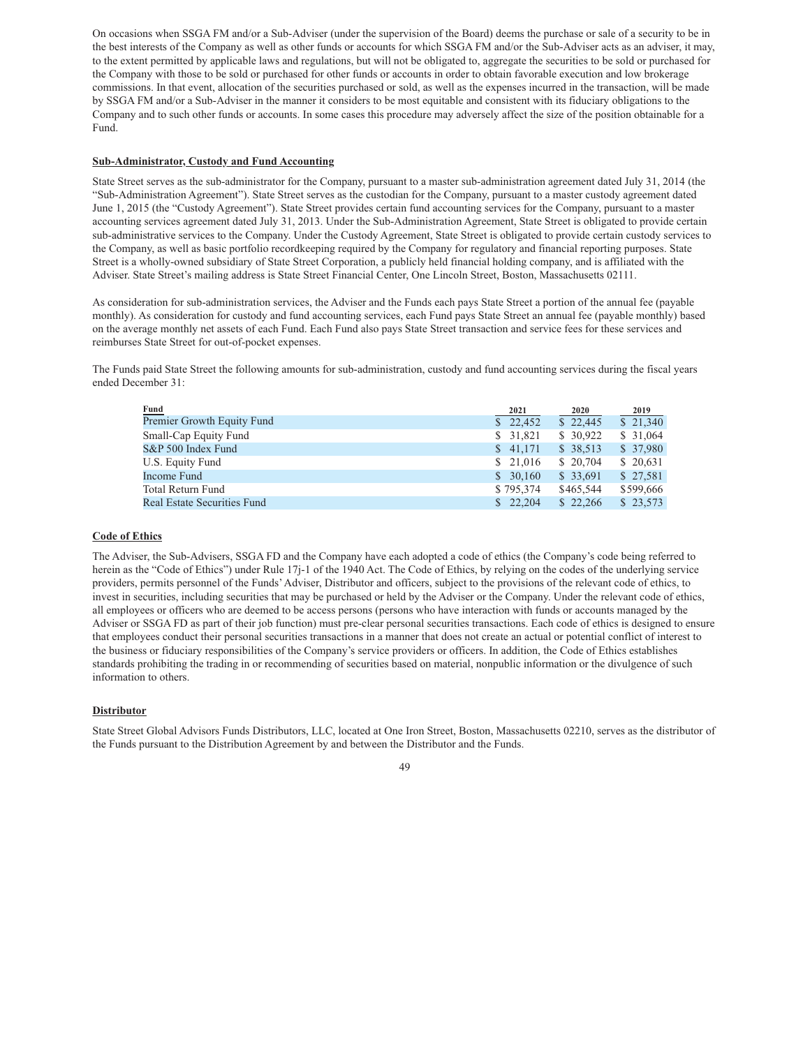On occasions when SSGA FM and/or a Sub-Adviser (under the supervision of the Board) deems the purchase or sale of a security to be in the best interests of the Company as well as other funds or accounts for which SSGA FM and/or the Sub-Adviser acts as an adviser, it may, to the extent permitted by applicable laws and regulations, but will not be obligated to, aggregate the securities to be sold or purchased for the Company with those to be sold or purchased for other funds or accounts in order to obtain favorable execution and low brokerage commissions. In that event, allocation of the securities purchased or sold, as well as the expenses incurred in the transaction, will be made by SSGA FM and/or a Sub-Adviser in the manner it considers to be most equitable and consistent with its fiduciary obligations to the Company and to such other funds or accounts. In some cases this procedure may adversely affect the size of the position obtainable for a Fund.

**Sub-Administrator, Custody and Fund Accounting**

State Street serves as the sub-administrator for the Company, pursuant to a master sub-administration agreement dated July 31, 2014 (the "Sub-Administration Agreement"). State Street serves as the custodian for the Company, pursuant to a master custody agreement dated June 1, 2015 (the "Custody Agreement"). State Street provides certain fund accounting services for the Company, pursuant to a master accounting services agreement dated July 31, 2013. Under the Sub-Administration Agreement, State Street is obligated to provide certain sub-administrative services to the Company. Under the Custody Agreement, State Street is obligated to provide certain custody services to the Company, as well as basic portfolio recordkeeping required by the Company for regulatory and financial reporting purposes. State Street is a wholly-owned subsidiary of State Street Corporation, a publicly held financial holding company, and is affiliated with the Adviser. State Street's mailing address is State Street Financial Center, One Lincoln Street, Boston, Massachusetts 02111.

As consideration for sub-administration services, the Adviser and the Funds each pays State Street a portion of the annual fee (payable monthly). As consideration for custody and fund accounting services, each Fund pays State Street an annual fee (payable monthly) based on the average monthly net assets of each Fund. Each Fund also pays State Street transaction and service fees for these services and reimburses State Street for out-of-pocket expenses.

The Funds paid State Street the following amounts for sub-administration, custody and fund accounting services during the fiscal years ended December 31:

| Fund | 2021 | 2020 | 2019 |
|---|---|---|---|
| Premier Growth Equity Fund | $ 22,452 | $ 22,445 | $ 21,340 |
| Small-Cap Equity Fund | $ 31,821 | $ 30,922 | $ 31,064 |
| S&P 500 Index Fund | $ 41,171 | $ 38,513 | $ 37,980 |
| U.S. Equity Fund | $ 21,016 | $ 20,704 | $ 20,631 |
| Income Fund | $ 30,160 | $ 33,691 | $ 27,581 |
| Total Return Fund | $ 795,374 | $465,544 | $599,666 |
| Real Estate Securities Fund | $ 22,204 | $ 22,266 | $ 23,573 |

**Code of Ethics**

The Adviser, the Sub-Advisers, SSGA FD and the Company have each adopted a code of ethics (the Company's code being referred to herein as the "Code of Ethics") under Rule 17j-1 of the 1940 Act. The Code of Ethics, by relying on the codes of the underlying service providers, permits personnel of the Funds' Adviser, Distributor and officers, subject to the provisions of the relevant code of ethics, to invest in securities, including securities that may be purchased or held by the Adviser or the Company. Under the relevant code of ethics, all employees or officers who are deemed to be access persons (persons who have interaction with funds or accounts managed by the Adviser or SSGA FD as part of their job function) must pre-clear personal securities transactions. Each code of ethics is designed to ensure that employees conduct their personal securities transactions in a manner that does not create an actual or potential conflict of interest to the business or fiduciary responsibilities of the Company's service providers or officers. In addition, the Code of Ethics establishes standards prohibiting the trading in or recommending of securities based on material, nonpublic information or the divulgence of such information to others.

**Distributor**

State Street Global Advisors Funds Distributors, LLC, located at One Iron Street, Boston, Massachusetts 02210, serves as the distributor of the Funds pursuant to the Distribution Agreement by and between the Distributor and the Funds.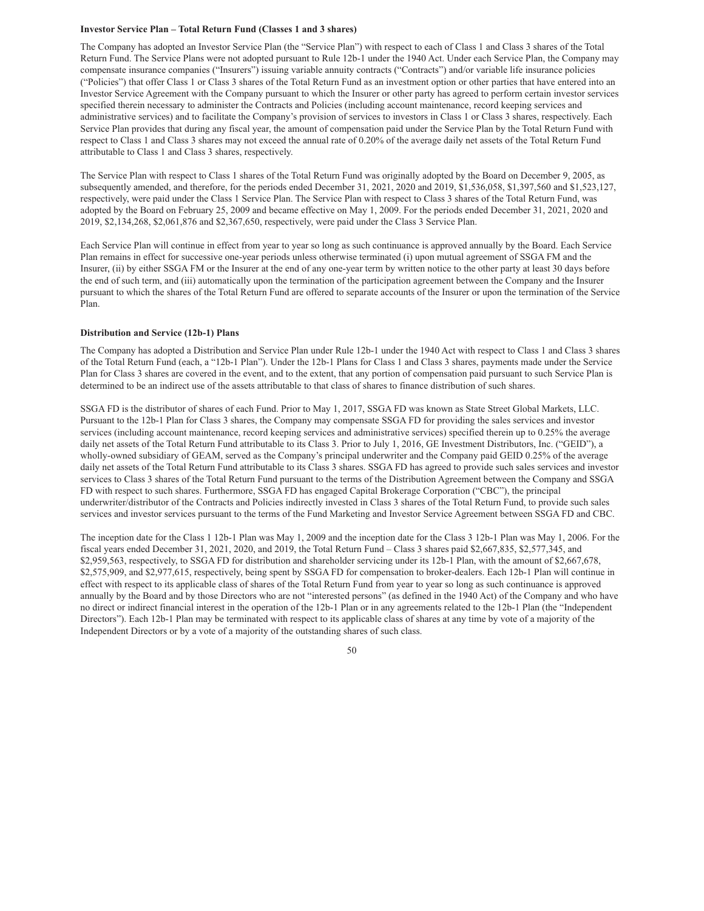**Investor Service Plan – Total Return Fund (Classes 1 and 3 shares)**

The Company has adopted an Investor Service Plan (the "Service Plan") with respect to each of Class 1 and Class 3 shares of the Total Return Fund. The Service Plans were not adopted pursuant to Rule 12b-1 under the 1940 Act. Under each Service Plan, the Company may compensate insurance companies ("Insurers") issuing variable annuity contracts ("Contracts") and/or variable life insurance policies ("Policies") that offer Class 1 or Class 3 shares of the Total Return Fund as an investment option or other parties that have entered into an Investor Service Agreement with the Company pursuant to which the Insurer or other party has agreed to perform certain investor services specified therein necessary to administer the Contracts and Policies (including account maintenance, record keeping services and administrative services) and to facilitate the Company's provision of services to investors in Class 1 or Class 3 shares, respectively. Each Service Plan provides that during any fiscal year, the amount of compensation paid under the Service Plan by the Total Return Fund with respect to Class 1 and Class 3 shares may not exceed the annual rate of 0.20% of the average daily net assets of the Total Return Fund attributable to Class 1 and Class 3 shares, respectively.

The Service Plan with respect to Class 1 shares of the Total Return Fund was originally adopted by the Board on December 9, 2005, as subsequently amended, and therefore, for the periods ended December 31, 2021, 2020 and 2019, $1,536,058, $1,397,560 and $1,523,127, respectively, were paid under the Class 1 Service Plan. The Service Plan with respect to Class 3 shares of the Total Return Fund, was adopted by the Board on February 25, 2009 and became effective on May 1, 2009. For the periods ended December 31, 2021, 2020 and 2019, $2,134,268, $2,061,876 and $2,367,650, respectively, were paid under the Class 3 Service Plan.

Each Service Plan will continue in effect from year to year so long as such continuance is approved annually by the Board. Each Service Plan remains in effect for successive one-year periods unless otherwise terminated (i) upon mutual agreement of SSGA FM and the Insurer, (ii) by either SSGA FM or the Insurer at the end of any one-year term by written notice to the other party at least 30 days before the end of such term, and (iii) automatically upon the termination of the participation agreement between the Company and the Insurer pursuant to which the shares of the Total Return Fund are offered to separate accounts of the Insurer or upon the termination of the Service Plan.

**Distribution and Service (12b-1) Plans**

The Company has adopted a Distribution and Service Plan under Rule 12b-1 under the 1940 Act with respect to Class 1 and Class 3 shares of the Total Return Fund (each, a "12b-1 Plan"). Under the 12b-1 Plans for Class 1 and Class 3 shares, payments made under the Service Plan for Class 3 shares are covered in the event, and to the extent, that any portion of compensation paid pursuant to such Service Plan is determined to be an indirect use of the assets attributable to that class of shares to finance distribution of such shares.

SSGA FD is the distributor of shares of each Fund. Prior to May 1, 2017, SSGA FD was known as State Street Global Markets, LLC. Pursuant to the 12b-1 Plan for Class 3 shares, the Company may compensate SSGA FD for providing the sales services and investor services (including account maintenance, record keeping services and administrative services) specified therein up to 0.25% the average daily net assets of the Total Return Fund attributable to its Class 3. Prior to July 1, 2016, GE Investment Distributors, Inc. ("GEID"), a wholly-owned subsidiary of GEAM, served as the Company's principal underwriter and the Company paid GEID 0.25% of the average daily net assets of the Total Return Fund attributable to its Class 3 shares. SSGA FD has agreed to provide such sales services and investor services to Class 3 shares of the Total Return Fund pursuant to the terms of the Distribution Agreement between the Company and SSGA FD with respect to such shares. Furthermore, SSGA FD has engaged Capital Brokerage Corporation ("CBC"), the principal underwriter/distributor of the Contracts and Policies indirectly invested in Class 3 shares of the Total Return Fund, to provide such sales services and investor services pursuant to the terms of the Fund Marketing and Investor Service Agreement between SSGA FD and CBC.

The inception date for the Class 1 12b-1 Plan was May 1, 2009 and the inception date for the Class 3 12b-1 Plan was May 1, 2006. For the fiscal years ended December 31, 2021, 2020, and 2019, the Total Return Fund – Class 3 shares paid $2,667,835, $2,577,345, and $2,959,563, respectively, to SSGA FD for distribution and shareholder servicing under its 12b-1 Plan, with the amount of $2,667,678, $2,575,909, and $2,977,615, respectively, being spent by SSGA FD for compensation to broker-dealers. Each 12b-1 Plan will continue in effect with respect to its applicable class of shares of the Total Return Fund from year to year so long as such continuance is approved annually by the Board and by those Directors who are not "interested persons" (as defined in the 1940 Act) of the Company and who have no direct or indirect financial interest in the operation of the 12b-1 Plan or in any agreements related to the 12b-1 Plan (the "Independent Directors"). Each 12b-1 Plan may be terminated with respect to its applicable class of shares at any time by vote of a majority of the Independent Directors or by a vote of a majority of the outstanding shares of such class.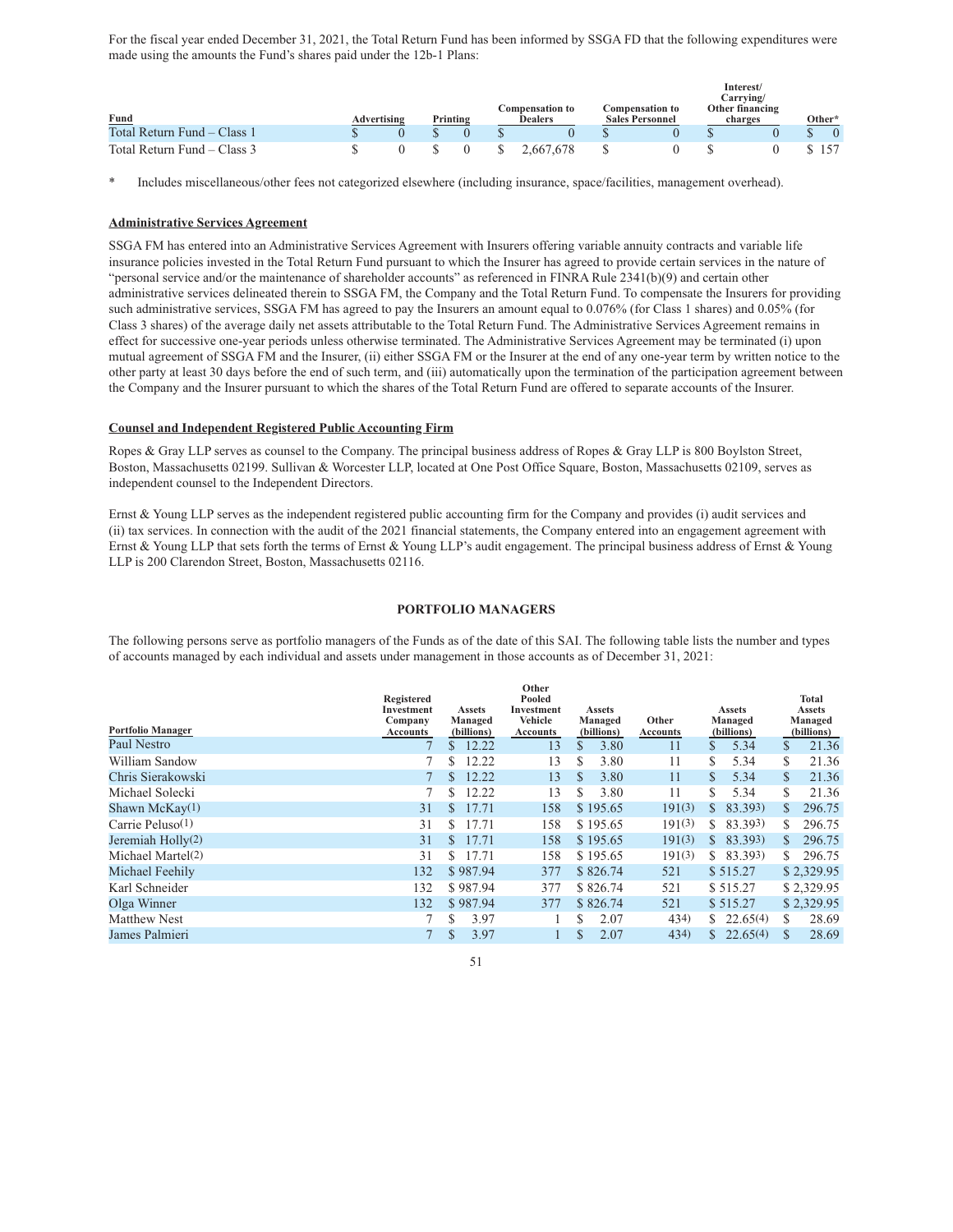For the fiscal year ended December 31, 2021, the Total Return Fund has been informed by SSGA FD that the following expenditures were made using the amounts the Fund's shares paid under the 12b-1 Plans:

| Fund | Advertising | Printing | Compensation to Dealers | Compensation to Sales Personnel | Interest/ Carrying/ Other financing charges | Other* |
|---|---|---|---|---|---|---|
| Total Return Fund – Class 1 | $ 0 | $ 0 | $ 0 | $ 0 | $ 0 | $ 0 |
| Total Return Fund – Class 3 | $ 0 | $ 0 | $ 2,667,678 | $ 0 | $ 0 | $ 157 |

\* Includes miscellaneous/other fees not categorized elsewhere (including insurance, space/facilities, management overhead).

**Administrative Services Agreement**

SSGA FM has entered into an Administrative Services Agreement with Insurers offering variable annuity contracts and variable life insurance policies invested in the Total Return Fund pursuant to which the Insurer has agreed to provide certain services in the nature of "personal service and/or the maintenance of shareholder accounts" as referenced in FINRA Rule 2341(b)(9) and certain other administrative services delineated therein to SSGA FM, the Company and the Total Return Fund. To compensate the Insurers for providing such administrative services, SSGA FM has agreed to pay the Insurers an amount equal to 0.076% (for Class 1 shares) and 0.05% (for Class 3 shares) of the average daily net assets attributable to the Total Return Fund. The Administrative Services Agreement remains in effect for successive one-year periods unless otherwise terminated. The Administrative Services Agreement may be terminated (i) upon mutual agreement of SSGA FM and the Insurer, (ii) either SSGA FM or the Insurer at the end of any one-year term by written notice to the other party at least 30 days before the end of such term, and (iii) automatically upon the termination of the participation agreement between the Company and the Insurer pursuant to which the shares of the Total Return Fund are offered to separate accounts of the Insurer.

**Counsel and Independent Registered Public Accounting Firm**

Ropes & Gray LLP serves as counsel to the Company. The principal business address of Ropes & Gray LLP is 800 Boylston Street, Boston, Massachusetts 02199. Sullivan & Worcester LLP, located at One Post Office Square, Boston, Massachusetts 02109, serves as independent counsel to the Independent Directors.

Ernst & Young LLP serves as the independent registered public accounting firm for the Company and provides (i) audit services and (ii) tax services. In connection with the audit of the 2021 financial statements, the Company entered into an engagement agreement with Ernst & Young LLP that sets forth the terms of Ernst & Young LLP's audit engagement. The principal business address of Ernst & Young LLP is 200 Clarendon Street, Boston, Massachusetts 02116.

## PORTFOLIO MANAGERS

The following persons serve as portfolio managers of the Funds as of the date of this SAI. The following table lists the number and types of accounts managed by each individual and assets under management in those accounts as of December 31, 2021:

| Portfolio Manager | Registered Investment Company Accounts | Assets Managed (billions) | Other Pooled Investment Vehicle Accounts | Assets Managed (billions) | Other Accounts | Assets Managed (billions) | Total Assets Managed (billions) |
|---|---|---|---|---|---|---|---|
| Paul Nestro | 7 | $ 12.22 | 13 | $ 3.80 | 11 | $ 5.34 | $ 21.36 |
| William Sandow | 7 | $ 12.22 | 13 | $ 3.80 | 11 | $ 5.34 | $ 21.36 |
| Chris Sierakowski | 7 | $ 12.22 | 13 | $ 3.80 | 11 | $ 5.34 | $ 21.36 |
| Michael Solecki | 7 | $ 12.22 | 13 | $ 3.80 | 11 | $ 5.34 | $ 21.36 |
| Shawn McKay(1) | 31 | $ 17.71 | 158 | $ 195.65 | 191(3) | $ 83.39(3) | $ 296.75 |
| Carrie Peluso(1) | 31 | $ 17.71 | 158 | $ 195.65 | 191(3) | $ 83.39(3) | $ 296.75 |
| Jeremiah Holly(2) | 31 | $ 17.71 | 158 | $ 195.65 | 191(3) | $ 83.39(3) | $ 296.75 |
| Michael Martel(2) | 31 | $ 17.71 | 158 | $ 195.65 | 191(3) | $ 83.39(3) | $ 296.75 |
| Michael Feehily | 132 | $ 987.94 | 377 | $ 826.74 | 521 | $ 515.27 | $ 2,329.95 |
| Karl Schneider | 132 | $ 987.94 | 377 | $ 826.74 | 521 | $ 515.27 | $ 2,329.95 |
| Olga Winner | 132 | $ 987.94 | 377 | $ 826.74 | 521 | $ 515.27 | $ 2,329.95 |
| Matthew Nest | 7 | $ 3.97 | 1 | $ 2.07 | 43(4) | $ 22.65(4) | $ 28.69 |
| James Palmieri | 7 | $ 3.97 | 1 | $ 2.07 | 43(4) | $ 22.65(4) | $ 28.69 |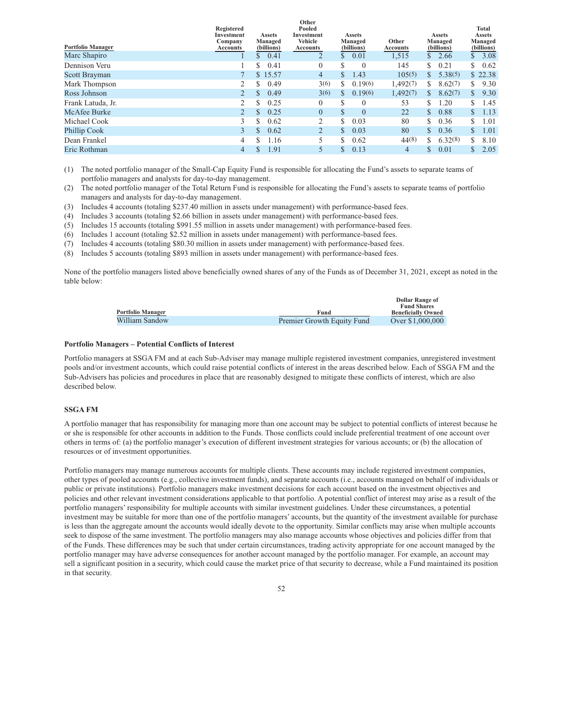| Portfolio Manager | Registered Investment Company Accounts | Assets Managed (billions) | Other Pooled Investment Vehicle Accounts | Assets Managed (billions) | Other Accounts | Assets Managed (billions) | Total Assets Managed (billions) |
|---|---|---|---|---|---|---|---|
| Marc Shapiro | 1 | $ 0.41 | 2 | $ 0.01 | 1,515 | $ 2.66 | $ 3.08 |
| Dennison Veru | 1 | $ 0.41 | 0 | $ 0 | 145 | $ 0.21 | $ 0.62 |
| Scott Brayman | 7 | $ 15.57 | 4 | $ 1.43 | 105(5) | $ 5.38(5) | $ 22.38 |
| Mark Thompson | 2 | $ 0.49 | 3(6) | $ 0.19(6) | 1,492(7) | $ 8.62(7) | $ 9.30 |
| Ross Johnson | 2 | $ 0.49 | 3(6) | $ 0.19(6) | 1,492(7) | $ 8.62(7) | $ 9.30 |
| Frank Latuda, Jr. | 2 | $ 0.25 | 0 | $ 0 | 53 | $ 1.20 | $ 1.45 |
| McAfee Burke | 2 | $ 0.25 | 0 | $ 0 | 22 | $ 0.88 | $ 1.13 |
| Michael Cook | 3 | $ 0.62 | 2 | $ 0.03 | 80 | $ 0.36 | $ 1.01 |
| Phillip Cook | 3 | $ 0.62 | 2 | $ 0.03 | 80 | $ 0.36 | $ 1.01 |
| Dean Frankel | 4 | $ 1.16 | 5 | $ 0.62 | 44(8) | $ 6.32(8) | $ 8.10 |
| Eric Rothman | 4 | $ 1.91 | 5 | $ 0.13 | 4 | $ 0.01 | $ 2.05 |

(1) The noted portfolio manager of the Small-Cap Equity Fund is responsible for allocating the Fund's assets to separate teams of portfolio managers and analysts for day-to-day management.

(2) The noted portfolio manager of the Total Return Fund is responsible for allocating the Fund's assets to separate teams of portfolio managers and analysts for day-to-day management.

(3) Includes 4 accounts (totaling $237.40 million in assets under management) with performance-based fees.

(4) Includes 3 accounts (totaling $2.66 billion in assets under management) with performance-based fees.

(5) Includes 15 accounts (totaling $991.55 million in assets under management) with performance-based fees.

(6) Includes 1 account (totaling $2.52 million in assets under management) with performance-based fees.

(7) Includes 4 accounts (totaling $80.30 million in assets under management) with performance-based fees.

(8) Includes 5 accounts (totaling $893 million in assets under management) with performance-based fees.

None of the portfolio managers listed above beneficially owned shares of any of the Funds as of December 31, 2021, except as noted in the table below:

| Portfolio Manager | Fund | Dollar Range of Fund Shares Beneficially Owned |
|---|---|---|
| William Sandow | Premier Growth Equity Fund | Over $1,000,000 |

**Portfolio Managers – Potential Conflicts of Interest**

Portfolio managers at SSGA FM and at each Sub-Adviser may manage multiple registered investment companies, unregistered investment pools and/or investment accounts, which could raise potential conflicts of interest in the areas described below. Each of SSGA FM and the Sub-Advisers has policies and procedures in place that are reasonably designed to mitigate these conflicts of interest, which are also described below.

**SSGA FM**

A portfolio manager that has responsibility for managing more than one account may be subject to potential conflicts of interest because he or she is responsible for other accounts in addition to the Funds. Those conflicts could include preferential treatment of one account over others in terms of: (a) the portfolio manager's execution of different investment strategies for various accounts; or (b) the allocation of resources or of investment opportunities.

Portfolio managers may manage numerous accounts for multiple clients. These accounts may include registered investment companies, other types of pooled accounts (e.g., collective investment funds), and separate accounts (i.e., accounts managed on behalf of individuals or public or private institutions). Portfolio managers make investment decisions for each account based on the investment objectives and policies and other relevant investment considerations applicable to that portfolio. A potential conflict of interest may arise as a result of the portfolio managers' responsibility for multiple accounts with similar investment guidelines. Under these circumstances, a potential investment may be suitable for more than one of the portfolio managers' accounts, but the quantity of the investment available for purchase is less than the aggregate amount the accounts would ideally devote to the opportunity. Similar conflicts may arise when multiple accounts seek to dispose of the same investment. The portfolio managers may also manage accounts whose objectives and policies differ from that of the Funds. These differences may be such that under certain circumstances, trading activity appropriate for one account managed by the portfolio manager may have adverse consequences for another account managed by the portfolio manager. For example, an account may sell a significant position in a security, which could cause the market price of that security to decrease, while a Fund maintained its position in that security.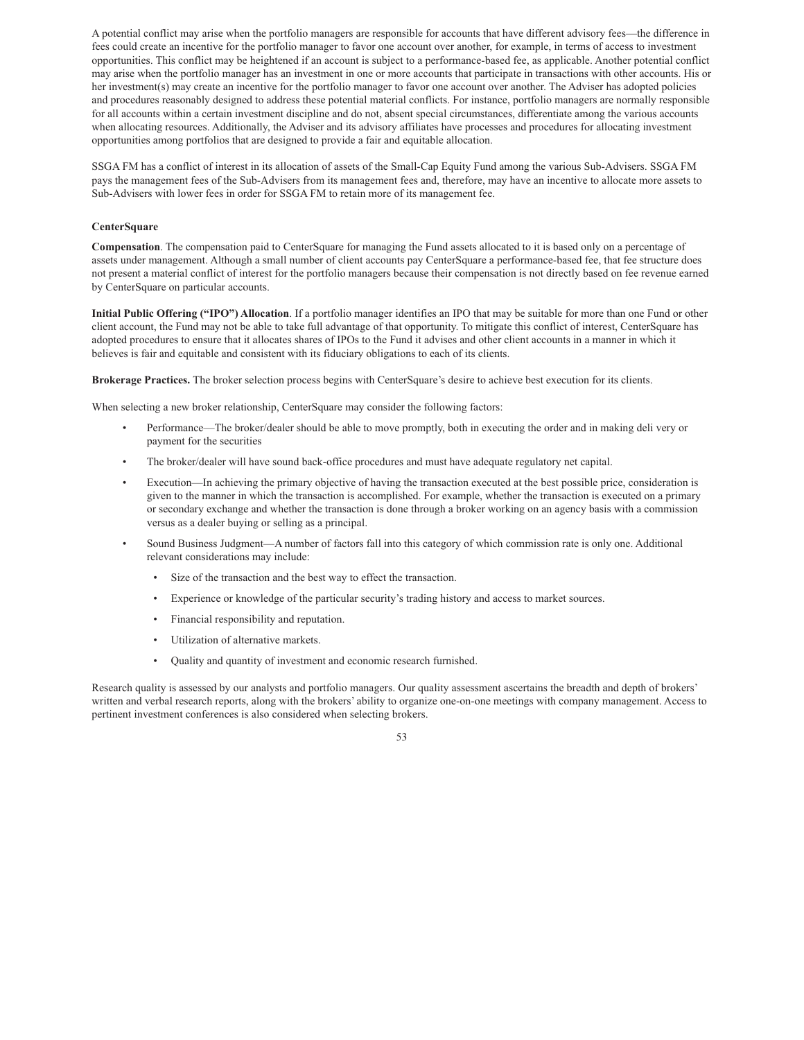A potential conflict may arise when the portfolio managers are responsible for accounts that have different advisory fees—the difference in fees could create an incentive for the portfolio manager to favor one account over another, for example, in terms of access to investment opportunities. This conflict may be heightened if an account is subject to a performance-based fee, as applicable. Another potential conflict may arise when the portfolio manager has an investment in one or more accounts that participate in transactions with other accounts. His or her investment(s) may create an incentive for the portfolio manager to favor one account over another. The Adviser has adopted policies and procedures reasonably designed to address these potential material conflicts. For instance, portfolio managers are normally responsible for all accounts within a certain investment discipline and do not, absent special circumstances, differentiate among the various accounts when allocating resources. Additionally, the Adviser and its advisory affiliates have processes and procedures for allocating investment opportunities among portfolios that are designed to provide a fair and equitable allocation.

SSGA FM has a conflict of interest in its allocation of assets of the Small-Cap Equity Fund among the various Sub-Advisers. SSGA FM pays the management fees of the Sub-Advisers from its management fees and, therefore, may have an incentive to allocate more assets to Sub-Advisers with lower fees in order for SSGA FM to retain more of its management fee.

**CenterSquare**

**Compensation**. The compensation paid to CenterSquare for managing the Fund assets allocated to it is based only on a percentage of assets under management. Although a small number of client accounts pay CenterSquare a performance-based fee, that fee structure does not present a material conflict of interest for the portfolio managers because their compensation is not directly based on fee revenue earned by CenterSquare on particular accounts.

**Initial Public Offering ("IPO") Allocation**. If a portfolio manager identifies an IPO that may be suitable for more than one Fund or other client account, the Fund may not be able to take full advantage of that opportunity. To mitigate this conflict of interest, CenterSquare has adopted procedures to ensure that it allocates shares of IPOs to the Fund it advises and other client accounts in a manner in which it believes is fair and equitable and consistent with its fiduciary obligations to each of its clients.

**Brokerage Practices.** The broker selection process begins with CenterSquare's desire to achieve best execution for its clients.

When selecting a new broker relationship, CenterSquare may consider the following factors:

- Performance—The broker/dealer should be able to move promptly, both in executing the order and in making deli very or payment for the securities
- The broker/dealer will have sound back-office procedures and must have adequate regulatory net capital.
- Execution—In achieving the primary objective of having the transaction executed at the best possible price, consideration is given to the manner in which the transaction is accomplished. For example, whether the transaction is executed on a primary or secondary exchange and whether the transaction is done through a broker working on an agency basis with a commission versus as a dealer buying or selling as a principal.
- Sound Business Judgment—A number of factors fall into this category of which commission rate is only one. Additional relevant considerations may include:
  - Size of the transaction and the best way to effect the transaction.
  - Experience or knowledge of the particular security's trading history and access to market sources.
  - Financial responsibility and reputation.
  - Utilization of alternative markets.
  - Quality and quantity of investment and economic research furnished.

Research quality is assessed by our analysts and portfolio managers. Our quality assessment ascertains the breadth and depth of brokers' written and verbal research reports, along with the brokers' ability to organize one-on-one meetings with company management. Access to pertinent investment conferences is also considered when selecting brokers.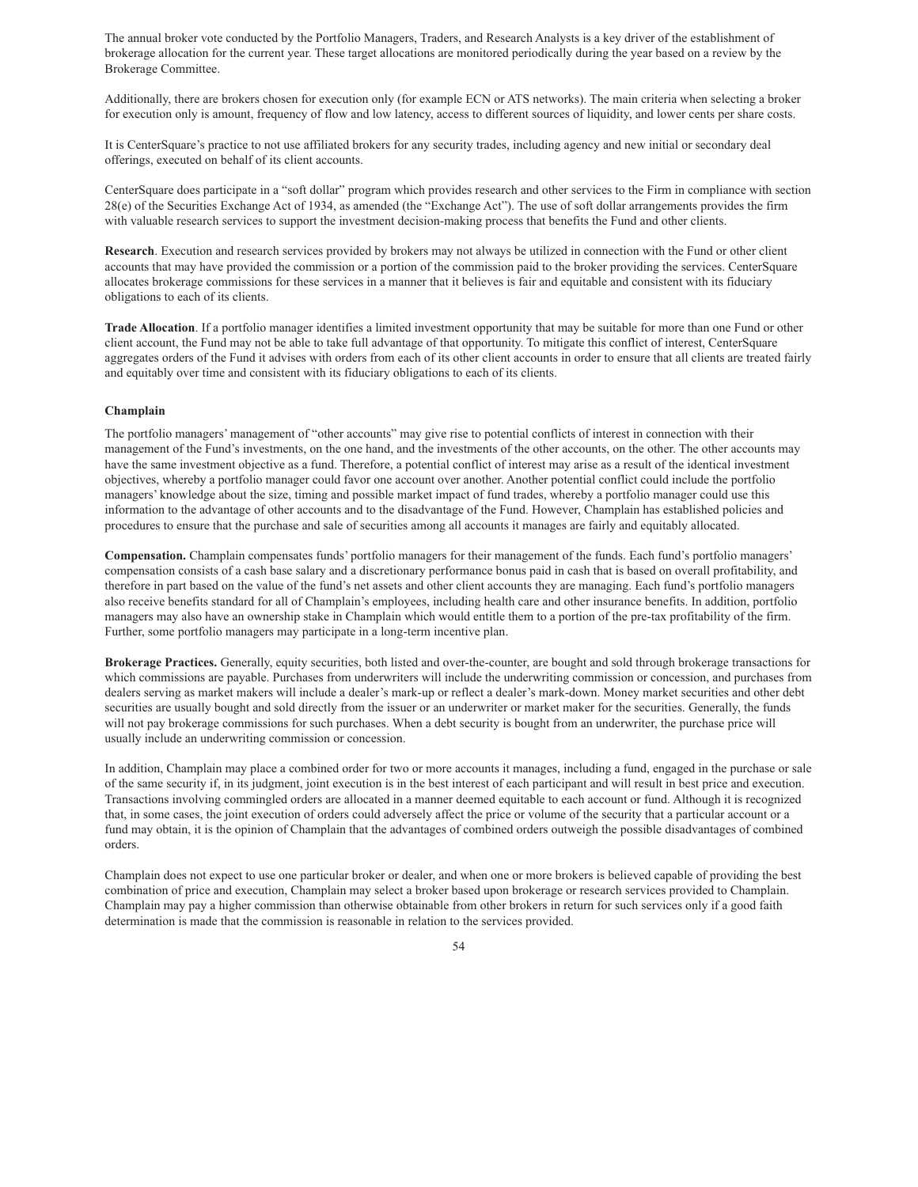The annual broker vote conducted by the Portfolio Managers, Traders, and Research Analysts is a key driver of the establishment of brokerage allocation for the current year. These target allocations are monitored periodically during the year based on a review by the Brokerage Committee.

Additionally, there are brokers chosen for execution only (for example ECN or ATS networks). The main criteria when selecting a broker for execution only is amount, frequency of flow and low latency, access to different sources of liquidity, and lower cents per share costs.

It is CenterSquare's practice to not use affiliated brokers for any security trades, including agency and new initial or secondary deal offerings, executed on behalf of its client accounts.

CenterSquare does participate in a "soft dollar" program which provides research and other services to the Firm in compliance with section 28(e) of the Securities Exchange Act of 1934, as amended (the "Exchange Act"). The use of soft dollar arrangements provides the firm with valuable research services to support the investment decision-making process that benefits the Fund and other clients.

**Research**. Execution and research services provided by brokers may not always be utilized in connection with the Fund or other client accounts that may have provided the commission or a portion of the commission paid to the broker providing the services. CenterSquare allocates brokerage commissions for these services in a manner that it believes is fair and equitable and consistent with its fiduciary obligations to each of its clients.

**Trade Allocation**. If a portfolio manager identifies a limited investment opportunity that may be suitable for more than one Fund or other client account, the Fund may not be able to take full advantage of that opportunity. To mitigate this conflict of interest, CenterSquare aggregates orders of the Fund it advises with orders from each of its other client accounts in order to ensure that all clients are treated fairly and equitably over time and consistent with its fiduciary obligations to each of its clients.

**Champlain**

The portfolio managers' management of "other accounts" may give rise to potential conflicts of interest in connection with their management of the Fund's investments, on the one hand, and the investments of the other accounts, on the other. The other accounts may have the same investment objective as a fund. Therefore, a potential conflict of interest may arise as a result of the identical investment objectives, whereby a portfolio manager could favor one account over another. Another potential conflict could include the portfolio managers' knowledge about the size, timing and possible market impact of fund trades, whereby a portfolio manager could use this information to the advantage of other accounts and to the disadvantage of the Fund. However, Champlain has established policies and procedures to ensure that the purchase and sale of securities among all accounts it manages are fairly and equitably allocated.

**Compensation.** Champlain compensates funds' portfolio managers for their management of the funds. Each fund's portfolio managers' compensation consists of a cash base salary and a discretionary performance bonus paid in cash that is based on overall profitability, and therefore in part based on the value of the fund's net assets and other client accounts they are managing. Each fund's portfolio managers also receive benefits standard for all of Champlain's employees, including health care and other insurance benefits. In addition, portfolio managers may also have an ownership stake in Champlain which would entitle them to a portion of the pre-tax profitability of the firm. Further, some portfolio managers may participate in a long-term incentive plan.

**Brokerage Practices.** Generally, equity securities, both listed and over-the-counter, are bought and sold through brokerage transactions for which commissions are payable. Purchases from underwriters will include the underwriting commission or concession, and purchases from dealers serving as market makers will include a dealer's mark-up or reflect a dealer's mark-down. Money market securities and other debt securities are usually bought and sold directly from the issuer or an underwriter or market maker for the securities. Generally, the funds will not pay brokerage commissions for such purchases. When a debt security is bought from an underwriter, the purchase price will usually include an underwriting commission or concession.

In addition, Champlain may place a combined order for two or more accounts it manages, including a fund, engaged in the purchase or sale of the same security if, in its judgment, joint execution is in the best interest of each participant and will result in best price and execution. Transactions involving commingled orders are allocated in a manner deemed equitable to each account or fund. Although it is recognized that, in some cases, the joint execution of orders could adversely affect the price or volume of the security that a particular account or a fund may obtain, it is the opinion of Champlain that the advantages of combined orders outweigh the possible disadvantages of combined orders.

Champlain does not expect to use one particular broker or dealer, and when one or more brokers is believed capable of providing the best combination of price and execution, Champlain may select a broker based upon brokerage or research services provided to Champlain. Champlain may pay a higher commission than otherwise obtainable from other brokers in return for such services only if a good faith determination is made that the commission is reasonable in relation to the services provided.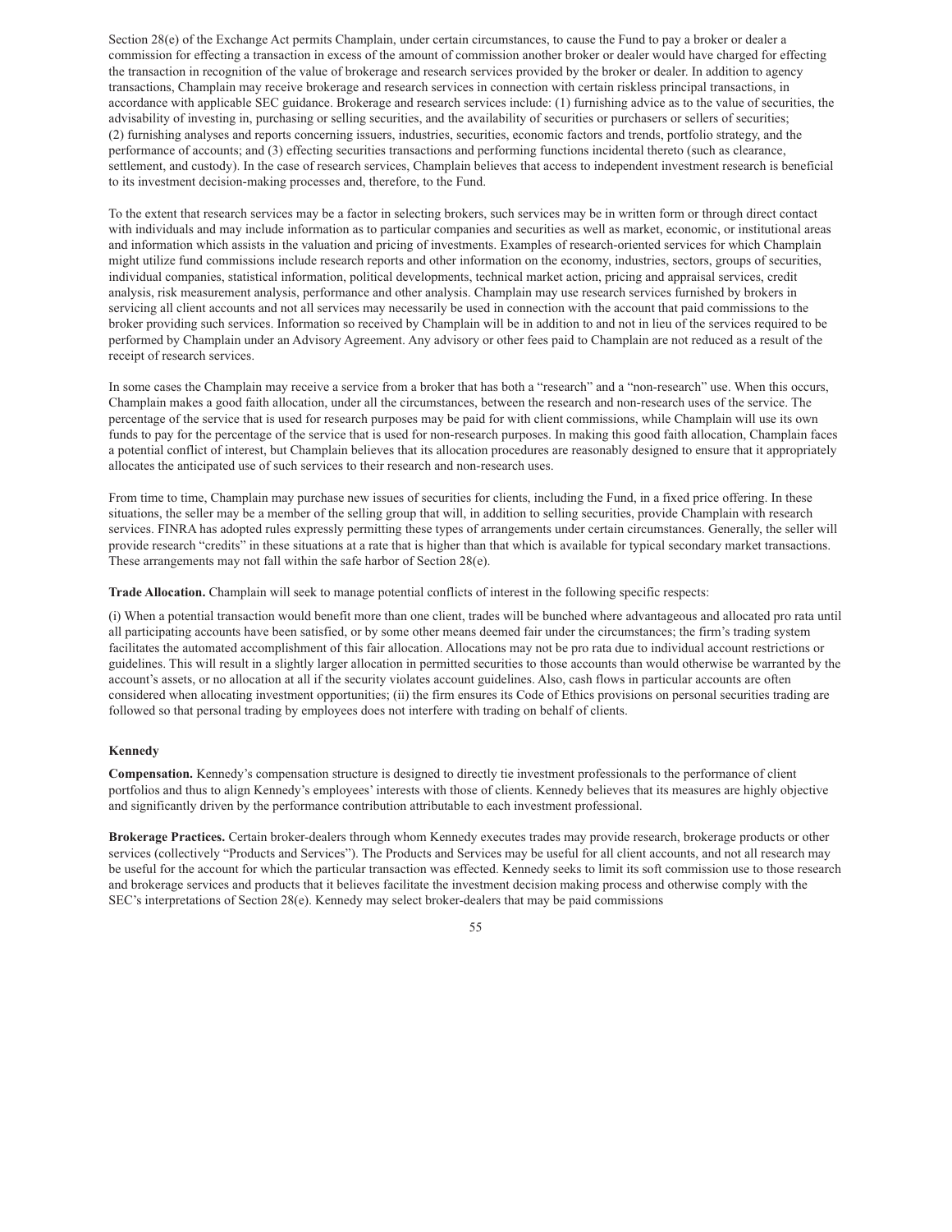Section 28(e) of the Exchange Act permits Champlain, under certain circumstances, to cause the Fund to pay a broker or dealer a commission for effecting a transaction in excess of the amount of commission another broker or dealer would have charged for effecting the transaction in recognition of the value of brokerage and research services provided by the broker or dealer. In addition to agency transactions, Champlain may receive brokerage and research services in connection with certain riskless principal transactions, in accordance with applicable SEC guidance. Brokerage and research services include: (1) furnishing advice as to the value of securities, the advisability of investing in, purchasing or selling securities, and the availability of securities or purchasers or sellers of securities; (2) furnishing analyses and reports concerning issuers, industries, securities, economic factors and trends, portfolio strategy, and the performance of accounts; and (3) effecting securities transactions and performing functions incidental thereto (such as clearance, settlement, and custody). In the case of research services, Champlain believes that access to independent investment research is beneficial to its investment decision-making processes and, therefore, to the Fund.

To the extent that research services may be a factor in selecting brokers, such services may be in written form or through direct contact with individuals and may include information as to particular companies and securities as well as market, economic, or institutional areas and information which assists in the valuation and pricing of investments. Examples of research-oriented services for which Champlain might utilize fund commissions include research reports and other information on the economy, industries, sectors, groups of securities, individual companies, statistical information, political developments, technical market action, pricing and appraisal services, credit analysis, risk measurement analysis, performance and other analysis. Champlain may use research services furnished by brokers in servicing all client accounts and not all services may necessarily be used in connection with the account that paid commissions to the broker providing such services. Information so received by Champlain will be in addition to and not in lieu of the services required to be performed by Champlain under an Advisory Agreement. Any advisory or other fees paid to Champlain are not reduced as a result of the receipt of research services.

In some cases the Champlain may receive a service from a broker that has both a "research" and a "non-research" use. When this occurs, Champlain makes a good faith allocation, under all the circumstances, between the research and non-research uses of the service. The percentage of the service that is used for research purposes may be paid for with client commissions, while Champlain will use its own funds to pay for the percentage of the service that is used for non-research purposes. In making this good faith allocation, Champlain faces a potential conflict of interest, but Champlain believes that its allocation procedures are reasonably designed to ensure that it appropriately allocates the anticipated use of such services to their research and non-research uses.

From time to time, Champlain may purchase new issues of securities for clients, including the Fund, in a fixed price offering. In these situations, the seller may be a member of the selling group that will, in addition to selling securities, provide Champlain with research services. FINRA has adopted rules expressly permitting these types of arrangements under certain circumstances. Generally, the seller will provide research "credits" in these situations at a rate that is higher than that which is available for typical secondary market transactions. These arrangements may not fall within the safe harbor of Section 28(e).

**Trade Allocation.** Champlain will seek to manage potential conflicts of interest in the following specific respects:

(i) When a potential transaction would benefit more than one client, trades will be bunched where advantageous and allocated pro rata until all participating accounts have been satisfied, or by some other means deemed fair under the circumstances; the firm's trading system facilitates the automated accomplishment of this fair allocation. Allocations may not be pro rata due to individual account restrictions or guidelines. This will result in a slightly larger allocation in permitted securities to those accounts than would otherwise be warranted by the account's assets, or no allocation at all if the security violates account guidelines. Also, cash flows in particular accounts are often considered when allocating investment opportunities; (ii) the firm ensures its Code of Ethics provisions on personal securities trading are followed so that personal trading by employees does not interfere with trading on behalf of clients.

**Kennedy**

**Compensation.** Kennedy's compensation structure is designed to directly tie investment professionals to the performance of client portfolios and thus to align Kennedy's employees' interests with those of clients. Kennedy believes that its measures are highly objective and significantly driven by the performance contribution attributable to each investment professional.

**Brokerage Practices.** Certain broker-dealers through whom Kennedy executes trades may provide research, brokerage products or other services (collectively "Products and Services"). The Products and Services may be useful for all client accounts, and not all research may be useful for the account for which the particular transaction was effected. Kennedy seeks to limit its soft commission use to those research and brokerage services and products that it believes facilitate the investment decision making process and otherwise comply with the SEC's interpretations of Section 28(e). Kennedy may select broker-dealers that may be paid commissions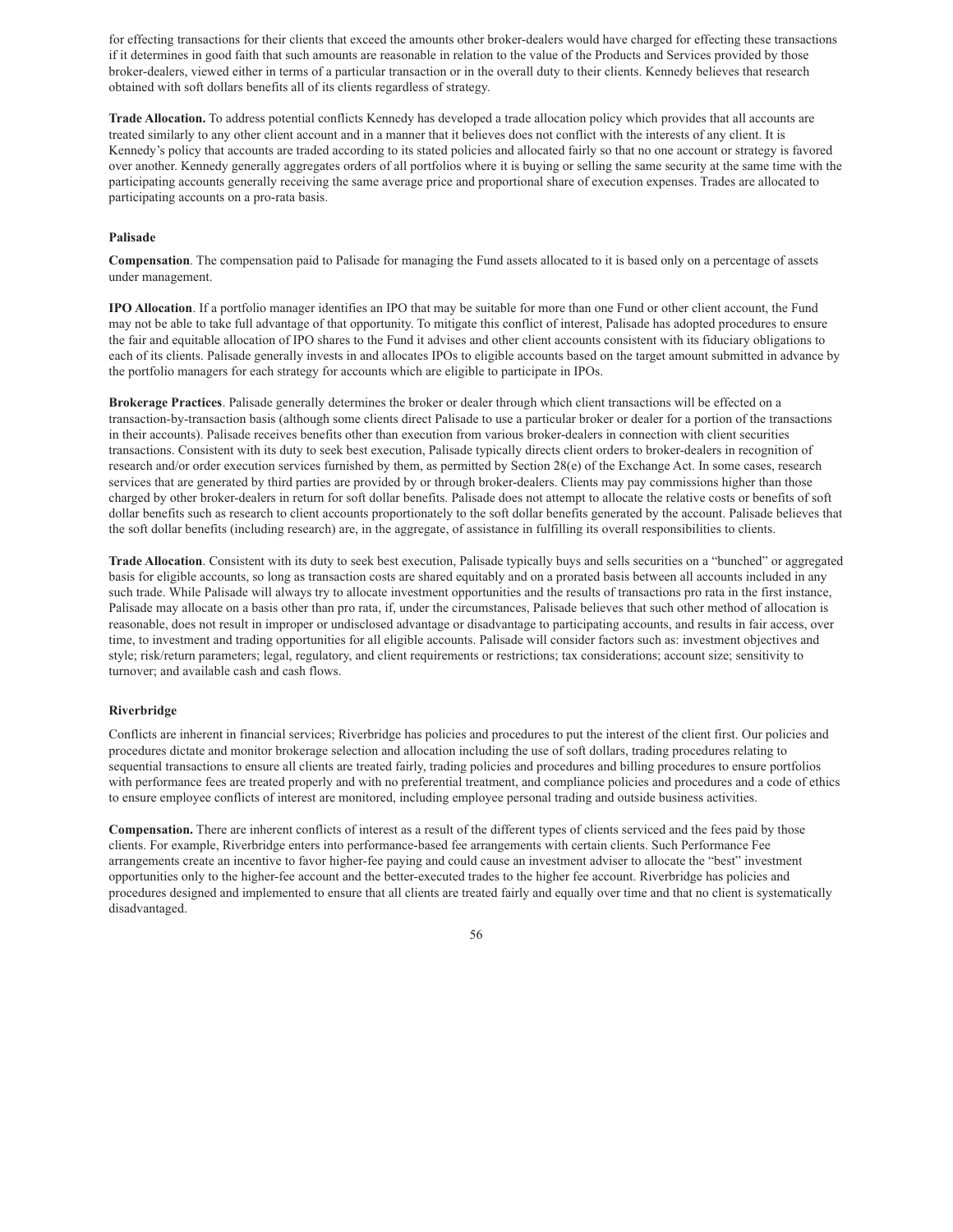for effecting transactions for their clients that exceed the amounts other broker-dealers would have charged for effecting these transactions if it determines in good faith that such amounts are reasonable in relation to the value of the Products and Services provided by those broker-dealers, viewed either in terms of a particular transaction or in the overall duty to their clients. Kennedy believes that research obtained with soft dollars benefits all of its clients regardless of strategy.

**Trade Allocation.** To address potential conflicts Kennedy has developed a trade allocation policy which provides that all accounts are treated similarly to any other client account and in a manner that it believes does not conflict with the interests of any client. It is Kennedy's policy that accounts are traded according to its stated policies and allocated fairly so that no one account or strategy is favored over another. Kennedy generally aggregates orders of all portfolios where it is buying or selling the same security at the same time with the participating accounts generally receiving the same average price and proportional share of execution expenses. Trades are allocated to participating accounts on a pro-rata basis.

**Palisade**

**Compensation**. The compensation paid to Palisade for managing the Fund assets allocated to it is based only on a percentage of assets under management.

**IPO Allocation**. If a portfolio manager identifies an IPO that may be suitable for more than one Fund or other client account, the Fund may not be able to take full advantage of that opportunity. To mitigate this conflict of interest, Palisade has adopted procedures to ensure the fair and equitable allocation of IPO shares to the Fund it advises and other client accounts consistent with its fiduciary obligations to each of its clients. Palisade generally invests in and allocates IPOs to eligible accounts based on the target amount submitted in advance by the portfolio managers for each strategy for accounts which are eligible to participate in IPOs.

**Brokerage Practices**. Palisade generally determines the broker or dealer through which client transactions will be effected on a transaction-by-transaction basis (although some clients direct Palisade to use a particular broker or dealer for a portion of the transactions in their accounts). Palisade receives benefits other than execution from various broker-dealers in connection with client securities transactions. Consistent with its duty to seek best execution, Palisade typically directs client orders to broker-dealers in recognition of research and/or order execution services furnished by them, as permitted by Section 28(e) of the Exchange Act. In some cases, research services that are generated by third parties are provided by or through broker-dealers. Clients may pay commissions higher than those charged by other broker-dealers in return for soft dollar benefits. Palisade does not attempt to allocate the relative costs or benefits of soft dollar benefits such as research to client accounts proportionately to the soft dollar benefits generated by the account. Palisade believes that the soft dollar benefits (including research) are, in the aggregate, of assistance in fulfilling its overall responsibilities to clients.

**Trade Allocation**. Consistent with its duty to seek best execution, Palisade typically buys and sells securities on a "bunched" or aggregated basis for eligible accounts, so long as transaction costs are shared equitably and on a prorated basis between all accounts included in any such trade. While Palisade will always try to allocate investment opportunities and the results of transactions pro rata in the first instance, Palisade may allocate on a basis other than pro rata, if, under the circumstances, Palisade believes that such other method of allocation is reasonable, does not result in improper or undisclosed advantage or disadvantage to participating accounts, and results in fair access, over time, to investment and trading opportunities for all eligible accounts. Palisade will consider factors such as: investment objectives and style; risk/return parameters; legal, regulatory, and client requirements or restrictions; tax considerations; account size; sensitivity to turnover; and available cash and cash flows.

**Riverbridge**

Conflicts are inherent in financial services; Riverbridge has policies and procedures to put the interest of the client first. Our policies and procedures dictate and monitor brokerage selection and allocation including the use of soft dollars, trading procedures relating to sequential transactions to ensure all clients are treated fairly, trading policies and procedures and billing procedures to ensure portfolios with performance fees are treated properly and with no preferential treatment, and compliance policies and procedures and a code of ethics to ensure employee conflicts of interest are monitored, including employee personal trading and outside business activities.

**Compensation.** There are inherent conflicts of interest as a result of the different types of clients serviced and the fees paid by those clients. For example, Riverbridge enters into performance-based fee arrangements with certain clients. Such Performance Fee arrangements create an incentive to favor higher-fee paying and could cause an investment adviser to allocate the "best" investment opportunities only to the higher-fee account and the better-executed trades to the higher fee account. Riverbridge has policies and procedures designed and implemented to ensure that all clients are treated fairly and equally over time and that no client is systematically disadvantaged.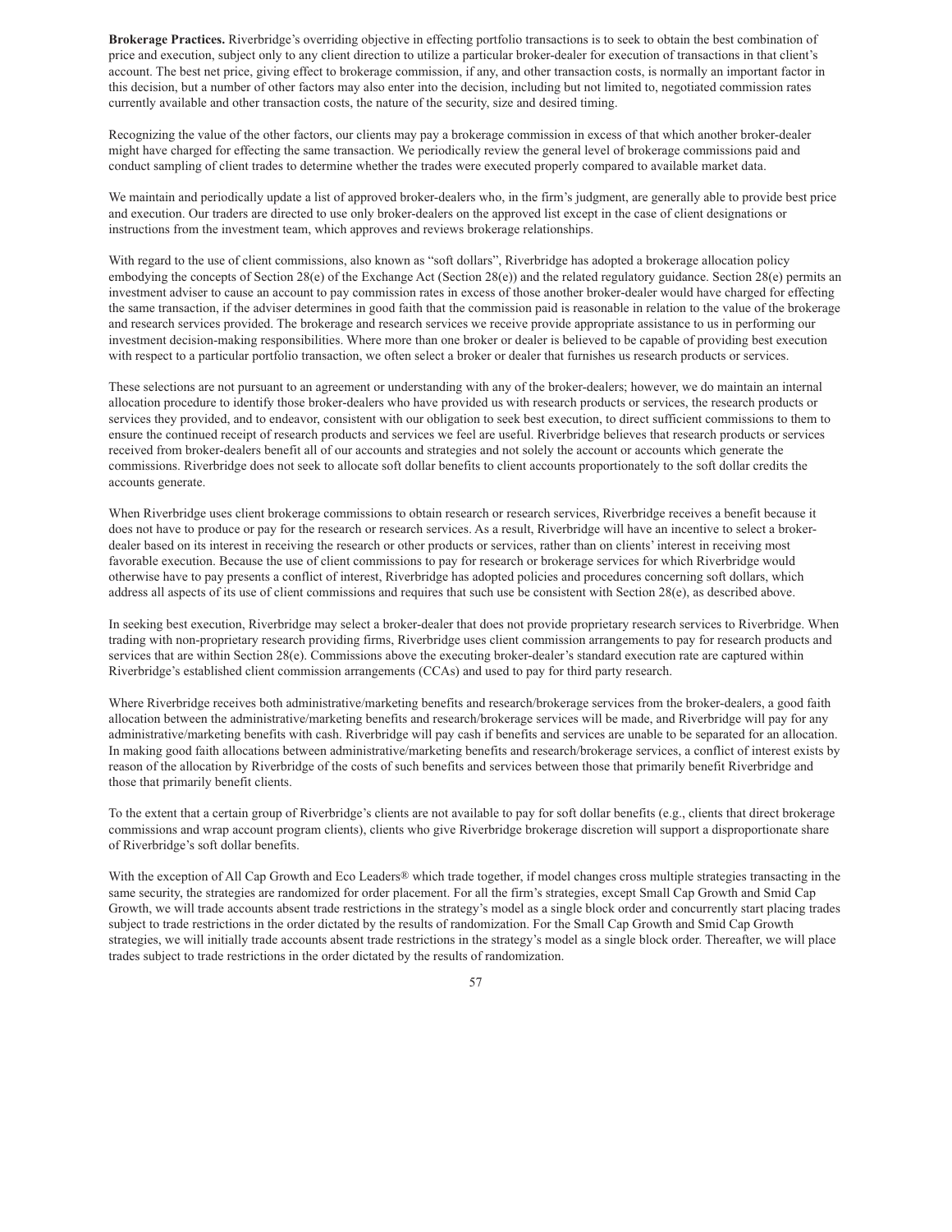**Brokerage Practices.** Riverbridge's overriding objective in effecting portfolio transactions is to seek to obtain the best combination of price and execution, subject only to any client direction to utilize a particular broker-dealer for execution of transactions in that client's account. The best net price, giving effect to brokerage commission, if any, and other transaction costs, is normally an important factor in this decision, but a number of other factors may also enter into the decision, including but not limited to, negotiated commission rates currently available and other transaction costs, the nature of the security, size and desired timing.

Recognizing the value of the other factors, our clients may pay a brokerage commission in excess of that which another broker-dealer might have charged for effecting the same transaction. We periodically review the general level of brokerage commissions paid and conduct sampling of client trades to determine whether the trades were executed properly compared to available market data.

We maintain and periodically update a list of approved broker-dealers who, in the firm's judgment, are generally able to provide best price and execution. Our traders are directed to use only broker-dealers on the approved list except in the case of client designations or instructions from the investment team, which approves and reviews brokerage relationships.

With regard to the use of client commissions, also known as "soft dollars", Riverbridge has adopted a brokerage allocation policy embodying the concepts of Section 28(e) of the Exchange Act (Section 28(e)) and the related regulatory guidance. Section 28(e) permits an investment adviser to cause an account to pay commission rates in excess of those another broker-dealer would have charged for effecting the same transaction, if the adviser determines in good faith that the commission paid is reasonable in relation to the value of the brokerage and research services provided. The brokerage and research services we receive provide appropriate assistance to us in performing our investment decision-making responsibilities. Where more than one broker or dealer is believed to be capable of providing best execution with respect to a particular portfolio transaction, we often select a broker or dealer that furnishes us research products or services.

These selections are not pursuant to an agreement or understanding with any of the broker-dealers; however, we do maintain an internal allocation procedure to identify those broker-dealers who have provided us with research products or services, the research products or services they provided, and to endeavor, consistent with our obligation to seek best execution, to direct sufficient commissions to them to ensure the continued receipt of research products and services we feel are useful. Riverbridge believes that research products or services received from broker-dealers benefit all of our accounts and strategies and not solely the account or accounts which generate the commissions. Riverbridge does not seek to allocate soft dollar benefits to client accounts proportionately to the soft dollar credits the accounts generate.

When Riverbridge uses client brokerage commissions to obtain research or research services, Riverbridge receives a benefit because it does not have to produce or pay for the research or research services. As a result, Riverbridge will have an incentive to select a broker-dealer based on its interest in receiving the research or other products or services, rather than on clients' interest in receiving most favorable execution. Because the use of client commissions to pay for research or brokerage services for which Riverbridge would otherwise have to pay presents a conflict of interest, Riverbridge has adopted policies and procedures concerning soft dollars, which address all aspects of its use of client commissions and requires that such use be consistent with Section 28(e), as described above.

In seeking best execution, Riverbridge may select a broker-dealer that does not provide proprietary research services to Riverbridge. When trading with non-proprietary research providing firms, Riverbridge uses client commission arrangements to pay for research products and services that are within Section 28(e). Commissions above the executing broker-dealer's standard execution rate are captured within Riverbridge's established client commission arrangements (CCAs) and used to pay for third party research.

Where Riverbridge receives both administrative/marketing benefits and research/brokerage services from the broker-dealers, a good faith allocation between the administrative/marketing benefits and research/brokerage services will be made, and Riverbridge will pay for any administrative/marketing benefits with cash. Riverbridge will pay cash if benefits and services are unable to be separated for an allocation. In making good faith allocations between administrative/marketing benefits and research/brokerage services, a conflict of interest exists by reason of the allocation by Riverbridge of the costs of such benefits and services between those that primarily benefit Riverbridge and those that primarily benefit clients.

To the extent that a certain group of Riverbridge's clients are not available to pay for soft dollar benefits (e.g., clients that direct brokerage commissions and wrap account program clients), clients who give Riverbridge brokerage discretion will support a disproportionate share of Riverbridge's soft dollar benefits.

With the exception of All Cap Growth and Eco Leaders® which trade together, if model changes cross multiple strategies transacting in the same security, the strategies are randomized for order placement. For all the firm's strategies, except Small Cap Growth and Smid Cap Growth, we will trade accounts absent trade restrictions in the strategy's model as a single block order and concurrently start placing trades subject to trade restrictions in the order dictated by the results of randomization. For the Small Cap Growth and Smid Cap Growth strategies, we will initially trade accounts absent trade restrictions in the strategy's model as a single block order. Thereafter, we will place trades subject to trade restrictions in the order dictated by the results of randomization.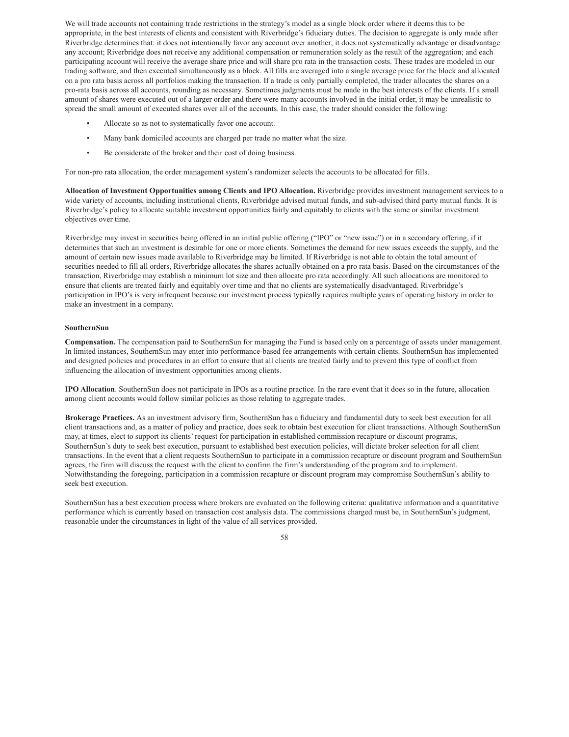We will trade accounts not containing trade restrictions in the strategy's model as a single block order where it deems this to be appropriate, in the best interests of clients and consistent with Riverbridge's fiduciary duties. The decision to aggregate is only made after Riverbridge determines that: it does not intentionally favor any account over another; it does not systematically advantage or disadvantage any account; Riverbridge does not receive any additional compensation or remuneration solely as the result of the aggregation; and each participating account will receive the average share price and will share pro rata in the transaction costs. These trades are modeled in our trading software, and then executed simultaneously as a block. All fills are averaged into a single average price for the block and allocated on a pro rata basis across all portfolios making the transaction. If a trade is only partially completed, the trader allocates the shares on a pro-rata basis across all accounts, rounding as necessary. Sometimes judgments must be made in the best interests of the clients. If a small amount of shares were executed out of a larger order and there were many accounts involved in the initial order, it may be unrealistic to spread the small amount of executed shares over all of the accounts. In this case, the trader should consider the following:

- Allocate so as not to systematically favor one account.
- Many bank domiciled accounts are charged per trade no matter what the size.
- Be considerate of the broker and their cost of doing business.

For non-pro rata allocation, the order management system's randomizer selects the accounts to be allocated for fills.

**Allocation of Investment Opportunities among Clients and IPO Allocation.** Riverbridge provides investment management services to a wide variety of accounts, including institutional clients, Riverbridge advised mutual funds, and sub-advised third party mutual funds. It is Riverbridge's policy to allocate suitable investment opportunities fairly and equitably to clients with the same or similar investment objectives over time.

Riverbridge may invest in securities being offered in an initial public offering ("IPO" or "new issue") or in a secondary offering, if it determines that such an investment is desirable for one or more clients. Sometimes the demand for new issues exceeds the supply, and the amount of certain new issues made available to Riverbridge may be limited. If Riverbridge is not able to obtain the total amount of securities needed to fill all orders, Riverbridge allocates the shares actually obtained on a pro rata basis. Based on the circumstances of the transaction, Riverbridge may establish a minimum lot size and then allocate pro rata accordingly. All such allocations are monitored to ensure that clients are treated fairly and equitably over time and that no clients are systematically disadvantaged. Riverbridge's participation in IPO's is very infrequent because our investment process typically requires multiple years of operating history in order to make an investment in a company.

**SouthernSun**

**Compensation.** The compensation paid to SouthernSun for managing the Fund is based only on a percentage of assets under management. In limited instances, SouthernSun may enter into performance-based fee arrangements with certain clients. SouthernSun has implemented and designed policies and procedures in an effort to ensure that all clients are treated fairly and to prevent this type of conflict from influencing the allocation of investment opportunities among clients.

**IPO Allocation**. SouthernSun does not participate in IPOs as a routine practice. In the rare event that it does so in the future, allocation among client accounts would follow similar policies as those relating to aggregate trades.

**Brokerage Practices.** As an investment advisory firm, SouthernSun has a fiduciary and fundamental duty to seek best execution for all client transactions and, as a matter of policy and practice, does seek to obtain best execution for client transactions. Although SouthernSun may, at times, elect to support its clients' request for participation in established commission recapture or discount programs, SouthernSun's duty to seek best execution, pursuant to established best execution policies, will dictate broker selection for all client transactions. In the event that a client requests SouthernSun to participate in a commission recapture or discount program and SouthernSun agrees, the firm will discuss the request with the client to confirm the firm's understanding of the program and to implement. Notwithstanding the foregoing, participation in a commission recapture or discount program may compromise SouthernSun's ability to seek best execution.

SouthernSun has a best execution process where brokers are evaluated on the following criteria: qualitative information and a quantitative performance which is currently based on transaction cost analysis data. The commissions charged must be, in SouthernSun's judgment, reasonable under the circumstances in light of the value of all services provided.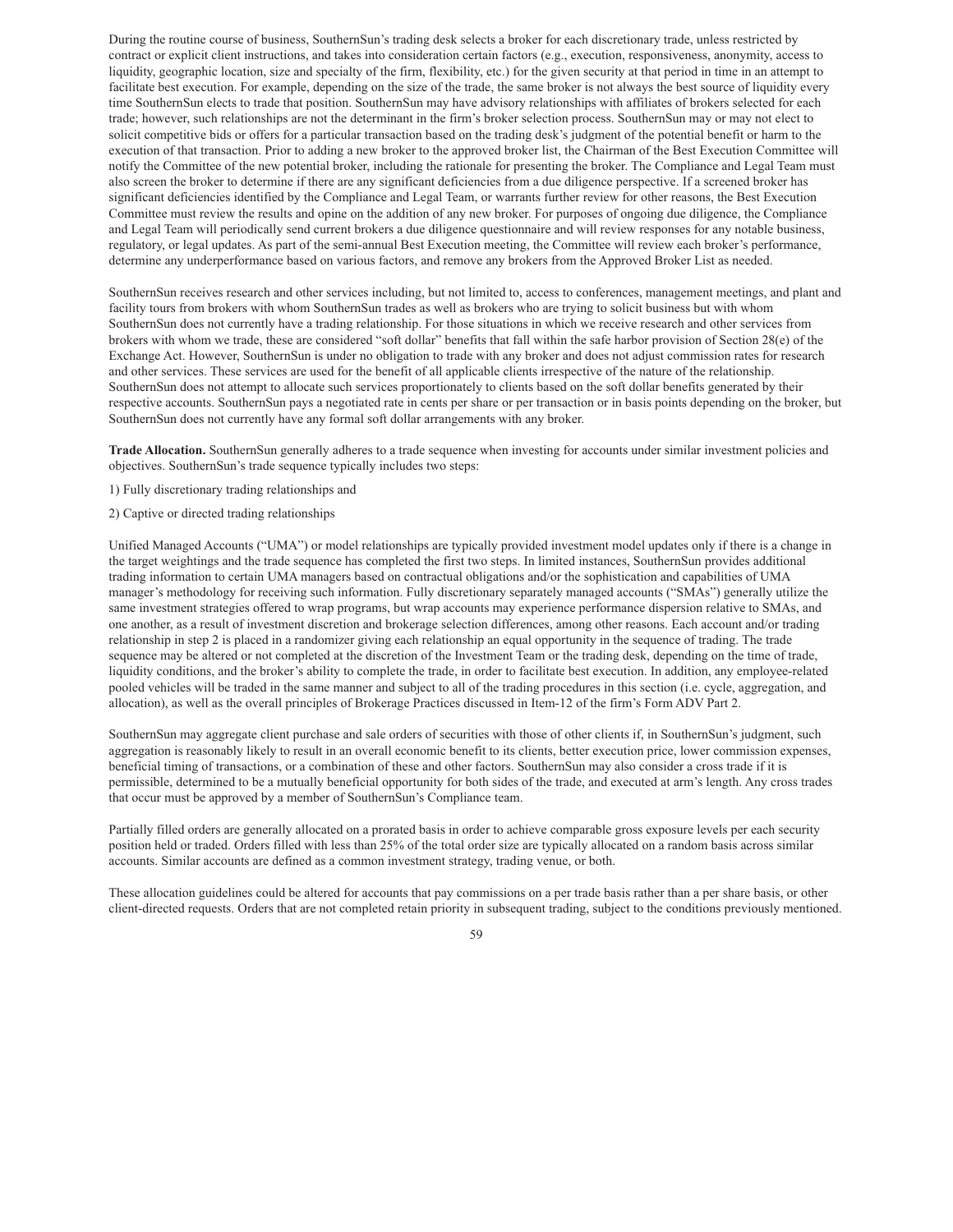During the routine course of business, SouthernSun's trading desk selects a broker for each discretionary trade, unless restricted by contract or explicit client instructions, and takes into consideration certain factors (e.g., execution, responsiveness, anonymity, access to liquidity, geographic location, size and specialty of the firm, flexibility, etc.) for the given security at that period in time in an attempt to facilitate best execution. For example, depending on the size of the trade, the same broker is not always the best source of liquidity every time SouthernSun elects to trade that position. SouthernSun may have advisory relationships with affiliates of brokers selected for each trade; however, such relationships are not the determinant in the firm's broker selection process. SouthernSun may or may not elect to solicit competitive bids or offers for a particular transaction based on the trading desk's judgment of the potential benefit or harm to the execution of that transaction. Prior to adding a new broker to the approved broker list, the Chairman of the Best Execution Committee will notify the Committee of the new potential broker, including the rationale for presenting the broker. The Compliance and Legal Team must also screen the broker to determine if there are any significant deficiencies from a due diligence perspective. If a screened broker has significant deficiencies identified by the Compliance and Legal Team, or warrants further review for other reasons, the Best Execution Committee must review the results and opine on the addition of any new broker. For purposes of ongoing due diligence, the Compliance and Legal Team will periodically send current brokers a due diligence questionnaire and will review responses for any notable business, regulatory, or legal updates. As part of the semi-annual Best Execution meeting, the Committee will review each broker's performance, determine any underperformance based on various factors, and remove any brokers from the Approved Broker List as needed.

SouthernSun receives research and other services including, but not limited to, access to conferences, management meetings, and plant and facility tours from brokers with whom SouthernSun trades as well as brokers who are trying to solicit business but with whom SouthernSun does not currently have a trading relationship. For those situations in which we receive research and other services from brokers with whom we trade, these are considered "soft dollar" benefits that fall within the safe harbor provision of Section 28(e) of the Exchange Act. However, SouthernSun is under no obligation to trade with any broker and does not adjust commission rates for research and other services. These services are used for the benefit of all applicable clients irrespective of the nature of the relationship. SouthernSun does not attempt to allocate such services proportionately to clients based on the soft dollar benefits generated by their respective accounts. SouthernSun pays a negotiated rate in cents per share or per transaction or in basis points depending on the broker, but SouthernSun does not currently have any formal soft dollar arrangements with any broker.

**Trade Allocation.** SouthernSun generally adheres to a trade sequence when investing for accounts under similar investment policies and objectives. SouthernSun's trade sequence typically includes two steps:

1) Fully discretionary trading relationships and

2) Captive or directed trading relationships

Unified Managed Accounts ("UMA") or model relationships are typically provided investment model updates only if there is a change in the target weightings and the trade sequence has completed the first two steps. In limited instances, SouthernSun provides additional trading information to certain UMA managers based on contractual obligations and/or the sophistication and capabilities of UMA manager's methodology for receiving such information. Fully discretionary separately managed accounts ("SMAs") generally utilize the same investment strategies offered to wrap programs, but wrap accounts may experience performance dispersion relative to SMAs, and one another, as a result of investment discretion and brokerage selection differences, among other reasons. Each account and/or trading relationship in step 2 is placed in a randomizer giving each relationship an equal opportunity in the sequence of trading. The trade sequence may be altered or not completed at the discretion of the Investment Team or the trading desk, depending on the time of trade, liquidity conditions, and the broker's ability to complete the trade, in order to facilitate best execution. In addition, any employee-related pooled vehicles will be traded in the same manner and subject to all of the trading procedures in this section (i.e. cycle, aggregation, and allocation), as well as the overall principles of Brokerage Practices discussed in Item-12 of the firm's Form ADV Part 2.

SouthernSun may aggregate client purchase and sale orders of securities with those of other clients if, in SouthernSun's judgment, such aggregation is reasonably likely to result in an overall economic benefit to its clients, better execution price, lower commission expenses, beneficial timing of transactions, or a combination of these and other factors. SouthernSun may also consider a cross trade if it is permissible, determined to be a mutually beneficial opportunity for both sides of the trade, and executed at arm's length. Any cross trades that occur must be approved by a member of SouthernSun's Compliance team.

Partially filled orders are generally allocated on a prorated basis in order to achieve comparable gross exposure levels per each security position held or traded. Orders filled with less than 25% of the total order size are typically allocated on a random basis across similar accounts. Similar accounts are defined as a common investment strategy, trading venue, or both.

These allocation guidelines could be altered for accounts that pay commissions on a per trade basis rather than a per share basis, or other client-directed requests. Orders that are not completed retain priority in subsequent trading, subject to the conditions previously mentioned.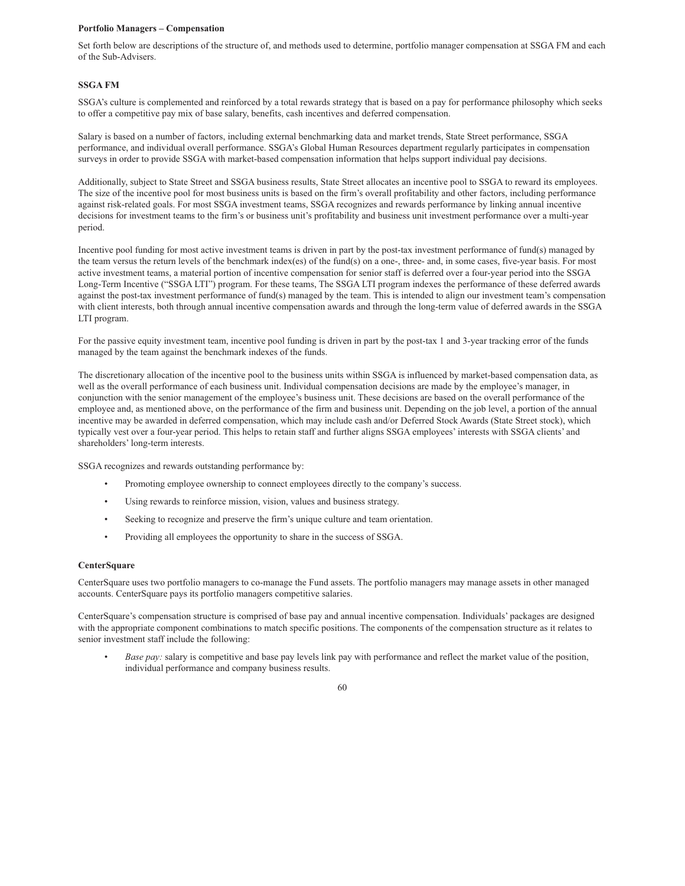**Portfolio Managers – Compensation**

Set forth below are descriptions of the structure of, and methods used to determine, portfolio manager compensation at SSGA FM and each of the Sub-Advisers.

**SSGA FM**

SSGA's culture is complemented and reinforced by a total rewards strategy that is based on a pay for performance philosophy which seeks to offer a competitive pay mix of base salary, benefits, cash incentives and deferred compensation.

Salary is based on a number of factors, including external benchmarking data and market trends, State Street performance, SSGA performance, and individual overall performance. SSGA's Global Human Resources department regularly participates in compensation surveys in order to provide SSGA with market-based compensation information that helps support individual pay decisions.

Additionally, subject to State Street and SSGA business results, State Street allocates an incentive pool to SSGA to reward its employees. The size of the incentive pool for most business units is based on the firm's overall profitability and other factors, including performance against risk-related goals. For most SSGA investment teams, SSGA recognizes and rewards performance by linking annual incentive decisions for investment teams to the firm's or business unit's profitability and business unit investment performance over a multi-year period.

Incentive pool funding for most active investment teams is driven in part by the post-tax investment performance of fund(s) managed by the team versus the return levels of the benchmark index(es) of the fund(s) on a one-, three- and, in some cases, five-year basis. For most active investment teams, a material portion of incentive compensation for senior staff is deferred over a four-year period into the SSGA Long-Term Incentive ("SSGA LTI") program. For these teams, The SSGA LTI program indexes the performance of these deferred awards against the post-tax investment performance of fund(s) managed by the team. This is intended to align our investment team's compensation with client interests, both through annual incentive compensation awards and through the long-term value of deferred awards in the SSGA LTI program.

For the passive equity investment team, incentive pool funding is driven in part by the post-tax 1 and 3-year tracking error of the funds managed by the team against the benchmark indexes of the funds.

The discretionary allocation of the incentive pool to the business units within SSGA is influenced by market-based compensation data, as well as the overall performance of each business unit. Individual compensation decisions are made by the employee's manager, in conjunction with the senior management of the employee's business unit. These decisions are based on the overall performance of the employee and, as mentioned above, on the performance of the firm and business unit. Depending on the job level, a portion of the annual incentive may be awarded in deferred compensation, which may include cash and/or Deferred Stock Awards (State Street stock), which typically vest over a four-year period. This helps to retain staff and further aligns SSGA employees' interests with SSGA clients' and shareholders' long-term interests.

SSGA recognizes and rewards outstanding performance by:

- Promoting employee ownership to connect employees directly to the company's success.
- Using rewards to reinforce mission, vision, values and business strategy.
- Seeking to recognize and preserve the firm's unique culture and team orientation.
- Providing all employees the opportunity to share in the success of SSGA.

**CenterSquare**

CenterSquare uses two portfolio managers to co-manage the Fund assets. The portfolio managers may manage assets in other managed accounts. CenterSquare pays its portfolio managers competitive salaries.

CenterSquare's compensation structure is comprised of base pay and annual incentive compensation. Individuals' packages are designed with the appropriate component combinations to match specific positions. The components of the compensation structure as it relates to senior investment staff include the following:

- *Base pay:* salary is competitive and base pay levels link pay with performance and reflect the market value of the position, individual performance and company business results.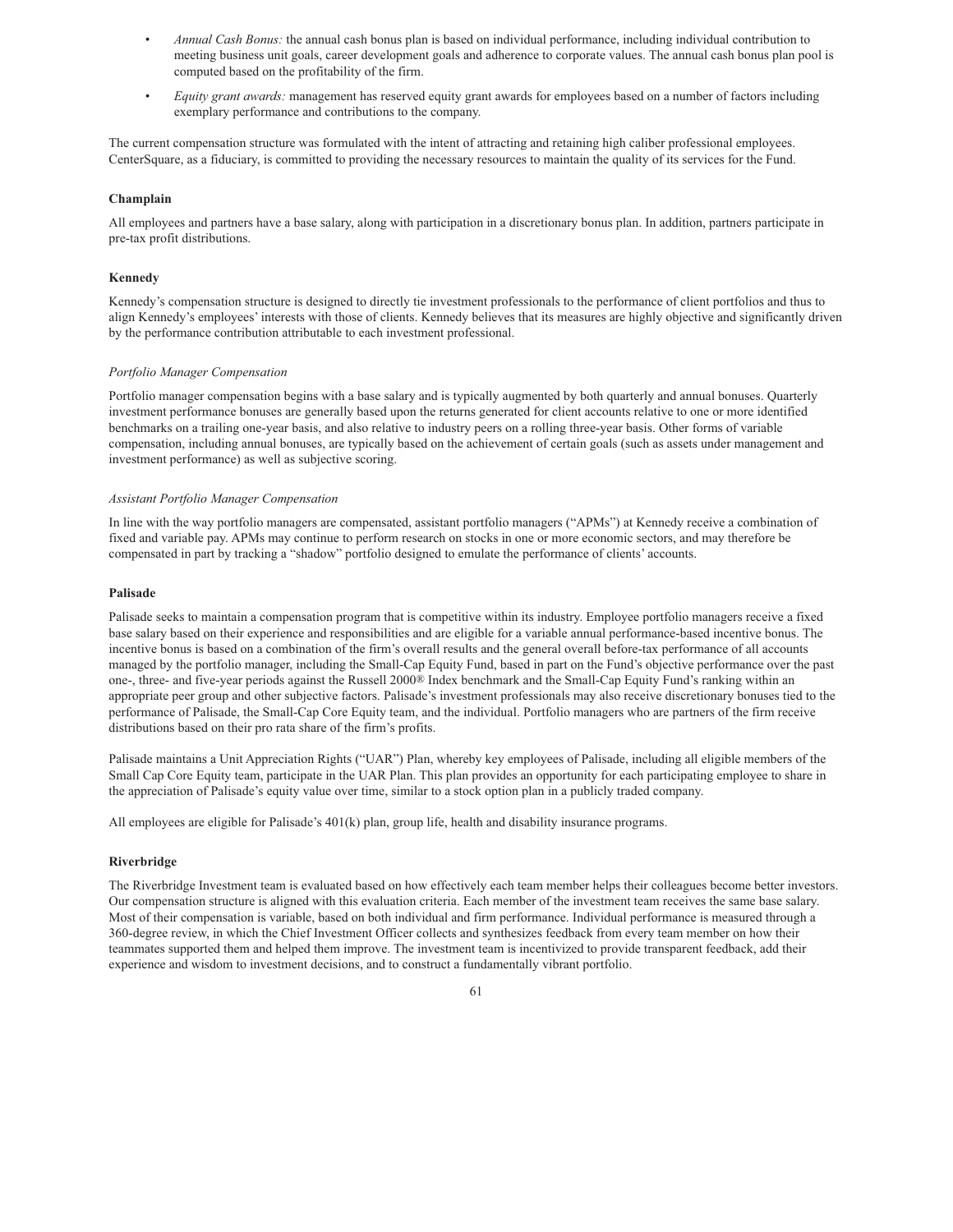- *Annual Cash Bonus:* the annual cash bonus plan is based on individual performance, including individual contribution to meeting business unit goals, career development goals and adherence to corporate values. The annual cash bonus plan pool is computed based on the profitability of the firm.
- *Equity grant awards:* management has reserved equity grant awards for employees based on a number of factors including exemplary performance and contributions to the company.

The current compensation structure was formulated with the intent of attracting and retaining high caliber professional employees. CenterSquare, as a fiduciary, is committed to providing the necessary resources to maintain the quality of its services for the Fund.

**Champlain**

All employees and partners have a base salary, along with participation in a discretionary bonus plan. In addition, partners participate in pre-tax profit distributions.

**Kennedy**

Kennedy's compensation structure is designed to directly tie investment professionals to the performance of client portfolios and thus to align Kennedy's employees' interests with those of clients. Kennedy believes that its measures are highly objective and significantly driven by the performance contribution attributable to each investment professional.

*Portfolio Manager Compensation*

Portfolio manager compensation begins with a base salary and is typically augmented by both quarterly and annual bonuses. Quarterly investment performance bonuses are generally based upon the returns generated for client accounts relative to one or more identified benchmarks on a trailing one-year basis, and also relative to industry peers on a rolling three-year basis. Other forms of variable compensation, including annual bonuses, are typically based on the achievement of certain goals (such as assets under management and investment performance) as well as subjective scoring.

*Assistant Portfolio Manager Compensation*

In line with the way portfolio managers are compensated, assistant portfolio managers ("APMs") at Kennedy receive a combination of fixed and variable pay. APMs may continue to perform research on stocks in one or more economic sectors, and may therefore be compensated in part by tracking a "shadow" portfolio designed to emulate the performance of clients' accounts.

**Palisade**

Palisade seeks to maintain a compensation program that is competitive within its industry. Employee portfolio managers receive a fixed base salary based on their experience and responsibilities and are eligible for a variable annual performance-based incentive bonus. The incentive bonus is based on a combination of the firm's overall results and the general overall before-tax performance of all accounts managed by the portfolio manager, including the Small-Cap Equity Fund, based in part on the Fund's objective performance over the past one-, three- and five-year periods against the Russell 2000® Index benchmark and the Small-Cap Equity Fund's ranking within an appropriate peer group and other subjective factors. Palisade's investment professionals may also receive discretionary bonuses tied to the performance of Palisade, the Small-Cap Core Equity team, and the individual. Portfolio managers who are partners of the firm receive distributions based on their pro rata share of the firm's profits.

Palisade maintains a Unit Appreciation Rights ("UAR") Plan, whereby key employees of Palisade, including all eligible members of the Small Cap Core Equity team, participate in the UAR Plan. This plan provides an opportunity for each participating employee to share in the appreciation of Palisade's equity value over time, similar to a stock option plan in a publicly traded company.

All employees are eligible for Palisade's 401(k) plan, group life, health and disability insurance programs.

**Riverbridge**

The Riverbridge Investment team is evaluated based on how effectively each team member helps their colleagues become better investors. Our compensation structure is aligned with this evaluation criteria. Each member of the investment team receives the same base salary. Most of their compensation is variable, based on both individual and firm performance. Individual performance is measured through a 360-degree review, in which the Chief Investment Officer collects and synthesizes feedback from every team member on how their teammates supported them and helped them improve. The investment team is incentivized to provide transparent feedback, add their experience and wisdom to investment decisions, and to construct a fundamentally vibrant portfolio.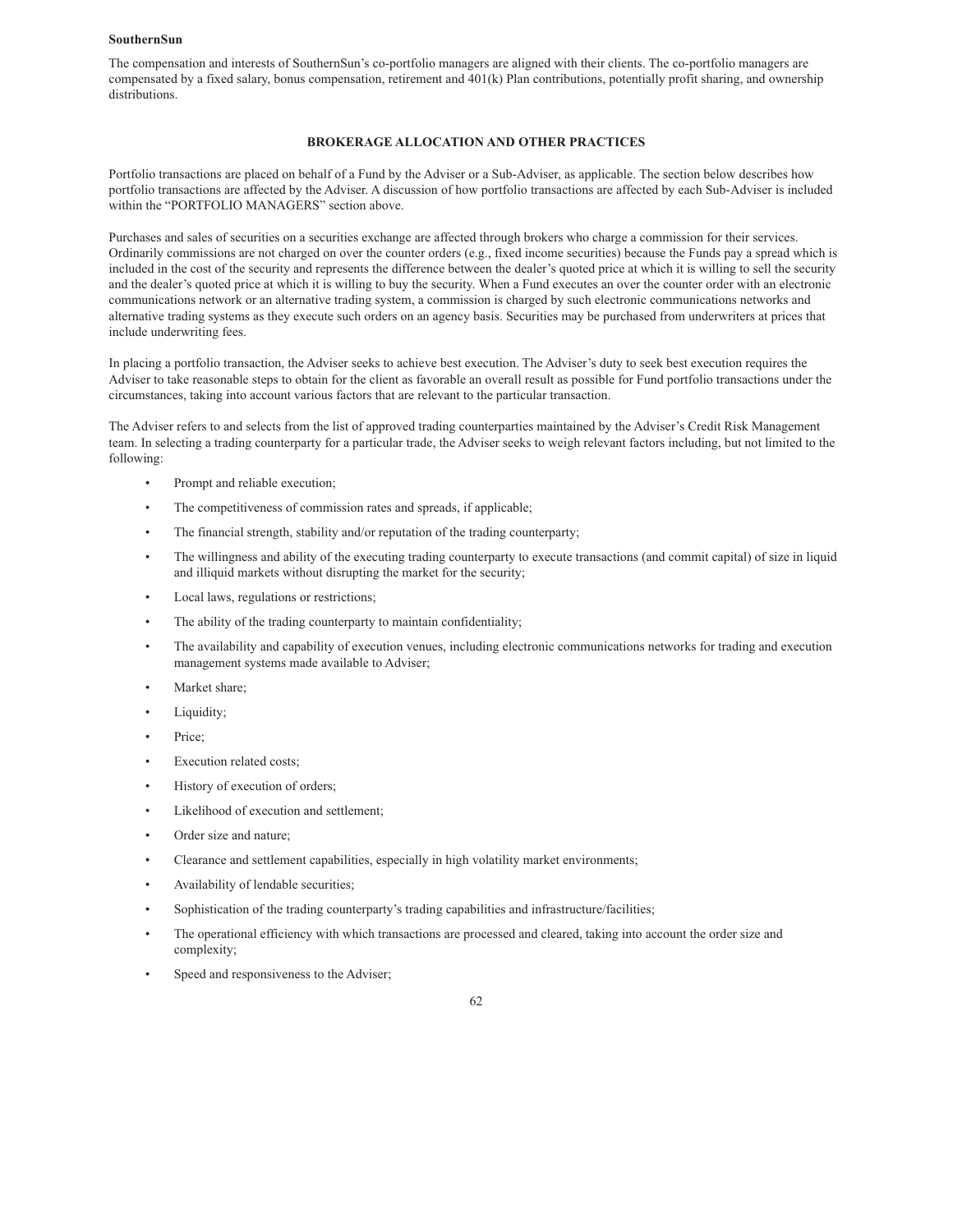**SouthernSun**

The compensation and interests of SouthernSun's co-portfolio managers are aligned with their clients. The co-portfolio managers are compensated by a fixed salary, bonus compensation, retirement and 401(k) Plan contributions, potentially profit sharing, and ownership distributions.

## BROKERAGE ALLOCATION AND OTHER PRACTICES

Portfolio transactions are placed on behalf of a Fund by the Adviser or a Sub-Adviser, as applicable. The section below describes how portfolio transactions are affected by the Adviser. A discussion of how portfolio transactions are affected by each Sub-Adviser is included within the "PORTFOLIO MANAGERS" section above.

Purchases and sales of securities on a securities exchange are affected through brokers who charge a commission for their services. Ordinarily commissions are not charged on over the counter orders (e.g., fixed income securities) because the Funds pay a spread which is included in the cost of the security and represents the difference between the dealer's quoted price at which it is willing to sell the security and the dealer's quoted price at which it is willing to buy the security. When a Fund executes an over the counter order with an electronic communications network or an alternative trading system, a commission is charged by such electronic communications networks and alternative trading systems as they execute such orders on an agency basis. Securities may be purchased from underwriters at prices that include underwriting fees.

In placing a portfolio transaction, the Adviser seeks to achieve best execution. The Adviser's duty to seek best execution requires the Adviser to take reasonable steps to obtain for the client as favorable an overall result as possible for Fund portfolio transactions under the circumstances, taking into account various factors that are relevant to the particular transaction.

The Adviser refers to and selects from the list of approved trading counterparties maintained by the Adviser's Credit Risk Management team. In selecting a trading counterparty for a particular trade, the Adviser seeks to weigh relevant factors including, but not limited to the following:

- Prompt and reliable execution;
- The competitiveness of commission rates and spreads, if applicable;
- The financial strength, stability and/or reputation of the trading counterparty;
- The willingness and ability of the executing trading counterparty to execute transactions (and commit capital) of size in liquid and illiquid markets without disrupting the market for the security;
- Local laws, regulations or restrictions;
- The ability of the trading counterparty to maintain confidentiality;
- The availability and capability of execution venues, including electronic communications networks for trading and execution management systems made available to Adviser;
- Market share;
- Liquidity;
- Price;
- Execution related costs;
- History of execution of orders;
- Likelihood of execution and settlement;
- Order size and nature;
- Clearance and settlement capabilities, especially in high volatility market environments;
- Availability of lendable securities;
- Sophistication of the trading counterparty's trading capabilities and infrastructure/facilities;
- The operational efficiency with which transactions are processed and cleared, taking into account the order size and complexity;
- Speed and responsiveness to the Adviser;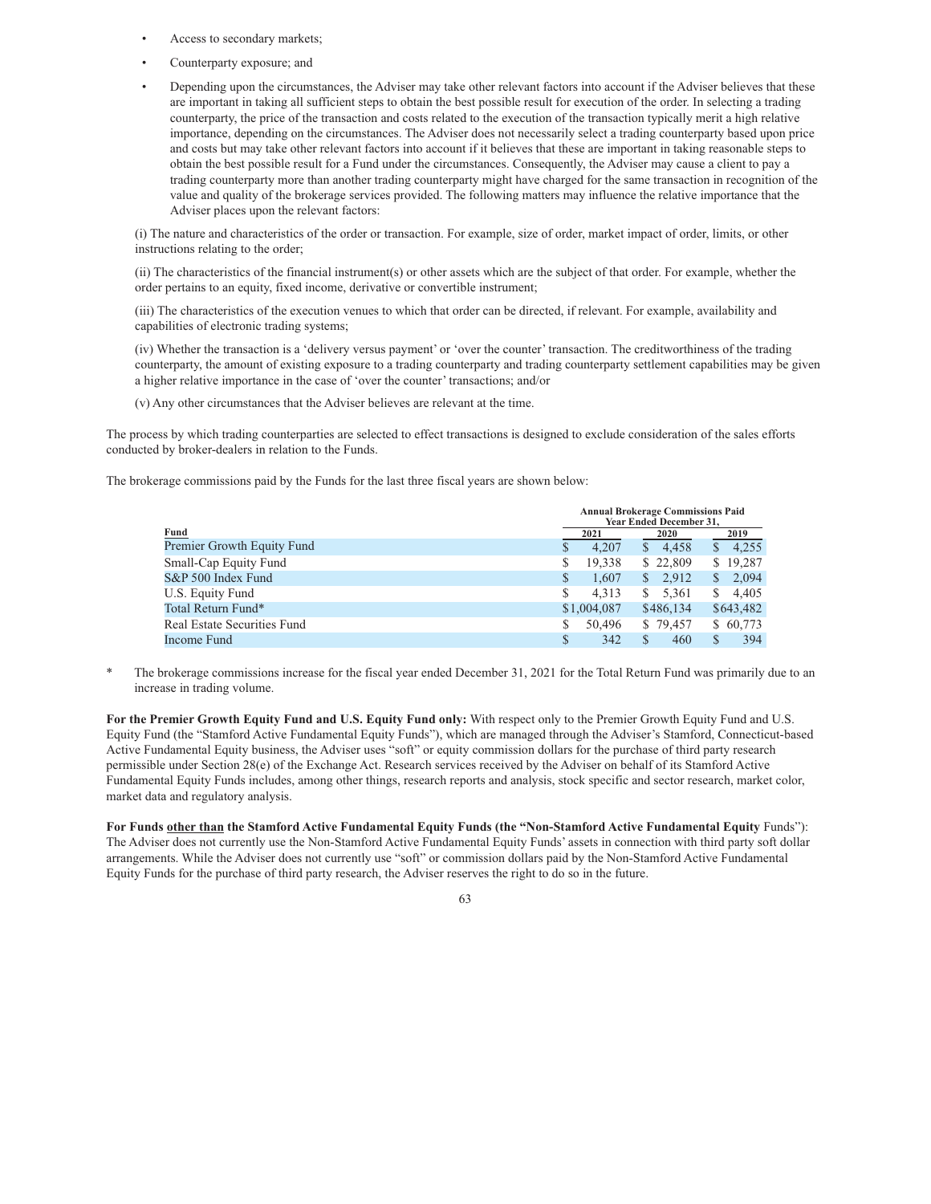- Access to secondary markets;
- Counterparty exposure; and
- Depending upon the circumstances, the Adviser may take other relevant factors into account if the Adviser believes that these are important in taking all sufficient steps to obtain the best possible result for execution of the order. In selecting a trading counterparty, the price of the transaction and costs related to the execution of the transaction typically merit a high relative importance, depending on the circumstances. The Adviser does not necessarily select a trading counterparty based upon price and costs but may take other relevant factors into account if it believes that these are important in taking reasonable steps to obtain the best possible result for a Fund under the circumstances. Consequently, the Adviser may cause a client to pay a trading counterparty more than another trading counterparty might have charged for the same transaction in recognition of the value and quality of the brokerage services provided. The following matters may influence the relative importance that the Adviser places upon the relevant factors:

(i) The nature and characteristics of the order or transaction. For example, size of order, market impact of order, limits, or other instructions relating to the order;

(ii) The characteristics of the financial instrument(s) or other assets which are the subject of that order. For example, whether the order pertains to an equity, fixed income, derivative or convertible instrument;

(iii) The characteristics of the execution venues to which that order can be directed, if relevant. For example, availability and capabilities of electronic trading systems;

(iv) Whether the transaction is a 'delivery versus payment' or 'over the counter' transaction. The creditworthiness of the trading counterparty, the amount of existing exposure to a trading counterparty and trading counterparty settlement capabilities may be given a higher relative importance in the case of 'over the counter' transactions; and/or

(v) Any other circumstances that the Adviser believes are relevant at the time.

The process by which trading counterparties are selected to effect transactions is designed to exclude consideration of the sales efforts conducted by broker-dealers in relation to the Funds.

The brokerage commissions paid by the Funds for the last three fiscal years are shown below:

| Fund | Annual Brokerage Commissions Paid Year Ended December 31, | | |
|---|---|---|---|
| | 2021 | 2020 | 2019 |
| Premier Growth Equity Fund | $ 4,207 | $ 4,458 | $ 4,255 |
| Small-Cap Equity Fund | $ 19,338 | $ 22,809 | $ 19,287 |
| S&P 500 Index Fund | $ 1,607 | $ 2,912 | $ 2,094 |
| U.S. Equity Fund | $ 4,313 | $ 5,361 | $ 4,405 |
| Total Return Fund* | $1,004,087 | $486,134 | $643,482 |
| Real Estate Securities Fund | $ 50,496 | $ 79,457 | $ 60,773 |
| Income Fund | $ 342 | $ 460 | $ 394 |

\* The brokerage commissions increase for the fiscal year ended December 31, 2021 for the Total Return Fund was primarily due to an increase in trading volume.

**For the Premier Growth Equity Fund and U.S. Equity Fund only:** With respect only to the Premier Growth Equity Fund and U.S. Equity Fund (the "Stamford Active Fundamental Equity Funds"), which are managed through the Adviser's Stamford, Connecticut-based Active Fundamental Equity business, the Adviser uses "soft" or equity commission dollars for the purchase of third party research permissible under Section 28(e) of the Exchange Act. Research services received by the Adviser on behalf of its Stamford Active Fundamental Equity Funds includes, among other things, research reports and analysis, stock specific and sector research, market color, market data and regulatory analysis.

**For Funds <u>other than</u> the Stamford Active Fundamental Equity Funds (the "Non-Stamford Active Fundamental Equity** Funds"): The Adviser does not currently use the Non-Stamford Active Fundamental Equity Funds' assets in connection with third party soft dollar arrangements. While the Adviser does not currently use "soft" or commission dollars paid by the Non-Stamford Active Fundamental Equity Funds for the purchase of third party research, the Adviser reserves the right to do so in the future.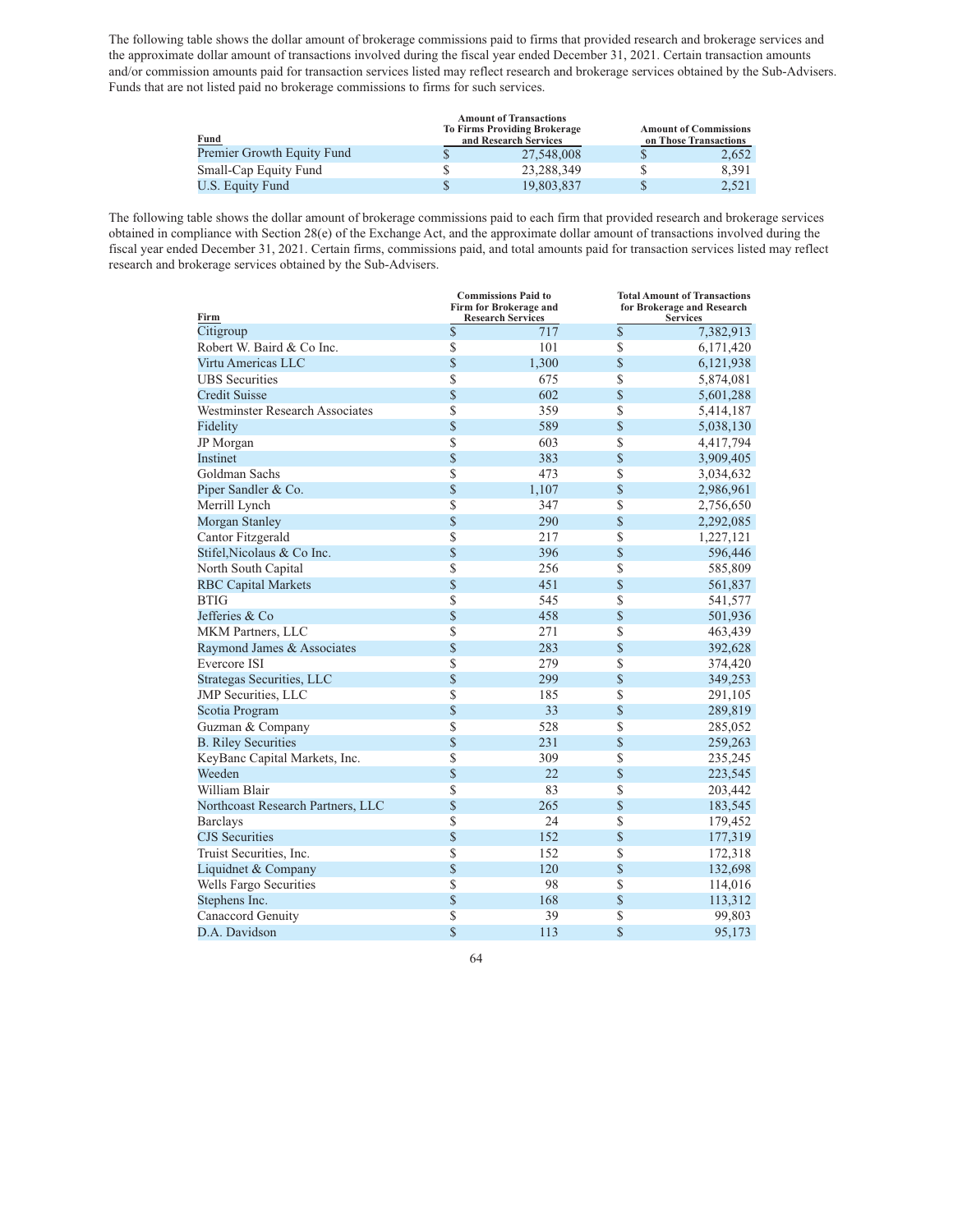The following table shows the dollar amount of brokerage commissions paid to firms that provided research and brokerage services and the approximate dollar amount of transactions involved during the fiscal year ended December 31, 2021. Certain transaction amounts and/or commission amounts paid for transaction services listed may reflect research and brokerage services obtained by the Sub-Advisers. Funds that are not listed paid no brokerage commissions to firms for such services.

| Fund | Amount of Transactions To Firms Providing Brokerage and Research Services | Amount of Commissions on Those Transactions |
|---|---|---|
| Premier Growth Equity Fund | $ 27,548,008 | $ 2,652 |
| Small-Cap Equity Fund | $ 23,288,349 | $ 8,391 |
| U.S. Equity Fund | $ 19,803,837 | $ 2,521 |

The following table shows the dollar amount of brokerage commissions paid to each firm that provided research and brokerage services obtained in compliance with Section 28(e) of the Exchange Act, and the approximate dollar amount of transactions involved during the fiscal year ended December 31, 2021. Certain firms, commissions paid, and total amounts paid for transaction services listed may reflect research and brokerage services obtained by the Sub-Advisers.

| Firm | Commissions Paid to Firm for Brokerage and Research Services | Total Amount of Transactions for Brokerage and Research Services |
|---|---|---|
| Citigroup | $ 717 | $ 7,382,913 |
| Robert W. Baird & Co Inc. | $ 101 | $ 6,171,420 |
| Virtu Americas LLC | $ 1,300 | $ 6,121,938 |
| UBS Securities | $ 675 | $ 5,874,081 |
| Credit Suisse | $ 602 | $ 5,601,288 |
| Westminster Research Associates | $ 359 | $ 5,414,187 |
| Fidelity | $ 589 | $ 5,038,130 |
| JP Morgan | $ 603 | $ 4,417,794 |
| Instinet | $ 383 | $ 3,909,405 |
| Goldman Sachs | $ 473 | $ 3,034,632 |
| Piper Sandler & Co. | $ 1,107 | $ 2,986,961 |
| Merrill Lynch | $ 347 | $ 2,756,650 |
| Morgan Stanley | $ 290 | $ 2,292,085 |
| Cantor Fitzgerald | $ 217 | $ 1,227,121 |
| Stifel,Nicolaus & Co Inc. | $ 396 | $ 596,446 |
| North South Capital | $ 256 | $ 585,809 |
| RBC Capital Markets | $ 451 | $ 561,837 |
| BTIG | $ 545 | $ 541,577 |
| Jefferies & Co | $ 458 | $ 501,936 |
| MKM Partners, LLC | $ 271 | $ 463,439 |
| Raymond James & Associates | $ 283 | $ 392,628 |
| Evercore ISI | $ 279 | $ 374,420 |
| Strategas Securities, LLC | $ 299 | $ 349,253 |
| JMP Securities, LLC | $ 185 | $ 291,105 |
| Scotia Program | $ 33 | $ 289,819 |
| Guzman & Company | $ 528 | $ 285,052 |
| B. Riley Securities | $ 231 | $ 259,263 |
| KeyBanc Capital Markets, Inc. | $ 309 | $ 235,245 |
| Weeden | $ 22 | $ 223,545 |
| William Blair | $ 83 | $ 203,442 |
| Northcoast Research Partners, LLC | $ 265 | $ 183,545 |
| Barclays | $ 24 | $ 179,452 |
| CJS Securities | $ 152 | $ 177,319 |
| Truist Securities, Inc. | $ 152 | $ 172,318 |
| Liquidnet & Company | $ 120 | $ 132,698 |
| Wells Fargo Securities | $ 98 | $ 114,016 |
| Stephens Inc. | $ 168 | $ 113,312 |
| Canaccord Genuity | $ 39 | $ 99,803 |
| D.A. Davidson | $ 113 | $ 95,173 |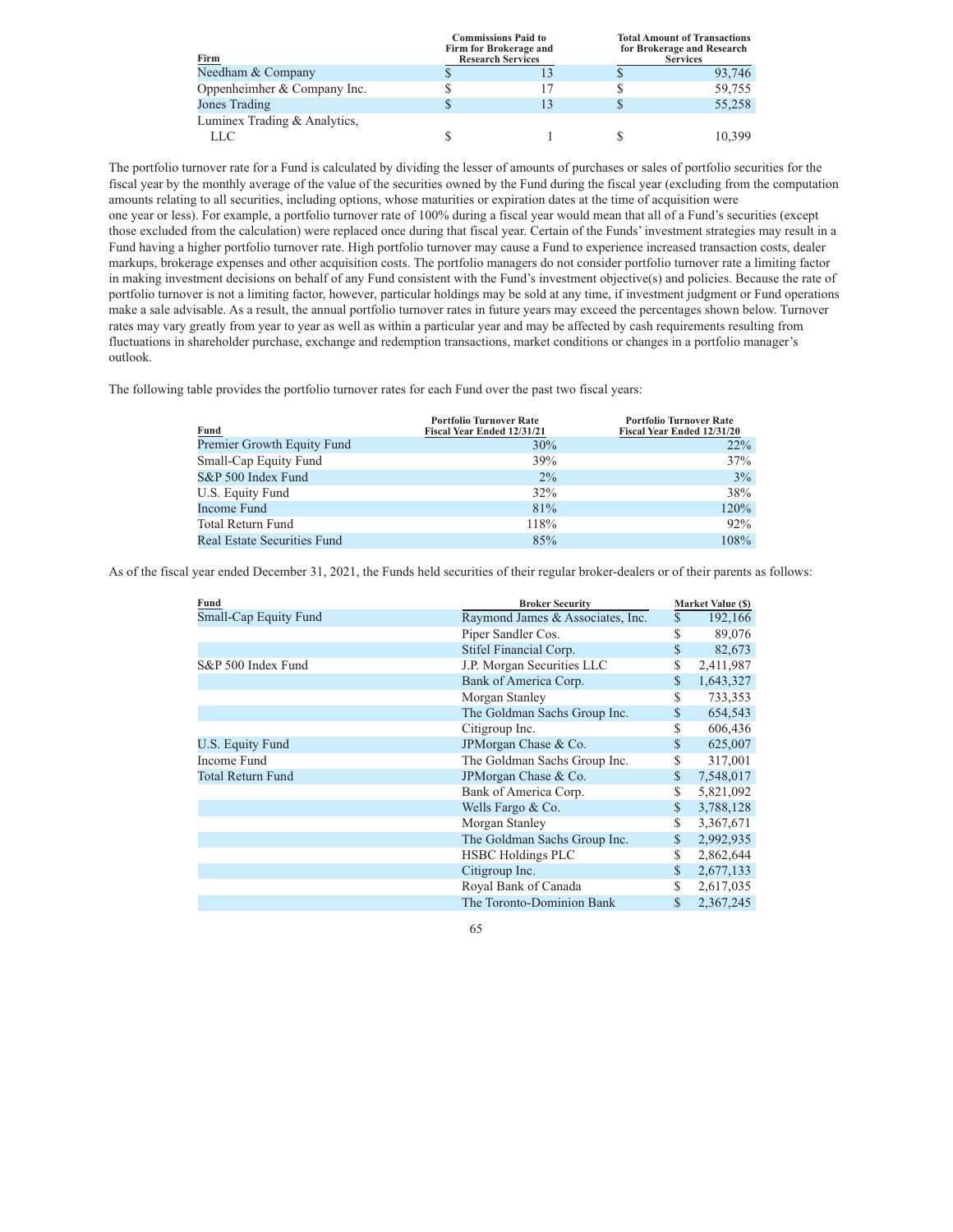| Firm | Commissions Paid to Firm for Brokerage and Research Services | Total Amount of Transactions for Brokerage and Research Services |
|---|---|---|
| Needham & Company | $ 13 | $ 93,746 |
| Oppenheimher & Company Inc. | $ 17 | $ 59,755 |
| Jones Trading | $ 13 | $ 55,258 |
| Luminex Trading & Analytics, LLC | $ 1 | $ 10,399 |

The portfolio turnover rate for a Fund is calculated by dividing the lesser of amounts of purchases or sales of portfolio securities for the fiscal year by the monthly average of the value of the securities owned by the Fund during the fiscal year (excluding from the computation amounts relating to all securities, including options, whose maturities or expiration dates at the time of acquisition were one year or less). For example, a portfolio turnover rate of 100% during a fiscal year would mean that all of a Fund's securities (except those excluded from the calculation) were replaced once during that fiscal year. Certain of the Funds' investment strategies may result in a Fund having a higher portfolio turnover rate. High portfolio turnover may cause a Fund to experience increased transaction costs, dealer markups, brokerage expenses and other acquisition costs. The portfolio managers do not consider portfolio turnover rate a limiting factor in making investment decisions on behalf of any Fund consistent with the Fund's investment objective(s) and policies. Because the rate of portfolio turnover is not a limiting factor, however, particular holdings may be sold at any time, if investment judgment or Fund operations make a sale advisable. As a result, the annual portfolio turnover rates in future years may exceed the percentages shown below. Turnover rates may vary greatly from year to year as well as within a particular year and may be affected by cash requirements resulting from fluctuations in shareholder purchase, exchange and redemption transactions, market conditions or changes in a portfolio manager's outlook.

The following table provides the portfolio turnover rates for each Fund over the past two fiscal years:

| Fund | Portfolio Turnover Rate Fiscal Year Ended 12/31/21 | Portfolio Turnover Rate Fiscal Year Ended 12/31/20 |
|---|---|---|
| Premier Growth Equity Fund | 30% | 22% |
| Small-Cap Equity Fund | 39% | 37% |
| S&P 500 Index Fund | 2% | 3% |
| U.S. Equity Fund | 32% | 38% |
| Income Fund | 81% | 120% |
| Total Return Fund | 118% | 92% |
| Real Estate Securities Fund | 85% | 108% |

As of the fiscal year ended December 31, 2021, the Funds held securities of their regular broker-dealers or of their parents as follows:

| Fund | Broker Security | Market Value ($) |
|---|---|---|
| Small-Cap Equity Fund | Raymond James & Associates, Inc. | $ 192,166 |
| | Piper Sandler Cos. | $ 89,076 |
| | Stifel Financial Corp. | $ 82,673 |
| S&P 500 Index Fund | J.P. Morgan Securities LLC | $ 2,411,987 |
| | Bank of America Corp. | $ 1,643,327 |
| | Morgan Stanley | $ 733,353 |
| | The Goldman Sachs Group Inc. | $ 654,543 |
| | Citigroup Inc. | $ 606,436 |
| U.S. Equity Fund | JPMorgan Chase & Co. | $ 625,007 |
| Income Fund | The Goldman Sachs Group Inc. | $ 317,001 |
| Total Return Fund | JPMorgan Chase & Co. | $ 7,548,017 |
| | Bank of America Corp. | $ 5,821,092 |
| | Wells Fargo & Co. | $ 3,788,128 |
| | Morgan Stanley | $ 3,367,671 |
| | The Goldman Sachs Group Inc. | $ 2,992,935 |
| | HSBC Holdings PLC | $ 2,862,644 |
| | Citigroup Inc. | $ 2,677,133 |
| | Royal Bank of Canada | $ 2,617,035 |
| | The Toronto-Dominion Bank | $ 2,367,245 |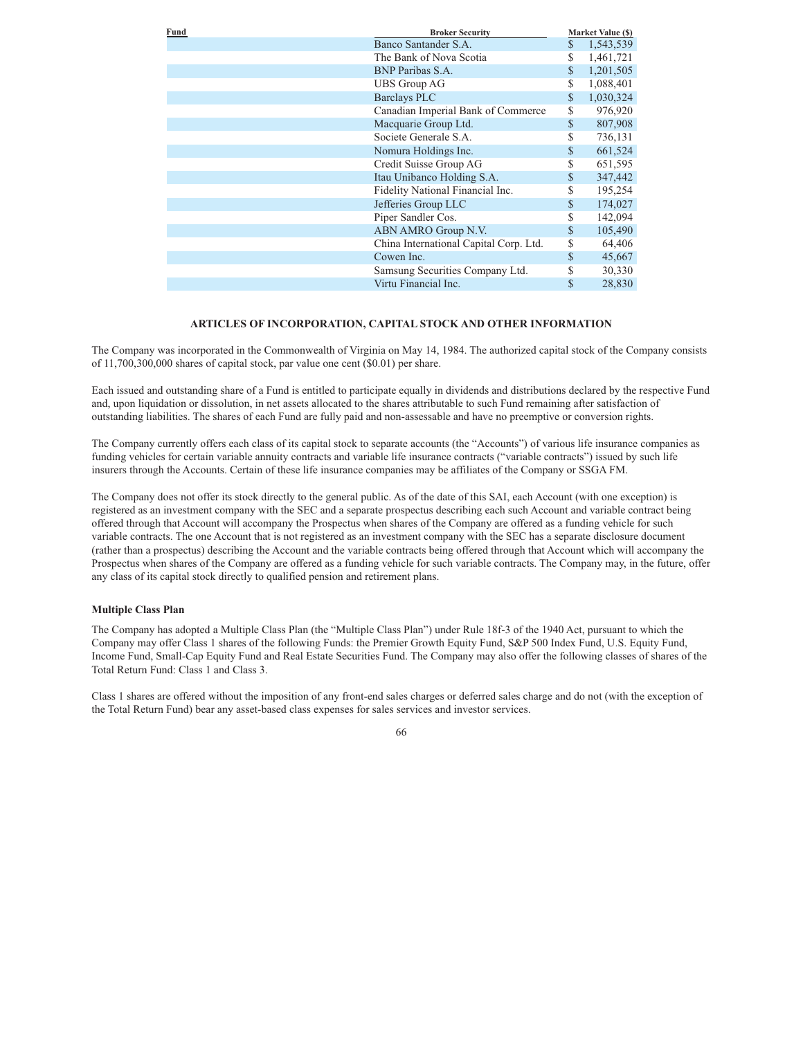| Fund | Broker Security | Market Value ($) |
| --- | --- | --- |
| | Banco Santander S.A. | $ 1,543,539 |
| | The Bank of Nova Scotia | $ 1,461,721 |
| | BNP Paribas S.A. | $ 1,201,505 |
| | UBS Group AG | $ 1,088,401 |
| | Barclays PLC | $ 1,030,324 |
| | Canadian Imperial Bank of Commerce | $ 976,920 |
| | Macquarie Group Ltd. | $ 807,908 |
| | Societe Generale S.A. | $ 736,131 |
| | Nomura Holdings Inc. | $ 661,524 |
| | Credit Suisse Group AG | $ 651,595 |
| | Itau Unibanco Holding S.A. | $ 347,442 |
| | Fidelity National Financial Inc. | $ 195,254 |
| | Jefferies Group LLC | $ 174,027 |
| | Piper Sandler Cos. | $ 142,094 |
| | ABN AMRO Group N.V. | $ 105,490 |
| | China International Capital Corp. Ltd. | $ 64,406 |
| | Cowen Inc. | $ 45,667 |
| | Samsung Securities Company Ltd. | $ 30,330 |
| | Virtu Financial Inc. | $ 28,830 |

## ARTICLES OF INCORPORATION, CAPITAL STOCK AND OTHER INFORMATION

The Company was incorporated in the Commonwealth of Virginia on May 14, 1984. The authorized capital stock of the Company consists of 11,700,300,000 shares of capital stock, par value one cent ($0.01) per share.

Each issued and outstanding share of a Fund is entitled to participate equally in dividends and distributions declared by the respective Fund and, upon liquidation or dissolution, in net assets allocated to the shares attributable to such Fund remaining after satisfaction of outstanding liabilities. The shares of each Fund are fully paid and non-assessable and have no preemptive or conversion rights.

The Company currently offers each class of its capital stock to separate accounts (the "Accounts") of various life insurance companies as funding vehicles for certain variable annuity contracts and variable life insurance contracts ("variable contracts") issued by such life insurers through the Accounts. Certain of these life insurance companies may be affiliates of the Company or SSGA FM.

The Company does not offer its stock directly to the general public. As of the date of this SAI, each Account (with one exception) is registered as an investment company with the SEC and a separate prospectus describing each such Account and variable contract being offered through that Account will accompany the Prospectus when shares of the Company are offered as a funding vehicle for such variable contracts. The one Account that is not registered as an investment company with the SEC has a separate disclosure document (rather than a prospectus) describing the Account and the variable contracts being offered through that Account which will accompany the Prospectus when shares of the Company are offered as a funding vehicle for such variable contracts. The Company may, in the future, offer any class of its capital stock directly to qualified pension and retirement plans.

### Multiple Class Plan

The Company has adopted a Multiple Class Plan (the "Multiple Class Plan") under Rule 18f-3 of the 1940 Act, pursuant to which the Company may offer Class 1 shares of the following Funds: the Premier Growth Equity Fund, S&P 500 Index Fund, U.S. Equity Fund, Income Fund, Small-Cap Equity Fund and Real Estate Securities Fund. The Company may also offer the following classes of shares of the Total Return Fund: Class 1 and Class 3.

Class 1 shares are offered without the imposition of any front-end sales charges or deferred sales charge and do not (with the exception of the Total Return Fund) bear any asset-based class expenses for sales services and investor services.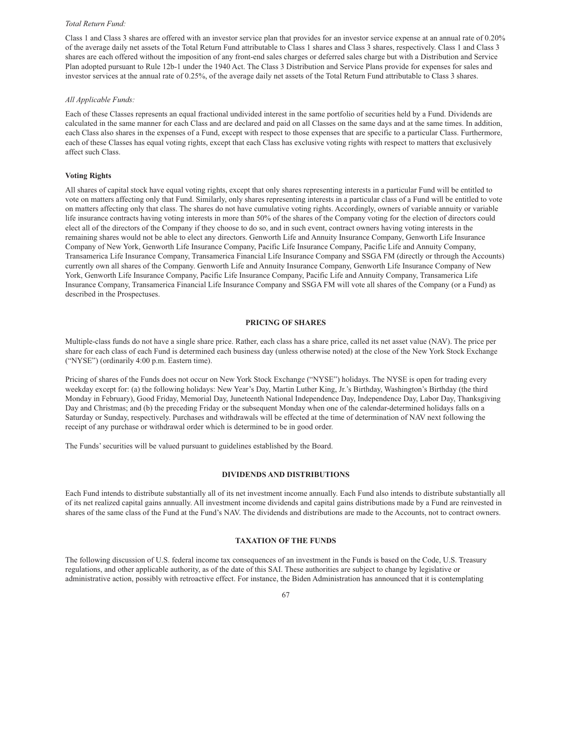*Total Return Fund:*

Class 1 and Class 3 shares are offered with an investor service plan that provides for an investor service expense at an annual rate of 0.20% of the average daily net assets of the Total Return Fund attributable to Class 1 shares and Class 3 shares, respectively. Class 1 and Class 3 shares are each offered without the imposition of any front-end sales charges or deferred sales charge but with a Distribution and Service Plan adopted pursuant to Rule 12b-1 under the 1940 Act. The Class 3 Distribution and Service Plans provide for expenses for sales and investor services at the annual rate of 0.25%, of the average daily net assets of the Total Return Fund attributable to Class 3 shares.

*All Applicable Funds:*

Each of these Classes represents an equal fractional undivided interest in the same portfolio of securities held by a Fund. Dividends are calculated in the same manner for each Class and are declared and paid on all Classes on the same days and at the same times. In addition, each Class also shares in the expenses of a Fund, except with respect to those expenses that are specific to a particular Class. Furthermore, each of these Classes has equal voting rights, except that each Class has exclusive voting rights with respect to matters that exclusively affect such Class.

**Voting Rights**

All shares of capital stock have equal voting rights, except that only shares representing interests in a particular Fund will be entitled to vote on matters affecting only that Fund. Similarly, only shares representing interests in a particular class of a Fund will be entitled to vote on matters affecting only that class. The shares do not have cumulative voting rights. Accordingly, owners of variable annuity or variable life insurance contracts having voting interests in more than 50% of the shares of the Company voting for the election of directors could elect all of the directors of the Company if they choose to do so, and in such event, contract owners having voting interests in the remaining shares would not be able to elect any directors. Genworth Life and Annuity Insurance Company, Genworth Life Insurance Company of New York, Genworth Life Insurance Company, Pacific Life Insurance Company, Pacific Life and Annuity Company, Transamerica Life Insurance Company, Transamerica Financial Life Insurance Company and SSGA FM (directly or through the Accounts) currently own all shares of the Company. Genworth Life and Annuity Insurance Company, Genworth Life Insurance Company of New York, Genworth Life Insurance Company, Pacific Life Insurance Company, Pacific Life and Annuity Company, Transamerica Life Insurance Company, Transamerica Financial Life Insurance Company and SSGA FM will vote all shares of the Company (or a Fund) as described in the Prospectuses.

## PRICING OF SHARES

Multiple-class funds do not have a single share price. Rather, each class has a share price, called its net asset value (NAV). The price per share for each class of each Fund is determined each business day (unless otherwise noted) at the close of the New York Stock Exchange ("NYSE") (ordinarily 4:00 p.m. Eastern time).

Pricing of shares of the Funds does not occur on New York Stock Exchange ("NYSE") holidays. The NYSE is open for trading every weekday except for: (a) the following holidays: New Year's Day, Martin Luther King, Jr.'s Birthday, Washington's Birthday (the third Monday in February), Good Friday, Memorial Day, Juneteenth National Independence Day, Independence Day, Labor Day, Thanksgiving Day and Christmas; and (b) the preceding Friday or the subsequent Monday when one of the calendar-determined holidays falls on a Saturday or Sunday, respectively. Purchases and withdrawals will be effected at the time of determination of NAV next following the receipt of any purchase or withdrawal order which is determined to be in good order.

The Funds' securities will be valued pursuant to guidelines established by the Board.

## DIVIDENDS AND DISTRIBUTIONS

Each Fund intends to distribute substantially all of its net investment income annually. Each Fund also intends to distribute substantially all of its net realized capital gains annually. All investment income dividends and capital gains distributions made by a Fund are reinvested in shares of the same class of the Fund at the Fund's NAV. The dividends and distributions are made to the Accounts, not to contract owners.

## TAXATION OF THE FUNDS

The following discussion of U.S. federal income tax consequences of an investment in the Funds is based on the Code, U.S. Treasury regulations, and other applicable authority, as of the date of this SAI. These authorities are subject to change by legislative or administrative action, possibly with retroactive effect. For instance, the Biden Administration has announced that it is contemplating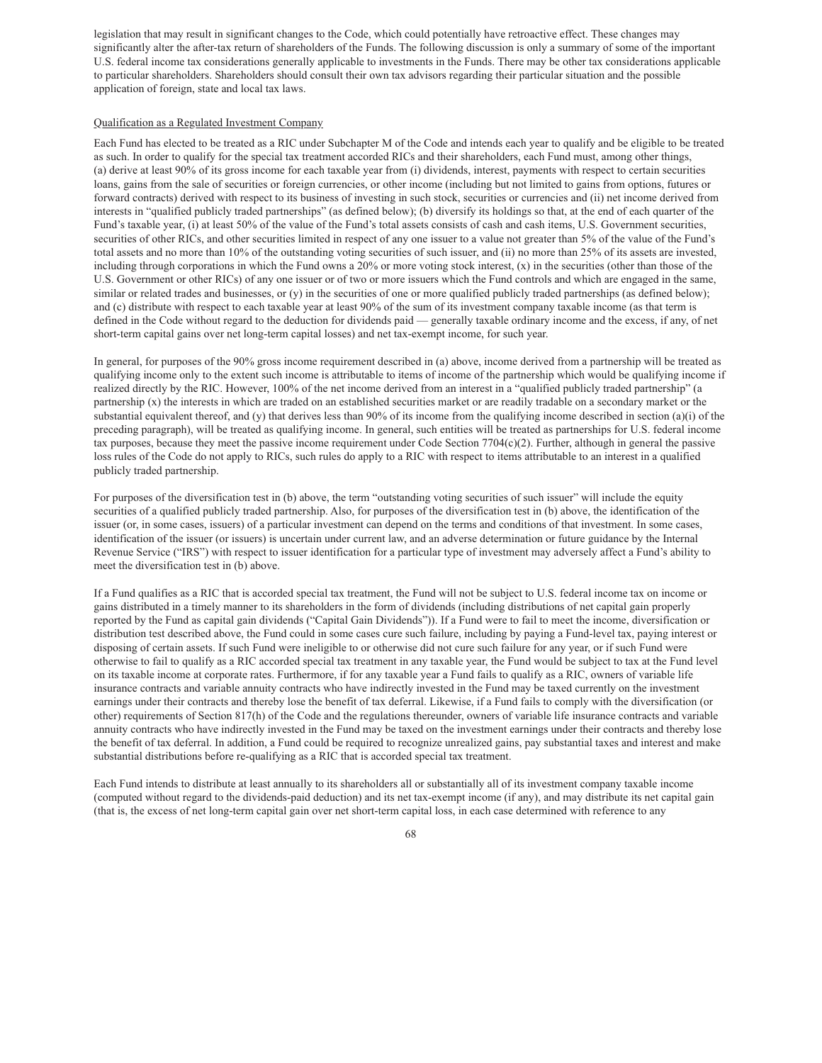legislation that may result in significant changes to the Code, which could potentially have retroactive effect. These changes may significantly alter the after-tax return of shareholders of the Funds. The following discussion is only a summary of some of the important U.S. federal income tax considerations generally applicable to investments in the Funds. There may be other tax considerations applicable to particular shareholders. Shareholders should consult their own tax advisors regarding their particular situation and the possible application of foreign, state and local tax laws.

Qualification as a Regulated Investment Company

Each Fund has elected to be treated as a RIC under Subchapter M of the Code and intends each year to qualify and be eligible to be treated as such. In order to qualify for the special tax treatment accorded RICs and their shareholders, each Fund must, among other things, (a) derive at least 90% of its gross income for each taxable year from (i) dividends, interest, payments with respect to certain securities loans, gains from the sale of securities or foreign currencies, or other income (including but not limited to gains from options, futures or forward contracts) derived with respect to its business of investing in such stock, securities or currencies and (ii) net income derived from interests in "qualified publicly traded partnerships" (as defined below); (b) diversify its holdings so that, at the end of each quarter of the Fund's taxable year, (i) at least 50% of the value of the Fund's total assets consists of cash and cash items, U.S. Government securities, securities of other RICs, and other securities limited in respect of any one issuer to a value not greater than 5% of the value of the Fund's total assets and no more than 10% of the outstanding voting securities of such issuer, and (ii) no more than 25% of its assets are invested, including through corporations in which the Fund owns a 20% or more voting stock interest, (x) in the securities (other than those of the U.S. Government or other RICs) of any one issuer or of two or more issuers which the Fund controls and which are engaged in the same, similar or related trades and businesses, or (y) in the securities of one or more qualified publicly traded partnerships (as defined below); and (c) distribute with respect to each taxable year at least 90% of the sum of its investment company taxable income (as that term is defined in the Code without regard to the deduction for dividends paid — generally taxable ordinary income and the excess, if any, of net short-term capital gains over net long-term capital losses) and net tax-exempt income, for such year.

In general, for purposes of the 90% gross income requirement described in (a) above, income derived from a partnership will be treated as qualifying income only to the extent such income is attributable to items of income of the partnership which would be qualifying income if realized directly by the RIC. However, 100% of the net income derived from an interest in a "qualified publicly traded partnership" (a partnership (x) the interests in which are traded on an established securities market or are readily tradable on a secondary market or the substantial equivalent thereof, and (y) that derives less than 90% of its income from the qualifying income described in section (a)(i) of the preceding paragraph), will be treated as qualifying income. In general, such entities will be treated as partnerships for U.S. federal income tax purposes, because they meet the passive income requirement under Code Section 7704(c)(2). Further, although in general the passive loss rules of the Code do not apply to RICs, such rules do apply to a RIC with respect to items attributable to an interest in a qualified publicly traded partnership.

For purposes of the diversification test in (b) above, the term "outstanding voting securities of such issuer" will include the equity securities of a qualified publicly traded partnership. Also, for purposes of the diversification test in (b) above, the identification of the issuer (or, in some cases, issuers) of a particular investment can depend on the terms and conditions of that investment. In some cases, identification of the issuer (or issuers) is uncertain under current law, and an adverse determination or future guidance by the Internal Revenue Service ("IRS") with respect to issuer identification for a particular type of investment may adversely affect a Fund's ability to meet the diversification test in (b) above.

If a Fund qualifies as a RIC that is accorded special tax treatment, the Fund will not be subject to U.S. federal income tax on income or gains distributed in a timely manner to its shareholders in the form of dividends (including distributions of net capital gain properly reported by the Fund as capital gain dividends ("Capital Gain Dividends")). If a Fund were to fail to meet the income, diversification or distribution test described above, the Fund could in some cases cure such failure, including by paying a Fund-level tax, paying interest or disposing of certain assets. If such Fund were ineligible to or otherwise did not cure such failure for any year, or if such Fund were otherwise to fail to qualify as a RIC accorded special tax treatment in any taxable year, the Fund would be subject to tax at the Fund level on its taxable income at corporate rates. Furthermore, if for any taxable year a Fund fails to qualify as a RIC, owners of variable life insurance contracts and variable annuity contracts who have indirectly invested in the Fund may be taxed currently on the investment earnings under their contracts and thereby lose the benefit of tax deferral. Likewise, if a Fund fails to comply with the diversification (or other) requirements of Section 817(h) of the Code and the regulations thereunder, owners of variable life insurance contracts and variable annuity contracts who have indirectly invested in the Fund may be taxed on the investment earnings under their contracts and thereby lose the benefit of tax deferral. In addition, a Fund could be required to recognize unrealized gains, pay substantial taxes and interest and make substantial distributions before re-qualifying as a RIC that is accorded special tax treatment.

Each Fund intends to distribute at least annually to its shareholders all or substantially all of its investment company taxable income (computed without regard to the dividends-paid deduction) and its net tax-exempt income (if any), and may distribute its net capital gain (that is, the excess of net long-term capital gain over net short-term capital loss, in each case determined with reference to any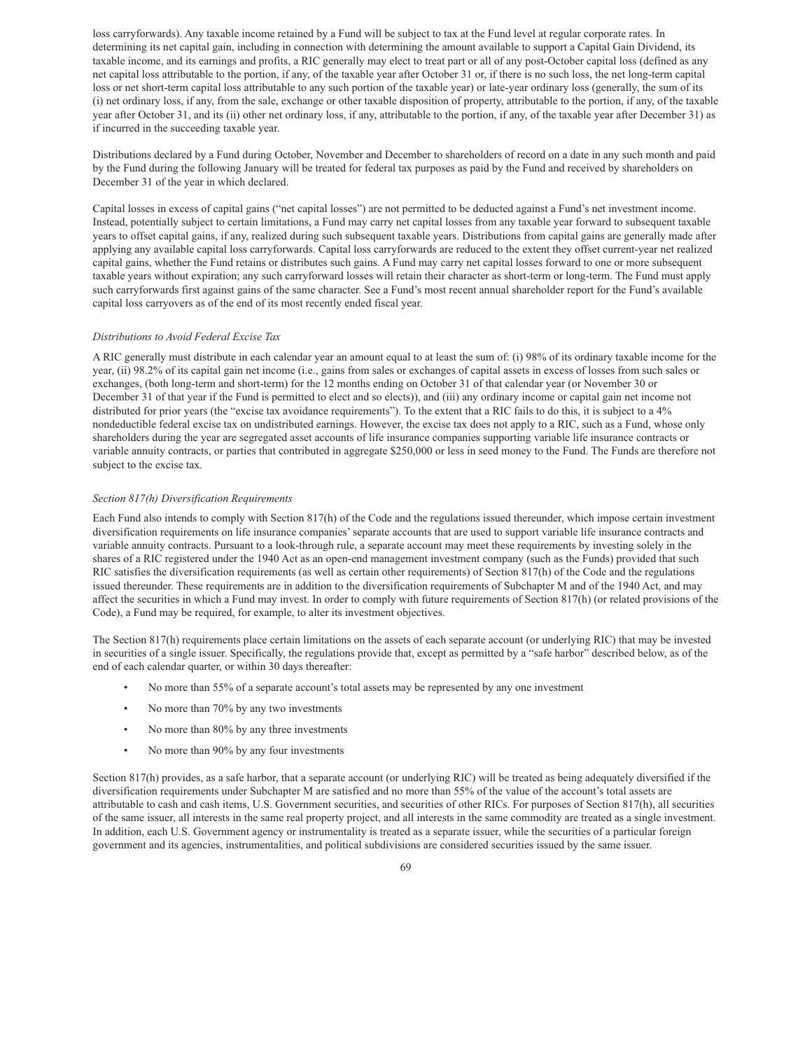loss carryforwards). Any taxable income retained by a Fund will be subject to tax at the Fund level at regular corporate rates. In determining its net capital gain, including in connection with determining the amount available to support a Capital Gain Dividend, its taxable income, and its earnings and profits, a RIC generally may elect to treat part or all of any post-October capital loss (defined as any net capital loss attributable to the portion, if any, of the taxable year after October 31 or, if there is no such loss, the net long-term capital loss or net short-term capital loss attributable to any such portion of the taxable year) or late-year ordinary loss (generally, the sum of its (i) net ordinary loss, if any, from the sale, exchange or other taxable disposition of property, attributable to the portion, if any, of the taxable year after October 31, and its (ii) other net ordinary loss, if any, attributable to the portion, if any, of the taxable year after December 31) as if incurred in the succeeding taxable year.

Distributions declared by a Fund during October, November and December to shareholders of record on a date in any such month and paid by the Fund during the following January will be treated for federal tax purposes as paid by the Fund and received by shareholders on December 31 of the year in which declared.

Capital losses in excess of capital gains ("net capital losses") are not permitted to be deducted against a Fund's net investment income. Instead, potentially subject to certain limitations, a Fund may carry net capital losses from any taxable year forward to subsequent taxable years to offset capital gains, if any, realized during such subsequent taxable years. Distributions from capital gains are generally made after applying any available capital loss carryforwards. Capital loss carryforwards are reduced to the extent they offset current-year net realized capital gains, whether the Fund retains or distributes such gains. A Fund may carry net capital losses forward to one or more subsequent taxable years without expiration; any such carryforward losses will retain their character as short-term or long-term. The Fund must apply such carryforwards first against gains of the same character. See a Fund's most recent annual shareholder report for the Fund's available capital loss carryovers as of the end of its most recently ended fiscal year.

*Distributions to Avoid Federal Excise Tax*

A RIC generally must distribute in each calendar year an amount equal to at least the sum of: (i) 98% of its ordinary taxable income for the year, (ii) 98.2% of its capital gain net income (i.e., gains from sales or exchanges of capital assets in excess of losses from such sales or exchanges, (both long-term and short-term) for the 12 months ending on October 31 of that calendar year (or November 30 or December 31 of that year if the Fund is permitted to elect and so elects)), and (iii) any ordinary income or capital gain net income not distributed for prior years (the "excise tax avoidance requirements"). To the extent that a RIC fails to do this, it is subject to a 4% nondeductible federal excise tax on undistributed earnings. However, the excise tax does not apply to a RIC, such as a Fund, whose only shareholders during the year are segregated asset accounts of life insurance companies supporting variable life insurance contracts or variable annuity contracts, or parties that contributed in aggregate $250,000 or less in seed money to the Fund. The Funds are therefore not subject to the excise tax.

*Section 817(h) Diversification Requirements*

Each Fund also intends to comply with Section 817(h) of the Code and the regulations issued thereunder, which impose certain investment diversification requirements on life insurance companies' separate accounts that are used to support variable life insurance contracts and variable annuity contracts. Pursuant to a look-through rule, a separate account may meet these requirements by investing solely in the shares of a RIC registered under the 1940 Act as an open-end management investment company (such as the Funds) provided that such RIC satisfies the diversification requirements (as well as certain other requirements) of Section 817(h) of the Code and the regulations issued thereunder. These requirements are in addition to the diversification requirements of Subchapter M and of the 1940 Act, and may affect the securities in which a Fund may invest. In order to comply with future requirements of Section 817(h) (or related provisions of the Code), a Fund may be required, for example, to alter its investment objectives.

The Section 817(h) requirements place certain limitations on the assets of each separate account (or underlying RIC) that may be invested in securities of a single issuer. Specifically, the regulations provide that, except as permitted by a "safe harbor" described below, as of the end of each calendar quarter, or within 30 days thereafter:

- No more than 55% of a separate account's total assets may be represented by any one investment
- No more than 70% by any two investments
- No more than 80% by any three investments
- No more than 90% by any four investments

Section 817(h) provides, as a safe harbor, that a separate account (or underlying RIC) will be treated as being adequately diversified if the diversification requirements under Subchapter M are satisfied and no more than 55% of the value of the account's total assets are attributable to cash and cash items, U.S. Government securities, and securities of other RICs. For purposes of Section 817(h), all securities of the same issuer, all interests in the same real property project, and all interests in the same commodity are treated as a single investment. In addition, each U.S. Government agency or instrumentality is treated as a separate issuer, while the securities of a particular foreign government and its agencies, instrumentalities, and political subdivisions are considered securities issued by the same issuer.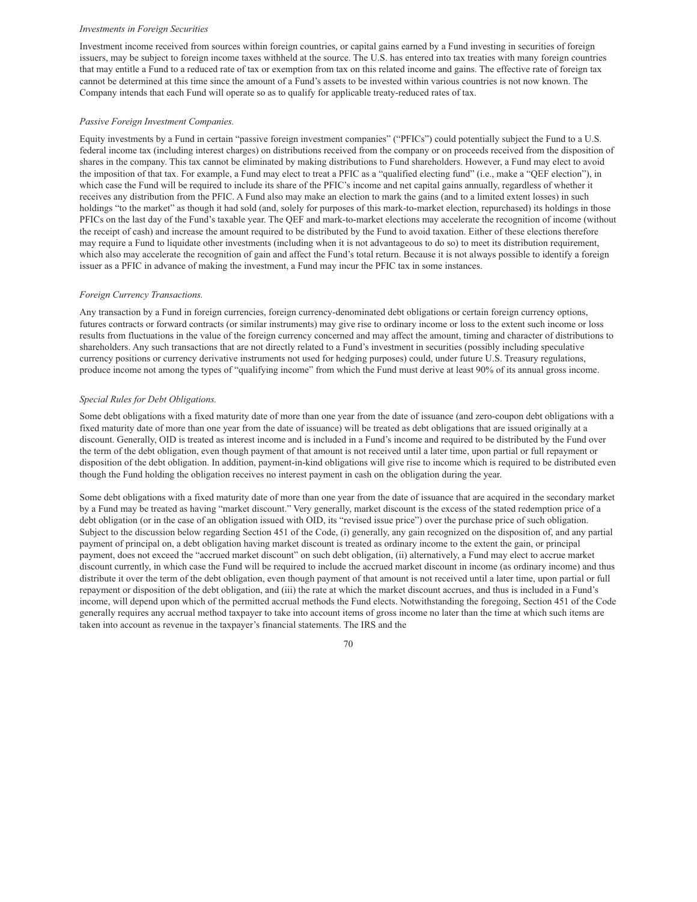*Investments in Foreign Securities*

Investment income received from sources within foreign countries, or capital gains earned by a Fund investing in securities of foreign issuers, may be subject to foreign income taxes withheld at the source. The U.S. has entered into tax treaties with many foreign countries that may entitle a Fund to a reduced rate of tax or exemption from tax on this related income and gains. The effective rate of foreign tax cannot be determined at this time since the amount of a Fund's assets to be invested within various countries is not now known. The Company intends that each Fund will operate so as to qualify for applicable treaty-reduced rates of tax.

*Passive Foreign Investment Companies.*

Equity investments by a Fund in certain "passive foreign investment companies" ("PFICs") could potentially subject the Fund to a U.S. federal income tax (including interest charges) on distributions received from the company or on proceeds received from the disposition of shares in the company. This tax cannot be eliminated by making distributions to Fund shareholders. However, a Fund may elect to avoid the imposition of that tax. For example, a Fund may elect to treat a PFIC as a "qualified electing fund" (i.e., make a "QEF election"), in which case the Fund will be required to include its share of the PFIC's income and net capital gains annually, regardless of whether it receives any distribution from the PFIC. A Fund also may make an election to mark the gains (and to a limited extent losses) in such holdings "to the market" as though it had sold (and, solely for purposes of this mark-to-market election, repurchased) its holdings in those PFICs on the last day of the Fund's taxable year. The QEF and mark-to-market elections may accelerate the recognition of income (without the receipt of cash) and increase the amount required to be distributed by the Fund to avoid taxation. Either of these elections therefore may require a Fund to liquidate other investments (including when it is not advantageous to do so) to meet its distribution requirement, which also may accelerate the recognition of gain and affect the Fund's total return. Because it is not always possible to identify a foreign issuer as a PFIC in advance of making the investment, a Fund may incur the PFIC tax in some instances.

*Foreign Currency Transactions.*

Any transaction by a Fund in foreign currencies, foreign currency-denominated debt obligations or certain foreign currency options, futures contracts or forward contracts (or similar instruments) may give rise to ordinary income or loss to the extent such income or loss results from fluctuations in the value of the foreign currency concerned and may affect the amount, timing and character of distributions to shareholders. Any such transactions that are not directly related to a Fund's investment in securities (possibly including speculative currency positions or currency derivative instruments not used for hedging purposes) could, under future U.S. Treasury regulations, produce income not among the types of "qualifying income" from which the Fund must derive at least 90% of its annual gross income.

*Special Rules for Debt Obligations.*

Some debt obligations with a fixed maturity date of more than one year from the date of issuance (and zero-coupon debt obligations with a fixed maturity date of more than one year from the date of issuance) will be treated as debt obligations that are issued originally at a discount. Generally, OID is treated as interest income and is included in a Fund's income and required to be distributed by the Fund over the term of the debt obligation, even though payment of that amount is not received until a later time, upon partial or full repayment or disposition of the debt obligation. In addition, payment-in-kind obligations will give rise to income which is required to be distributed even though the Fund holding the obligation receives no interest payment in cash on the obligation during the year.

Some debt obligations with a fixed maturity date of more than one year from the date of issuance that are acquired in the secondary market by a Fund may be treated as having "market discount." Very generally, market discount is the excess of the stated redemption price of a debt obligation (or in the case of an obligation issued with OID, its "revised issue price") over the purchase price of such obligation. Subject to the discussion below regarding Section 451 of the Code, (i) generally, any gain recognized on the disposition of, and any partial payment of principal on, a debt obligation having market discount is treated as ordinary income to the extent the gain, or principal payment, does not exceed the "accrued market discount" on such debt obligation, (ii) alternatively, a Fund may elect to accrue market discount currently, in which case the Fund will be required to include the accrued market discount in income (as ordinary income) and thus distribute it over the term of the debt obligation, even though payment of that amount is not received until a later time, upon partial or full repayment or disposition of the debt obligation, and (iii) the rate at which the market discount accrues, and thus is included in a Fund's income, will depend upon which of the permitted accrual methods the Fund elects. Notwithstanding the foregoing, Section 451 of the Code generally requires any accrual method taxpayer to take into account items of gross income no later than the time at which such items are taken into account as revenue in the taxpayer's financial statements. The IRS and the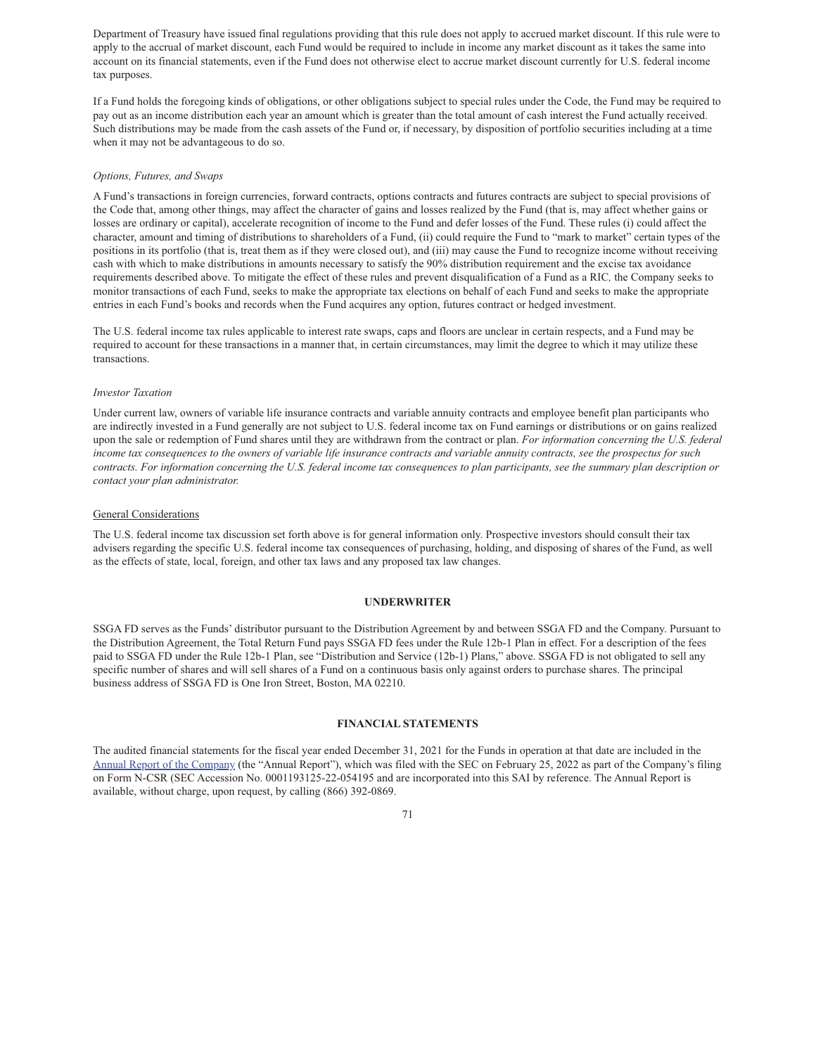Department of Treasury have issued final regulations providing that this rule does not apply to accrued market discount. If this rule were to apply to the accrual of market discount, each Fund would be required to include in income any market discount as it takes the same into account on its financial statements, even if the Fund does not otherwise elect to accrue market discount currently for U.S. federal income tax purposes.

If a Fund holds the foregoing kinds of obligations, or other obligations subject to special rules under the Code, the Fund may be required to pay out as an income distribution each year an amount which is greater than the total amount of cash interest the Fund actually received. Such distributions may be made from the cash assets of the Fund or, if necessary, by disposition of portfolio securities including at a time when it may not be advantageous to do so.

*Options, Futures, and Swaps*

A Fund's transactions in foreign currencies, forward contracts, options contracts and futures contracts are subject to special provisions of the Code that, among other things, may affect the character of gains and losses realized by the Fund (that is, may affect whether gains or losses are ordinary or capital), accelerate recognition of income to the Fund and defer losses of the Fund. These rules (i) could affect the character, amount and timing of distributions to shareholders of a Fund, (ii) could require the Fund to "mark to market" certain types of the positions in its portfolio (that is, treat them as if they were closed out), and (iii) may cause the Fund to recognize income without receiving cash with which to make distributions in amounts necessary to satisfy the 90% distribution requirement and the excise tax avoidance requirements described above. To mitigate the effect of these rules and prevent disqualification of a Fund as a RIC, the Company seeks to monitor transactions of each Fund, seeks to make the appropriate tax elections on behalf of each Fund and seeks to make the appropriate entries in each Fund's books and records when the Fund acquires any option, futures contract or hedged investment.

The U.S. federal income tax rules applicable to interest rate swaps, caps and floors are unclear in certain respects, and a Fund may be required to account for these transactions in a manner that, in certain circumstances, may limit the degree to which it may utilize these transactions.

*Investor Taxation*

Under current law, owners of variable life insurance contracts and variable annuity contracts and employee benefit plan participants who are indirectly invested in a Fund generally are not subject to U.S. federal income tax on Fund earnings or distributions or on gains realized upon the sale or redemption of Fund shares until they are withdrawn from the contract or plan. *For information concerning the U.S. federal income tax consequences to the owners of variable life insurance contracts and variable annuity contracts, see the prospectus for such contracts. For information concerning the U.S. federal income tax consequences to plan participants, see the summary plan description or contact your plan administrator.*

General Considerations

The U.S. federal income tax discussion set forth above is for general information only. Prospective investors should consult their tax advisers regarding the specific U.S. federal income tax consequences of purchasing, holding, and disposing of shares of the Fund, as well as the effects of state, local, foreign, and other tax laws and any proposed tax law changes.

## UNDERWRITER

SSGA FD serves as the Funds' distributor pursuant to the Distribution Agreement by and between SSGA FD and the Company. Pursuant to the Distribution Agreement, the Total Return Fund pays SSGA FD fees under the Rule 12b-1 Plan in effect. For a description of the fees paid to SSGA FD under the Rule 12b-1 Plan, see "Distribution and Service (12b-1) Plans," above. SSGA FD is not obligated to sell any specific number of shares and will sell shares of a Fund on a continuous basis only against orders to purchase shares. The principal business address of SSGA FD is One Iron Street, Boston, MA 02210.

## FINANCIAL STATEMENTS

The audited financial statements for the fiscal year ended December 31, 2021 for the Funds in operation at that date are included in the Annual Report of the Company (the "Annual Report"), which was filed with the SEC on February 25, 2022 as part of the Company's filing on Form N-CSR (SEC Accession No. 0001193125-22-054195 and are incorporated into this SAI by reference. The Annual Report is available, without charge, upon request, by calling (866) 392-0869.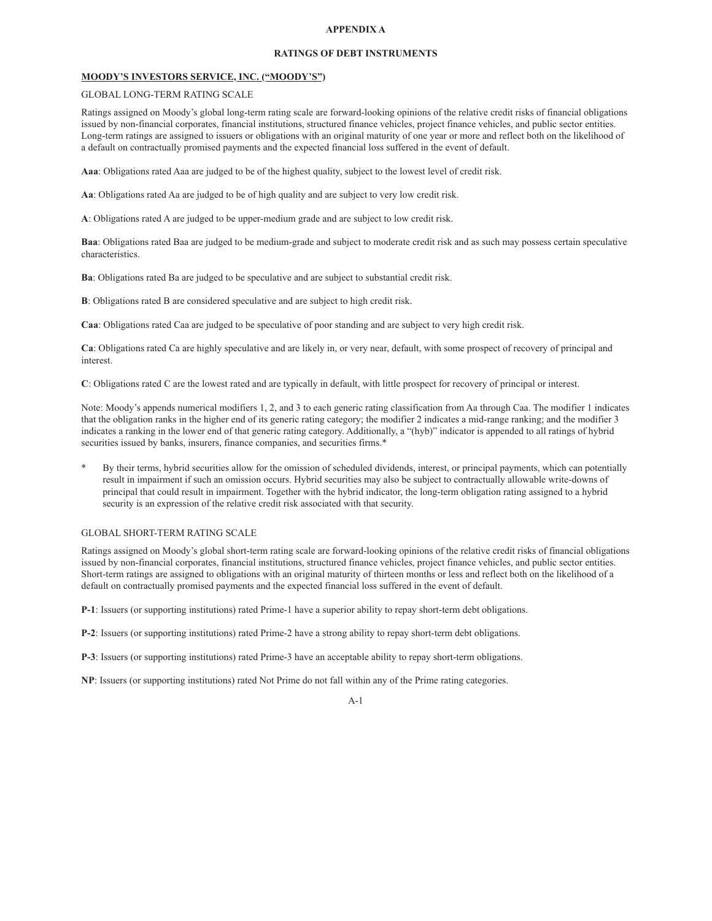# APPENDIX A

## RATINGS OF DEBT INSTRUMENTS

### MOODY'S INVESTORS SERVICE, INC. ("MOODY'S")

GLOBAL LONG-TERM RATING SCALE

Ratings assigned on Moody's global long-term rating scale are forward-looking opinions of the relative credit risks of financial obligations issued by non-financial corporates, financial institutions, structured finance vehicles, project finance vehicles, and public sector entities. Long-term ratings are assigned to issuers or obligations with an original maturity of one year or more and reflect both on the likelihood of a default on contractually promised payments and the expected financial loss suffered in the event of default.

**Aaa**: Obligations rated Aaa are judged to be of the highest quality, subject to the lowest level of credit risk.

**Aa**: Obligations rated Aa are judged to be of high quality and are subject to very low credit risk.

**A**: Obligations rated A are judged to be upper-medium grade and are subject to low credit risk.

**Baa**: Obligations rated Baa are judged to be medium-grade and subject to moderate credit risk and as such may possess certain speculative characteristics.

**Ba**: Obligations rated Ba are judged to be speculative and are subject to substantial credit risk.

**B**: Obligations rated B are considered speculative and are subject to high credit risk.

**Caa**: Obligations rated Caa are judged to be speculative of poor standing and are subject to very high credit risk.

**Ca**: Obligations rated Ca are highly speculative and are likely in, or very near, default, with some prospect of recovery of principal and interest.

**C**: Obligations rated C are the lowest rated and are typically in default, with little prospect for recovery of principal or interest.

Note: Moody's appends numerical modifiers 1, 2, and 3 to each generic rating classification from Aa through Caa. The modifier 1 indicates that the obligation ranks in the higher end of its generic rating category; the modifier 2 indicates a mid-range ranking; and the modifier 3 indicates a ranking in the lower end of that generic rating category. Additionally, a "(hyb)" indicator is appended to all ratings of hybrid securities issued by banks, insurers, finance companies, and securities firms.*

\* By their terms, hybrid securities allow for the omission of scheduled dividends, interest, or principal payments, which can potentially result in impairment if such an omission occurs. Hybrid securities may also be subject to contractually allowable write-downs of principal that could result in impairment. Together with the hybrid indicator, the long-term obligation rating assigned to a hybrid security is an expression of the relative credit risk associated with that security.

GLOBAL SHORT-TERM RATING SCALE

Ratings assigned on Moody's global short-term rating scale are forward-looking opinions of the relative credit risks of financial obligations issued by non-financial corporates, financial institutions, structured finance vehicles, project finance vehicles, and public sector entities. Short-term ratings are assigned to obligations with an original maturity of thirteen months or less and reflect both on the likelihood of a default on contractually promised payments and the expected financial loss suffered in the event of default.

**P-1**: Issuers (or supporting institutions) rated Prime-1 have a superior ability to repay short-term debt obligations.

**P-2**: Issuers (or supporting institutions) rated Prime-2 have a strong ability to repay short-term debt obligations.

**P-3**: Issuers (or supporting institutions) rated Prime-3 have an acceptable ability to repay short-term obligations.

**NP**: Issuers (or supporting institutions) rated Not Prime do not fall within any of the Prime rating categories.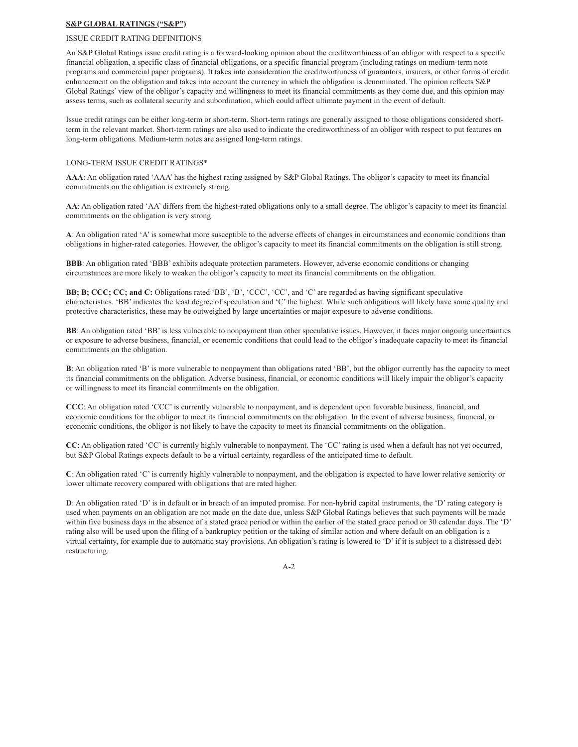**S&P GLOBAL RATINGS ("S&P")**

ISSUE CREDIT RATING DEFINITIONS

An S&P Global Ratings issue credit rating is a forward-looking opinion about the creditworthiness of an obligor with respect to a specific financial obligation, a specific class of financial obligations, or a specific financial program (including ratings on medium-term note programs and commercial paper programs). It takes into consideration the creditworthiness of guarantors, insurers, or other forms of credit enhancement on the obligation and takes into account the currency in which the obligation is denominated. The opinion reflects S&P Global Ratings' view of the obligor's capacity and willingness to meet its financial commitments as they come due, and this opinion may assess terms, such as collateral security and subordination, which could affect ultimate payment in the event of default.

Issue credit ratings can be either long-term or short-term. Short-term ratings are generally assigned to those obligations considered short-term in the relevant market. Short-term ratings are also used to indicate the creditworthiness of an obligor with respect to put features on long-term obligations. Medium-term notes are assigned long-term ratings.

LONG-TERM ISSUE CREDIT RATINGS*

**AAA**: An obligation rated 'AAA' has the highest rating assigned by S&P Global Ratings. The obligor's capacity to meet its financial commitments on the obligation is extremely strong.

**AA**: An obligation rated 'AA' differs from the highest-rated obligations only to a small degree. The obligor's capacity to meet its financial commitments on the obligation is very strong.

**A**: An obligation rated 'A' is somewhat more susceptible to the adverse effects of changes in circumstances and economic conditions than obligations in higher-rated categories. However, the obligor's capacity to meet its financial commitments on the obligation is still strong.

**BBB**: An obligation rated 'BBB' exhibits adequate protection parameters. However, adverse economic conditions or changing circumstances are more likely to weaken the obligor's capacity to meet its financial commitments on the obligation.

**BB; B; CCC; CC; and C:** Obligations rated 'BB', 'B', 'CCC', 'CC', and 'C' are regarded as having significant speculative characteristics. 'BB' indicates the least degree of speculation and 'C' the highest. While such obligations will likely have some quality and protective characteristics, these may be outweighed by large uncertainties or major exposure to adverse conditions.

**BB**: An obligation rated 'BB' is less vulnerable to nonpayment than other speculative issues. However, it faces major ongoing uncertainties or exposure to adverse business, financial, or economic conditions that could lead to the obligor's inadequate capacity to meet its financial commitments on the obligation.

**B**: An obligation rated 'B' is more vulnerable to nonpayment than obligations rated 'BB', but the obligor currently has the capacity to meet its financial commitments on the obligation. Adverse business, financial, or economic conditions will likely impair the obligor's capacity or willingness to meet its financial commitments on the obligation.

**CCC**: An obligation rated 'CCC' is currently vulnerable to nonpayment, and is dependent upon favorable business, financial, and economic conditions for the obligor to meet its financial commitments on the obligation. In the event of adverse business, financial, or economic conditions, the obligor is not likely to have the capacity to meet its financial commitments on the obligation.

**CC**: An obligation rated 'CC' is currently highly vulnerable to nonpayment. The 'CC' rating is used when a default has not yet occurred, but S&P Global Ratings expects default to be a virtual certainty, regardless of the anticipated time to default.

**C**: An obligation rated 'C' is currently highly vulnerable to nonpayment, and the obligation is expected to have lower relative seniority or lower ultimate recovery compared with obligations that are rated higher.

**D**: An obligation rated 'D' is in default or in breach of an imputed promise. For non-hybrid capital instruments, the 'D' rating category is used when payments on an obligation are not made on the date due, unless S&P Global Ratings believes that such payments will be made within five business days in the absence of a stated grace period or within the earlier of the stated grace period or 30 calendar days. The 'D' rating also will be used upon the filing of a bankruptcy petition or the taking of similar action and where default on an obligation is a virtual certainty, for example due to automatic stay provisions. An obligation's rating is lowered to 'D' if it is subject to a distressed debt restructuring.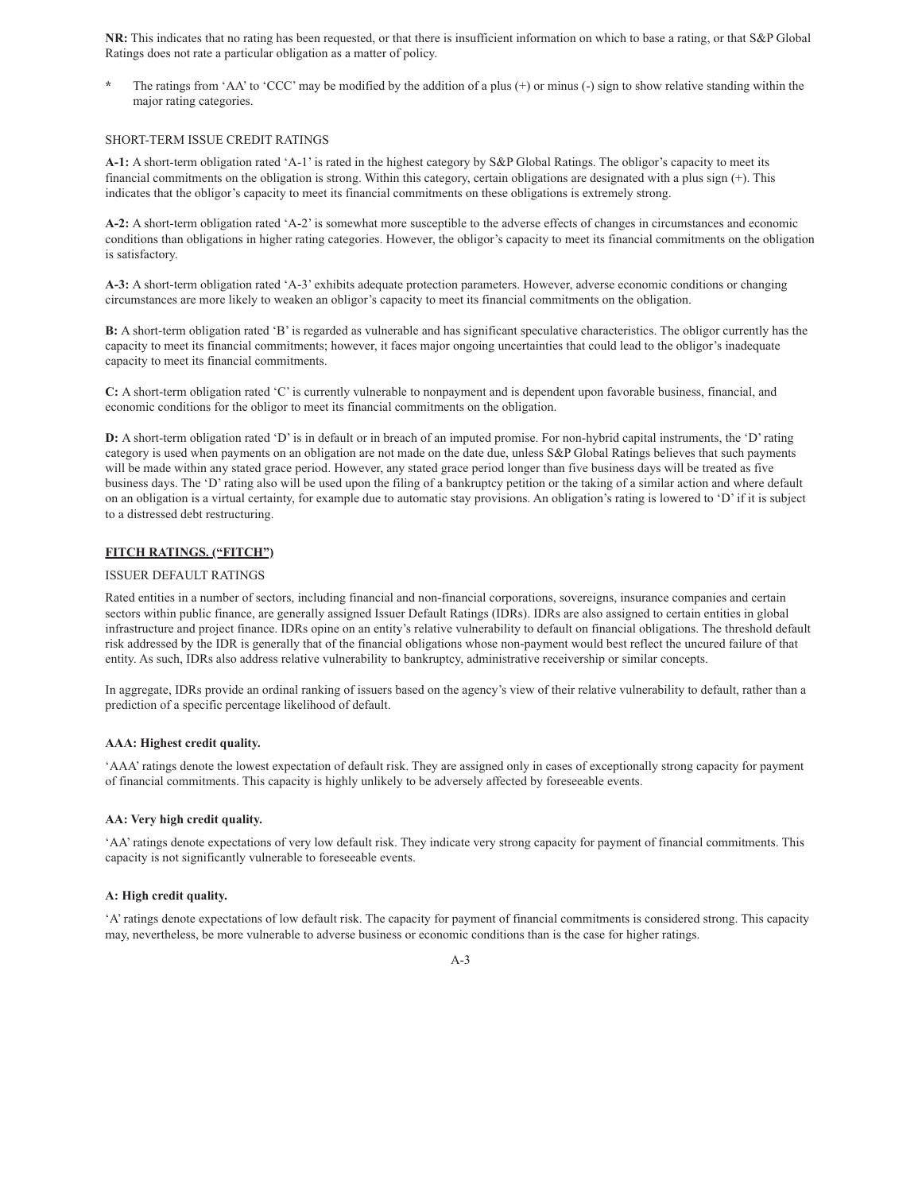**NR:** This indicates that no rating has been requested, or that there is insufficient information on which to base a rating, or that S&P Global Ratings does not rate a particular obligation as a matter of policy.

- \* The ratings from 'AA' to 'CCC' may be modified by the addition of a plus (+) or minus (-) sign to show relative standing within the major rating categories.

SHORT-TERM ISSUE CREDIT RATINGS

**A-1:** A short-term obligation rated 'A-1' is rated in the highest category by S&P Global Ratings. The obligor's capacity to meet its financial commitments on the obligation is strong. Within this category, certain obligations are designated with a plus sign (+). This indicates that the obligor's capacity to meet its financial commitments on these obligations is extremely strong.

**A-2:** A short-term obligation rated 'A-2' is somewhat more susceptible to the adverse effects of changes in circumstances and economic conditions than obligations in higher rating categories. However, the obligor's capacity to meet its financial commitments on the obligation is satisfactory.

**A-3:** A short-term obligation rated 'A-3' exhibits adequate protection parameters. However, adverse economic conditions or changing circumstances are more likely to weaken an obligor's capacity to meet its financial commitments on the obligation.

**B:** A short-term obligation rated 'B' is regarded as vulnerable and has significant speculative characteristics. The obligor currently has the capacity to meet its financial commitments; however, it faces major ongoing uncertainties that could lead to the obligor's inadequate capacity to meet its financial commitments.

**C:** A short-term obligation rated 'C' is currently vulnerable to nonpayment and is dependent upon favorable business, financial, and economic conditions for the obligor to meet its financial commitments on the obligation.

**D:** A short-term obligation rated 'D' is in default or in breach of an imputed promise. For non-hybrid capital instruments, the 'D' rating category is used when payments on an obligation are not made on the date due, unless S&P Global Ratings believes that such payments will be made within any stated grace period. However, any stated grace period longer than five business days will be treated as five business days. The 'D' rating also will be used upon the filing of a bankruptcy petition or the taking of a similar action and where default on an obligation is a virtual certainty, for example due to automatic stay provisions. An obligation's rating is lowered to 'D' if it is subject to a distressed debt restructuring.

## FITCH RATINGS. ("FITCH")

ISSUER DEFAULT RATINGS

Rated entities in a number of sectors, including financial and non-financial corporations, sovereigns, insurance companies and certain sectors within public finance, are generally assigned Issuer Default Ratings (IDRs). IDRs are also assigned to certain entities in global infrastructure and project finance. IDRs opine on an entity's relative vulnerability to default on financial obligations. The threshold default risk addressed by the IDR is generally that of the financial obligations whose non-payment would best reflect the uncured failure of that entity. As such, IDRs also address relative vulnerability to bankruptcy, administrative receivership or similar concepts.

In aggregate, IDRs provide an ordinal ranking of issuers based on the agency's view of their relative vulnerability to default, rather than a prediction of a specific percentage likelihood of default.

**AAA: Highest credit quality.**

'AAA' ratings denote the lowest expectation of default risk. They are assigned only in cases of exceptionally strong capacity for payment of financial commitments. This capacity is highly unlikely to be adversely affected by foreseeable events.

**AA: Very high credit quality.**

'AA' ratings denote expectations of very low default risk. They indicate very strong capacity for payment of financial commitments. This capacity is not significantly vulnerable to foreseeable events.

**A: High credit quality.**

'A' ratings denote expectations of low default risk. The capacity for payment of financial commitments is considered strong. This capacity may, nevertheless, be more vulnerable to adverse business or economic conditions than is the case for higher ratings.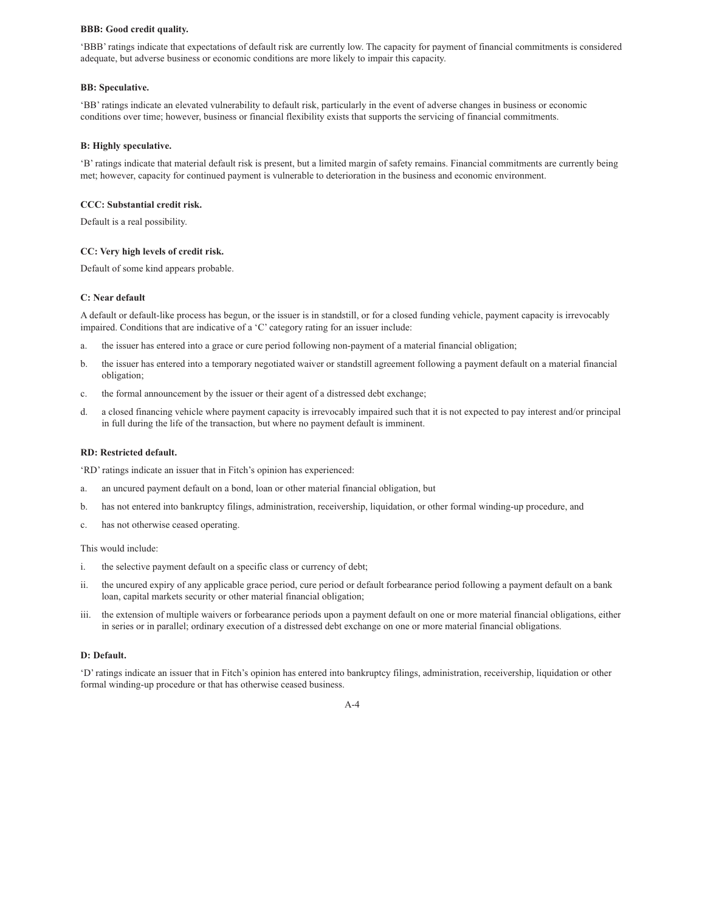**BBB: Good credit quality.**

'BBB' ratings indicate that expectations of default risk are currently low. The capacity for payment of financial commitments is considered adequate, but adverse business or economic conditions are more likely to impair this capacity.

**BB: Speculative.**

'BB' ratings indicate an elevated vulnerability to default risk, particularly in the event of adverse changes in business or economic conditions over time; however, business or financial flexibility exists that supports the servicing of financial commitments.

**B: Highly speculative.**

'B' ratings indicate that material default risk is present, but a limited margin of safety remains. Financial commitments are currently being met; however, capacity for continued payment is vulnerable to deterioration in the business and economic environment.

**CCC: Substantial credit risk.**

Default is a real possibility.

**CC: Very high levels of credit risk.**

Default of some kind appears probable.

**C: Near default**

A default or default-like process has begun, or the issuer is in standstill, or for a closed funding vehicle, payment capacity is irrevocably impaired. Conditions that are indicative of a 'C' category rating for an issuer include:

a. the issuer has entered into a grace or cure period following non-payment of a material financial obligation;

b. the issuer has entered into a temporary negotiated waiver or standstill agreement following a payment default on a material financial obligation;

c. the formal announcement by the issuer or their agent of a distressed debt exchange;

d. a closed financing vehicle where payment capacity is irrevocably impaired such that it is not expected to pay interest and/or principal in full during the life of the transaction, but where no payment default is imminent.

**RD: Restricted default.**

'RD' ratings indicate an issuer that in Fitch's opinion has experienced:

a. an uncured payment default on a bond, loan or other material financial obligation, but

b. has not entered into bankruptcy filings, administration, receivership, liquidation, or other formal winding-up procedure, and

c. has not otherwise ceased operating.

This would include:

i. the selective payment default on a specific class or currency of debt;

ii. the uncured expiry of any applicable grace period, cure period or default forbearance period following a payment default on a bank loan, capital markets security or other material financial obligation;

iii. the extension of multiple waivers or forbearance periods upon a payment default on one or more material financial obligations, either in series or in parallel; ordinary execution of a distressed debt exchange on one or more material financial obligations.

**D: Default.**

'D' ratings indicate an issuer that in Fitch's opinion has entered into bankruptcy filings, administration, receivership, liquidation or other formal winding-up procedure or that has otherwise ceased business.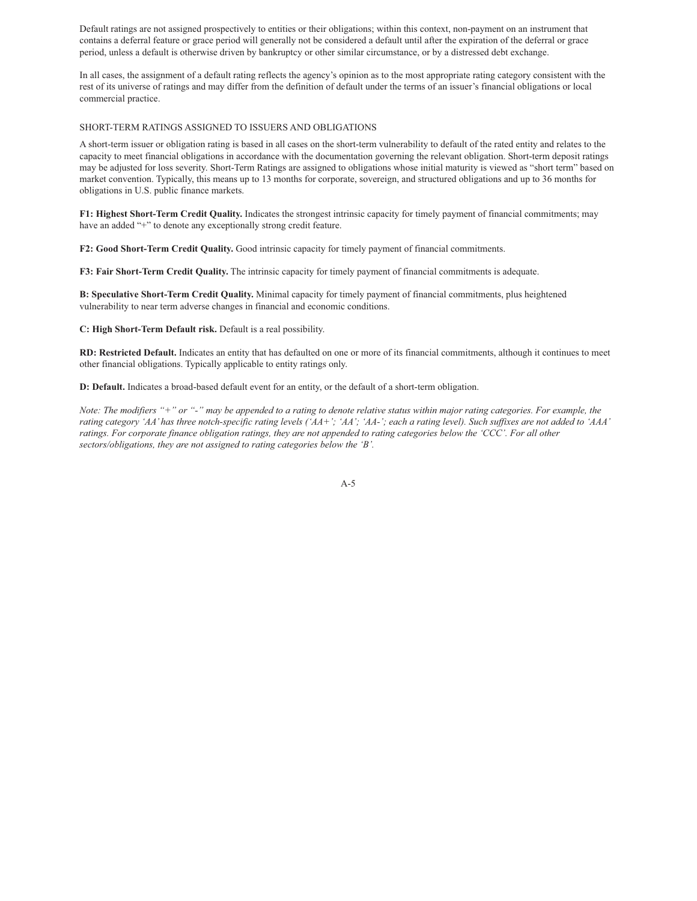Default ratings are not assigned prospectively to entities or their obligations; within this context, non-payment on an instrument that contains a deferral feature or grace period will generally not be considered a default until after the expiration of the deferral or grace period, unless a default is otherwise driven by bankruptcy or other similar circumstance, or by a distressed debt exchange.

In all cases, the assignment of a default rating reflects the agency's opinion as to the most appropriate rating category consistent with the rest of its universe of ratings and may differ from the definition of default under the terms of an issuer's financial obligations or local commercial practice.

SHORT-TERM RATINGS ASSIGNED TO ISSUERS AND OBLIGATIONS

A short-term issuer or obligation rating is based in all cases on the short-term vulnerability to default of the rated entity and relates to the capacity to meet financial obligations in accordance with the documentation governing the relevant obligation. Short-term deposit ratings may be adjusted for loss severity. Short-Term Ratings are assigned to obligations whose initial maturity is viewed as "short term" based on market convention. Typically, this means up to 13 months for corporate, sovereign, and structured obligations and up to 36 months for obligations in U.S. public finance markets.

**F1: Highest Short-Term Credit Quality.** Indicates the strongest intrinsic capacity for timely payment of financial commitments; may have an added "+" to denote any exceptionally strong credit feature.

**F2: Good Short-Term Credit Quality.** Good intrinsic capacity for timely payment of financial commitments.

**F3: Fair Short-Term Credit Quality.** The intrinsic capacity for timely payment of financial commitments is adequate.

**B: Speculative Short-Term Credit Quality.** Minimal capacity for timely payment of financial commitments, plus heightened vulnerability to near term adverse changes in financial and economic conditions.

**C: High Short-Term Default risk.** Default is a real possibility.

**RD: Restricted Default.** Indicates an entity that has defaulted on one or more of its financial commitments, although it continues to meet other financial obligations. Typically applicable to entity ratings only.

**D: Default.** Indicates a broad-based default event for an entity, or the default of a short-term obligation.

*Note: The modifiers "+" or "-" may be appended to a rating to denote relative status within major rating categories. For example, the rating category 'AA' has three notch-specific rating levels ('AA+'; 'AA'; 'AA-'; each a rating level). Such suffixes are not added to 'AAA' ratings. For corporate finance obligation ratings, they are not appended to rating categories below the 'CCC'. For all other sectors/obligations, they are not assigned to rating categories below the 'B'.*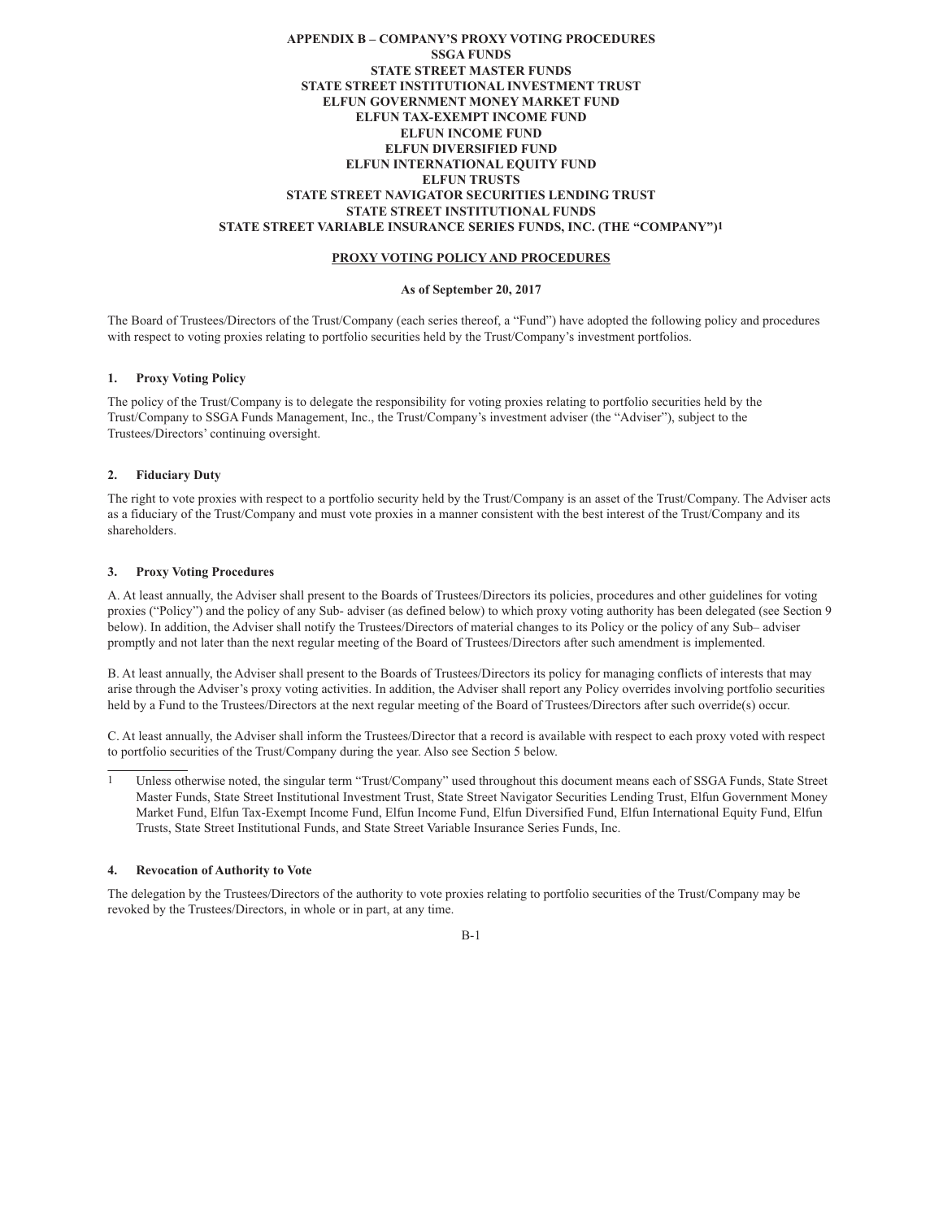**APPENDIX B – COMPANY'S PROXY VOTING PROCEDURES**
**SSGA FUNDS**
**STATE STREET MASTER FUNDS**
**STATE STREET INSTITUTIONAL INVESTMENT TRUST**
**ELFUN GOVERNMENT MONEY MARKET FUND**
**ELFUN TAX-EXEMPT INCOME FUND**
**ELFUN INCOME FUND**
**ELFUN DIVERSIFIED FUND**
**ELFUN INTERNATIONAL EQUITY FUND**
**ELFUN TRUSTS**
**STATE STREET NAVIGATOR SECURITIES LENDING TRUST**
**STATE STREET INSTITUTIONAL FUNDS**
**STATE STREET VARIABLE INSURANCE SERIES FUNDS, INC. (THE "COMPANY")[1]**

**PROXY VOTING POLICY AND PROCEDURES**

**As of September 20, 2017**

The Board of Trustees/Directors of the Trust/Company (each series thereof, a "Fund") have adopted the following policy and procedures with respect to voting proxies relating to portfolio securities held by the Trust/Company's investment portfolios.

### 1. Proxy Voting Policy

The policy of the Trust/Company is to delegate the responsibility for voting proxies relating to portfolio securities held by the Trust/Company to SSGA Funds Management, Inc., the Trust/Company's investment adviser (the "Adviser"), subject to the Trustees/Directors' continuing oversight.

### 2. Fiduciary Duty

The right to vote proxies with respect to a portfolio security held by the Trust/Company is an asset of the Trust/Company. The Adviser acts as a fiduciary of the Trust/Company and must vote proxies in a manner consistent with the best interest of the Trust/Company and its shareholders.

### 3. Proxy Voting Procedures

A. At least annually, the Adviser shall present to the Boards of Trustees/Directors its policies, procedures and other guidelines for voting proxies ("Policy") and the policy of any Sub- adviser (as defined below) to which proxy voting authority has been delegated (see Section 9 below). In addition, the Adviser shall notify the Trustees/Directors of material changes to its Policy or the policy of any Sub– adviser promptly and not later than the next regular meeting of the Board of Trustees/Directors after such amendment is implemented.

B. At least annually, the Adviser shall present to the Boards of Trustees/Directors its policy for managing conflicts of interests that may arise through the Adviser's proxy voting activities. In addition, the Adviser shall report any Policy overrides involving portfolio securities held by a Fund to the Trustees/Directors at the next regular meeting of the Board of Trustees/Directors after such override(s) occur.

C. At least annually, the Adviser shall inform the Trustees/Director that a record is available with respect to each proxy voted with respect to portfolio securities of the Trust/Company during the year. Also see Section 5 below.

[1] Unless otherwise noted, the singular term "Trust/Company" used throughout this document means each of SSGA Funds, State Street Master Funds, State Street Institutional Investment Trust, State Street Navigator Securities Lending Trust, Elfun Government Money Market Fund, Elfun Tax-Exempt Income Fund, Elfun Income Fund, Elfun Diversified Fund, Elfun International Equity Fund, Elfun Trusts, State Street Institutional Funds, and State Street Variable Insurance Series Funds, Inc.

### 4. Revocation of Authority to Vote

The delegation by the Trustees/Directors of the authority to vote proxies relating to portfolio securities of the Trust/Company may be revoked by the Trustees/Directors, in whole or in part, at any time.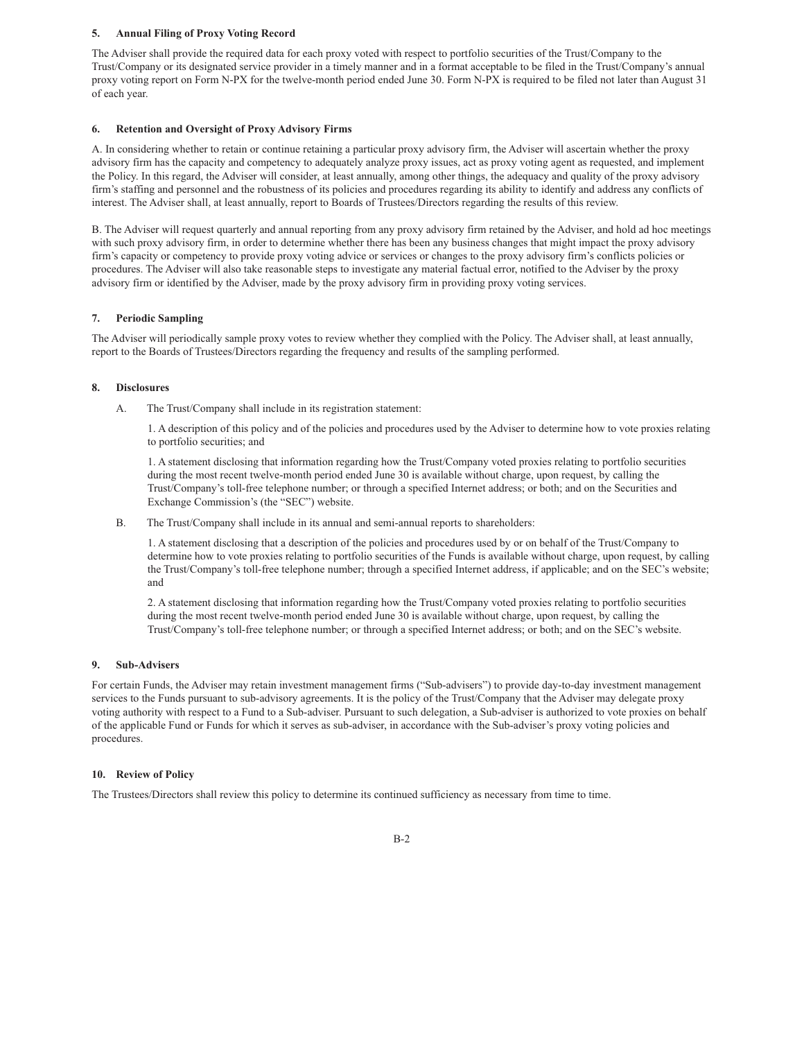**5. Annual Filing of Proxy Voting Record**

The Adviser shall provide the required data for each proxy voted with respect to portfolio securities of the Trust/Company to the Trust/Company or its designated service provider in a timely manner and in a format acceptable to be filed in the Trust/Company's annual proxy voting report on Form N-PX for the twelve-month period ended June 30. Form N-PX is required to be filed not later than August 31 of each year.

**6. Retention and Oversight of Proxy Advisory Firms**

A. In considering whether to retain or continue retaining a particular proxy advisory firm, the Adviser will ascertain whether the proxy advisory firm has the capacity and competency to adequately analyze proxy issues, act as proxy voting agent as requested, and implement the Policy. In this regard, the Adviser will consider, at least annually, among other things, the adequacy and quality of the proxy advisory firm's staffing and personnel and the robustness of its policies and procedures regarding its ability to identify and address any conflicts of interest. The Adviser shall, at least annually, report to Boards of Trustees/Directors regarding the results of this review.

B. The Adviser will request quarterly and annual reporting from any proxy advisory firm retained by the Adviser, and hold ad hoc meetings with such proxy advisory firm, in order to determine whether there has been any business changes that might impact the proxy advisory firm's capacity or competency to provide proxy voting advice or services or changes to the proxy advisory firm's conflicts policies or procedures. The Adviser will also take reasonable steps to investigate any material factual error, notified to the Adviser by the proxy advisory firm or identified by the Adviser, made by the proxy advisory firm in providing proxy voting services.

**7. Periodic Sampling**

The Adviser will periodically sample proxy votes to review whether they complied with the Policy. The Adviser shall, at least annually, report to the Boards of Trustees/Directors regarding the frequency and results of the sampling performed.

**8. Disclosures**

A. The Trust/Company shall include in its registration statement:

1. A description of this policy and of the policies and procedures used by the Adviser to determine how to vote proxies relating to portfolio securities; and

1. A statement disclosing that information regarding how the Trust/Company voted proxies relating to portfolio securities during the most recent twelve-month period ended June 30 is available without charge, upon request, by calling the Trust/Company's toll-free telephone number; or through a specified Internet address; or both; and on the Securities and Exchange Commission's (the "SEC") website.

B. The Trust/Company shall include in its annual and semi-annual reports to shareholders:

1. A statement disclosing that a description of the policies and procedures used by or on behalf of the Trust/Company to determine how to vote proxies relating to portfolio securities of the Funds is available without charge, upon request, by calling the Trust/Company's toll-free telephone number; through a specified Internet address, if applicable; and on the SEC's website; and

2. A statement disclosing that information regarding how the Trust/Company voted proxies relating to portfolio securities during the most recent twelve-month period ended June 30 is available without charge, upon request, by calling the Trust/Company's toll-free telephone number; or through a specified Internet address; or both; and on the SEC's website.

**9. Sub-Advisers**

For certain Funds, the Adviser may retain investment management firms ("Sub-advisers") to provide day-to-day investment management services to the Funds pursuant to sub-advisory agreements. It is the policy of the Trust/Company that the Adviser may delegate proxy voting authority with respect to a Fund to a Sub-adviser. Pursuant to such delegation, a Sub-adviser is authorized to vote proxies on behalf of the applicable Fund or Funds for which it serves as sub-adviser, in accordance with the Sub-adviser's proxy voting policies and procedures.

**10. Review of Policy**

The Trustees/Directors shall review this policy to determine its continued sufficiency as necessary from time to time.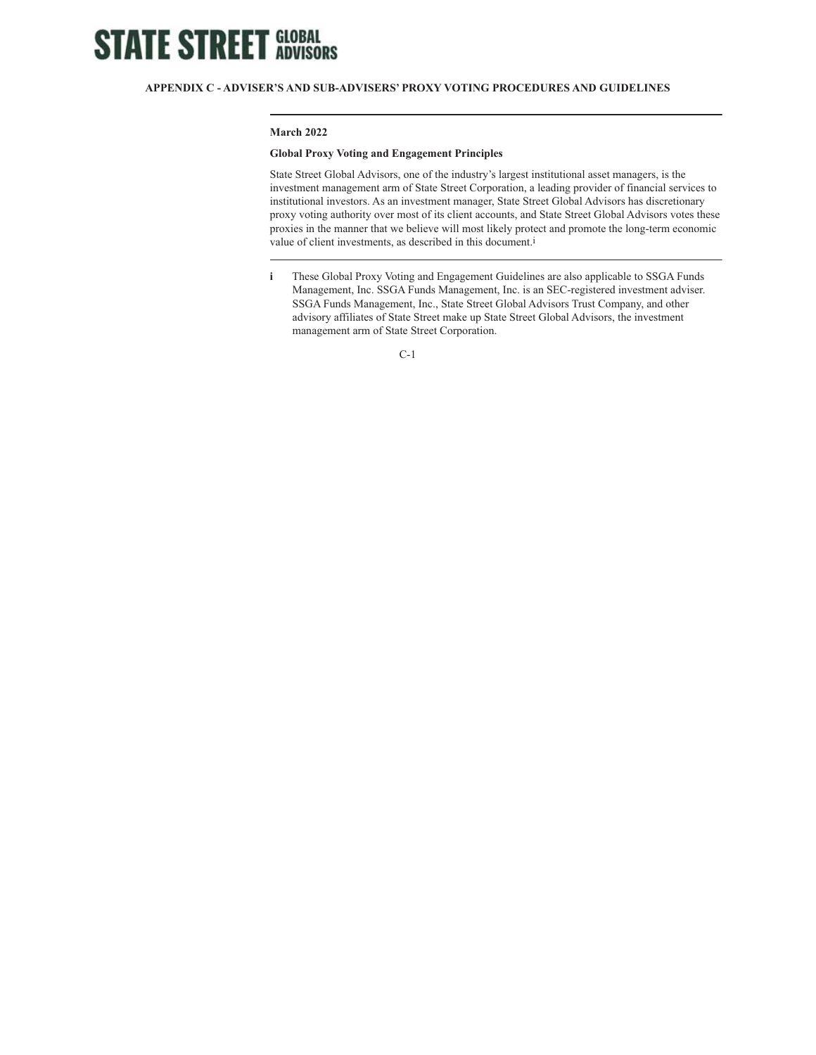**STATE STREET GLOBAL ADVISORS**

## APPENDIX C - ADVISER'S AND SUB-ADVISERS' PROXY VOTING PROCEDURES AND GUIDELINES

**March 2022**

### Global Proxy Voting and Engagement Principles

State Street Global Advisors, one of the industry's largest institutional asset managers, is the investment management arm of State Street Corporation, a leading provider of financial services to institutional investors. As an investment manager, State Street Global Advisors has discretionary proxy voting authority over most of its client accounts, and State Street Global Advisors votes these proxies in the manner that we believe will most likely protect and promote the long-term economic value of client investments, as described in this document.[i]

---

**i** These Global Proxy Voting and Engagement Guidelines are also applicable to SSGA Funds Management, Inc. SSGA Funds Management, Inc. is an SEC-registered investment adviser. SSGA Funds Management, Inc., State Street Global Advisors Trust Company, and other advisory affiliates of State Street make up State Street Global Advisors, the investment management arm of State Street Corporation.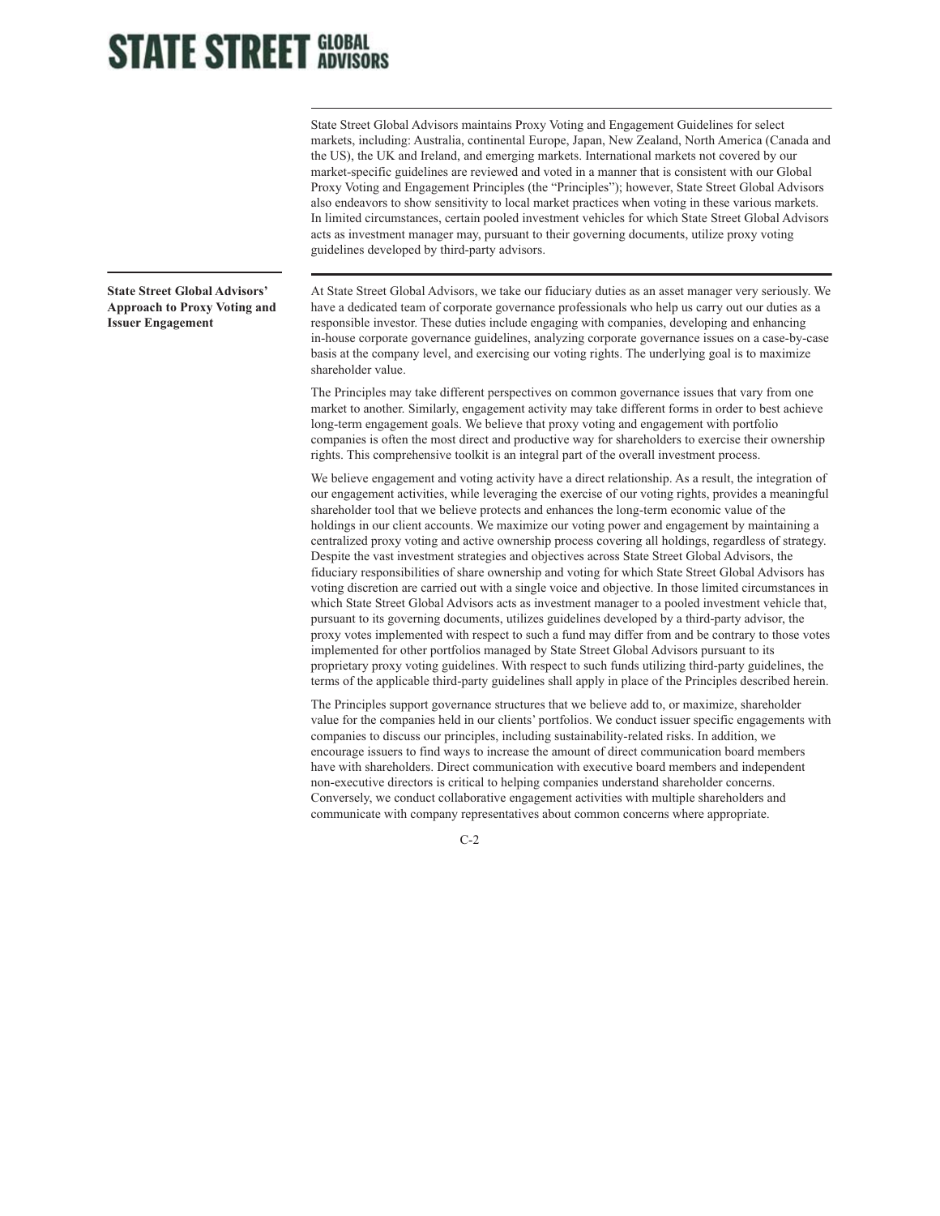State Street Global Advisors maintains Proxy Voting and Engagement Guidelines for select markets, including: Australia, continental Europe, Japan, New Zealand, North America (Canada and the US), the UK and Ireland, and emerging markets. International markets not covered by our market-specific guidelines are reviewed and voted in a manner that is consistent with our Global Proxy Voting and Engagement Principles (the "Principles"); however, State Street Global Advisors also endeavors to show sensitivity to local market practices when voting in these various markets. In limited circumstances, certain pooled investment vehicles for which State Street Global Advisors acts as investment manager may, pursuant to their governing documents, utilize proxy voting guidelines developed by third-party advisors.

**State Street Global Advisors' Approach to Proxy Voting and Issuer Engagement**

At State Street Global Advisors, we take our fiduciary duties as an asset manager very seriously. We have a dedicated team of corporate governance professionals who help us carry out our duties as a responsible investor. These duties include engaging with companies, developing and enhancing in-house corporate governance guidelines, analyzing corporate governance issues on a case-by-case basis at the company level, and exercising our voting rights. The underlying goal is to maximize shareholder value.

The Principles may take different perspectives on common governance issues that vary from one market to another. Similarly, engagement activity may take different forms in order to best achieve long-term engagement goals. We believe that proxy voting and engagement with portfolio companies is often the most direct and productive way for shareholders to exercise their ownership rights. This comprehensive toolkit is an integral part of the overall investment process.

We believe engagement and voting activity have a direct relationship. As a result, the integration of our engagement activities, while leveraging the exercise of our voting rights, provides a meaningful shareholder tool that we believe protects and enhances the long-term economic value of the holdings in our client accounts. We maximize our voting power and engagement by maintaining a centralized proxy voting and active ownership process covering all holdings, regardless of strategy. Despite the vast investment strategies and objectives across State Street Global Advisors, the fiduciary responsibilities of share ownership and voting for which State Street Global Advisors has voting discretion are carried out with a single voice and objective. In those limited circumstances in which State Street Global Advisors acts as investment manager to a pooled investment vehicle that, pursuant to its governing documents, utilizes guidelines developed by a third-party advisor, the proxy votes implemented with respect to such a fund may differ from and be contrary to those votes implemented for other portfolios managed by State Street Global Advisors pursuant to its proprietary proxy voting guidelines. With respect to such funds utilizing third-party guidelines, the terms of the applicable third-party guidelines shall apply in place of the Principles described herein.

The Principles support governance structures that we believe add to, or maximize, shareholder value for the companies held in our clients' portfolios. We conduct issuer specific engagements with companies to discuss our principles, including sustainability-related risks. In addition, we encourage issuers to find ways to increase the amount of direct communication board members have with shareholders. Direct communication with executive board members and independent non-executive directors is critical to helping companies understand shareholder concerns. Conversely, we conduct collaborative engagement activities with multiple shareholders and communicate with company representatives about common concerns where appropriate.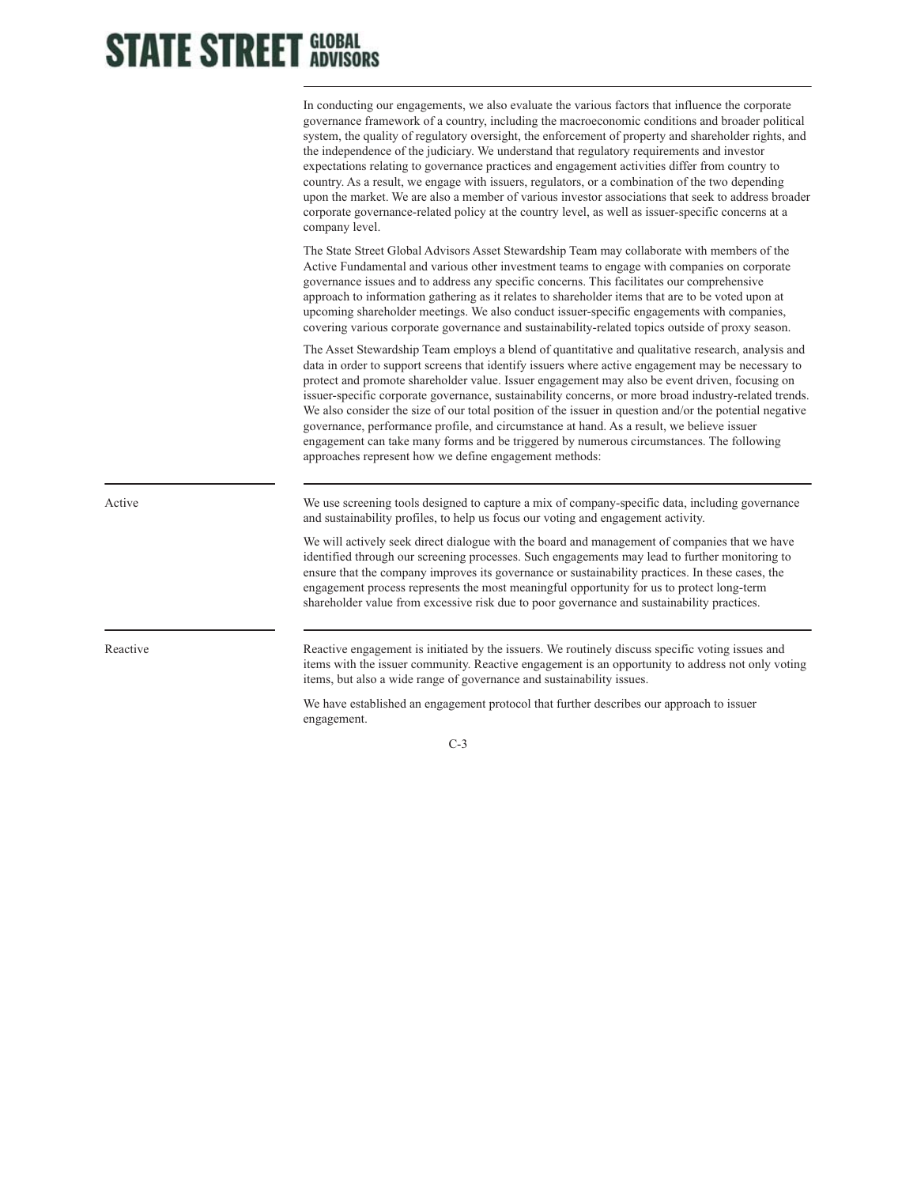In conducting our engagements, we also evaluate the various factors that influence the corporate governance framework of a country, including the macroeconomic conditions and broader political system, the quality of regulatory oversight, the enforcement of property and shareholder rights, and the independence of the judiciary. We understand that regulatory requirements and investor expectations relating to governance practices and engagement activities differ from country to country. As a result, we engage with issuers, regulators, or a combination of the two depending upon the market. We are also a member of various investor associations that seek to address broader corporate governance-related policy at the country level, as well as issuer-specific concerns at a company level.

The State Street Global Advisors Asset Stewardship Team may collaborate with members of the Active Fundamental and various other investment teams to engage with companies on corporate governance issues and to address any specific concerns. This facilitates our comprehensive approach to information gathering as it relates to shareholder items that are to be voted upon at upcoming shareholder meetings. We also conduct issuer-specific engagements with companies, covering various corporate governance and sustainability-related topics outside of proxy season.

The Asset Stewardship Team employs a blend of quantitative and qualitative research, analysis and data in order to support screens that identify issuers where active engagement may be necessary to protect and promote shareholder value. Issuer engagement may also be event driven, focusing on issuer-specific corporate governance, sustainability concerns, or more broad industry-related trends. We also consider the size of our total position of the issuer in question and/or the potential negative governance, performance profile, and circumstance at hand. As a result, we believe issuer engagement can take many forms and be triggered by numerous circumstances. The following approaches represent how we define engagement methods:

**Active**

We use screening tools designed to capture a mix of company-specific data, including governance and sustainability profiles, to help us focus our voting and engagement activity.

We will actively seek direct dialogue with the board and management of companies that we have identified through our screening processes. Such engagements may lead to further monitoring to ensure that the company improves its governance or sustainability practices. In these cases, the engagement process represents the most meaningful opportunity for us to protect long-term shareholder value from excessive risk due to poor governance and sustainability practices.

**Reactive**

Reactive engagement is initiated by the issuers. We routinely discuss specific voting issues and items with the issuer community. Reactive engagement is an opportunity to address not only voting items, but also a wide range of governance and sustainability issues.

We have established an engagement protocol that further describes our approach to issuer engagement.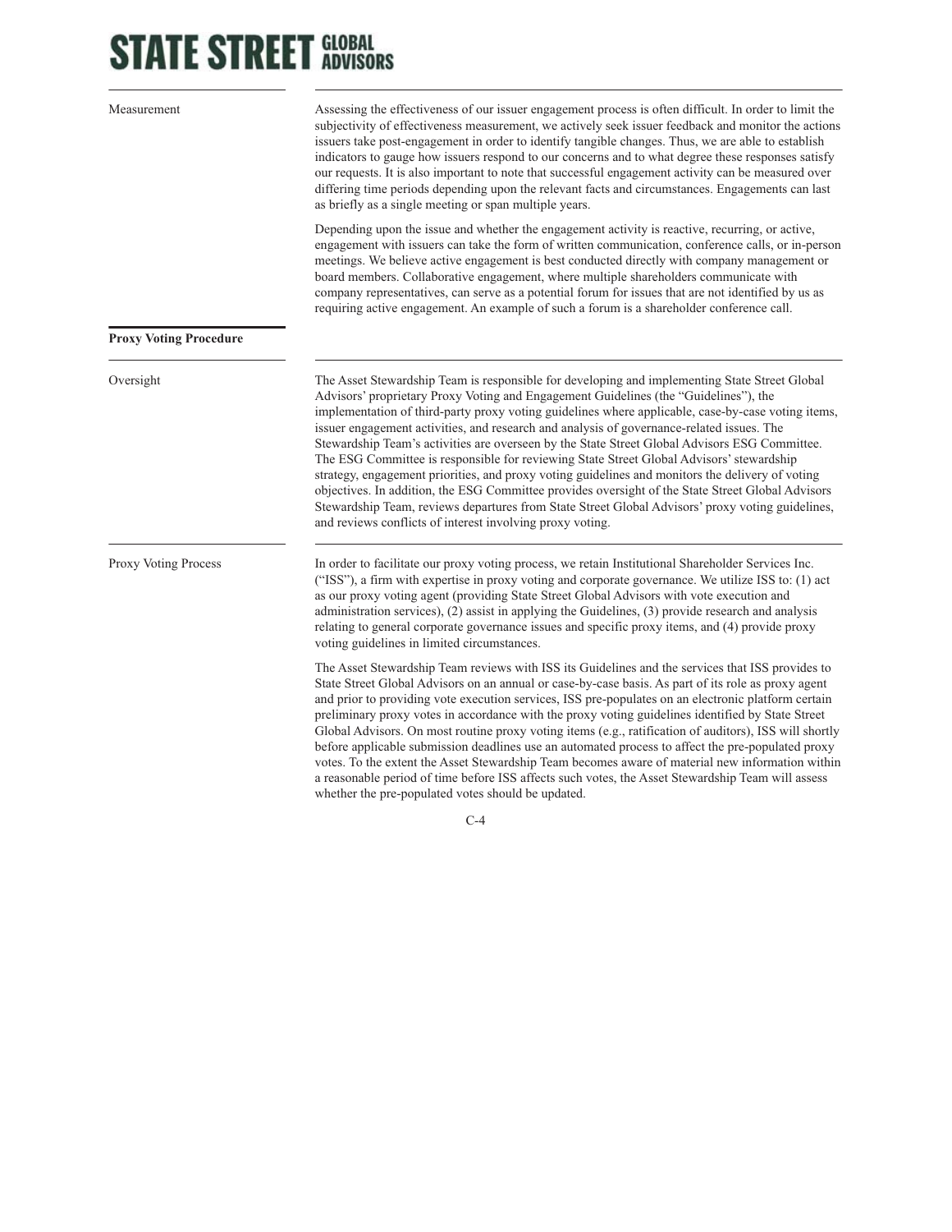**Measurement**

Assessing the effectiveness of our issuer engagement process is often difficult. In order to limit the subjectivity of effectiveness measurement, we actively seek issuer feedback and monitor the actions issuers take post-engagement in order to identify tangible changes. Thus, we are able to establish indicators to gauge how issuers respond to our concerns and to what degree these responses satisfy our requests. It is also important to note that successful engagement activity can be measured over differing time periods depending upon the relevant facts and circumstances. Engagements can last as briefly as a single meeting or span multiple years.

Depending upon the issue and whether the engagement activity is reactive, recurring, or active, engagement with issuers can take the form of written communication, conference calls, or in-person meetings. We believe active engagement is best conducted directly with company management or board members. Collaborative engagement, where multiple shareholders communicate with company representatives, can serve as a potential forum for issues that are not identified by us as requiring active engagement. An example of such a forum is a shareholder conference call.

## Proxy Voting Procedure

**Oversight**

The Asset Stewardship Team is responsible for developing and implementing State Street Global Advisors' proprietary Proxy Voting and Engagement Guidelines (the "Guidelines"), the implementation of third-party proxy voting guidelines where applicable, case-by-case voting items, issuer engagement activities, and research and analysis of governance-related issues. The Stewardship Team's activities are overseen by the State Street Global Advisors ESG Committee. The ESG Committee is responsible for reviewing State Street Global Advisors' stewardship strategy, engagement priorities, and proxy voting guidelines and monitors the delivery of voting objectives. In addition, the ESG Committee provides oversight of the State Street Global Advisors Stewardship Team, reviews departures from State Street Global Advisors' proxy voting guidelines, and reviews conflicts of interest involving proxy voting.

**Proxy Voting Process**

In order to facilitate our proxy voting process, we retain Institutional Shareholder Services Inc. ("ISS"), a firm with expertise in proxy voting and corporate governance. We utilize ISS to: (1) act as our proxy voting agent (providing State Street Global Advisors with vote execution and administration services), (2) assist in applying the Guidelines, (3) provide research and analysis relating to general corporate governance issues and specific proxy items, and (4) provide proxy voting guidelines in limited circumstances.

The Asset Stewardship Team reviews with ISS its Guidelines and the services that ISS provides to State Street Global Advisors on an annual or case-by-case basis. As part of its role as proxy agent and prior to providing vote execution services, ISS pre-populates on an electronic platform certain preliminary proxy votes in accordance with the proxy voting guidelines identified by State Street Global Advisors. On most routine proxy voting items (e.g., ratification of auditors), ISS will shortly before applicable submission deadlines use an automated process to affect the pre-populated proxy votes. To the extent the Asset Stewardship Team becomes aware of material new information within a reasonable period of time before ISS affects such votes, the Asset Stewardship Team will assess whether the pre-populated votes should be updated.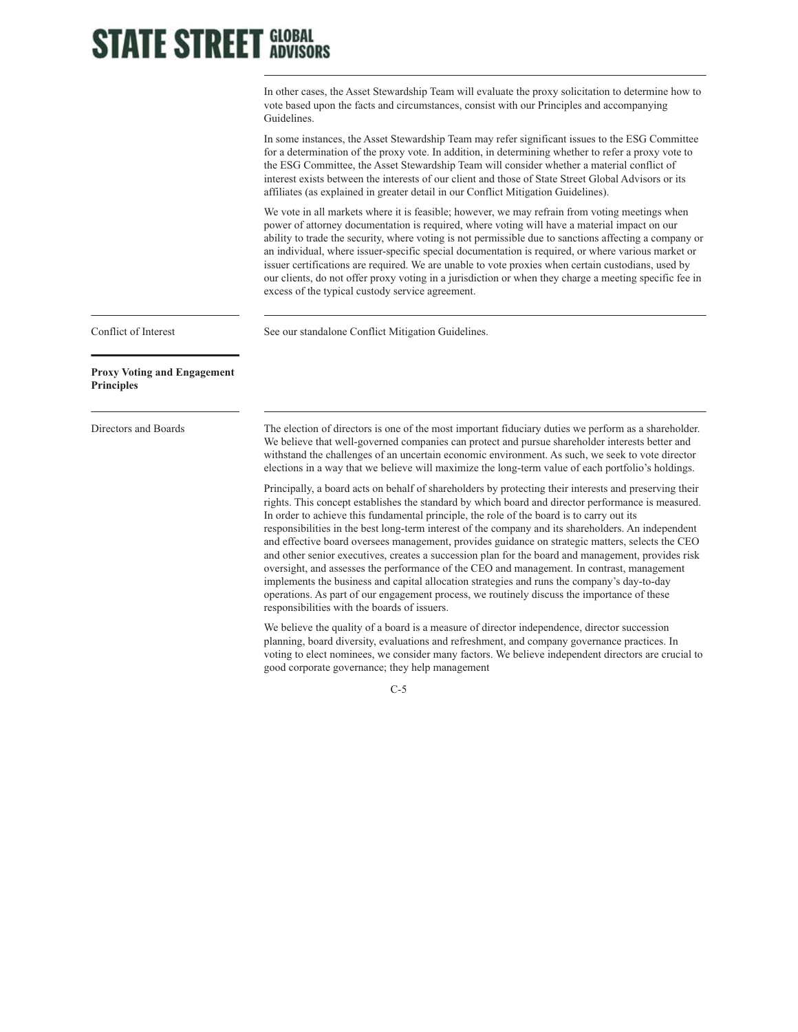In other cases, the Asset Stewardship Team will evaluate the proxy solicitation to determine how to vote based upon the facts and circumstances, consist with our Principles and accompanying Guidelines.

In some instances, the Asset Stewardship Team may refer significant issues to the ESG Committee for a determination of the proxy vote. In addition, in determining whether to refer a proxy vote to the ESG Committee, the Asset Stewardship Team will consider whether a material conflict of interest exists between the interests of our client and those of State Street Global Advisors or its affiliates (as explained in greater detail in our Conflict Mitigation Guidelines).

We vote in all markets where it is feasible; however, we may refrain from voting meetings when power of attorney documentation is required, where voting will have a material impact on our ability to trade the security, where voting is not permissible due to sanctions affecting a company or an individual, where issuer-specific special documentation is required, or where various market or issuer certifications are required. We are unable to vote proxies when certain custodians, used by our clients, do not offer proxy voting in a jurisdiction or when they charge a meeting specific fee in excess of the typical custody service agreement.

### Conflict of Interest

See our standalone Conflict Mitigation Guidelines.

## Proxy Voting and Engagement Principles

### Directors and Boards

The election of directors is one of the most important fiduciary duties we perform as a shareholder. We believe that well-governed companies can protect and pursue shareholder interests better and withstand the challenges of an uncertain economic environment. As such, we seek to vote director elections in a way that we believe will maximize the long-term value of each portfolio's holdings.

Principally, a board acts on behalf of shareholders by protecting their interests and preserving their rights. This concept establishes the standard by which board and director performance is measured. In order to achieve this fundamental principle, the role of the board is to carry out its responsibilities in the best long-term interest of the company and its shareholders. An independent and effective board oversees management, provides guidance on strategic matters, selects the CEO and other senior executives, creates a succession plan for the board and management, provides risk oversight, and assesses the performance of the CEO and management. In contrast, management implements the business and capital allocation strategies and runs the company's day-to-day operations. As part of our engagement process, we routinely discuss the importance of these responsibilities with the boards of issuers.

We believe the quality of a board is a measure of director independence, director succession planning, board diversity, evaluations and refreshment, and company governance practices. In voting to elect nominees, we consider many factors. We believe independent directors are crucial to good corporate governance; they help management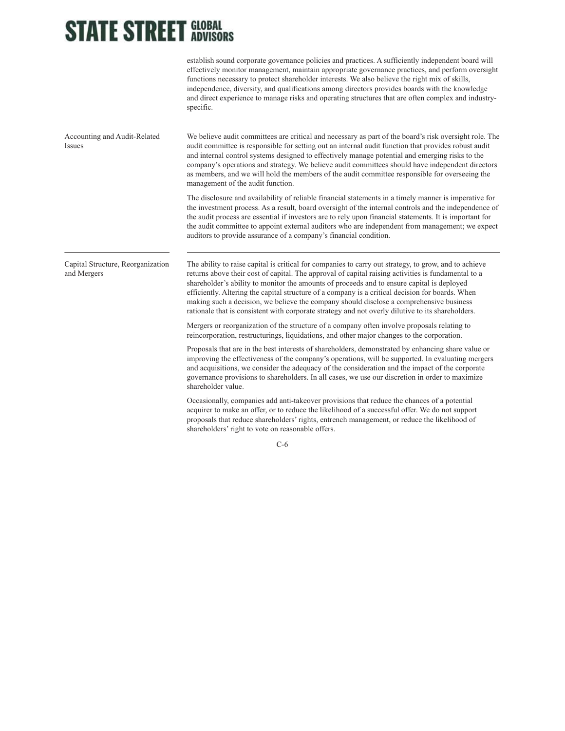establish sound corporate governance policies and practices. A sufficiently independent board will effectively monitor management, maintain appropriate governance practices, and perform oversight functions necessary to protect shareholder interests. We also believe the right mix of skills, independence, diversity, and qualifications among directors provides boards with the knowledge and direct experience to manage risks and operating structures that are often complex and industry-specific.

---

**Accounting and Audit-Related Issues**

We believe audit committees are critical and necessary as part of the board's risk oversight role. The audit committee is responsible for setting out an internal audit function that provides robust audit and internal control systems designed to effectively manage potential and emerging risks to the company's operations and strategy. We believe audit committees should have independent directors as members, and we will hold the members of the audit committee responsible for overseeing the management of the audit function.

The disclosure and availability of reliable financial statements in a timely manner is imperative for the investment process. As a result, board oversight of the internal controls and the independence of the audit process are essential if investors are to rely upon financial statements. It is important for the audit committee to appoint external auditors who are independent from management; we expect auditors to provide assurance of a company's financial condition.

---

**Capital Structure, Reorganization and Mergers**

The ability to raise capital is critical for companies to carry out strategy, to grow, and to achieve returns above their cost of capital. The approval of capital raising activities is fundamental to a shareholder's ability to monitor the amounts of proceeds and to ensure capital is deployed efficiently. Altering the capital structure of a company is a critical decision for boards. When making such a decision, we believe the company should disclose a comprehensive business rationale that is consistent with corporate strategy and not overly dilutive to its shareholders.

Mergers or reorganization of the structure of a company often involve proposals relating to reincorporation, restructurings, liquidations, and other major changes to the corporation.

Proposals that are in the best interests of shareholders, demonstrated by enhancing share value or improving the effectiveness of the company's operations, will be supported. In evaluating mergers and acquisitions, we consider the adequacy of the consideration and the impact of the corporate governance provisions to shareholders. In all cases, we use our discretion in order to maximize shareholder value.

Occasionally, companies add anti-takeover provisions that reduce the chances of a potential acquirer to make an offer, or to reduce the likelihood of a successful offer. We do not support proposals that reduce shareholders' rights, entrench management, or reduce the likelihood of shareholders' right to vote on reasonable offers.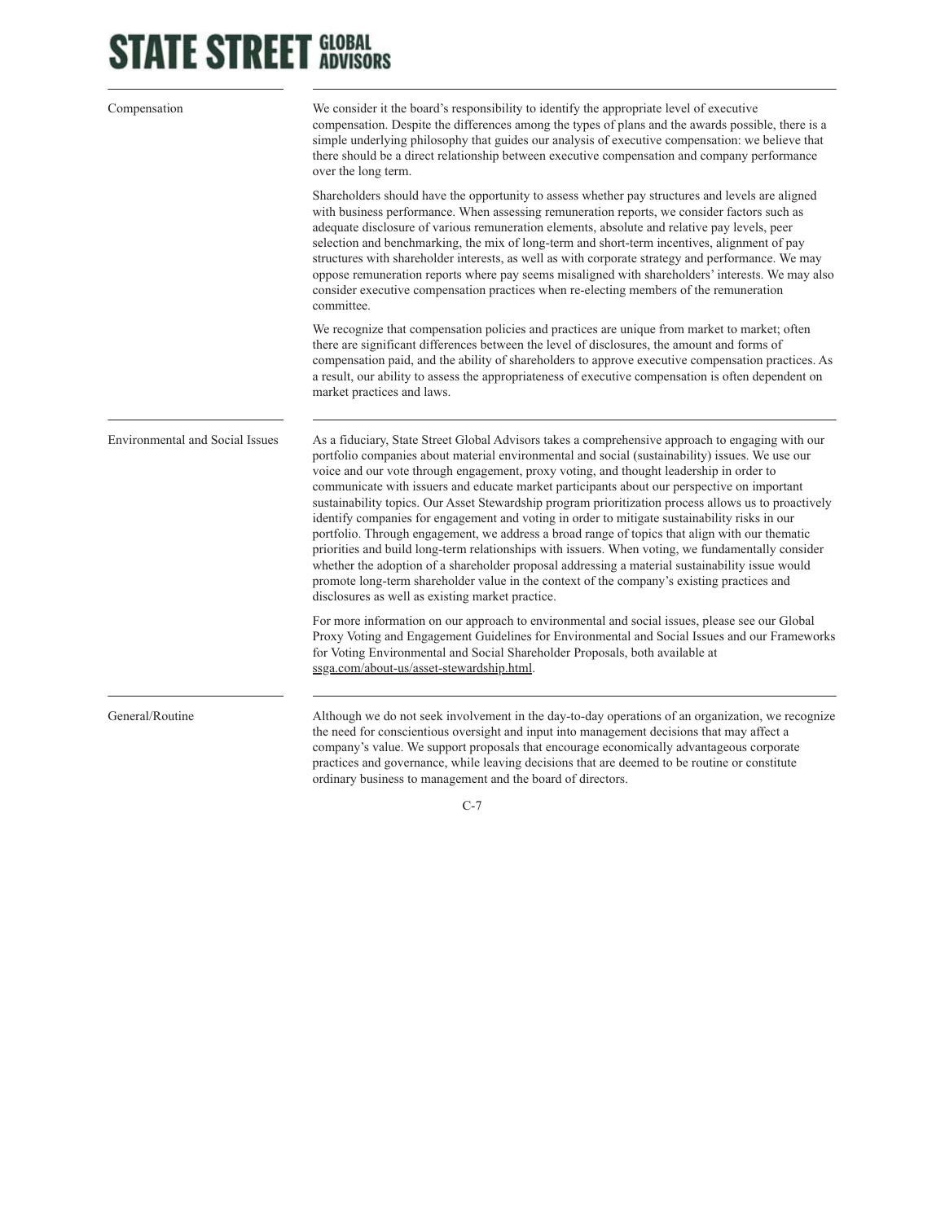### Compensation

We consider it the board's responsibility to identify the appropriate level of executive compensation. Despite the differences among the types of plans and the awards possible, there is a simple underlying philosophy that guides our analysis of executive compensation: we believe that there should be a direct relationship between executive compensation and company performance over the long term.

Shareholders should have the opportunity to assess whether pay structures and levels are aligned with business performance. When assessing remuneration reports, we consider factors such as adequate disclosure of various remuneration elements, absolute and relative pay levels, peer selection and benchmarking, the mix of long-term and short-term incentives, alignment of pay structures with shareholder interests, as well as with corporate strategy and performance. We may oppose remuneration reports where pay seems misaligned with shareholders' interests. We may also consider executive compensation practices when re-electing members of the remuneration committee.

We recognize that compensation policies and practices are unique from market to market; often there are significant differences between the level of disclosures, the amount and forms of compensation paid, and the ability of shareholders to approve executive compensation practices. As a result, our ability to assess the appropriateness of executive compensation is often dependent on market practices and laws.

### Environmental and Social Issues

As a fiduciary, State Street Global Advisors takes a comprehensive approach to engaging with our portfolio companies about material environmental and social (sustainability) issues. We use our voice and our vote through engagement, proxy voting, and thought leadership in order to communicate with issuers and educate market participants about our perspective on important sustainability topics. Our Asset Stewardship program prioritization process allows us to proactively identify companies for engagement and voting in order to mitigate sustainability risks in our portfolio. Through engagement, we address a broad range of topics that align with our thematic priorities and build long-term relationships with issuers. When voting, we fundamentally consider whether the adoption of a shareholder proposal addressing a material sustainability issue would promote long-term shareholder value in the context of the company's existing practices and disclosures as well as existing market practice.

For more information on our approach to environmental and social issues, please see our Global Proxy Voting and Engagement Guidelines for Environmental and Social Issues and our Frameworks for Voting Environmental and Social Shareholder Proposals, both available at ssga.com/about-us/asset-stewardship.html.

### General/Routine

Although we do not seek involvement in the day-to-day operations of an organization, we recognize the need for conscientious oversight and input into management decisions that may affect a company's value. We support proposals that encourage economically advantageous corporate practices and governance, while leaving decisions that are deemed to be routine or constitute ordinary business to management and the board of directors.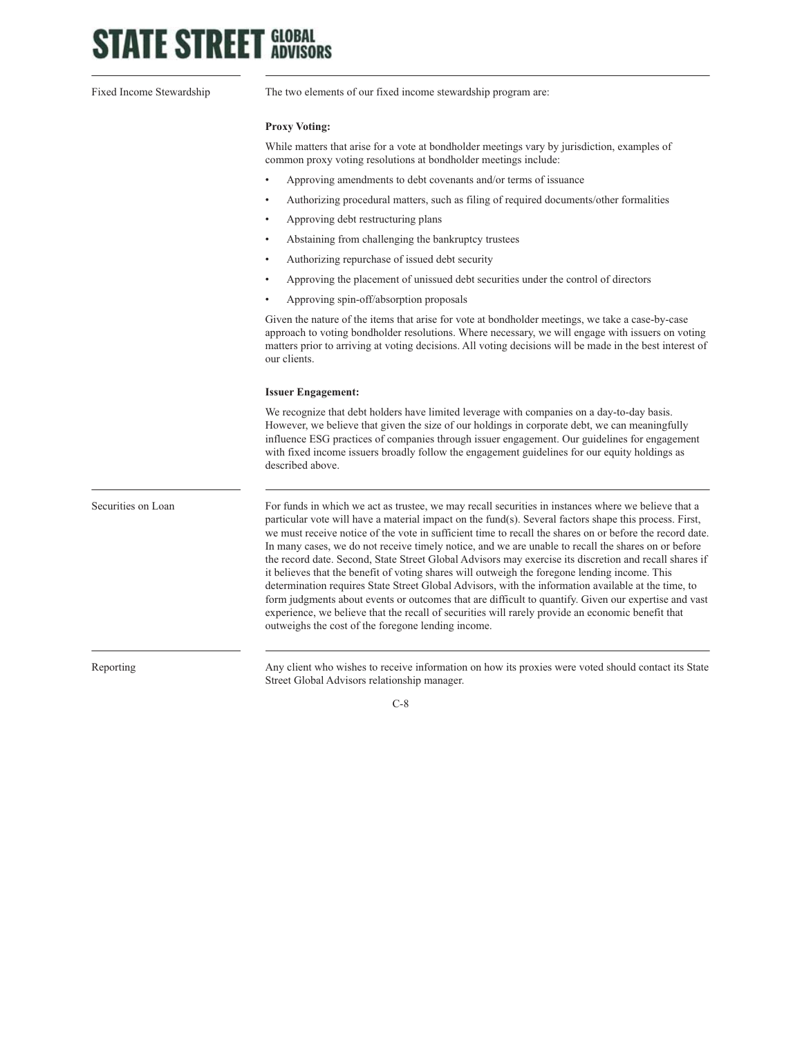## Fixed Income Stewardship

The two elements of our fixed income stewardship program are:

**Proxy Voting:**

While matters that arise for a vote at bondholder meetings vary by jurisdiction, examples of common proxy voting resolutions at bondholder meetings include:

- Approving amendments to debt covenants and/or terms of issuance
- Authorizing procedural matters, such as filing of required documents/other formalities
- Approving debt restructuring plans
- Abstaining from challenging the bankruptcy trustees
- Authorizing repurchase of issued debt security
- Approving the placement of unissued debt securities under the control of directors
- Approving spin-off/absorption proposals

Given the nature of the items that arise for vote at bondholder meetings, we take a case-by-case approach to voting bondholder resolutions. Where necessary, we will engage with issuers on voting matters prior to arriving at voting decisions. All voting decisions will be made in the best interest of our clients.

**Issuer Engagement:**

We recognize that debt holders have limited leverage with companies on a day-to-day basis. However, we believe that given the size of our holdings in corporate debt, we can meaningfully influence ESG practices of companies through issuer engagement. Our guidelines for engagement with fixed income issuers broadly follow the engagement guidelines for our equity holdings as described above.

## Securities on Loan

For funds in which we act as trustee, we may recall securities in instances where we believe that a particular vote will have a material impact on the fund(s). Several factors shape this process. First, we must receive notice of the vote in sufficient time to recall the shares on or before the record date. In many cases, we do not receive timely notice, and we are unable to recall the shares on or before the record date. Second, State Street Global Advisors may exercise its discretion and recall shares if it believes that the benefit of voting shares will outweigh the foregone lending income. This determination requires State Street Global Advisors, with the information available at the time, to form judgments about events or outcomes that are difficult to quantify. Given our expertise and vast experience, we believe that the recall of securities will rarely provide an economic benefit that outweighs the cost of the foregone lending income.

## Reporting

Any client who wishes to receive information on how its proxies were voted should contact its State Street Global Advisors relationship manager.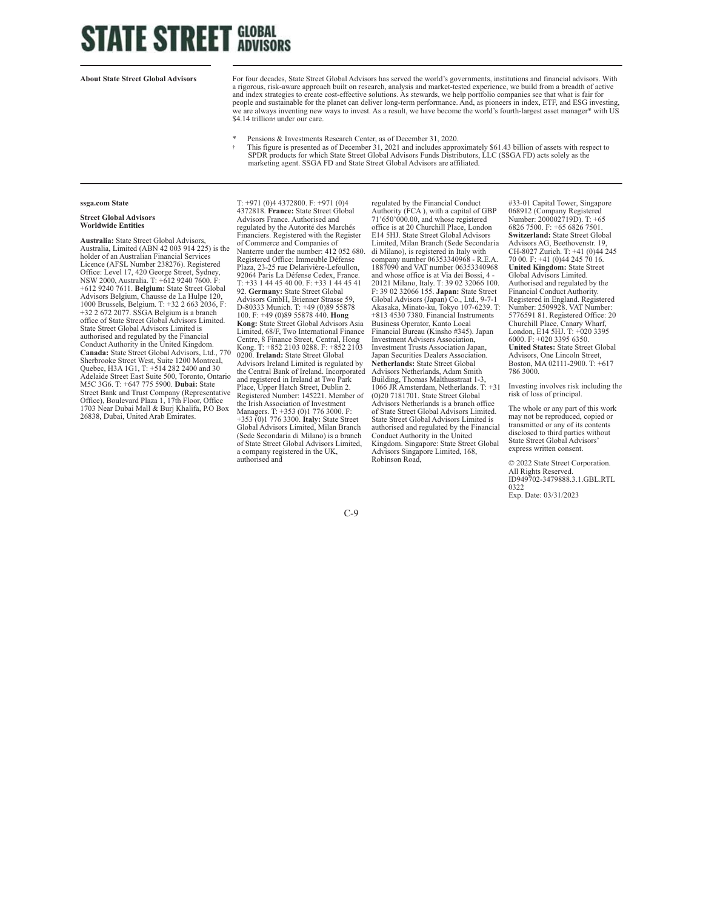# STATE STREET GLOBAL ADVISORS

**About State Street Global Advisors**

For four decades, State Street Global Advisors has served the world's governments, institutions and financial advisors. With a rigorous, risk-aware approach built on research, analysis and market-tested experience, we build from a breadth of active and index strategies to create cost-effective solutions. As stewards, we help portfolio companies see that what is fair for people and sustainable for the planet can deliver long-term performance. And, as pioneers in index, ETF, and ESG investing, we are always inventing new ways to invest. As a result, we have become the world's fourth-largest asset manager* with US $4.14 trillion† under our care.

\* Pensions & Investments Research Center, as of December 31, 2020.

† This figure is presented as of December 31, 2021 and includes approximately $61.43 billion of assets with respect to SPDR products for which State Street Global Advisors Funds Distributors, LLC (SSGA FD) acts solely as the marketing agent. SSGA FD and State Street Global Advisors are affiliated.

**ssga.com State**

**Street Global Advisors Worldwide Entities**

**Australia:** State Street Global Advisors, Australia, Limited (ABN 42 003 914 225) is the holder of an Australian Financial Services Licence (AFSL Number 238276). Registered Office: Level 17, 420 George Street, Sydney, NSW 2000, Australia. T: +612 9240 7600. F: +612 9240 7611. **Belgium:** State Street Global Advisors Belgium, Chausse de La Hulpe 120, 1000 Brussels, Belgium. T: +32 2 663 2036, F: +32 2 672 2077. SSGA Belgium is a branch office of State Street Global Advisors Limited. State Street Global Advisors Limited is authorised and regulated by the Financial Conduct Authority in the United Kingdom. **Canada:** State Street Global Advisors, Ltd., 770 Sherbrooke Street West, Suite 1200 Montreal, Quebec, H3A 1G1, T: +514 282 2400 and 30 Adelaide Street East Suite 500, Toronto, Ontario M5C 3G6. T: +647 775 5900. **Dubai:** State Street Bank and Trust Company (Representative Office), Boulevard Plaza 1, 17th Floor, Office 1703 Near Dubai Mall & Burj Khalifa, P.O Box 26838, Dubai, United Arab Emirates. T: +971 (0)4 4372800. F: +971 (0)4 4372818. **France:** State Street Global Advisors France. Authorised and regulated by the Autorité des Marchés Financiers. Registered with the Register of Commerce and Companies of Nanterre under the number: 412 052 680. Registered Office: Immeuble Défense Plaza, 23-25 rue Delarivière-Lefoullon, 92064 Paris La Défense Cedex, France. T: +33 1 44 45 40 00. F: +33 1 44 45 41 92. **Germany:** State Street Global Advisors GmbH, Brienner Strasse 59, D-80333 Munich. T: +49 (0)89 55878 100. F: +49 (0)89 55878 440. **Hong Kong:** State Street Global Advisors Asia Limited, 68/F, Two International Finance Centre, 8 Finance Street, Central, Hong Kong. T: +852 2103 0288. F: +852 2103 0200. **Ireland:** State Street Global Advisors Ireland Limited is regulated by the Central Bank of Ireland. Incorporated and registered in Ireland at Two Park Place, Upper Hatch Street, Dublin 2. Registered Number: 145221. Member of the Irish Association of Investment Managers. T: +353 (0)1 776 3000. F: +353 (0)1 776 3300. **Italy:** State Street Global Advisors Limited, Milan Branch (Sede Secondaria di Milano) is a branch of State Street Global Advisors Limited, a company registered in the UK, authorised and regulated by the Financial Conduct Authority (FCA ), with a capital of GBP 71'650'000.00, and whose registered office is at 20 Churchill Place, London E14 5HJ. State Street Global Advisors Limited, Milan Branch (Sede Secondaria di Milano), is registered in Italy with company number 06353340968 - R.E.A. 1887090 and VAT number 06353340968 and whose office is at Via dei Bossi, 4 - 20121 Milano, Italy. T: 39 02 32066 100. F: 39 02 32066 155. **Japan:** State Street Global Advisors (Japan) Co., Ltd., 9-7-1 Akasaka, Minato-ku, Tokyo 107-6239. T: +813 4530 7380. Financial Instruments Business Operator, Kanto Local Financial Bureau (Kinsho #345). Japan Investment Advisers Association, Investment Trusts Association Japan, Japan Securities Dealers Association. **Netherlands:** State Street Global Advisors Netherlands, Adam Smith Building, Thomas Malthusstraat 1-3, 1066 JR Amsterdam, Netherlands. T: +31 (0)20 7181701. State Street Global Advisors Netherlands is a branch office of State Street Global Advisors Limited. State Street Global Advisors Limited is authorised and regulated by the Financial Conduct Authority in the United Kingdom. Singapore: State Street Global Advisors Singapore Limited, 168, Robinson Road, #33-01 Capital Tower, Singapore 068912 (Company Registered Number: 200002719D). T: +65 6826 7500. F: +65 6826 7501. **Switzerland:** State Street Global Advisors AG, Beethovenstr. 19, CH-8027 Zurich. T: +41 (0)44 245 70 00. F: +41 (0)44 245 70 16. **United Kingdom:** State Street Global Advisors Limited. Authorised and regulated by the Financial Conduct Authority. Registered in England. Registered Number: 2509928. VAT Number: 5776591 81. Registered Office: 20 Churchill Place, Canary Wharf, London, E14 5HJ. T: +020 3395 6000. F: +020 3395 6350. **United States:** State Street Global Advisors, One Lincoln Street, Boston, MA 02111-2900. T: +617 786 3000.

Investing involves risk including the risk of loss of principal.

The whole or any part of this work may not be reproduced, copied or transmitted or any of its contents disclosed to third parties without State Street Global Advisors' express written consent.

© 2022 State Street Corporation. All Rights Reserved. ID949702-3479888.3.1.GBL.RTL 0322 Exp. Date: 03/31/2023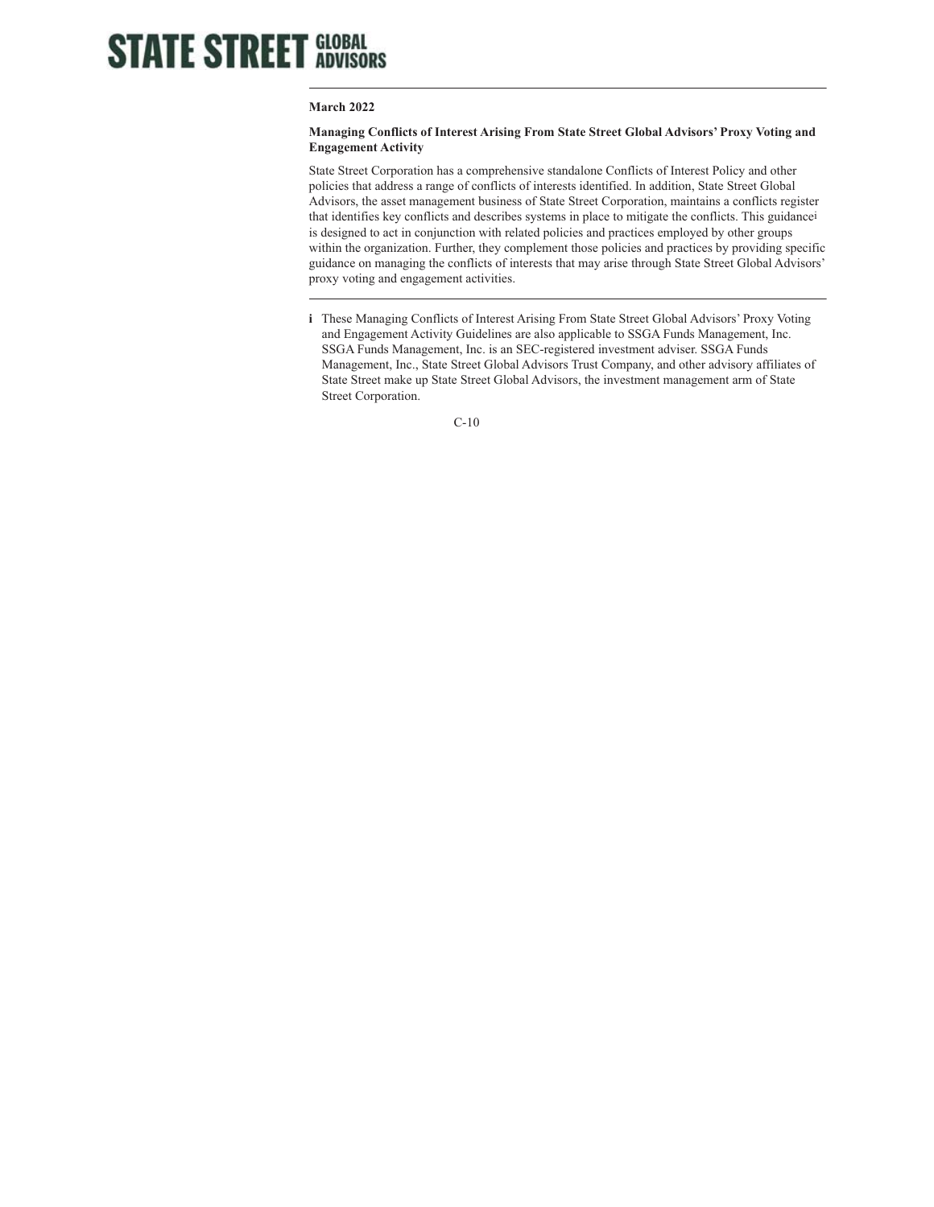**STATE STREET GLOBAL ADVISORS**

**March 2022**

**Managing Conflicts of Interest Arising From State Street Global Advisors' Proxy Voting and Engagement Activity**

State Street Corporation has a comprehensive standalone Conflicts of Interest Policy and other policies that address a range of conflicts of interests identified. In addition, State Street Global Advisors, the asset management business of State Street Corporation, maintains a conflicts register that identifies key conflicts and describes systems in place to mitigate the conflicts. This guidance[i] is designed to act in conjunction with related policies and practices employed by other groups within the organization. Further, they complement those policies and practices by providing specific guidance on managing the conflicts of interests that may arise through State Street Global Advisors' proxy voting and engagement activities.

---

**i** These Managing Conflicts of Interest Arising From State Street Global Advisors' Proxy Voting and Engagement Activity Guidelines are also applicable to SSGA Funds Management, Inc. SSGA Funds Management, Inc. is an SEC-registered investment adviser. SSGA Funds Management, Inc., State Street Global Advisors Trust Company, and other advisory affiliates of State Street make up State Street Global Advisors, the investment management arm of State Street Corporation.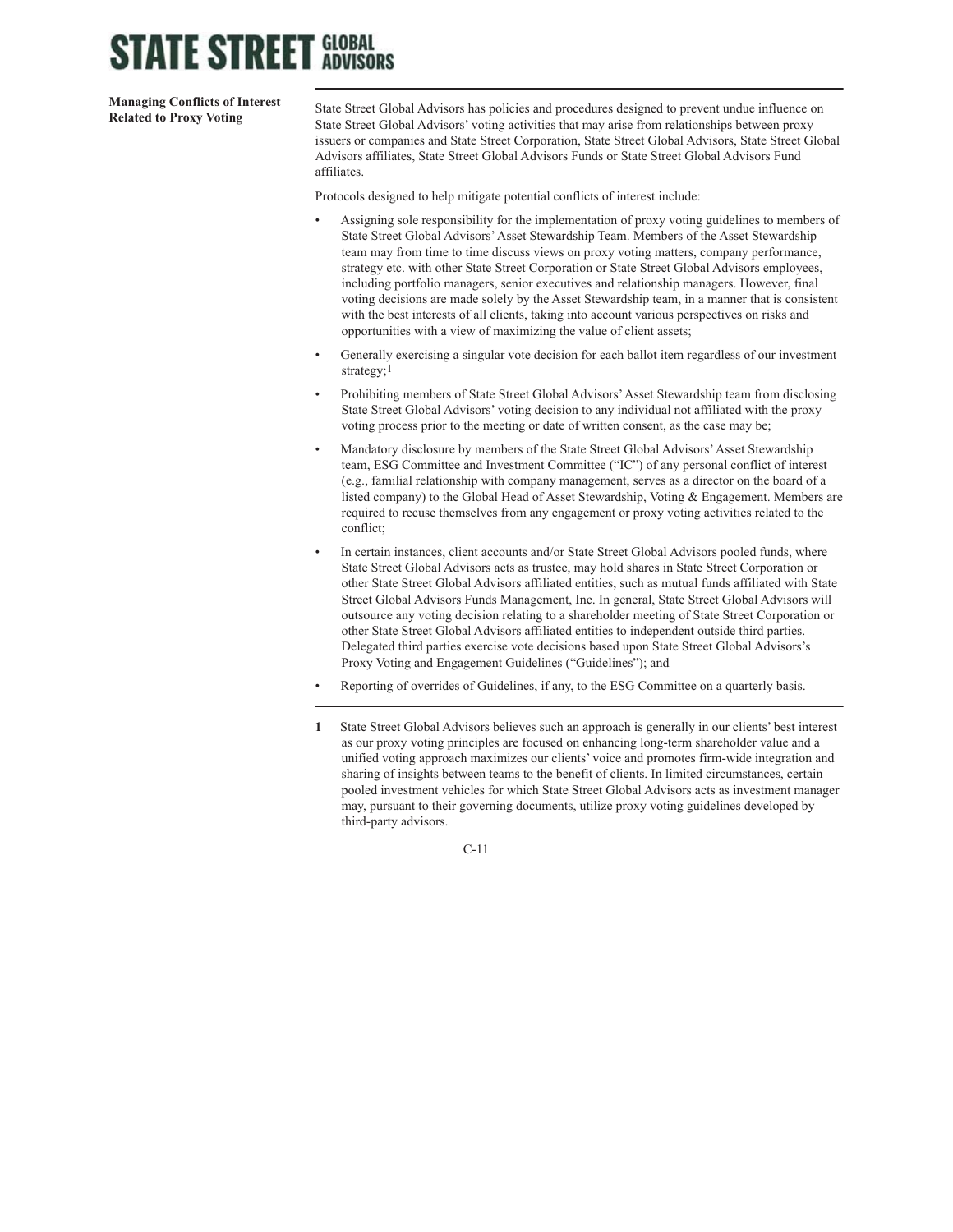## Managing Conflicts of Interest Related to Proxy Voting

State Street Global Advisors has policies and procedures designed to prevent undue influence on State Street Global Advisors' voting activities that may arise from relationships between proxy issuers or companies and State Street Corporation, State Street Global Advisors, State Street Global Advisors affiliates, State Street Global Advisors Funds or State Street Global Advisors Fund affiliates.

Protocols designed to help mitigate potential conflicts of interest include:

- Assigning sole responsibility for the implementation of proxy voting guidelines to members of State Street Global Advisors' Asset Stewardship Team. Members of the Asset Stewardship team may from time to time discuss views on proxy voting matters, company performance, strategy etc. with other State Street Corporation or State Street Global Advisors employees, including portfolio managers, senior executives and relationship managers. However, final voting decisions are made solely by the Asset Stewardship team, in a manner that is consistent with the best interests of all clients, taking into account various perspectives on risks and opportunities with a view of maximizing the value of client assets;
- Generally exercising a singular vote decision for each ballot item regardless of our investment strategy;[1]
- Prohibiting members of State Street Global Advisors' Asset Stewardship team from disclosing State Street Global Advisors' voting decision to any individual not affiliated with the proxy voting process prior to the meeting or date of written consent, as the case may be;
- Mandatory disclosure by members of the State Street Global Advisors' Asset Stewardship team, ESG Committee and Investment Committee ("IC") of any personal conflict of interest (e.g., familial relationship with company management, serves as a director on the board of a listed company) to the Global Head of Asset Stewardship, Voting & Engagement. Members are required to recuse themselves from any engagement or proxy voting activities related to the conflict;
- In certain instances, client accounts and/or State Street Global Advisors pooled funds, where State Street Global Advisors acts as trustee, may hold shares in State Street Corporation or other State Street Global Advisors affiliated entities, such as mutual funds affiliated with State Street Global Advisors Funds Management, Inc. In general, State Street Global Advisors will outsource any voting decision relating to a shareholder meeting of State Street Corporation or other State Street Global Advisors affiliated entities to independent outside third parties. Delegated third parties exercise vote decisions based upon State Street Global Advisors's Proxy Voting and Engagement Guidelines ("Guidelines"); and
- Reporting of overrides of Guidelines, if any, to the ESG Committee on a quarterly basis.

---

**1** State Street Global Advisors believes such an approach is generally in our clients' best interest as our proxy voting principles are focused on enhancing long-term shareholder value and a unified voting approach maximizes our clients' voice and promotes firm-wide integration and sharing of insights between teams to the benefit of clients. In limited circumstances, certain pooled investment vehicles for which State Street Global Advisors acts as investment manager may, pursuant to their governing documents, utilize proxy voting guidelines developed by third-party advisors.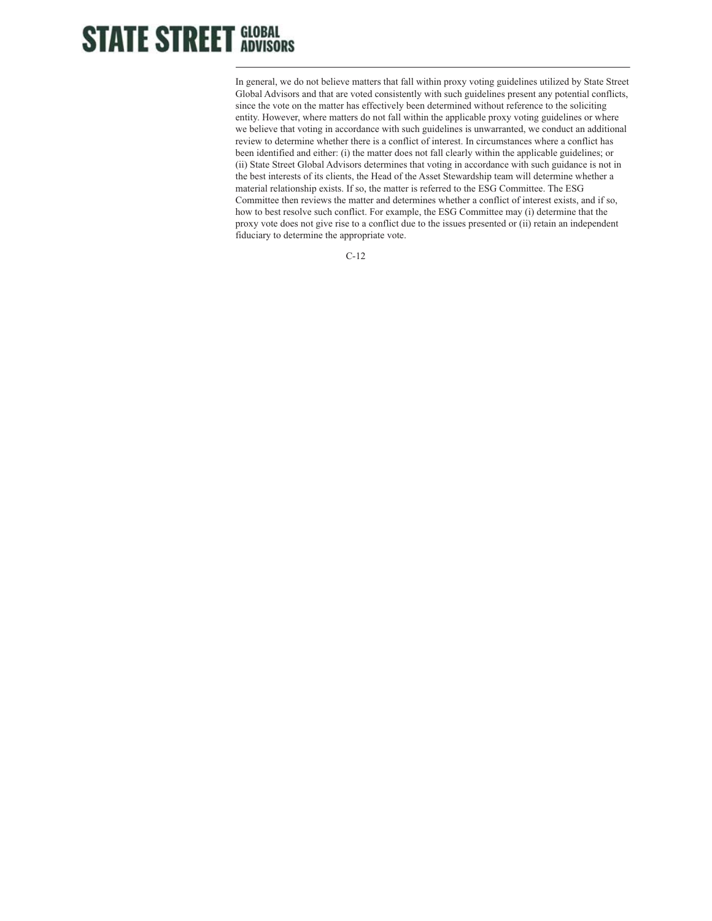In general, we do not believe matters that fall within proxy voting guidelines utilized by State Street Global Advisors and that are voted consistently with such guidelines present any potential conflicts, since the vote on the matter has effectively been determined without reference to the soliciting entity. However, where matters do not fall within the applicable proxy voting guidelines or where we believe that voting in accordance with such guidelines is unwarranted, we conduct an additional review to determine whether there is a conflict of interest. In circumstances where a conflict has been identified and either: (i) the matter does not fall clearly within the applicable guidelines; or (ii) State Street Global Advisors determines that voting in accordance with such guidance is not in the best interests of its clients, the Head of the Asset Stewardship team will determine whether a material relationship exists. If so, the matter is referred to the ESG Committee. The ESG Committee then reviews the matter and determines whether a conflict of interest exists, and if so, how to best resolve such conflict. For example, the ESG Committee may (i) determine that the proxy vote does not give rise to a conflict due to the issues presented or (ii) retain an independent fiduciary to determine the appropriate vote.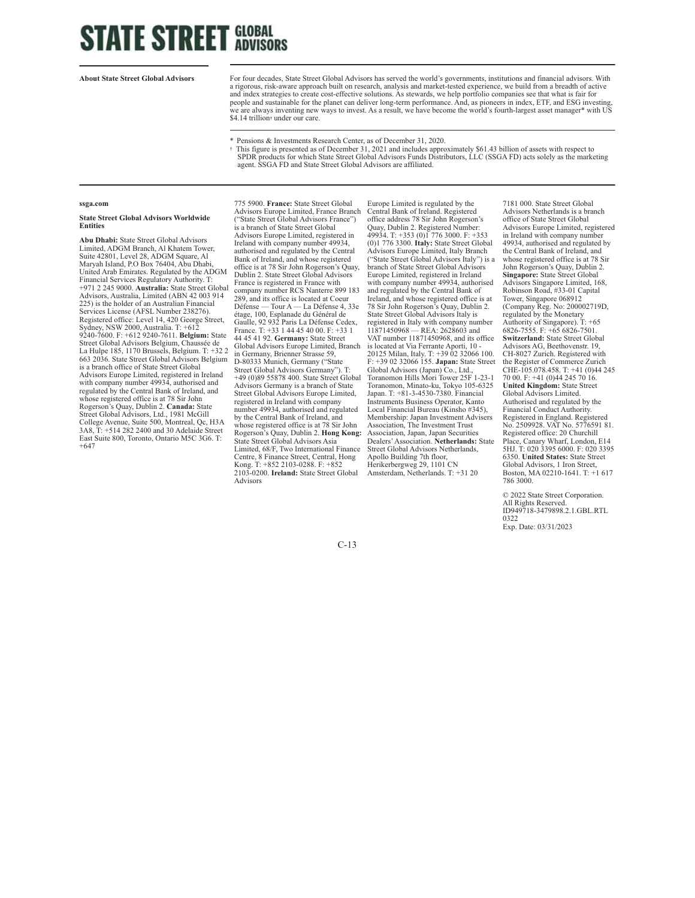# STATE STREET GLOBAL ADVISORS

**About State Street Global Advisors**

For four decades, State Street Global Advisors has served the world's governments, institutions and financial advisors. With a rigorous, risk-aware approach built on research, analysis and market-tested experience, we build from a breadth of active and index strategies to create cost-effective solutions. As stewards, we help portfolio companies see that what is fair for people and sustainable for the planet can deliver long-term performance. And, as pioneers in index, ETF, and ESG investing, we are always inventing new ways to invest. As a result, we have become the world's fourth-largest asset manager* with US $4.14 trillion† under our care.

\* Pensions & Investments Research Center, as of December 31, 2020.

† This figure is presented as of December 31, 2021 and includes approximately $61.43 billion of assets with respect to SPDR products for which State Street Global Advisors Funds Distributors, LLC (SSGA FD) acts solely as the marketing agent. SSGA FD and State Street Global Advisors are affiliated.

**ssga.com**

**State Street Global Advisors Worldwide Entities**

**Abu Dhabi:** State Street Global Advisors Limited, ADGM Branch, Al Khatem Tower, Suite 42801, Level 28, ADGM Square, Al Maryah Island, P.O Box 76404, Abu Dhabi, United Arab Emirates. Regulated by the ADGM Financial Services Regulatory Authority. T: +971 2 245 9000. **Australia:** State Street Global Advisors, Australia, Limited (ABN 42 003 914 225) is the holder of an Australian Financial Services License (AFSL Number 238276). Registered office: Level 14, 420 George Street, Sydney, NSW 2000, Australia. T: +612 9240-7600. F: +612 9240-7611. **Belgium:** State Street Global Advisors Belgium, Chaussée de La Hulpe 185, 1170 Brussels, Belgium. T: +32 2 663 2036. State Street Global Advisors Belgium is a branch office of State Street Global Advisors Europe Limited, registered in Ireland with company number 49934, authorised and regulated by the Central Bank of Ireland, and whose registered office is at 78 Sir John Rogerson's Quay, Dublin 2. **Canada:** State Street Global Advisors, Ltd., 1981 McGill College Avenue, Suite 500, Montreal, Qc, H3A 3A8, T: +514 282 2400 and 30 Adelaide Street East Suite 800, Toronto, Ontario M5C 3G6. T: +647 775 5900. **France:** State Street Global Advisors Europe Limited, France Branch ("State Street Global Advisors France") is a branch of State Street Global Advisors Europe Limited, registered in Ireland with company number 49934, authorised and regulated by the Central Bank of Ireland, and whose registered office is at 78 Sir John Rogerson's Quay, Dublin 2. State Street Global Advisors France is registered in France with company number RCS Nanterre 899 183 289, and its office is located at Coeur Défense — Tour A — La Défense 4, 33e étage, 100, Esplanade du Général de Gaulle, 92 932 Paris La Défense Cedex, France. T: +33 1 44 45 40 00. F: +33 1 44 45 41 92. **Germany:** State Street Global Advisors Europe Limited, Branch in Germany, Brienner Strasse 59, D-80333 Munich, Germany ("State Street Global Advisors Germany"). T: +49 (0)89 55878 400. State Street Global Advisors Germany is a branch of State Street Global Advisors Europe Limited, registered in Ireland with company number 49934, authorised and regulated by the Central Bank of Ireland, and whose registered office is at 78 Sir John Rogerson's Quay, Dublin 2. **Hong Kong:** State Street Global Advisors Asia Limited, 68/F, Two International Finance Centre, 8 Finance Street, Central, Hong Kong. T: +852 2103-0288. F: +852 2103-0200. **Ireland:** State Street Global Advisors Europe Limited is regulated by the Central Bank of Ireland. Registered office address 78 Sir John Rogerson's Quay, Dublin 2. Registered Number: 49934. T: +353 (0)1 776 3000. F: +353 (0)1 776 3300. **Italy:** State Street Global Advisors Europe Limited, Italy Branch ("State Street Global Advisors Italy") is a branch of State Street Global Advisors Europe Limited, registered in Ireland with company number 49934, authorised and regulated by the Central Bank of Ireland, and whose registered office is at 78 Sir John Rogerson's Quay, Dublin 2. State Street Global Advisors Italy is registered in Italy with company number 11871450968 — REA: 2628603 and VAT number 11871450968, and its office is located at Via Ferrante Aporti, 10 - 20125 Milan, Italy. T: +39 02 32066 100. F: +39 02 32066 155. **Japan:** State Street Global Advisors (Japan) Co., Ltd., Toranomon Hills Mori Tower 25F 1-23-1 Toranomon, Minato-ku, Tokyo 105-6325 Japan. T: +81-3-4530-7380. Financial Instruments Business Operator, Kanto Local Financial Bureau (Kinsho #345), Membership: Japan Investment Advisers Association, The Investment Trust Association, Japan, Japan Securities Dealers' Association. **Netherlands:** State Street Global Advisors Netherlands, Apollo Building 7th floor, Herikerbergweg 29, 1101 CN Amsterdam, Netherlands. T: +31 20 7181 000. State Street Global Advisors Netherlands is a branch office of State Street Global Advisors Europe Limited, registered in Ireland with company number 49934, authorised and regulated by the Central Bank of Ireland, and whose registered office is at 78 Sir John Rogerson's Quay, Dublin 2. **Singapore:** State Street Global Advisors Singapore Limited, 168, Robinson Road, #33-01 Capital Tower, Singapore 068912 (Company Reg. No: 200002719D, regulated by the Monetary Authority of Singapore). T: +65 6826-7555. F: +65 6826-7501. **Switzerland:** State Street Global Advisors AG, Beethovenstr. 19, CH-8027 Zurich. Registered with the Register of Commerce Zurich CHE-105.078.458. T: +41 (0)44 245 70 00. F: +41 (0)44 245 70 16. **United Kingdom:** State Street Global Advisors Limited. Authorised and regulated by the Financial Conduct Authority. Registered in England. Registered No. 2509928. VAT No. 5776591 81. Registered office: 20 Churchill Place, Canary Wharf, London, E14 5HJ. T: 020 3395 6000. F: 020 3395 6350. **United States:** State Street Global Advisors, 1 Iron Street, Boston, MA 02210-1641. T: +1 617 786 3000.

© 2022 State Street Corporation.
All Rights Reserved.
ID949718-3479898.2.1.GBL.RTL 0322
Exp. Date: 03/31/2023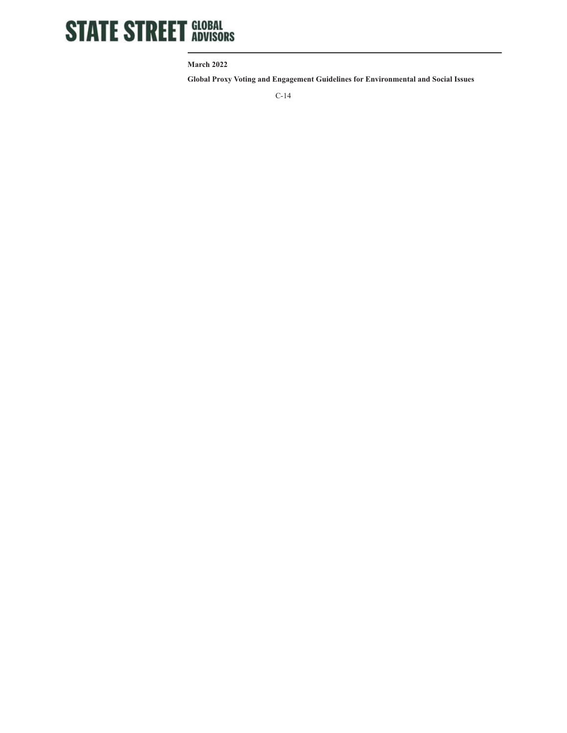**STATE STREET GLOBAL ADVISORS**

**March 2022**

**Global Proxy Voting and Engagement Guidelines for Environmental and Social Issues**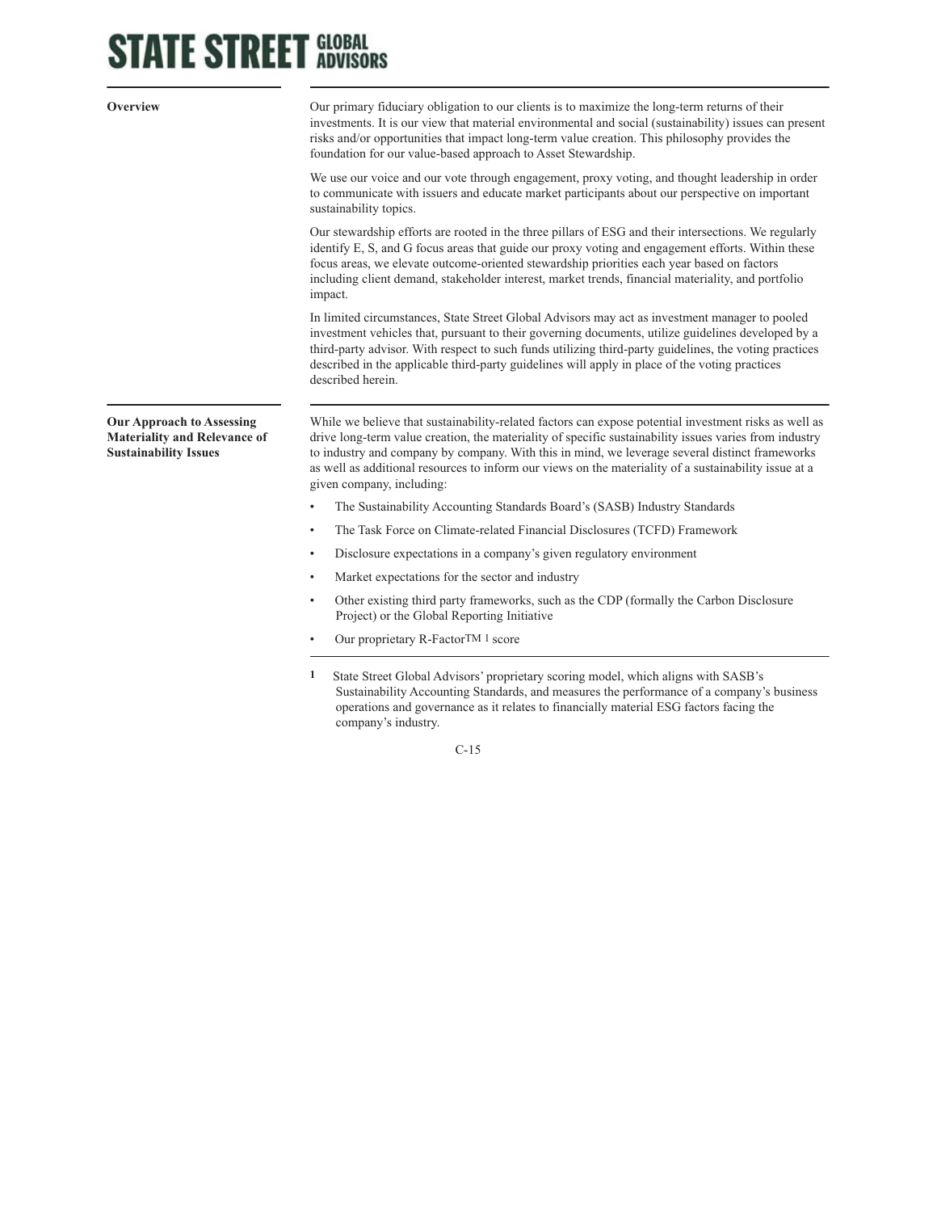**STATE STREET GLOBAL ADVISORS**

## Overview

Our primary fiduciary obligation to our clients is to maximize the long-term returns of their investments. It is our view that material environmental and social (sustainability) issues can present risks and/or opportunities that impact long-term value creation. This philosophy provides the foundation for our value-based approach to Asset Stewardship.

We use our voice and our vote through engagement, proxy voting, and thought leadership in order to communicate with issuers and educate market participants about our perspective on important sustainability topics.

Our stewardship efforts are rooted in the three pillars of ESG and their intersections. We regularly identify E, S, and G focus areas that guide our proxy voting and engagement efforts. Within these focus areas, we elevate outcome-oriented stewardship priorities each year based on factors including client demand, stakeholder interest, market trends, financial materiality, and portfolio impact.

In limited circumstances, State Street Global Advisors may act as investment manager to pooled investment vehicles that, pursuant to their governing documents, utilize guidelines developed by a third-party advisor. With respect to such funds utilizing third-party guidelines, the voting practices described in the applicable third-party guidelines will apply in place of the voting practices described herein.

## Our Approach to Assessing Materiality and Relevance of Sustainability Issues

While we believe that sustainability-related factors can expose potential investment risks as well as drive long-term value creation, the materiality of specific sustainability issues varies from industry to industry and company by company. With this in mind, we leverage several distinct frameworks as well as additional resources to inform our views on the materiality of a sustainability issue at a given company, including:

- The Sustainability Accounting Standards Board's (SASB) Industry Standards
- The Task Force on Climate-related Financial Disclosures (TCFD) Framework
- Disclosure expectations in a company's given regulatory environment
- Market expectations for the sector and industry
- Other existing third party frameworks, such as the CDP (formally the Carbon Disclosure Project) or the Global Reporting Initiative
- Our proprietary R-Factor™ [1] score

[1] State Street Global Advisors' proprietary scoring model, which aligns with SASB's Sustainability Accounting Standards, and measures the performance of a company's business operations and governance as it relates to financially material ESG factors facing the company's industry.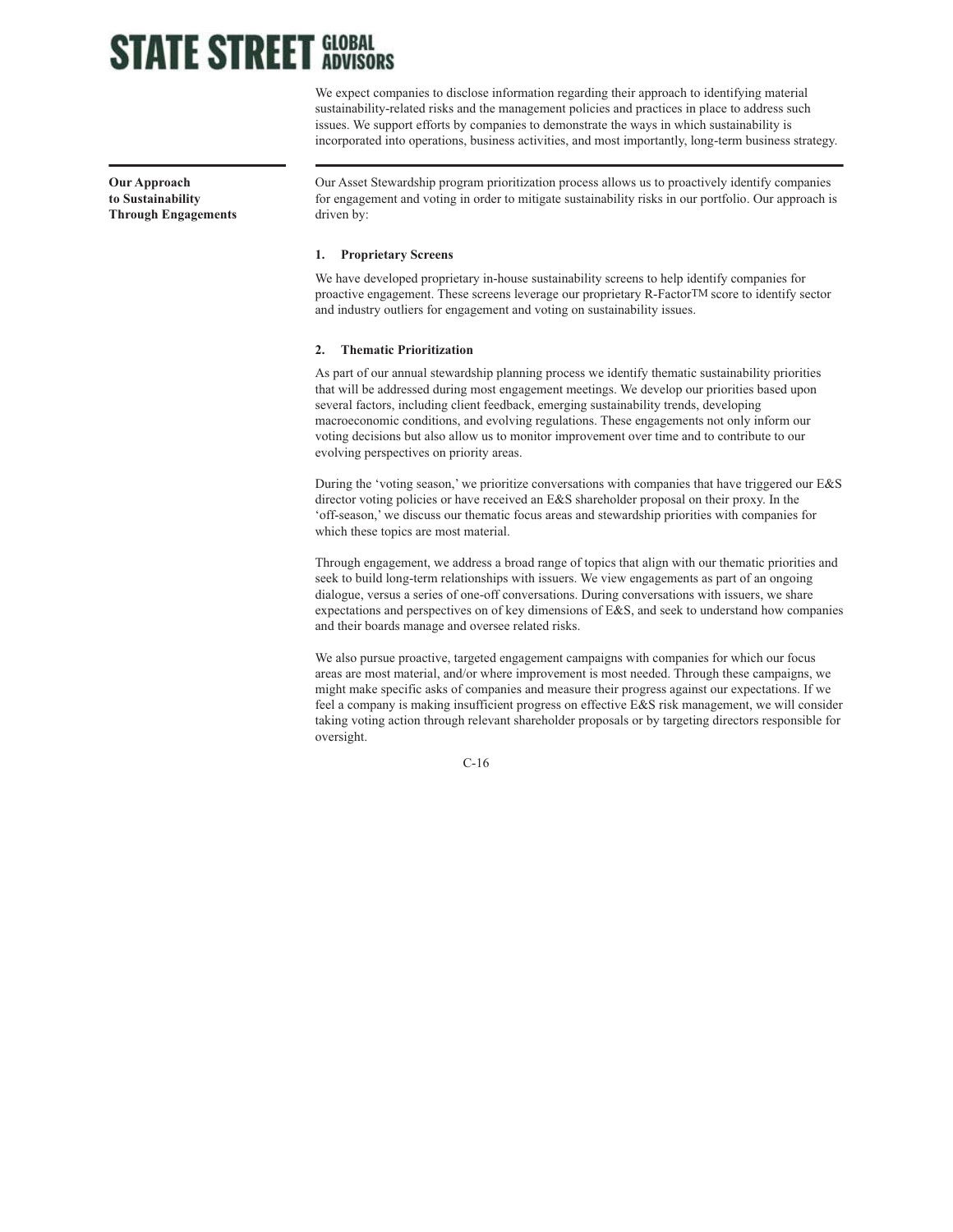We expect companies to disclose information regarding their approach to identifying material sustainability-related risks and the management policies and practices in place to address such issues. We support efforts by companies to demonstrate the ways in which sustainability is incorporated into operations, business activities, and most importantly, long-term business strategy.

## Our Approach to Sustainability Through Engagements

Our Asset Stewardship program prioritization process allows us to proactively identify companies for engagement and voting in order to mitigate sustainability risks in our portfolio. Our approach is driven by:

**1. Proprietary Screens**

We have developed proprietary in-house sustainability screens to help identify companies for proactive engagement. These screens leverage our proprietary R-Factor™ score to identify sector and industry outliers for engagement and voting on sustainability issues.

**2. Thematic Prioritization**

As part of our annual stewardship planning process we identify thematic sustainability priorities that will be addressed during most engagement meetings. We develop our priorities based upon several factors, including client feedback, emerging sustainability trends, developing macroeconomic conditions, and evolving regulations. These engagements not only inform our voting decisions but also allow us to monitor improvement over time and to contribute to our evolving perspectives on priority areas.

During the 'voting season,' we prioritize conversations with companies that have triggered our E&S director voting policies or have received an E&S shareholder proposal on their proxy. In the 'off-season,' we discuss our thematic focus areas and stewardship priorities with companies for which these topics are most material.

Through engagement, we address a broad range of topics that align with our thematic priorities and seek to build long-term relationships with issuers. We view engagements as part of an ongoing dialogue, versus a series of one-off conversations. During conversations with issuers, we share expectations and perspectives on of key dimensions of E&S, and seek to understand how companies and their boards manage and oversee related risks.

We also pursue proactive, targeted engagement campaigns with companies for which our focus areas are most material, and/or where improvement is most needed. Through these campaigns, we might make specific asks of companies and measure their progress against our expectations. If we feel a company is making insufficient progress on effective E&S risk management, we will consider taking voting action through relevant shareholder proposals or by targeting directors responsible for oversight.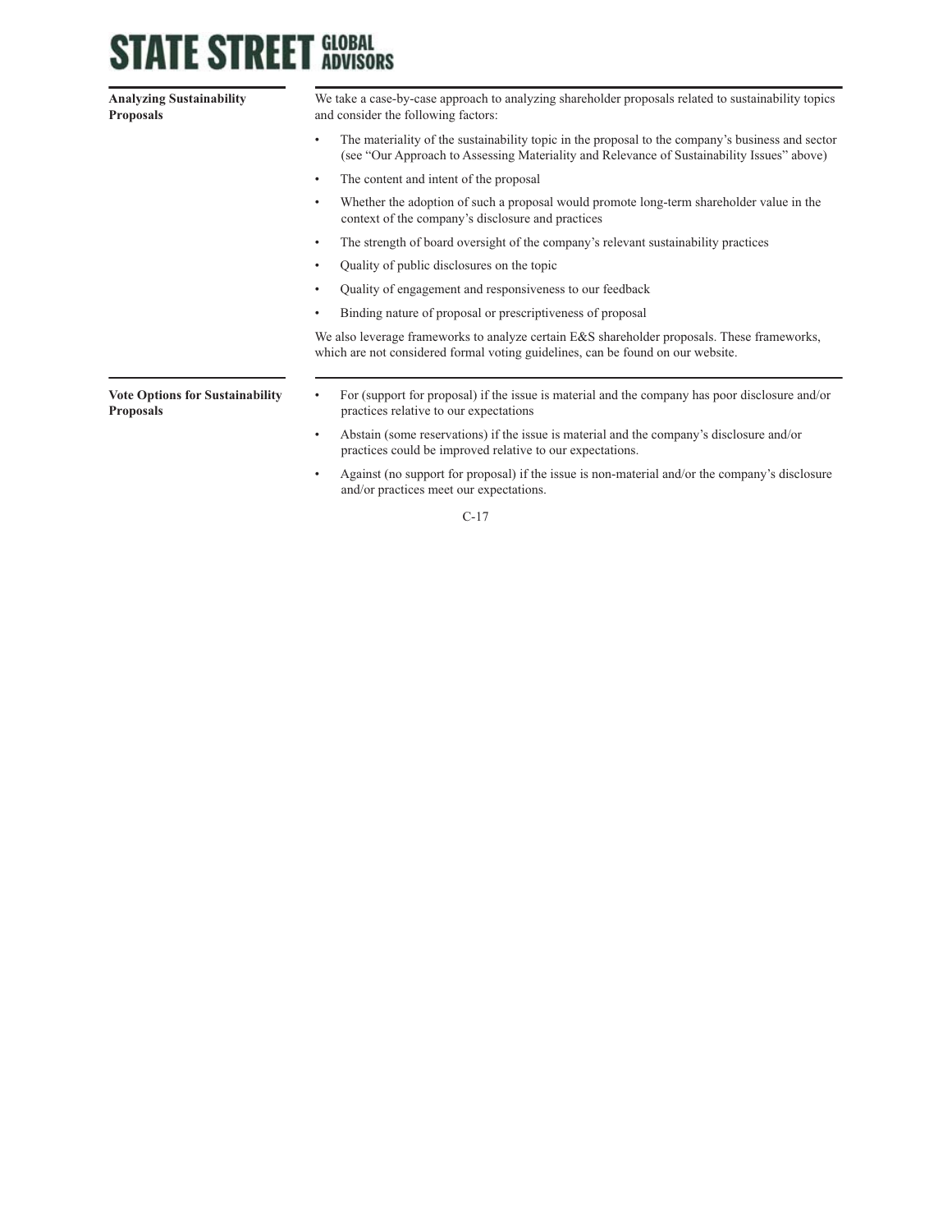**Analyzing Sustainability Proposals**

We take a case-by-case approach to analyzing shareholder proposals related to sustainability topics and consider the following factors:

- The materiality of the sustainability topic in the proposal to the company's business and sector (see "Our Approach to Assessing Materiality and Relevance of Sustainability Issues" above)
- The content and intent of the proposal
- Whether the adoption of such a proposal would promote long-term shareholder value in the context of the company's disclosure and practices
- The strength of board oversight of the company's relevant sustainability practices
- Quality of public disclosures on the topic
- Quality of engagement and responsiveness to our feedback
- Binding nature of proposal or prescriptiveness of proposal

We also leverage frameworks to analyze certain E&S shareholder proposals. These frameworks, which are not considered formal voting guidelines, can be found on our website.

**Vote Options for Sustainability Proposals**

- For (support for proposal) if the issue is material and the company has poor disclosure and/or practices relative to our expectations
- Abstain (some reservations) if the issue is material and the company's disclosure and/or practices could be improved relative to our expectations.
- Against (no support for proposal) if the issue is non-material and/or the company's disclosure and/or practices meet our expectations.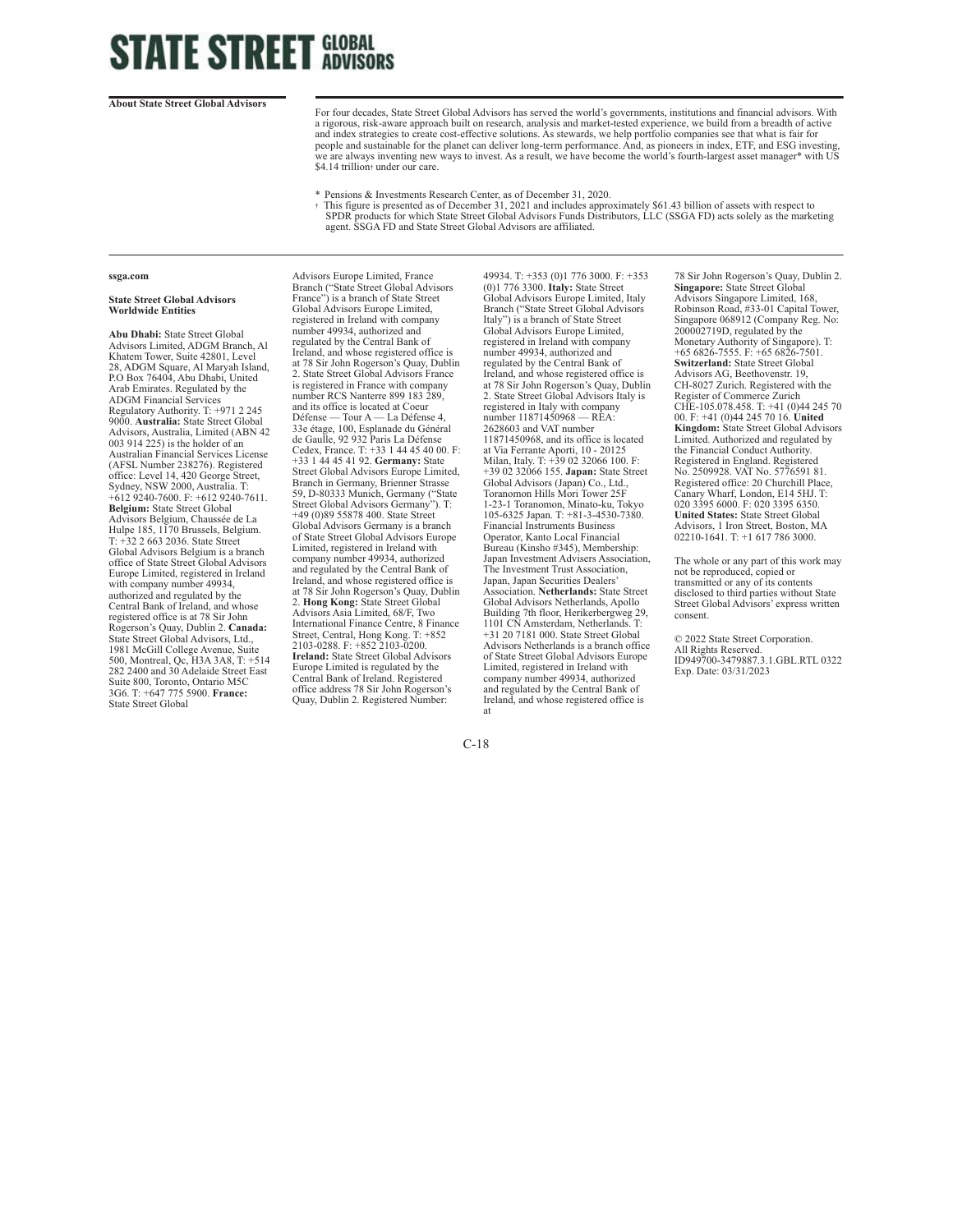**STATE STREET GLOBAL ADVISORS**

**About State Street Global Advisors**

For four decades, State Street Global Advisors has served the world's governments, institutions and financial advisors. With a rigorous, risk-aware approach built on research, analysis and market-tested experience, we build from a breadth of active and index strategies to create cost-effective solutions. As stewards, we help portfolio companies see that what is fair for people and sustainable for the planet can deliver long-term performance. And, as pioneers in index, ETF, and ESG investing, we are always inventing new ways to invest. As a result, we have become the world's fourth-largest asset manager* with US $4.14 trillion† under our care.

\* Pensions & Investments Research Center, as of December 31, 2020.

† This figure is presented as of December 31, 2021 and includes approximately $61.43 billion of assets with respect to SPDR products for which State Street Global Advisors Funds Distributors, LLC (SSGA FD) acts solely as the marketing agent. SSGA FD and State Street Global Advisors are affiliated.

**ssga.com**

**State Street Global Advisors Worldwide Entities**

**Abu Dhabi:** State Street Global Advisors Limited, ADGM Branch, Al Khatem Tower, Suite 42801, Level 28, ADGM Square, Al Maryah Island, P.O Box 76404, Abu Dhabi, United Arab Emirates. Regulated by the ADGM Financial Services Regulatory Authority. T: +971 2 245 9000. **Australia:** State Street Global Advisors, Australia, Limited (ABN 42 003 914 225) is the holder of an Australian Financial Services License (AFSL Number 238276). Registered office: Level 14, 420 George Street, Sydney, NSW 2000, Australia. T: +612 9240-7600. F: +612 9240-7611. **Belgium:** State Street Global Advisors Belgium, Chaussée de La Hulpe 185, 1170 Brussels, Belgium. T: +32 2 663 2036. State Street Global Advisors Belgium is a branch office of State Street Global Advisors Europe Limited, registered in Ireland with company number 49934, authorized and regulated by the Central Bank of Ireland, and whose registered office is at 78 Sir John Rogerson's Quay, Dublin 2. **Canada:** State Street Global Advisors, Ltd., 1981 McGill College Avenue, Suite 500, Montreal, Qc, H3A 3A8, T: +514 282 2400 and 30 Adelaide Street East Suite 800, Toronto, Ontario M5C 3G6. T: +647 775 5900. **France:** State Street Global Advisors Europe Limited, France Branch ("State Street Global Advisors France") is a branch of State Street Global Advisors Europe Limited, registered in Ireland with company number 49934, authorized and regulated by the Central Bank of Ireland, and whose registered office is at 78 Sir John Rogerson's Quay, Dublin 2. State Street Global Advisors France is registered in France with company number RCS Nanterre 899 183 289, and its office is located at Coeur Défense — Tour A — La Défense 4, 33e étage, 100, Esplanade du Général de Gaulle, 92 932 Paris La Défense Cedex, France. T: +33 1 44 45 40 00. F: +33 1 44 45 41 92. **Germany:** State Street Global Advisors Europe Limited, Branch in Germany, Brienner Strasse 59, D-80333 Munich, Germany ("State Street Global Advisors Germany"). T: +49 (0)89 55878 400. State Street Global Advisors Germany is a branch of State Street Global Advisors Europe Limited, registered in Ireland with company number 49934, authorized and regulated by the Central Bank of Ireland, and whose registered office is at 78 Sir John Rogerson's Quay, Dublin 2. **Hong Kong:** State Street Global Advisors Asia Limited, 68/F, Two International Finance Centre, 8 Finance Street, Central, Hong Kong. T: +852 2103-0288. F: +852 2103-0200. **Ireland:** State Street Global Advisors Europe Limited is regulated by the Central Bank of Ireland. Registered office address 78 Sir John Rogerson's Quay, Dublin 2. Registered Number: 49934. T: +353 (0)1 776 3000. F: +353 (0)1 776 3300. **Italy:** State Street Global Advisors Europe Limited, Italy Branch ("State Street Global Advisors Italy") is a branch of State Street Global Advisors Europe Limited, registered in Ireland with company number 49934, authorized and regulated by the Central Bank of Ireland, and whose registered office is at 78 Sir John Rogerson's Quay, Dublin 2. State Street Global Advisors Italy is registered in Italy with company number 11871450968 — REA: 2628603 and VAT number 11871450968, and its office is located at Via Ferrante Aporti, 10 - 20125 Milan, Italy. T: +39 02 32066 100. F: +39 02 32066 155. **Japan:** State Street Global Advisors (Japan) Co., Ltd., Toranomon Hills Mori Tower 25F 1-23-1 Toranomon, Minato-ku, Tokyo 105-6325 Japan. T: +81-3-4530-7380. Financial Instruments Business Operator, Kanto Local Financial Bureau (Kinsho #345), Membership: Japan Investment Advisers Association, The Investment Trust Association, Japan, Japan Securities Dealers' Association. **Netherlands:** State Street Global Advisors Netherlands, Apollo Building 7th floor, Herikerbergweg 29, 1101 CN Amsterdam, Netherlands. T: +31 20 7181 000. State Street Global Advisors Netherlands is a branch office of State Street Global Advisors Europe Limited, registered in Ireland with company number 49934, authorized and regulated by the Central Bank of Ireland, and whose registered office is at 78 Sir John Rogerson's Quay, Dublin 2. **Singapore:** State Street Global Advisors Singapore Limited, 168, Robinson Road, #33-01 Capital Tower, Singapore 068912 (Company Reg. No: 200002719D, regulated by the Monetary Authority of Singapore). T: +65 6826-7555. F: +65 6826-7501. **Switzerland:** State Street Global Advisors AG, Beethovenstr. 19, CH-8027 Zurich. Registered with the Register of Commerce Zurich CHE-105.078.458. T: +41 (0)44 245 70 00. F: +41 (0)44 245 70 16. **United Kingdom:** State Street Global Advisors Limited. Authorized and regulated by the Financial Conduct Authority. Registered in England. Registered No. 2509928. VAT No. 5776591 81. Registered office: 20 Churchill Place, Canary Wharf, London, E14 5HJ. T: 020 3395 6000. F: 020 3395 6350. **United States:** State Street Global Advisors, 1 Iron Street, Boston, MA 02210-1641. T: +1 617 786 3000.

The whole or any part of this work may not be reproduced, copied or transmitted or any of its contents disclosed to third parties without State Street Global Advisors' express written consent.

© 2022 State Street Corporation.
All Rights Reserved.
ID949700-3479887.3.1.GBL.RTL 0322
Exp. Date: 03/31/2023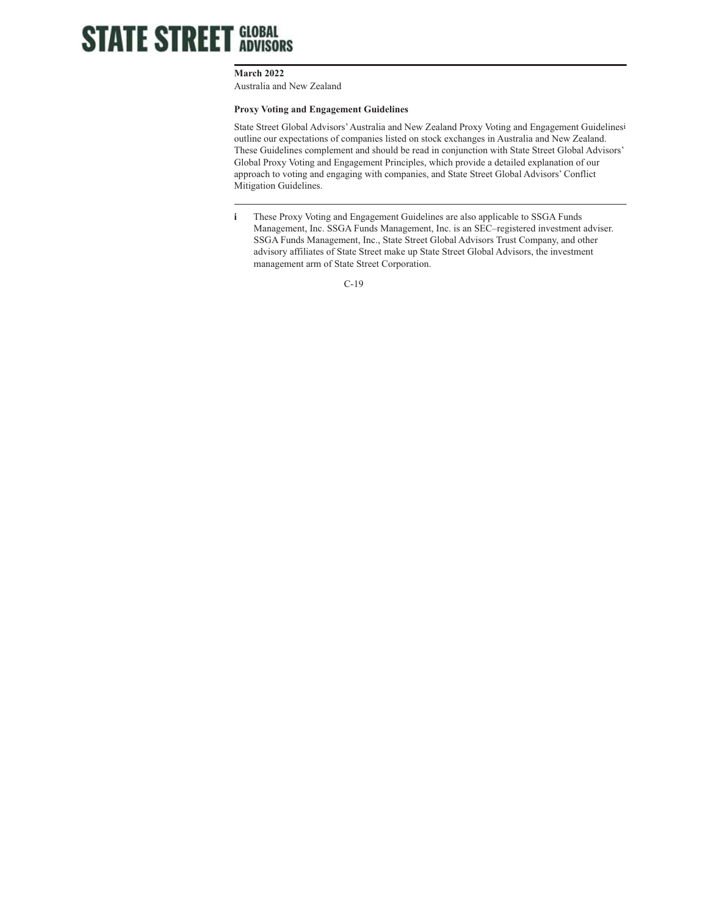**STATE STREET GLOBAL ADVISORS**

**March 2022**

Australia and New Zealand

**Proxy Voting and Engagement Guidelines**

State Street Global Advisors' Australia and New Zealand Proxy Voting and Engagement Guidelines[i] outline our expectations of companies listed on stock exchanges in Australia and New Zealand. These Guidelines complement and should be read in conjunction with State Street Global Advisors' Global Proxy Voting and Engagement Principles, which provide a detailed explanation of our approach to voting and engaging with companies, and State Street Global Advisors' Conflict Mitigation Guidelines.

---

**i** These Proxy Voting and Engagement Guidelines are also applicable to SSGA Funds Management, Inc. SSGA Funds Management, Inc. is an SEC–registered investment adviser. SSGA Funds Management, Inc., State Street Global Advisors Trust Company, and other advisory affiliates of State Street make up State Street Global Advisors, the investment management arm of State Street Corporation.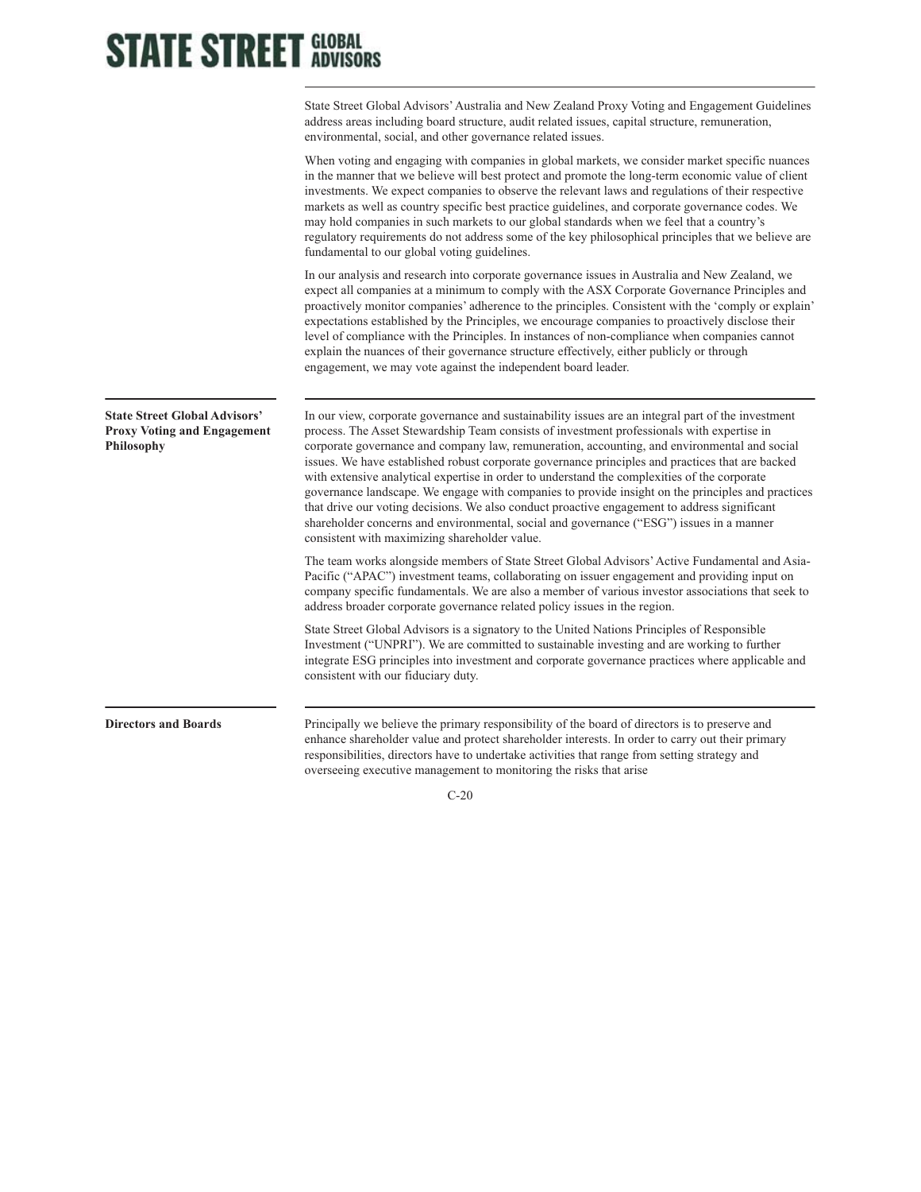State Street Global Advisors' Australia and New Zealand Proxy Voting and Engagement Guidelines address areas including board structure, audit related issues, capital structure, remuneration, environmental, social, and other governance related issues.

When voting and engaging with companies in global markets, we consider market specific nuances in the manner that we believe will best protect and promote the long-term economic value of client investments. We expect companies to observe the relevant laws and regulations of their respective markets as well as country specific best practice guidelines, and corporate governance codes. We may hold companies in such markets to our global standards when we feel that a country's regulatory requirements do not address some of the key philosophical principles that we believe are fundamental to our global voting guidelines.

In our analysis and research into corporate governance issues in Australia and New Zealand, we expect all companies at a minimum to comply with the ASX Corporate Governance Principles and proactively monitor companies' adherence to the principles. Consistent with the 'comply or explain' expectations established by the Principles, we encourage companies to proactively disclose their level of compliance with the Principles. In instances of non-compliance when companies cannot explain the nuances of their governance structure effectively, either publicly or through engagement, we may vote against the independent board leader.

## State Street Global Advisors' Proxy Voting and Engagement Philosophy

In our view, corporate governance and sustainability issues are an integral part of the investment process. The Asset Stewardship Team consists of investment professionals with expertise in corporate governance and company law, remuneration, accounting, and environmental and social issues. We have established robust corporate governance principles and practices that are backed with extensive analytical expertise in order to understand the complexities of the corporate governance landscape. We engage with companies to provide insight on the principles and practices that drive our voting decisions. We also conduct proactive engagement to address significant shareholder concerns and environmental, social and governance ("ESG") issues in a manner consistent with maximizing shareholder value.

The team works alongside members of State Street Global Advisors' Active Fundamental and Asia-Pacific ("APAC") investment teams, collaborating on issuer engagement and providing input on company specific fundamentals. We are also a member of various investor associations that seek to address broader corporate governance related policy issues in the region.

State Street Global Advisors is a signatory to the United Nations Principles of Responsible Investment ("UNPRI"). We are committed to sustainable investing and are working to further integrate ESG principles into investment and corporate governance practices where applicable and consistent with our fiduciary duty.

## Directors and Boards

Principally we believe the primary responsibility of the board of directors is to preserve and enhance shareholder value and protect shareholder interests. In order to carry out their primary responsibilities, directors have to undertake activities that range from setting strategy and overseeing executive management to monitoring the risks that arise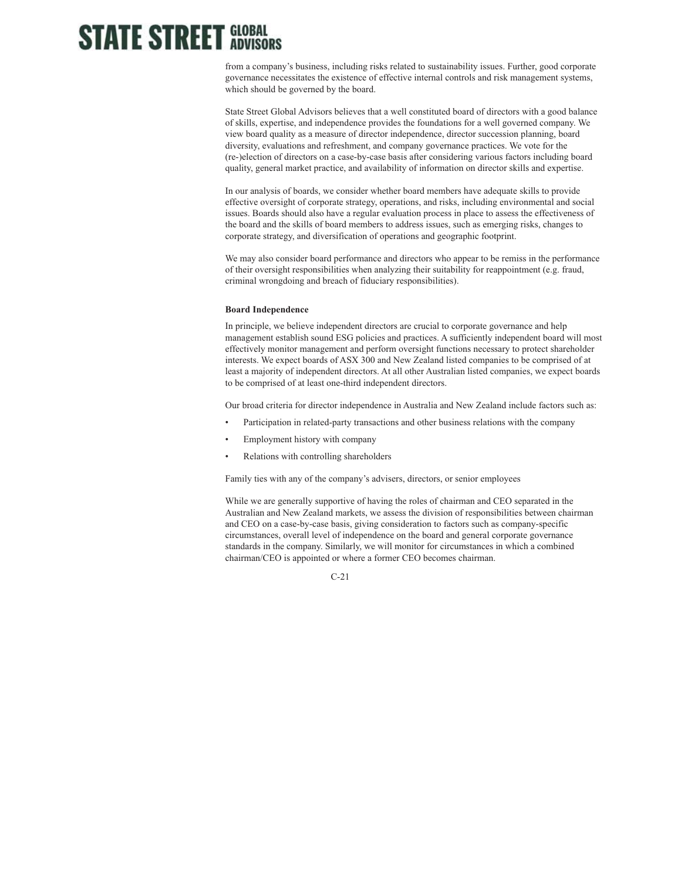from a company's business, including risks related to sustainability issues. Further, good corporate governance necessitates the existence of effective internal controls and risk management systems, which should be governed by the board.

State Street Global Advisors believes that a well constituted board of directors with a good balance of skills, expertise, and independence provides the foundations for a well governed company. We view board quality as a measure of director independence, director succession planning, board diversity, evaluations and refreshment, and company governance practices. We vote for the (re-)election of directors on a case-by-case basis after considering various factors including board quality, general market practice, and availability of information on director skills and expertise.

In our analysis of boards, we consider whether board members have adequate skills to provide effective oversight of corporate strategy, operations, and risks, including environmental and social issues. Boards should also have a regular evaluation process in place to assess the effectiveness of the board and the skills of board members to address issues, such as emerging risks, changes to corporate strategy, and diversification of operations and geographic footprint.

We may also consider board performance and directors who appear to be remiss in the performance of their oversight responsibilities when analyzing their suitability for reappointment (e.g. fraud, criminal wrongdoing and breach of fiduciary responsibilities).

**Board Independence**

In principle, we believe independent directors are crucial to corporate governance and help management establish sound ESG policies and practices. A sufficiently independent board will most effectively monitor management and perform oversight functions necessary to protect shareholder interests. We expect boards of ASX 300 and New Zealand listed companies to be comprised of at least a majority of independent directors. At all other Australian listed companies, we expect boards to be comprised of at least one-third independent directors.

Our broad criteria for director independence in Australia and New Zealand include factors such as:

- Participation in related-party transactions and other business relations with the company
- Employment history with company
- Relations with controlling shareholders

Family ties with any of the company's advisers, directors, or senior employees

While we are generally supportive of having the roles of chairman and CEO separated in the Australian and New Zealand markets, we assess the division of responsibilities between chairman and CEO on a case-by-case basis, giving consideration to factors such as company-specific circumstances, overall level of independence on the board and general corporate governance standards in the company. Similarly, we will monitor for circumstances in which a combined chairman/CEO is appointed or where a former CEO becomes chairman.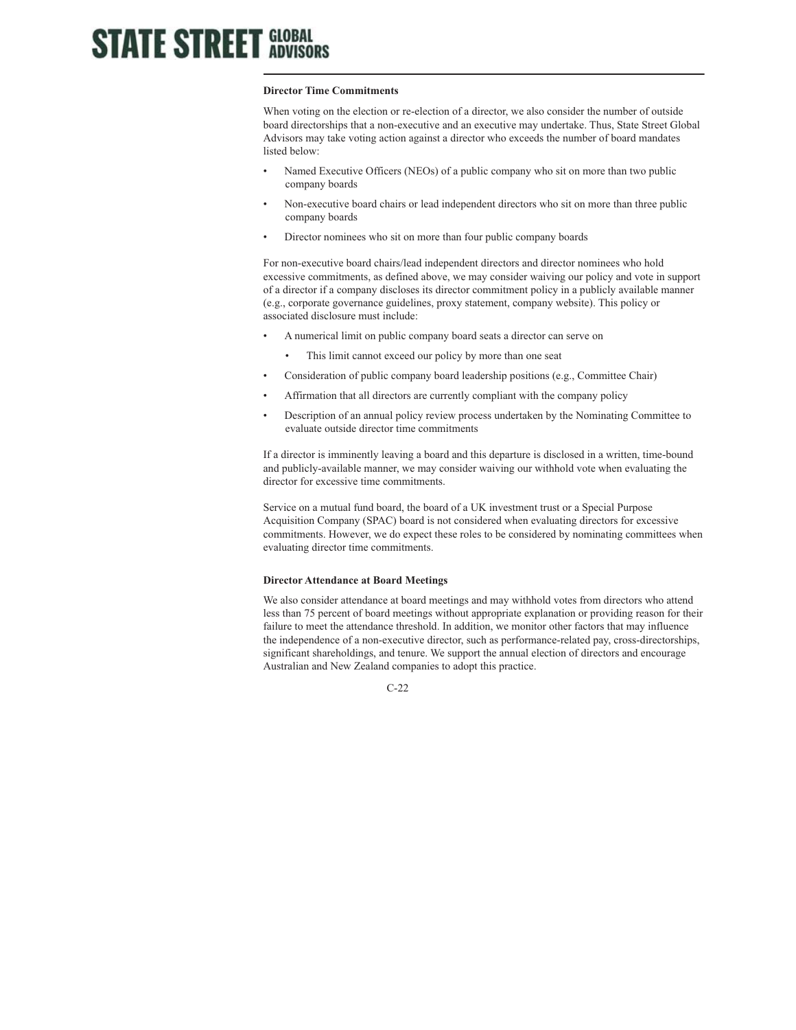**Director Time Commitments**

When voting on the election or re-election of a director, we also consider the number of outside board directorships that a non-executive and an executive may undertake. Thus, State Street Global Advisors may take voting action against a director who exceeds the number of board mandates listed below:

- Named Executive Officers (NEOs) of a public company who sit on more than two public company boards
- Non-executive board chairs or lead independent directors who sit on more than three public company boards
- Director nominees who sit on more than four public company boards

For non-executive board chairs/lead independent directors and director nominees who hold excessive commitments, as defined above, we may consider waiving our policy and vote in support of a director if a company discloses its director commitment policy in a publicly available manner (e.g., corporate governance guidelines, proxy statement, company website). This policy or associated disclosure must include:

- A numerical limit on public company board seats a director can serve on
  - This limit cannot exceed our policy by more than one seat
- Consideration of public company board leadership positions (e.g., Committee Chair)
- Affirmation that all directors are currently compliant with the company policy
- Description of an annual policy review process undertaken by the Nominating Committee to evaluate outside director time commitments

If a director is imminently leaving a board and this departure is disclosed in a written, time-bound and publicly-available manner, we may consider waiving our withhold vote when evaluating the director for excessive time commitments.

Service on a mutual fund board, the board of a UK investment trust or a Special Purpose Acquisition Company (SPAC) board is not considered when evaluating directors for excessive commitments. However, we do expect these roles to be considered by nominating committees when evaluating director time commitments.

**Director Attendance at Board Meetings**

We also consider attendance at board meetings and may withhold votes from directors who attend less than 75 percent of board meetings without appropriate explanation or providing reason for their failure to meet the attendance threshold. In addition, we monitor other factors that may influence the independence of a non-executive director, such as performance-related pay, cross-directorships, significant shareholdings, and tenure. We support the annual election of directors and encourage Australian and New Zealand companies to adopt this practice.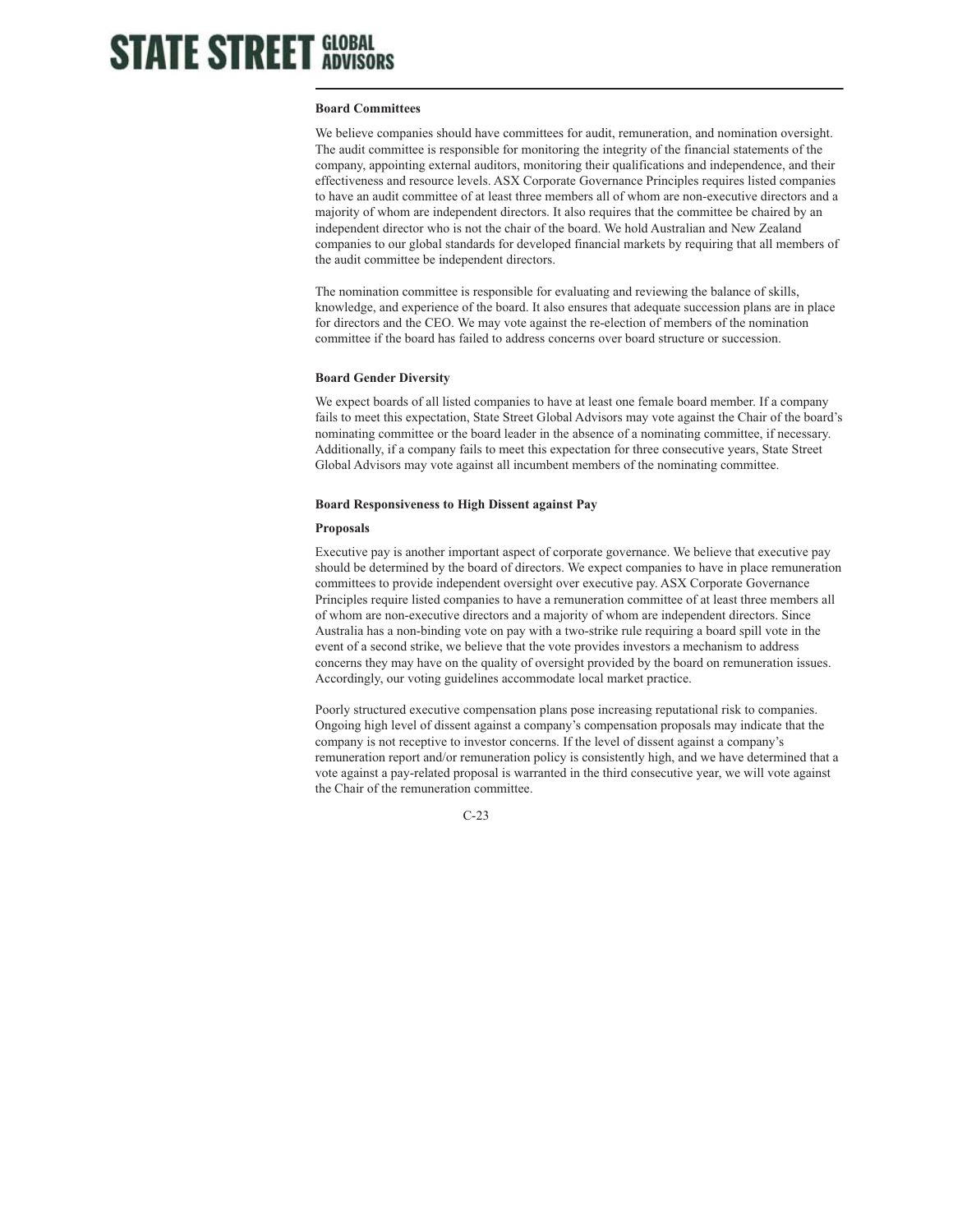**Board Committees**

We believe companies should have committees for audit, remuneration, and nomination oversight. The audit committee is responsible for monitoring the integrity of the financial statements of the company, appointing external auditors, monitoring their qualifications and independence, and their effectiveness and resource levels. ASX Corporate Governance Principles requires listed companies to have an audit committee of at least three members all of whom are non-executive directors and a majority of whom are independent directors. It also requires that the committee be chaired by an independent director who is not the chair of the board. We hold Australian and New Zealand companies to our global standards for developed financial markets by requiring that all members of the audit committee be independent directors.

The nomination committee is responsible for evaluating and reviewing the balance of skills, knowledge, and experience of the board. It also ensures that adequate succession plans are in place for directors and the CEO. We may vote against the re-election of members of the nomination committee if the board has failed to address concerns over board structure or succession.

**Board Gender Diversity**

We expect boards of all listed companies to have at least one female board member. If a company fails to meet this expectation, State Street Global Advisors may vote against the Chair of the board's nominating committee or the board leader in the absence of a nominating committee, if necessary. Additionally, if a company fails to meet this expectation for three consecutive years, State Street Global Advisors may vote against all incumbent members of the nominating committee.

**Board Responsiveness to High Dissent against Pay**

**Proposals**

Executive pay is another important aspect of corporate governance. We believe that executive pay should be determined by the board of directors. We expect companies to have in place remuneration committees to provide independent oversight over executive pay. ASX Corporate Governance Principles require listed companies to have a remuneration committee of at least three members all of whom are non-executive directors and a majority of whom are independent directors. Since Australia has a non-binding vote on pay with a two-strike rule requiring a board spill vote in the event of a second strike, we believe that the vote provides investors a mechanism to address concerns they may have on the quality of oversight provided by the board on remuneration issues. Accordingly, our voting guidelines accommodate local market practice.

Poorly structured executive compensation plans pose increasing reputational risk to companies. Ongoing high level of dissent against a company's compensation proposals may indicate that the company is not receptive to investor concerns. If the level of dissent against a company's remuneration report and/or remuneration policy is consistently high, and we have determined that a vote against a pay-related proposal is warranted in the third consecutive year, we will vote against the Chair of the remuneration committee.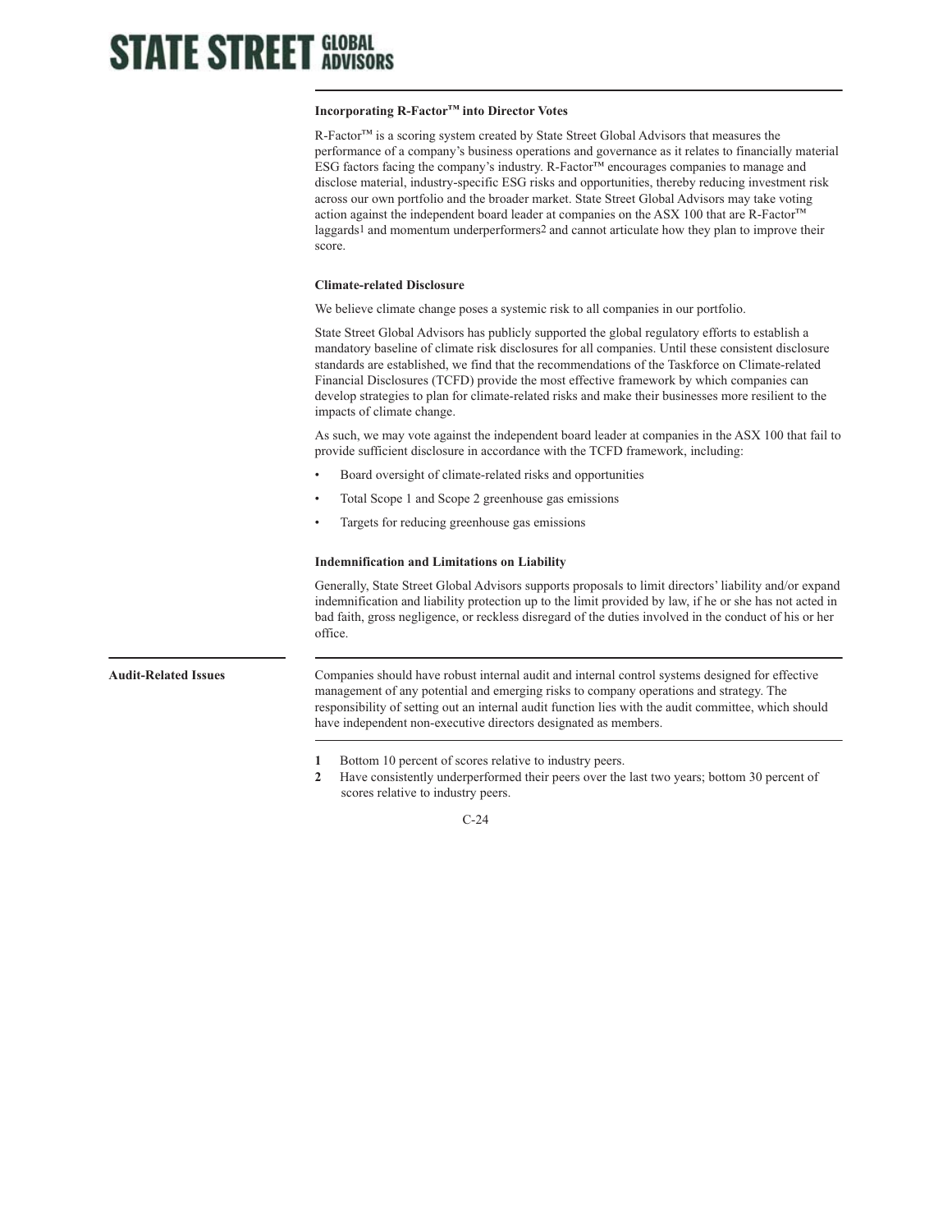### Incorporating R-Factor™ into Director Votes

R-Factor™ is a scoring system created by State Street Global Advisors that measures the performance of a company's business operations and governance as it relates to financially material ESG factors facing the company's industry. R-Factor™ encourages companies to manage and disclose material, industry-specific ESG risks and opportunities, thereby reducing investment risk across our own portfolio and the broader market. State Street Global Advisors may take voting action against the independent board leader at companies on the ASX 100 that are R-Factor™ laggards[1] and momentum underperformers[2] and cannot articulate how they plan to improve their score.

### Climate-related Disclosure

We believe climate change poses a systemic risk to all companies in our portfolio.

State Street Global Advisors has publicly supported the global regulatory efforts to establish a mandatory baseline of climate risk disclosures for all companies. Until these consistent disclosure standards are established, we find that the recommendations of the Taskforce on Climate-related Financial Disclosures (TCFD) provide the most effective framework by which companies can develop strategies to plan for climate-related risks and make their businesses more resilient to the impacts of climate change.

As such, we may vote against the independent board leader at companies in the ASX 100 that fail to provide sufficient disclosure in accordance with the TCFD framework, including:

- Board oversight of climate-related risks and opportunities
- Total Scope 1 and Scope 2 greenhouse gas emissions
- Targets for reducing greenhouse gas emissions

### Indemnification and Limitations on Liability

Generally, State Street Global Advisors supports proposals to limit directors' liability and/or expand indemnification and liability protection up to the limit provided by law, if he or she has not acted in bad faith, gross negligence, or reckless disregard of the duties involved in the conduct of his or her office.

## Audit-Related Issues

Companies should have robust internal audit and internal control systems designed for effective management of any potential and emerging risks to company operations and strategy. The responsibility of setting out an internal audit function lies with the audit committee, which should have independent non-executive directors designated as members.

---

**1** Bottom 10 percent of scores relative to industry peers.

**2** Have consistently underperformed their peers over the last two years; bottom 30 percent of scores relative to industry peers.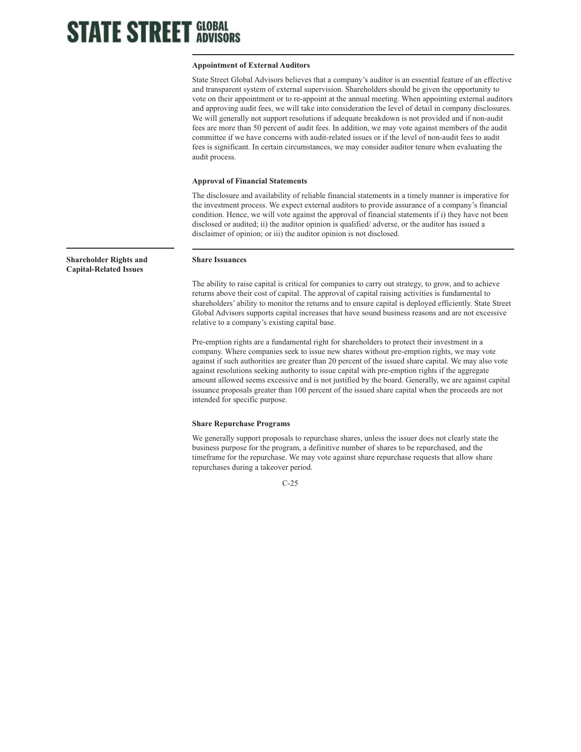### Appointment of External Auditors

State Street Global Advisors believes that a company's auditor is an essential feature of an effective and transparent system of external supervision. Shareholders should be given the opportunity to vote on their appointment or to re-appoint at the annual meeting. When appointing external auditors and approving audit fees, we will take into consideration the level of detail in company disclosures. We will generally not support resolutions if adequate breakdown is not provided and if non-audit fees are more than 50 percent of audit fees. In addition, we may vote against members of the audit committee if we have concerns with audit-related issues or if the level of non-audit fees to audit fees is significant. In certain circumstances, we may consider auditor tenure when evaluating the audit process.

### Approval of Financial Statements

The disclosure and availability of reliable financial statements in a timely manner is imperative for the investment process. We expect external auditors to provide assurance of a company's financial condition. Hence, we will vote against the approval of financial statements if i) they have not been disclosed or audited; ii) the auditor opinion is qualified/ adverse, or the auditor has issued a disclaimer of opinion; or iii) the auditor opinion is not disclosed.

## Shareholder Rights and Capital-Related Issues

### Share Issuances

The ability to raise capital is critical for companies to carry out strategy, to grow, and to achieve returns above their cost of capital. The approval of capital raising activities is fundamental to shareholders' ability to monitor the returns and to ensure capital is deployed efficiently. State Street Global Advisors supports capital increases that have sound business reasons and are not excessive relative to a company's existing capital base.

Pre-emption rights are a fundamental right for shareholders to protect their investment in a company. Where companies seek to issue new shares without pre-emption rights, we may vote against if such authorities are greater than 20 percent of the issued share capital. We may also vote against resolutions seeking authority to issue capital with pre-emption rights if the aggregate amount allowed seems excessive and is not justified by the board. Generally, we are against capital issuance proposals greater than 100 percent of the issued share capital when the proceeds are not intended for specific purpose.

### Share Repurchase Programs

We generally support proposals to repurchase shares, unless the issuer does not clearly state the business purpose for the program, a definitive number of shares to be repurchased, and the timeframe for the repurchase. We may vote against share repurchase requests that allow share repurchases during a takeover period.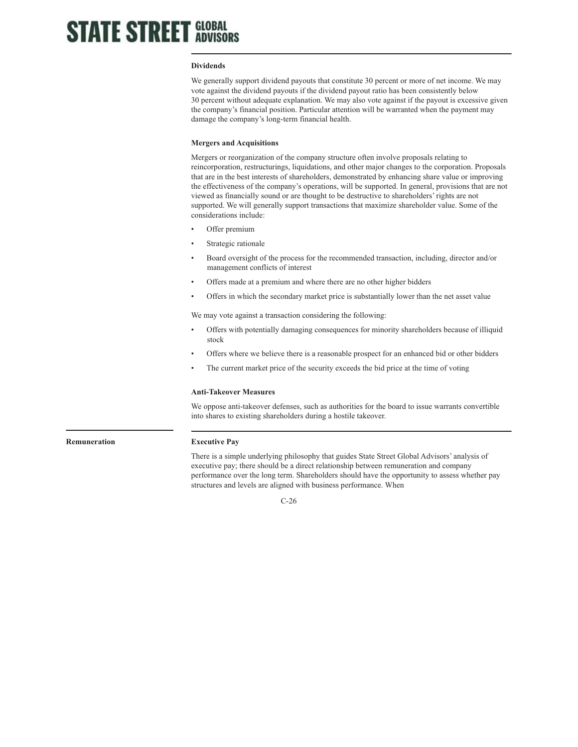### Dividends

We generally support dividend payouts that constitute 30 percent or more of net income. We may vote against the dividend payouts if the dividend payout ratio has been consistently below 30 percent without adequate explanation. We may also vote against if the payout is excessive given the company's financial position. Particular attention will be warranted when the payment may damage the company's long-term financial health.

### Mergers and Acquisitions

Mergers or reorganization of the company structure often involve proposals relating to reincorporation, restructurings, liquidations, and other major changes to the corporation. Proposals that are in the best interests of shareholders, demonstrated by enhancing share value or improving the effectiveness of the company's operations, will be supported. In general, provisions that are not viewed as financially sound or are thought to be destructive to shareholders' rights are not supported. We will generally support transactions that maximize shareholder value. Some of the considerations include:

- Offer premium
- Strategic rationale
- Board oversight of the process for the recommended transaction, including, director and/or management conflicts of interest
- Offers made at a premium and where there are no other higher bidders
- Offers in which the secondary market price is substantially lower than the net asset value

We may vote against a transaction considering the following:

- Offers with potentially damaging consequences for minority shareholders because of illiquid stock
- Offers where we believe there is a reasonable prospect for an enhanced bid or other bidders
- The current market price of the security exceeds the bid price at the time of voting

### Anti-Takeover Measures

We oppose anti-takeover defenses, such as authorities for the board to issue warrants convertible into shares to existing shareholders during a hostile takeover.

## Remuneration

### Executive Pay

There is a simple underlying philosophy that guides State Street Global Advisors' analysis of executive pay; there should be a direct relationship between remuneration and company performance over the long term. Shareholders should have the opportunity to assess whether pay structures and levels are aligned with business performance. When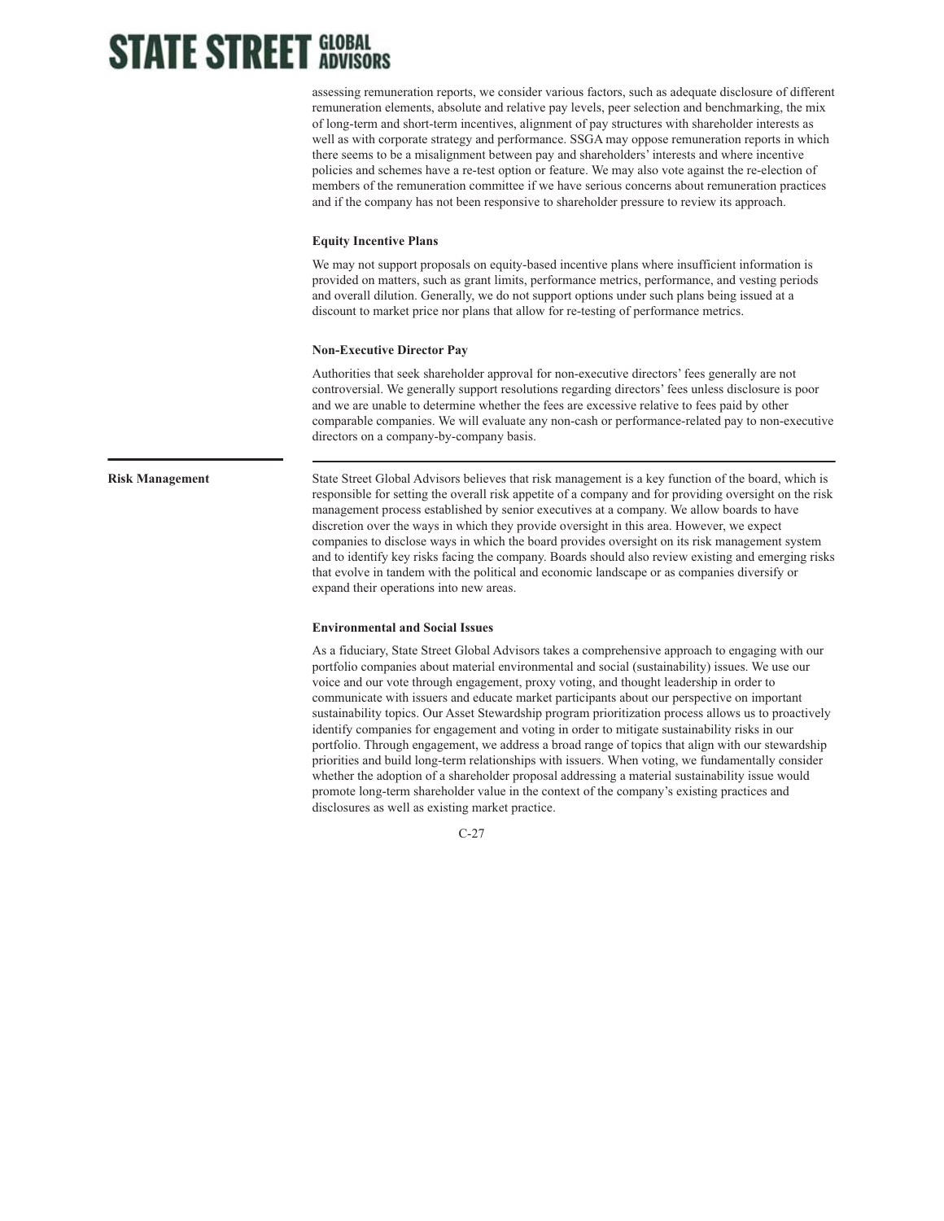assessing remuneration reports, we consider various factors, such as adequate disclosure of different remuneration elements, absolute and relative pay levels, peer selection and benchmarking, the mix of long-term and short-term incentives, alignment of pay structures with shareholder interests as well as with corporate strategy and performance. SSGA may oppose remuneration reports in which there seems to be a misalignment between pay and shareholders' interests and where incentive policies and schemes have a re-test option or feature. We may also vote against the re-election of members of the remuneration committee if we have serious concerns about remuneration practices and if the company has not been responsive to shareholder pressure to review its approach.

**Equity Incentive Plans**

We may not support proposals on equity-based incentive plans where insufficient information is provided on matters, such as grant limits, performance metrics, performance, and vesting periods and overall dilution. Generally, we do not support options under such plans being issued at a discount to market price nor plans that allow for re-testing of performance metrics.

**Non-Executive Director Pay**

Authorities that seek shareholder approval for non-executive directors' fees generally are not controversial. We generally support resolutions regarding directors' fees unless disclosure is poor and we are unable to determine whether the fees are excessive relative to fees paid by other comparable companies. We will evaluate any non-cash or performance-related pay to non-executive directors on a company-by-company basis.

## Risk Management

State Street Global Advisors believes that risk management is a key function of the board, which is responsible for setting the overall risk appetite of a company and for providing oversight on the risk management process established by senior executives at a company. We allow boards to have discretion over the ways in which they provide oversight in this area. However, we expect companies to disclose ways in which the board provides oversight on its risk management system and to identify key risks facing the company. Boards should also review existing and emerging risks that evolve in tandem with the political and economic landscape or as companies diversify or expand their operations into new areas.

**Environmental and Social Issues**

As a fiduciary, State Street Global Advisors takes a comprehensive approach to engaging with our portfolio companies about material environmental and social (sustainability) issues. We use our voice and our vote through engagement, proxy voting, and thought leadership in order to communicate with issuers and educate market participants about our perspective on important sustainability topics. Our Asset Stewardship program prioritization process allows us to proactively identify companies for engagement and voting in order to mitigate sustainability risks in our portfolio. Through engagement, we address a broad range of topics that align with our stewardship priorities and build long-term relationships with issuers. When voting, we fundamentally consider whether the adoption of a shareholder proposal addressing a material sustainability issue would promote long-term shareholder value in the context of the company's existing practices and disclosures as well as existing market practice.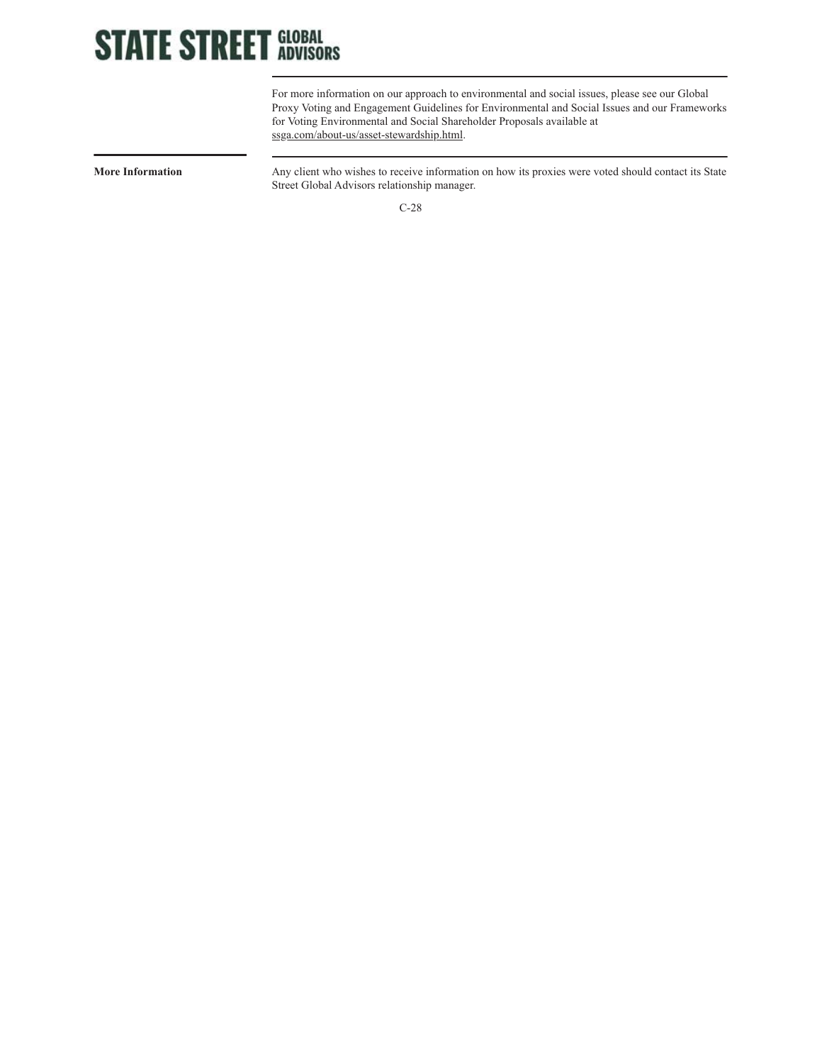For more information on our approach to environmental and social issues, please see our Global Proxy Voting and Engagement Guidelines for Environmental and Social Issues and our Frameworks for Voting Environmental and Social Shareholder Proposals available at ssga.com/about-us/asset-stewardship.html.

**More Information**

Any client who wishes to receive information on how its proxies were voted should contact its State Street Global Advisors relationship manager.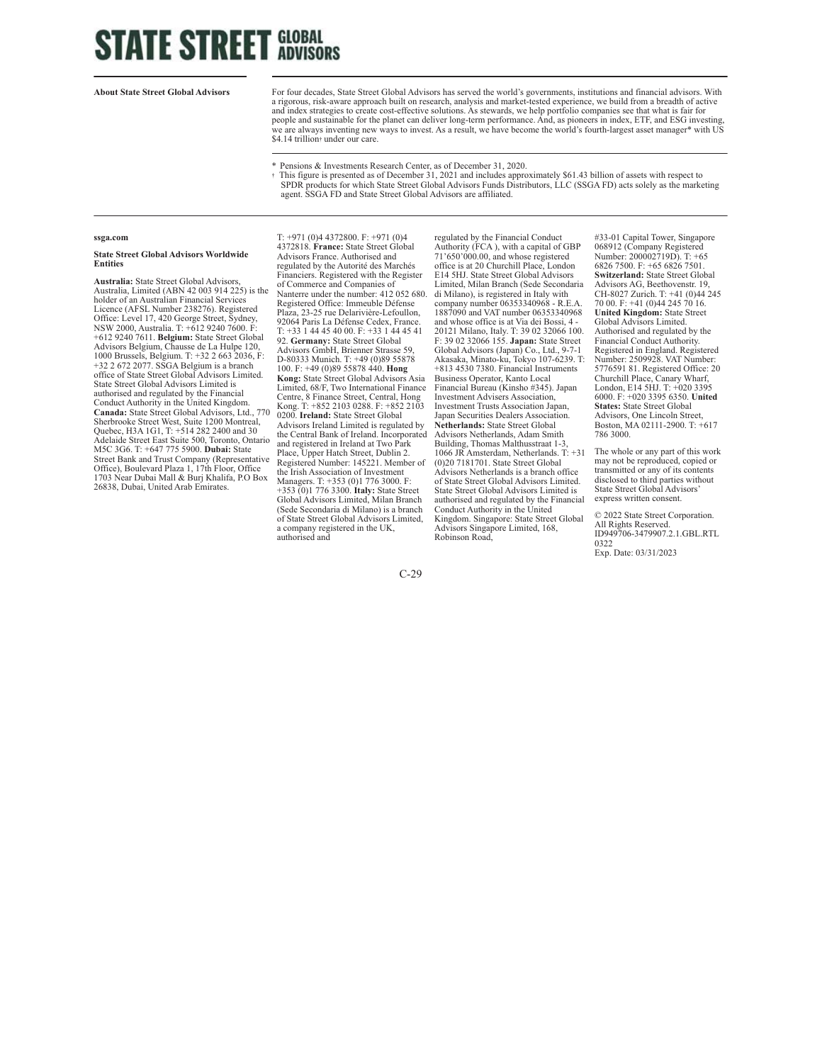# STATE STREET GLOBAL ADVISORS

**About State Street Global Advisors**

For four decades, State Street Global Advisors has served the world's governments, institutions and financial advisors. With a rigorous, risk-aware approach built on research, analysis and market-tested experience, we build from a breadth of active and index strategies to create cost-effective solutions. As stewards, we help portfolio companies see that what is fair for people and sustainable for the planet can deliver long-term performance. And, as pioneers in index, ETF, and ESG investing, we are always inventing new ways to invest. As a result, we have become the world's fourth-largest asset manager* with US $4.14 trillion† under our care.

\* Pensions & Investments Research Center, as of December 31, 2020.

† This figure is presented as of December 31, 2021 and includes approximately $61.43 billion of assets with respect to SPDR products for which State Street Global Advisors Funds Distributors, LLC (SSGA FD) acts solely as the marketing agent. SSGA FD and State Street Global Advisors are affiliated.

**ssga.com**

**State Street Global Advisors Worldwide Entities**

**Australia:** State Street Global Advisors, Australia, Limited (ABN 42 003 914 225) is the holder of an Australian Financial Services Licence (AFSL Number 238276). Registered Office: Level 17, 420 George Street, Sydney, NSW 2000, Australia. T: +612 9240 7600. F: +612 9240 7611. **Belgium:** State Street Global Advisors Belgium, Chausse de La Hulpe 120, 1000 Brussels, Belgium. T: +32 2 663 2036, F: +32 2 672 2077. SSGA Belgium is a branch office of State Street Global Advisors Limited. State Street Global Advisors Limited is authorised and regulated by the Financial Conduct Authority in the United Kingdom. **Canada:** State Street Global Advisors, Ltd., 770 Sherbrooke Street West, Suite 1200 Montreal, Quebec, H3A 1G1, T: +514 282 2400 and 30 Adelaide Street East Suite 500, Toronto, Ontario M5C 3G6. T: +647 775 5900. **Dubai:** State Street Bank and Trust Company (Representative Office), Boulevard Plaza 1, 17th Floor, Office 1703 Near Dubai Mall & Burj Khalifa, P.O Box 26838, Dubai, United Arab Emirates. T: +971 (0)4 4372800. F: +971 (0)4 4372818. **France:** State Street Global Advisors France. Authorised and regulated by the Autorité des Marchés Financiers. Registered with the Register of Commerce and Companies of Nanterre under the number: 412 052 680. Registered Office: Immeuble Défense Plaza, 23-25 rue Delarivière-Lefoullon, 92064 Paris La Défense Cedex, France. T: +33 1 44 45 40 00. F: +33 1 44 45 41 92. **Germany:** State Street Global Advisors GmbH, Brienner Strasse 59, D-80333 Munich. T: +49 (0)89 55878 100. F: +49 (0)89 55878 440. **Hong Kong:** State Street Global Advisors Asia Limited, 68/F, Two International Finance Centre, 8 Finance Street, Central, Hong Kong. T: +852 2103 0288. F: +852 2103 0200. **Ireland:** State Street Global Advisors Ireland Limited is regulated by the Central Bank of Ireland. Incorporated and registered in Ireland at Two Park Place, Upper Hatch Street, Dublin 2. Registered Number: 145221. Member of the Irish Association of Investment Managers. T: +353 (0)1 776 3000. F: +353 (0)1 776 3300. **Italy:** State Street Global Advisors Limited, Milan Branch (Sede Secondaria di Milano) is a branch of State Street Global Advisors Limited, a company registered in the UK, authorised and regulated by the Financial Conduct Authority (FCA ), with a capital of GBP 71'650'000.00, and whose registered office is at 20 Churchill Place, London E14 5HJ. State Street Global Advisors Limited, Milan Branch (Sede Secondaria di Milano), is registered in Italy with company number 06353340968 - R.E.A. 1887090 and VAT number 06353340968 and whose office is at Via dei Bossi, 4 - 20121 Milano, Italy. T: 39 02 32066 100. F: 39 02 32066 155. **Japan:** State Street Global Advisors (Japan) Co., Ltd., 9-7-1 Akasaka, Minato-ku, Tokyo 107-6239. T: +813 4530 7380. Financial Instruments Business Operator, Kanto Local Financial Bureau (Kinsho #345). Japan Investment Advisers Association, Investment Trusts Association Japan, Japan Securities Dealers Association. **Netherlands:** State Street Global Advisors Netherlands, Adam Smith Building, Thomas Malthusstraat 1-3, 1066 JR Amsterdam, Netherlands. T: +31 (0)20 7181701. State Street Global Advisors Netherlands is a branch office of State Street Global Advisors Limited. State Street Global Advisors Limited is authorised and regulated by the Financial Conduct Authority in the United Kingdom. Singapore: State Street Global Advisors Singapore Limited, 168, Robinson Road, #33-01 Capital Tower, Singapore 068912 (Company Registered Number: 200002719D). T: +65 6826 7500. F: +65 6826 7501. **Switzerland:** State Street Global Advisors AG, Beethovenstr. 19, CH-8027 Zurich. T: +41 (0)44 245 70 00. F: +41 (0)44 245 70 16. **United Kingdom:** State Street Global Advisors Limited. Authorised and regulated by the Financial Conduct Authority. Registered in England. Registered Number: 2509928. VAT Number: 5776591 81. Registered Office: 20 Churchill Place, Canary Wharf, London, E14 5HJ. T: +020 3395 6000. F: +020 3395 6350. **United States:** State Street Global Advisors, One Lincoln Street, Boston, MA 02111-2900. T: +617 786 3000.

The whole or any part of this work may not be reproduced, copied or transmitted or any of its contents disclosed to third parties without State Street Global Advisors' express written consent.

© 2022 State Street Corporation. All Rights Reserved. ID949706-3479907.2.1.GBL.RTL 0322
Exp. Date: 03/31/2023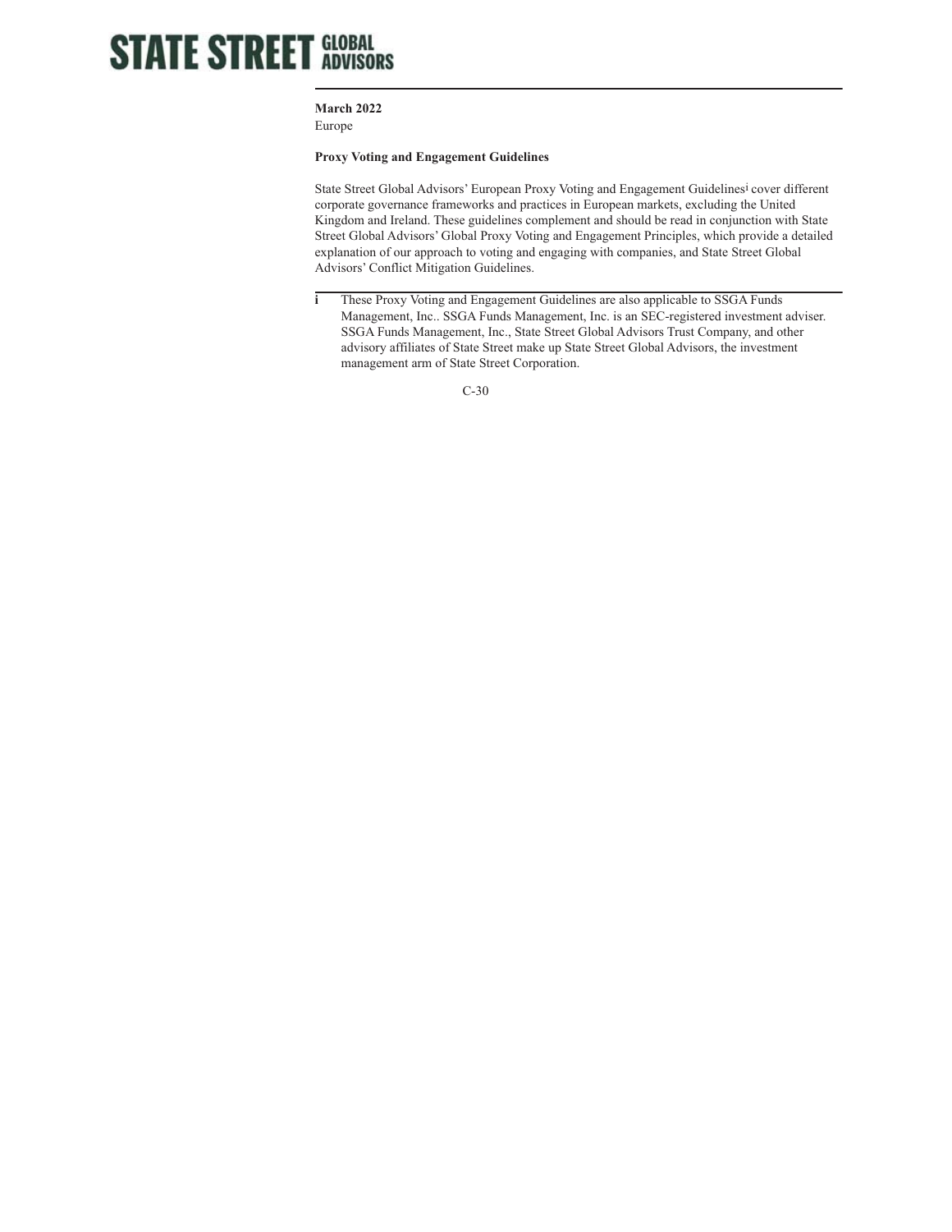**STATE STREET GLOBAL ADVISORS**

**March 2022**
Europe

**Proxy Voting and Engagement Guidelines**

State Street Global Advisors' European Proxy Voting and Engagement Guidelines[i] cover different corporate governance frameworks and practices in European markets, excluding the United Kingdom and Ireland. These guidelines complement and should be read in conjunction with State Street Global Advisors' Global Proxy Voting and Engagement Principles, which provide a detailed explanation of our approach to voting and engaging with companies, and State Street Global Advisors' Conflict Mitigation Guidelines.

---

**i** These Proxy Voting and Engagement Guidelines are also applicable to SSGA Funds Management, Inc.. SSGA Funds Management, Inc. is an SEC-registered investment adviser. SSGA Funds Management, Inc., State Street Global Advisors Trust Company, and other advisory affiliates of State Street make up State Street Global Advisors, the investment management arm of State Street Corporation.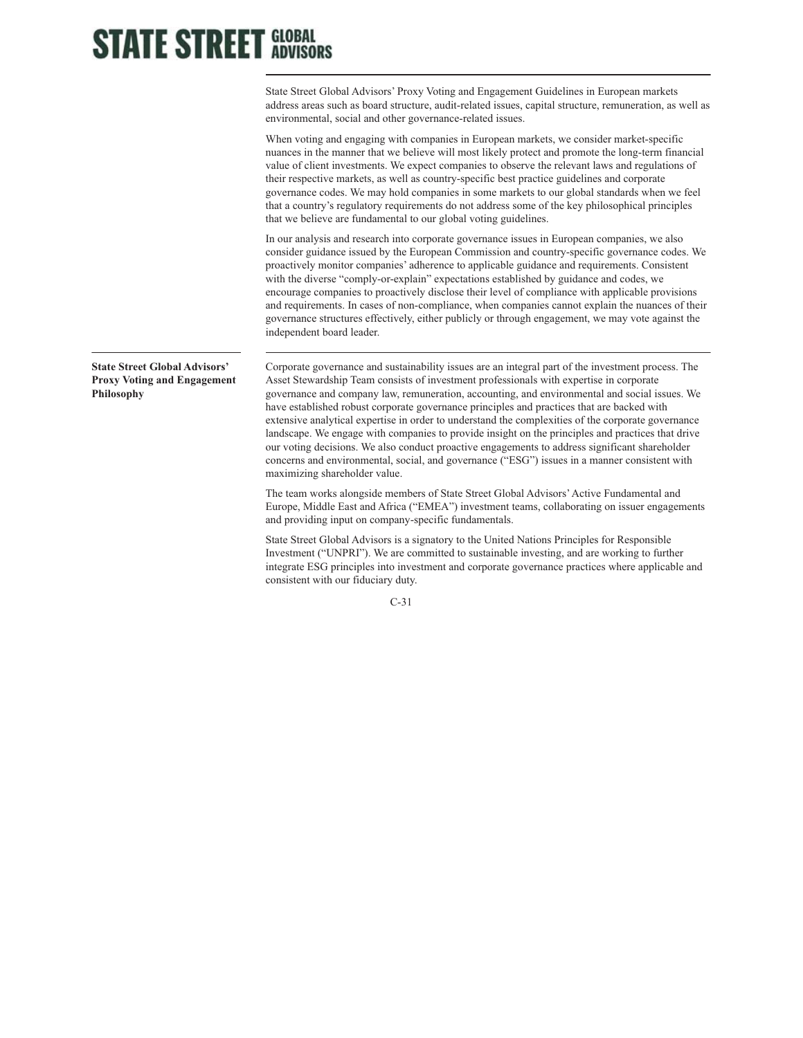State Street Global Advisors' Proxy Voting and Engagement Guidelines in European markets address areas such as board structure, audit-related issues, capital structure, remuneration, as well as environmental, social and other governance-related issues.

When voting and engaging with companies in European markets, we consider market-specific nuances in the manner that we believe will most likely protect and promote the long-term financial value of client investments. We expect companies to observe the relevant laws and regulations of their respective markets, as well as country-specific best practice guidelines and corporate governance codes. We may hold companies in some markets to our global standards when we feel that a country's regulatory requirements do not address some of the key philosophical principles that we believe are fundamental to our global voting guidelines.

In our analysis and research into corporate governance issues in European companies, we also consider guidance issued by the European Commission and country-specific governance codes. We proactively monitor companies' adherence to applicable guidance and requirements. Consistent with the diverse "comply-or-explain" expectations established by guidance and codes, we encourage companies to proactively disclose their level of compliance with applicable provisions and requirements. In cases of non-compliance, when companies cannot explain the nuances of their governance structures effectively, either publicly or through engagement, we may vote against the independent board leader.

## State Street Global Advisors' Proxy Voting and Engagement Philosophy

Corporate governance and sustainability issues are an integral part of the investment process. The Asset Stewardship Team consists of investment professionals with expertise in corporate governance and company law, remuneration, accounting, and environmental and social issues. We have established robust corporate governance principles and practices that are backed with extensive analytical expertise in order to understand the complexities of the corporate governance landscape. We engage with companies to provide insight on the principles and practices that drive our voting decisions. We also conduct proactive engagements to address significant shareholder concerns and environmental, social, and governance ("ESG") issues in a manner consistent with maximizing shareholder value.

The team works alongside members of State Street Global Advisors' Active Fundamental and Europe, Middle East and Africa ("EMEA") investment teams, collaborating on issuer engagements and providing input on company-specific fundamentals.

State Street Global Advisors is a signatory to the United Nations Principles for Responsible Investment ("UNPRI"). We are committed to sustainable investing, and are working to further integrate ESG principles into investment and corporate governance practices where applicable and consistent with our fiduciary duty.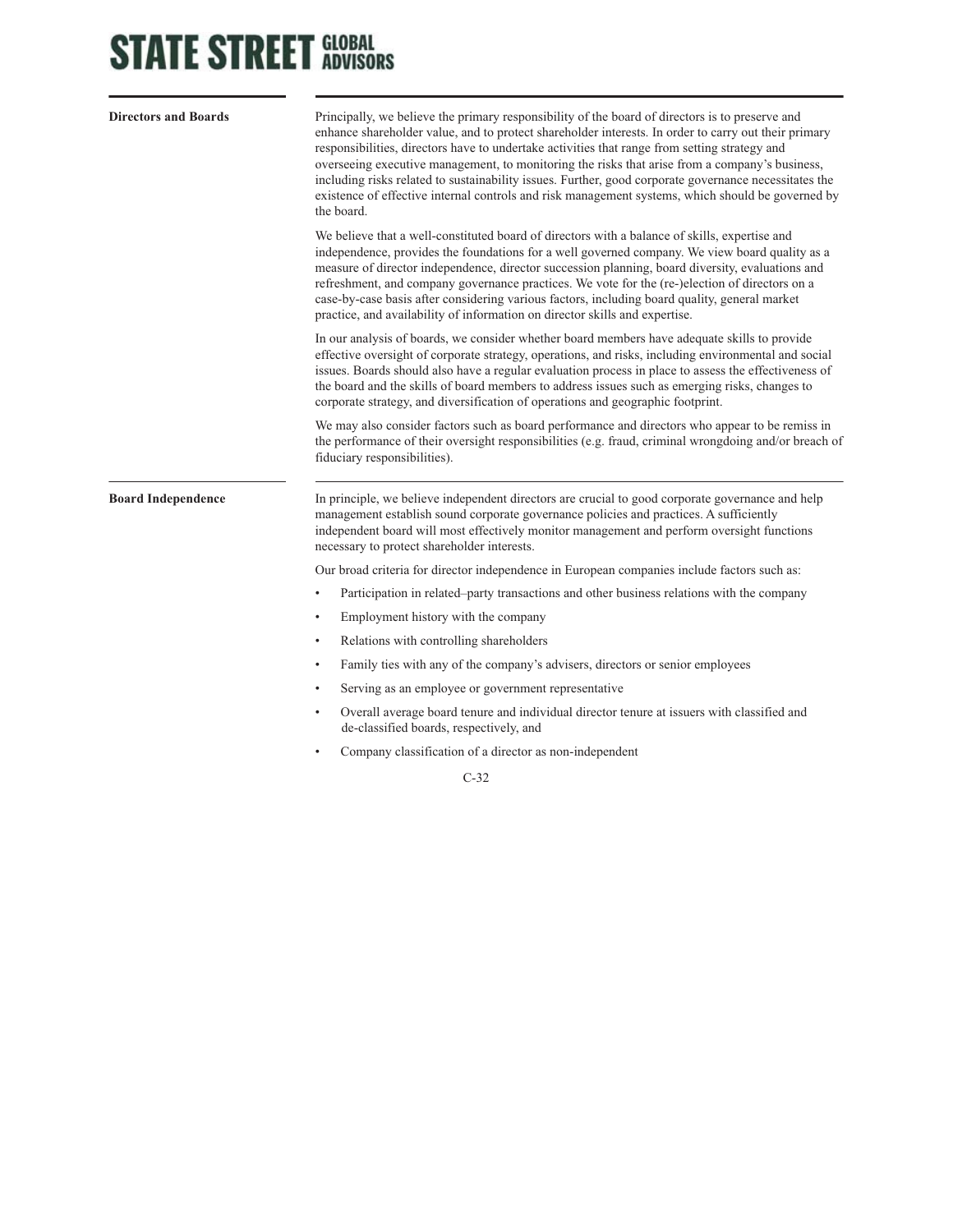### Directors and Boards

Principally, we believe the primary responsibility of the board of directors is to preserve and enhance shareholder value, and to protect shareholder interests. In order to carry out their primary responsibilities, directors have to undertake activities that range from setting strategy and overseeing executive management, to monitoring the risks that arise from a company's business, including risks related to sustainability issues. Further, good corporate governance necessitates the existence of effective internal controls and risk management systems, which should be governed by the board.

We believe that a well-constituted board of directors with a balance of skills, expertise and independence, provides the foundations for a well governed company. We view board quality as a measure of director independence, director succession planning, board diversity, evaluations and refreshment, and company governance practices. We vote for the (re-)election of directors on a case-by-case basis after considering various factors, including board quality, general market practice, and availability of information on director skills and expertise.

In our analysis of boards, we consider whether board members have adequate skills to provide effective oversight of corporate strategy, operations, and risks, including environmental and social issues. Boards should also have a regular evaluation process in place to assess the effectiveness of the board and the skills of board members to address issues such as emerging risks, changes to corporate strategy, and diversification of operations and geographic footprint.

We may also consider factors such as board performance and directors who appear to be remiss in the performance of their oversight responsibilities (e.g. fraud, criminal wrongdoing and/or breach of fiduciary responsibilities).

### Board Independence

In principle, we believe independent directors are crucial to good corporate governance and help management establish sound corporate governance policies and practices. A sufficiently independent board will most effectively monitor management and perform oversight functions necessary to protect shareholder interests.

Our broad criteria for director independence in European companies include factors such as:

- Participation in related–party transactions and other business relations with the company
- Employment history with the company
- Relations with controlling shareholders
- Family ties with any of the company's advisers, directors or senior employees
- Serving as an employee or government representative
- Overall average board tenure and individual director tenure at issuers with classified and de-classified boards, respectively, and
- Company classification of a director as non-independent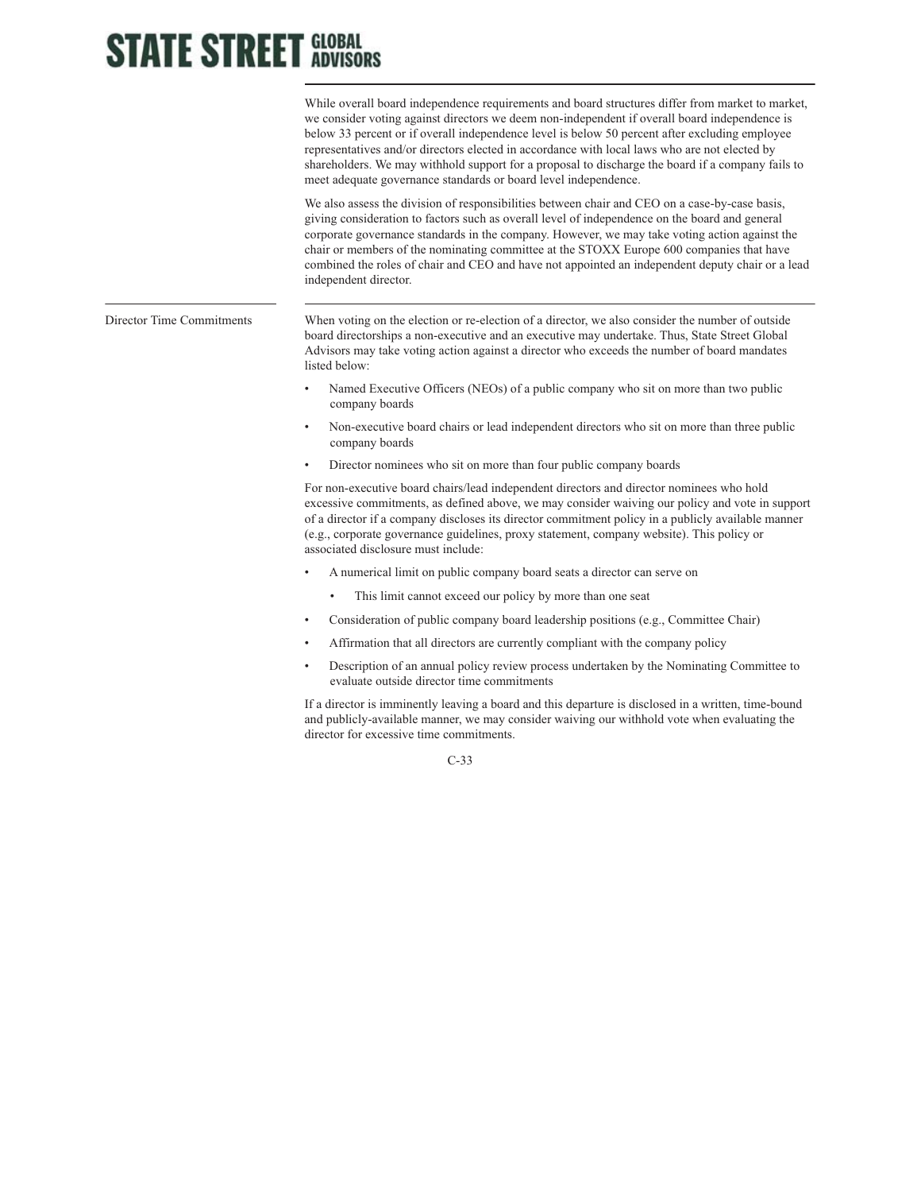While overall board independence requirements and board structures differ from market to market, we consider voting against directors we deem non-independent if overall board independence is below 33 percent or if overall independence level is below 50 percent after excluding employee representatives and/or directors elected in accordance with local laws who are not elected by shareholders. We may withhold support for a proposal to discharge the board if a company fails to meet adequate governance standards or board level independence.

We also assess the division of responsibilities between chair and CEO on a case-by-case basis, giving consideration to factors such as overall level of independence on the board and general corporate governance standards in the company. However, we may take voting action against the chair or members of the nominating committee at the STOXX Europe 600 companies that have combined the roles of chair and CEO and have not appointed an independent deputy chair or a lead independent director.

## Director Time Commitments

When voting on the election or re-election of a director, we also consider the number of outside board directorships a non-executive and an executive may undertake. Thus, State Street Global Advisors may take voting action against a director who exceeds the number of board mandates listed below:

- Named Executive Officers (NEOs) of a public company who sit on more than two public company boards
- Non-executive board chairs or lead independent directors who sit on more than three public company boards
- Director nominees who sit on more than four public company boards

For non-executive board chairs/lead independent directors and director nominees who hold excessive commitments, as defined above, we may consider waiving our policy and vote in support of a director if a company discloses its director commitment policy in a publicly available manner (e.g., corporate governance guidelines, proxy statement, company website). This policy or associated disclosure must include:

- A numerical limit on public company board seats a director can serve on
  - This limit cannot exceed our policy by more than one seat
- Consideration of public company board leadership positions (e.g., Committee Chair)
- Affirmation that all directors are currently compliant with the company policy
- Description of an annual policy review process undertaken by the Nominating Committee to evaluate outside director time commitments

If a director is imminently leaving a board and this departure is disclosed in a written, time-bound and publicly-available manner, we may consider waiving our withhold vote when evaluating the director for excessive time commitments.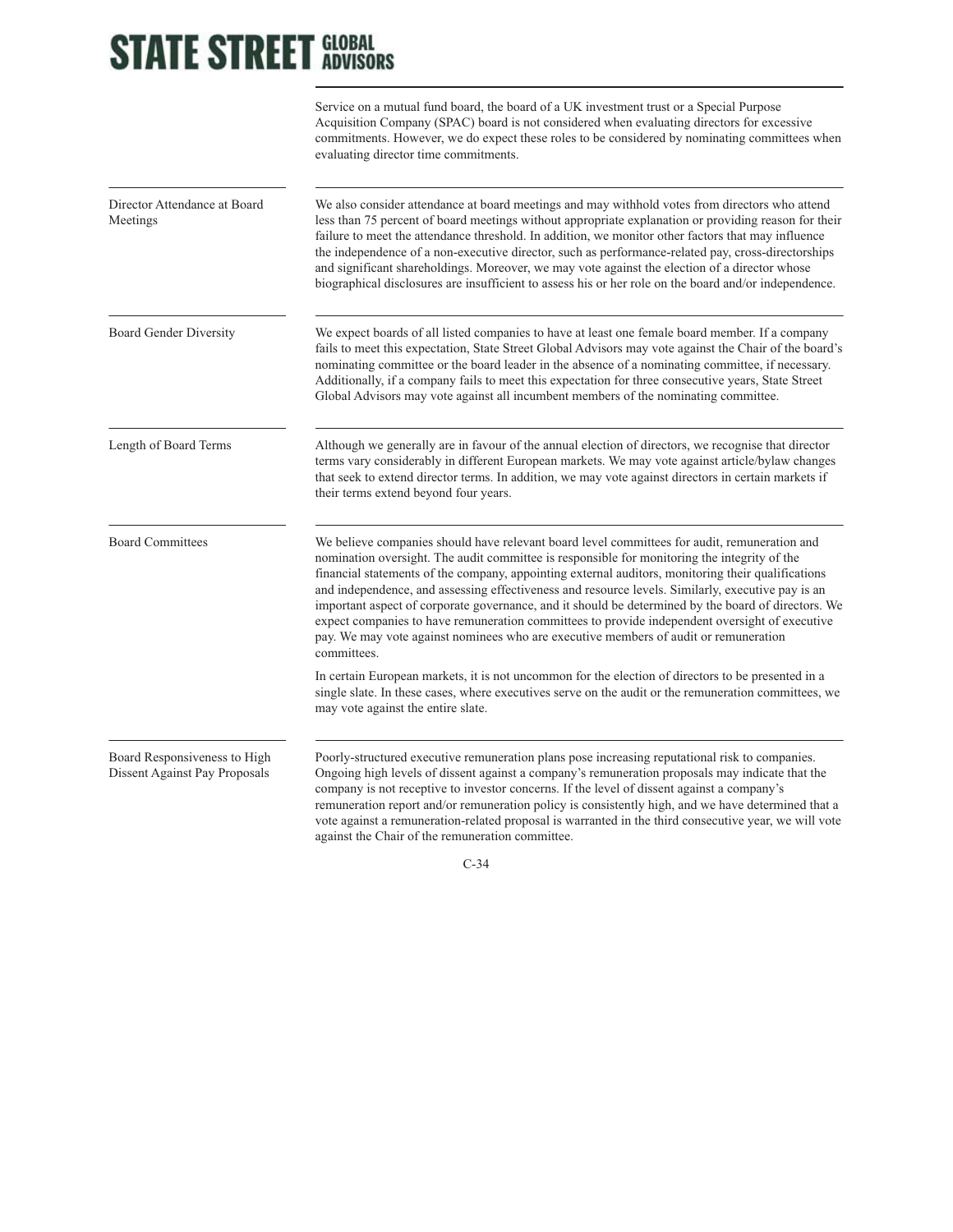Service on a mutual fund board, the board of a UK investment trust or a Special Purpose Acquisition Company (SPAC) board is not considered when evaluating directors for excessive commitments. However, we do expect these roles to be considered by nominating committees when evaluating director time commitments.

| | |
|---|---|
| Director Attendance at Board Meetings | We also consider attendance at board meetings and may withhold votes from directors who attend less than 75 percent of board meetings without appropriate explanation or providing reason for their failure to meet the attendance threshold. In addition, we monitor other factors that may influence the independence of a non-executive director, such as performance-related pay, cross-directorships and significant shareholdings. Moreover, we may vote against the election of a director whose biographical disclosures are insufficient to assess his or her role on the board and/or independence. |
| Board Gender Diversity | We expect boards of all listed companies to have at least one female board member. If a company fails to meet this expectation, State Street Global Advisors may vote against the Chair of the board's nominating committee or the board leader in the absence of a nominating committee, if necessary. Additionally, if a company fails to meet this expectation for three consecutive years, State Street Global Advisors may vote against all incumbent members of the nominating committee. |
| Length of Board Terms | Although we generally are in favour of the annual election of directors, we recognise that director terms vary considerably in different European markets. We may vote against article/bylaw changes that seek to extend director terms. In addition, we may vote against directors in certain markets if their terms extend beyond four years. |
| Board Committees | We believe companies should have relevant board level committees for audit, remuneration and nomination oversight. The audit committee is responsible for monitoring the integrity of the financial statements of the company, appointing external auditors, monitoring their qualifications and independence, and assessing effectiveness and resource levels. Similarly, executive pay is an important aspect of corporate governance, and it should be determined by the board of directors. We expect companies to have remuneration committees to provide independent oversight of executive pay. We may vote against nominees who are executive members of audit or remuneration committees.<br><br>In certain European markets, it is not uncommon for the election of directors to be presented in a single slate. In these cases, where executives serve on the audit or the remuneration committees, we may vote against the entire slate. |
| Board Responsiveness to High Dissent Against Pay Proposals | Poorly-structured executive remuneration plans pose increasing reputational risk to companies. Ongoing high levels of dissent against a company's remuneration proposals may indicate that the company is not receptive to investor concerns. If the level of dissent against a company's remuneration report and/or remuneration policy is consistently high, and we have determined that a vote against a remuneration-related proposal is warranted in the third consecutive year, we will vote against the Chair of the remuneration committee. |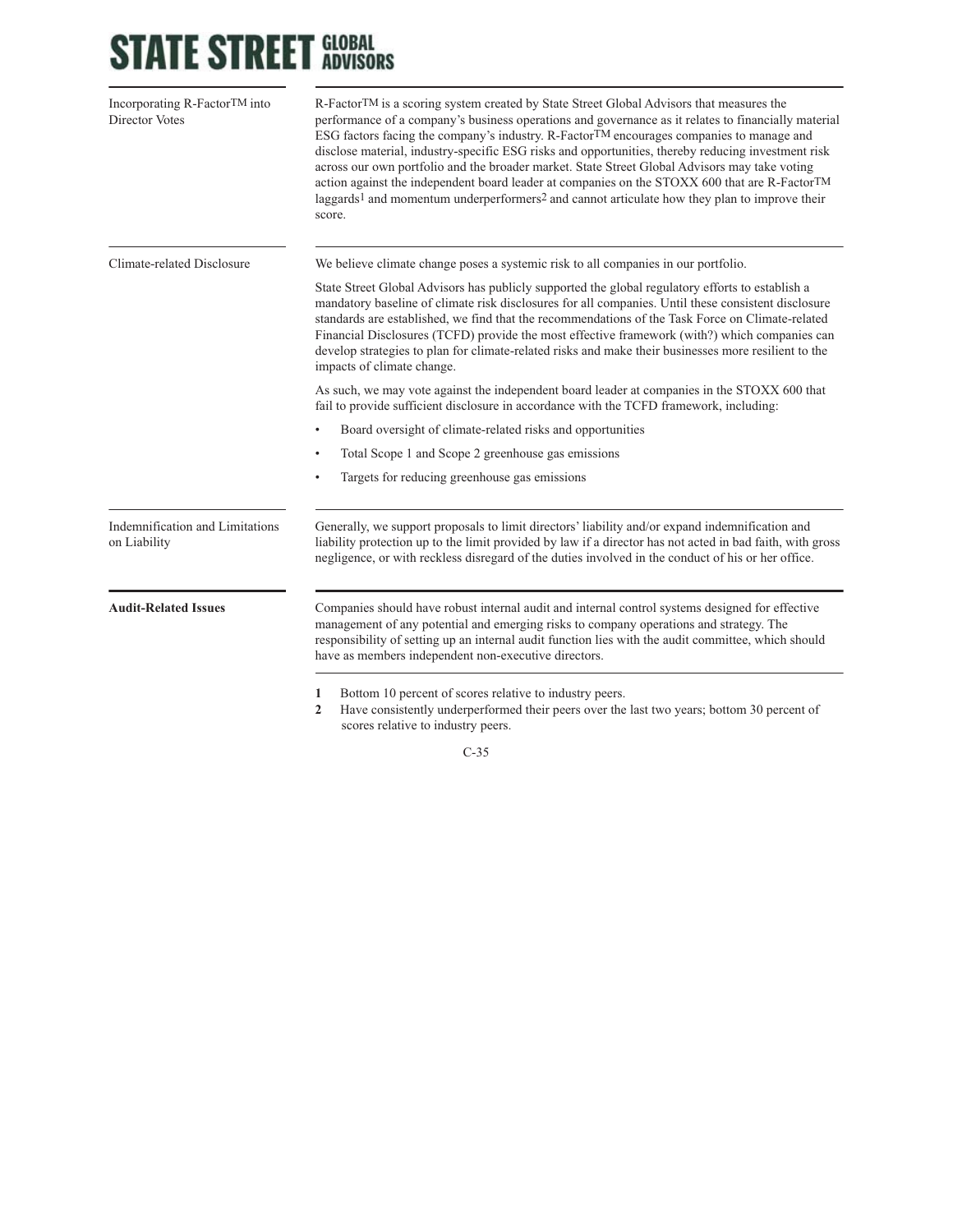| | |
|---|---|
| Incorporating R-Factor™ into Director Votes | R-Factor™ is a scoring system created by State Street Global Advisors that measures the performance of a company's business operations and governance as it relates to financially material ESG factors facing the company's industry. R-Factor™ encourages companies to manage and disclose material, industry-specific ESG risks and opportunities, thereby reducing investment risk across our own portfolio and the broader market. State Street Global Advisors may take voting action against the independent board leader at companies on the STOXX 600 that are R-Factor™ laggards[1] and momentum underperformers[2] and cannot articulate how they plan to improve their score. |
| Climate-related Disclosure | We believe climate change poses a systemic risk to all companies in our portfolio.<br><br>State Street Global Advisors has publicly supported the global regulatory efforts to establish a mandatory baseline of climate risk disclosures for all companies. Until these consistent disclosure standards are established, we find that the recommendations of the Task Force on Climate-related Financial Disclosures (TCFD) provide the most effective framework (with?) which companies can develop strategies to plan for climate-related risks and make their businesses more resilient to the impacts of climate change.<br><br>As such, we may vote against the independent board leader at companies in the STOXX 600 that fail to provide sufficient disclosure in accordance with the TCFD framework, including:<br><br>• Board oversight of climate-related risks and opportunities<br>• Total Scope 1 and Scope 2 greenhouse gas emissions<br>• Targets for reducing greenhouse gas emissions |
| Indemnification and Limitations on Liability | Generally, we support proposals to limit directors' liability and/or expand indemnification and liability protection up to the limit provided by law if a director has not acted in bad faith, with gross negligence, or with reckless disregard of the duties involved in the conduct of his or her office. |
| **Audit-Related Issues** | Companies should have robust internal audit and internal control systems designed for effective management of any potential and emerging risks to company operations and strategy. The responsibility of setting up an internal audit function lies with the audit committee, which should have as members independent non-executive directors. |

**1** Bottom 10 percent of scores relative to industry peers.

**2** Have consistently underperformed their peers over the last two years; bottom 30 percent of scores relative to industry peers.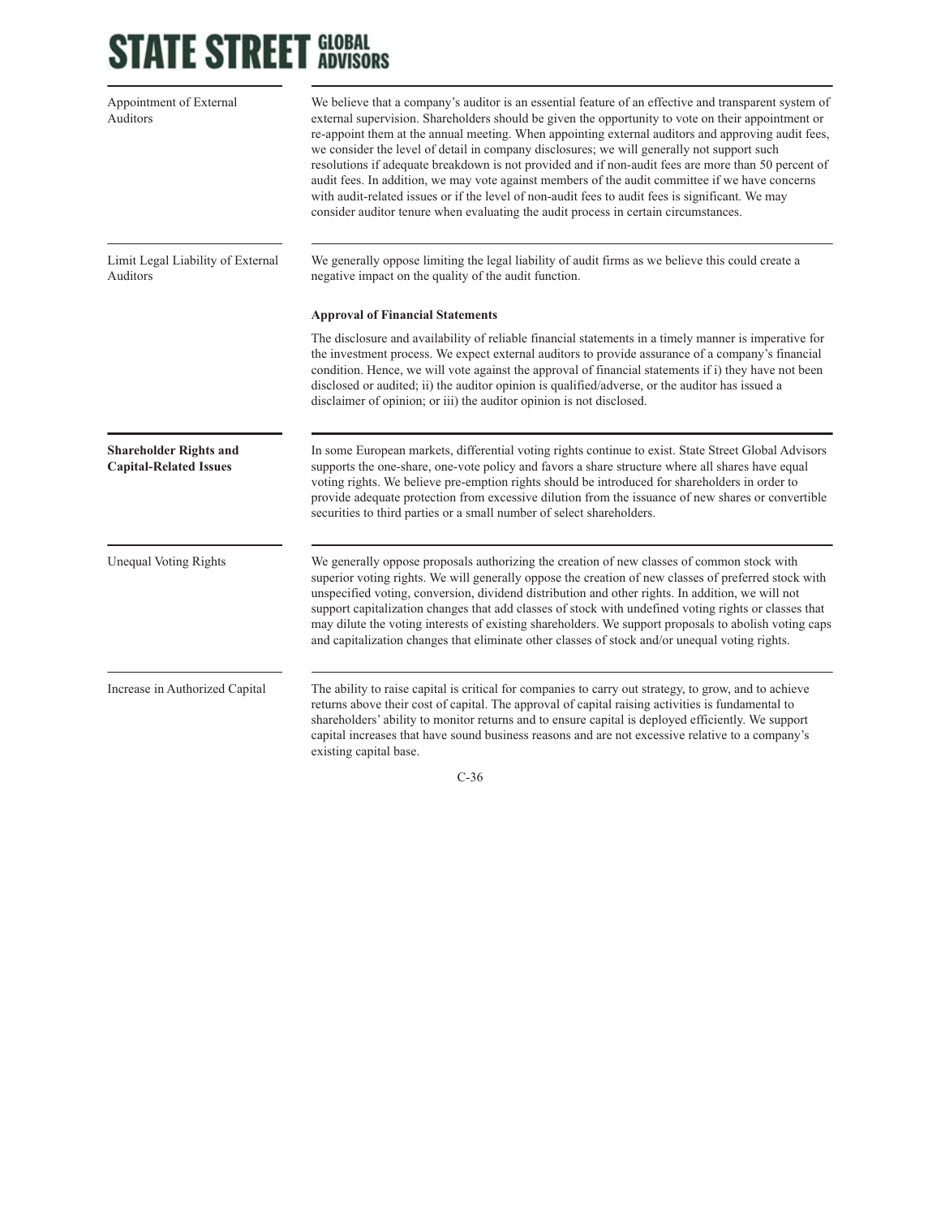**Appointment of External Auditors**

We believe that a company's auditor is an essential feature of an effective and transparent system of external supervision. Shareholders should be given the opportunity to vote on their appointment or re-appoint them at the annual meeting. When appointing external auditors and approving audit fees, we consider the level of detail in company disclosures; we will generally not support such resolutions if adequate breakdown is not provided and if non-audit fees are more than 50 percent of audit fees. In addition, we may vote against members of the audit committee if we have concerns with audit-related issues or if the level of non-audit fees to audit fees is significant. We may consider auditor tenure when evaluating the audit process in certain circumstances.

**Limit Legal Liability of External Auditors**

We generally oppose limiting the legal liability of audit firms as we believe this could create a negative impact on the quality of the audit function.

**Approval of Financial Statements**

The disclosure and availability of reliable financial statements in a timely manner is imperative for the investment process. We expect external auditors to provide assurance of a company's financial condition. Hence, we will vote against the approval of financial statements if i) they have not been disclosed or audited; ii) the auditor opinion is qualified/adverse, or the auditor has issued a disclaimer of opinion; or iii) the auditor opinion is not disclosed.

## Shareholder Rights and Capital-Related Issues

In some European markets, differential voting rights continue to exist. State Street Global Advisors supports the one-share, one-vote policy and favors a share structure where all shares have equal voting rights. We believe pre-emption rights should be introduced for shareholders in order to provide adequate protection from excessive dilution from the issuance of new shares or convertible securities to third parties or a small number of select shareholders.

**Unequal Voting Rights**

We generally oppose proposals authorizing the creation of new classes of common stock with superior voting rights. We will generally oppose the creation of new classes of preferred stock with unspecified voting, conversion, dividend distribution and other rights. In addition, we will not support capitalization changes that add classes of stock with undefined voting rights or classes that may dilute the voting interests of existing shareholders. We support proposals to abolish voting caps and capitalization changes that eliminate other classes of stock and/or unequal voting rights.

**Increase in Authorized Capital**

The ability to raise capital is critical for companies to carry out strategy, to grow, and to achieve returns above their cost of capital. The approval of capital raising activities is fundamental to shareholders' ability to monitor returns and to ensure capital is deployed efficiently. We support capital increases that have sound business reasons and are not excessive relative to a company's existing capital base.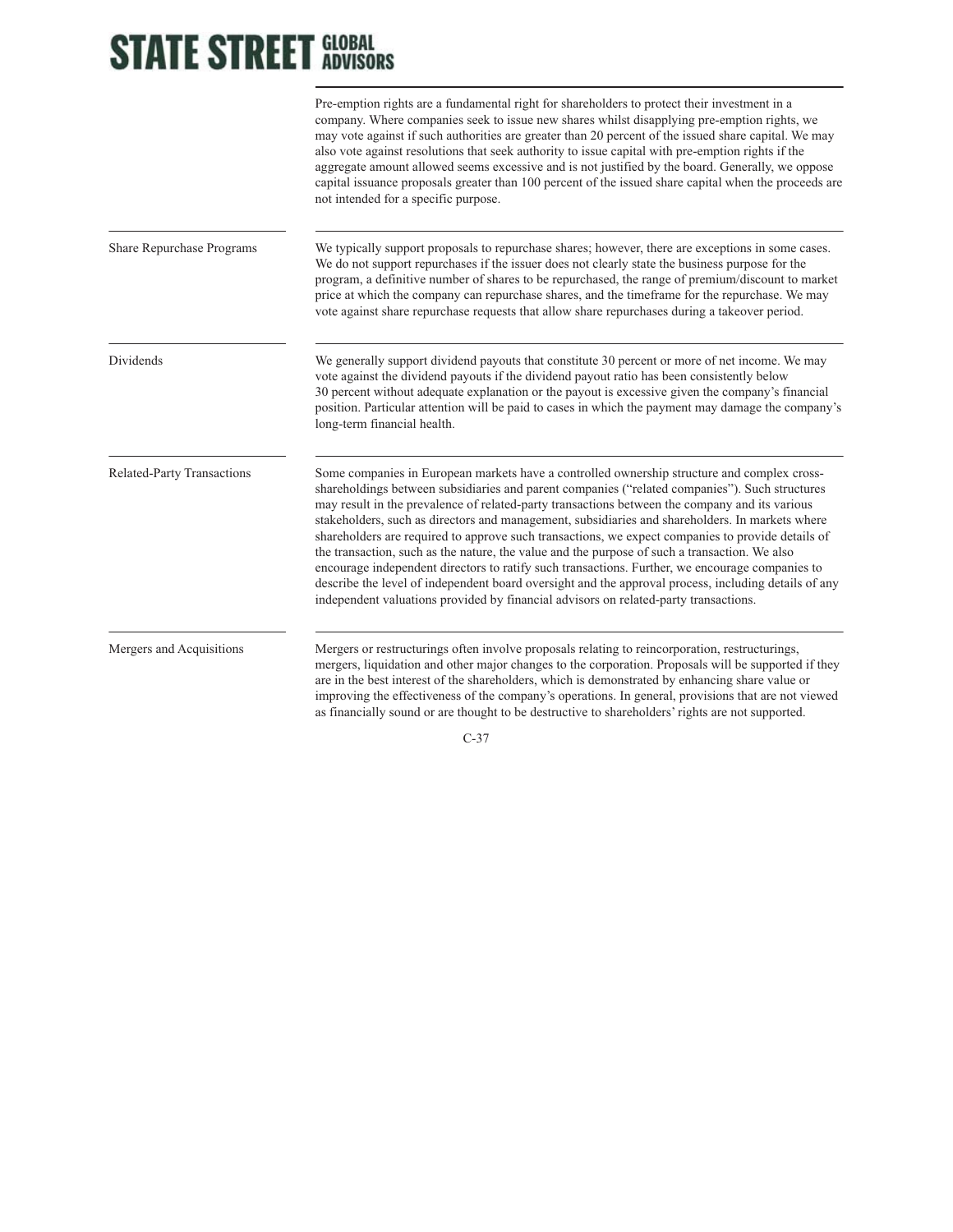| | |
|---|---|
| | Pre-emption rights are a fundamental right for shareholders to protect their investment in a company. Where companies seek to issue new shares whilst disapplying pre-emption rights, we may vote against if such authorities are greater than 20 percent of the issued share capital. We may also vote against resolutions that seek authority to issue capital with pre-emption rights if the aggregate amount allowed seems excessive and is not justified by the board. Generally, we oppose capital issuance proposals greater than 100 percent of the issued share capital when the proceeds are not intended for a specific purpose. |
| Share Repurchase Programs | We typically support proposals to repurchase shares; however, there are exceptions in some cases. We do not support repurchases if the issuer does not clearly state the business purpose for the program, a definitive number of shares to be repurchased, the range of premium/discount to market price at which the company can repurchase shares, and the timeframe for the repurchase. We may vote against share repurchase requests that allow share repurchases during a takeover period. |
| Dividends | We generally support dividend payouts that constitute 30 percent or more of net income. We may vote against the dividend payouts if the dividend payout ratio has been consistently below 30 percent without adequate explanation or the payout is excessive given the company's financial position. Particular attention will be paid to cases in which the payment may damage the company's long-term financial health. |
| Related-Party Transactions | Some companies in European markets have a controlled ownership structure and complex cross-shareholdings between subsidiaries and parent companies ("related companies"). Such structures may result in the prevalence of related-party transactions between the company and its various stakeholders, such as directors and management, subsidiaries and shareholders. In markets where shareholders are required to approve such transactions, we expect companies to provide details of the transaction, such as the nature, the value and the purpose of such a transaction. We also encourage independent directors to ratify such transactions. Further, we encourage companies to describe the level of independent board oversight and the approval process, including details of any independent valuations provided by financial advisors on related-party transactions. |
| Mergers and Acquisitions | Mergers or restructurings often involve proposals relating to reincorporation, restructurings, mergers, liquidation and other major changes to the corporation. Proposals will be supported if they are in the best interest of the shareholders, which is demonstrated by enhancing share value or improving the effectiveness of the company's operations. In general, provisions that are not viewed as financially sound or are thought to be destructive to shareholders' rights are not supported. |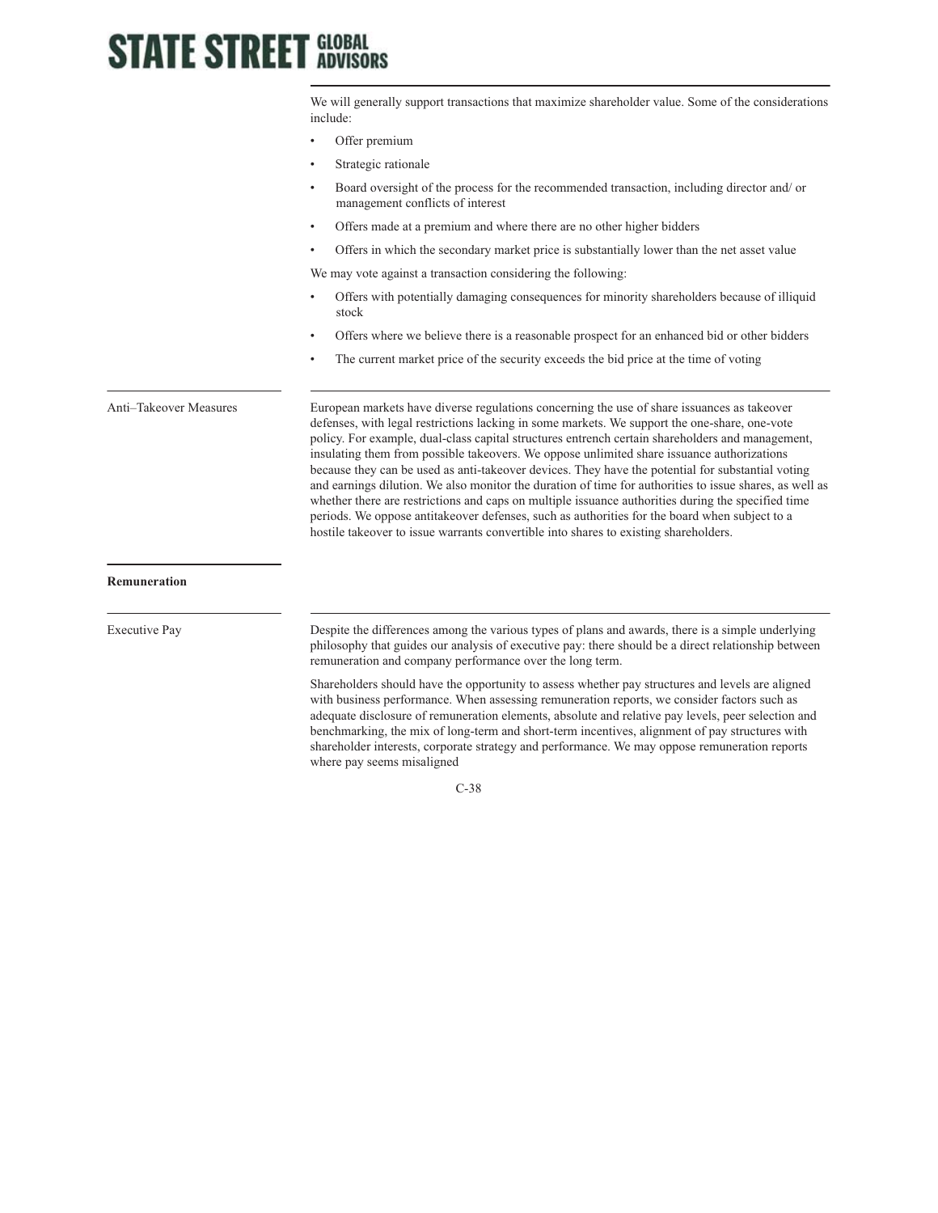We will generally support transactions that maximize shareholder value. Some of the considerations include:

- Offer premium
- Strategic rationale
- Board oversight of the process for the recommended transaction, including director and/ or management conflicts of interest
- Offers made at a premium and where there are no other higher bidders
- Offers in which the secondary market price is substantially lower than the net asset value

We may vote against a transaction considering the following:

- Offers with potentially damaging consequences for minority shareholders because of illiquid stock
- Offers where we believe there is a reasonable prospect for an enhanced bid or other bidders
- The current market price of the security exceeds the bid price at the time of voting

### Anti–Takeover Measures

European markets have diverse regulations concerning the use of share issuances as takeover defenses, with legal restrictions lacking in some markets. We support the one-share, one-vote policy. For example, dual-class capital structures entrench certain shareholders and management, insulating them from possible takeovers. We oppose unlimited share issuance authorizations because they can be used as anti-takeover devices. They have the potential for substantial voting and earnings dilution. We also monitor the duration of time for authorities to issue shares, as well as whether there are restrictions and caps on multiple issuance authorities during the specified time periods. We oppose antitakeover defenses, such as authorities for the board when subject to a hostile takeover to issue warrants convertible into shares to existing shareholders.

## Remuneration

### Executive Pay

Despite the differences among the various types of plans and awards, there is a simple underlying philosophy that guides our analysis of executive pay: there should be a direct relationship between remuneration and company performance over the long term.

Shareholders should have the opportunity to assess whether pay structures and levels are aligned with business performance. When assessing remuneration reports, we consider factors such as adequate disclosure of remuneration elements, absolute and relative pay levels, peer selection and benchmarking, the mix of long-term and short-term incentives, alignment of pay structures with shareholder interests, corporate strategy and performance. We may oppose remuneration reports where pay seems misaligned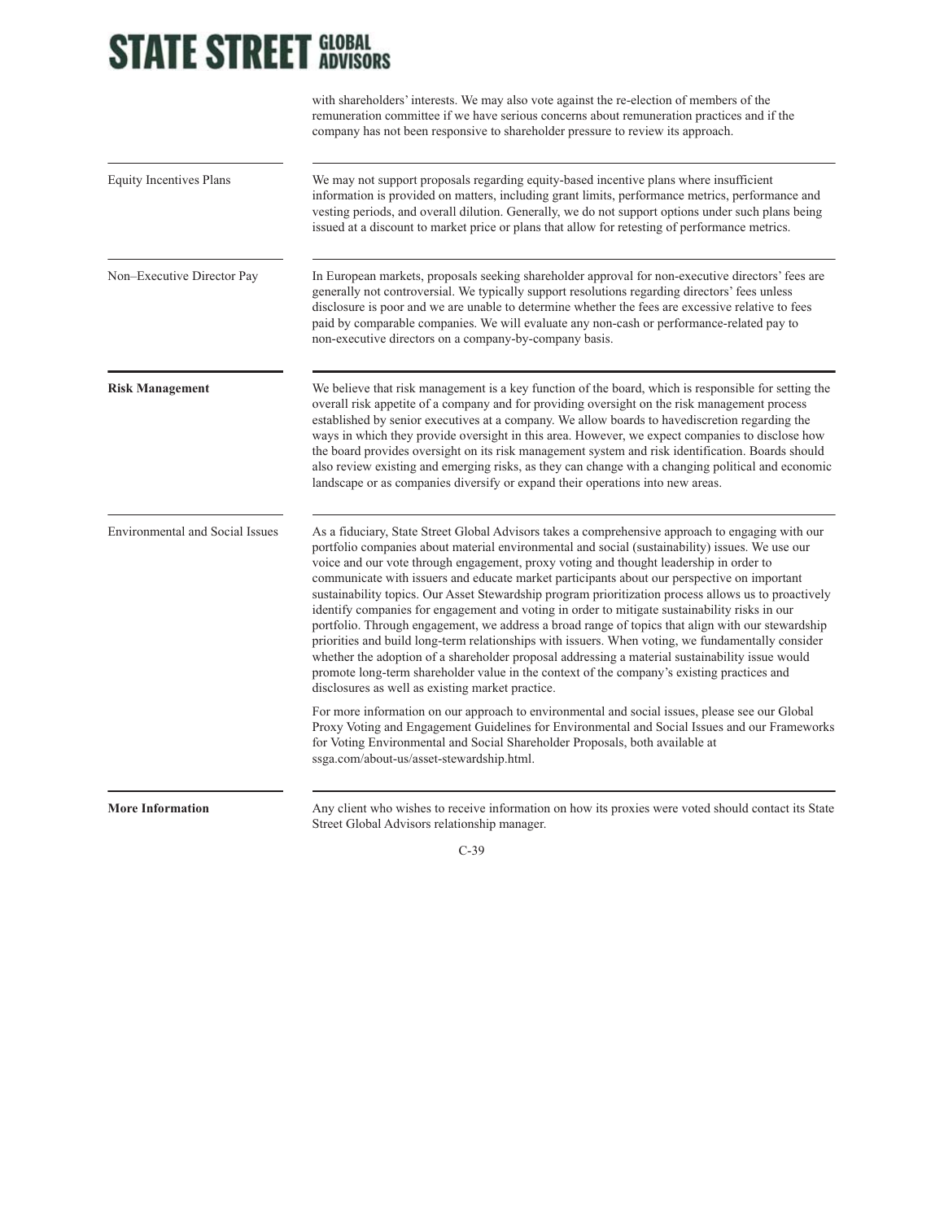with shareholders' interests. We may also vote against the re-election of members of the remuneration committee if we have serious concerns about remuneration practices and if the company has not been responsive to shareholder pressure to review its approach.

| | |
|---|---|
| Equity Incentives Plans | We may not support proposals regarding equity-based incentive plans where insufficient information is provided on matters, including grant limits, performance metrics, performance and vesting periods, and overall dilution. Generally, we do not support options under such plans being issued at a discount to market price or plans that allow for retesting of performance metrics. |
| Non–Executive Director Pay | In European markets, proposals seeking shareholder approval for non-executive directors' fees are generally not controversial. We typically support resolutions regarding directors' fees unless disclosure is poor and we are unable to determine whether the fees are excessive relative to fees paid by comparable companies. We will evaluate any non-cash or performance-related pay to non-executive directors on a company-by-company basis. |

**Risk Management**

We believe that risk management is a key function of the board, which is responsible for setting the overall risk appetite of a company and for providing oversight on the risk management process established by senior executives at a company. We allow boards to havediscretion regarding the ways in which they provide oversight in this area. However, we expect companies to disclose how the board provides oversight on its risk management system and risk identification. Boards should also review existing and emerging risks, as they can change with a changing political and economic landscape or as companies diversify or expand their operations into new areas.

**Environmental and Social Issues**

As a fiduciary, State Street Global Advisors takes a comprehensive approach to engaging with our portfolio companies about material environmental and social (sustainability) issues. We use our voice and our vote through engagement, proxy voting and thought leadership in order to communicate with issuers and educate market participants about our perspective on important sustainability topics. Our Asset Stewardship program prioritization process allows us to proactively identify companies for engagement and voting in order to mitigate sustainability risks in our portfolio. Through engagement, we address a broad range of topics that align with our stewardship priorities and build long-term relationships with issuers. When voting, we fundamentally consider whether the adoption of a shareholder proposal addressing a material sustainability issue would promote long-term shareholder value in the context of the company's existing practices and disclosures as well as existing market practice.

For more information on our approach to environmental and social issues, please see our Global Proxy Voting and Engagement Guidelines for Environmental and Social Issues and our Frameworks for Voting Environmental and Social Shareholder Proposals, both available at ssga.com/about-us/asset-stewardship.html.

**More Information**

Any client who wishes to receive information on how its proxies were voted should contact its State Street Global Advisors relationship manager.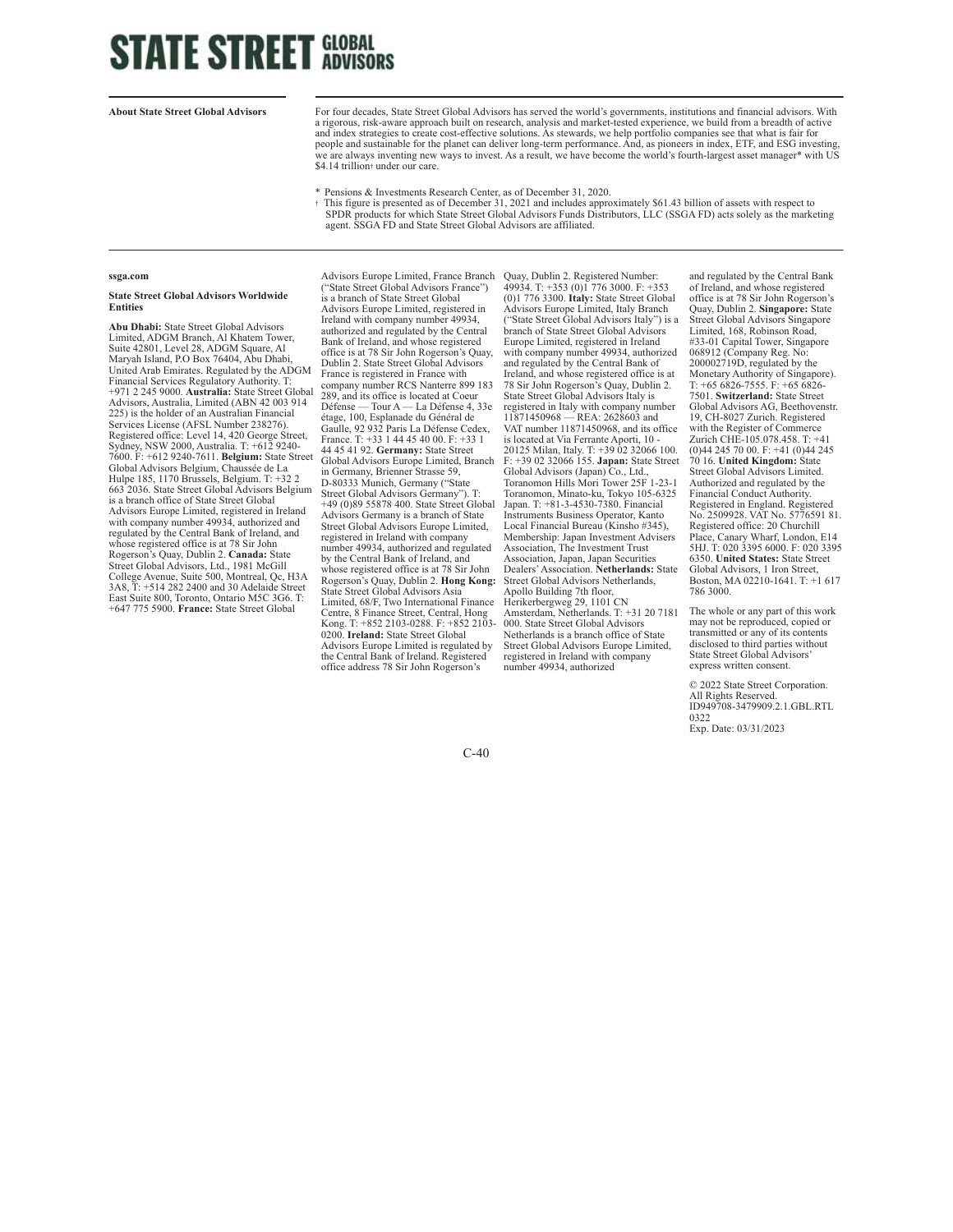# STATE STREET GLOBAL ADVISORS

**About State Street Global Advisors**

For four decades, State Street Global Advisors has served the world's governments, institutions and financial advisors. With a rigorous, risk-aware approach built on research, analysis and market-tested experience, we build from a breadth of active and index strategies to create cost-effective solutions. As stewards, we help portfolio companies see that what is fair for people and sustainable for the planet can deliver long-term performance. And, as pioneers in index, ETF, and ESG investing, we are always inventing new ways to invest. As a result, we have become the world's fourth-largest asset manager* with US $4.14 trillion† under our care.

\* Pensions & Investments Research Center, as of December 31, 2020.

† This figure is presented as of December 31, 2021 and includes approximately $61.43 billion of assets with respect to SPDR products for which State Street Global Advisors Funds Distributors, LLC (SSGA FD) acts solely as the marketing agent. SSGA FD and State Street Global Advisors are affiliated.

**ssga.com**

**State Street Global Advisors Worldwide Entities**

**Abu Dhabi:** State Street Global Advisors Limited, ADGM Branch, Al Khatem Tower, Suite 42801, Level 28, ADGM Square, Al Maryah Island, P.O Box 76404, Abu Dhabi, United Arab Emirates. Regulated by the ADGM Financial Services Regulatory Authority. T: +971 2 245 9000. **Australia:** State Street Global Advisors, Australia, Limited (ABN 42 003 914 225) is the holder of an Australian Financial Services License (AFSL Number 238276). Registered office: Level 14, 420 George Street, Sydney, NSW 2000, Australia. T: +612 9240-7600. F: +612 9240-7611. **Belgium:** State Street Global Advisors Belgium, Chaussée de La Hulpe 185, 1170 Brussels, Belgium. T: +32 2 663 2036. State Street Global Advisors Belgium is a branch office of State Street Global Advisors Europe Limited, registered in Ireland with company number 49934, authorized and regulated by the Central Bank of Ireland, and whose registered office is at 78 Sir John Rogerson's Quay, Dublin 2. **Canada:** State Street Global Advisors, Ltd., 1981 McGill College Avenue, Suite 500, Montreal, Qc, H3A 3A8, T: +514 282 2400 and 30 Adelaide Street East Suite 800, Toronto, Ontario M5C 3G6. T: +647 775 5900. **France:** State Street Global Advisors Europe Limited, France Branch ("State Street Global Advisors France") is a branch of State Street Global Advisors Europe Limited, registered in Ireland with company number 49934, authorized and regulated by the Central Bank of Ireland, and whose registered office is at 78 Sir John Rogerson's Quay, Dublin 2. State Street Global Advisors France is registered in France with company number RCS Nanterre 899 183 289, and its office is located at Coeur Défense — Tour A — La Défense 4, 33e étage, 100, Esplanade du Général de Gaulle, 92 932 Paris La Défense Cedex, France. T: +33 1 44 45 40 00. F: +33 1 44 45 41 92. **Germany:** State Street Global Advisors Europe Limited, Branch in Germany, Brienner Strasse 59, D-80333 Munich, Germany ("State Street Global Advisors Germany"). T: +49 (0)89 55878 400. State Street Global Advisors Germany is a branch of State Street Global Advisors Europe Limited, registered in Ireland with company number 49934, authorized and regulated by the Central Bank of Ireland, and whose registered office is at 78 Sir John Rogerson's Quay, Dublin 2. **Hong Kong:** State Street Global Advisors Asia Limited, 68/F, Two International Finance Centre, 8 Finance Street, Central, Hong Kong. T: +852 2103-0288. F: +852 2103-0200. **Ireland:** State Street Global Advisors Europe Limited is regulated by the Central Bank of Ireland. Registered office address 78 Sir John Rogerson's Quay, Dublin 2. Registered Number: 49934. T: +353 (0)1 776 3000. F: +353 (0)1 776 3300. **Italy:** State Street Global Advisors Europe Limited, Italy Branch ("State Street Global Advisors Italy") is a branch of State Street Global Advisors Europe Limited, registered in Ireland with company number 49934, authorized and regulated by the Central Bank of Ireland, and whose registered office is at 78 Sir John Rogerson's Quay, Dublin 2. State Street Global Advisors Italy is registered in Italy with company number 11871450968 — REA: 2628603 and VAT number 11871450968, and its office is located at Via Ferrante Aporti, 10 - 20125 Milan, Italy. T: +39 02 32066 100. F: +39 02 32066 155. **Japan:** State Street Global Advisors (Japan) Co., Ltd., Toranomon Hills Mori Tower 25F 1-23-1 Toranomon, Minato-ku, Tokyo 105-6325 Japan. T: +81-3-4530-7380. Financial Instruments Business Operator, Kanto Local Financial Bureau (Kinsho #345), Membership: Japan Investment Advisers Association, The Investment Trust Association, Japan, Japan Securities Dealers' Association. **Netherlands:** State Street Global Advisors Netherlands, Apollo Building 7th floor, Herikerbergweg 29, 1101 CN Amsterdam, Netherlands. T: +31 20 7181 000. State Street Global Advisors Netherlands is a branch office of State Street Global Advisors Europe Limited, registered in Ireland with company number 49934, authorized and regulated by the Central Bank of Ireland, and whose registered office is at 78 Sir John Rogerson's Quay, Dublin 2. **Singapore:** State Street Global Advisors Singapore Limited, 168, Robinson Road, #33-01 Capital Tower, Singapore 068912 (Company Reg. No: 200002719D, regulated by the Monetary Authority of Singapore). T: +65 6826-7555. F: +65 6826-7501. **Switzerland:** State Street Global Advisors AG, Beethovenstr. 19, CH-8027 Zurich. Registered with the Register of Commerce Zurich CHE-105.078.458. T: +41 (0)44 245 70 00. F: +41 (0)44 245 70 16. **United Kingdom:** State Street Global Advisors Limited. Authorized and regulated by the Financial Conduct Authority. Registered in England. Registered No. 2509928. VAT No. 5776591 81. Registered office: 20 Churchill Place, Canary Wharf, London, E14 5HJ. T: 020 3395 6000. F: 020 3395 6350. **United States:** State Street Global Advisors, 1 Iron Street, Boston, MA 02210-1641. T: +1 617 786 3000.

The whole or any part of this work may not be reproduced, copied or transmitted or any of its contents disclosed to third parties without State Street Global Advisors' express written consent.

© 2022 State Street Corporation. All Rights Reserved. ID949708-3479909.2.1.GBL.RTL 0322
Exp. Date: 03/31/2023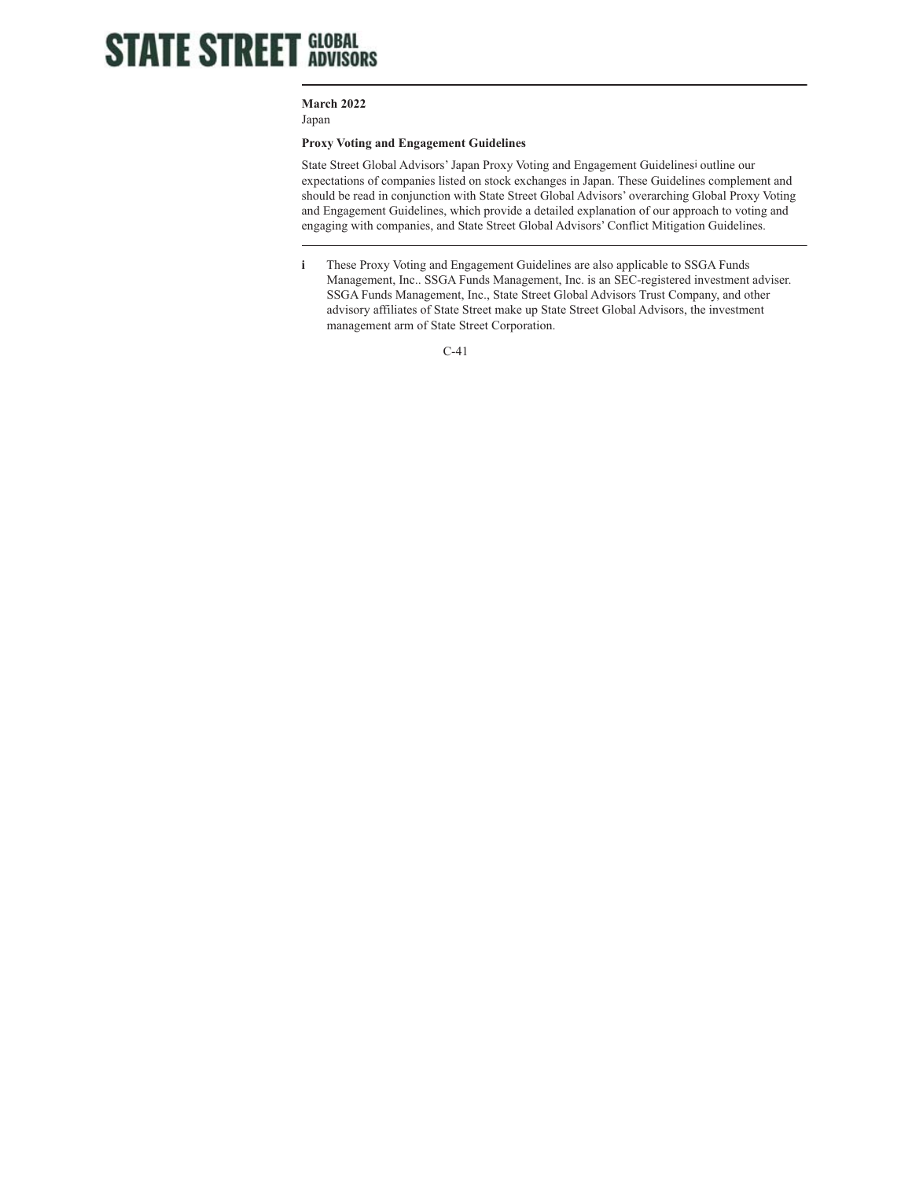**STATE STREET GLOBAL ADVISORS**

**March 2022**
Japan

**Proxy Voting and Engagement Guidelines**

State Street Global Advisors' Japan Proxy Voting and Engagement Guidelines[i] outline our expectations of companies listed on stock exchanges in Japan. These Guidelines complement and should be read in conjunction with State Street Global Advisors' overarching Global Proxy Voting and Engagement Guidelines, which provide a detailed explanation of our approach to voting and engaging with companies, and State Street Global Advisors' Conflict Mitigation Guidelines.

---

**i** These Proxy Voting and Engagement Guidelines are also applicable to SSGA Funds Management, Inc.. SSGA Funds Management, Inc. is an SEC-registered investment adviser. SSGA Funds Management, Inc., State Street Global Advisors Trust Company, and other advisory affiliates of State Street make up State Street Global Advisors, the investment management arm of State Street Corporation.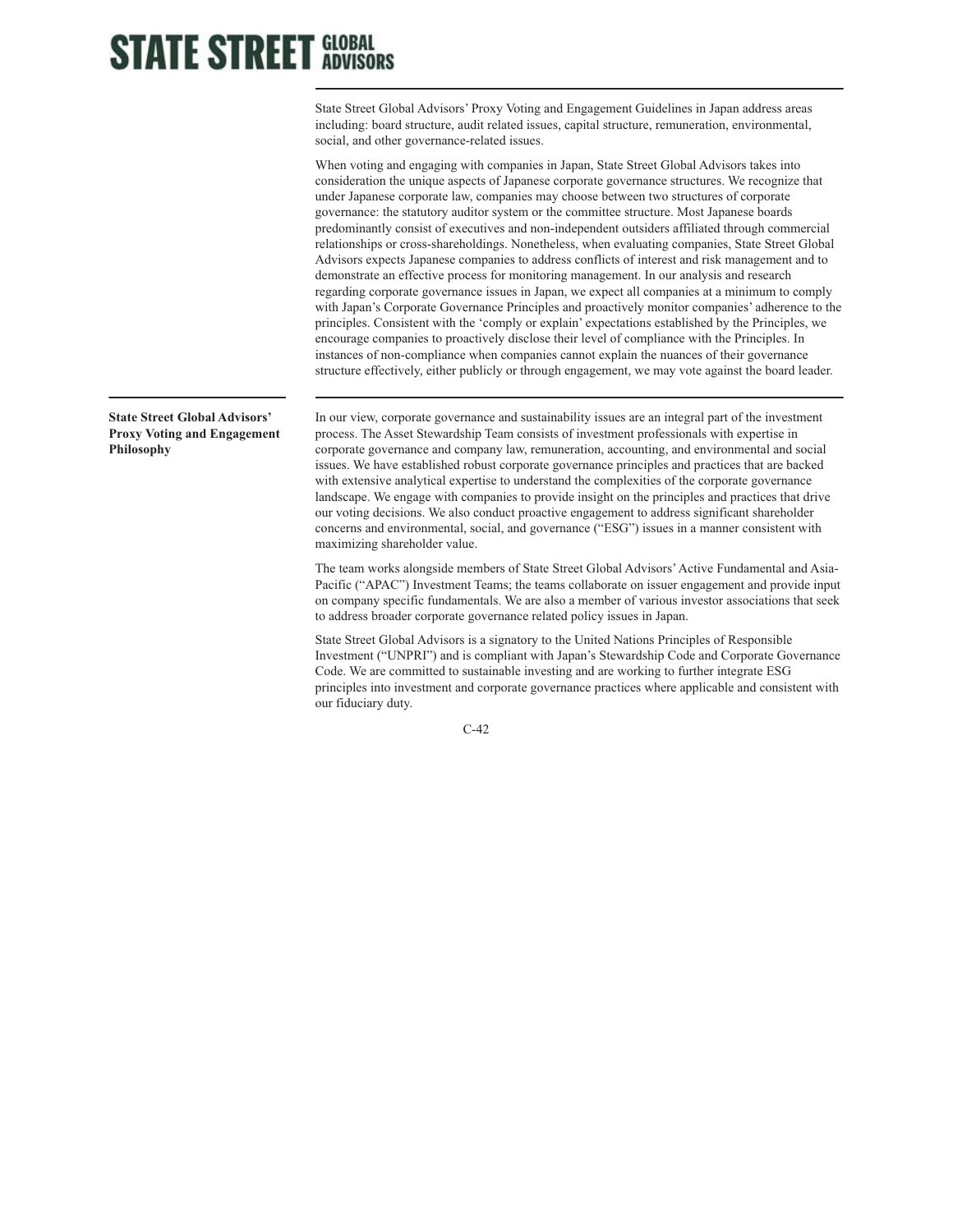State Street Global Advisors' Proxy Voting and Engagement Guidelines in Japan address areas including: board structure, audit related issues, capital structure, remuneration, environmental, social, and other governance-related issues.

When voting and engaging with companies in Japan, State Street Global Advisors takes into consideration the unique aspects of Japanese corporate governance structures. We recognize that under Japanese corporate law, companies may choose between two structures of corporate governance: the statutory auditor system or the committee structure. Most Japanese boards predominantly consist of executives and non-independent outsiders affiliated through commercial relationships or cross-shareholdings. Nonetheless, when evaluating companies, State Street Global Advisors expects Japanese companies to address conflicts of interest and risk management and to demonstrate an effective process for monitoring management. In our analysis and research regarding corporate governance issues in Japan, we expect all companies at a minimum to comply with Japan's Corporate Governance Principles and proactively monitor companies' adherence to the principles. Consistent with the 'comply or explain' expectations established by the Principles, we encourage companies to proactively disclose their level of compliance with the Principles. In instances of non-compliance when companies cannot explain the nuances of their governance structure effectively, either publicly or through engagement, we may vote against the board leader.

## State Street Global Advisors' Proxy Voting and Engagement Philosophy

In our view, corporate governance and sustainability issues are an integral part of the investment process. The Asset Stewardship Team consists of investment professionals with expertise in corporate governance and company law, remuneration, accounting, and environmental and social issues. We have established robust corporate governance principles and practices that are backed with extensive analytical expertise to understand the complexities of the corporate governance landscape. We engage with companies to provide insight on the principles and practices that drive our voting decisions. We also conduct proactive engagement to address significant shareholder concerns and environmental, social, and governance ("ESG") issues in a manner consistent with maximizing shareholder value.

The team works alongside members of State Street Global Advisors' Active Fundamental and Asia-Pacific ("APAC") Investment Teams; the teams collaborate on issuer engagement and provide input on company specific fundamentals. We are also a member of various investor associations that seek to address broader corporate governance related policy issues in Japan.

State Street Global Advisors is a signatory to the United Nations Principles of Responsible Investment ("UNPRI") and is compliant with Japan's Stewardship Code and Corporate Governance Code. We are committed to sustainable investing and are working to further integrate ESG principles into investment and corporate governance practices where applicable and consistent with our fiduciary duty.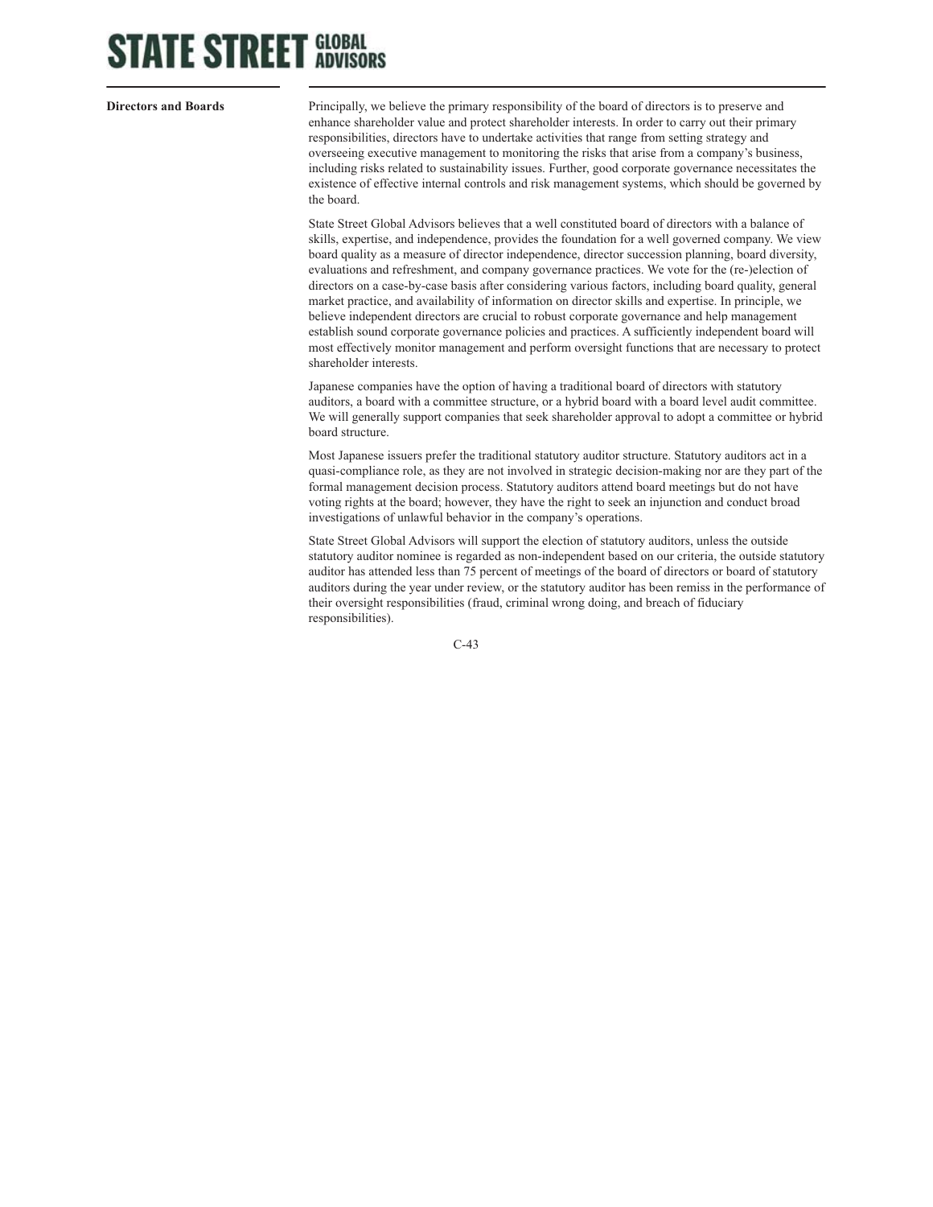**Directors and Boards**

Principally, we believe the primary responsibility of the board of directors is to preserve and enhance shareholder value and protect shareholder interests. In order to carry out their primary responsibilities, directors have to undertake activities that range from setting strategy and overseeing executive management to monitoring the risks that arise from a company's business, including risks related to sustainability issues. Further, good corporate governance necessitates the existence of effective internal controls and risk management systems, which should be governed by the board.

State Street Global Advisors believes that a well constituted board of directors with a balance of skills, expertise, and independence, provides the foundation for a well governed company. We view board quality as a measure of director independence, director succession planning, board diversity, evaluations and refreshment, and company governance practices. We vote for the (re-)election of directors on a case-by-case basis after considering various factors, including board quality, general market practice, and availability of information on director skills and expertise. In principle, we believe independent directors are crucial to robust corporate governance and help management establish sound corporate governance policies and practices. A sufficiently independent board will most effectively monitor management and perform oversight functions that are necessary to protect shareholder interests.

Japanese companies have the option of having a traditional board of directors with statutory auditors, a board with a committee structure, or a hybrid board with a board level audit committee. We will generally support companies that seek shareholder approval to adopt a committee or hybrid board structure.

Most Japanese issuers prefer the traditional statutory auditor structure. Statutory auditors act in a quasi-compliance role, as they are not involved in strategic decision-making nor are they part of the formal management decision process. Statutory auditors attend board meetings but do not have voting rights at the board; however, they have the right to seek an injunction and conduct broad investigations of unlawful behavior in the company's operations.

State Street Global Advisors will support the election of statutory auditors, unless the outside statutory auditor nominee is regarded as non-independent based on our criteria, the outside statutory auditor has attended less than 75 percent of meetings of the board of directors or board of statutory auditors during the year under review, or the statutory auditor has been remiss in the performance of their oversight responsibilities (fraud, criminal wrong doing, and breach of fiduciary responsibilities).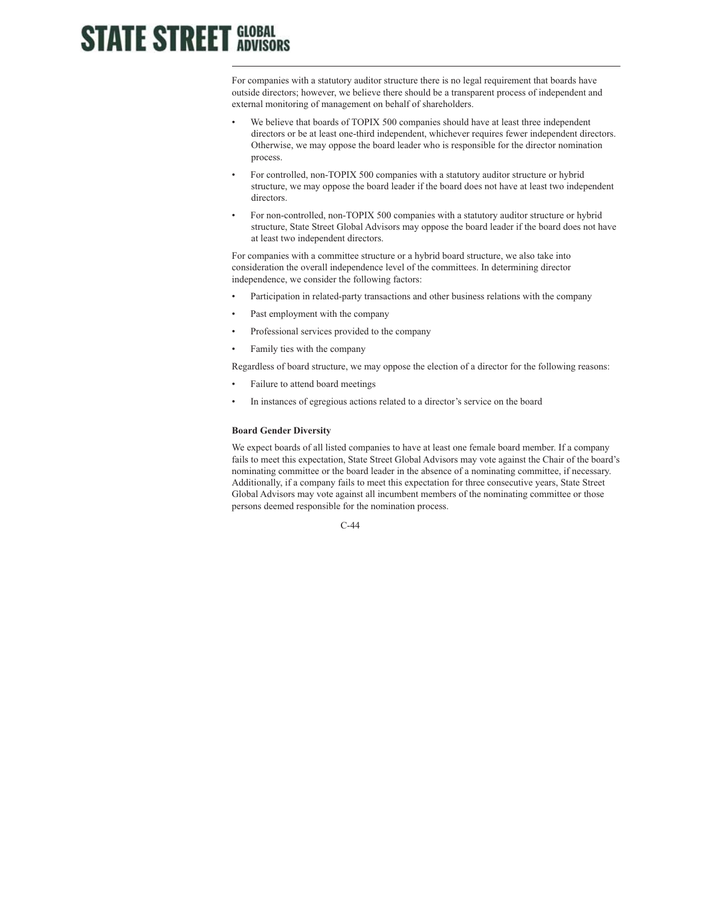For companies with a statutory auditor structure there is no legal requirement that boards have outside directors; however, we believe there should be a transparent process of independent and external monitoring of management on behalf of shareholders.

- We believe that boards of TOPIX 500 companies should have at least three independent directors or be at least one-third independent, whichever requires fewer independent directors. Otherwise, we may oppose the board leader who is responsible for the director nomination process.
- For controlled, non-TOPIX 500 companies with a statutory auditor structure or hybrid structure, we may oppose the board leader if the board does not have at least two independent directors.
- For non-controlled, non-TOPIX 500 companies with a statutory auditor structure or hybrid structure, State Street Global Advisors may oppose the board leader if the board does not have at least two independent directors.

For companies with a committee structure or a hybrid board structure, we also take into consideration the overall independence level of the committees. In determining director independence, we consider the following factors:

- Participation in related-party transactions and other business relations with the company
- Past employment with the company
- Professional services provided to the company
- Family ties with the company

Regardless of board structure, we may oppose the election of a director for the following reasons:

- Failure to attend board meetings
- In instances of egregious actions related to a director's service on the board

**Board Gender Diversity**

We expect boards of all listed companies to have at least one female board member. If a company fails to meet this expectation, State Street Global Advisors may vote against the Chair of the board's nominating committee or the board leader in the absence of a nominating committee, if necessary. Additionally, if a company fails to meet this expectation for three consecutive years, State Street Global Advisors may vote against all incumbent members of the nominating committee or those persons deemed responsible for the nomination process.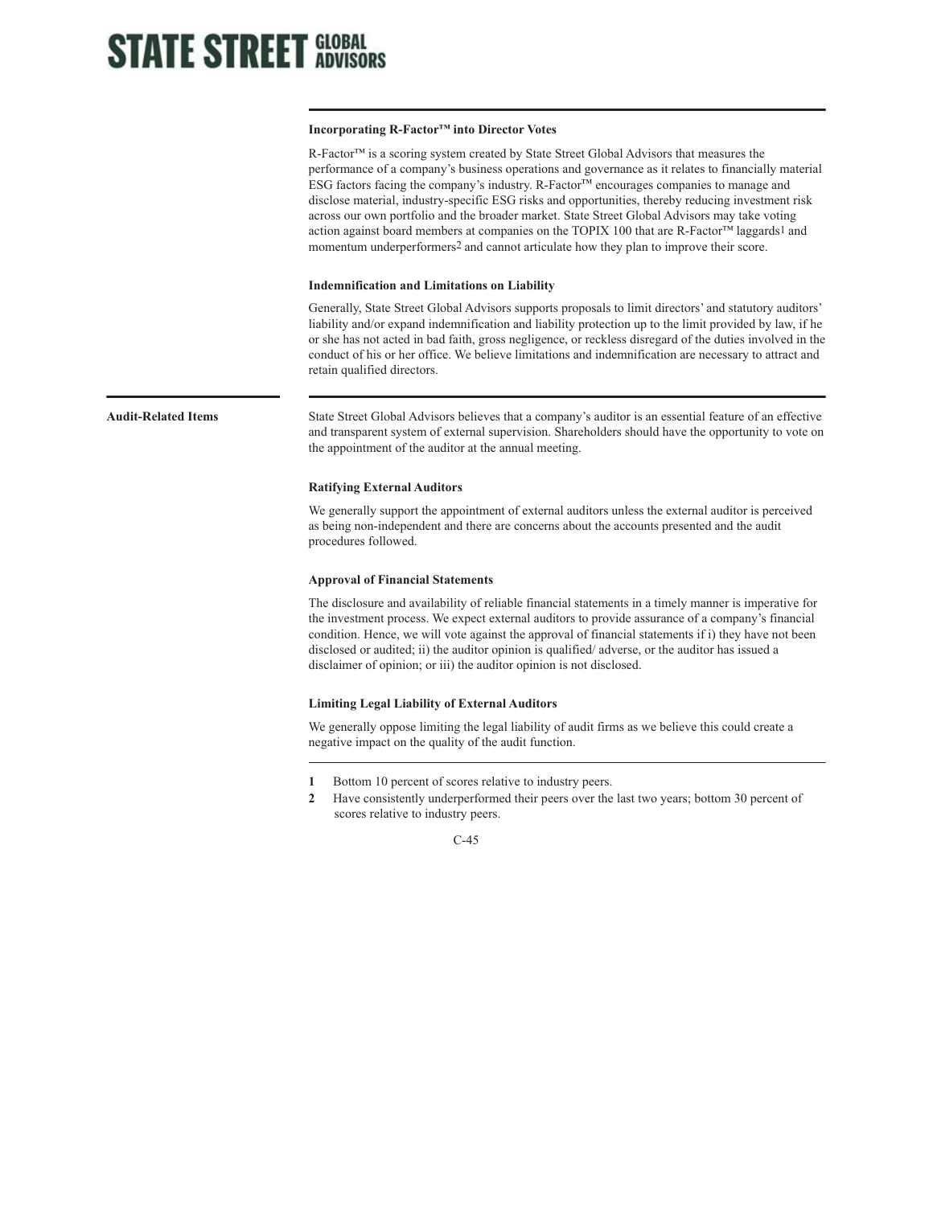### Incorporating R-Factor™ into Director Votes

R-Factor™ is a scoring system created by State Street Global Advisors that measures the performance of a company's business operations and governance as it relates to financially material ESG factors facing the company's industry. R-Factor™ encourages companies to manage and disclose material, industry-specific ESG risks and opportunities, thereby reducing investment risk across our own portfolio and the broader market. State Street Global Advisors may take voting action against board members at companies on the TOPIX 100 that are R-Factor™ laggards[1] and momentum underperformers[2] and cannot articulate how they plan to improve their score.

### Indemnification and Limitations on Liability

Generally, State Street Global Advisors supports proposals to limit directors' and statutory auditors' liability and/or expand indemnification and liability protection up to the limit provided by law, if he or she has not acted in bad faith, gross negligence, or reckless disregard of the duties involved in the conduct of his or her office. We believe limitations and indemnification are necessary to attract and retain qualified directors.

## Audit-Related Items

State Street Global Advisors believes that a company's auditor is an essential feature of an effective and transparent system of external supervision. Shareholders should have the opportunity to vote on the appointment of the auditor at the annual meeting.

### Ratifying External Auditors

We generally support the appointment of external auditors unless the external auditor is perceived as being non-independent and there are concerns about the accounts presented and the audit procedures followed.

### Approval of Financial Statements

The disclosure and availability of reliable financial statements in a timely manner is imperative for the investment process. We expect external auditors to provide assurance of a company's financial condition. Hence, we will vote against the approval of financial statements if i) they have not been disclosed or audited; ii) the auditor opinion is qualified/ adverse, or the auditor has issued a disclaimer of opinion; or iii) the auditor opinion is not disclosed.

### Limiting Legal Liability of External Auditors

We generally oppose limiting the legal liability of audit firms as we believe this could create a negative impact on the quality of the audit function.

---

**1** Bottom 10 percent of scores relative to industry peers.

**2** Have consistently underperformed their peers over the last two years; bottom 30 percent of scores relative to industry peers.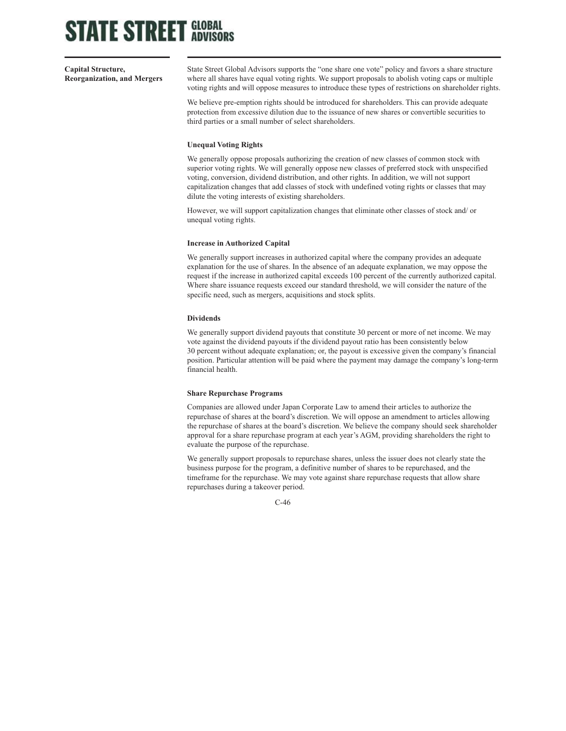## Capital Structure, Reorganization, and Mergers

State Street Global Advisors supports the "one share one vote" policy and favors a share structure where all shares have equal voting rights. We support proposals to abolish voting caps or multiple voting rights and will oppose measures to introduce these types of restrictions on shareholder rights.

We believe pre-emption rights should be introduced for shareholders. This can provide adequate protection from excessive dilution due to the issuance of new shares or convertible securities to third parties or a small number of select shareholders.

### Unequal Voting Rights

We generally oppose proposals authorizing the creation of new classes of common stock with superior voting rights. We will generally oppose new classes of preferred stock with unspecified voting, conversion, dividend distribution, and other rights. In addition, we will not support capitalization changes that add classes of stock with undefined voting rights or classes that may dilute the voting interests of existing shareholders.

However, we will support capitalization changes that eliminate other classes of stock and/ or unequal voting rights.

### Increase in Authorized Capital

We generally support increases in authorized capital where the company provides an adequate explanation for the use of shares. In the absence of an adequate explanation, we may oppose the request if the increase in authorized capital exceeds 100 percent of the currently authorized capital. Where share issuance requests exceed our standard threshold, we will consider the nature of the specific need, such as mergers, acquisitions and stock splits.

### Dividends

We generally support dividend payouts that constitute 30 percent or more of net income. We may vote against the dividend payouts if the dividend payout ratio has been consistently below 30 percent without adequate explanation; or, the payout is excessive given the company's financial position. Particular attention will be paid where the payment may damage the company's long-term financial health.

### Share Repurchase Programs

Companies are allowed under Japan Corporate Law to amend their articles to authorize the repurchase of shares at the board's discretion. We will oppose an amendment to articles allowing the repurchase of shares at the board's discretion. We believe the company should seek shareholder approval for a share repurchase program at each year's AGM, providing shareholders the right to evaluate the purpose of the repurchase.

We generally support proposals to repurchase shares, unless the issuer does not clearly state the business purpose for the program, a definitive number of shares to be repurchased, and the timeframe for the repurchase. We may vote against share repurchase requests that allow share repurchases during a takeover period.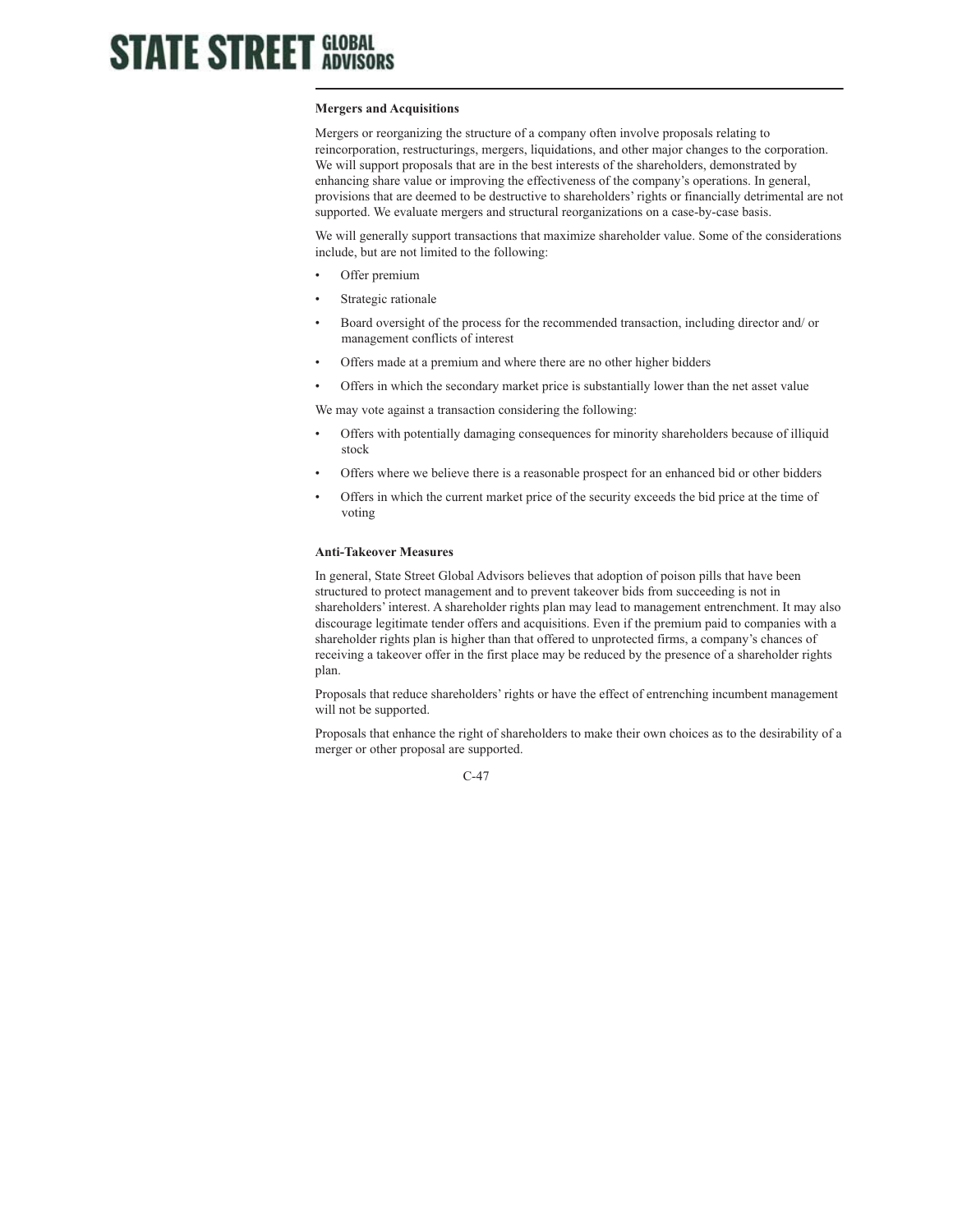### Mergers and Acquisitions

Mergers or reorganizing the structure of a company often involve proposals relating to reincorporation, restructurings, mergers, liquidations, and other major changes to the corporation. We will support proposals that are in the best interests of the shareholders, demonstrated by enhancing share value or improving the effectiveness of the company's operations. In general, provisions that are deemed to be destructive to shareholders' rights or financially detrimental are not supported. We evaluate mergers and structural reorganizations on a case-by-case basis.

We will generally support transactions that maximize shareholder value. Some of the considerations include, but are not limited to the following:

- Offer premium
- Strategic rationale
- Board oversight of the process for the recommended transaction, including director and/ or management conflicts of interest
- Offers made at a premium and where there are no other higher bidders
- Offers in which the secondary market price is substantially lower than the net asset value

We may vote against a transaction considering the following:

- Offers with potentially damaging consequences for minority shareholders because of illiquid stock
- Offers where we believe there is a reasonable prospect for an enhanced bid or other bidders
- Offers in which the current market price of the security exceeds the bid price at the time of voting

### Anti-Takeover Measures

In general, State Street Global Advisors believes that adoption of poison pills that have been structured to protect management and to prevent takeover bids from succeeding is not in shareholders' interest. A shareholder rights plan may lead to management entrenchment. It may also discourage legitimate tender offers and acquisitions. Even if the premium paid to companies with a shareholder rights plan is higher than that offered to unprotected firms, a company's chances of receiving a takeover offer in the first place may be reduced by the presence of a shareholder rights plan.

Proposals that reduce shareholders' rights or have the effect of entrenching incumbent management will not be supported.

Proposals that enhance the right of shareholders to make their own choices as to the desirability of a merger or other proposal are supported.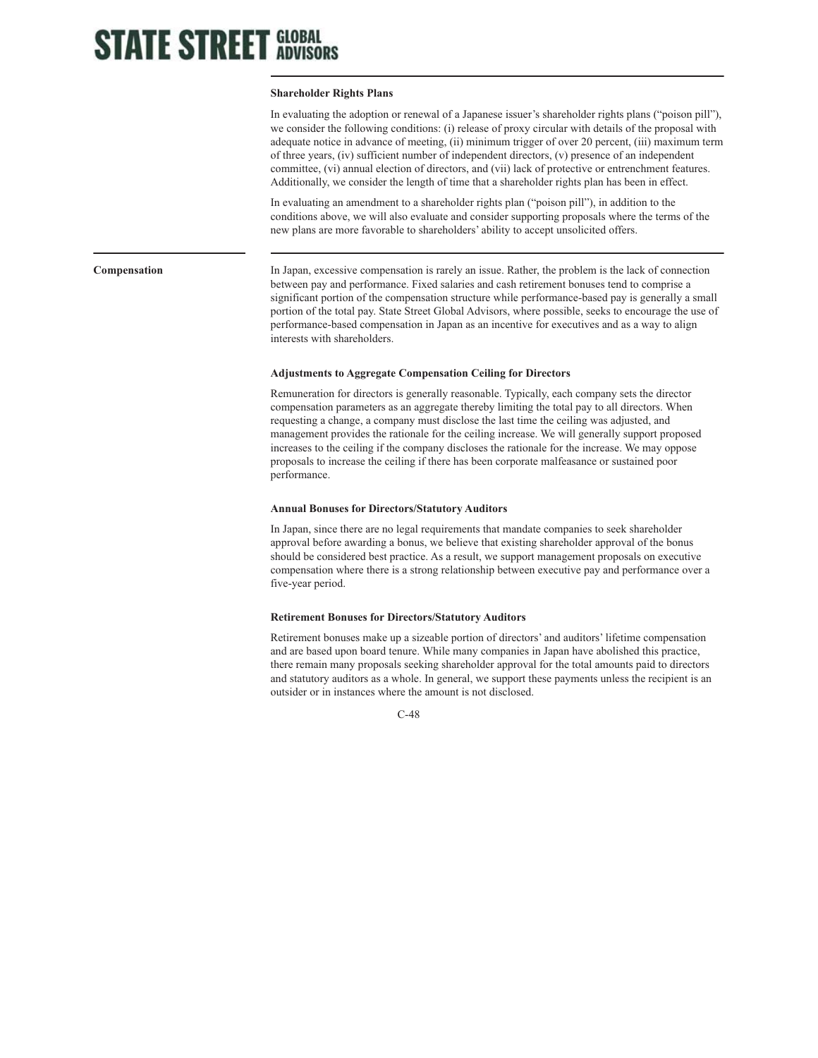### Shareholder Rights Plans

In evaluating the adoption or renewal of a Japanese issuer's shareholder rights plans ("poison pill"), we consider the following conditions: (i) release of proxy circular with details of the proposal with adequate notice in advance of meeting, (ii) minimum trigger of over 20 percent, (iii) maximum term of three years, (iv) sufficient number of independent directors, (v) presence of an independent committee, (vi) annual election of directors, and (vii) lack of protective or entrenchment features. Additionally, we consider the length of time that a shareholder rights plan has been in effect.

In evaluating an amendment to a shareholder rights plan ("poison pill"), in addition to the conditions above, we will also evaluate and consider supporting proposals where the terms of the new plans are more favorable to shareholders' ability to accept unsolicited offers.

## Compensation

In Japan, excessive compensation is rarely an issue. Rather, the problem is the lack of connection between pay and performance. Fixed salaries and cash retirement bonuses tend to comprise a significant portion of the compensation structure while performance-based pay is generally a small portion of the total pay. State Street Global Advisors, where possible, seeks to encourage the use of performance-based compensation in Japan as an incentive for executives and as a way to align interests with shareholders.

### Adjustments to Aggregate Compensation Ceiling for Directors

Remuneration for directors is generally reasonable. Typically, each company sets the director compensation parameters as an aggregate thereby limiting the total pay to all directors. When requesting a change, a company must disclose the last time the ceiling was adjusted, and management provides the rationale for the ceiling increase. We will generally support proposed increases to the ceiling if the company discloses the rationale for the increase. We may oppose proposals to increase the ceiling if there has been corporate malfeasance or sustained poor performance.

### Annual Bonuses for Directors/Statutory Auditors

In Japan, since there are no legal requirements that mandate companies to seek shareholder approval before awarding a bonus, we believe that existing shareholder approval of the bonus should be considered best practice. As a result, we support management proposals on executive compensation where there is a strong relationship between executive pay and performance over a five-year period.

### Retirement Bonuses for Directors/Statutory Auditors

Retirement bonuses make up a sizeable portion of directors' and auditors' lifetime compensation and are based upon board tenure. While many companies in Japan have abolished this practice, there remain many proposals seeking shareholder approval for the total amounts paid to directors and statutory auditors as a whole. In general, we support these payments unless the recipient is an outsider or in instances where the amount is not disclosed.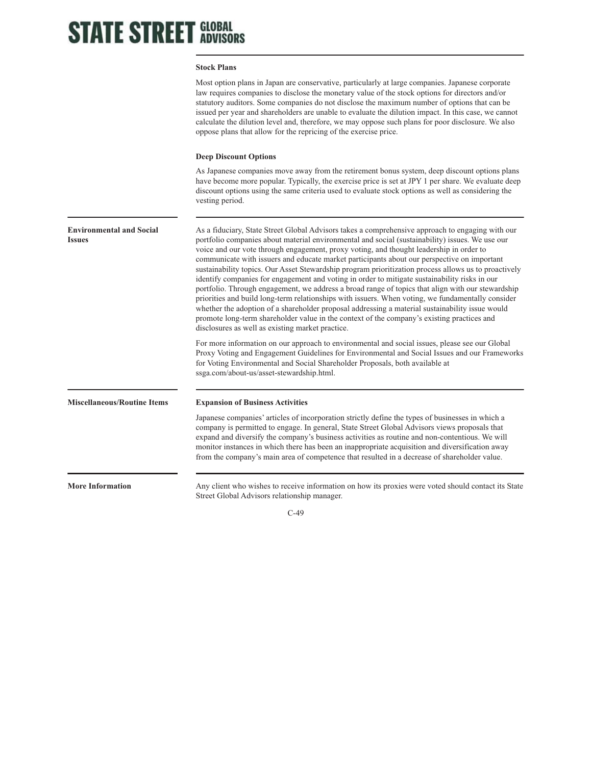**Stock Plans**

Most option plans in Japan are conservative, particularly at large companies. Japanese corporate law requires companies to disclose the monetary value of the stock options for directors and/or statutory auditors. Some companies do not disclose the maximum number of options that can be issued per year and shareholders are unable to evaluate the dilution impact. In this case, we cannot calculate the dilution level and, therefore, we may oppose such plans for poor disclosure. We also oppose plans that allow for the repricing of the exercise price.

**Deep Discount Options**

As Japanese companies move away from the retirement bonus system, deep discount options plans have become more popular. Typically, the exercise price is set at JPY 1 per share. We evaluate deep discount options using the same criteria used to evaluate stock options as well as considering the vesting period.

## Environmental and Social Issues

As a fiduciary, State Street Global Advisors takes a comprehensive approach to engaging with our portfolio companies about material environmental and social (sustainability) issues. We use our voice and our vote through engagement, proxy voting, and thought leadership in order to communicate with issuers and educate market participants about our perspective on important sustainability topics. Our Asset Stewardship program prioritization process allows us to proactively identify companies for engagement and voting in order to mitigate sustainability risks in our portfolio. Through engagement, we address a broad range of topics that align with our stewardship priorities and build long-term relationships with issuers. When voting, we fundamentally consider whether the adoption of a shareholder proposal addressing a material sustainability issue would promote long-term shareholder value in the context of the company's existing practices and disclosures as well as existing market practice.

For more information on our approach to environmental and social issues, please see our Global Proxy Voting and Engagement Guidelines for Environmental and Social Issues and our Frameworks for Voting Environmental and Social Shareholder Proposals, both available at ssga.com/about-us/asset-stewardship.html.

## Miscellaneous/Routine Items

**Expansion of Business Activities**

Japanese companies' articles of incorporation strictly define the types of businesses in which a company is permitted to engage. In general, State Street Global Advisors views proposals that expand and diversify the company's business activities as routine and non-contentious. We will monitor instances in which there has been an inappropriate acquisition and diversification away from the company's main area of competence that resulted in a decrease of shareholder value.

## More Information

Any client who wishes to receive information on how its proxies were voted should contact its State Street Global Advisors relationship manager.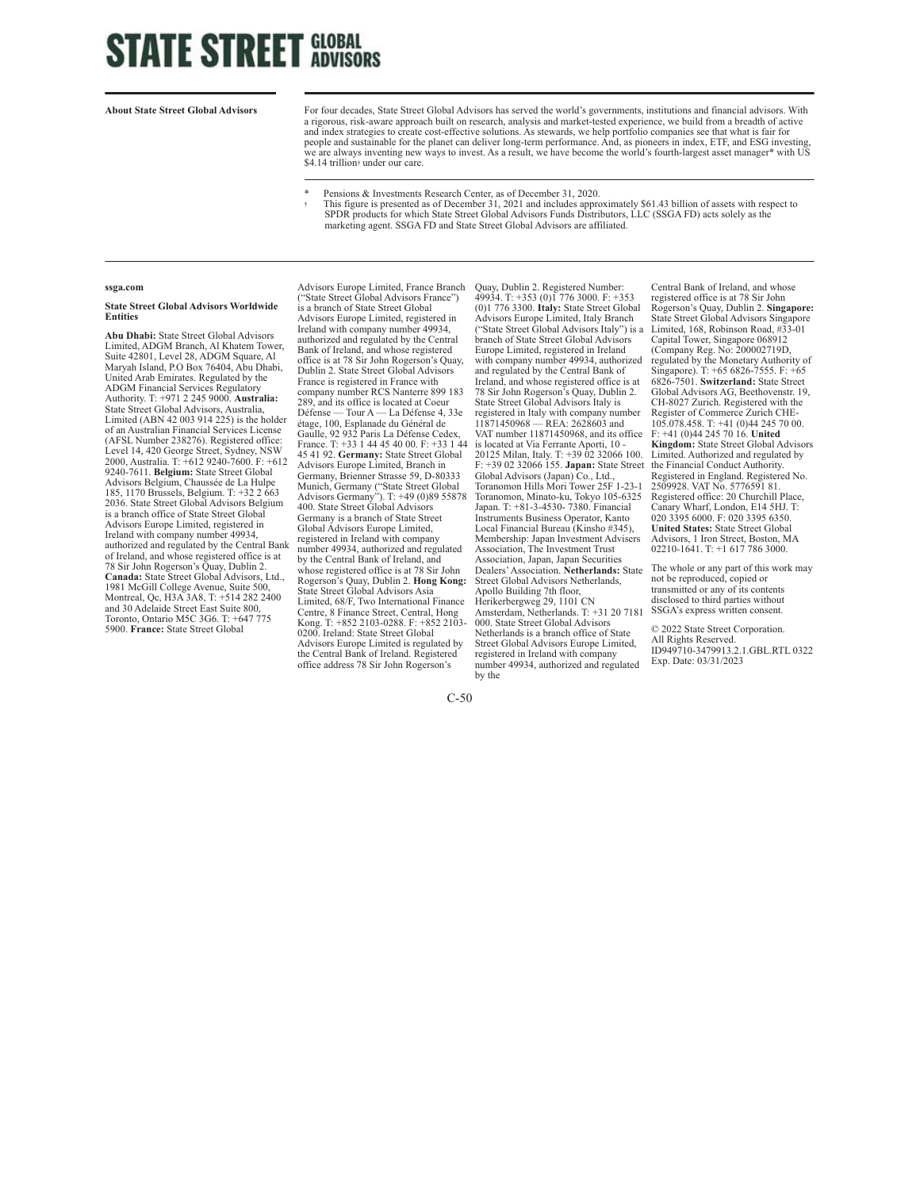# STATE STREET GLOBAL ADVISORS

**About State Street Global Advisors**

For four decades, State Street Global Advisors has served the world's governments, institutions and financial advisors. With a rigorous, risk-aware approach built on research, analysis and market-tested experience, we build from a breadth of active and index strategies to create cost-effective solutions. As stewards, we help portfolio companies see that what is fair for people and sustainable for the planet can deliver long-term performance. And, as pioneers in index, ETF, and ESG investing, we are always inventing new ways to invest. As a result, we have become the world's fourth-largest asset manager* with US $4.14 trillion† under our care.

\* Pensions & Investments Research Center, as of December 31, 2020.

† This figure is presented as of December 31, 2021 and includes approximately $61.43 billion of assets with respect to SPDR products for which State Street Global Advisors Funds Distributors, LLC (SSGA FD) acts solely as the marketing agent. SSGA FD and State Street Global Advisors are affiliated.

**ssga.com**

**State Street Global Advisors Worldwide Entities**

**Abu Dhabi:** State Street Global Advisors Limited, ADGM Branch, Al Khatem Tower, Suite 42801, Level 28, ADGM Square, Al Maryah Island, P.O Box 76404, Abu Dhabi, United Arab Emirates. Regulated by the ADGM Financial Services Regulatory Authority. T: +971 2 245 9000. **Australia:** State Street Global Advisors, Australia, Limited (ABN 42 003 914 225) is the holder of an Australian Financial Services License (AFSL Number 238276). Registered office: Level 14, 420 George Street, Sydney, NSW 2000, Australia. T: +612 9240-7600. F: +612 9240-7611. **Belgium:** State Street Global Advisors Belgium, Chaussée de La Hulpe 185, 1170 Brussels, Belgium. T: +32 2 663 2036. State Street Global Advisors Belgium is a branch office of State Street Global Advisors Europe Limited, registered in Ireland with company number 49934, authorized and regulated by the Central Bank of Ireland, and whose registered office is at 78 Sir John Rogerson's Quay, Dublin 2. **Canada:** State Street Global Advisors, Ltd., 1981 McGill College Avenue, Suite 500, Montreal, Qc, H3A 3A8, T: +514 282 2400 and 30 Adelaide Street East Suite 800, Toronto, Ontario M5C 3G6. T: +647 775 5900. **France:** State Street Global Advisors Europe Limited, France Branch ("State Street Global Advisors France") is a branch of State Street Global Advisors Europe Limited, registered in Ireland with company number 49934, authorized and regulated by the Central Bank of Ireland, and whose registered office is at 78 Sir John Rogerson's Quay, Dublin 2. State Street Global Advisors France is registered in France with company number RCS Nanterre 899 183 289, and its office is located at Coeur Défense — Tour A — La Défense 4, 33e étage, 100, Esplanade du Général de Gaulle, 92 932 Paris La Défense Cedex, France. T: +33 1 44 45 40 00. F: +33 1 44 45 41 92. **Germany:** State Street Global Advisors Europe Limited, Branch in Germany, Brienner Strasse 59, D-80333 Munich, Germany ("State Street Global Advisors Germany"). T: +49 (0)89 55878 400. State Street Global Advisors Germany is a branch of State Street Global Advisors Europe Limited, registered in Ireland with company number 49934, authorized and regulated by the Central Bank of Ireland, and whose registered office is at 78 Sir John Rogerson's Quay, Dublin 2. **Hong Kong:** State Street Global Advisors Asia Limited, 68/F, Two International Finance Centre, 8 Finance Street, Central, Hong Kong. T: +852 2103-0288. F: +852 2103-0200. Ireland: State Street Global Advisors Europe Limited is regulated by the Central Bank of Ireland. Registered office address 78 Sir John Rogerson's Quay, Dublin 2. Registered Number: 49934. T: +353 (0)1 776 3000. F: +353 (0)1 776 3300. **Italy:** State Street Global Advisors Europe Limited, Italy Branch ("State Street Global Advisors Italy") is a branch of State Street Global Advisors Europe Limited, registered in Ireland with company number 49934, authorized and regulated by the Central Bank of Ireland, and whose registered office is at 78 Sir John Rogerson's Quay, Dublin 2. State Street Global Advisors Italy is registered in Italy with company number 11871450968 — REA: 2628603 and VAT number 11871450968, and its office is located at Via Ferrante Aporti, 10 - 20125 Milan, Italy. T: +39 02 32066 100. F: +39 02 32066 155. **Japan:** State Street Global Advisors (Japan) Co., Ltd., Toranomon Hills Mori Tower 25F 1-23-1 Toranomon, Minato-ku, Tokyo 105-6325 Japan. T: +81-3-4530- 7380. Financial Instruments Business Operator, Kanto Local Financial Bureau (Kinsho #345), Membership: Japan Investment Advisers Association, The Investment Trust Association, Japan, Japan Securities Dealers' Association. **Netherlands:** State Street Global Advisors Netherlands, Apollo Building 7th floor, Herikerbergweg 29, 1101 CN Amsterdam, Netherlands. T: +31 20 7181 000. State Street Global Advisors Netherlands is a branch office of State Street Global Advisors Europe Limited, registered in Ireland with company number 49934, authorized and regulated by the Central Bank of Ireland, and whose registered office is at 78 Sir John Rogerson's Quay, Dublin 2. **Singapore:** State Street Global Advisors Singapore Limited, 168, Robinson Road, #33-01 Capital Tower, Singapore 068912 (Company Reg. No: 200002719D, regulated by the Monetary Authority of Singapore). T: +65 6826-7555. F: +65 6826-7501. **Switzerland:** State Street Global Advisors AG, Beethovenstr. 19, CH-8027 Zurich. Registered with the Register of Commerce Zurich CHE-105.078.458. T: +41 (0)44 245 70 00. F: +41 (0)44 245 70 16. **United Kingdom:** State Street Global Advisors Limited. Authorized and regulated by the Financial Conduct Authority. Registered in England. Registered No. 2509928. VAT No. 5776591 81. Registered office: 20 Churchill Place, Canary Wharf, London, E14 5HJ. T: 020 3395 6000. F: 020 3395 6350. **United States:** State Street Global Advisors, 1 Iron Street, Boston, MA 02210-1641. T: +1 617 786 3000.

The whole or any part of this work may not be reproduced, copied or transmitted or any of its contents disclosed to third parties without SSGA's express written consent.

© 2022 State Street Corporation.
All Rights Reserved.
ID949710-3479913.2.1.GBL.RTL 0322
Exp. Date: 03/31/2023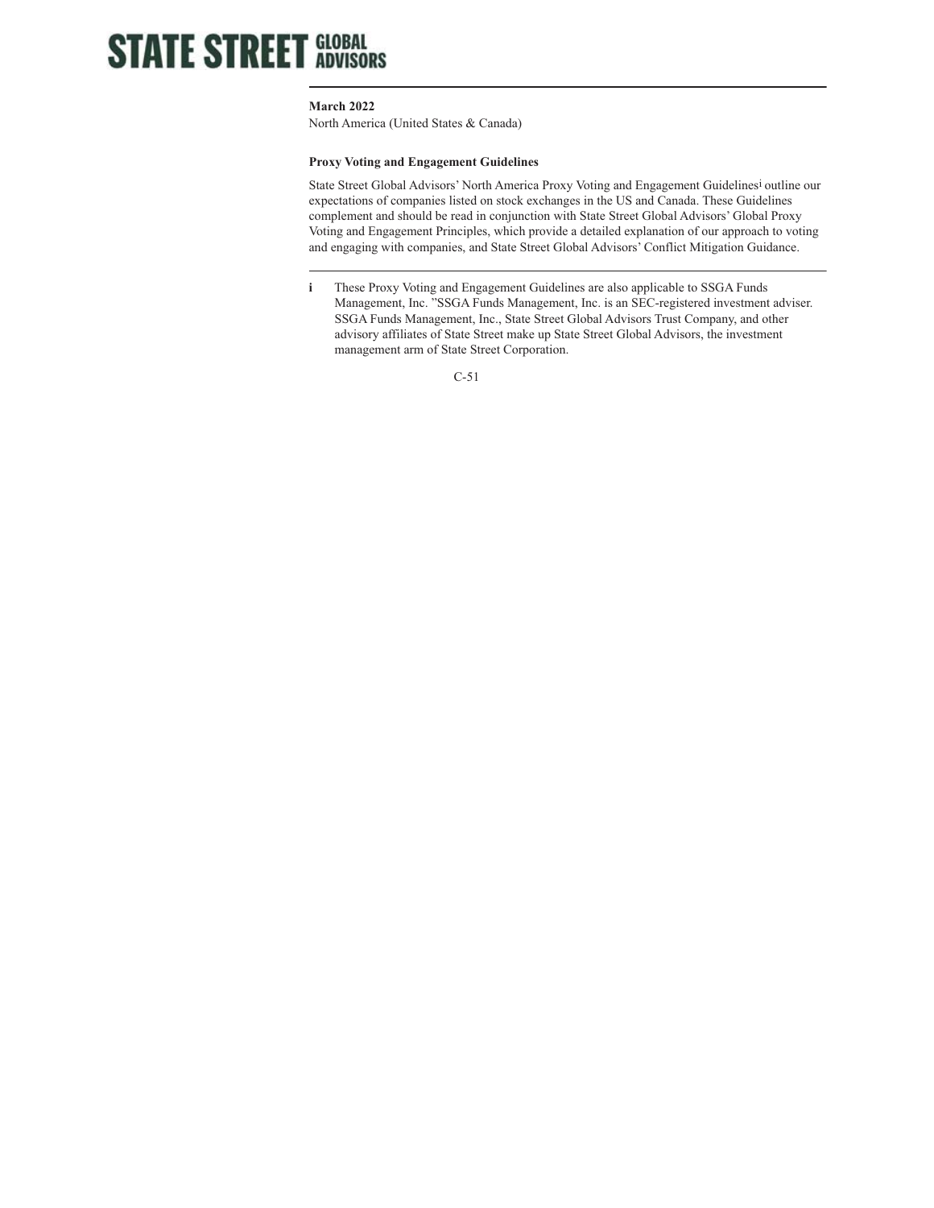**STATE STREET GLOBAL ADVISORS**

**March 2022**
North America (United States & Canada)

**Proxy Voting and Engagement Guidelines**

State Street Global Advisors' North America Proxy Voting and Engagement Guidelines[i] outline our expectations of companies listed on stock exchanges in the US and Canada. These Guidelines complement and should be read in conjunction with State Street Global Advisors' Global Proxy Voting and Engagement Principles, which provide a detailed explanation of our approach to voting and engaging with companies, and State Street Global Advisors' Conflict Mitigation Guidance.

---

i These Proxy Voting and Engagement Guidelines are also applicable to SSGA Funds Management, Inc. "SSGA Funds Management, Inc. is an SEC-registered investment adviser. SSGA Funds Management, Inc., State Street Global Advisors Trust Company, and other advisory affiliates of State Street make up State Street Global Advisors, the investment management arm of State Street Corporation.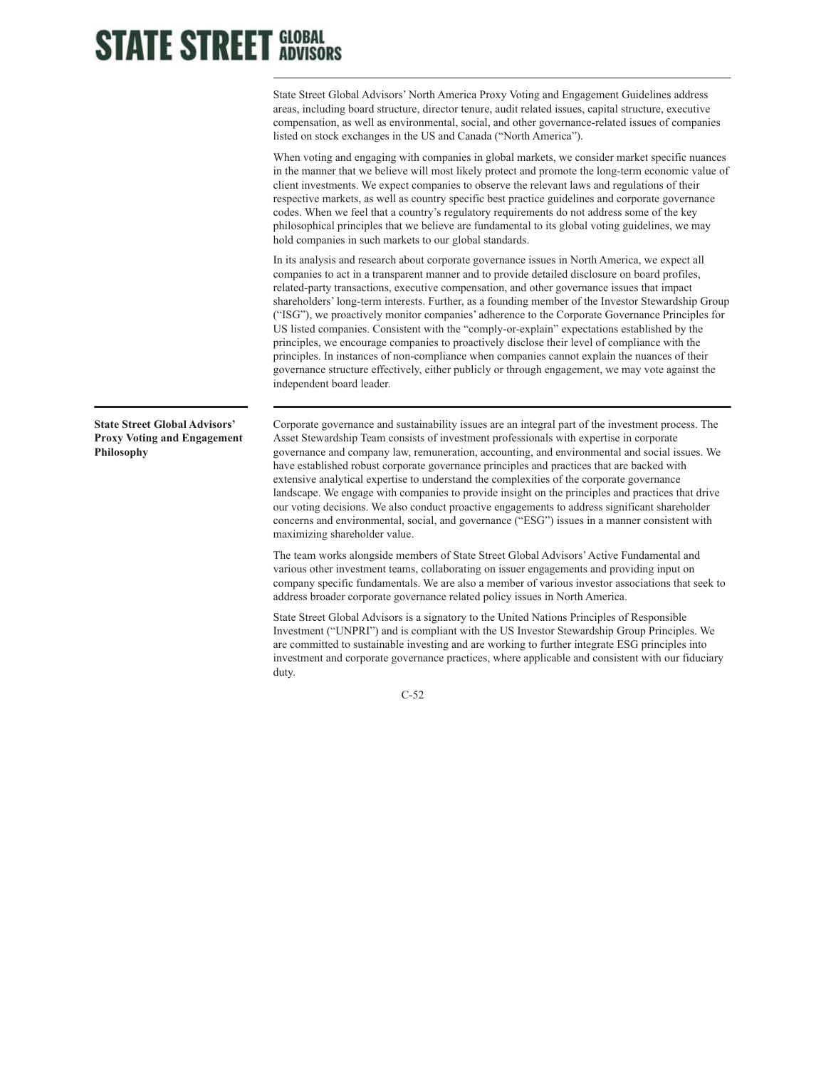State Street Global Advisors' North America Proxy Voting and Engagement Guidelines address areas, including board structure, director tenure, audit related issues, capital structure, executive compensation, as well as environmental, social, and other governance-related issues of companies listed on stock exchanges in the US and Canada ("North America").

When voting and engaging with companies in global markets, we consider market specific nuances in the manner that we believe will most likely protect and promote the long-term economic value of client investments. We expect companies to observe the relevant laws and regulations of their respective markets, as well as country specific best practice guidelines and corporate governance codes. When we feel that a country's regulatory requirements do not address some of the key philosophical principles that we believe are fundamental to its global voting guidelines, we may hold companies in such markets to our global standards.

In its analysis and research about corporate governance issues in North America, we expect all companies to act in a transparent manner and to provide detailed disclosure on board profiles, related-party transactions, executive compensation, and other governance issues that impact shareholders' long-term interests. Further, as a founding member of the Investor Stewardship Group ("ISG"), we proactively monitor companies' adherence to the Corporate Governance Principles for US listed companies. Consistent with the "comply-or-explain" expectations established by the principles, we encourage companies to proactively disclose their level of compliance with the principles. In instances of non-compliance when companies cannot explain the nuances of their governance structure effectively, either publicly or through engagement, we may vote against the independent board leader.

**State Street Global Advisors' Proxy Voting and Engagement Philosophy**

Corporate governance and sustainability issues are an integral part of the investment process. The Asset Stewardship Team consists of investment professionals with expertise in corporate governance and company law, remuneration, accounting, and environmental and social issues. We have established robust corporate governance principles and practices that are backed with extensive analytical expertise to understand the complexities of the corporate governance landscape. We engage with companies to provide insight on the principles and practices that drive our voting decisions. We also conduct proactive engagements to address significant shareholder concerns and environmental, social, and governance ("ESG") issues in a manner consistent with maximizing shareholder value.

The team works alongside members of State Street Global Advisors' Active Fundamental and various other investment teams, collaborating on issuer engagements and providing input on company specific fundamentals. We are also a member of various investor associations that seek to address broader corporate governance related policy issues in North America.

State Street Global Advisors is a signatory to the United Nations Principles of Responsible Investment ("UNPRI") and is compliant with the US Investor Stewardship Group Principles. We are committed to sustainable investing and are working to further integrate ESG principles into investment and corporate governance practices, where applicable and consistent with our fiduciary duty.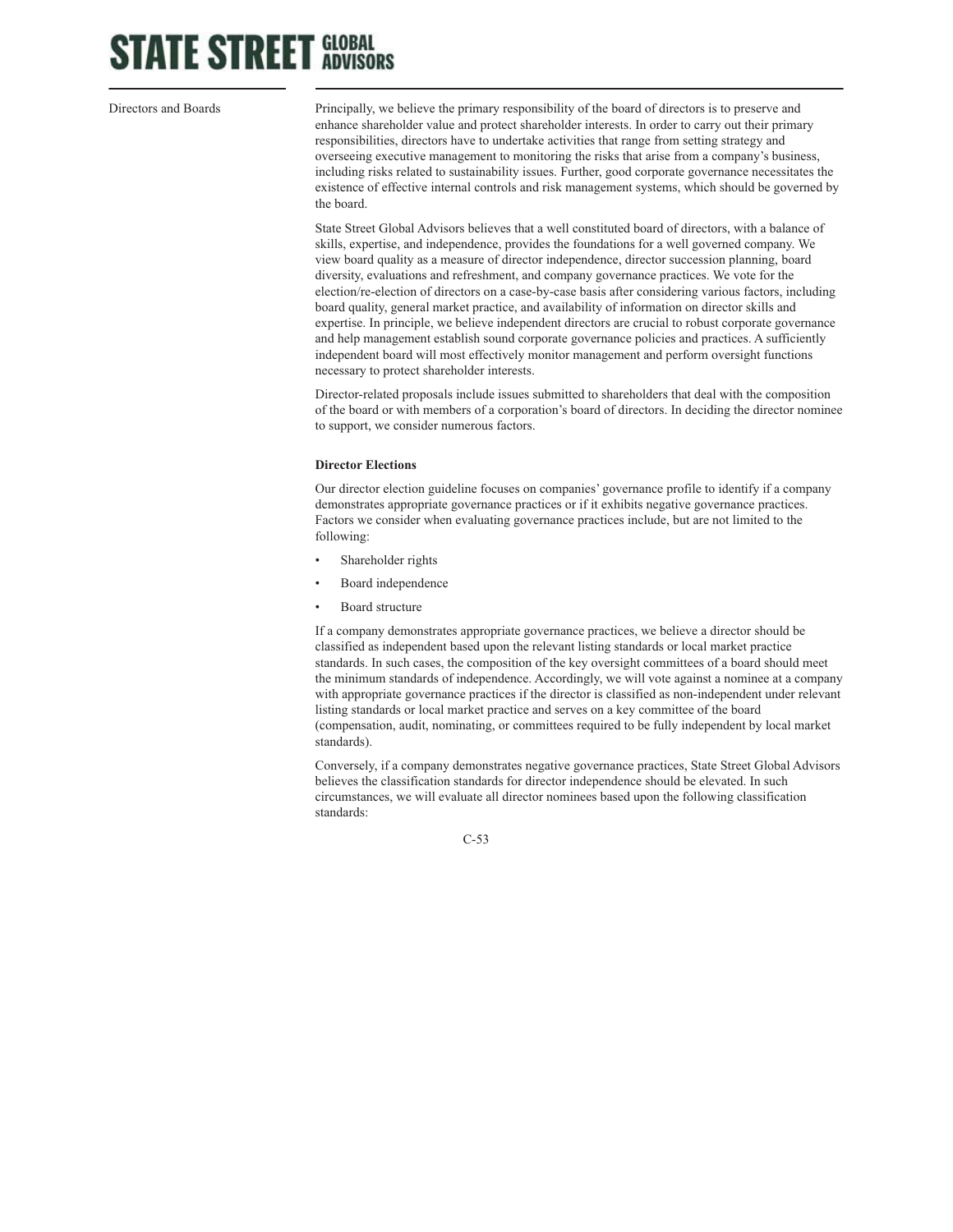## Directors and Boards

Principally, we believe the primary responsibility of the board of directors is to preserve and enhance shareholder value and protect shareholder interests. In order to carry out their primary responsibilities, directors have to undertake activities that range from setting strategy and overseeing executive management to monitoring the risks that arise from a company's business, including risks related to sustainability issues. Further, good corporate governance necessitates the existence of effective internal controls and risk management systems, which should be governed by the board.

State Street Global Advisors believes that a well constituted board of directors, with a balance of skills, expertise, and independence, provides the foundations for a well governed company. We view board quality as a measure of director independence, director succession planning, board diversity, evaluations and refreshment, and company governance practices. We vote for the election/re-election of directors on a case-by-case basis after considering various factors, including board quality, general market practice, and availability of information on director skills and expertise. In principle, we believe independent directors are crucial to robust corporate governance and help management establish sound corporate governance policies and practices. A sufficiently independent board will most effectively monitor management and perform oversight functions necessary to protect shareholder interests.

Director-related proposals include issues submitted to shareholders that deal with the composition of the board or with members of a corporation's board of directors. In deciding the director nominee to support, we consider numerous factors.

### Director Elections

Our director election guideline focuses on companies' governance profile to identify if a company demonstrates appropriate governance practices or if it exhibits negative governance practices. Factors we consider when evaluating governance practices include, but are not limited to the following:

- Shareholder rights
- Board independence
- Board structure

If a company demonstrates appropriate governance practices, we believe a director should be classified as independent based upon the relevant listing standards or local market practice standards. In such cases, the composition of the key oversight committees of a board should meet the minimum standards of independence. Accordingly, we will vote against a nominee at a company with appropriate governance practices if the director is classified as non-independent under relevant listing standards or local market practice and serves on a key committee of the board (compensation, audit, nominating, or committees required to be fully independent by local market standards).

Conversely, if a company demonstrates negative governance practices, State Street Global Advisors believes the classification standards for director independence should be elevated. In such circumstances, we will evaluate all director nominees based upon the following classification standards: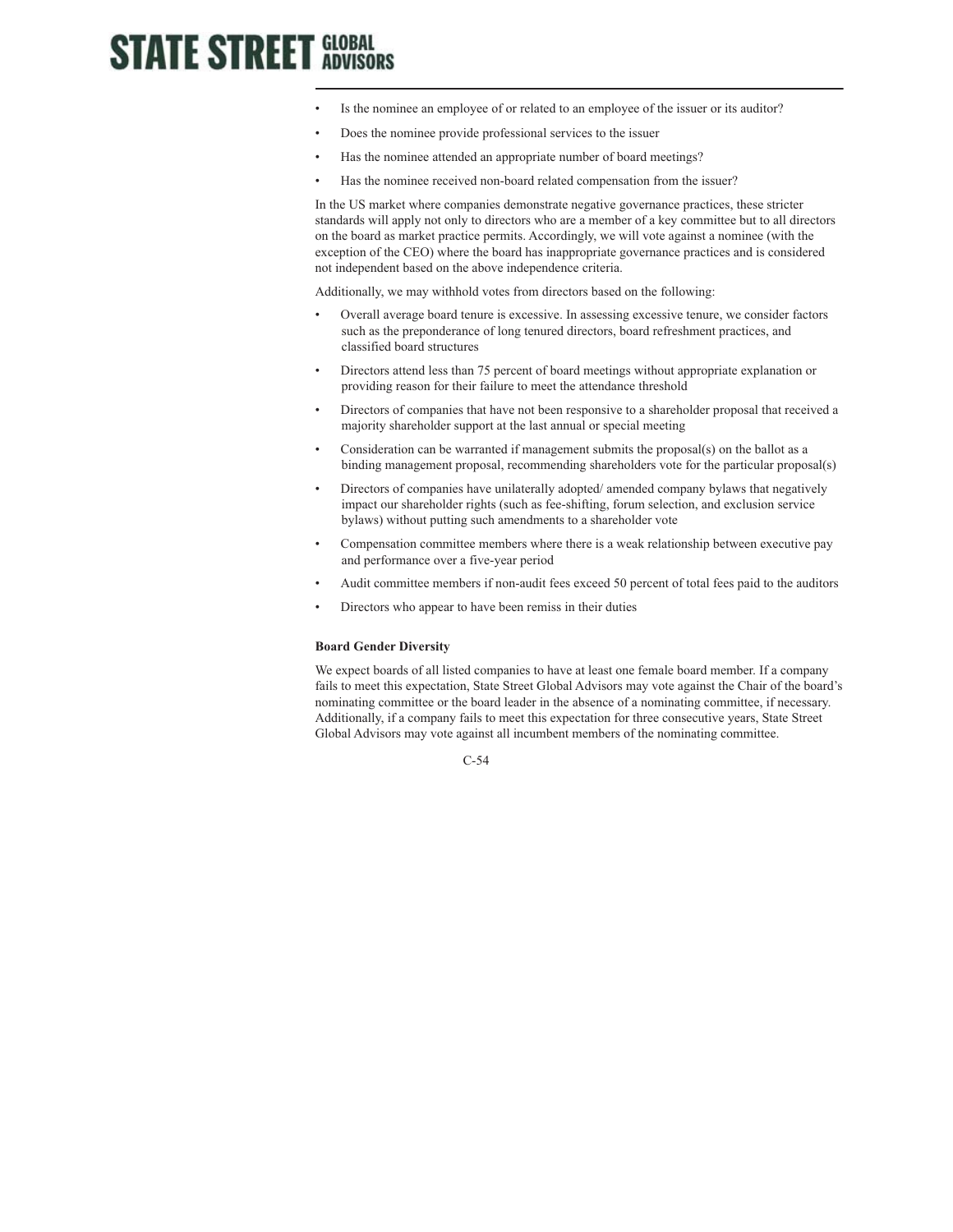- Is the nominee an employee of or related to an employee of the issuer or its auditor?
- Does the nominee provide professional services to the issuer
- Has the nominee attended an appropriate number of board meetings?
- Has the nominee received non-board related compensation from the issuer?

In the US market where companies demonstrate negative governance practices, these stricter standards will apply not only to directors who are a member of a key committee but to all directors on the board as market practice permits. Accordingly, we will vote against a nominee (with the exception of the CEO) where the board has inappropriate governance practices and is considered not independent based on the above independence criteria.

Additionally, we may withhold votes from directors based on the following:

- Overall average board tenure is excessive. In assessing excessive tenure, we consider factors such as the preponderance of long tenured directors, board refreshment practices, and classified board structures
- Directors attend less than 75 percent of board meetings without appropriate explanation or providing reason for their failure to meet the attendance threshold
- Directors of companies that have not been responsive to a shareholder proposal that received a majority shareholder support at the last annual or special meeting
- Consideration can be warranted if management submits the proposal(s) on the ballot as a binding management proposal, recommending shareholders vote for the particular proposal(s)
- Directors of companies have unilaterally adopted/ amended company bylaws that negatively impact our shareholder rights (such as fee-shifting, forum selection, and exclusion service bylaws) without putting such amendments to a shareholder vote
- Compensation committee members where there is a weak relationship between executive pay and performance over a five-year period
- Audit committee members if non-audit fees exceed 50 percent of total fees paid to the auditors
- Directors who appear to have been remiss in their duties

**Board Gender Diversity**

We expect boards of all listed companies to have at least one female board member. If a company fails to meet this expectation, State Street Global Advisors may vote against the Chair of the board's nominating committee or the board leader in the absence of a nominating committee, if necessary. Additionally, if a company fails to meet this expectation for three consecutive years, State Street Global Advisors may vote against all incumbent members of the nominating committee.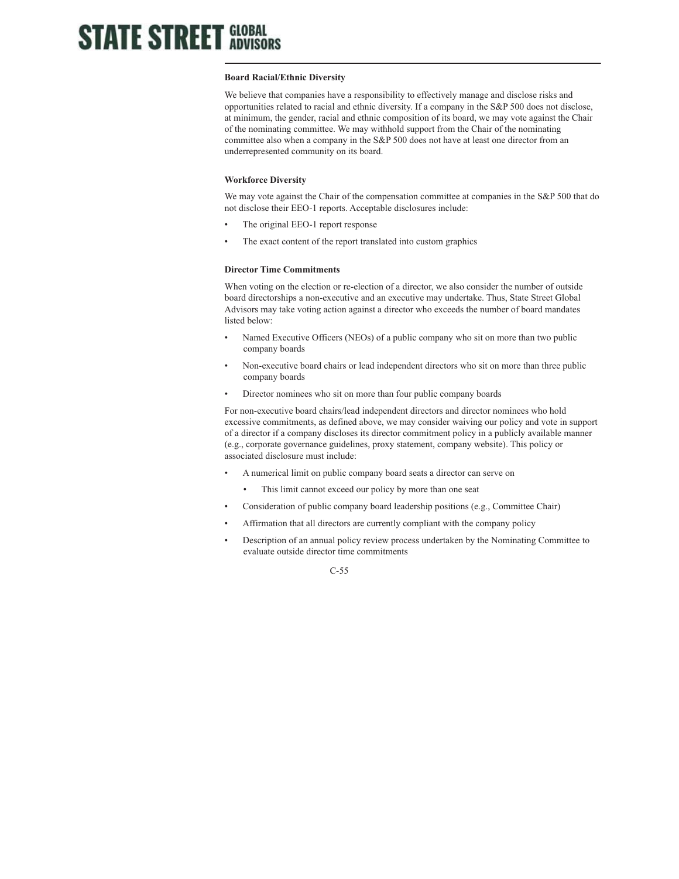**Board Racial/Ethnic Diversity**

We believe that companies have a responsibility to effectively manage and disclose risks and opportunities related to racial and ethnic diversity. If a company in the S&P 500 does not disclose, at minimum, the gender, racial and ethnic composition of its board, we may vote against the Chair of the nominating committee. We may withhold support from the Chair of the nominating committee also when a company in the S&P 500 does not have at least one director from an underrepresented community on its board.

**Workforce Diversity**

We may vote against the Chair of the compensation committee at companies in the S&P 500 that do not disclose their EEO-1 reports. Acceptable disclosures include:

- The original EEO-1 report response
- The exact content of the report translated into custom graphics

**Director Time Commitments**

When voting on the election or re-election of a director, we also consider the number of outside board directorships a non-executive and an executive may undertake. Thus, State Street Global Advisors may take voting action against a director who exceeds the number of board mandates listed below:

- Named Executive Officers (NEOs) of a public company who sit on more than two public company boards
- Non-executive board chairs or lead independent directors who sit on more than three public company boards
- Director nominees who sit on more than four public company boards

For non-executive board chairs/lead independent directors and director nominees who hold excessive commitments, as defined above, we may consider waiving our policy and vote in support of a director if a company discloses its director commitment policy in a publicly available manner (e.g., corporate governance guidelines, proxy statement, company website). This policy or associated disclosure must include:

- A numerical limit on public company board seats a director can serve on
  - This limit cannot exceed our policy by more than one seat
- Consideration of public company board leadership positions (e.g., Committee Chair)
- Affirmation that all directors are currently compliant with the company policy
- Description of an annual policy review process undertaken by the Nominating Committee to evaluate outside director time commitments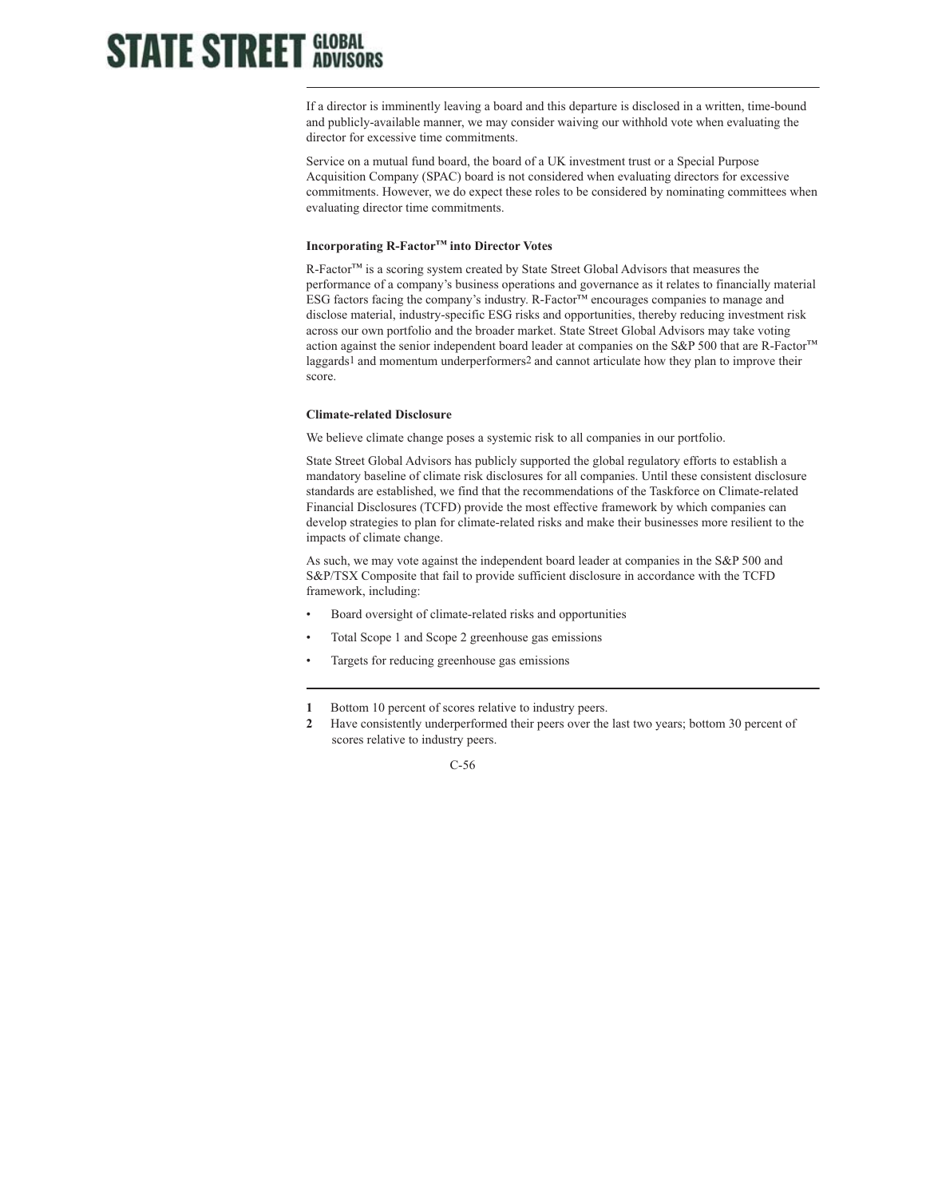If a director is imminently leaving a board and this departure is disclosed in a written, time-bound and publicly-available manner, we may consider waiving our withhold vote when evaluating the director for excessive time commitments.

Service on a mutual fund board, the board of a UK investment trust or a Special Purpose Acquisition Company (SPAC) board is not considered when evaluating directors for excessive commitments. However, we do expect these roles to be considered by nominating committees when evaluating director time commitments.

**Incorporating R-Factor™ into Director Votes**

R-Factor™ is a scoring system created by State Street Global Advisors that measures the performance of a company's business operations and governance as it relates to financially material ESG factors facing the company's industry. R-Factor™ encourages companies to manage and disclose material, industry-specific ESG risks and opportunities, thereby reducing investment risk across our own portfolio and the broader market. State Street Global Advisors may take voting action against the senior independent board leader at companies on the S&P 500 that are R-Factor™ laggards[1] and momentum underperformers[2] and cannot articulate how they plan to improve their score.

**Climate-related Disclosure**

We believe climate change poses a systemic risk to all companies in our portfolio.

State Street Global Advisors has publicly supported the global regulatory efforts to establish a mandatory baseline of climate risk disclosures for all companies. Until these consistent disclosure standards are established, we find that the recommendations of the Taskforce on Climate-related Financial Disclosures (TCFD) provide the most effective framework by which companies can develop strategies to plan for climate-related risks and make their businesses more resilient to the impacts of climate change.

As such, we may vote against the independent board leader at companies in the S&P 500 and S&P/TSX Composite that fail to provide sufficient disclosure in accordance with the TCFD framework, including:

- Board oversight of climate-related risks and opportunities
- Total Scope 1 and Scope 2 greenhouse gas emissions
- Targets for reducing greenhouse gas emissions

---

1 Bottom 10 percent of scores relative to industry peers.

2 Have consistently underperformed their peers over the last two years; bottom 30 percent of scores relative to industry peers.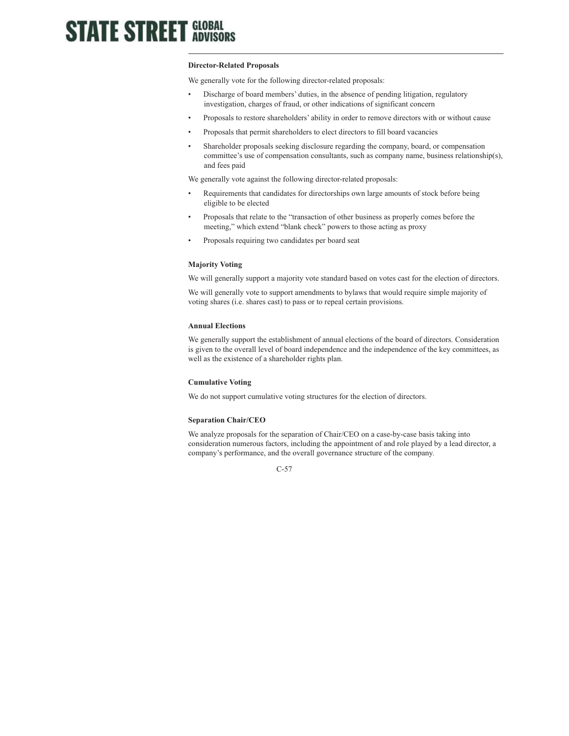**Director-Related Proposals**

We generally vote for the following director-related proposals:

- Discharge of board members' duties, in the absence of pending litigation, regulatory investigation, charges of fraud, or other indications of significant concern
- Proposals to restore shareholders' ability in order to remove directors with or without cause
- Proposals that permit shareholders to elect directors to fill board vacancies
- Shareholder proposals seeking disclosure regarding the company, board, or compensation committee's use of compensation consultants, such as company name, business relationship(s), and fees paid

We generally vote against the following director-related proposals:

- Requirements that candidates for directorships own large amounts of stock before being eligible to be elected
- Proposals that relate to the "transaction of other business as properly comes before the meeting," which extend "blank check" powers to those acting as proxy
- Proposals requiring two candidates per board seat

**Majority Voting**

We will generally support a majority vote standard based on votes cast for the election of directors.

We will generally vote to support amendments to bylaws that would require simple majority of voting shares (i.e. shares cast) to pass or to repeal certain provisions.

**Annual Elections**

We generally support the establishment of annual elections of the board of directors. Consideration is given to the overall level of board independence and the independence of the key committees, as well as the existence of a shareholder rights plan.

**Cumulative Voting**

We do not support cumulative voting structures for the election of directors.

**Separation Chair/CEO**

We analyze proposals for the separation of Chair/CEO on a case-by-case basis taking into consideration numerous factors, including the appointment of and role played by a lead director, a company's performance, and the overall governance structure of the company.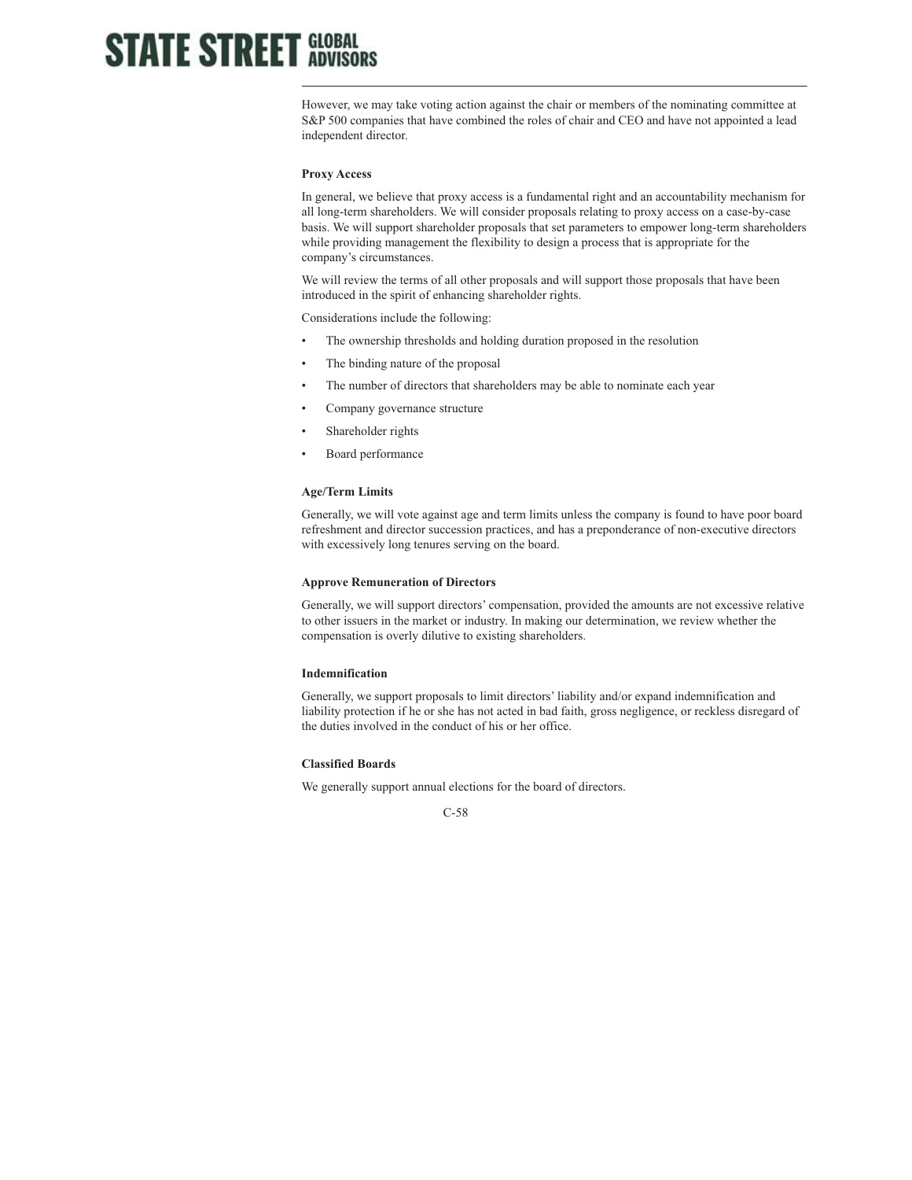However, we may take voting action against the chair or members of the nominating committee at S&P 500 companies that have combined the roles of chair and CEO and have not appointed a lead independent director.

**Proxy Access**

In general, we believe that proxy access is a fundamental right and an accountability mechanism for all long-term shareholders. We will consider proposals relating to proxy access on a case-by-case basis. We will support shareholder proposals that set parameters to empower long-term shareholders while providing management the flexibility to design a process that is appropriate for the company's circumstances.

We will review the terms of all other proposals and will support those proposals that have been introduced in the spirit of enhancing shareholder rights.

Considerations include the following:

- The ownership thresholds and holding duration proposed in the resolution
- The binding nature of the proposal
- The number of directors that shareholders may be able to nominate each year
- Company governance structure
- Shareholder rights
- Board performance

**Age/Term Limits**

Generally, we will vote against age and term limits unless the company is found to have poor board refreshment and director succession practices, and has a preponderance of non-executive directors with excessively long tenures serving on the board.

**Approve Remuneration of Directors**

Generally, we will support directors' compensation, provided the amounts are not excessive relative to other issuers in the market or industry. In making our determination, we review whether the compensation is overly dilutive to existing shareholders.

**Indemnification**

Generally, we support proposals to limit directors' liability and/or expand indemnification and liability protection if he or she has not acted in bad faith, gross negligence, or reckless disregard of the duties involved in the conduct of his or her office.

**Classified Boards**

We generally support annual elections for the board of directors.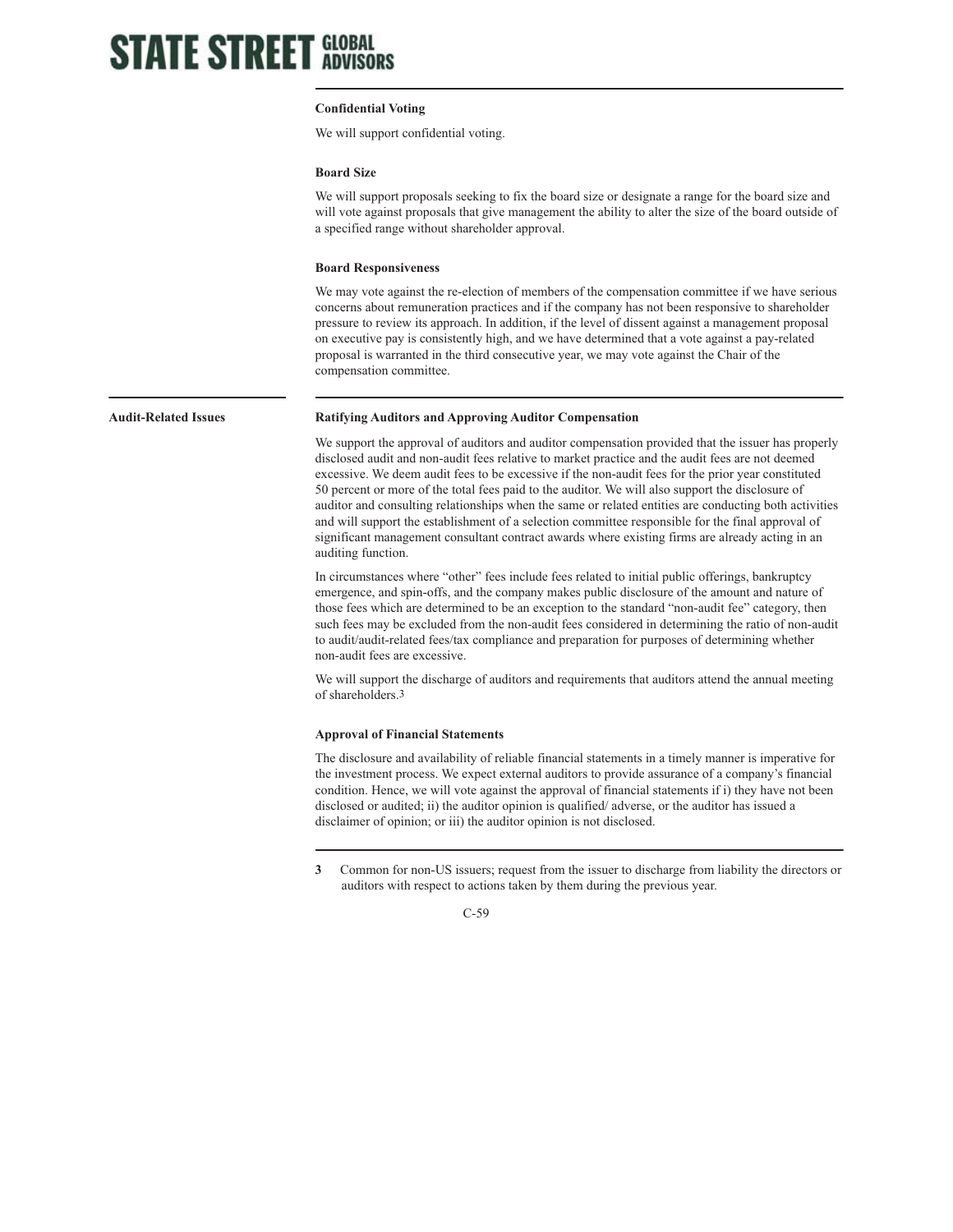### Confidential Voting

We will support confidential voting.

### Board Size

We will support proposals seeking to fix the board size or designate a range for the board size and will vote against proposals that give management the ability to alter the size of the board outside of a specified range without shareholder approval.

### Board Responsiveness

We may vote against the re-election of members of the compensation committee if we have serious concerns about remuneration practices and if the company has not been responsive to shareholder pressure to review its approach. In addition, if the level of dissent against a management proposal on executive pay is consistently high, and we have determined that a vote against a pay-related proposal is warranted in the third consecutive year, we may vote against the Chair of the compensation committee.

## Audit-Related Issues

### Ratifying Auditors and Approving Auditor Compensation

We support the approval of auditors and auditor compensation provided that the issuer has properly disclosed audit and non-audit fees relative to market practice and the audit fees are not deemed excessive. We deem audit fees to be excessive if the non-audit fees for the prior year constituted 50 percent or more of the total fees paid to the auditor. We will also support the disclosure of auditor and consulting relationships when the same or related entities are conducting both activities and will support the establishment of a selection committee responsible for the final approval of significant management consultant contract awards where existing firms are already acting in an auditing function.

In circumstances where "other" fees include fees related to initial public offerings, bankruptcy emergence, and spin-offs, and the company makes public disclosure of the amount and nature of those fees which are determined to be an exception to the standard "non-audit fee" category, then such fees may be excluded from the non-audit fees considered in determining the ratio of non-audit to audit/audit-related fees/tax compliance and preparation for purposes of determining whether non-audit fees are excessive.

We will support the discharge of auditors and requirements that auditors attend the annual meeting of shareholders.[3]

### Approval of Financial Statements

The disclosure and availability of reliable financial statements in a timely manner is imperative for the investment process. We expect external auditors to provide assurance of a company's financial condition. Hence, we will vote against the approval of financial statements if i) they have not been disclosed or audited; ii) the auditor opinion is qualified/ adverse, or the auditor has issued a disclaimer of opinion; or iii) the auditor opinion is not disclosed.

---

**3** Common for non-US issuers; request from the issuer to discharge from liability the directors or auditors with respect to actions taken by them during the previous year.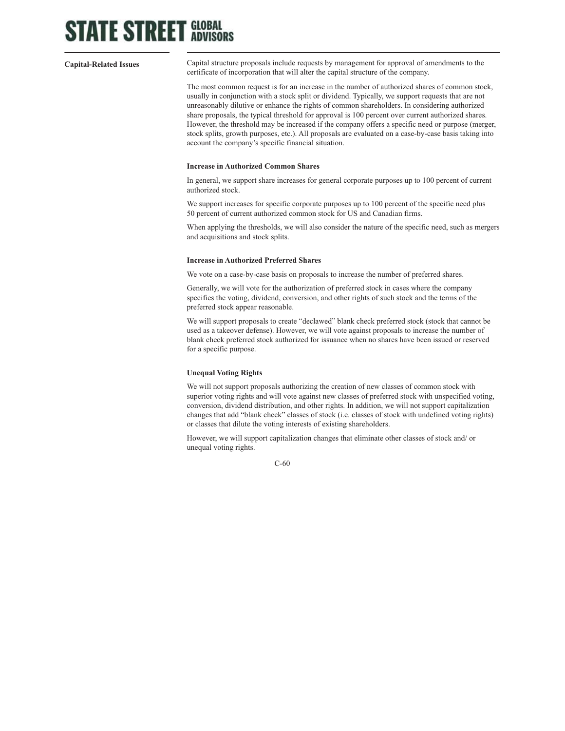## Capital-Related Issues

Capital structure proposals include requests by management for approval of amendments to the certificate of incorporation that will alter the capital structure of the company.

The most common request is for an increase in the number of authorized shares of common stock, usually in conjunction with a stock split or dividend. Typically, we support requests that are not unreasonably dilutive or enhance the rights of common shareholders. In considering authorized share proposals, the typical threshold for approval is 100 percent over current authorized shares. However, the threshold may be increased if the company offers a specific need or purpose (merger, stock splits, growth purposes, etc.). All proposals are evaluated on a case-by-case basis taking into account the company's specific financial situation.

### Increase in Authorized Common Shares

In general, we support share increases for general corporate purposes up to 100 percent of current authorized stock.

We support increases for specific corporate purposes up to 100 percent of the specific need plus 50 percent of current authorized common stock for US and Canadian firms.

When applying the thresholds, we will also consider the nature of the specific need, such as mergers and acquisitions and stock splits.

### Increase in Authorized Preferred Shares

We vote on a case-by-case basis on proposals to increase the number of preferred shares.

Generally, we will vote for the authorization of preferred stock in cases where the company specifies the voting, dividend, conversion, and other rights of such stock and the terms of the preferred stock appear reasonable.

We will support proposals to create "declawed" blank check preferred stock (stock that cannot be used as a takeover defense). However, we will vote against proposals to increase the number of blank check preferred stock authorized for issuance when no shares have been issued or reserved for a specific purpose.

### Unequal Voting Rights

We will not support proposals authorizing the creation of new classes of common stock with superior voting rights and will vote against new classes of preferred stock with unspecified voting, conversion, dividend distribution, and other rights. In addition, we will not support capitalization changes that add "blank check" classes of stock (i.e. classes of stock with undefined voting rights) or classes that dilute the voting interests of existing shareholders.

However, we will support capitalization changes that eliminate other classes of stock and/ or unequal voting rights.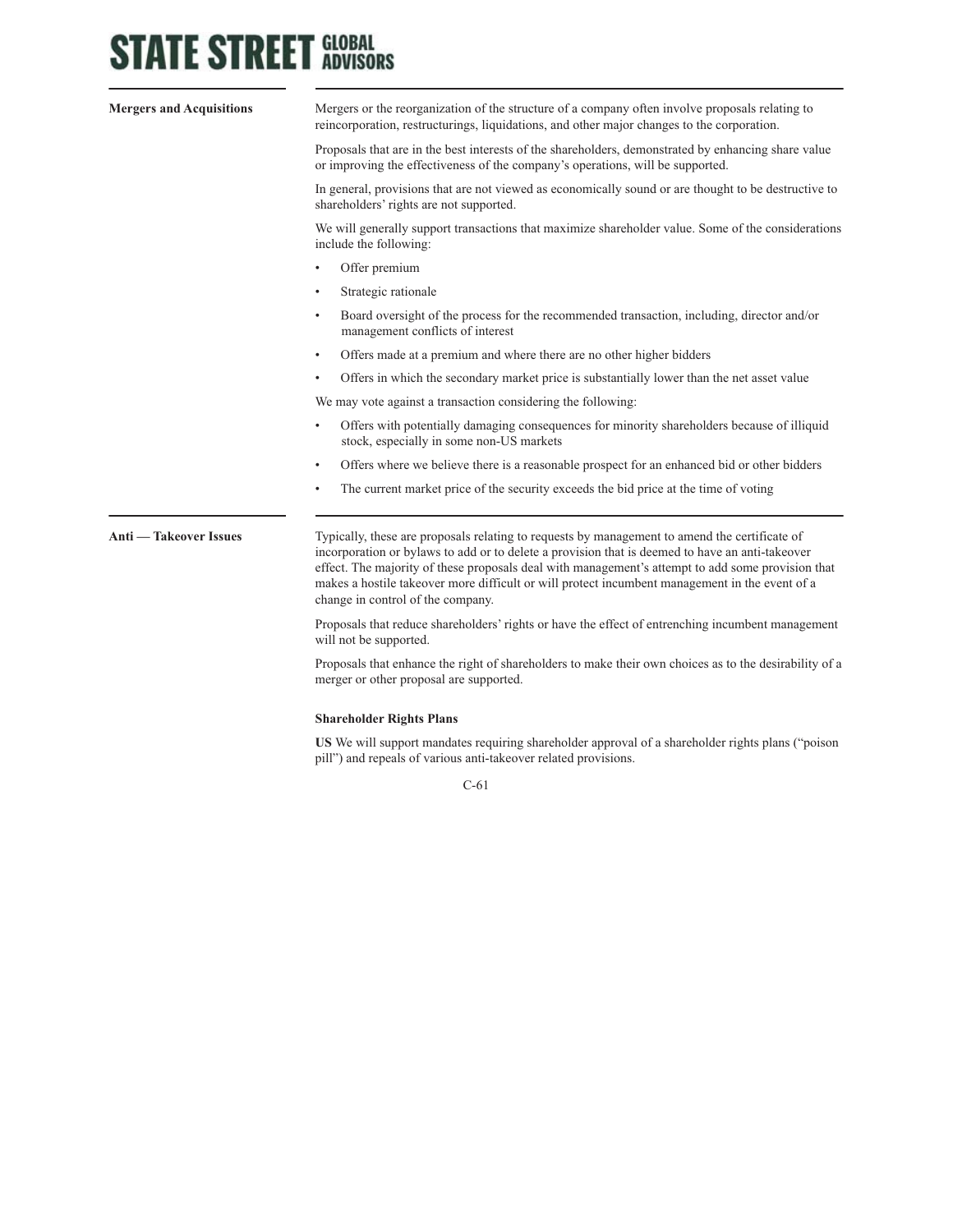**Mergers and Acquisitions**

Mergers or the reorganization of the structure of a company often involve proposals relating to reincorporation, restructurings, liquidations, and other major changes to the corporation.

Proposals that are in the best interests of the shareholders, demonstrated by enhancing share value or improving the effectiveness of the company's operations, will be supported.

In general, provisions that are not viewed as economically sound or are thought to be destructive to shareholders' rights are not supported.

We will generally support transactions that maximize shareholder value. Some of the considerations include the following:

- Offer premium
- Strategic rationale
- Board oversight of the process for the recommended transaction, including, director and/or management conflicts of interest
- Offers made at a premium and where there are no other higher bidders
- Offers in which the secondary market price is substantially lower than the net asset value

We may vote against a transaction considering the following:

- Offers with potentially damaging consequences for minority shareholders because of illiquid stock, especially in some non-US markets
- Offers where we believe there is a reasonable prospect for an enhanced bid or other bidders
- The current market price of the security exceeds the bid price at the time of voting

**Anti — Takeover Issues**

Typically, these are proposals relating to requests by management to amend the certificate of incorporation or bylaws to add or to delete a provision that is deemed to have an anti-takeover effect. The majority of these proposals deal with management's attempt to add some provision that makes a hostile takeover more difficult or will protect incumbent management in the event of a change in control of the company.

Proposals that reduce shareholders' rights or have the effect of entrenching incumbent management will not be supported.

Proposals that enhance the right of shareholders to make their own choices as to the desirability of a merger or other proposal are supported.

**Shareholder Rights Plans**

**US** We will support mandates requiring shareholder approval of a shareholder rights plans ("poison pill") and repeals of various anti-takeover related provisions.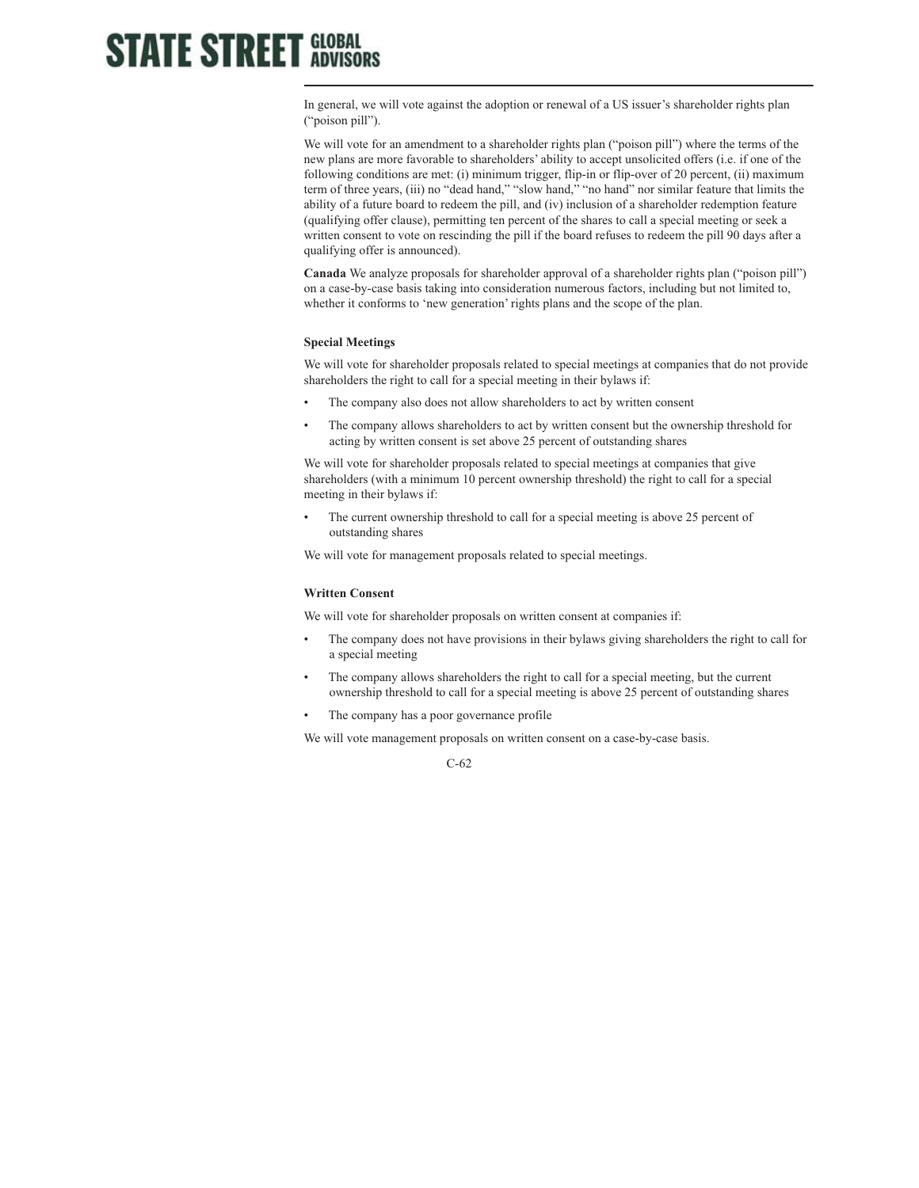In general, we will vote against the adoption or renewal of a US issuer's shareholder rights plan ("poison pill").

We will vote for an amendment to a shareholder rights plan ("poison pill") where the terms of the new plans are more favorable to shareholders' ability to accept unsolicited offers (i.e. if one of the following conditions are met: (i) minimum trigger, flip-in or flip-over of 20 percent, (ii) maximum term of three years, (iii) no "dead hand," "slow hand," "no hand" nor similar feature that limits the ability of a future board to redeem the pill, and (iv) inclusion of a shareholder redemption feature (qualifying offer clause), permitting ten percent of the shares to call a special meeting or seek a written consent to vote on rescinding the pill if the board refuses to redeem the pill 90 days after a qualifying offer is announced).

**Canada** We analyze proposals for shareholder approval of a shareholder rights plan ("poison pill") on a case-by-case basis taking into consideration numerous factors, including but not limited to, whether it conforms to 'new generation' rights plans and the scope of the plan.

**Special Meetings**

We will vote for shareholder proposals related to special meetings at companies that do not provide shareholders the right to call for a special meeting in their bylaws if:

- The company also does not allow shareholders to act by written consent
- The company allows shareholders to act by written consent but the ownership threshold for acting by written consent is set above 25 percent of outstanding shares

We will vote for shareholder proposals related to special meetings at companies that give shareholders (with a minimum 10 percent ownership threshold) the right to call for a special meeting in their bylaws if:

- The current ownership threshold to call for a special meeting is above 25 percent of outstanding shares

We will vote for management proposals related to special meetings.

**Written Consent**

We will vote for shareholder proposals on written consent at companies if:

- The company does not have provisions in their bylaws giving shareholders the right to call for a special meeting
- The company allows shareholders the right to call for a special meeting, but the current ownership threshold to call for a special meeting is above 25 percent of outstanding shares
- The company has a poor governance profile

We will vote management proposals on written consent on a case-by-case basis.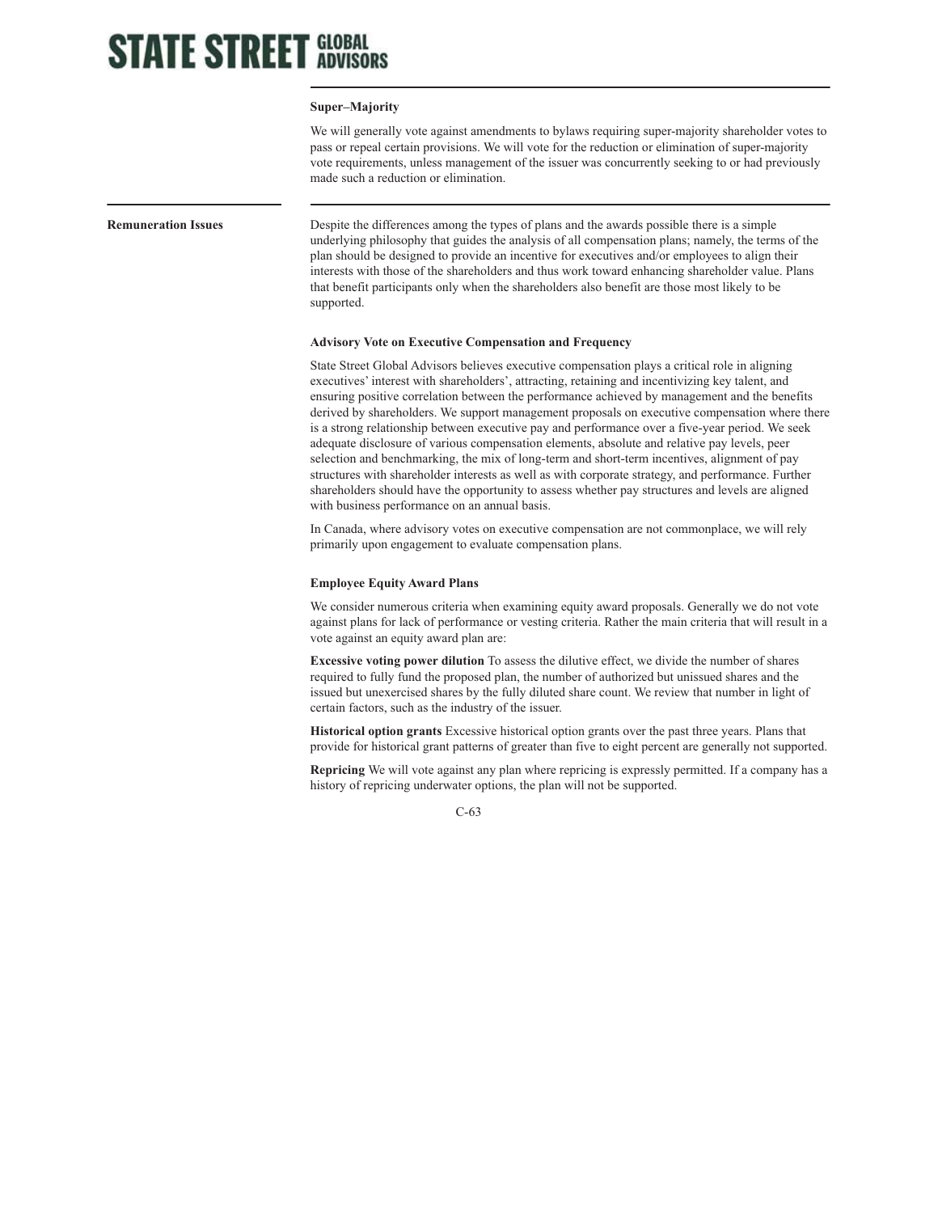### Super–Majority

We will generally vote against amendments to bylaws requiring super-majority shareholder votes to pass or repeal certain provisions. We will vote for the reduction or elimination of super-majority vote requirements, unless management of the issuer was concurrently seeking to or had previously made such a reduction or elimination.

## Remuneration Issues

Despite the differences among the types of plans and the awards possible there is a simple underlying philosophy that guides the analysis of all compensation plans; namely, the terms of the plan should be designed to provide an incentive for executives and/or employees to align their interests with those of the shareholders and thus work toward enhancing shareholder value. Plans that benefit participants only when the shareholders also benefit are those most likely to be supported.

### Advisory Vote on Executive Compensation and Frequency

State Street Global Advisors believes executive compensation plays a critical role in aligning executives' interest with shareholders', attracting, retaining and incentivizing key talent, and ensuring positive correlation between the performance achieved by management and the benefits derived by shareholders. We support management proposals on executive compensation where there is a strong relationship between executive pay and performance over a five-year period. We seek adequate disclosure of various compensation elements, absolute and relative pay levels, peer selection and benchmarking, the mix of long-term and short-term incentives, alignment of pay structures with shareholder interests as well as with corporate strategy, and performance. Further shareholders should have the opportunity to assess whether pay structures and levels are aligned with business performance on an annual basis.

In Canada, where advisory votes on executive compensation are not commonplace, we will rely primarily upon engagement to evaluate compensation plans.

### Employee Equity Award Plans

We consider numerous criteria when examining equity award proposals. Generally we do not vote against plans for lack of performance or vesting criteria. Rather the main criteria that will result in a vote against an equity award plan are:

**Excessive voting power dilution** To assess the dilutive effect, we divide the number of shares required to fully fund the proposed plan, the number of authorized but unissued shares and the issued but unexercised shares by the fully diluted share count. We review that number in light of certain factors, such as the industry of the issuer.

**Historical option grants** Excessive historical option grants over the past three years. Plans that provide for historical grant patterns of greater than five to eight percent are generally not supported.

**Repricing** We will vote against any plan where repricing is expressly permitted. If a company has a history of repricing underwater options, the plan will not be supported.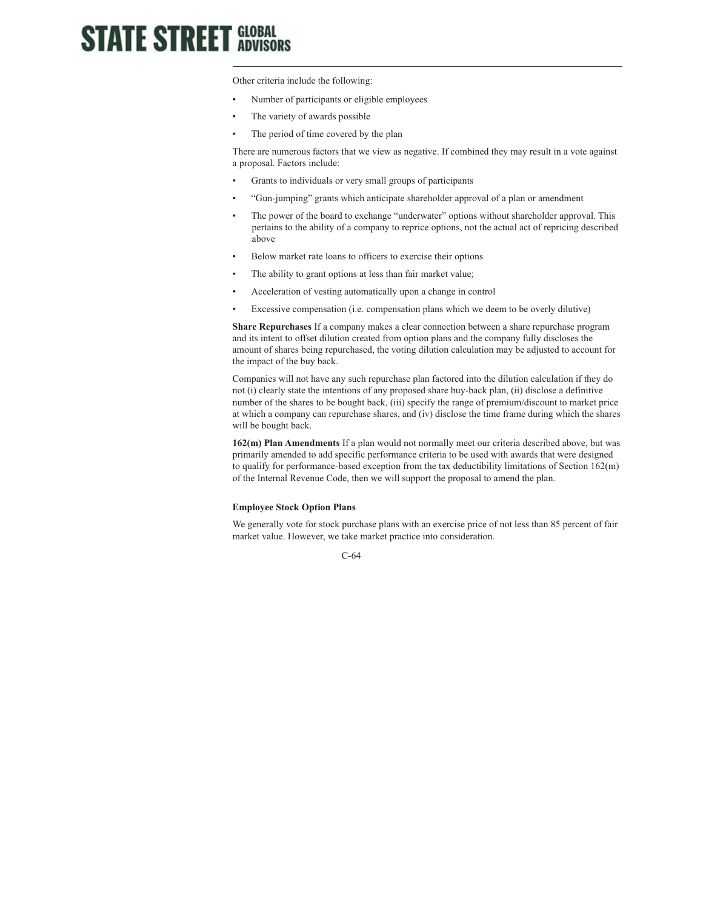Other criteria include the following:

- Number of participants or eligible employees
- The variety of awards possible
- The period of time covered by the plan

There are numerous factors that we view as negative. If combined they may result in a vote against a proposal. Factors include:

- Grants to individuals or very small groups of participants
- "Gun-jumping" grants which anticipate shareholder approval of a plan or amendment
- The power of the board to exchange "underwater" options without shareholder approval. This pertains to the ability of a company to reprice options, not the actual act of repricing described above
- Below market rate loans to officers to exercise their options
- The ability to grant options at less than fair market value;
- Acceleration of vesting automatically upon a change in control
- Excessive compensation (i.e. compensation plans which we deem to be overly dilutive)

**Share Repurchases** If a company makes a clear connection between a share repurchase program and its intent to offset dilution created from option plans and the company fully discloses the amount of shares being repurchased, the voting dilution calculation may be adjusted to account for the impact of the buy back.

Companies will not have any such repurchase plan factored into the dilution calculation if they do not (i) clearly state the intentions of any proposed share buy-back plan, (ii) disclose a definitive number of the shares to be bought back, (iii) specify the range of premium/discount to market price at which a company can repurchase shares, and (iv) disclose the time frame during which the shares will be bought back.

**162(m) Plan Amendments** If a plan would not normally meet our criteria described above, but was primarily amended to add specific performance criteria to be used with awards that were designed to qualify for performance-based exception from the tax deductibility limitations of Section 162(m) of the Internal Revenue Code, then we will support the proposal to amend the plan.

**Employee Stock Option Plans**

We generally vote for stock purchase plans with an exercise price of not less than 85 percent of fair market value. However, we take market practice into consideration.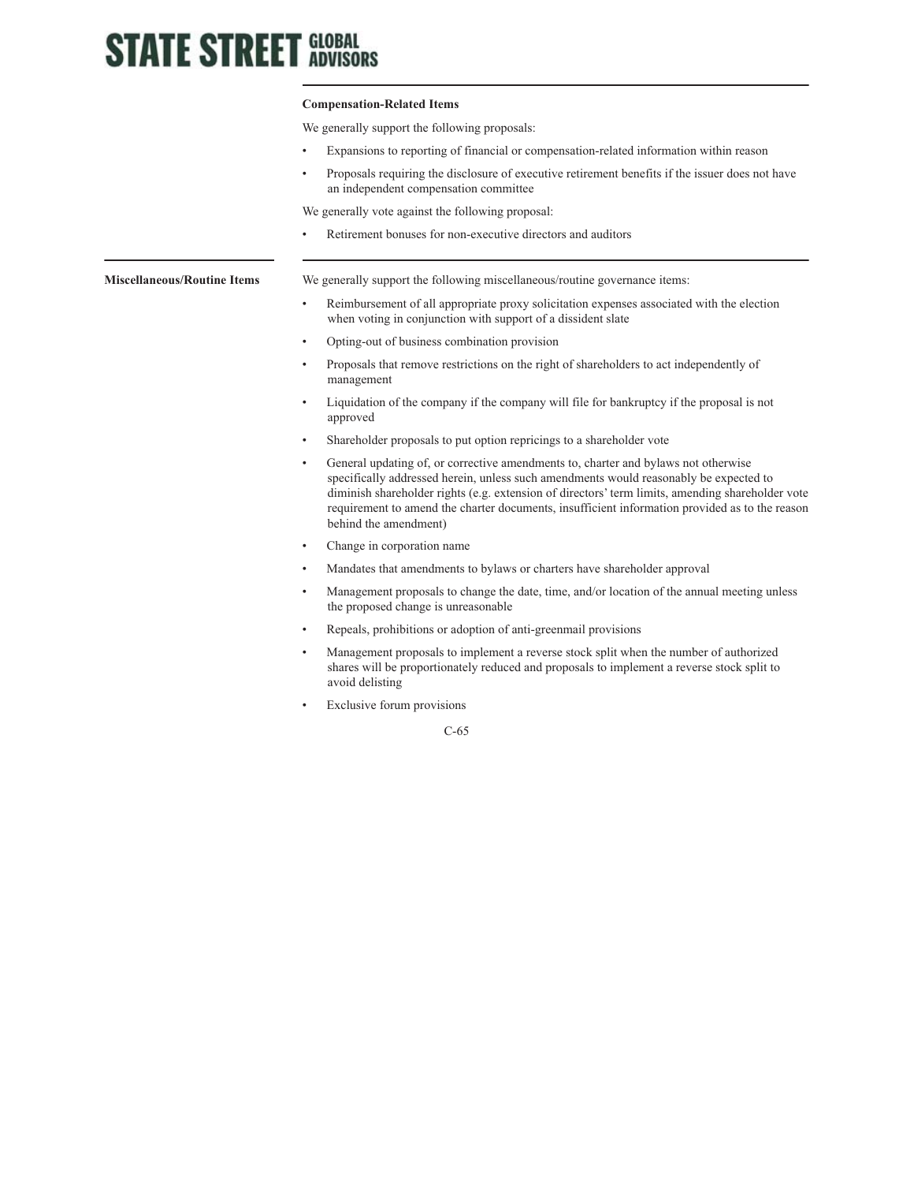**Compensation-Related Items**

We generally support the following proposals:

- Expansions to reporting of financial or compensation-related information within reason
- Proposals requiring the disclosure of executive retirement benefits if the issuer does not have an independent compensation committee

We generally vote against the following proposal:

- Retirement bonuses for non-executive directors and auditors

**Miscellaneous/Routine Items**

We generally support the following miscellaneous/routine governance items:

- Reimbursement of all appropriate proxy solicitation expenses associated with the election when voting in conjunction with support of a dissident slate
- Opting-out of business combination provision
- Proposals that remove restrictions on the right of shareholders to act independently of management
- Liquidation of the company if the company will file for bankruptcy if the proposal is not approved
- Shareholder proposals to put option repricings to a shareholder vote
- General updating of, or corrective amendments to, charter and bylaws not otherwise specifically addressed herein, unless such amendments would reasonably be expected to diminish shareholder rights (e.g. extension of directors' term limits, amending shareholder vote requirement to amend the charter documents, insufficient information provided as to the reason behind the amendment)
- Change in corporation name
- Mandates that amendments to bylaws or charters have shareholder approval
- Management proposals to change the date, time, and/or location of the annual meeting unless the proposed change is unreasonable
- Repeals, prohibitions or adoption of anti-greenmail provisions
- Management proposals to implement a reverse stock split when the number of authorized shares will be proportionately reduced and proposals to implement a reverse stock split to avoid delisting
- Exclusive forum provisions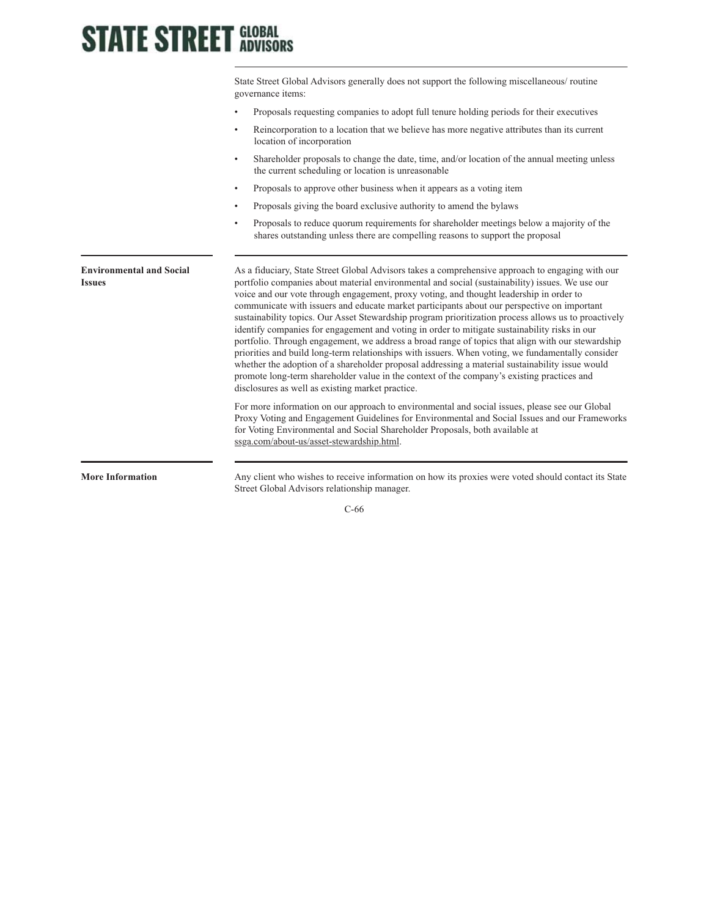State Street Global Advisors generally does not support the following miscellaneous/ routine governance items:

- Proposals requesting companies to adopt full tenure holding periods for their executives
- Reincorporation to a location that we believe has more negative attributes than its current location of incorporation
- Shareholder proposals to change the date, time, and/or location of the annual meeting unless the current scheduling or location is unreasonable
- Proposals to approve other business when it appears as a voting item
- Proposals giving the board exclusive authority to amend the bylaws
- Proposals to reduce quorum requirements for shareholder meetings below a majority of the shares outstanding unless there are compelling reasons to support the proposal

## Environmental and Social Issues

As a fiduciary, State Street Global Advisors takes a comprehensive approach to engaging with our portfolio companies about material environmental and social (sustainability) issues. We use our voice and our vote through engagement, proxy voting, and thought leadership in order to communicate with issuers and educate market participants about our perspective on important sustainability topics. Our Asset Stewardship program prioritization process allows us to proactively identify companies for engagement and voting in order to mitigate sustainability risks in our portfolio. Through engagement, we address a broad range of topics that align with our stewardship priorities and build long-term relationships with issuers. When voting, we fundamentally consider whether the adoption of a shareholder proposal addressing a material sustainability issue would promote long-term shareholder value in the context of the company's existing practices and disclosures as well as existing market practice.

For more information on our approach to environmental and social issues, please see our Global Proxy Voting and Engagement Guidelines for Environmental and Social Issues and our Frameworks for Voting Environmental and Social Shareholder Proposals, both available at ssga.com/about-us/asset-stewardship.html.

## More Information

Any client who wishes to receive information on how its proxies were voted should contact its State Street Global Advisors relationship manager.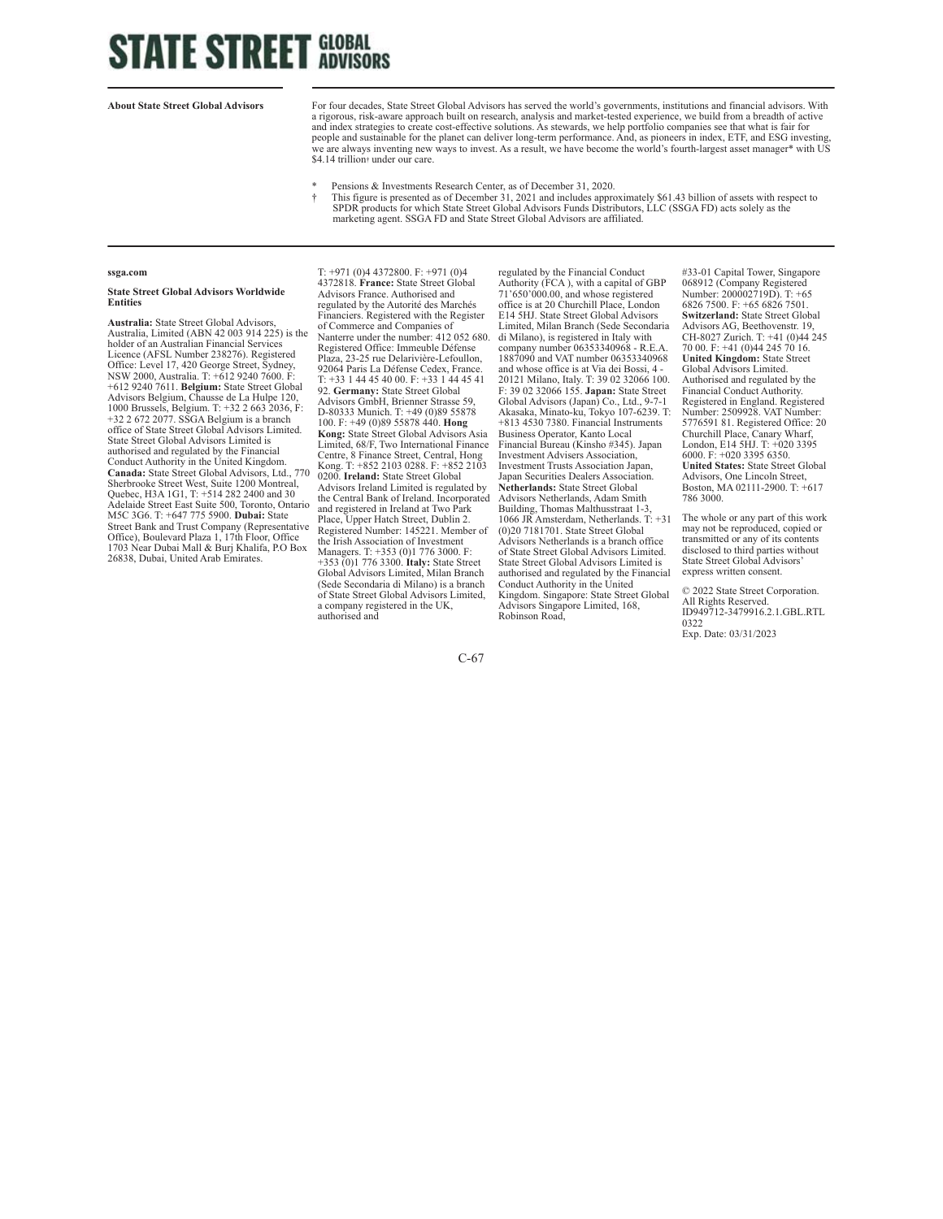# STATE STREET GLOBAL ADVISORS

**About State Street Global Advisors**

For four decades, State Street Global Advisors has served the world's governments, institutions and financial advisors. With a rigorous, risk-aware approach built on research, analysis and market-tested experience, we build from a breadth of active and index strategies to create cost-effective solutions. As stewards, we help portfolio companies see that what is fair for people and sustainable for the planet can deliver long-term performance. And, as pioneers in index, ETF, and ESG investing, we are always inventing new ways to invest. As a result, we have become the world's fourth-largest asset manager* with US $4.14 trillion† under our care.

\* Pensions & Investments Research Center, as of December 31, 2020.

† This figure is presented as of December 31, 2021 and includes approximately $61.43 billion of assets with respect to SPDR products for which State Street Global Advisors Funds Distributors, LLC (SSGA FD) acts solely as the marketing agent. SSGA FD and State Street Global Advisors are affiliated.

**ssga.com**

**State Street Global Advisors Worldwide Entities**

**Australia:** State Street Global Advisors, Australia, Limited (ABN 42 003 914 225) is the holder of an Australian Financial Services Licence (AFSL Number 238276). Registered Office: Level 17, 420 George Street, Sydney, NSW 2000, Australia. T: +612 9240 7600. F: +612 9240 7611. **Belgium:** State Street Global Advisors Belgium, Chausse de La Hulpe 120, 1000 Brussels, Belgium. T: +32 2 663 2036, F: +32 2 672 2077. SSGA Belgium is a branch office of State Street Global Advisors Limited. State Street Global Advisors Limited is authorised and regulated by the Financial Conduct Authority in the United Kingdom. **Canada:** State Street Global Advisors, Ltd., 770 Sherbrooke Street West, Suite 1200 Montreal, Quebec, H3A 1G1, T: +514 282 2400 and 30 Adelaide Street East Suite 500, Toronto, Ontario M5C 3G6. T: +647 775 5900. **Dubai:** State Street Bank and Trust Company (Representative Office), Boulevard Plaza 1, 17th Floor, Office 1703 Near Dubai Mall & Burj Khalifa, P.O Box 26838, Dubai, United Arab Emirates. T: +971 (0)4 4372800. F: +971 (0)4 4372818. **France:** State Street Global Advisors France. Authorised and regulated by the Autorité des Marchés Financiers. Registered with the Register of Commerce and Companies of Nanterre under the number: 412 052 680. Registered Office: Immeuble Défense Plaza, 23-25 rue Delarivière-Lefoullon, 92064 Paris La Défense Cedex, France. T: +33 1 44 45 40 00. F: +33 1 44 45 41 92. **Germany:** State Street Global Advisors GmbH, Brienner Strasse 59, D-80333 Munich. T: +49 (0)89 55878 100. F: +49 (0)89 55878 440. **Hong Kong:** State Street Global Advisors Asia Limited, 68/F, Two International Finance Centre, 8 Finance Street, Central, Hong Kong. T: +852 2103 0288. F: +852 2103 0200. **Ireland:** State Street Global Advisors Ireland Limited is regulated by the Central Bank of Ireland. Incorporated and registered in Ireland at Two Park Place, Upper Hatch Street, Dublin 2. Registered Number: 145221. Member of the Irish Association of Investment Managers. T: +353 (0)1 776 3000. F: +353 (0)1 776 3300. **Italy:** State Street Global Advisors Limited, Milan Branch (Sede Secondaria di Milano) is a branch of State Street Global Advisors Limited, a company registered in the UK, authorised and regulated by the Financial Conduct Authority (FCA ), with a capital of GBP 71'650'000.00, and whose registered office is at 20 Churchill Place, London E14 5HJ. State Street Global Advisors Limited, Milan Branch (Sede Secondaria di Milano), is registered in Italy with company number 06353340968 - R.E.A. 1887090 and VAT number 06353340968 and whose office is at Via dei Bossi, 4 - 20121 Milano, Italy. T: 39 02 32066 100. F: 39 02 32066 155. **Japan:** State Street Global Advisors (Japan) Co., Ltd., 9-7-1 Akasaka, Minato-ku, Tokyo 107-6239. T: +813 4530 7380. Financial Instruments Business Operator, Kanto Local Financial Bureau (Kinsho #345). Japan Investment Advisers Association, Investment Trusts Association Japan, Japan Securities Dealers Association. **Netherlands:** State Street Global Advisors Netherlands, Adam Smith Building, Thomas Malthusstraat 1-3, 1066 JR Amsterdam, Netherlands. T: +31 (0)20 7181701. State Street Global Advisors Netherlands is a branch office of State Street Global Advisors Limited. State Street Global Advisors Limited is authorised and regulated by the Financial Conduct Authority in the United Kingdom. Singapore: State Street Global Advisors Singapore Limited, 168, Robinson Road, #33-01 Capital Tower, Singapore 068912 (Company Registered Number: 200002719D). T: +65 6826 7500. F: +65 6826 7501. **Switzerland:** State Street Global Advisors AG, Beethovenstr. 19, CH-8027 Zurich. T: +41 (0)44 245 70 00. F: +41 (0)44 245 70 16. **United Kingdom:** State Street Global Advisors Limited. Authorised and regulated by the Financial Conduct Authority. Registered in England. Registered Number: 2509928. VAT Number: 5776591 81. Registered Office: 20 Churchill Place, Canary Wharf, London, E14 5HJ. T: +020 3395 6000. F: +020 3395 6350. **United States:** State Street Global Advisors, One Lincoln Street, Boston, MA 02111-2900. T: +617 786 3000.

The whole or any part of this work may not be reproduced, copied or transmitted or any of its contents disclosed to third parties without State Street Global Advisors' express written consent.

© 2022 State Street Corporation. All Rights Reserved. ID949712-3479916.2.1.GBL.RTL 0322 Exp. Date: 03/31/2023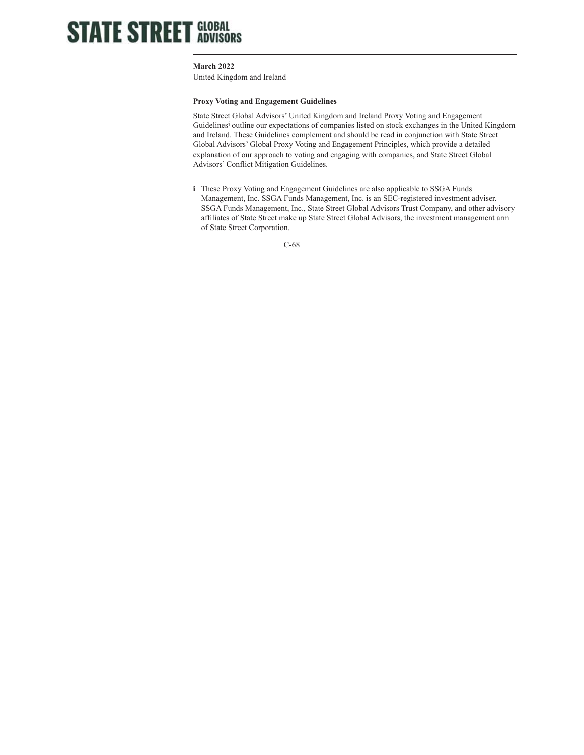# STATE STREET GLOBAL ADVISORS

**March 2022**
United Kingdom and Ireland

**Proxy Voting and Engagement Guidelines**

State Street Global Advisors' United Kingdom and Ireland Proxy Voting and Engagement Guidelines[i] outline our expectations of companies listed on stock exchanges in the United Kingdom and Ireland. These Guidelines complement and should be read in conjunction with State Street Global Advisors' Global Proxy Voting and Engagement Principles, which provide a detailed explanation of our approach to voting and engaging with companies, and State Street Global Advisors' Conflict Mitigation Guidelines.

---

**i** These Proxy Voting and Engagement Guidelines are also applicable to SSGA Funds Management, Inc. SSGA Funds Management, Inc. is an SEC-registered investment adviser. SSGA Funds Management, Inc., State Street Global Advisors Trust Company, and other advisory affiliates of State Street make up State Street Global Advisors, the investment management arm of State Street Corporation.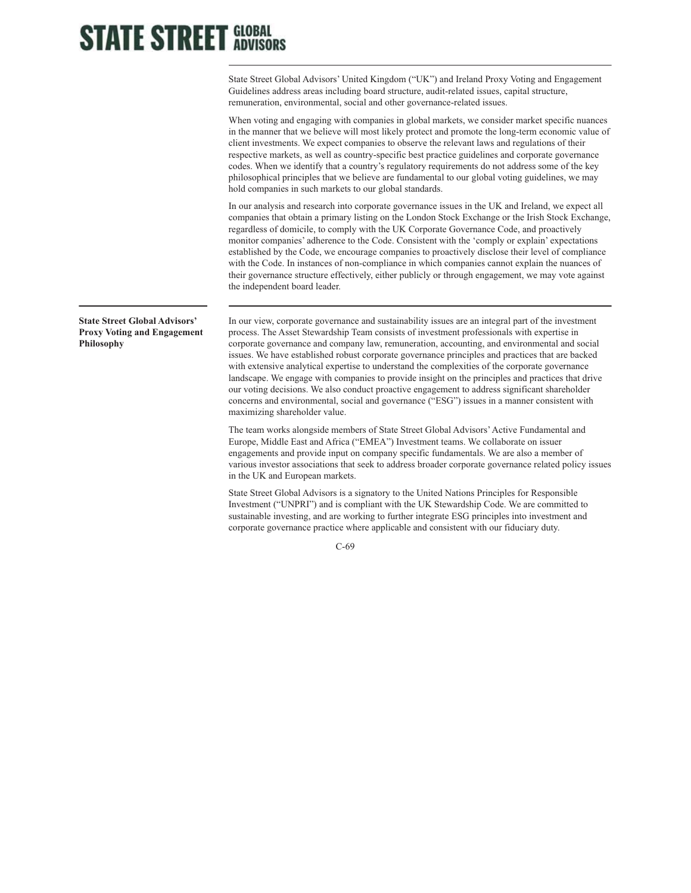State Street Global Advisors' United Kingdom ("UK") and Ireland Proxy Voting and Engagement Guidelines address areas including board structure, audit-related issues, capital structure, remuneration, environmental, social and other governance-related issues.

When voting and engaging with companies in global markets, we consider market specific nuances in the manner that we believe will most likely protect and promote the long-term economic value of client investments. We expect companies to observe the relevant laws and regulations of their respective markets, as well as country-specific best practice guidelines and corporate governance codes. When we identify that a country's regulatory requirements do not address some of the key philosophical principles that we believe are fundamental to our global voting guidelines, we may hold companies in such markets to our global standards.

In our analysis and research into corporate governance issues in the UK and Ireland, we expect all companies that obtain a primary listing on the London Stock Exchange or the Irish Stock Exchange, regardless of domicile, to comply with the UK Corporate Governance Code, and proactively monitor companies' adherence to the Code. Consistent with the 'comply or explain' expectations established by the Code, we encourage companies to proactively disclose their level of compliance with the Code. In instances of non-compliance in which companies cannot explain the nuances of their governance structure effectively, either publicly or through engagement, we may vote against the independent board leader.

**State Street Global Advisors' Proxy Voting and Engagement Philosophy**

In our view, corporate governance and sustainability issues are an integral part of the investment process. The Asset Stewardship Team consists of investment professionals with expertise in corporate governance and company law, remuneration, accounting, and environmental and social issues. We have established robust corporate governance principles and practices that are backed with extensive analytical expertise to understand the complexities of the corporate governance landscape. We engage with companies to provide insight on the principles and practices that drive our voting decisions. We also conduct proactive engagement to address significant shareholder concerns and environmental, social and governance ("ESG") issues in a manner consistent with maximizing shareholder value.

The team works alongside members of State Street Global Advisors' Active Fundamental and Europe, Middle East and Africa ("EMEA") Investment teams. We collaborate on issuer engagements and provide input on company specific fundamentals. We are also a member of various investor associations that seek to address broader corporate governance related policy issues in the UK and European markets.

State Street Global Advisors is a signatory to the United Nations Principles for Responsible Investment ("UNPRI") and is compliant with the UK Stewardship Code. We are committed to sustainable investing, and are working to further integrate ESG principles into investment and corporate governance practice where applicable and consistent with our fiduciary duty.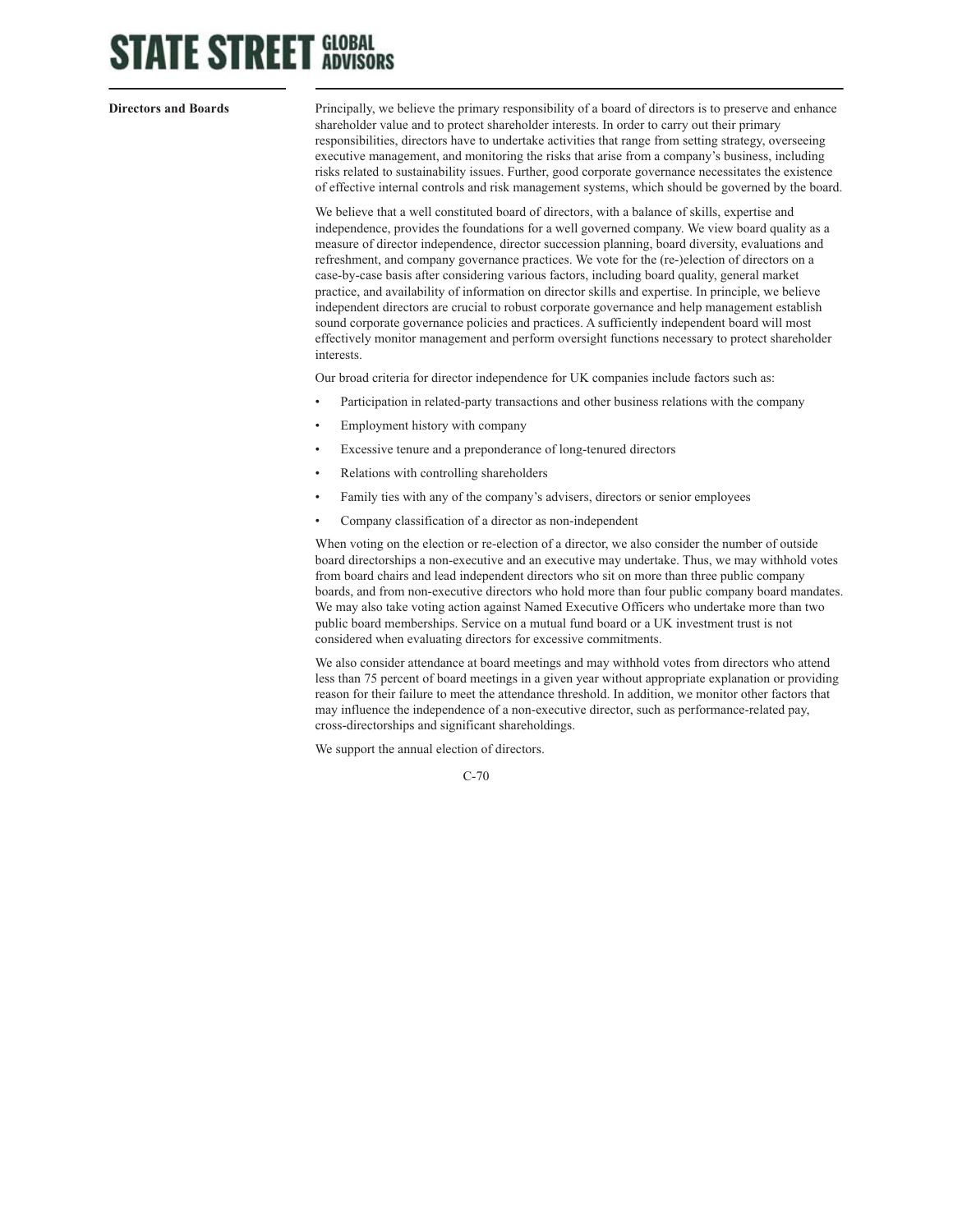**Directors and Boards**

Principally, we believe the primary responsibility of a board of directors is to preserve and enhance shareholder value and to protect shareholder interests. In order to carry out their primary responsibilities, directors have to undertake activities that range from setting strategy, overseeing executive management, and monitoring the risks that arise from a company's business, including risks related to sustainability issues. Further, good corporate governance necessitates the existence of effective internal controls and risk management systems, which should be governed by the board.

We believe that a well constituted board of directors, with a balance of skills, expertise and independence, provides the foundations for a well governed company. We view board quality as a measure of director independence, director succession planning, board diversity, evaluations and refreshment, and company governance practices. We vote for the (re-)election of directors on a case-by-case basis after considering various factors, including board quality, general market practice, and availability of information on director skills and expertise. In principle, we believe independent directors are crucial to robust corporate governance and help management establish sound corporate governance policies and practices. A sufficiently independent board will most effectively monitor management and perform oversight functions necessary to protect shareholder interests.

Our broad criteria for director independence for UK companies include factors such as:

- Participation in related-party transactions and other business relations with the company
- Employment history with company
- Excessive tenure and a preponderance of long-tenured directors
- Relations with controlling shareholders
- Family ties with any of the company's advisers, directors or senior employees
- Company classification of a director as non-independent

When voting on the election or re-election of a director, we also consider the number of outside board directorships a non-executive and an executive may undertake. Thus, we may withhold votes from board chairs and lead independent directors who sit on more than three public company boards, and from non-executive directors who hold more than four public company board mandates. We may also take voting action against Named Executive Officers who undertake more than two public board memberships. Service on a mutual fund board or a UK investment trust is not considered when evaluating directors for excessive commitments.

We also consider attendance at board meetings and may withhold votes from directors who attend less than 75 percent of board meetings in a given year without appropriate explanation or providing reason for their failure to meet the attendance threshold. In addition, we monitor other factors that may influence the independence of a non-executive director, such as performance-related pay, cross-directorships and significant shareholdings.

We support the annual election of directors.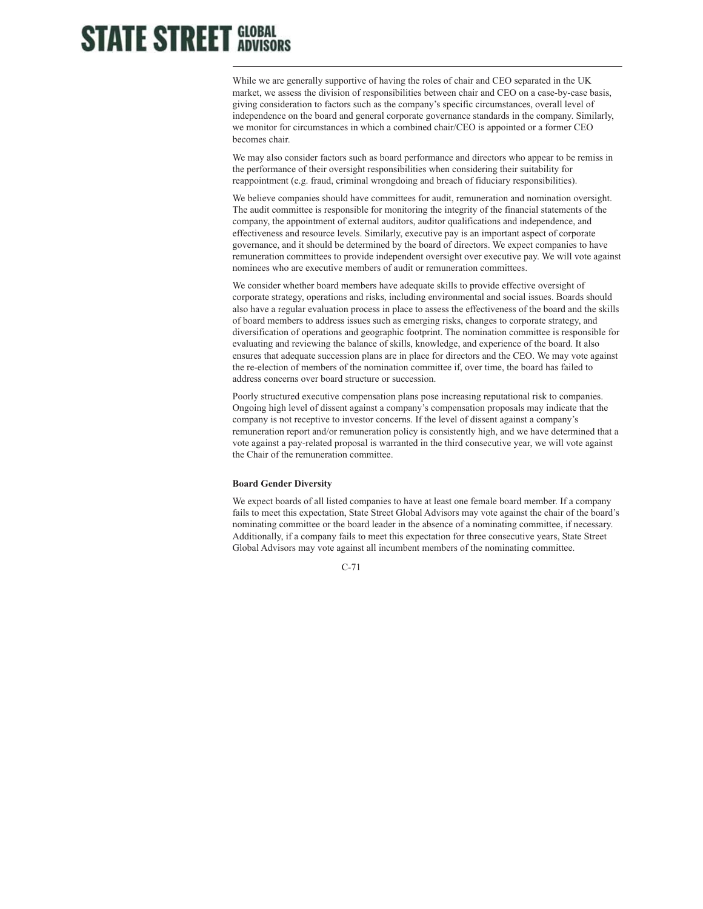While we are generally supportive of having the roles of chair and CEO separated in the UK market, we assess the division of responsibilities between chair and CEO on a case-by-case basis, giving consideration to factors such as the company's specific circumstances, overall level of independence on the board and general corporate governance standards in the company. Similarly, we monitor for circumstances in which a combined chair/CEO is appointed or a former CEO becomes chair.

We may also consider factors such as board performance and directors who appear to be remiss in the performance of their oversight responsibilities when considering their suitability for reappointment (e.g. fraud, criminal wrongdoing and breach of fiduciary responsibilities).

We believe companies should have committees for audit, remuneration and nomination oversight. The audit committee is responsible for monitoring the integrity of the financial statements of the company, the appointment of external auditors, auditor qualifications and independence, and effectiveness and resource levels. Similarly, executive pay is an important aspect of corporate governance, and it should be determined by the board of directors. We expect companies to have remuneration committees to provide independent oversight over executive pay. We will vote against nominees who are executive members of audit or remuneration committees.

We consider whether board members have adequate skills to provide effective oversight of corporate strategy, operations and risks, including environmental and social issues. Boards should also have a regular evaluation process in place to assess the effectiveness of the board and the skills of board members to address issues such as emerging risks, changes to corporate strategy, and diversification of operations and geographic footprint. The nomination committee is responsible for evaluating and reviewing the balance of skills, knowledge, and experience of the board. It also ensures that adequate succession plans are in place for directors and the CEO. We may vote against the re-election of members of the nomination committee if, over time, the board has failed to address concerns over board structure or succession.

Poorly structured executive compensation plans pose increasing reputational risk to companies. Ongoing high level of dissent against a company's compensation proposals may indicate that the company is not receptive to investor concerns. If the level of dissent against a company's remuneration report and/or remuneration policy is consistently high, and we have determined that a vote against a pay-related proposal is warranted in the third consecutive year, we will vote against the Chair of the remuneration committee.

**Board Gender Diversity**

We expect boards of all listed companies to have at least one female board member. If a company fails to meet this expectation, State Street Global Advisors may vote against the chair of the board's nominating committee or the board leader in the absence of a nominating committee, if necessary. Additionally, if a company fails to meet this expectation for three consecutive years, State Street Global Advisors may vote against all incumbent members of the nominating committee.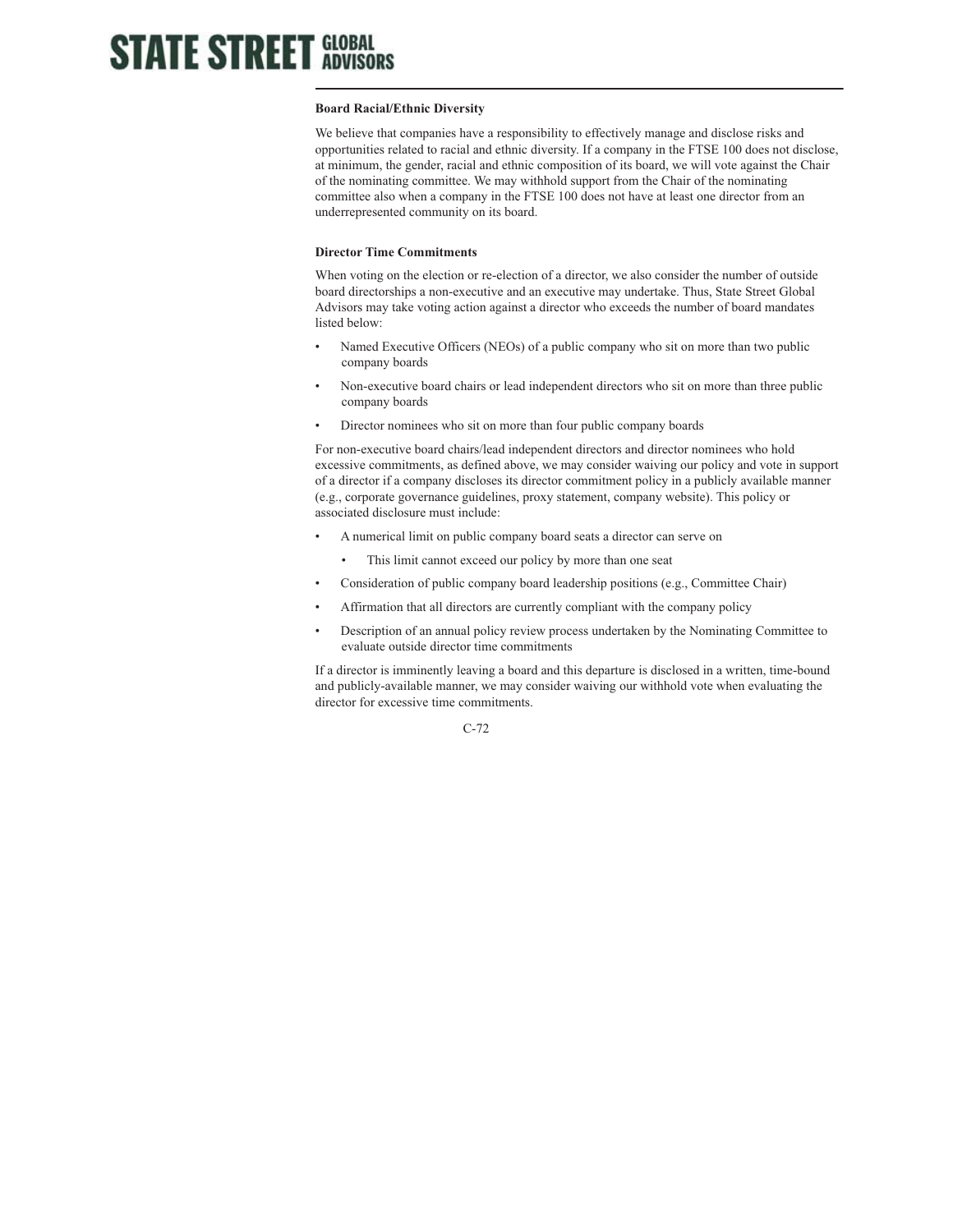**Board Racial/Ethnic Diversity**

We believe that companies have a responsibility to effectively manage and disclose risks and opportunities related to racial and ethnic diversity. If a company in the FTSE 100 does not disclose, at minimum, the gender, racial and ethnic composition of its board, we will vote against the Chair of the nominating committee. We may withhold support from the Chair of the nominating committee also when a company in the FTSE 100 does not have at least one director from an underrepresented community on its board.

**Director Time Commitments**

When voting on the election or re-election of a director, we also consider the number of outside board directorships a non-executive and an executive may undertake. Thus, State Street Global Advisors may take voting action against a director who exceeds the number of board mandates listed below:

- Named Executive Officers (NEOs) of a public company who sit on more than two public company boards
- Non-executive board chairs or lead independent directors who sit on more than three public company boards
- Director nominees who sit on more than four public company boards

For non-executive board chairs/lead independent directors and director nominees who hold excessive commitments, as defined above, we may consider waiving our policy and vote in support of a director if a company discloses its director commitment policy in a publicly available manner (e.g., corporate governance guidelines, proxy statement, company website). This policy or associated disclosure must include:

- A numerical limit on public company board seats a director can serve on
    - This limit cannot exceed our policy by more than one seat
- Consideration of public company board leadership positions (e.g., Committee Chair)
- Affirmation that all directors are currently compliant with the company policy
- Description of an annual policy review process undertaken by the Nominating Committee to evaluate outside director time commitments

If a director is imminently leaving a board and this departure is disclosed in a written, time-bound and publicly-available manner, we may consider waiving our withhold vote when evaluating the director for excessive time commitments.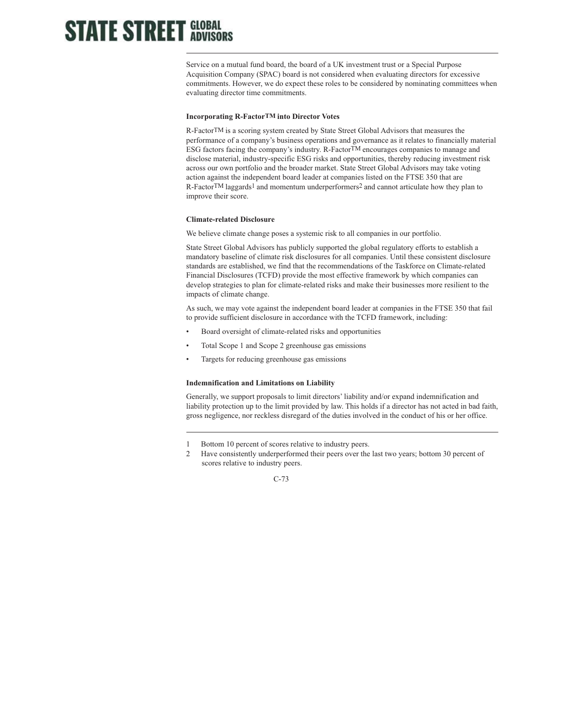Service on a mutual fund board, the board of a UK investment trust or a Special Purpose Acquisition Company (SPAC) board is not considered when evaluating directors for excessive commitments. However, we do expect these roles to be considered by nominating committees when evaluating director time commitments.

**Incorporating R-Factor™ into Director Votes**

R-Factor™ is a scoring system created by State Street Global Advisors that measures the performance of a company's business operations and governance as it relates to financially material ESG factors facing the company's industry. R-Factor™ encourages companies to manage and disclose material, industry-specific ESG risks and opportunities, thereby reducing investment risk across our own portfolio and the broader market. State Street Global Advisors may take voting action against the independent board leader at companies listed on the FTSE 350 that are R-Factor™ laggards[1] and momentum underperformers[2] and cannot articulate how they plan to improve their score.

**Climate-related Disclosure**

We believe climate change poses a systemic risk to all companies in our portfolio.

State Street Global Advisors has publicly supported the global regulatory efforts to establish a mandatory baseline of climate risk disclosures for all companies. Until these consistent disclosure standards are established, we find that the recommendations of the Taskforce on Climate-related Financial Disclosures (TCFD) provide the most effective framework by which companies can develop strategies to plan for climate-related risks and make their businesses more resilient to the impacts of climate change.

As such, we may vote against the independent board leader at companies in the FTSE 350 that fail to provide sufficient disclosure in accordance with the TCFD framework, including:

- Board oversight of climate-related risks and opportunities
- Total Scope 1 and Scope 2 greenhouse gas emissions
- Targets for reducing greenhouse gas emissions

**Indemnification and Limitations on Liability**

Generally, we support proposals to limit directors' liability and/or expand indemnification and liability protection up to the limit provided by law. This holds if a director has not acted in bad faith, gross negligence, nor reckless disregard of the duties involved in the conduct of his or her office.

---

1 Bottom 10 percent of scores relative to industry peers.

2 Have consistently underperformed their peers over the last two years; bottom 30 percent of scores relative to industry peers.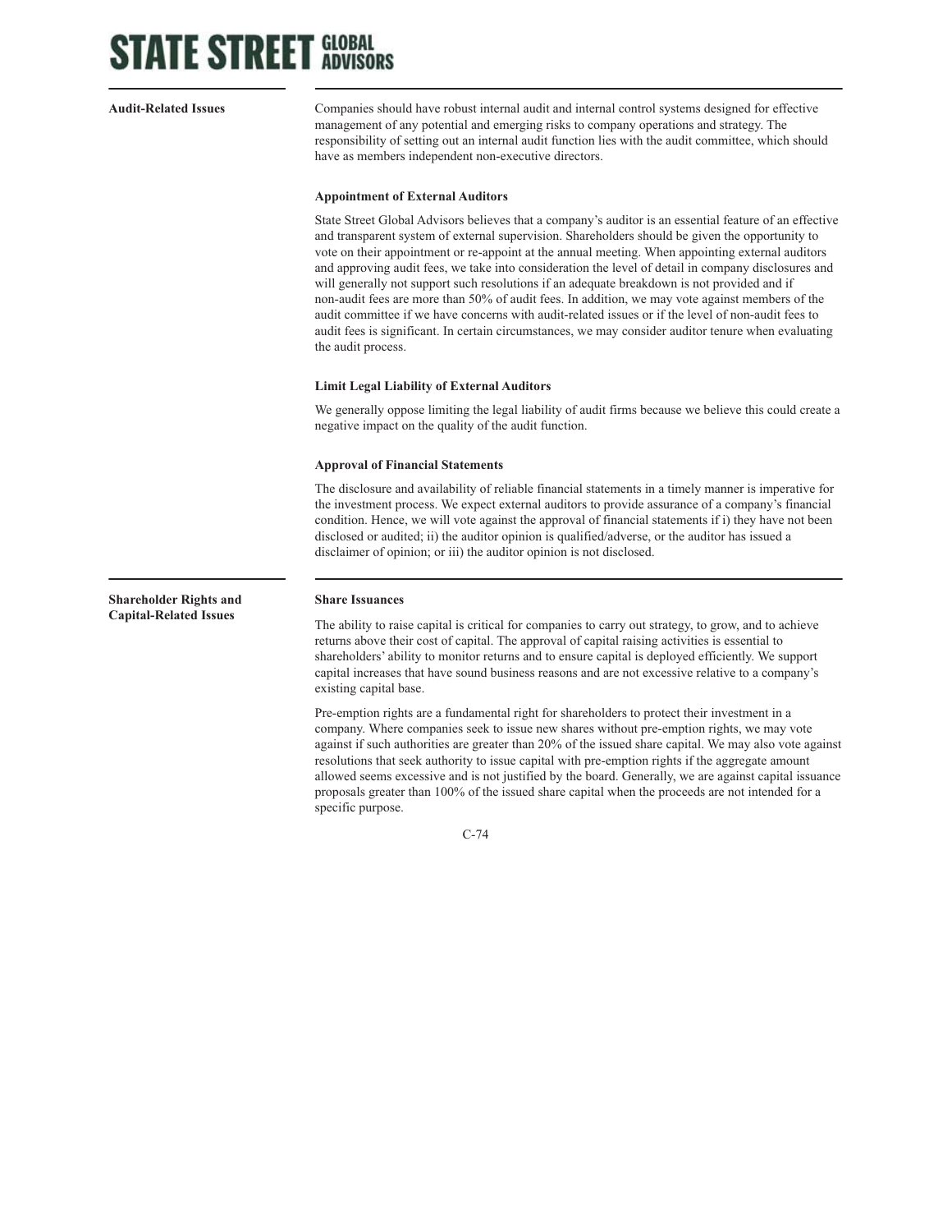## Audit-Related Issues

Companies should have robust internal audit and internal control systems designed for effective management of any potential and emerging risks to company operations and strategy. The responsibility of setting out an internal audit function lies with the audit committee, which should have as members independent non-executive directors.

**Appointment of External Auditors**

State Street Global Advisors believes that a company's auditor is an essential feature of an effective and transparent system of external supervision. Shareholders should be given the opportunity to vote on their appointment or re-appoint at the annual meeting. When appointing external auditors and approving audit fees, we take into consideration the level of detail in company disclosures and will generally not support such resolutions if an adequate breakdown is not provided and if non-audit fees are more than 50% of audit fees. In addition, we may vote against members of the audit committee if we have concerns with audit-related issues or if the level of non-audit fees to audit fees is significant. In certain circumstances, we may consider auditor tenure when evaluating the audit process.

**Limit Legal Liability of External Auditors**

We generally oppose limiting the legal liability of audit firms because we believe this could create a negative impact on the quality of the audit function.

**Approval of Financial Statements**

The disclosure and availability of reliable financial statements in a timely manner is imperative for the investment process. We expect external auditors to provide assurance of a company's financial condition. Hence, we will vote against the approval of financial statements if i) they have not been disclosed or audited; ii) the auditor opinion is qualified/adverse, or the auditor has issued a disclaimer of opinion; or iii) the auditor opinion is not disclosed.

## Shareholder Rights and Capital-Related Issues

**Share Issuances**

The ability to raise capital is critical for companies to carry out strategy, to grow, and to achieve returns above their cost of capital. The approval of capital raising activities is essential to shareholders' ability to monitor returns and to ensure capital is deployed efficiently. We support capital increases that have sound business reasons and are not excessive relative to a company's existing capital base.

Pre-emption rights are a fundamental right for shareholders to protect their investment in a company. Where companies seek to issue new shares without pre-emption rights, we may vote against if such authorities are greater than 20% of the issued share capital. We may also vote against resolutions that seek authority to issue capital with pre-emption rights if the aggregate amount allowed seems excessive and is not justified by the board. Generally, we are against capital issuance proposals greater than 100% of the issued share capital when the proceeds are not intended for a specific purpose.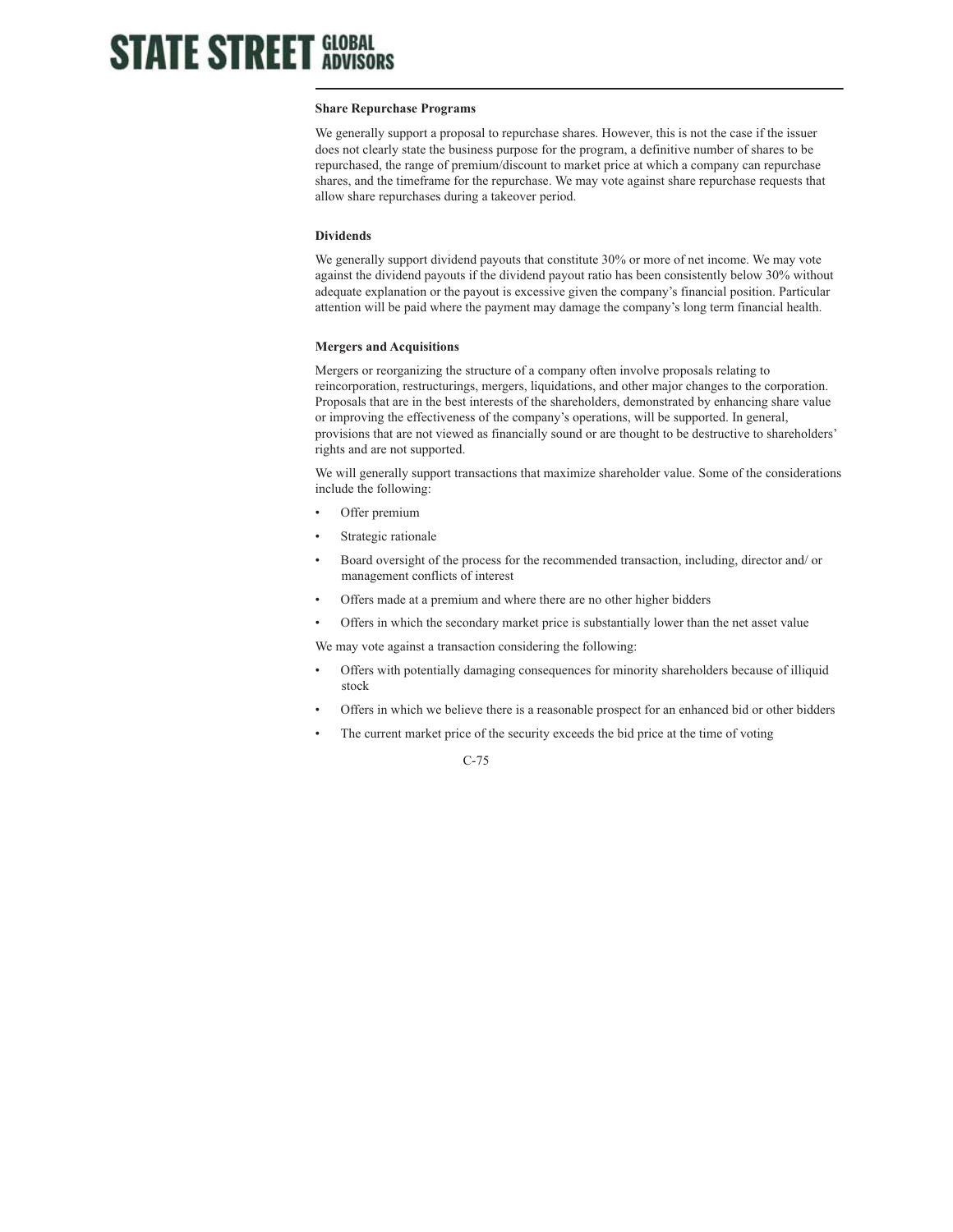**Share Repurchase Programs**

We generally support a proposal to repurchase shares. However, this is not the case if the issuer does not clearly state the business purpose for the program, a definitive number of shares to be repurchased, the range of premium/discount to market price at which a company can repurchase shares, and the timeframe for the repurchase. We may vote against share repurchase requests that allow share repurchases during a takeover period.

**Dividends**

We generally support dividend payouts that constitute 30% or more of net income. We may vote against the dividend payouts if the dividend payout ratio has been consistently below 30% without adequate explanation or the payout is excessive given the company's financial position. Particular attention will be paid where the payment may damage the company's long term financial health.

**Mergers and Acquisitions**

Mergers or reorganizing the structure of a company often involve proposals relating to reincorporation, restructurings, mergers, liquidations, and other major changes to the corporation. Proposals that are in the best interests of the shareholders, demonstrated by enhancing share value or improving the effectiveness of the company's operations, will be supported. In general, provisions that are not viewed as financially sound or are thought to be destructive to shareholders' rights and are not supported.

We will generally support transactions that maximize shareholder value. Some of the considerations include the following:

- Offer premium
- Strategic rationale
- Board oversight of the process for the recommended transaction, including, director and/ or management conflicts of interest
- Offers made at a premium and where there are no other higher bidders
- Offers in which the secondary market price is substantially lower than the net asset value

We may vote against a transaction considering the following:

- Offers with potentially damaging consequences for minority shareholders because of illiquid stock
- Offers in which we believe there is a reasonable prospect for an enhanced bid or other bidders
- The current market price of the security exceeds the bid price at the time of voting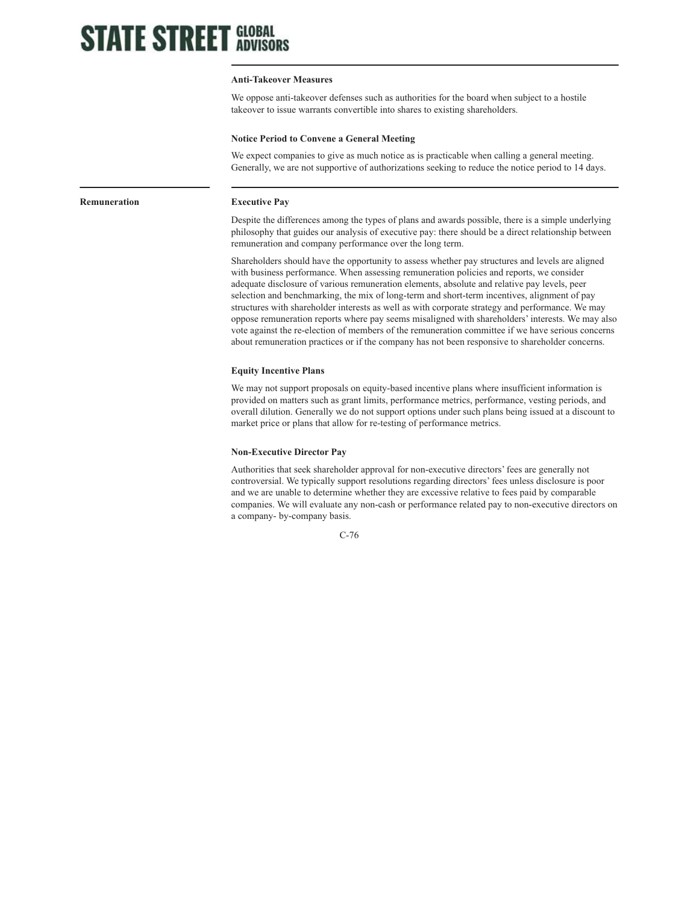### Anti-Takeover Measures

We oppose anti-takeover defenses such as authorities for the board when subject to a hostile takeover to issue warrants convertible into shares to existing shareholders.

### Notice Period to Convene a General Meeting

We expect companies to give as much notice as is practicable when calling a general meeting. Generally, we are not supportive of authorizations seeking to reduce the notice period to 14 days.

## Remuneration

### Executive Pay

Despite the differences among the types of plans and awards possible, there is a simple underlying philosophy that guides our analysis of executive pay: there should be a direct relationship between remuneration and company performance over the long term.

Shareholders should have the opportunity to assess whether pay structures and levels are aligned with business performance. When assessing remuneration policies and reports, we consider adequate disclosure of various remuneration elements, absolute and relative pay levels, peer selection and benchmarking, the mix of long-term and short-term incentives, alignment of pay structures with shareholder interests as well as with corporate strategy and performance. We may oppose remuneration reports where pay seems misaligned with shareholders' interests. We may also vote against the re-election of members of the remuneration committee if we have serious concerns about remuneration practices or if the company has not been responsive to shareholder concerns.

### Equity Incentive Plans

We may not support proposals on equity-based incentive plans where insufficient information is provided on matters such as grant limits, performance metrics, performance, vesting periods, and overall dilution. Generally we do not support options under such plans being issued at a discount to market price or plans that allow for re-testing of performance metrics.

### Non-Executive Director Pay

Authorities that seek shareholder approval for non-executive directors' fees are generally not controversial. We typically support resolutions regarding directors' fees unless disclosure is poor and we are unable to determine whether they are excessive relative to fees paid by comparable companies. We will evaluate any non-cash or performance related pay to non-executive directors on a company- by-company basis.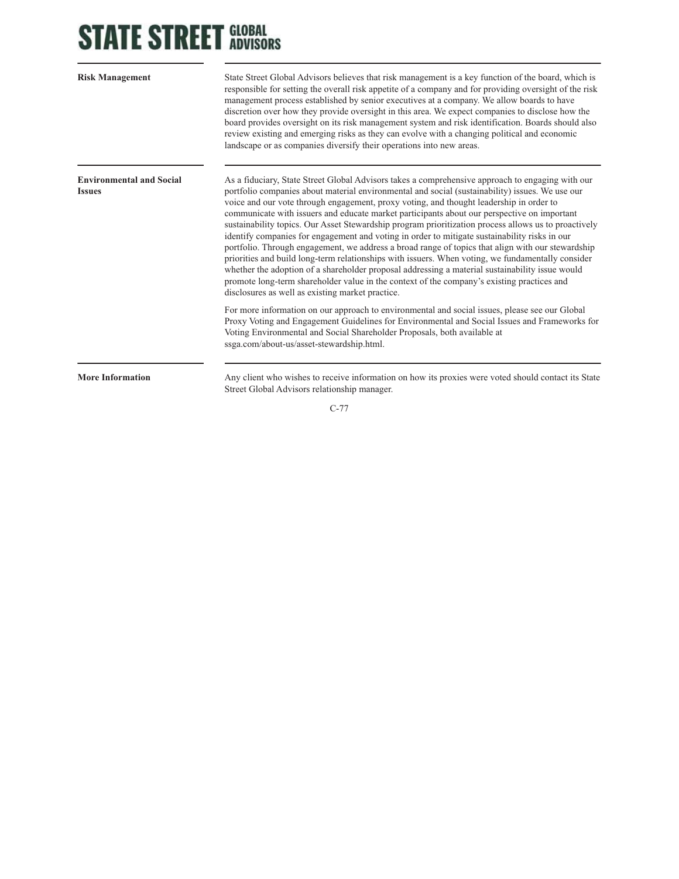**Risk Management**

State Street Global Advisors believes that risk management is a key function of the board, which is responsible for setting the overall risk appetite of a company and for providing oversight of the risk management process established by senior executives at a company. We allow boards to have discretion over how they provide oversight in this area. We expect companies to disclose how the board provides oversight on its risk management system and risk identification. Boards should also review existing and emerging risks as they can evolve with a changing political and economic landscape or as companies diversify their operations into new areas.

**Environmental and Social Issues**

As a fiduciary, State Street Global Advisors takes a comprehensive approach to engaging with our portfolio companies about material environmental and social (sustainability) issues. We use our voice and our vote through engagement, proxy voting, and thought leadership in order to communicate with issuers and educate market participants about our perspective on important sustainability topics. Our Asset Stewardship program prioritization process allows us to proactively identify companies for engagement and voting in order to mitigate sustainability risks in our portfolio. Through engagement, we address a broad range of topics that align with our stewardship priorities and build long-term relationships with issuers. When voting, we fundamentally consider whether the adoption of a shareholder proposal addressing a material sustainability issue would promote long-term shareholder value in the context of the company's existing practices and disclosures as well as existing market practice.

For more information on our approach to environmental and social issues, please see our Global Proxy Voting and Engagement Guidelines for Environmental and Social Issues and Frameworks for Voting Environmental and Social Shareholder Proposals, both available at ssga.com/about-us/asset-stewardship.html.

**More Information**

Any client who wishes to receive information on how its proxies were voted should contact its State Street Global Advisors relationship manager.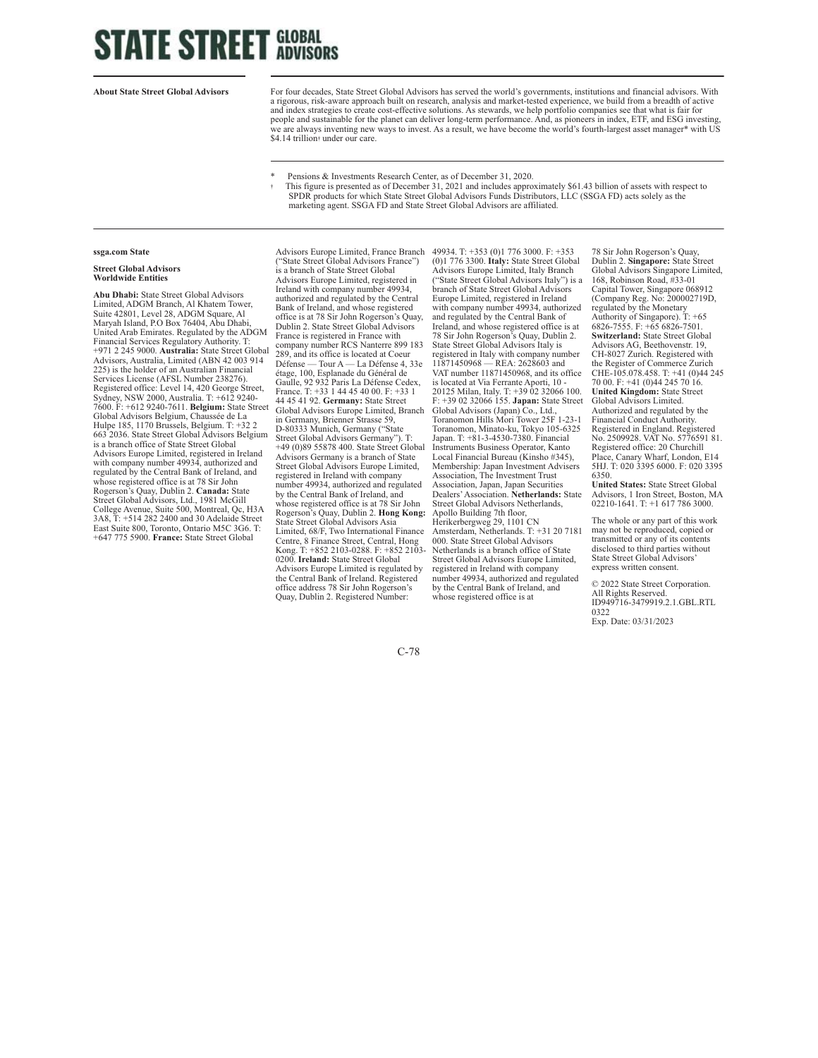# STATE STREET GLOBAL ADVISORS

**About State Street Global Advisors**

For four decades, State Street Global Advisors has served the world's governments, institutions and financial advisors. With a rigorous, risk-aware approach built on research, analysis and market-tested experience, we build from a breadth of active and index strategies to create cost-effective solutions. As stewards, we help portfolio companies see that what is fair for people and sustainable for the planet can deliver long-term performance. And, as pioneers in index, ETF, and ESG investing, we are always inventing new ways to invest. As a result, we have become the world's fourth-largest asset manager* with US $4.14 trillion† under our care.

\* Pensions & Investments Research Center, as of December 31, 2020.

† This figure is presented as of December 31, 2021 and includes approximately $61.43 billion of assets with respect to SPDR products for which State Street Global Advisors Funds Distributors, LLC (SSGA FD) acts solely as the marketing agent. SSGA FD and State Street Global Advisors are affiliated.

**ssga.com State**

**Street Global Advisors Worldwide Entities**

**Abu Dhabi:** State Street Global Advisors Limited, ADGM Branch, Al Khatem Tower, Suite 42801, Level 28, ADGM Square, Al Maryah Island, P.O Box 76404, Abu Dhabi, United Arab Emirates. Regulated by the ADGM Financial Services Regulatory Authority. T: +971 2 245 9000. **Australia:** State Street Global Advisors, Australia, Limited (ABN 42 003 914 225) is the holder of an Australian Financial Services License (AFSL Number 238276). Registered office: Level 14, 420 George Street, Sydney, NSW 2000, Australia. T: +612 9240-7600. F: +612 9240-7611. **Belgium:** State Street Global Advisors Belgium, Chaussée de La Hulpe 185, 1170 Brussels, Belgium. T: +32 2 663 2036. State Street Global Advisors Belgium is a branch office of State Street Global Advisors Europe Limited, registered in Ireland with company number 49934, authorized and regulated by the Central Bank of Ireland, and whose registered office is at 78 Sir John Rogerson's Quay, Dublin 2. **Canada:** State Street Global Advisors, Ltd., 1981 McGill College Avenue, Suite 500, Montreal, Qc, H3A 3A8, T: +514 282 2400 and 30 Adelaide Street East Suite 800, Toronto, Ontario M5C 3G6. T: +647 775 5900. **France:** State Street Global Advisors Europe Limited, France Branch ("State Street Global Advisors France") is a branch of State Street Global Advisors Europe Limited, registered in Ireland with company number 49934, authorized and regulated by the Central Bank of Ireland, and whose registered office is at 78 Sir John Rogerson's Quay, Dublin 2. State Street Global Advisors France is registered in France with company number RCS Nanterre 899 183 289, and its office is located at Coeur Défense — Tour A — La Défense 4, 33e étage, 100, Esplanade du Général de Gaulle, 92 932 Paris La Défense Cedex, France. T: +33 1 44 45 40 00. F: +33 1 44 45 41 92. **Germany:** State Street Global Advisors Europe Limited, Branch in Germany, Brienner Strasse 59, D-80333 Munich, Germany ("State Street Global Advisors Germany"). T: +49 (0)89 55878 400. State Street Global Advisors Germany is a branch of State Street Global Advisors Europe Limited, registered in Ireland with company number 49934, authorized and regulated by the Central Bank of Ireland, and whose registered office is at 78 Sir John Rogerson's Quay, Dublin 2. **Hong Kong:** State Street Global Advisors Asia Limited, 68/F, Two International Finance Centre, 8 Finance Street, Central, Hong Kong. T: +852 2103-0288. F: +852 2103-0200. **Ireland:** State Street Global Advisors Europe Limited is regulated by the Central Bank of Ireland. Registered office address 78 Sir John Rogerson's Quay, Dublin 2. Registered Number: 49934. T: +353 (0)1 776 3000. F: +353 (0)1 776 3300. **Italy:** State Street Global Advisors Europe Limited, Italy Branch ("State Street Global Advisors Italy") is a branch of State Street Global Advisors Europe Limited, registered in Ireland with company number 49934, authorized and regulated by the Central Bank of Ireland, and whose registered office is at 78 Sir John Rogerson's Quay, Dublin 2. State Street Global Advisors Italy is registered in Italy with company number 11871450968 — REA: 2628603 and VAT number 11871450968, and its office is located at Via Ferrante Aporti, 10 - 20125 Milan, Italy. T: +39 02 32066 100. F: +39 02 32066 155. **Japan:** State Street Global Advisors (Japan) Co., Ltd., Toranomon Hills Mori Tower 25F 1-23-1 Toranomon, Minato-ku, Tokyo 105-6325 Japan. T: +81-3-4530-7380. Financial Instruments Business Operator, Kanto Local Financial Bureau (Kinsho #345), Membership: Japan Investment Advisers Association, The Investment Trust Association, Japan, Japan Securities Dealers' Association. **Netherlands:** State Street Global Advisors Netherlands, Apollo Building 7th floor, Herikerbergweg 29, 1101 CN Amsterdam, Netherlands. T: +31 20 7181 000. State Street Global Advisors Netherlands is a branch office of State Street Global Advisors Europe Limited, registered in Ireland with company number 49934, authorized and regulated by the Central Bank of Ireland, and whose registered office is at 78 Sir John Rogerson's Quay, Dublin 2. **Singapore:** State Street Global Advisors Singapore Limited, 168, Robinson Road, #33-01 Capital Tower, Singapore 068912 (Company Reg. No: 200002719D, regulated by the Monetary Authority of Singapore). T: +65 6826-7555. F: +65 6826-7501. **Switzerland:** State Street Global Advisors AG, Beethovenstr. 19, CH-8027 Zurich. Registered with the Register of Commerce Zurich CHE-105.078.458. T: +41 (0)44 245 70 00. F: +41 (0)44 245 70 16. **United Kingdom:** State Street Global Advisors Limited. Authorized and regulated by the Financial Conduct Authority. Registered in England. Registered No. 2509928. VAT No. 5776591 81. Registered office: 20 Churchill Place, Canary Wharf, London, E14 5HJ. T: 020 3395 6000. F: 020 3395 6350. **United States:** State Street Global Advisors, 1 Iron Street, Boston, MA 02210-1641. T: +1 617 786 3000.

The whole or any part of this work may not be reproduced, copied or transmitted or any of its contents disclosed to third parties without State Street Global Advisors' express written consent.

© 2022 State Street Corporation. All Rights Reserved. ID949716-3479919.2.1.GBL.RTL 0322 Exp. Date: 03/31/2023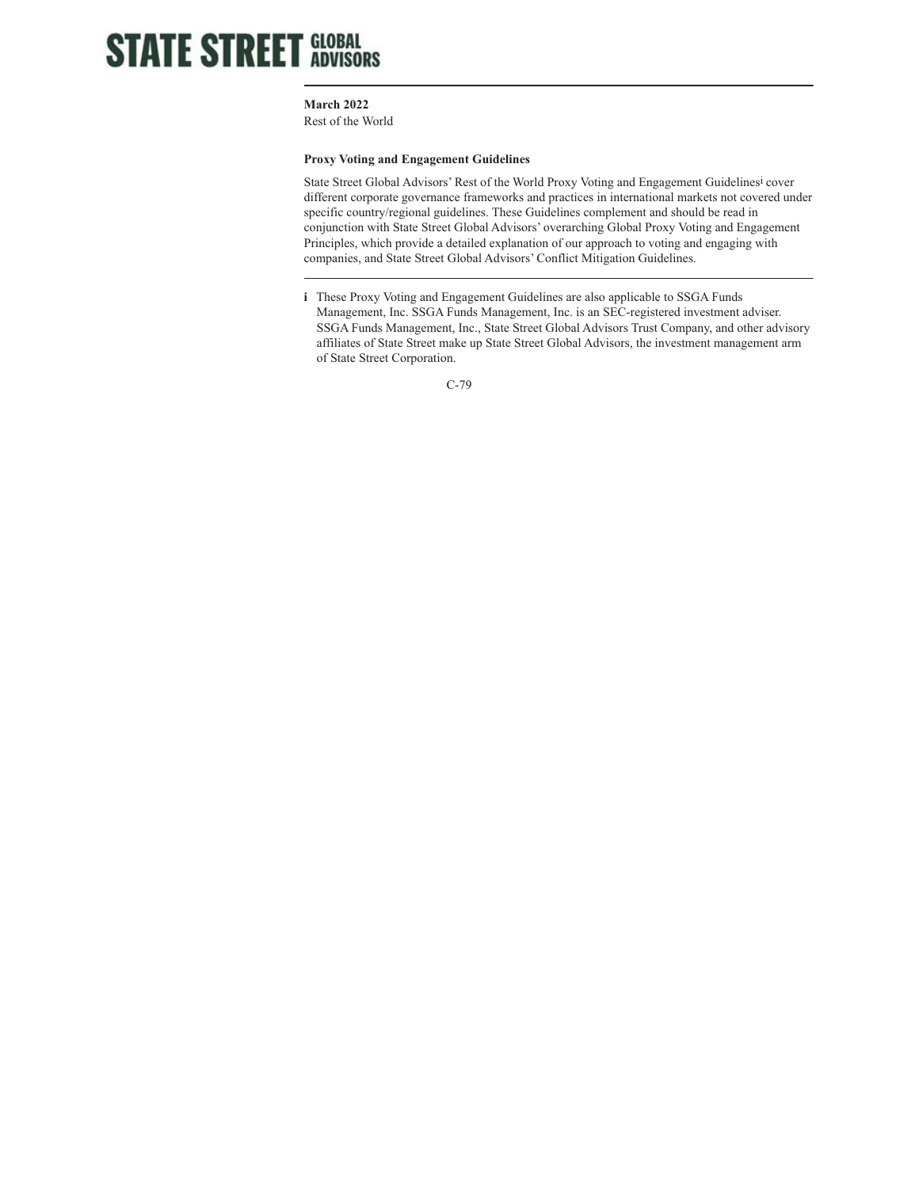**STATE STREET GLOBAL ADVISORS**

**March 2022**
Rest of the World

### Proxy Voting and Engagement Guidelines

State Street Global Advisors' Rest of the World Proxy Voting and Engagement Guidelines[i] cover different corporate governance frameworks and practices in international markets not covered under specific country/regional guidelines. These Guidelines complement and should be read in conjunction with State Street Global Advisors' overarching Global Proxy Voting and Engagement Principles, which provide a detailed explanation of our approach to voting and engaging with companies, and State Street Global Advisors' Conflict Mitigation Guidelines.

---

**i** These Proxy Voting and Engagement Guidelines are also applicable to SSGA Funds Management, Inc. SSGA Funds Management, Inc. is an SEC-registered investment adviser. SSGA Funds Management, Inc., State Street Global Advisors Trust Company, and other advisory affiliates of State Street make up State Street Global Advisors, the investment management arm of State Street Corporation.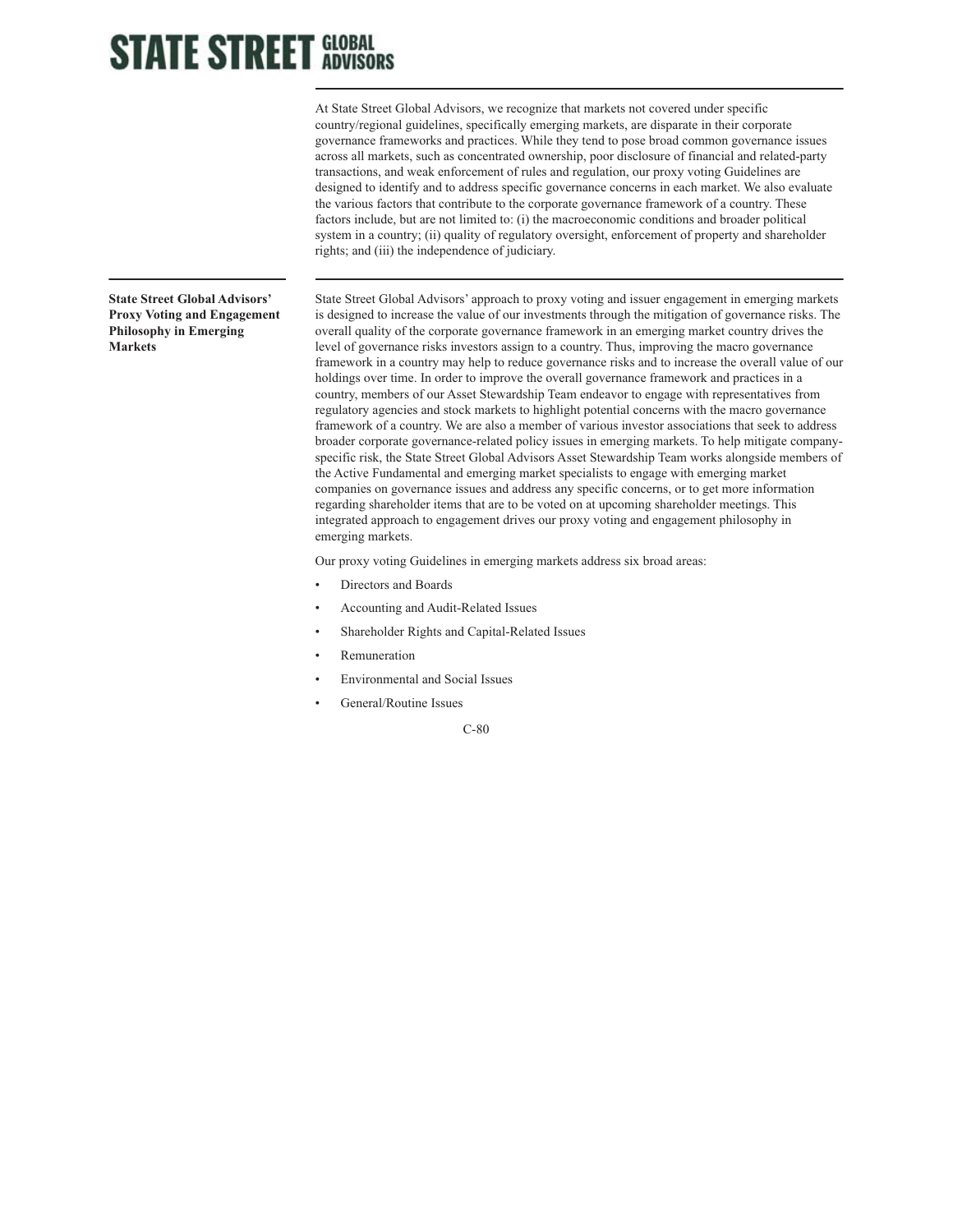At State Street Global Advisors, we recognize that markets not covered under specific country/regional guidelines, specifically emerging markets, are disparate in their corporate governance frameworks and practices. While they tend to pose broad common governance issues across all markets, such as concentrated ownership, poor disclosure of financial and related-party transactions, and weak enforcement of rules and regulation, our proxy voting Guidelines are designed to identify and to address specific governance concerns in each market. We also evaluate the various factors that contribute to the corporate governance framework of a country. These factors include, but are not limited to: (i) the macroeconomic conditions and broader political system in a country; (ii) quality of regulatory oversight, enforcement of property and shareholder rights; and (iii) the independence of judiciary.

**State Street Global Advisors' Proxy Voting and Engagement Philosophy in Emerging Markets**

State Street Global Advisors' approach to proxy voting and issuer engagement in emerging markets is designed to increase the value of our investments through the mitigation of governance risks. The overall quality of the corporate governance framework in an emerging market country drives the level of governance risks investors assign to a country. Thus, improving the macro governance framework in a country may help to reduce governance risks and to increase the overall value of our holdings over time. In order to improve the overall governance framework and practices in a country, members of our Asset Stewardship Team endeavor to engage with representatives from regulatory agencies and stock markets to highlight potential concerns with the macro governance framework of a country. We are also a member of various investor associations that seek to address broader corporate governance-related policy issues in emerging markets. To help mitigate company-specific risk, the State Street Global Advisors Asset Stewardship Team works alongside members of the Active Fundamental and emerging market specialists to engage with emerging market companies on governance issues and address any specific concerns, or to get more information regarding shareholder items that are to be voted on at upcoming shareholder meetings. This integrated approach to engagement drives our proxy voting and engagement philosophy in emerging markets.

Our proxy voting Guidelines in emerging markets address six broad areas:

- Directors and Boards
- Accounting and Audit-Related Issues
- Shareholder Rights and Capital-Related Issues
- Remuneration
- Environmental and Social Issues
- General/Routine Issues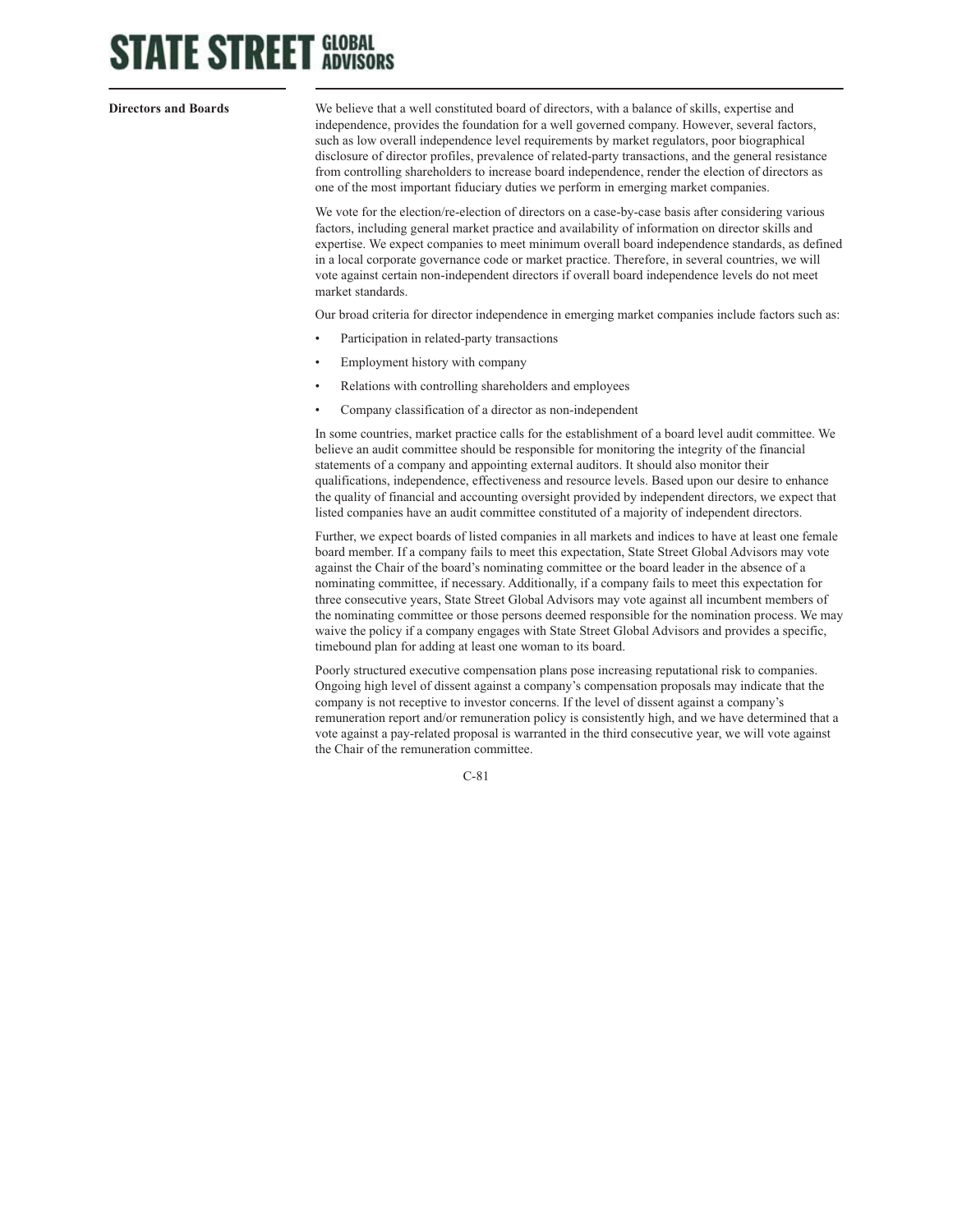### Directors and Boards

We believe that a well constituted board of directors, with a balance of skills, expertise and independence, provides the foundation for a well governed company. However, several factors, such as low overall independence level requirements by market regulators, poor biographical disclosure of director profiles, prevalence of related-party transactions, and the general resistance from controlling shareholders to increase board independence, render the election of directors as one of the most important fiduciary duties we perform in emerging market companies.

We vote for the election/re-election of directors on a case-by-case basis after considering various factors, including general market practice and availability of information on director skills and expertise. We expect companies to meet minimum overall board independence standards, as defined in a local corporate governance code or market practice. Therefore, in several countries, we will vote against certain non-independent directors if overall board independence levels do not meet market standards.

Our broad criteria for director independence in emerging market companies include factors such as:

- Participation in related-party transactions
- Employment history with company
- Relations with controlling shareholders and employees
- Company classification of a director as non-independent

In some countries, market practice calls for the establishment of a board level audit committee. We believe an audit committee should be responsible for monitoring the integrity of the financial statements of a company and appointing external auditors. It should also monitor their qualifications, independence, effectiveness and resource levels. Based upon our desire to enhance the quality of financial and accounting oversight provided by independent directors, we expect that listed companies have an audit committee constituted of a majority of independent directors.

Further, we expect boards of listed companies in all markets and indices to have at least one female board member. If a company fails to meet this expectation, State Street Global Advisors may vote against the Chair of the board's nominating committee or the board leader in the absence of a nominating committee, if necessary. Additionally, if a company fails to meet this expectation for three consecutive years, State Street Global Advisors may vote against all incumbent members of the nominating committee or those persons deemed responsible for the nomination process. We may waive the policy if a company engages with State Street Global Advisors and provides a specific, timebound plan for adding at least one woman to its board.

Poorly structured executive compensation plans pose increasing reputational risk to companies. Ongoing high level of dissent against a company's compensation proposals may indicate that the company is not receptive to investor concerns. If the level of dissent against a company's remuneration report and/or remuneration policy is consistently high, and we have determined that a vote against a pay-related proposal is warranted in the third consecutive year, we will vote against the Chair of the remuneration committee.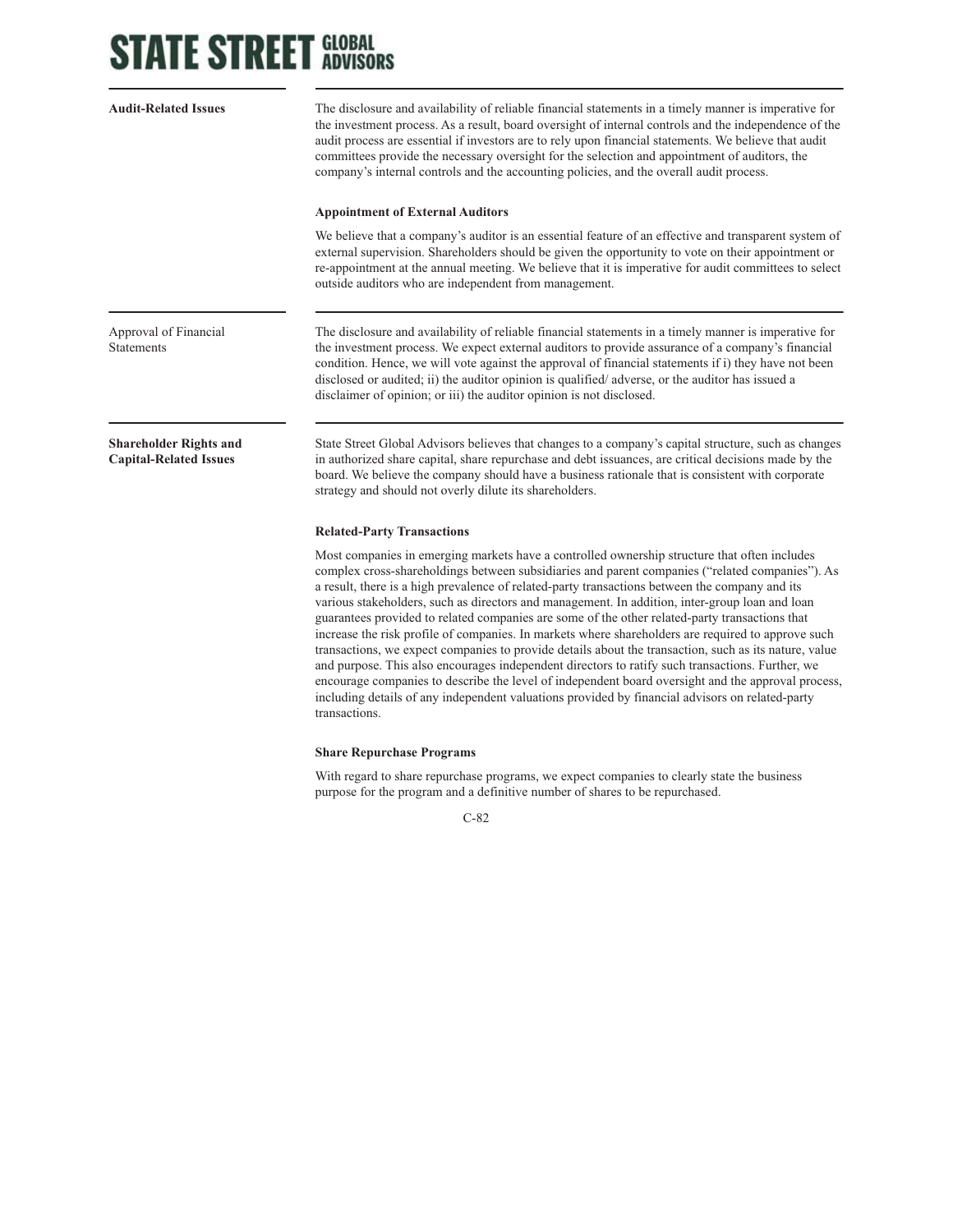## Audit-Related Issues

The disclosure and availability of reliable financial statements in a timely manner is imperative for the investment process. As a result, board oversight of internal controls and the independence of the audit process are essential if investors are to rely upon financial statements. We believe that audit committees provide the necessary oversight for the selection and appointment of auditors, the company's internal controls and the accounting policies, and the overall audit process.

### Appointment of External Auditors

We believe that a company's auditor is an essential feature of an effective and transparent system of external supervision. Shareholders should be given the opportunity to vote on their appointment or re-appointment at the annual meeting. We believe that it is imperative for audit committees to select outside auditors who are independent from management.

## Approval of Financial Statements

The disclosure and availability of reliable financial statements in a timely manner is imperative for the investment process. We expect external auditors to provide assurance of a company's financial condition. Hence, we will vote against the approval of financial statements if i) they have not been disclosed or audited; ii) the auditor opinion is qualified/ adverse, or the auditor has issued a disclaimer of opinion; or iii) the auditor opinion is not disclosed.

## Shareholder Rights and Capital-Related Issues

State Street Global Advisors believes that changes to a company's capital structure, such as changes in authorized share capital, share repurchase and debt issuances, are critical decisions made by the board. We believe the company should have a business rationale that is consistent with corporate strategy and should not overly dilute its shareholders.

### Related-Party Transactions

Most companies in emerging markets have a controlled ownership structure that often includes complex cross-shareholdings between subsidiaries and parent companies ("related companies"). As a result, there is a high prevalence of related-party transactions between the company and its various stakeholders, such as directors and management. In addition, inter-group loan and loan guarantees provided to related companies are some of the other related-party transactions that increase the risk profile of companies. In markets where shareholders are required to approve such transactions, we expect companies to provide details about the transaction, such as its nature, value and purpose. This also encourages independent directors to ratify such transactions. Further, we encourage companies to describe the level of independent board oversight and the approval process, including details of any independent valuations provided by financial advisors on related-party transactions.

### Share Repurchase Programs

With regard to share repurchase programs, we expect companies to clearly state the business purpose for the program and a definitive number of shares to be repurchased.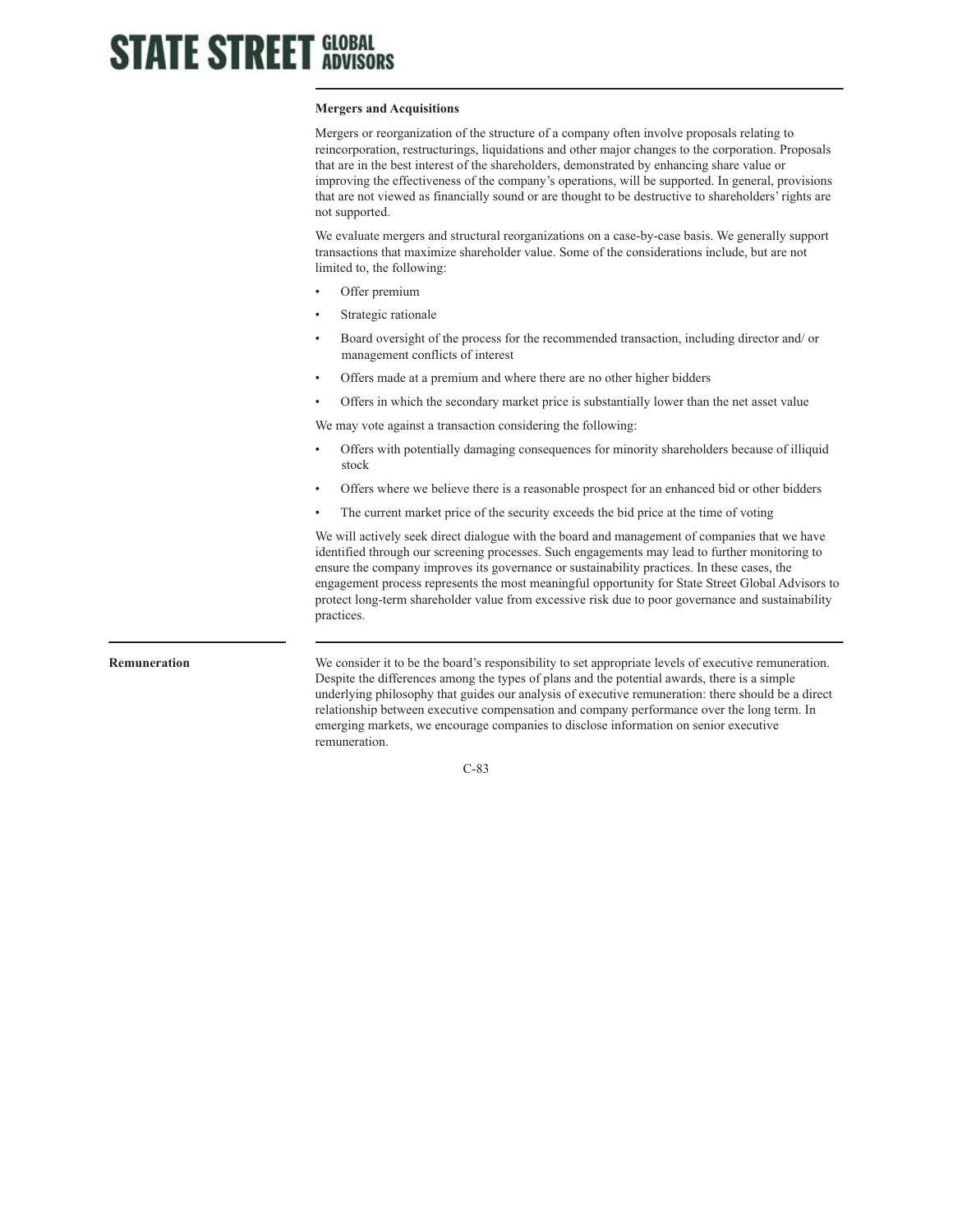### Mergers and Acquisitions

Mergers or reorganization of the structure of a company often involve proposals relating to reincorporation, restructurings, liquidations and other major changes to the corporation. Proposals that are in the best interest of the shareholders, demonstrated by enhancing share value or improving the effectiveness of the company's operations, will be supported. In general, provisions that are not viewed as financially sound or are thought to be destructive to shareholders' rights are not supported.

We evaluate mergers and structural reorganizations on a case-by-case basis. We generally support transactions that maximize shareholder value. Some of the considerations include, but are not limited to, the following:

- Offer premium
- Strategic rationale
- Board oversight of the process for the recommended transaction, including director and/ or management conflicts of interest
- Offers made at a premium and where there are no other higher bidders
- Offers in which the secondary market price is substantially lower than the net asset value

We may vote against a transaction considering the following:

- Offers with potentially damaging consequences for minority shareholders because of illiquid stock
- Offers where we believe there is a reasonable prospect for an enhanced bid or other bidders
- The current market price of the security exceeds the bid price at the time of voting

We will actively seek direct dialogue with the board and management of companies that we have identified through our screening processes. Such engagements may lead to further monitoring to ensure the company improves its governance or sustainability practices. In these cases, the engagement process represents the most meaningful opportunity for State Street Global Advisors to protect long-term shareholder value from excessive risk due to poor governance and sustainability practices.

## Remuneration

We consider it to be the board's responsibility to set appropriate levels of executive remuneration. Despite the differences among the types of plans and the potential awards, there is a simple underlying philosophy that guides our analysis of executive remuneration: there should be a direct relationship between executive compensation and company performance over the long term. In emerging markets, we encourage companies to disclose information on senior executive remuneration.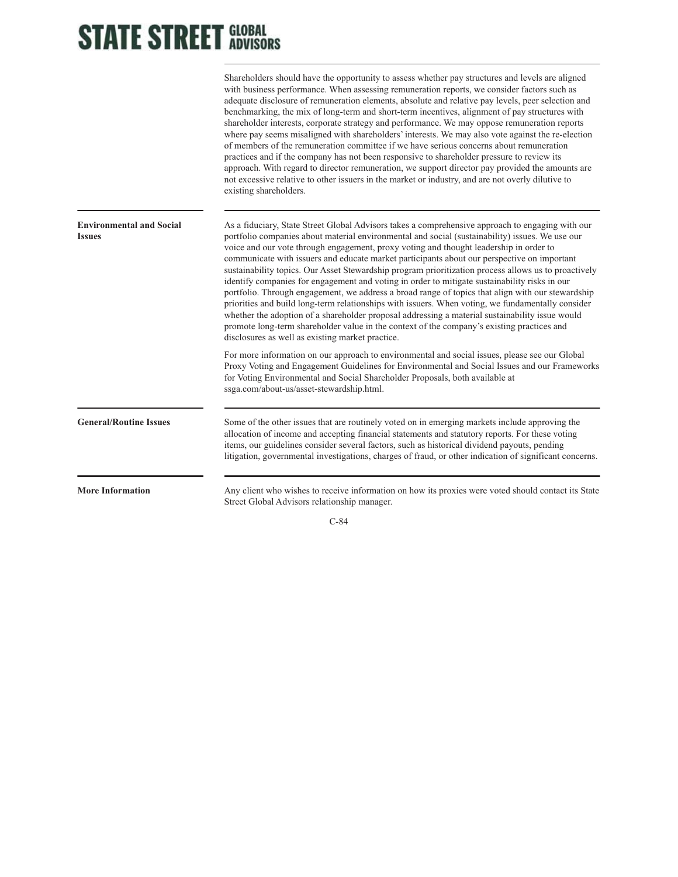Shareholders should have the opportunity to assess whether pay structures and levels are aligned with business performance. When assessing remuneration reports, we consider factors such as adequate disclosure of remuneration elements, absolute and relative pay levels, peer selection and benchmarking, the mix of long-term and short-term incentives, alignment of pay structures with shareholder interests, corporate strategy and performance. We may oppose remuneration reports where pay seems misaligned with shareholders' interests. We may also vote against the re-election of members of the remuneration committee if we have serious concerns about remuneration practices and if the company has not been responsive to shareholder pressure to review its approach. With regard to director remuneration, we support director pay provided the amounts are not excessive relative to other issuers in the market or industry, and are not overly dilutive to existing shareholders.

**Environmental and Social Issues**

As a fiduciary, State Street Global Advisors takes a comprehensive approach to engaging with our portfolio companies about material environmental and social (sustainability) issues. We use our voice and our vote through engagement, proxy voting and thought leadership in order to communicate with issuers and educate market participants about our perspective on important sustainability topics. Our Asset Stewardship program prioritization process allows us to proactively identify companies for engagement and voting in order to mitigate sustainability risks in our portfolio. Through engagement, we address a broad range of topics that align with our stewardship priorities and build long-term relationships with issuers. When voting, we fundamentally consider whether the adoption of a shareholder proposal addressing a material sustainability issue would promote long-term shareholder value in the context of the company's existing practices and disclosures as well as existing market practice.

For more information on our approach to environmental and social issues, please see our Global Proxy Voting and Engagement Guidelines for Environmental and Social Issues and our Frameworks for Voting Environmental and Social Shareholder Proposals, both available at ssga.com/about-us/asset-stewardship.html.

**General/Routine Issues**

Some of the other issues that are routinely voted on in emerging markets include approving the allocation of income and accepting financial statements and statutory reports. For these voting items, our guidelines consider several factors, such as historical dividend payouts, pending litigation, governmental investigations, charges of fraud, or other indication of significant concerns.

**More Information**

Any client who wishes to receive information on how its proxies were voted should contact its State Street Global Advisors relationship manager.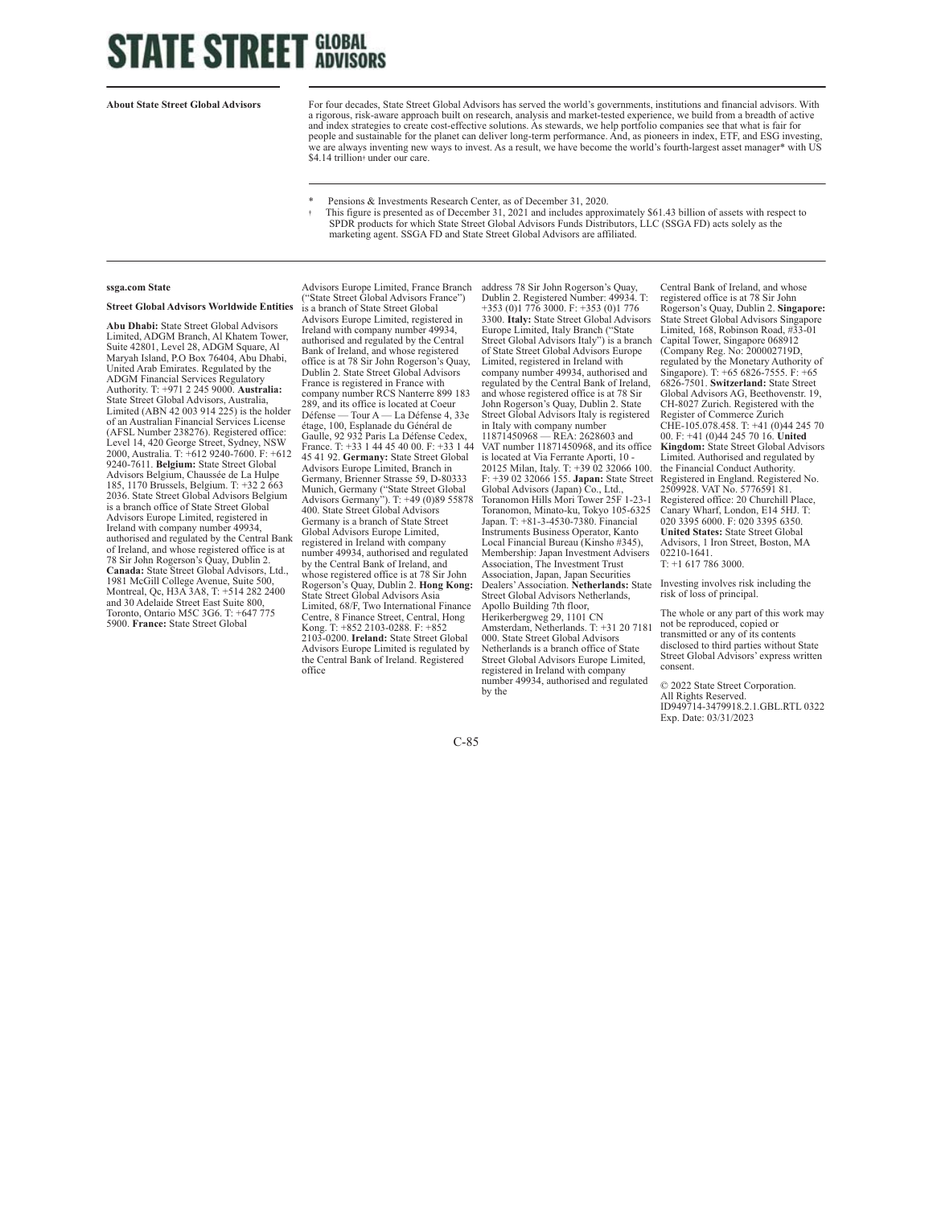**STATE STREET GLOBAL ADVISORS**

**About State Street Global Advisors**

For four decades, State Street Global Advisors has served the world's governments, institutions and financial advisors. With a rigorous, risk-aware approach built on research, analysis and market-tested experience, we build from a breadth of active and index strategies to create cost-effective solutions. As stewards, we help portfolio companies see that what is fair for people and sustainable for the planet can deliver long-term performance. And, as pioneers in index, ETF, and ESG investing, we are always inventing new ways to invest. As a result, we have become the world's fourth-largest asset manager* with US $4.14 trillion† under our care.

\* Pensions & Investments Research Center, as of December 31, 2020.

† This figure is presented as of December 31, 2021 and includes approximately $61.43 billion of assets with respect to SPDR products for which State Street Global Advisors Funds Distributors, LLC (SSGA FD) acts solely as the marketing agent. SSGA FD and State Street Global Advisors are affiliated.

**ssga.com State**

**Street Global Advisors Worldwide Entities**

**Abu Dhabi:** State Street Global Advisors Limited, ADGM Branch, Al Khatem Tower, Suite 42801, Level 28, ADGM Square, Al Maryah Island, P.O Box 76404, Abu Dhabi, United Arab Emirates. Regulated by the ADGM Financial Services Regulatory Authority. T: +971 2 245 9000. **Australia:** State Street Global Advisors, Australia, Limited (ABN 42 003 914 225) is the holder of an Australian Financial Services License (AFSL Number 238276). Registered office: Level 14, 420 George Street, Sydney, NSW 2000, Australia. T: +612 9240-7600. F: +612 9240-7611. **Belgium:** State Street Global Advisors Belgium, Chaussée de La Hulpe 185, 1170 Brussels, Belgium. T: +32 2 663 2036. State Street Global Advisors Belgium is a branch office of State Street Global Advisors Europe Limited, registered in Ireland with company number 49934, authorised and regulated by the Central Bank of Ireland, and whose registered office is at 78 Sir John Rogerson's Quay, Dublin 2. **Canada:** State Street Global Advisors, Ltd., 1981 McGill College Avenue, Suite 500, Montreal, Qc, H3A 3A8, T: +514 282 2400 and 30 Adelaide Street East Suite 800, Toronto, Ontario M5C 3G6. T: +647 775 5900. **France:** State Street Global Advisors Europe Limited, France Branch ("State Street Global Advisors France") is a branch of State Street Global Advisors Europe Limited, registered in Ireland with company number 49934, authorised and regulated by the Central Bank of Ireland, and whose registered office is at 78 Sir John Rogerson's Quay, Dublin 2. State Street Global Advisors France is registered in France with company number RCS Nanterre 899 183 289, and its office is located at Coeur Défense — Tour A — La Défense 4, 33e étage, 100, Esplanade du Général de Gaulle, 92 932 Paris La Défense Cedex, France. T: +33 1 44 45 40 00. F: +33 1 44 45 41 92. **Germany:** State Street Global Advisors Europe Limited, Branch in Germany, Brienner Strasse 59, D-80333 Munich, Germany ("State Street Global Advisors Germany"). T: +49 (0)89 55878 400. State Street Global Advisors Germany is a branch of State Street Global Advisors Europe Limited, registered in Ireland with company number 49934, authorised and regulated by the Central Bank of Ireland, and whose registered office is at 78 Sir John Rogerson's Quay, Dublin 2. **Hong Kong:** State Street Global Advisors Asia Limited, 68/F, Two International Finance Centre, 8 Finance Street, Central, Hong Kong. T: +852 2103-0288. F: +852 2103-0200. **Ireland:** State Street Global Advisors Europe Limited is regulated by the Central Bank of Ireland. Registered office address 78 Sir John Rogerson's Quay, Dublin 2. Registered Number: 49934. T: +353 (0)1 776 3000. F: +353 (0)1 776 3300. **Italy:** State Street Global Advisors Europe Limited, Italy Branch ("State Street Global Advisors Italy") is a branch of State Street Global Advisors Europe Limited, registered in Ireland with company number 49934, authorised and regulated by the Central Bank of Ireland, and whose registered office is at 78 Sir John Rogerson's Quay, Dublin 2. State Street Global Advisors Italy is registered in Italy with company number 11871450968 — REA: 2628603 and VAT number 11871450968, and its office is located at Via Ferrante Aporti, 10 - 20125 Milan, Italy. T: +39 02 32066 100. F: +39 02 32066 155. **Japan:** State Street Global Advisors (Japan) Co., Ltd., Toranomon Hills Mori Tower 25F 1-23-1 Toranomon, Minato-ku, Tokyo 105-6325 Japan. T: +81-3-4530-7380. Financial Instruments Business Operator, Kanto Local Financial Bureau (Kinsho #345), Membership: Japan Investment Advisers Association, The Investment Trust Association, Japan, Japan Securities Dealers' Association. **Netherlands:** State Street Global Advisors Netherlands, Apollo Building 7th floor, Herikerbergweg 29, 1101 CN Amsterdam, Netherlands. T: +31 20 7181 000. State Street Global Advisors Netherlands is a branch office of State Street Global Advisors Europe Limited, registered in Ireland with company number 49934, authorised and regulated by the Central Bank of Ireland, and whose registered office is at 78 Sir John Rogerson's Quay, Dublin 2. **Singapore:** State Street Global Advisors Singapore Limited, 168, Robinson Road, #33-01 Capital Tower, Singapore 068912 (Company Reg. No: 200002719D, regulated by the Monetary Authority of Singapore). T: +65 6826-7555. F: +65 6826-7501. **Switzerland:** State Street Global Advisors AG, Beethovenstr. 19, CH-8027 Zurich. Registered with the Register of Commerce Zurich CHE-105.078.458. T: +41 (0)44 245 70 00. F: +41 (0)44 245 70 16. **United Kingdom:** State Street Global Advisors Limited. Authorised and regulated by the Financial Conduct Authority. Registered in England. Registered No. 2509928. VAT No. 5776591 81. Registered office: 20 Churchill Place, Canary Wharf, London, E14 5HJ. T: 020 3395 6000. F: 020 3395 6350. **United States:** State Street Global Advisors, 1 Iron Street, Boston, MA 02210-1641.
T: +1 617 786 3000.

Investing involves risk including the risk of loss of principal.

The whole or any part of this work may not be reproduced, copied or transmitted or any of its contents disclosed to third parties without State Street Global Advisors' express written consent.

© 2022 State Street Corporation.
All Rights Reserved.
ID949714-3479918.2.1.GBL.RTL 0322
Exp. Date: 03/31/2023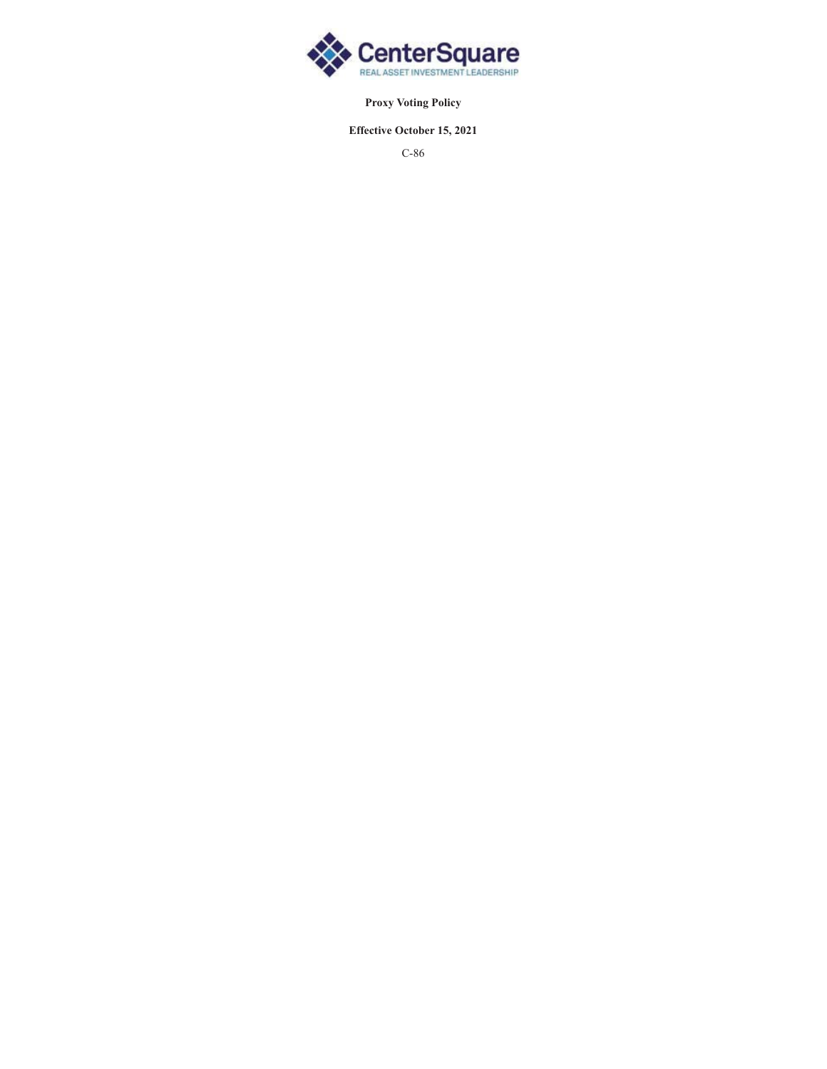CenterSquare

REAL ASSET INVESTMENT LEADERSHIP

**Proxy Voting Policy**

**Effective October 15, 2021**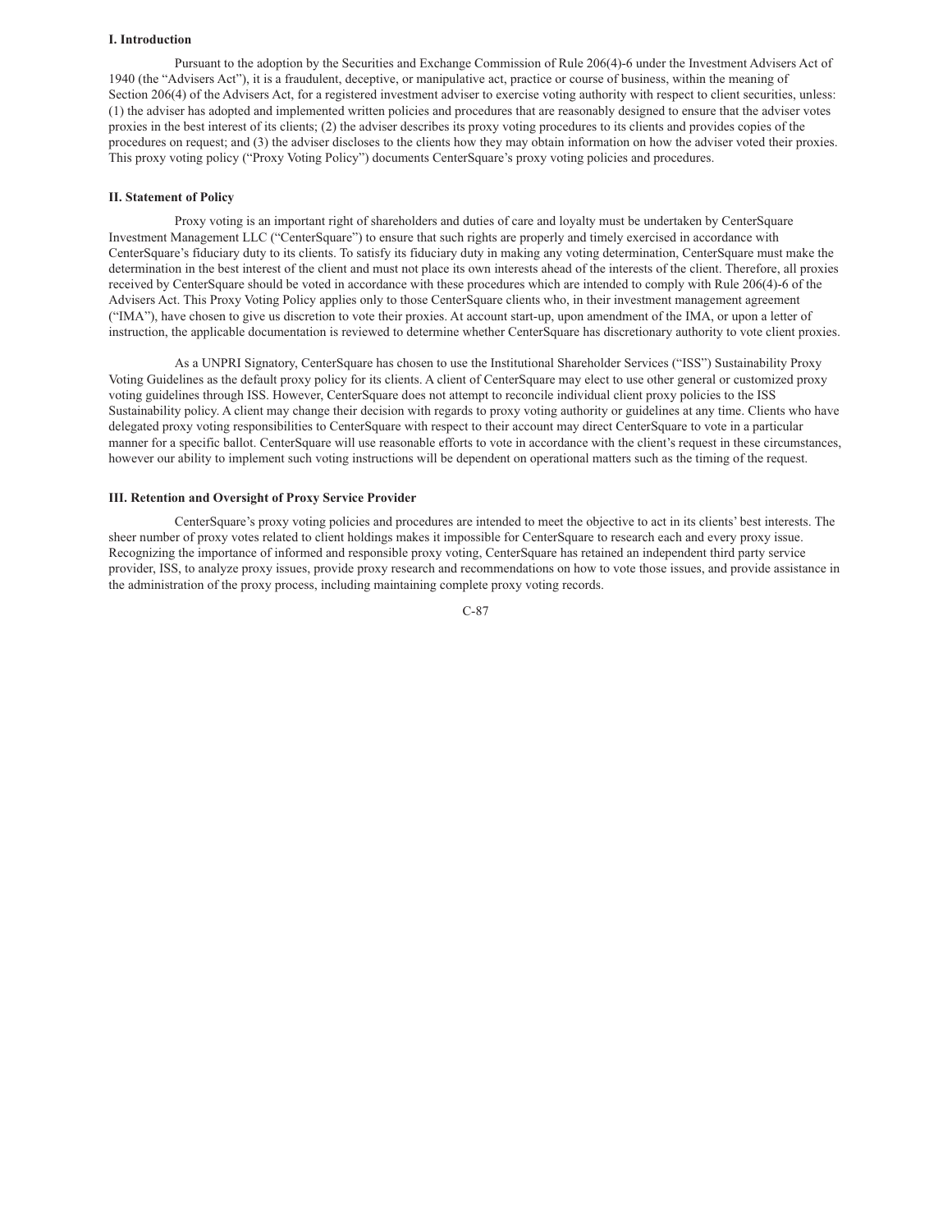**I. Introduction**

Pursuant to the adoption by the Securities and Exchange Commission of Rule 206(4)-6 under the Investment Advisers Act of 1940 (the "Advisers Act"), it is a fraudulent, deceptive, or manipulative act, practice or course of business, within the meaning of Section 206(4) of the Advisers Act, for a registered investment adviser to exercise voting authority with respect to client securities, unless: (1) the adviser has adopted and implemented written policies and procedures that are reasonably designed to ensure that the adviser votes proxies in the best interest of its clients; (2) the adviser describes its proxy voting procedures to its clients and provides copies of the procedures on request; and (3) the adviser discloses to the clients how they may obtain information on how the adviser voted their proxies. This proxy voting policy ("Proxy Voting Policy") documents CenterSquare's proxy voting policies and procedures.

**II. Statement of Policy**

Proxy voting is an important right of shareholders and duties of care and loyalty must be undertaken by CenterSquare Investment Management LLC ("CenterSquare") to ensure that such rights are properly and timely exercised in accordance with CenterSquare's fiduciary duty to its clients. To satisfy its fiduciary duty in making any voting determination, CenterSquare must make the determination in the best interest of the client and must not place its own interests ahead of the interests of the client. Therefore, all proxies received by CenterSquare should be voted in accordance with these procedures which are intended to comply with Rule 206(4)-6 of the Advisers Act. This Proxy Voting Policy applies only to those CenterSquare clients who, in their investment management agreement ("IMA"), have chosen to give us discretion to vote their proxies. At account start-up, upon amendment of the IMA, or upon a letter of instruction, the applicable documentation is reviewed to determine whether CenterSquare has discretionary authority to vote client proxies.

As a UNPRI Signatory, CenterSquare has chosen to use the Institutional Shareholder Services ("ISS") Sustainability Proxy Voting Guidelines as the default proxy policy for its clients. A client of CenterSquare may elect to use other general or customized proxy voting guidelines through ISS. However, CenterSquare does not attempt to reconcile individual client proxy policies to the ISS Sustainability policy. A client may change their decision with regards to proxy voting authority or guidelines at any time. Clients who have delegated proxy voting responsibilities to CenterSquare with respect to their account may direct CenterSquare to vote in a particular manner for a specific ballot. CenterSquare will use reasonable efforts to vote in accordance with the client's request in these circumstances, however our ability to implement such voting instructions will be dependent on operational matters such as the timing of the request.

**III. Retention and Oversight of Proxy Service Provider**

CenterSquare's proxy voting policies and procedures are intended to meet the objective to act in its clients' best interests. The sheer number of proxy votes related to client holdings makes it impossible for CenterSquare to research each and every proxy issue. Recognizing the importance of informed and responsible proxy voting, CenterSquare has retained an independent third party service provider, ISS, to analyze proxy issues, provide proxy research and recommendations on how to vote those issues, and provide assistance in the administration of the proxy process, including maintaining complete proxy voting records.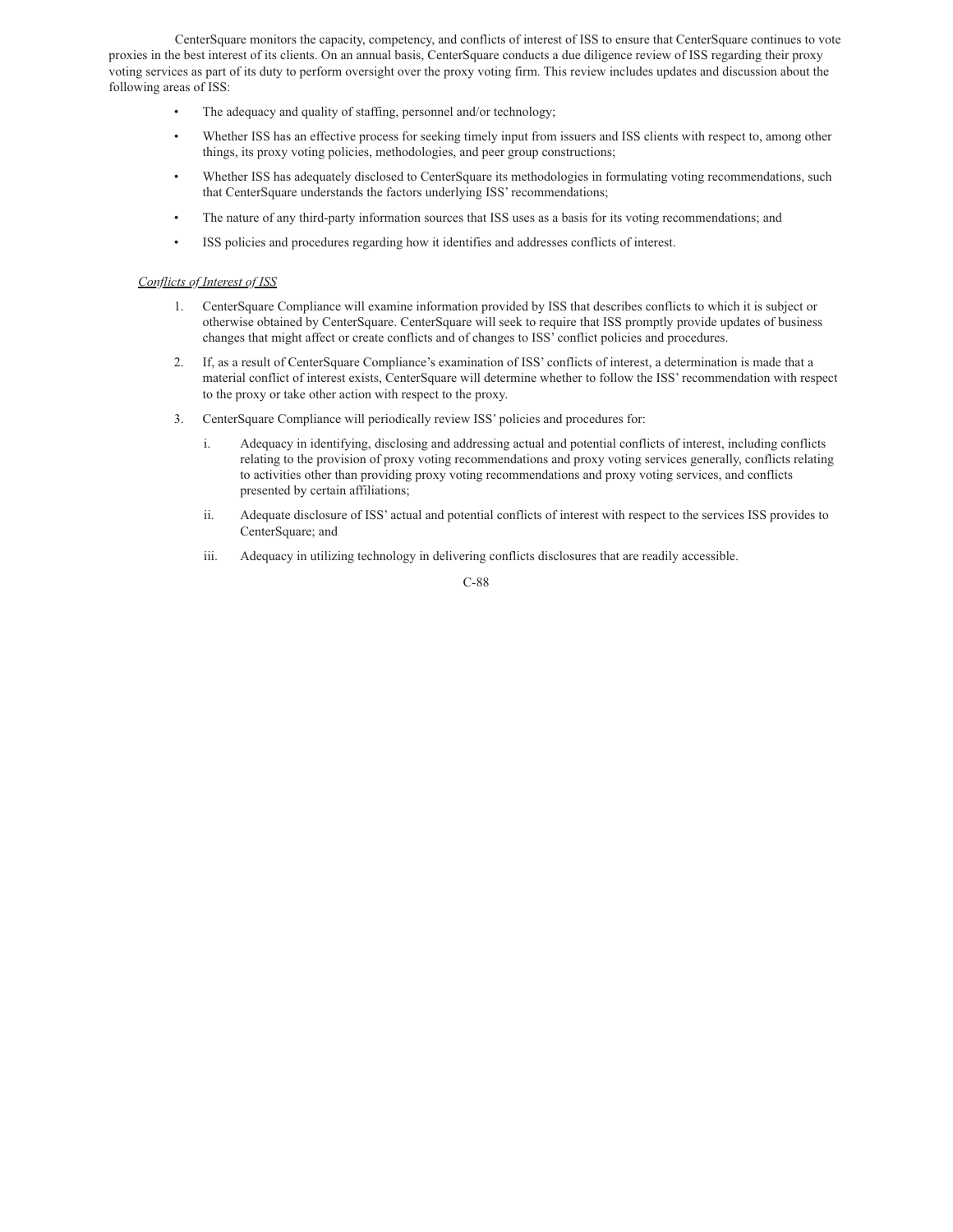CenterSquare monitors the capacity, competency, and conflicts of interest of ISS to ensure that CenterSquare continues to vote proxies in the best interest of its clients. On an annual basis, CenterSquare conducts a due diligence review of ISS regarding their proxy voting services as part of its duty to perform oversight over the proxy voting firm. This review includes updates and discussion about the following areas of ISS:

- The adequacy and quality of staffing, personnel and/or technology;
- Whether ISS has an effective process for seeking timely input from issuers and ISS clients with respect to, among other things, its proxy voting policies, methodologies, and peer group constructions;
- Whether ISS has adequately disclosed to CenterSquare its methodologies in formulating voting recommendations, such that CenterSquare understands the factors underlying ISS' recommendations;
- The nature of any third-party information sources that ISS uses as a basis for its voting recommendations; and
- ISS policies and procedures regarding how it identifies and addresses conflicts of interest.

*Conflicts of Interest of ISS*

1. CenterSquare Compliance will examine information provided by ISS that describes conflicts to which it is subject or otherwise obtained by CenterSquare. CenterSquare will seek to require that ISS promptly provide updates of business changes that might affect or create conflicts and of changes to ISS' conflict policies and procedures.
2. If, as a result of CenterSquare Compliance's examination of ISS' conflicts of interest, a determination is made that a material conflict of interest exists, CenterSquare will determine whether to follow the ISS' recommendation with respect to the proxy or take other action with respect to the proxy.
3. CenterSquare Compliance will periodically review ISS' policies and procedures for:
   1. Adequacy in identifying, disclosing and addressing actual and potential conflicts of interest, including conflicts relating to the provision of proxy voting recommendations and proxy voting services generally, conflicts relating to activities other than providing proxy voting recommendations and proxy voting services, and conflicts presented by certain affiliations;
   2. Adequate disclosure of ISS' actual and potential conflicts of interest with respect to the services ISS provides to CenterSquare; and
   3. Adequacy in utilizing technology in delivering conflicts disclosures that are readily accessible.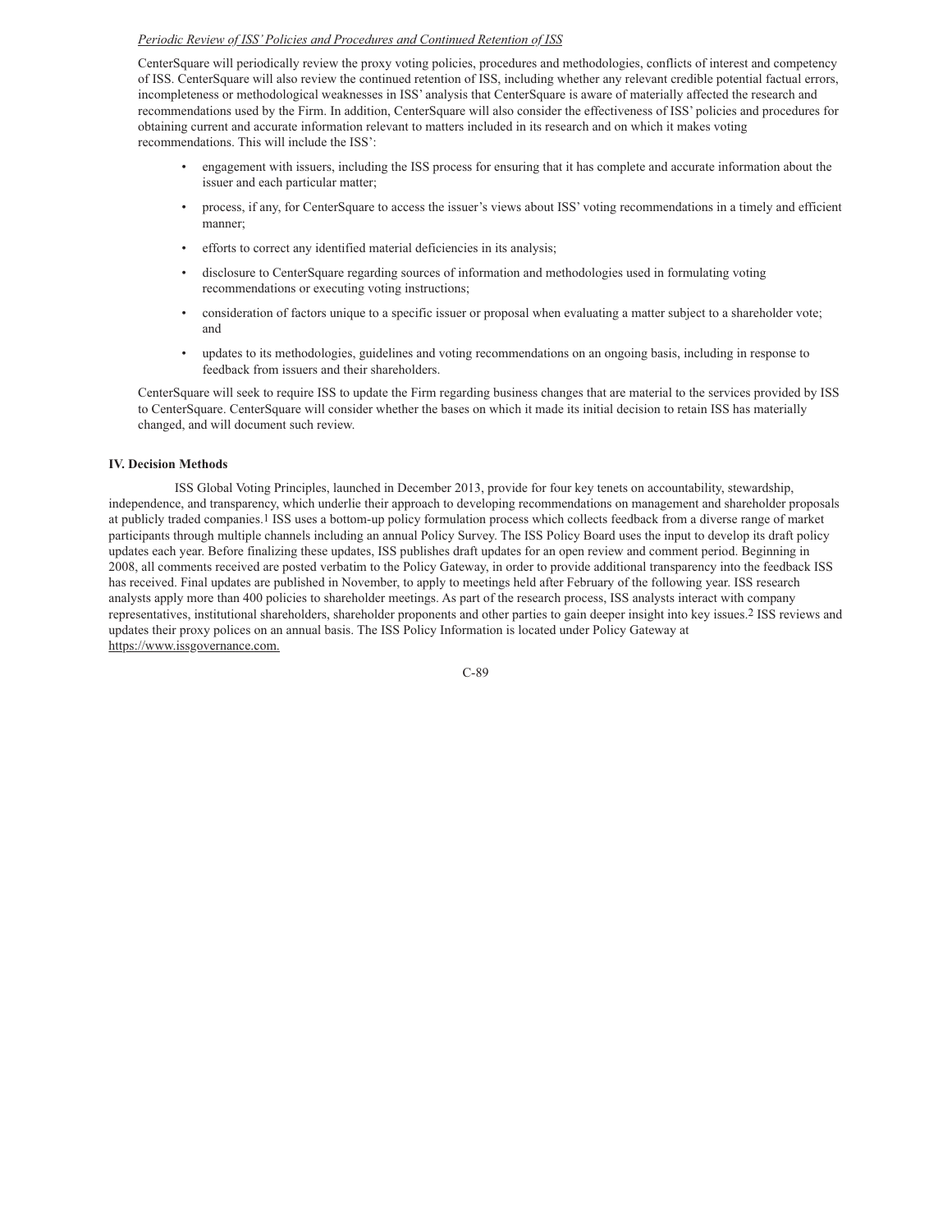*Periodic Review of ISS' Policies and Procedures and Continued Retention of ISS*

CenterSquare will periodically review the proxy voting policies, procedures and methodologies, conflicts of interest and competency of ISS. CenterSquare will also review the continued retention of ISS, including whether any relevant credible potential factual errors, incompleteness or methodological weaknesses in ISS' analysis that CenterSquare is aware of materially affected the research and recommendations used by the Firm. In addition, CenterSquare will also consider the effectiveness of ISS' policies and procedures for obtaining current and accurate information relevant to matters included in its research and on which it makes voting recommendations. This will include the ISS':

- engagement with issuers, including the ISS process for ensuring that it has complete and accurate information about the issuer and each particular matter;
- process, if any, for CenterSquare to access the issuer's views about ISS' voting recommendations in a timely and efficient manner;
- efforts to correct any identified material deficiencies in its analysis;
- disclosure to CenterSquare regarding sources of information and methodologies used in formulating voting recommendations or executing voting instructions;
- consideration of factors unique to a specific issuer or proposal when evaluating a matter subject to a shareholder vote; and
- updates to its methodologies, guidelines and voting recommendations on an ongoing basis, including in response to feedback from issuers and their shareholders.

CenterSquare will seek to require ISS to update the Firm regarding business changes that are material to the services provided by ISS to CenterSquare. CenterSquare will consider whether the bases on which it made its initial decision to retain ISS has materially changed, and will document such review.

**IV. Decision Methods**

ISS Global Voting Principles, launched in December 2013, provide for four key tenets on accountability, stewardship, independence, and transparency, which underlie their approach to developing recommendations on management and shareholder proposals at publicly traded companies.[1] ISS uses a bottom-up policy formulation process which collects feedback from a diverse range of market participants through multiple channels including an annual Policy Survey. The ISS Policy Board uses the input to develop its draft policy updates each year. Before finalizing these updates, ISS publishes draft updates for an open review and comment period. Beginning in 2008, all comments received are posted verbatim to the Policy Gateway, in order to provide additional transparency into the feedback ISS has received. Final updates are published in November, to apply to meetings held after February of the following year. ISS research analysts apply more than 400 policies to shareholder meetings. As part of the research process, ISS analysts interact with company representatives, institutional shareholders, shareholder proponents and other parties to gain deeper insight into key issues.[2] ISS reviews and updates their proxy polices on an annual basis. The ISS Policy Information is located under Policy Gateway at https://www.issgovernance.com.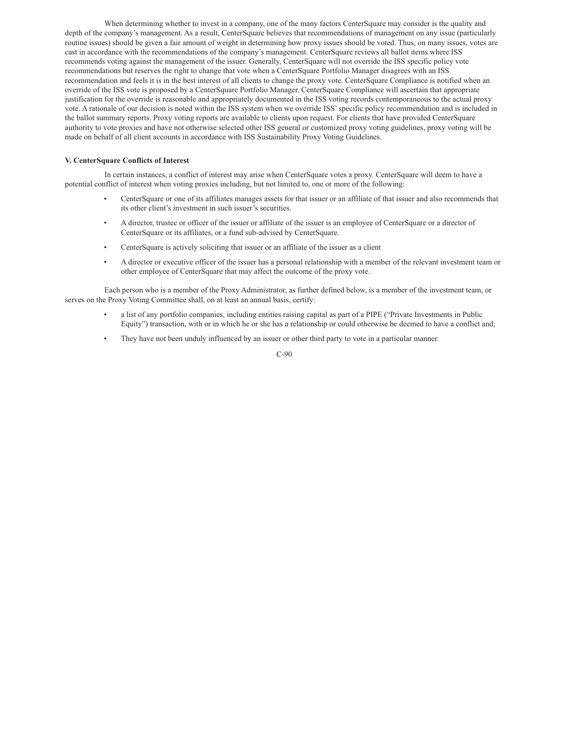When determining whether to invest in a company, one of the many factors CenterSquare may consider is the quality and depth of the company's management. As a result, CenterSquare believes that recommendations of management on any issue (particularly routine issues) should be given a fair amount of weight in determining how proxy issues should be voted. Thus, on many issues, votes are cast in accordance with the recommendations of the company's management. CenterSquare reviews all ballot items where ISS recommends voting against the management of the issuer. Generally, CenterSquare will not override the ISS specific policy vote recommendations but reserves the right to change that vote when a CenterSquare Portfolio Manager disagrees with an ISS recommendation and feels it is in the best interest of all clients to change the proxy vote. CenterSquare Compliance is notified when an override of the ISS vote is proposed by a CenterSquare Portfolio Manager. CenterSquare Compliance will ascertain that appropriate justification for the override is reasonable and appropriately documented in the ISS voting records contemporaneous to the actual proxy vote. A rationale of our decision is noted within the ISS system when we override ISS' specific policy recommendation and is included in the ballot summary reports. Proxy voting reports are available to clients upon request. For clients that have provided CenterSquare authority to vote proxies and have not otherwise selected other ISS general or customized proxy voting guidelines, proxy voting will be made on behalf of all client accounts in accordance with ISS Sustainability Proxy Voting Guidelines.

**V. CenterSquare Conflicts of Interest**

In certain instances, a conflict of interest may arise when CenterSquare votes a proxy. CenterSquare will deem to have a potential conflict of interest when voting proxies including, but not limited to, one or more of the following:

- CenterSquare or one of its affiliates manages assets for that issuer or an affiliate of that issuer and also recommends that its other client's investment in such issuer's securities.
- A director, trustee or officer of the issuer or affiliate of the issuer is an employee of CenterSquare or a director of CenterSquare or its affiliates, or a fund sub-advised by CenterSquare.
- CenterSquare is actively soliciting that issuer or an affiliate of the issuer as a client
- A director or executive officer of the issuer has a personal relationship with a member of the relevant investment team or other employee of CenterSquare that may affect the outcome of the proxy vote.

Each person who is a member of the Proxy Administrator, as further defined below, is a member of the investment team, or serves on the Proxy Voting Committee shall, on at least an annual basis, certify:

- a list of any portfolio companies, including entities raising capital as part of a PIPE ("Private Investments in Public Equity") transaction, with or in which he or she has a relationship or could otherwise be deemed to have a conflict and;
- They have not been unduly influenced by an issuer or other third party to vote in a particular manner.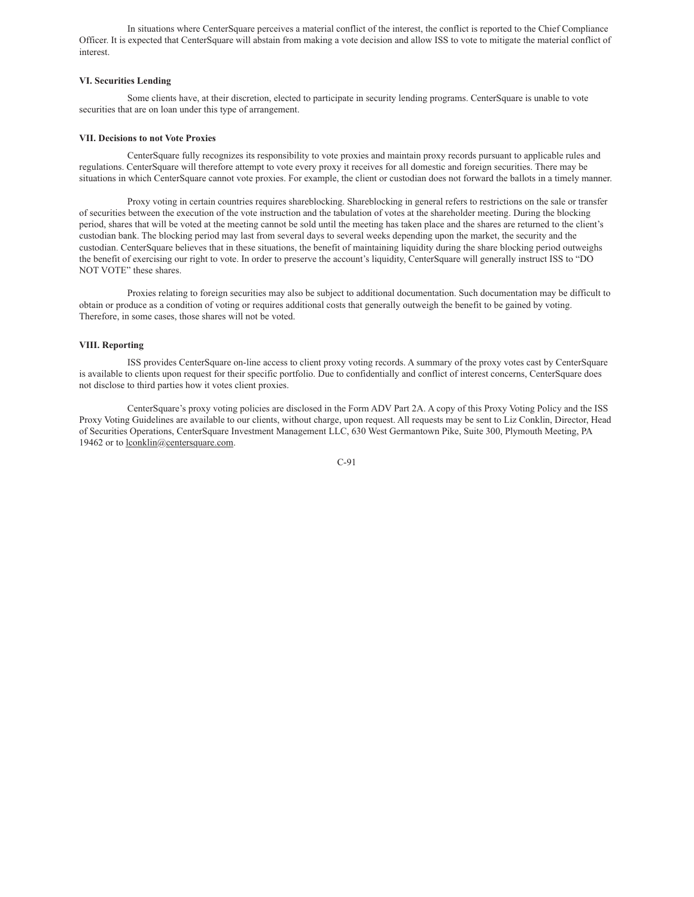In situations where CenterSquare perceives a material conflict of the interest, the conflict is reported to the Chief Compliance Officer. It is expected that CenterSquare will abstain from making a vote decision and allow ISS to vote to mitigate the material conflict of interest.

**VI. Securities Lending**

Some clients have, at their discretion, elected to participate in security lending programs. CenterSquare is unable to vote securities that are on loan under this type of arrangement.

**VII. Decisions to not Vote Proxies**

CenterSquare fully recognizes its responsibility to vote proxies and maintain proxy records pursuant to applicable rules and regulations. CenterSquare will therefore attempt to vote every proxy it receives for all domestic and foreign securities. There may be situations in which CenterSquare cannot vote proxies. For example, the client or custodian does not forward the ballots in a timely manner.

Proxy voting in certain countries requires shareblocking. Shareblocking in general refers to restrictions on the sale or transfer of securities between the execution of the vote instruction and the tabulation of votes at the shareholder meeting. During the blocking period, shares that will be voted at the meeting cannot be sold until the meeting has taken place and the shares are returned to the client's custodian bank. The blocking period may last from several days to several weeks depending upon the market, the security and the custodian. CenterSquare believes that in these situations, the benefit of maintaining liquidity during the share blocking period outweighs the benefit of exercising our right to vote. In order to preserve the account's liquidity, CenterSquare will generally instruct ISS to "DO NOT VOTE" these shares.

Proxies relating to foreign securities may also be subject to additional documentation. Such documentation may be difficult to obtain or produce as a condition of voting or requires additional costs that generally outweigh the benefit to be gained by voting. Therefore, in some cases, those shares will not be voted.

**VIII. Reporting**

ISS provides CenterSquare on-line access to client proxy voting records. A summary of the proxy votes cast by CenterSquare is available to clients upon request for their specific portfolio. Due to confidentially and conflict of interest concerns, CenterSquare does not disclose to third parties how it votes client proxies.

CenterSquare's proxy voting policies are disclosed in the Form ADV Part 2A. A copy of this Proxy Voting Policy and the ISS Proxy Voting Guidelines are available to our clients, without charge, upon request. All requests may be sent to Liz Conklin, Director, Head of Securities Operations, CenterSquare Investment Management LLC, 630 West Germantown Pike, Suite 300, Plymouth Meeting, PA 19462 or to lconklin@centersquare.com.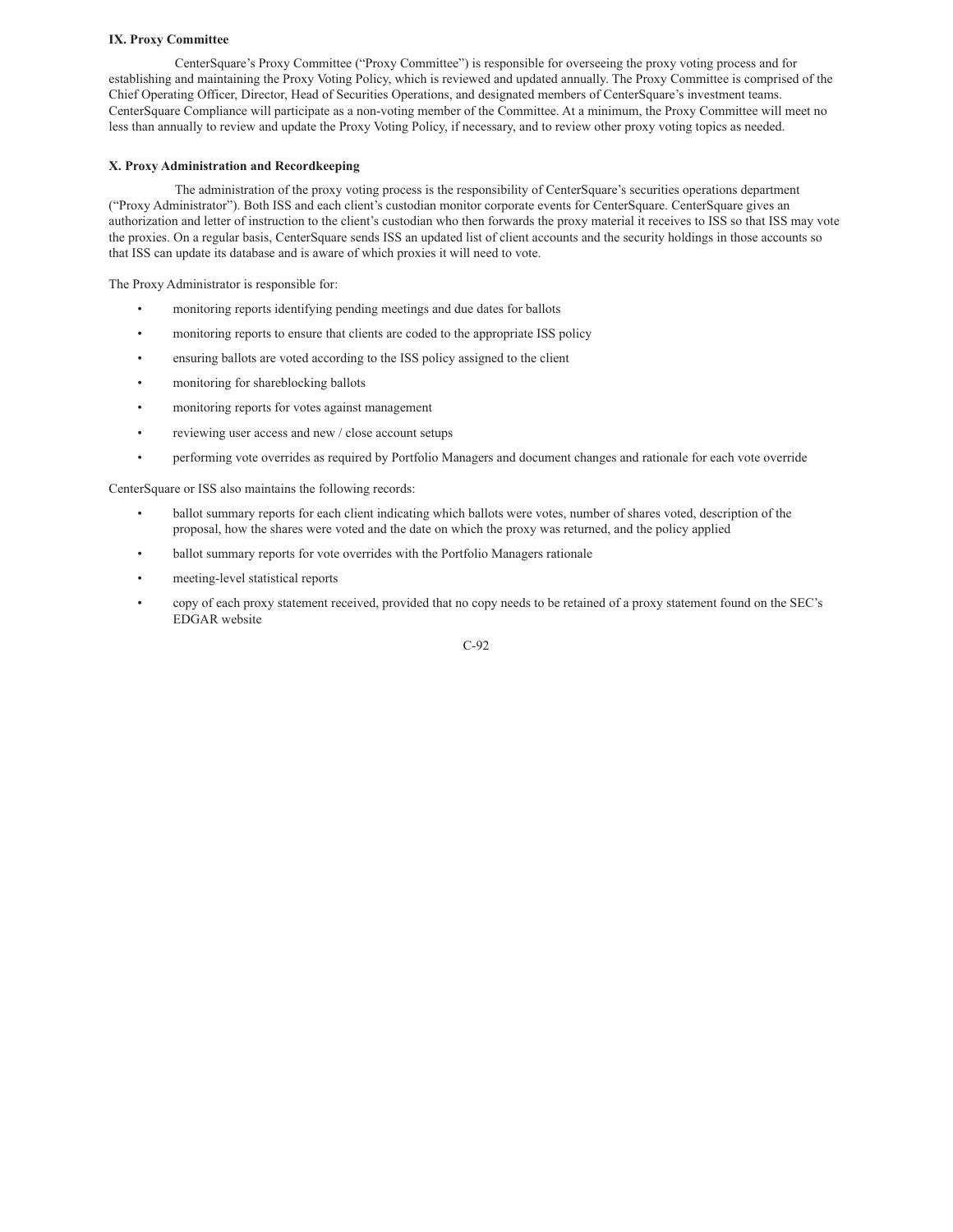**IX. Proxy Committee**

CenterSquare's Proxy Committee ("Proxy Committee") is responsible for overseeing the proxy voting process and for establishing and maintaining the Proxy Voting Policy, which is reviewed and updated annually. The Proxy Committee is comprised of the Chief Operating Officer, Director, Head of Securities Operations, and designated members of CenterSquare's investment teams. CenterSquare Compliance will participate as a non-voting member of the Committee. At a minimum, the Proxy Committee will meet no less than annually to review and update the Proxy Voting Policy, if necessary, and to review other proxy voting topics as needed.

**X. Proxy Administration and Recordkeeping**

The administration of the proxy voting process is the responsibility of CenterSquare's securities operations department ("Proxy Administrator"). Both ISS and each client's custodian monitor corporate events for CenterSquare. CenterSquare gives an authorization and letter of instruction to the client's custodian who then forwards the proxy material it receives to ISS so that ISS may vote the proxies. On a regular basis, CenterSquare sends ISS an updated list of client accounts and the security holdings in those accounts so that ISS can update its database and is aware of which proxies it will need to vote.

The Proxy Administrator is responsible for:

- monitoring reports identifying pending meetings and due dates for ballots
- monitoring reports to ensure that clients are coded to the appropriate ISS policy
- ensuring ballots are voted according to the ISS policy assigned to the client
- monitoring for shareblocking ballots
- monitoring reports for votes against management
- reviewing user access and new / close account setups
- performing vote overrides as required by Portfolio Managers and document changes and rationale for each vote override

CenterSquare or ISS also maintains the following records:

- ballot summary reports for each client indicating which ballots were votes, number of shares voted, description of the proposal, how the shares were voted and the date on which the proxy was returned, and the policy applied
- ballot summary reports for vote overrides with the Portfolio Managers rationale
- meeting-level statistical reports
- copy of each proxy statement received, provided that no copy needs to be retained of a proxy statement found on the SEC's EDGAR website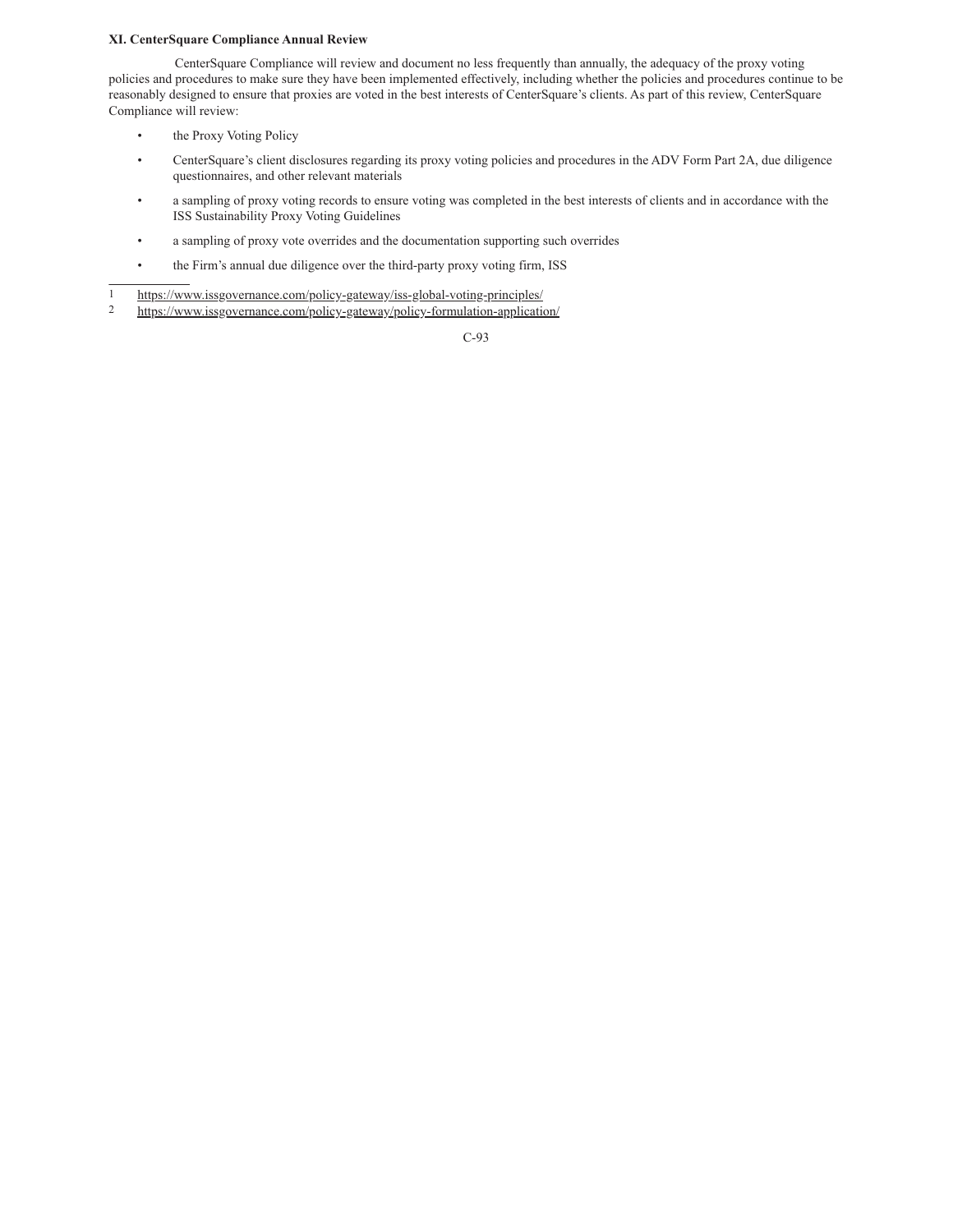**XI. CenterSquare Compliance Annual Review**

CenterSquare Compliance will review and document no less frequently than annually, the adequacy of the proxy voting policies and procedures to make sure they have been implemented effectively, including whether the policies and procedures continue to be reasonably designed to ensure that proxies are voted in the best interests of CenterSquare's clients. As part of this review, CenterSquare Compliance will review:

- the Proxy Voting Policy
- CenterSquare's client disclosures regarding its proxy voting policies and procedures in the ADV Form Part 2A, due diligence questionnaires, and other relevant materials
- a sampling of proxy voting records to ensure voting was completed in the best interests of clients and in accordance with the ISS Sustainability Proxy Voting Guidelines
- a sampling of proxy vote overrides and the documentation supporting such overrides
- the Firm's annual due diligence over the third-party proxy voting firm, ISS

---

1 https://www.issgovernance.com/policy-gateway/iss-global-voting-principles/

2 https://www.issgovernance.com/policy-gateway/policy-formulation-application/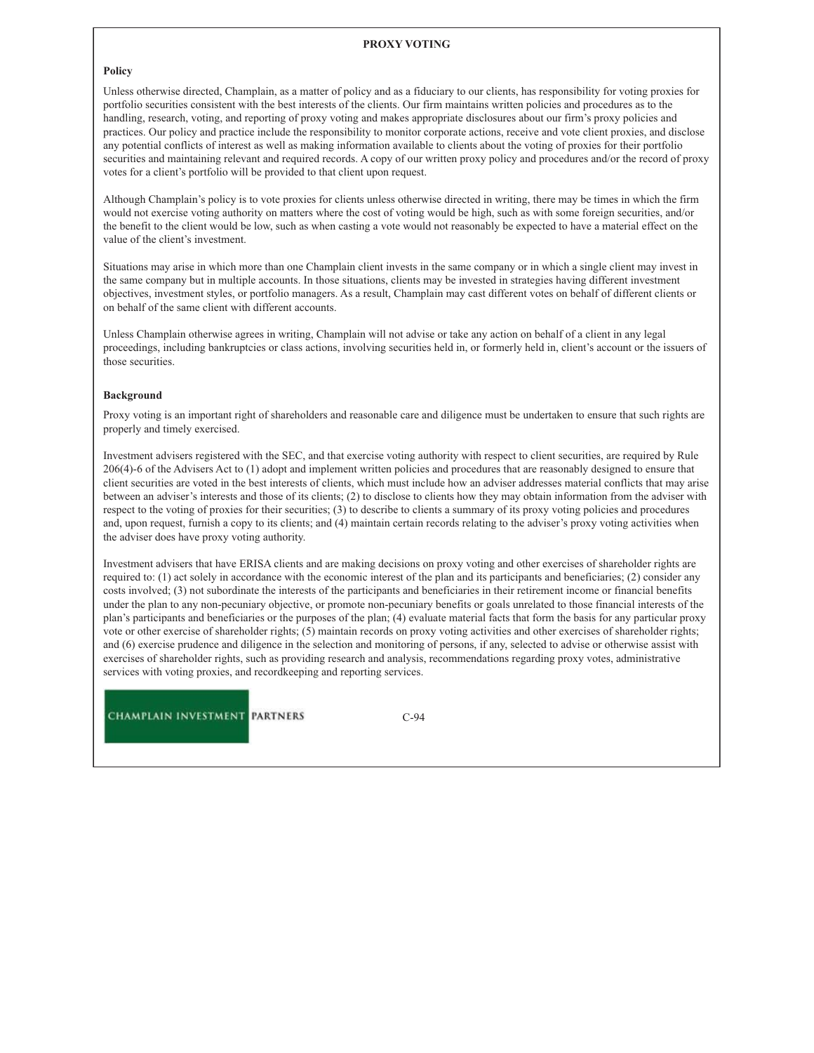## PROXY VOTING

### Policy

Unless otherwise directed, Champlain, as a matter of policy and as a fiduciary to our clients, has responsibility for voting proxies for portfolio securities consistent with the best interests of the clients. Our firm maintains written policies and procedures as to the handling, research, voting, and reporting of proxy voting and makes appropriate disclosures about our firm's proxy policies and practices. Our policy and practice include the responsibility to monitor corporate actions, receive and vote client proxies, and disclose any potential conflicts of interest as well as making information available to clients about the voting of proxies for their portfolio securities and maintaining relevant and required records. A copy of our written proxy policy and procedures and/or the record of proxy votes for a client's portfolio will be provided to that client upon request.

Although Champlain's policy is to vote proxies for clients unless otherwise directed in writing, there may be times in which the firm would not exercise voting authority on matters where the cost of voting would be high, such as with some foreign securities, and/or the benefit to the client would be low, such as when casting a vote would not reasonably be expected to have a material effect on the value of the client's investment.

Situations may arise in which more than one Champlain client invests in the same company or in which a single client may invest in the same company but in multiple accounts. In those situations, clients may be invested in strategies having different investment objectives, investment styles, or portfolio managers. As a result, Champlain may cast different votes on behalf of different clients or on behalf of the same client with different accounts.

Unless Champlain otherwise agrees in writing, Champlain will not advise or take any action on behalf of a client in any legal proceedings, including bankruptcies or class actions, involving securities held in, or formerly held in, client's account or the issuers of those securities.

### Background

Proxy voting is an important right of shareholders and reasonable care and diligence must be undertaken to ensure that such rights are properly and timely exercised.

Investment advisers registered with the SEC, and that exercise voting authority with respect to client securities, are required by Rule 206(4)-6 of the Advisers Act to (1) adopt and implement written policies and procedures that are reasonably designed to ensure that client securities are voted in the best interests of clients, which must include how an adviser addresses material conflicts that may arise between an adviser's interests and those of its clients; (2) to disclose to clients how they may obtain information from the adviser with respect to the voting of proxies for their securities; (3) to describe to clients a summary of its proxy voting policies and procedures and, upon request, furnish a copy to its clients; and (4) maintain certain records relating to the adviser's proxy voting activities when the adviser does have proxy voting authority.

Investment advisers that have ERISA clients and are making decisions on proxy voting and other exercises of shareholder rights are required to: (1) act solely in accordance with the economic interest of the plan and its participants and beneficiaries; (2) consider any costs involved; (3) not subordinate the interests of the participants and beneficiaries in their retirement income or financial benefits under the plan to any non-pecuniary objective, or promote non-pecuniary benefits or goals unrelated to those financial interests of the plan's participants and beneficiaries or the purposes of the plan; (4) evaluate material facts that form the basis for any particular proxy vote or other exercise of shareholder rights; (5) maintain records on proxy voting activities and other exercises of shareholder rights; and (6) exercise prudence and diligence in the selection and monitoring of persons, if any, selected to advise or otherwise assist with exercises of shareholder rights, such as providing research and analysis, recommendations regarding proxy votes, administrative services with voting proxies, and recordkeeping and reporting services.

CHAMPLAIN INVESTMENT PARTNERS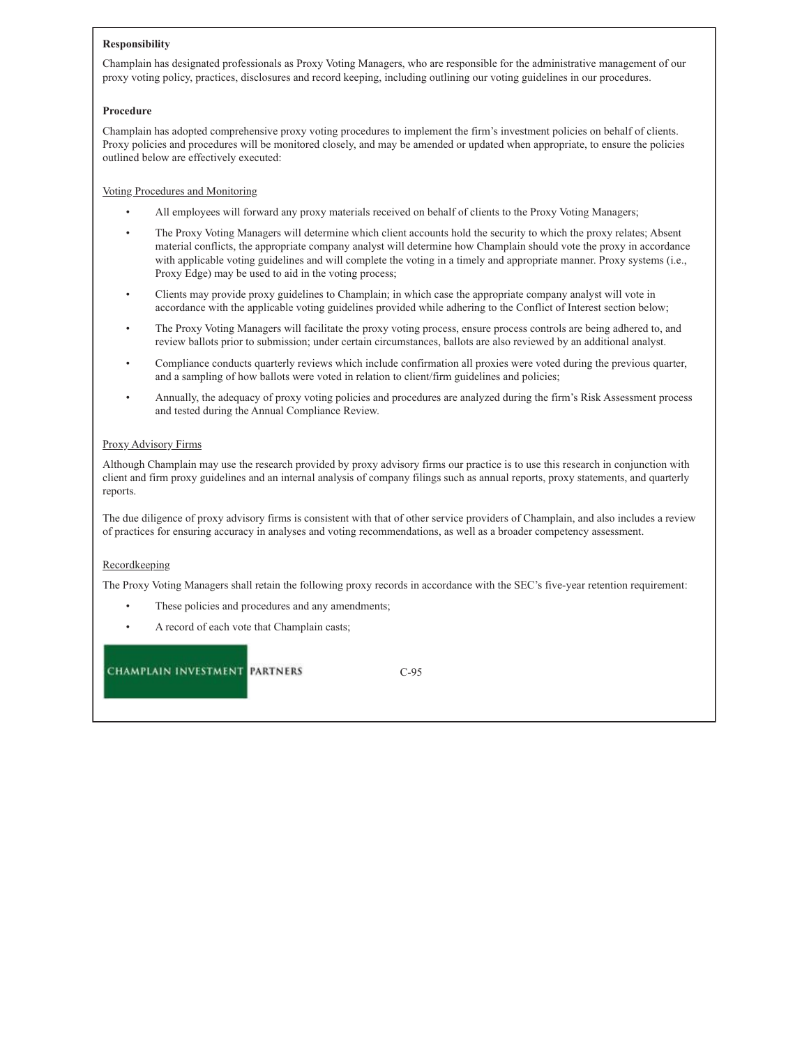**Responsibility**

Champlain has designated professionals as Proxy Voting Managers, who are responsible for the administrative management of our proxy voting policy, practices, disclosures and record keeping, including outlining our voting guidelines in our procedures.

**Procedure**

Champlain has adopted comprehensive proxy voting procedures to implement the firm's investment policies on behalf of clients. Proxy policies and procedures will be monitored closely, and may be amended or updated when appropriate, to ensure the policies outlined below are effectively executed:

Voting Procedures and Monitoring

- All employees will forward any proxy materials received on behalf of clients to the Proxy Voting Managers;
- The Proxy Voting Managers will determine which client accounts hold the security to which the proxy relates; Absent material conflicts, the appropriate company analyst will determine how Champlain should vote the proxy in accordance with applicable voting guidelines and will complete the voting in a timely and appropriate manner. Proxy systems (i.e., Proxy Edge) may be used to aid in the voting process;
- Clients may provide proxy guidelines to Champlain; in which case the appropriate company analyst will vote in accordance with the applicable voting guidelines provided while adhering to the Conflict of Interest section below;
- The Proxy Voting Managers will facilitate the proxy voting process, ensure process controls are being adhered to, and review ballots prior to submission; under certain circumstances, ballots are also reviewed by an additional analyst.
- Compliance conducts quarterly reviews which include confirmation all proxies were voted during the previous quarter, and a sampling of how ballots were voted in relation to client/firm guidelines and policies;
- Annually, the adequacy of proxy voting policies and procedures are analyzed during the firm's Risk Assessment process and tested during the Annual Compliance Review.

Proxy Advisory Firms

Although Champlain may use the research provided by proxy advisory firms our practice is to use this research in conjunction with client and firm proxy guidelines and an internal analysis of company filings such as annual reports, proxy statements, and quarterly reports.

The due diligence of proxy advisory firms is consistent with that of other service providers of Champlain, and also includes a review of practices for ensuring accuracy in analyses and voting recommendations, as well as a broader competency assessment.

Recordkeeping

The Proxy Voting Managers shall retain the following proxy records in accordance with the SEC's five-year retention requirement:

- These policies and procedures and any amendments;
- A record of each vote that Champlain casts;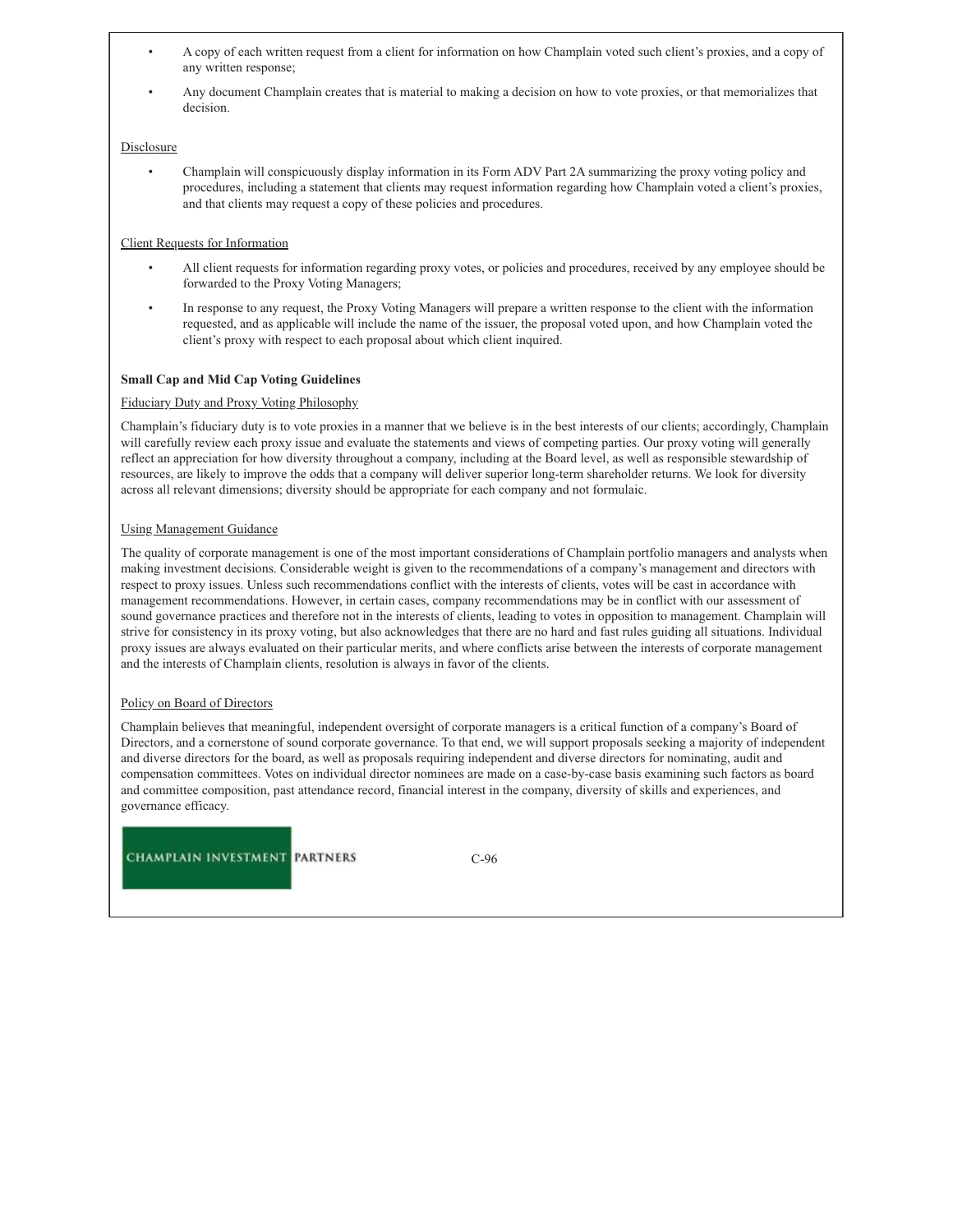- A copy of each written request from a client for information on how Champlain voted such client's proxies, and a copy of any written response;
- Any document Champlain creates that is material to making a decision on how to vote proxies, or that memorializes that decision.

Disclosure

- Champlain will conspicuously display information in its Form ADV Part 2A summarizing the proxy voting policy and procedures, including a statement that clients may request information regarding how Champlain voted a client's proxies, and that clients may request a copy of these policies and procedures.

Client Requests for Information

- All client requests for information regarding proxy votes, or policies and procedures, received by any employee should be forwarded to the Proxy Voting Managers;
- In response to any request, the Proxy Voting Managers will prepare a written response to the client with the information requested, and as applicable will include the name of the issuer, the proposal voted upon, and how Champlain voted the client's proxy with respect to each proposal about which client inquired.

**Small Cap and Mid Cap Voting Guidelines**

Fiduciary Duty and Proxy Voting Philosophy

Champlain's fiduciary duty is to vote proxies in a manner that we believe is in the best interests of our clients; accordingly, Champlain will carefully review each proxy issue and evaluate the statements and views of competing parties. Our proxy voting will generally reflect an appreciation for how diversity throughout a company, including at the Board level, as well as responsible stewardship of resources, are likely to improve the odds that a company will deliver superior long-term shareholder returns. We look for diversity across all relevant dimensions; diversity should be appropriate for each company and not formulaic.

Using Management Guidance

The quality of corporate management is one of the most important considerations of Champlain portfolio managers and analysts when making investment decisions. Considerable weight is given to the recommendations of a company's management and directors with respect to proxy issues. Unless such recommendations conflict with the interests of clients, votes will be cast in accordance with management recommendations. However, in certain cases, company recommendations may be in conflict with our assessment of sound governance practices and therefore not in the interests of clients, leading to votes in opposition to management. Champlain will strive for consistency in its proxy voting, but also acknowledges that there are no hard and fast rules guiding all situations. Individual proxy issues are always evaluated on their particular merits, and where conflicts arise between the interests of corporate management and the interests of Champlain clients, resolution is always in favor of the clients.

Policy on Board of Directors

Champlain believes that meaningful, independent oversight of corporate managers is a critical function of a company's Board of Directors, and a cornerstone of sound corporate governance. To that end, we will support proposals seeking a majority of independent and diverse directors for the board, as well as proposals requiring independent and diverse directors for nominating, audit and compensation committees. Votes on individual director nominees are made on a case-by-case basis examining such factors as board and committee composition, past attendance record, financial interest in the company, diversity of skills and experiences, and governance efficacy.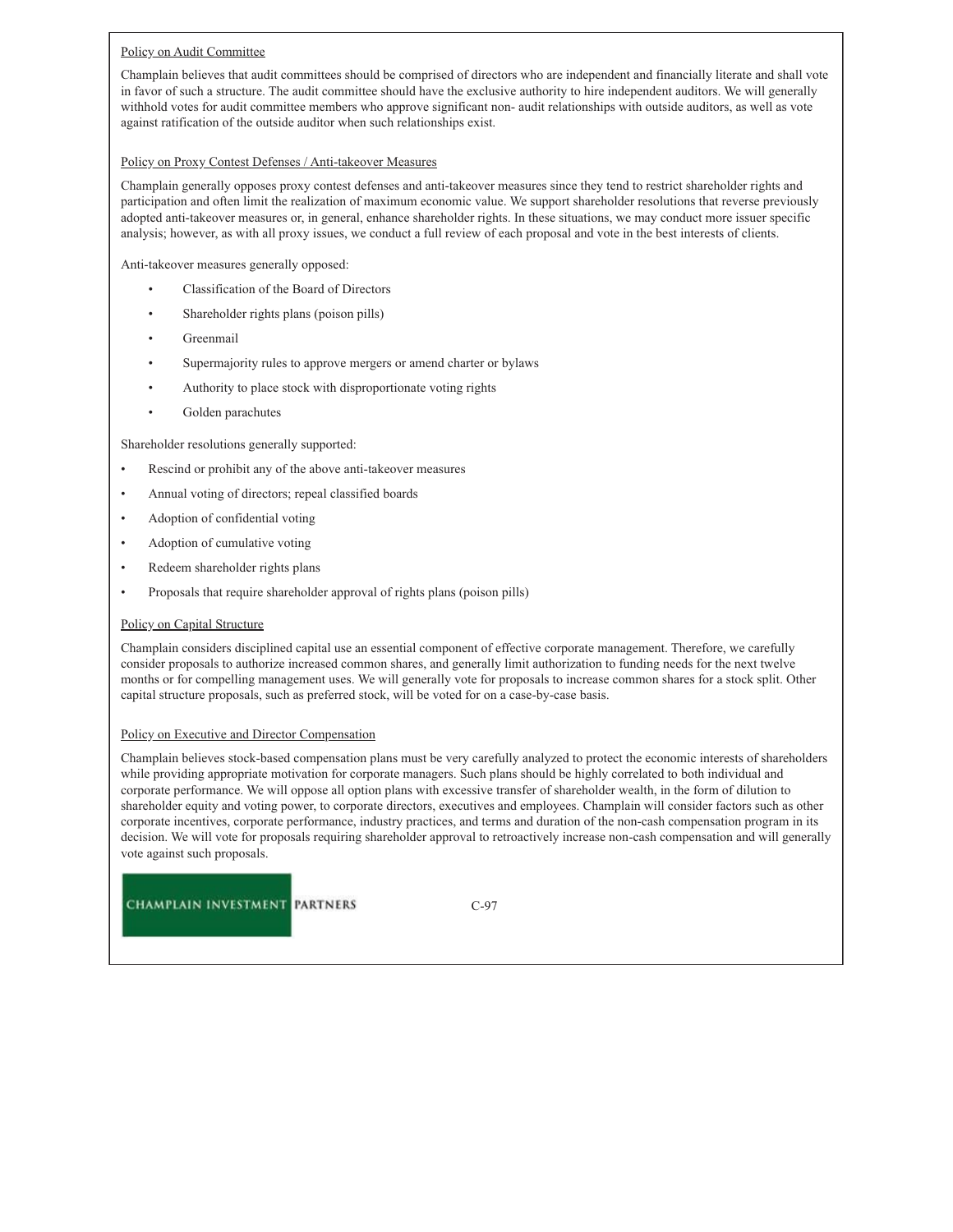Policy on Audit Committee

Champlain believes that audit committees should be comprised of directors who are independent and financially literate and shall vote in favor of such a structure. The audit committee should have the exclusive authority to hire independent auditors. We will generally withhold votes for audit committee members who approve significant non- audit relationships with outside auditors, as well as vote against ratification of the outside auditor when such relationships exist.

Policy on Proxy Contest Defenses / Anti-takeover Measures

Champlain generally opposes proxy contest defenses and anti-takeover measures since they tend to restrict shareholder rights and participation and often limit the realization of maximum economic value. We support shareholder resolutions that reverse previously adopted anti-takeover measures or, in general, enhance shareholder rights. In these situations, we may conduct more issuer specific analysis; however, as with all proxy issues, we conduct a full review of each proposal and vote in the best interests of clients.

Anti-takeover measures generally opposed:

- Classification of the Board of Directors
- Shareholder rights plans (poison pills)
- Greenmail
- Supermajority rules to approve mergers or amend charter or bylaws
- Authority to place stock with disproportionate voting rights
- Golden parachutes

Shareholder resolutions generally supported:

- Rescind or prohibit any of the above anti-takeover measures
- Annual voting of directors; repeal classified boards
- Adoption of confidential voting
- Adoption of cumulative voting
- Redeem shareholder rights plans
- Proposals that require shareholder approval of rights plans (poison pills)

Policy on Capital Structure

Champlain considers disciplined capital use an essential component of effective corporate management. Therefore, we carefully consider proposals to authorize increased common shares, and generally limit authorization to funding needs for the next twelve months or for compelling management uses. We will generally vote for proposals to increase common shares for a stock split. Other capital structure proposals, such as preferred stock, will be voted for on a case-by-case basis.

Policy on Executive and Director Compensation

Champlain believes stock-based compensation plans must be very carefully analyzed to protect the economic interests of shareholders while providing appropriate motivation for corporate managers. Such plans should be highly correlated to both individual and corporate performance. We will oppose all option plans with excessive transfer of shareholder wealth, in the form of dilution to shareholder equity and voting power, to corporate directors, executives and employees. Champlain will consider factors such as other corporate incentives, corporate performance, industry practices, and terms and duration of the non-cash compensation program in its decision. We will vote for proposals requiring shareholder approval to retroactively increase non-cash compensation and will generally vote against such proposals.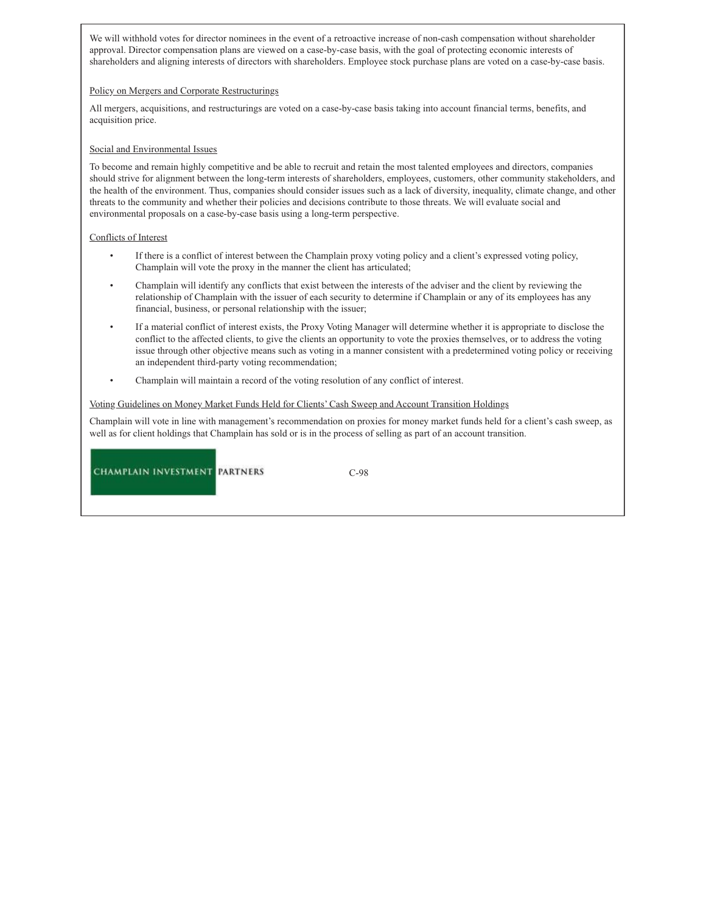We will withhold votes for director nominees in the event of a retroactive increase of non-cash compensation without shareholder approval. Director compensation plans are viewed on a case-by-case basis, with the goal of protecting economic interests of shareholders and aligning interests of directors with shareholders. Employee stock purchase plans are voted on a case-by-case basis.

Policy on Mergers and Corporate Restructurings

All mergers, acquisitions, and restructurings are voted on a case-by-case basis taking into account financial terms, benefits, and acquisition price.

Social and Environmental Issues

To become and remain highly competitive and be able to recruit and retain the most talented employees and directors, companies should strive for alignment between the long-term interests of shareholders, employees, customers, other community stakeholders, and the health of the environment. Thus, companies should consider issues such as a lack of diversity, inequality, climate change, and other threats to the community and whether their policies and decisions contribute to those threats. We will evaluate social and environmental proposals on a case-by-case basis using a long-term perspective.

Conflicts of Interest

- If there is a conflict of interest between the Champlain proxy voting policy and a client's expressed voting policy, Champlain will vote the proxy in the manner the client has articulated;
- Champlain will identify any conflicts that exist between the interests of the adviser and the client by reviewing the relationship of Champlain with the issuer of each security to determine if Champlain or any of its employees has any financial, business, or personal relationship with the issuer;
- If a material conflict of interest exists, the Proxy Voting Manager will determine whether it is appropriate to disclose the conflict to the affected clients, to give the clients an opportunity to vote the proxies themselves, or to address the voting issue through other objective means such as voting in a manner consistent with a predetermined voting policy or receiving an independent third-party voting recommendation;
- Champlain will maintain a record of the voting resolution of any conflict of interest.

Voting Guidelines on Money Market Funds Held for Clients' Cash Sweep and Account Transition Holdings

Champlain will vote in line with management's recommendation on proxies for money market funds held for a client's cash sweep, as well as for client holdings that Champlain has sold or is in the process of selling as part of an account transition.

CHAMPLAIN INVESTMENT PARTNERS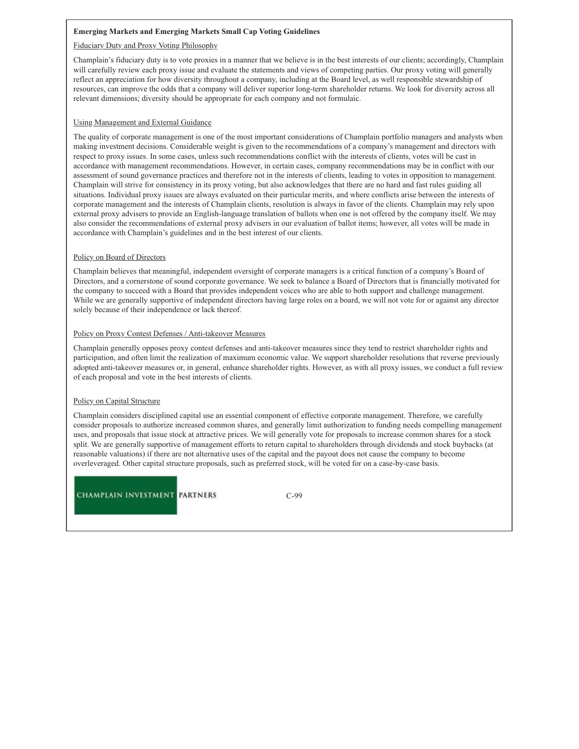**Emerging Markets and Emerging Markets Small Cap Voting Guidelines**

Fiduciary Duty and Proxy Voting Philosophy

Champlain's fiduciary duty is to vote proxies in a manner that we believe is in the best interests of our clients; accordingly, Champlain will carefully review each proxy issue and evaluate the statements and views of competing parties. Our proxy voting will generally reflect an appreciation for how diversity throughout a company, including at the Board level, as well responsible stewardship of resources, can improve the odds that a company will deliver superior long-term shareholder returns. We look for diversity across all relevant dimensions; diversity should be appropriate for each company and not formulaic.

Using Management and External Guidance

The quality of corporate management is one of the most important considerations of Champlain portfolio managers and analysts when making investment decisions. Considerable weight is given to the recommendations of a company's management and directors with respect to proxy issues. In some cases, unless such recommendations conflict with the interests of clients, votes will be cast in accordance with management recommendations. However, in certain cases, company recommendations may be in conflict with our assessment of sound governance practices and therefore not in the interests of clients, leading to votes in opposition to management. Champlain will strive for consistency in its proxy voting, but also acknowledges that there are no hard and fast rules guiding all situations. Individual proxy issues are always evaluated on their particular merits, and where conflicts arise between the interests of corporate management and the interests of Champlain clients, resolution is always in favor of the clients. Champlain may rely upon external proxy advisers to provide an English-language translation of ballots when one is not offered by the company itself. We may also consider the recommendations of external proxy advisers in our evaluation of ballot items; however, all votes will be made in accordance with Champlain's guidelines and in the best interest of our clients.

Policy on Board of Directors

Champlain believes that meaningful, independent oversight of corporate managers is a critical function of a company's Board of Directors, and a cornerstone of sound corporate governance. We seek to balance a Board of Directors that is financially motivated for the company to succeed with a Board that provides independent voices who are able to both support and challenge management. While we are generally supportive of independent directors having large roles on a board, we will not vote for or against any director solely because of their independence or lack thereof.

Policy on Proxy Contest Defenses / Anti-takeover Measures

Champlain generally opposes proxy contest defenses and anti-takeover measures since they tend to restrict shareholder rights and participation, and often limit the realization of maximum economic value. We support shareholder resolutions that reverse previously adopted anti-takeover measures or, in general, enhance shareholder rights. However, as with all proxy issues, we conduct a full review of each proposal and vote in the best interests of clients.

Policy on Capital Structure

Champlain considers disciplined capital use an essential component of effective corporate management. Therefore, we carefully consider proposals to authorize increased common shares, and generally limit authorization to funding needs compelling management uses, and proposals that issue stock at attractive prices. We will generally vote for proposals to increase common shares for a stock split. We are generally supportive of management efforts to return capital to shareholders through dividends and stock buybacks (at reasonable valuations) if there are not alternative uses of the capital and the payout does not cause the company to become overleveraged. Other capital structure proposals, such as preferred stock, will be voted for on a case-by-case basis.

CHAMPLAIN INVESTMENT PARTNERS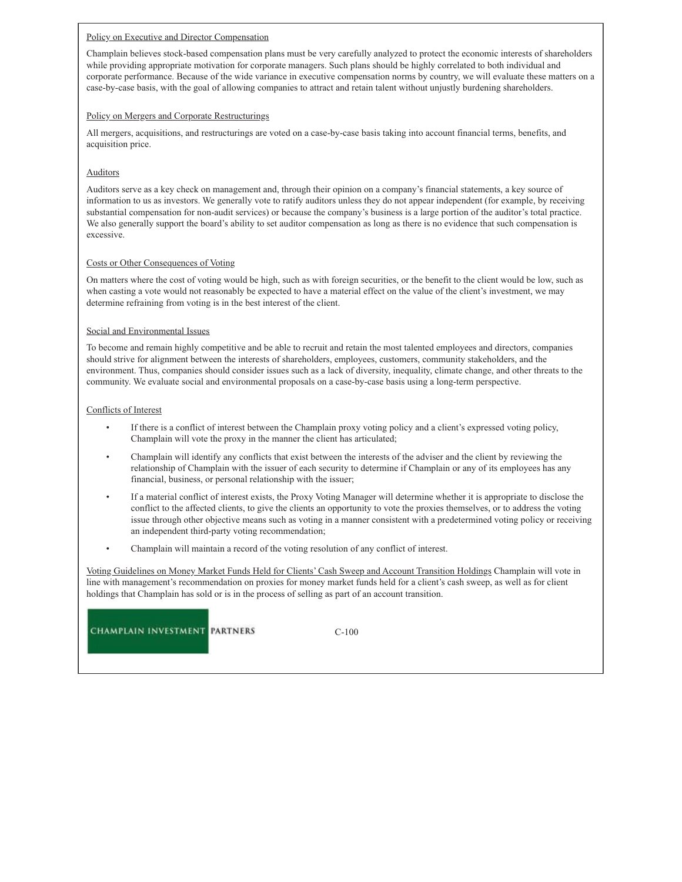Policy on Executive and Director Compensation

Champlain believes stock-based compensation plans must be very carefully analyzed to protect the economic interests of shareholders while providing appropriate motivation for corporate managers. Such plans should be highly correlated to both individual and corporate performance. Because of the wide variance in executive compensation norms by country, we will evaluate these matters on a case-by-case basis, with the goal of allowing companies to attract and retain talent without unjustly burdening shareholders.

Policy on Mergers and Corporate Restructurings

All mergers, acquisitions, and restructurings are voted on a case-by-case basis taking into account financial terms, benefits, and acquisition price.

Auditors

Auditors serve as a key check on management and, through their opinion on a company's financial statements, a key source of information to us as investors. We generally vote to ratify auditors unless they do not appear independent (for example, by receiving substantial compensation for non-audit services) or because the company's business is a large portion of the auditor's total practice. We also generally support the board's ability to set auditor compensation as long as there is no evidence that such compensation is excessive.

Costs or Other Consequences of Voting

On matters where the cost of voting would be high, such as with foreign securities, or the benefit to the client would be low, such as when casting a vote would not reasonably be expected to have a material effect on the value of the client's investment, we may determine refraining from voting is in the best interest of the client.

Social and Environmental Issues

To become and remain highly competitive and be able to recruit and retain the most talented employees and directors, companies should strive for alignment between the interests of shareholders, employees, customers, community stakeholders, and the environment. Thus, companies should consider issues such as a lack of diversity, inequality, climate change, and other threats to the community. We evaluate social and environmental proposals on a case-by-case basis using a long-term perspective.

Conflicts of Interest

- If there is a conflict of interest between the Champlain proxy voting policy and a client's expressed voting policy, Champlain will vote the proxy in the manner the client has articulated;
- Champlain will identify any conflicts that exist between the interests of the adviser and the client by reviewing the relationship of Champlain with the issuer of each security to determine if Champlain or any of its employees has any financial, business, or personal relationship with the issuer;
- If a material conflict of interest exists, the Proxy Voting Manager will determine whether it is appropriate to disclose the conflict to the affected clients, to give the clients an opportunity to vote the proxies themselves, or to address the voting issue through other objective means such as voting in a manner consistent with a predetermined voting policy or receiving an independent third-party voting recommendation;
- Champlain will maintain a record of the voting resolution of any conflict of interest.

Voting Guidelines on Money Market Funds Held for Clients' Cash Sweep and Account Transition Holdings Champlain will vote in line with management's recommendation on proxies for money market funds held for a client's cash sweep, as well as for client holdings that Champlain has sold or is in the process of selling as part of an account transition.

CHAMPLAIN INVESTMENT PARTNERS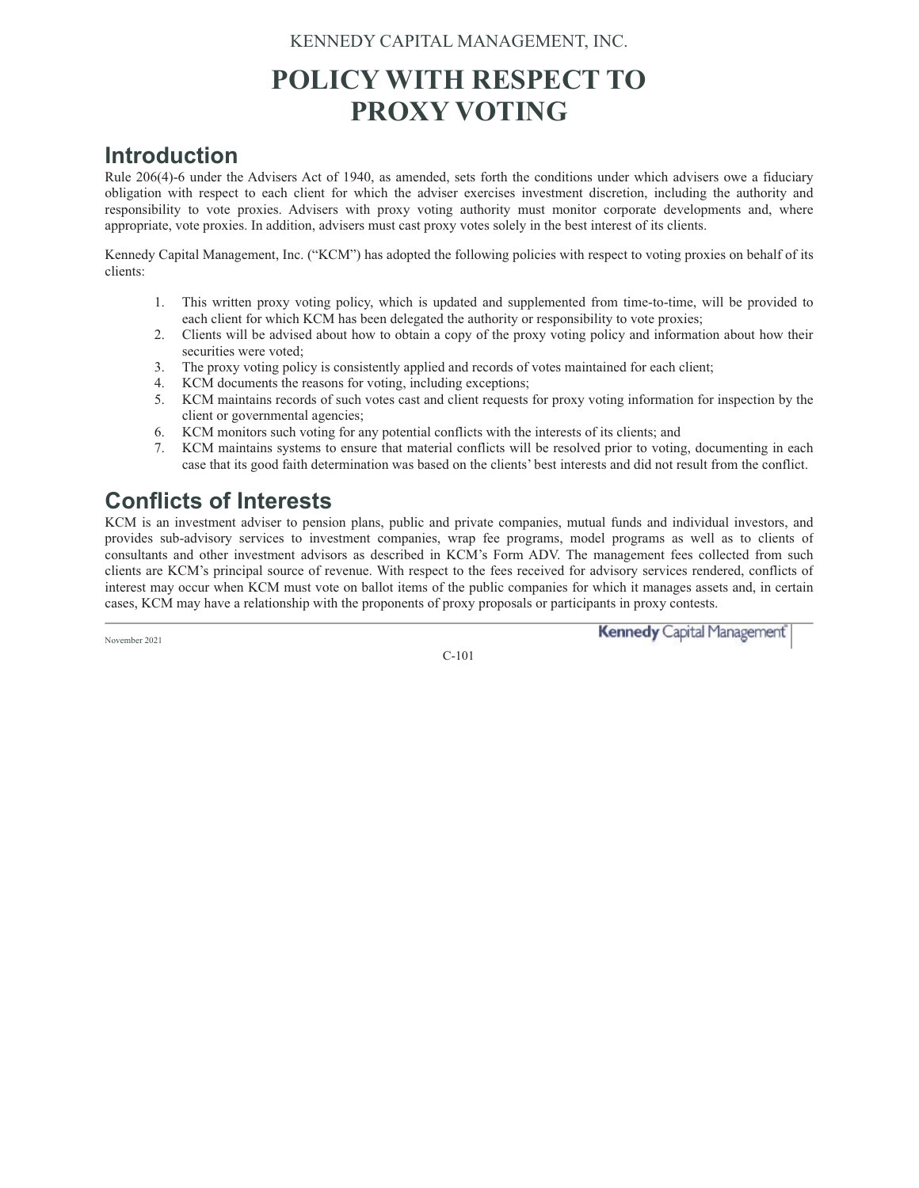KENNEDY CAPITAL MANAGEMENT, INC.

# POLICY WITH RESPECT TO PROXY VOTING

## Introduction

Rule 206(4)-6 under the Advisers Act of 1940, as amended, sets forth the conditions under which advisers owe a fiduciary obligation with respect to each client for which the adviser exercises investment discretion, including the authority and responsibility to vote proxies. Advisers with proxy voting authority must monitor corporate developments and, where appropriate, vote proxies. In addition, advisers must cast proxy votes solely in the best interest of its clients.

Kennedy Capital Management, Inc. ("KCM") has adopted the following policies with respect to voting proxies on behalf of its clients:

1. This written proxy voting policy, which is updated and supplemented from time-to-time, will be provided to each client for which KCM has been delegated the authority or responsibility to vote proxies;
2. Clients will be advised about how to obtain a copy of the proxy voting policy and information about how their securities were voted;
3. The proxy voting policy is consistently applied and records of votes maintained for each client;
4. KCM documents the reasons for voting, including exceptions;
5. KCM maintains records of such votes cast and client requests for proxy voting information for inspection by the client or governmental agencies;
6. KCM monitors such voting for any potential conflicts with the interests of its clients; and
7. KCM maintains systems to ensure that material conflicts will be resolved prior to voting, documenting in each case that its good faith determination was based on the clients' best interests and did not result from the conflict.

## Conflicts of Interests

KCM is an investment adviser to pension plans, public and private companies, mutual funds and individual investors, and provides sub-advisory services to investment companies, wrap fee programs, model programs as well as to clients of consultants and other investment advisors as described in KCM's Form ADV. The management fees collected from such clients are KCM's principal source of revenue. With respect to the fees received for advisory services rendered, conflicts of interest may occur when KCM must vote on ballot items of the public companies for which it manages assets and, in certain cases, KCM may have a relationship with the proponents of proxy proposals or participants in proxy contests.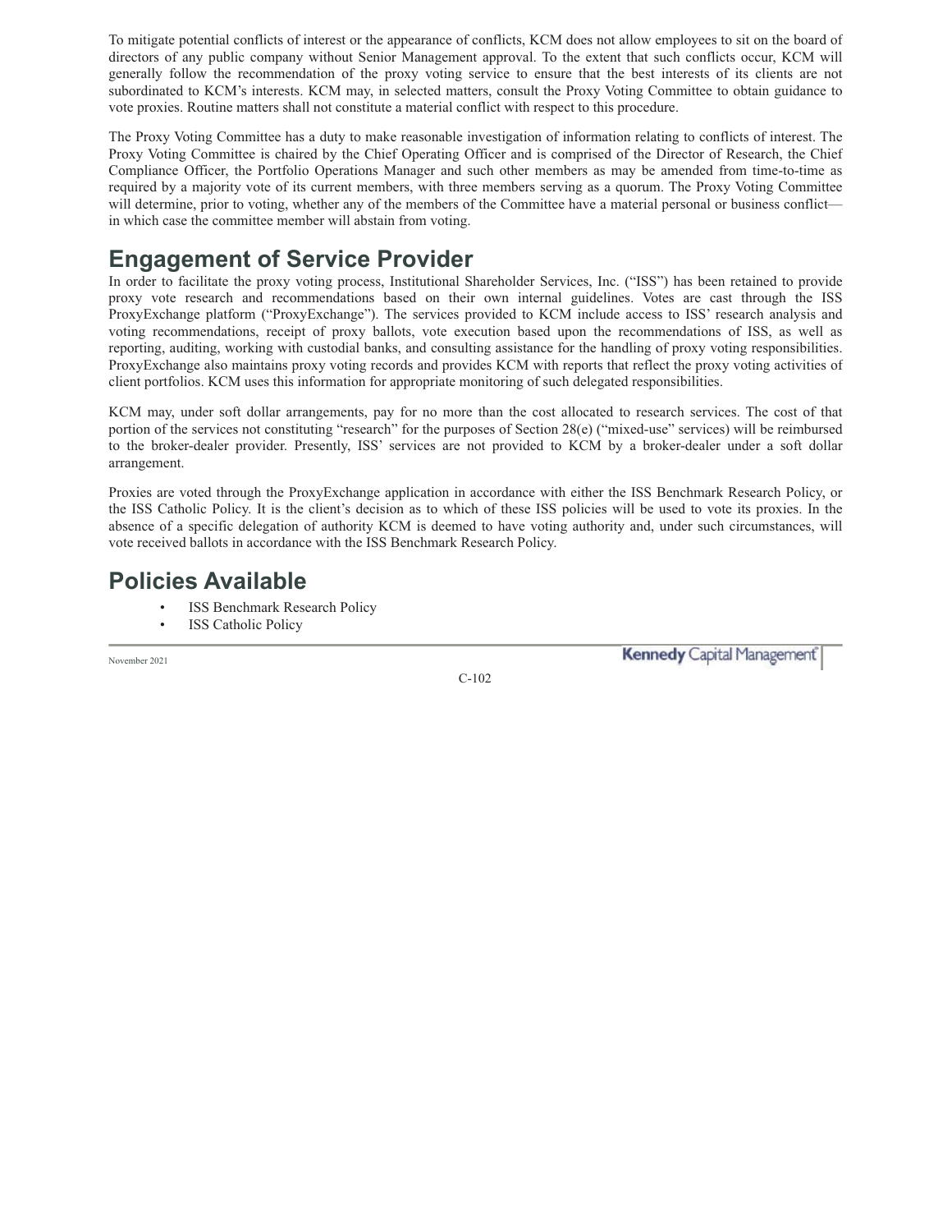To mitigate potential conflicts of interest or the appearance of conflicts, KCM does not allow employees to sit on the board of directors of any public company without Senior Management approval. To the extent that such conflicts occur, KCM will generally follow the recommendation of the proxy voting service to ensure that the best interests of its clients are not subordinated to KCM's interests. KCM may, in selected matters, consult the Proxy Voting Committee to obtain guidance to vote proxies. Routine matters shall not constitute a material conflict with respect to this procedure.

The Proxy Voting Committee has a duty to make reasonable investigation of information relating to conflicts of interest. The Proxy Voting Committee is chaired by the Chief Operating Officer and is comprised of the Director of Research, the Chief Compliance Officer, the Portfolio Operations Manager and such other members as may be amended from time-to-time as required by a majority vote of its current members, with three members serving as a quorum. The Proxy Voting Committee will determine, prior to voting, whether any of the members of the Committee have a material personal or business conflict—in which case the committee member will abstain from voting.

## Engagement of Service Provider

In order to facilitate the proxy voting process, Institutional Shareholder Services, Inc. ("ISS") has been retained to provide proxy vote research and recommendations based on their own internal guidelines. Votes are cast through the ISS ProxyExchange platform ("ProxyExchange"). The services provided to KCM include access to ISS' research analysis and voting recommendations, receipt of proxy ballots, vote execution based upon the recommendations of ISS, as well as reporting, auditing, working with custodial banks, and consulting assistance for the handling of proxy voting responsibilities. ProxyExchange also maintains proxy voting records and provides KCM with reports that reflect the proxy voting activities of client portfolios. KCM uses this information for appropriate monitoring of such delegated responsibilities.

KCM may, under soft dollar arrangements, pay for no more than the cost allocated to research services. The cost of that portion of the services not constituting "research" for the purposes of Section 28(e) ("mixed-use" services) will be reimbursed to the broker-dealer provider. Presently, ISS' services are not provided to KCM by a broker-dealer under a soft dollar arrangement.

Proxies are voted through the ProxyExchange application in accordance with either the ISS Benchmark Research Policy, or the ISS Catholic Policy. It is the client's decision as to which of these ISS policies will be used to vote its proxies. In the absence of a specific delegation of authority KCM is deemed to have voting authority and, under such circumstances, will vote received ballots in accordance with the ISS Benchmark Research Policy.

## Policies Available

- ISS Benchmark Research Policy
- ISS Catholic Policy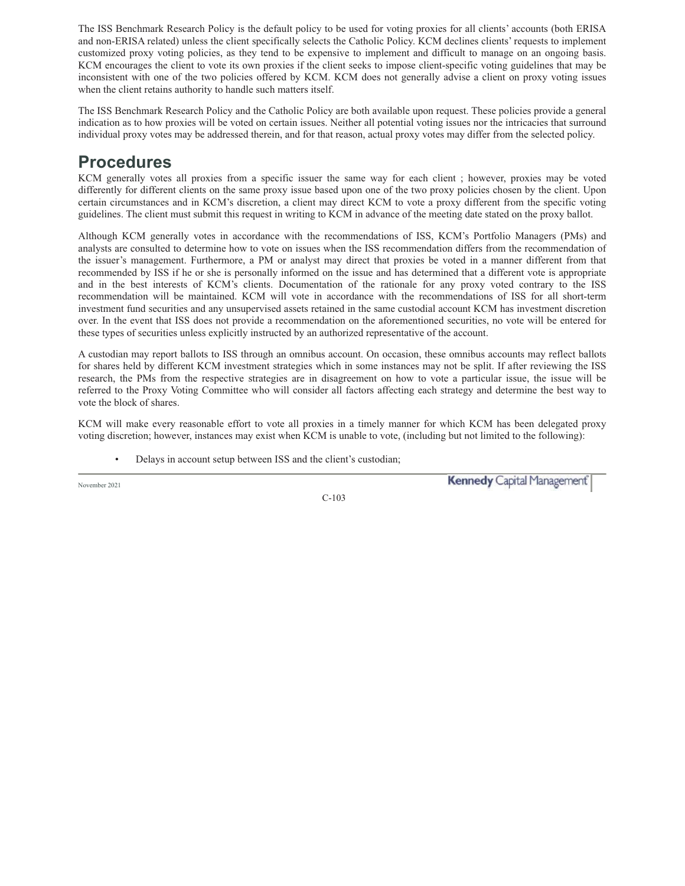The ISS Benchmark Research Policy is the default policy to be used for voting proxies for all clients' accounts (both ERISA and non-ERISA related) unless the client specifically selects the Catholic Policy. KCM declines clients' requests to implement customized proxy voting policies, as they tend to be expensive to implement and difficult to manage on an ongoing basis. KCM encourages the client to vote its own proxies if the client seeks to impose client-specific voting guidelines that may be inconsistent with one of the two policies offered by KCM. KCM does not generally advise a client on proxy voting issues when the client retains authority to handle such matters itself.

The ISS Benchmark Research Policy and the Catholic Policy are both available upon request. These policies provide a general indication as to how proxies will be voted on certain issues. Neither all potential voting issues nor the intricacies that surround individual proxy votes may be addressed therein, and for that reason, actual proxy votes may differ from the selected policy.

## Procedures

KCM generally votes all proxies from a specific issuer the same way for each client ; however, proxies may be voted differently for different clients on the same proxy issue based upon one of the two proxy policies chosen by the client. Upon certain circumstances and in KCM's discretion, a client may direct KCM to vote a proxy different from the specific voting guidelines. The client must submit this request in writing to KCM in advance of the meeting date stated on the proxy ballot.

Although KCM generally votes in accordance with the recommendations of ISS, KCM's Portfolio Managers (PMs) and analysts are consulted to determine how to vote on issues when the ISS recommendation differs from the recommendation of the issuer's management. Furthermore, a PM or analyst may direct that proxies be voted in a manner different from that recommended by ISS if he or she is personally informed on the issue and has determined that a different vote is appropriate and in the best interests of KCM's clients. Documentation of the rationale for any proxy voted contrary to the ISS recommendation will be maintained. KCM will vote in accordance with the recommendations of ISS for all short-term investment fund securities and any unsupervised assets retained in the same custodial account KCM has investment discretion over. In the event that ISS does not provide a recommendation on the aforementioned securities, no vote will be entered for these types of securities unless explicitly instructed by an authorized representative of the account.

A custodian may report ballots to ISS through an omnibus account. On occasion, these omnibus accounts may reflect ballots for shares held by different KCM investment strategies which in some instances may not be split. If after reviewing the ISS research, the PMs from the respective strategies are in disagreement on how to vote a particular issue, the issue will be referred to the Proxy Voting Committee who will consider all factors affecting each strategy and determine the best way to vote the block of shares.

KCM will make every reasonable effort to vote all proxies in a timely manner for which KCM has been delegated proxy voting discretion; however, instances may exist when KCM is unable to vote, (including but not limited to the following):

- Delays in account setup between ISS and the client's custodian;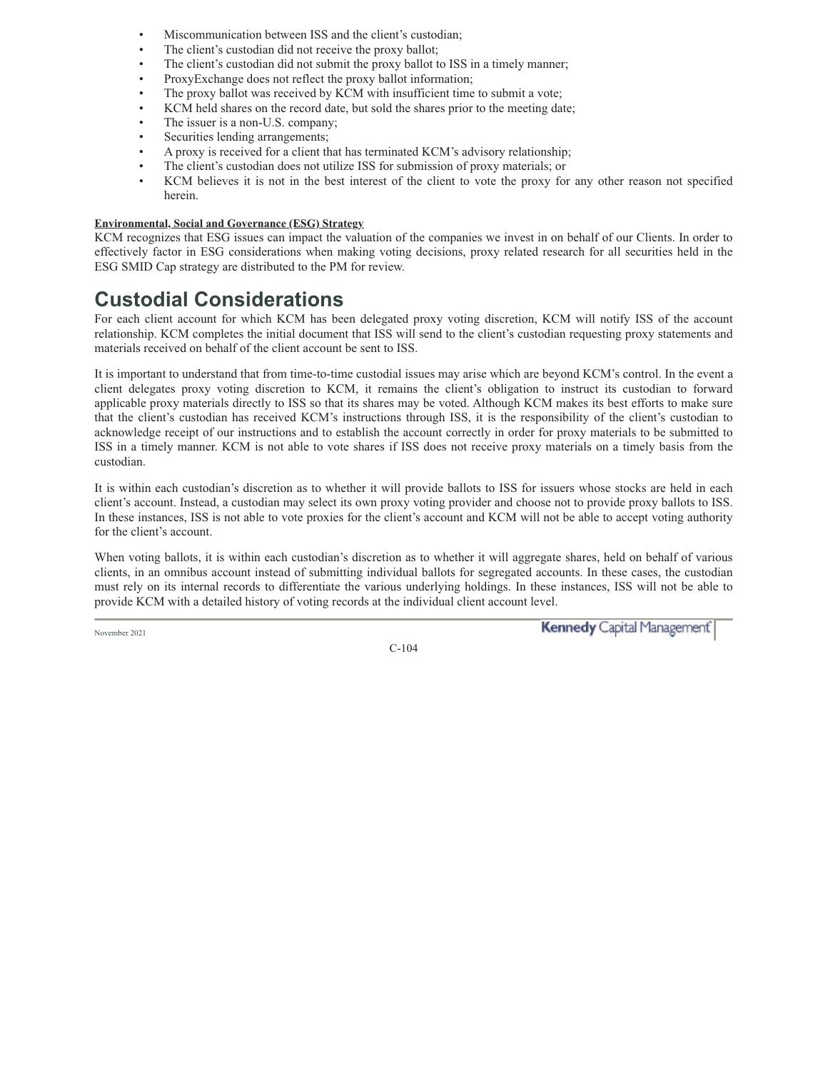- Miscommunication between ISS and the client's custodian;
- The client's custodian did not receive the proxy ballot;
- The client's custodian did not submit the proxy ballot to ISS in a timely manner;
- ProxyExchange does not reflect the proxy ballot information;
- The proxy ballot was received by KCM with insufficient time to submit a vote;
- KCM held shares on the record date, but sold the shares prior to the meeting date;
- The issuer is a non-U.S. company;
- Securities lending arrangements;
- A proxy is received for a client that has terminated KCM's advisory relationship;
- The client's custodian does not utilize ISS for submission of proxy materials; or
- KCM believes it is not in the best interest of the client to vote the proxy for any other reason not specified herein.

**Environmental, Social and Governance (ESG) Strategy**

KCM recognizes that ESG issues can impact the valuation of the companies we invest in on behalf of our Clients. In order to effectively factor in ESG considerations when making voting decisions, proxy related research for all securities held in the ESG SMID Cap strategy are distributed to the PM for review.

# Custodial Considerations

For each client account for which KCM has been delegated proxy voting discretion, KCM will notify ISS of the account relationship. KCM completes the initial document that ISS will send to the client's custodian requesting proxy statements and materials received on behalf of the client account be sent to ISS.

It is important to understand that from time-to-time custodial issues may arise which are beyond KCM's control. In the event a client delegates proxy voting discretion to KCM, it remains the client's obligation to instruct its custodian to forward applicable proxy materials directly to ISS so that its shares may be voted. Although KCM makes its best efforts to make sure that the client's custodian has received KCM's instructions through ISS, it is the responsibility of the client's custodian to acknowledge receipt of our instructions and to establish the account correctly in order for proxy materials to be submitted to ISS in a timely manner. KCM is not able to vote shares if ISS does not receive proxy materials on a timely basis from the custodian.

It is within each custodian's discretion as to whether it will provide ballots to ISS for issuers whose stocks are held in each client's account. Instead, a custodian may select its own proxy voting provider and choose not to provide proxy ballots to ISS. In these instances, ISS is not able to vote proxies for the client's account and KCM will not be able to accept voting authority for the client's account.

When voting ballots, it is within each custodian's discretion as to whether it will aggregate shares, held on behalf of various clients, in an omnibus account instead of submitting individual ballots for segregated accounts. In these cases, the custodian must rely on its internal records to differentiate the various underlying holdings. In these instances, ISS will not be able to provide KCM with a detailed history of voting records at the individual client account level.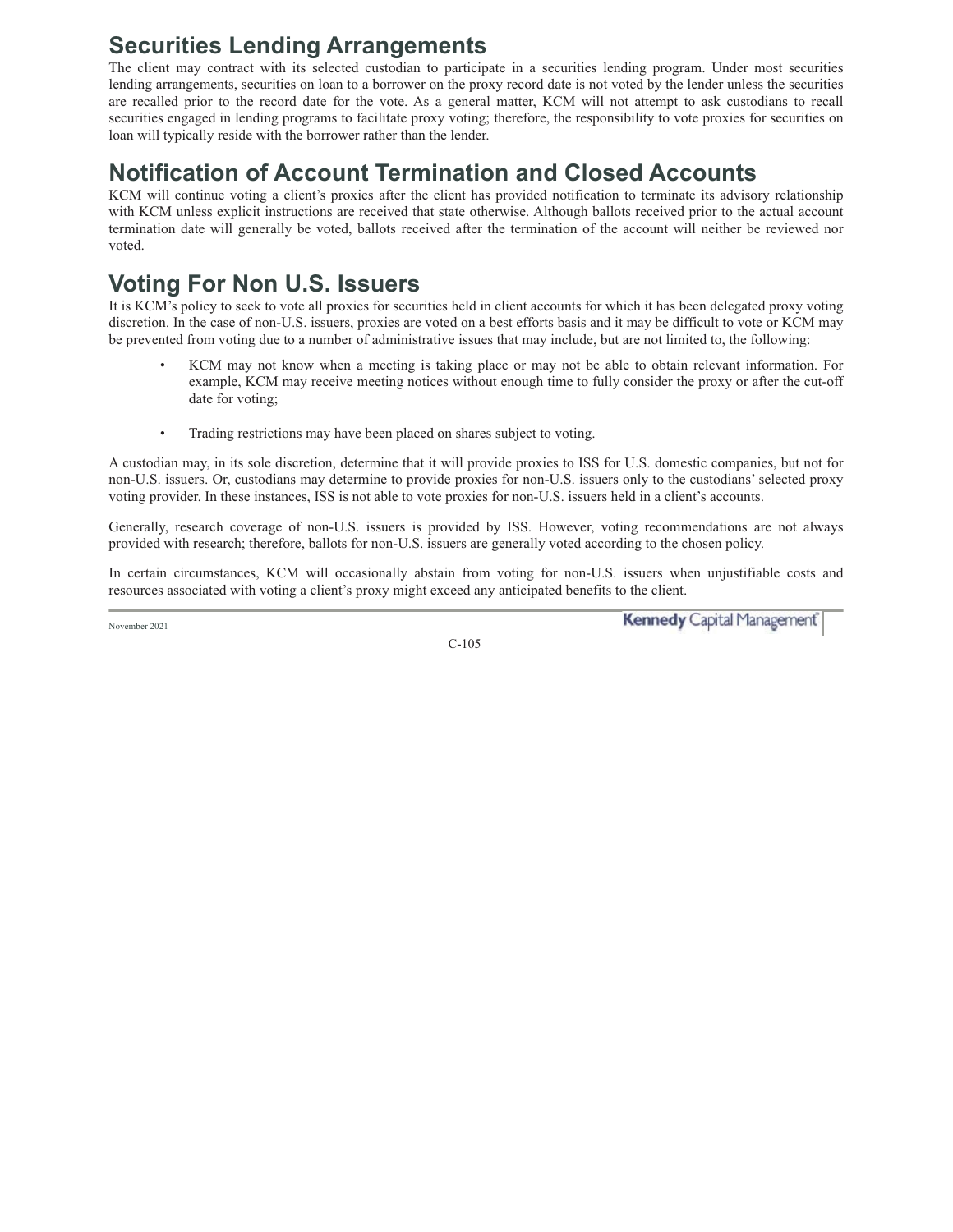## Securities Lending Arrangements

The client may contract with its selected custodian to participate in a securities lending program. Under most securities lending arrangements, securities on loan to a borrower on the proxy record date is not voted by the lender unless the securities are recalled prior to the record date for the vote. As a general matter, KCM will not attempt to ask custodians to recall securities engaged in lending programs to facilitate proxy voting; therefore, the responsibility to vote proxies for securities on loan will typically reside with the borrower rather than the lender.

## Notification of Account Termination and Closed Accounts

KCM will continue voting a client's proxies after the client has provided notification to terminate its advisory relationship with KCM unless explicit instructions are received that state otherwise. Although ballots received prior to the actual account termination date will generally be voted, ballots received after the termination of the account will neither be reviewed nor voted.

## Voting For Non U.S. Issuers

It is KCM's policy to seek to vote all proxies for securities held in client accounts for which it has been delegated proxy voting discretion. In the case of non-U.S. issuers, proxies are voted on a best efforts basis and it may be difficult to vote or KCM may be prevented from voting due to a number of administrative issues that may include, but are not limited to, the following:

- KCM may not know when a meeting is taking place or may not be able to obtain relevant information. For example, KCM may receive meeting notices without enough time to fully consider the proxy or after the cut-off date for voting;
- Trading restrictions may have been placed on shares subject to voting.

A custodian may, in its sole discretion, determine that it will provide proxies to ISS for U.S. domestic companies, but not for non-U.S. issuers. Or, custodians may determine to provide proxies for non-U.S. issuers only to the custodians' selected proxy voting provider. In these instances, ISS is not able to vote proxies for non-U.S. issuers held in a client's accounts.

Generally, research coverage of non-U.S. issuers is provided by ISS. However, voting recommendations are not always provided with research; therefore, ballots for non-U.S. issuers are generally voted according to the chosen policy.

In certain circumstances, KCM will occasionally abstain from voting for non-U.S. issuers when unjustifiable costs and resources associated with voting a client's proxy might exceed any anticipated benefits to the client.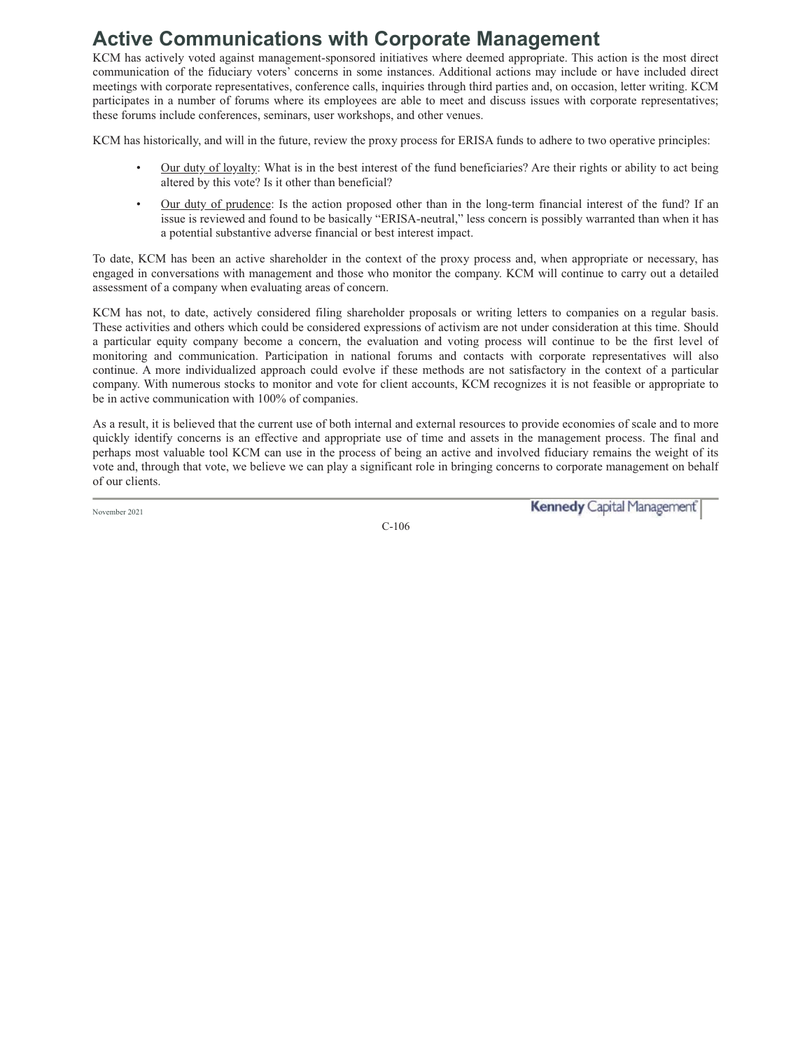## Active Communications with Corporate Management

KCM has actively voted against management-sponsored initiatives where deemed appropriate. This action is the most direct communication of the fiduciary voters' concerns in some instances. Additional actions may include or have included direct meetings with corporate representatives, conference calls, inquiries through third parties and, on occasion, letter writing. KCM participates in a number of forums where its employees are able to meet and discuss issues with corporate representatives; these forums include conferences, seminars, user workshops, and other venues.

KCM has historically, and will in the future, review the proxy process for ERISA funds to adhere to two operative principles:

- Our duty of loyalty: What is in the best interest of the fund beneficiaries? Are their rights or ability to act being altered by this vote? Is it other than beneficial?
- Our duty of prudence: Is the action proposed other than in the long-term financial interest of the fund? If an issue is reviewed and found to be basically "ERISA-neutral," less concern is possibly warranted than when it has a potential substantive adverse financial or best interest impact.

To date, KCM has been an active shareholder in the context of the proxy process and, when appropriate or necessary, has engaged in conversations with management and those who monitor the company. KCM will continue to carry out a detailed assessment of a company when evaluating areas of concern.

KCM has not, to date, actively considered filing shareholder proposals or writing letters to companies on a regular basis. These activities and others which could be considered expressions of activism are not under consideration at this time. Should a particular equity company become a concern, the evaluation and voting process will continue to be the first level of monitoring and communication. Participation in national forums and contacts with corporate representatives will also continue. A more individualized approach could evolve if these methods are not satisfactory in the context of a particular company. With numerous stocks to monitor and vote for client accounts, KCM recognizes it is not feasible or appropriate to be in active communication with 100% of companies.

As a result, it is believed that the current use of both internal and external resources to provide economies of scale and to more quickly identify concerns is an effective and appropriate use of time and assets in the management process. The final and perhaps most valuable tool KCM can use in the process of being an active and involved fiduciary remains the weight of its vote and, through that vote, we believe we can play a significant role in bringing concerns to corporate management on behalf of our clients.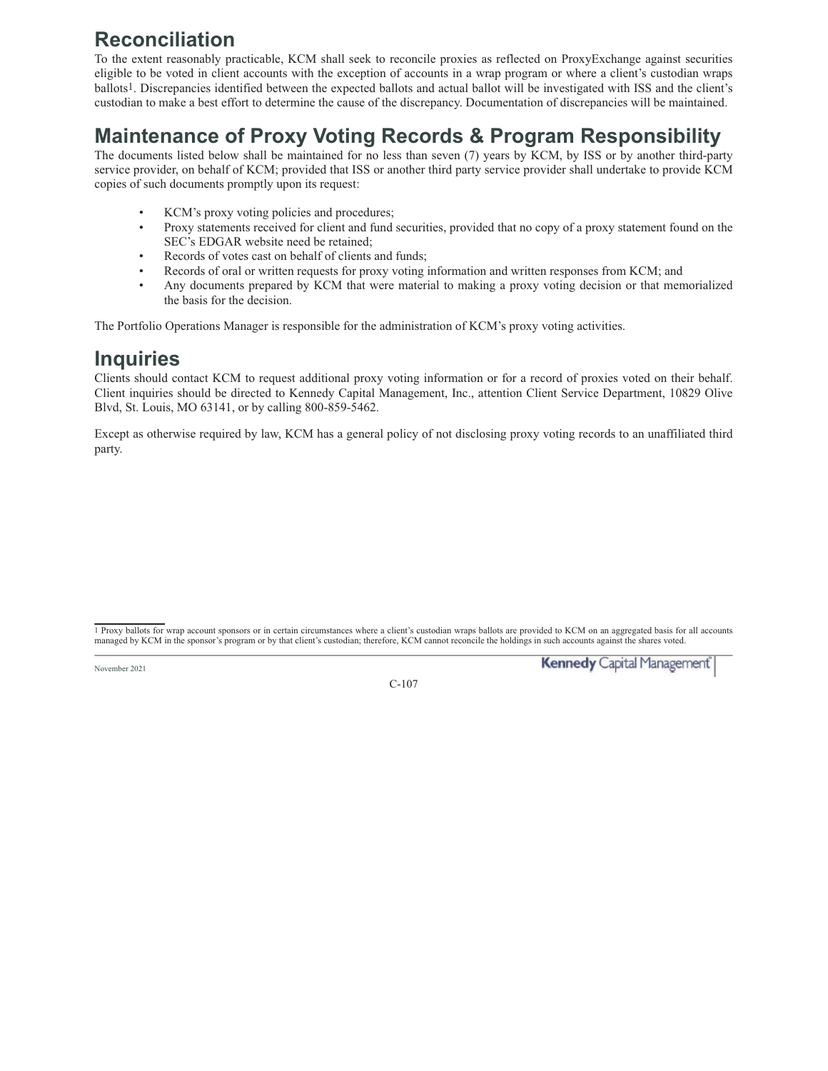## Reconciliation

To the extent reasonably practicable, KCM shall seek to reconcile proxies as reflected on ProxyExchange against securities eligible to be voted in client accounts with the exception of accounts in a wrap program or where a client's custodian wraps ballots[1]. Discrepancies identified between the expected ballots and actual ballot will be investigated with ISS and the client's custodian to make a best effort to determine the cause of the discrepancy. Documentation of discrepancies will be maintained.

## Maintenance of Proxy Voting Records & Program Responsibility

The documents listed below shall be maintained for no less than seven (7) years by KCM, by ISS or by another third-party service provider, on behalf of KCM; provided that ISS or another third party service provider shall undertake to provide KCM copies of such documents promptly upon its request:

- KCM's proxy voting policies and procedures;
- Proxy statements received for client and fund securities, provided that no copy of a proxy statement found on the SEC's EDGAR website need be retained;
- Records of votes cast on behalf of clients and funds;
- Records of oral or written requests for proxy voting information and written responses from KCM; and
- Any documents prepared by KCM that were material to making a proxy voting decision or that memorialized the basis for the decision.

The Portfolio Operations Manager is responsible for the administration of KCM's proxy voting activities.

## Inquiries

Clients should contact KCM to request additional proxy voting information or for a record of proxies voted on their behalf. Client inquiries should be directed to Kennedy Capital Management, Inc., attention Client Service Department, 10829 Olive Blvd, St. Louis, MO 63141, or by calling 800-859-5462.

Except as otherwise required by law, KCM has a general policy of not disclosing proxy voting records to an unaffiliated third party.

[1] Proxy ballots for wrap account sponsors or in certain circumstances where a client's custodian wraps ballots are provided to KCM on an aggregated basis for all accounts managed by KCM in the sponsor's program or by that client's custodian; therefore, KCM cannot reconcile the holdings in such accounts against the shares voted.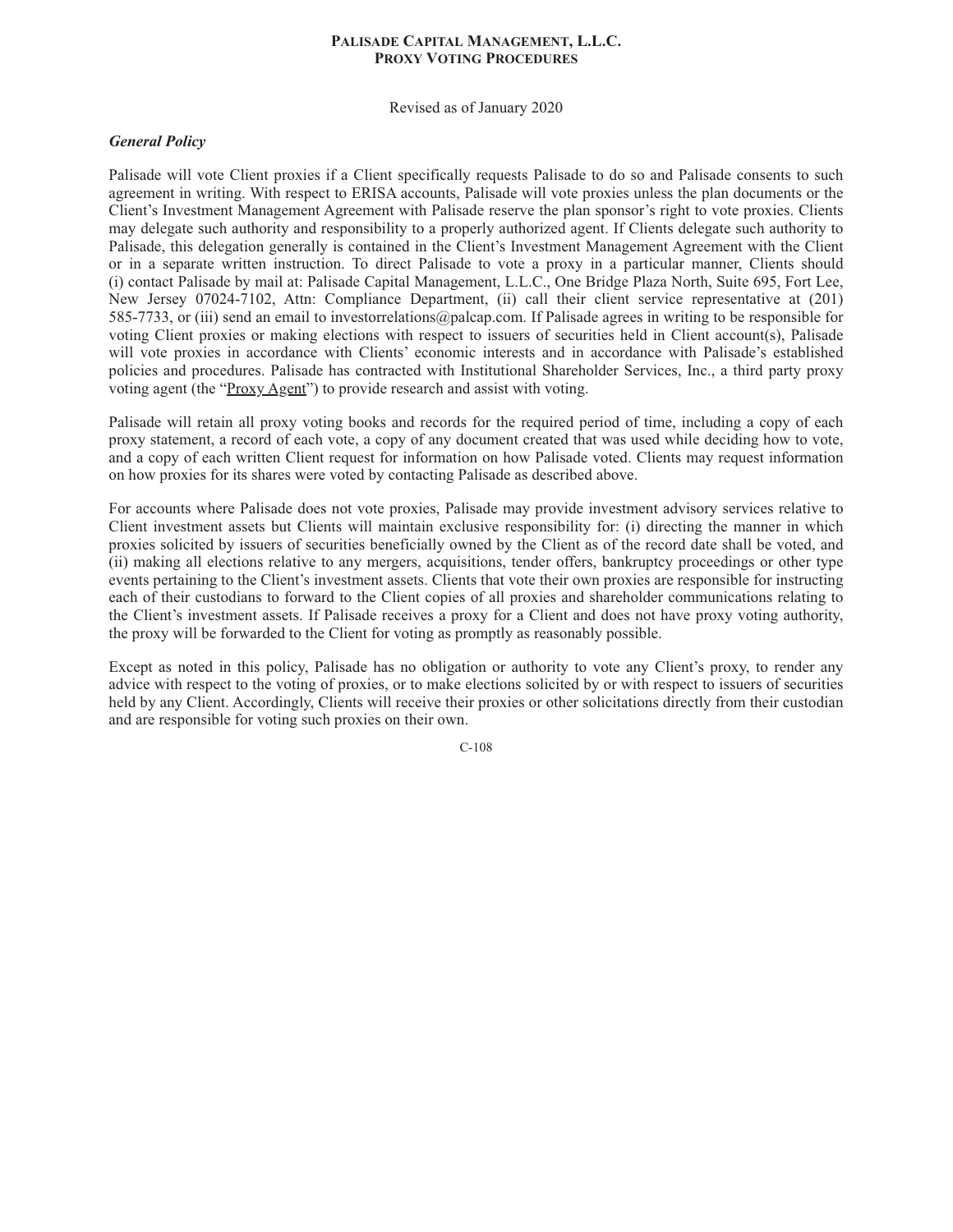# Palisade Capital Management, L.L.C.
# Proxy Voting Procedures

Revised as of January 2020

***General Policy***

Palisade will vote Client proxies if a Client specifically requests Palisade to do so and Palisade consents to such agreement in writing. With respect to ERISA accounts, Palisade will vote proxies unless the plan documents or the Client's Investment Management Agreement with Palisade reserve the plan sponsor's right to vote proxies. Clients may delegate such authority and responsibility to a properly authorized agent. If Clients delegate such authority to Palisade, this delegation generally is contained in the Client's Investment Management Agreement with the Client or in a separate written instruction. To direct Palisade to vote a proxy in a particular manner, Clients should (i) contact Palisade by mail at: Palisade Capital Management, L.L.C., One Bridge Plaza North, Suite 695, Fort Lee, New Jersey 07024-7102, Attn: Compliance Department, (ii) call their client service representative at (201) 585-7733, or (iii) send an email to investorrelations@palcap.com. If Palisade agrees in writing to be responsible for voting Client proxies or making elections with respect to issuers of securities held in Client account(s), Palisade will vote proxies in accordance with Clients' economic interests and in accordance with Palisade's established policies and procedures. Palisade has contracted with Institutional Shareholder Services, Inc., a third party proxy voting agent (the "Proxy Agent") to provide research and assist with voting.

Palisade will retain all proxy voting books and records for the required period of time, including a copy of each proxy statement, a record of each vote, a copy of any document created that was used while deciding how to vote, and a copy of each written Client request for information on how Palisade voted. Clients may request information on how proxies for its shares were voted by contacting Palisade as described above.

For accounts where Palisade does not vote proxies, Palisade may provide investment advisory services relative to Client investment assets but Clients will maintain exclusive responsibility for: (i) directing the manner in which proxies solicited by issuers of securities beneficially owned by the Client as of the record date shall be voted, and (ii) making all elections relative to any mergers, acquisitions, tender offers, bankruptcy proceedings or other type events pertaining to the Client's investment assets. Clients that vote their own proxies are responsible for instructing each of their custodians to forward to the Client copies of all proxies and shareholder communications relating to the Client's investment assets. If Palisade receives a proxy for a Client and does not have proxy voting authority, the proxy will be forwarded to the Client for voting as promptly as reasonably possible.

Except as noted in this policy, Palisade has no obligation or authority to vote any Client's proxy, to render any advice with respect to the voting of proxies, or to make elections solicited by or with respect to issuers of securities held by any Client. Accordingly, Clients will receive their proxies or other solicitations directly from their custodian and are responsible for voting such proxies on their own.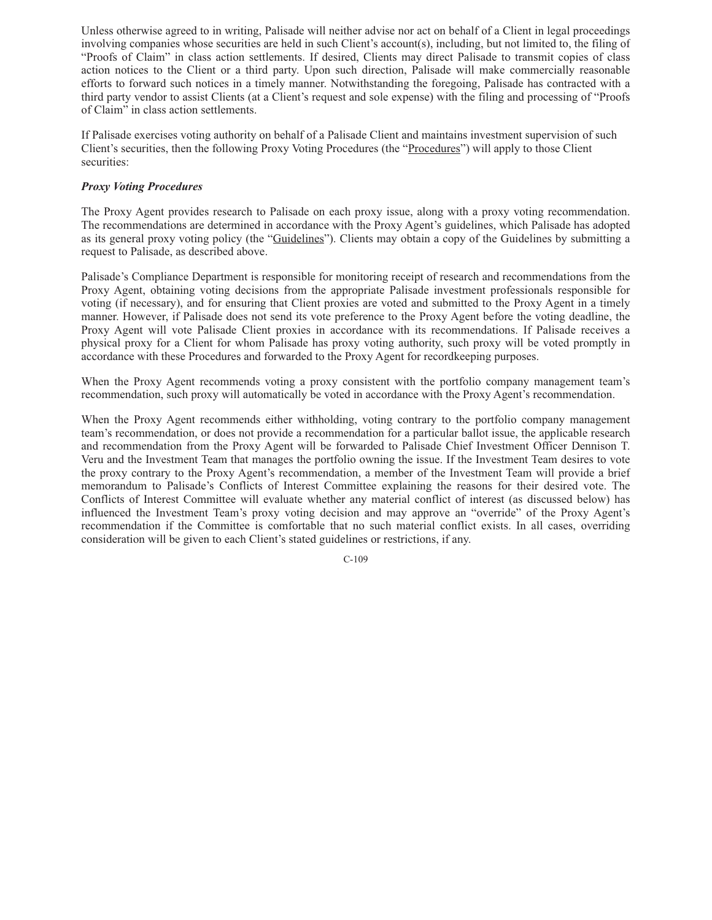Unless otherwise agreed to in writing, Palisade will neither advise nor act on behalf of a Client in legal proceedings involving companies whose securities are held in such Client's account(s), including, but not limited to, the filing of "Proofs of Claim" in class action settlements. If desired, Clients may direct Palisade to transmit copies of class action notices to the Client or a third party. Upon such direction, Palisade will make commercially reasonable efforts to forward such notices in a timely manner. Notwithstanding the foregoing, Palisade has contracted with a third party vendor to assist Clients (at a Client's request and sole expense) with the filing and processing of "Proofs of Claim" in class action settlements.

If Palisade exercises voting authority on behalf of a Palisade Client and maintains investment supervision of such Client's securities, then the following Proxy Voting Procedures (the "Procedures") will apply to those Client securities:

***Proxy Voting Procedures***

The Proxy Agent provides research to Palisade on each proxy issue, along with a proxy voting recommendation. The recommendations are determined in accordance with the Proxy Agent's guidelines, which Palisade has adopted as its general proxy voting policy (the "Guidelines"). Clients may obtain a copy of the Guidelines by submitting a request to Palisade, as described above.

Palisade's Compliance Department is responsible for monitoring receipt of research and recommendations from the Proxy Agent, obtaining voting decisions from the appropriate Palisade investment professionals responsible for voting (if necessary), and for ensuring that Client proxies are voted and submitted to the Proxy Agent in a timely manner. However, if Palisade does not send its vote preference to the Proxy Agent before the voting deadline, the Proxy Agent will vote Palisade Client proxies in accordance with its recommendations. If Palisade receives a physical proxy for a Client for whom Palisade has proxy voting authority, such proxy will be voted promptly in accordance with these Procedures and forwarded to the Proxy Agent for recordkeeping purposes.

When the Proxy Agent recommends voting a proxy consistent with the portfolio company management team's recommendation, such proxy will automatically be voted in accordance with the Proxy Agent's recommendation.

When the Proxy Agent recommends either withholding, voting contrary to the portfolio company management team's recommendation, or does not provide a recommendation for a particular ballot issue, the applicable research and recommendation from the Proxy Agent will be forwarded to Palisade Chief Investment Officer Dennison T. Veru and the Investment Team that manages the portfolio owning the issue. If the Investment Team desires to vote the proxy contrary to the Proxy Agent's recommendation, a member of the Investment Team will provide a brief memorandum to Palisade's Conflicts of Interest Committee explaining the reasons for their desired vote. The Conflicts of Interest Committee will evaluate whether any material conflict of interest (as discussed below) has influenced the Investment Team's proxy voting decision and may approve an "override" of the Proxy Agent's recommendation if the Committee is comfortable that no such material conflict exists. In all cases, overriding consideration will be given to each Client's stated guidelines or restrictions, if any.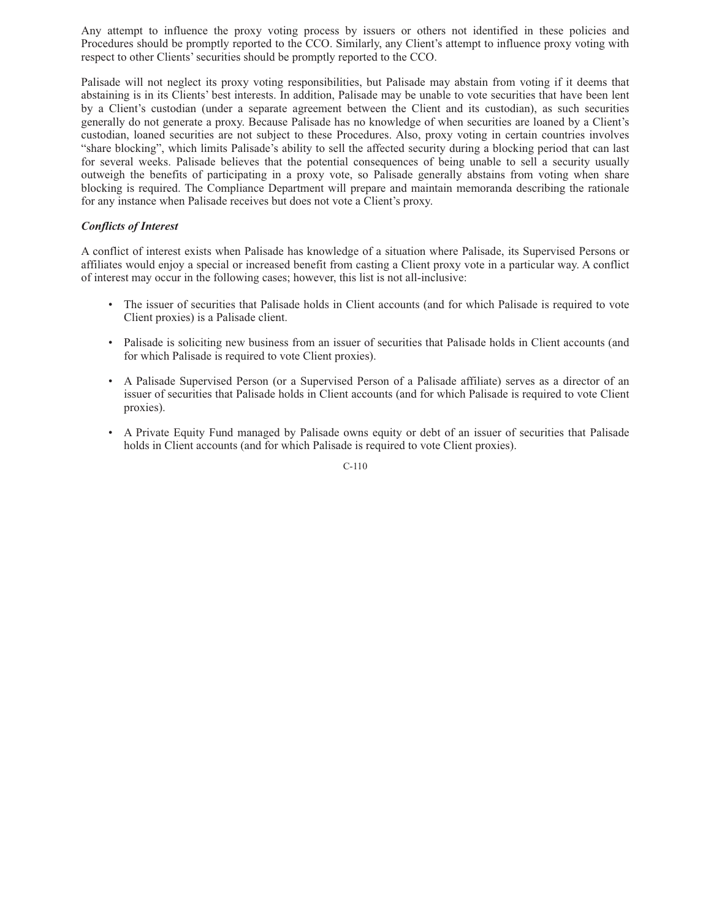Any attempt to influence the proxy voting process by issuers or others not identified in these policies and Procedures should be promptly reported to the CCO. Similarly, any Client's attempt to influence proxy voting with respect to other Clients' securities should be promptly reported to the CCO.

Palisade will not neglect its proxy voting responsibilities, but Palisade may abstain from voting if it deems that abstaining is in its Clients' best interests. In addition, Palisade may be unable to vote securities that have been lent by a Client's custodian (under a separate agreement between the Client and its custodian), as such securities generally do not generate a proxy. Because Palisade has no knowledge of when securities are loaned by a Client's custodian, loaned securities are not subject to these Procedures. Also, proxy voting in certain countries involves "share blocking", which limits Palisade's ability to sell the affected security during a blocking period that can last for several weeks. Palisade believes that the potential consequences of being unable to sell a security usually outweigh the benefits of participating in a proxy vote, so Palisade generally abstains from voting when share blocking is required. The Compliance Department will prepare and maintain memoranda describing the rationale for any instance when Palisade receives but does not vote a Client's proxy.

***Conflicts of Interest***

A conflict of interest exists when Palisade has knowledge of a situation where Palisade, its Supervised Persons or affiliates would enjoy a special or increased benefit from casting a Client proxy vote in a particular way. A conflict of interest may occur in the following cases; however, this list is not all-inclusive:

- The issuer of securities that Palisade holds in Client accounts (and for which Palisade is required to vote Client proxies) is a Palisade client.
- Palisade is soliciting new business from an issuer of securities that Palisade holds in Client accounts (and for which Palisade is required to vote Client proxies).
- A Palisade Supervised Person (or a Supervised Person of a Palisade affiliate) serves as a director of an issuer of securities that Palisade holds in Client accounts (and for which Palisade is required to vote Client proxies).
- A Private Equity Fund managed by Palisade owns equity or debt of an issuer of securities that Palisade holds in Client accounts (and for which Palisade is required to vote Client proxies).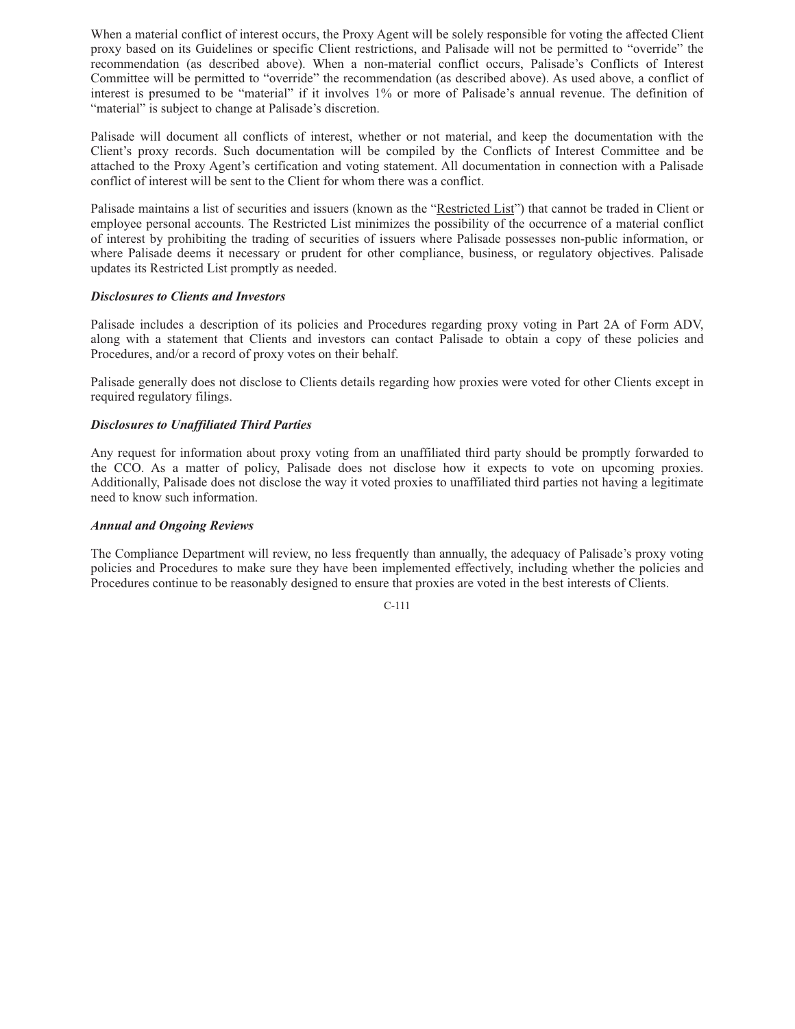When a material conflict of interest occurs, the Proxy Agent will be solely responsible for voting the affected Client proxy based on its Guidelines or specific Client restrictions, and Palisade will not be permitted to "override" the recommendation (as described above). When a non-material conflict occurs, Palisade's Conflicts of Interest Committee will be permitted to "override" the recommendation (as described above). As used above, a conflict of interest is presumed to be "material" if it involves 1% or more of Palisade's annual revenue. The definition of "material" is subject to change at Palisade's discretion.

Palisade will document all conflicts of interest, whether or not material, and keep the documentation with the Client's proxy records. Such documentation will be compiled by the Conflicts of Interest Committee and be attached to the Proxy Agent's certification and voting statement. All documentation in connection with a Palisade conflict of interest will be sent to the Client for whom there was a conflict.

Palisade maintains a list of securities and issuers (known as the "Restricted List") that cannot be traded in Client or employee personal accounts. The Restricted List minimizes the possibility of the occurrence of a material conflict of interest by prohibiting the trading of securities of issuers where Palisade possesses non-public information, or where Palisade deems it necessary or prudent for other compliance, business, or regulatory objectives. Palisade updates its Restricted List promptly as needed.

***Disclosures to Clients and Investors***

Palisade includes a description of its policies and Procedures regarding proxy voting in Part 2A of Form ADV, along with a statement that Clients and investors can contact Palisade to obtain a copy of these policies and Procedures, and/or a record of proxy votes on their behalf.

Palisade generally does not disclose to Clients details regarding how proxies were voted for other Clients except in required regulatory filings.

***Disclosures to Unaffiliated Third Parties***

Any request for information about proxy voting from an unaffiliated third party should be promptly forwarded to the CCO. As a matter of policy, Palisade does not disclose how it expects to vote on upcoming proxies. Additionally, Palisade does not disclose the way it voted proxies to unaffiliated third parties not having a legitimate need to know such information.

***Annual and Ongoing Reviews***

The Compliance Department will review, no less frequently than annually, the adequacy of Palisade's proxy voting policies and Procedures to make sure they have been implemented effectively, including whether the policies and Procedures continue to be reasonably designed to ensure that proxies are voted in the best interests of Clients.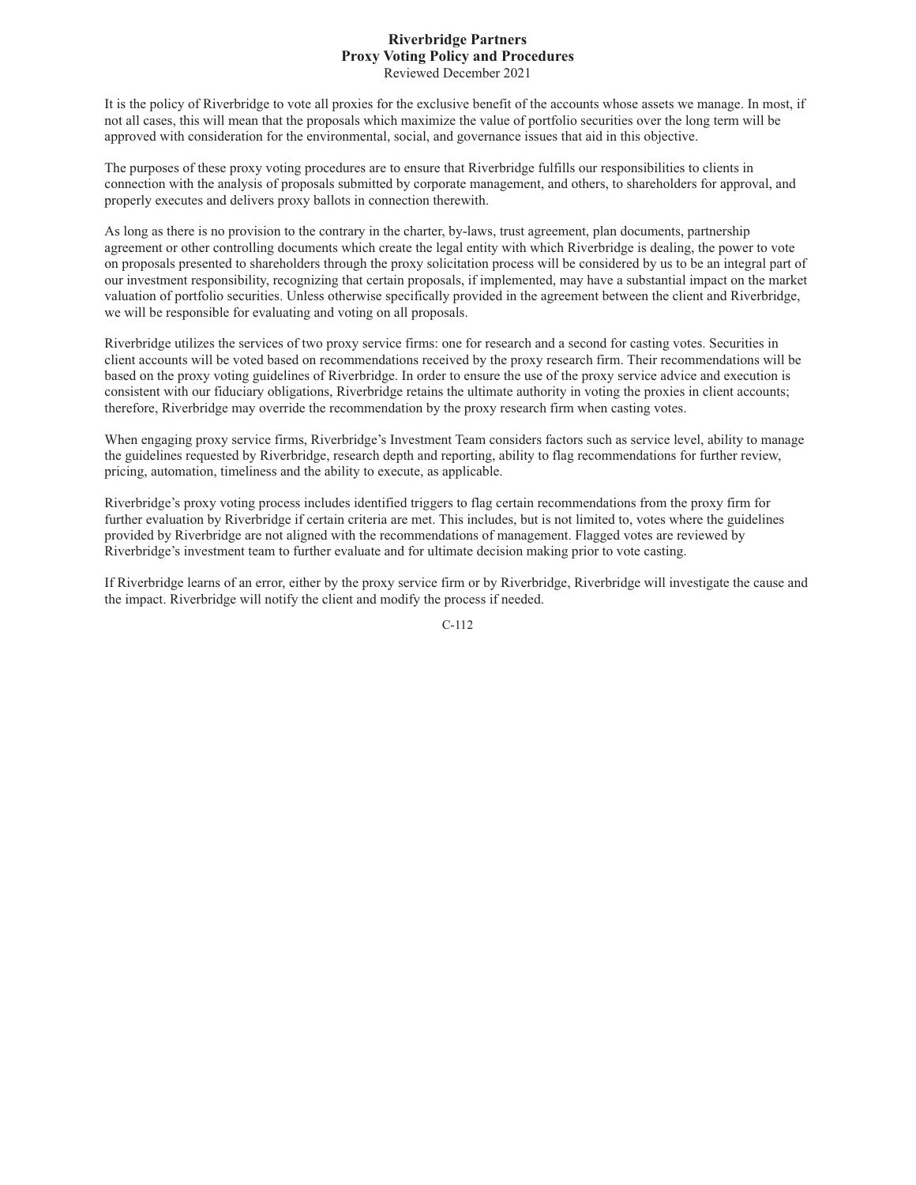# Riverbridge Partners
## Proxy Voting Policy and Procedures
Reviewed December 2021

It is the policy of Riverbridge to vote all proxies for the exclusive benefit of the accounts whose assets we manage. In most, if not all cases, this will mean that the proposals which maximize the value of portfolio securities over the long term will be approved with consideration for the environmental, social, and governance issues that aid in this objective.

The purposes of these proxy voting procedures are to ensure that Riverbridge fulfills our responsibilities to clients in connection with the analysis of proposals submitted by corporate management, and others, to shareholders for approval, and properly executes and delivers proxy ballots in connection therewith.

As long as there is no provision to the contrary in the charter, by-laws, trust agreement, plan documents, partnership agreement or other controlling documents which create the legal entity with which Riverbridge is dealing, the power to vote on proposals presented to shareholders through the proxy solicitation process will be considered by us to be an integral part of our investment responsibility, recognizing that certain proposals, if implemented, may have a substantial impact on the market valuation of portfolio securities. Unless otherwise specifically provided in the agreement between the client and Riverbridge, we will be responsible for evaluating and voting on all proposals.

Riverbridge utilizes the services of two proxy service firms: one for research and a second for casting votes. Securities in client accounts will be voted based on recommendations received by the proxy research firm. Their recommendations will be based on the proxy voting guidelines of Riverbridge. In order to ensure the use of the proxy service advice and execution is consistent with our fiduciary obligations, Riverbridge retains the ultimate authority in voting the proxies in client accounts; therefore, Riverbridge may override the recommendation by the proxy research firm when casting votes.

When engaging proxy service firms, Riverbridge's Investment Team considers factors such as service level, ability to manage the guidelines requested by Riverbridge, research depth and reporting, ability to flag recommendations for further review, pricing, automation, timeliness and the ability to execute, as applicable.

Riverbridge's proxy voting process includes identified triggers to flag certain recommendations from the proxy firm for further evaluation by Riverbridge if certain criteria are met. This includes, but is not limited to, votes where the guidelines provided by Riverbridge are not aligned with the recommendations of management. Flagged votes are reviewed by Riverbridge's investment team to further evaluate and for ultimate decision making prior to vote casting.

If Riverbridge learns of an error, either by the proxy service firm or by Riverbridge, Riverbridge will investigate the cause and the impact. Riverbridge will notify the client and modify the process if needed.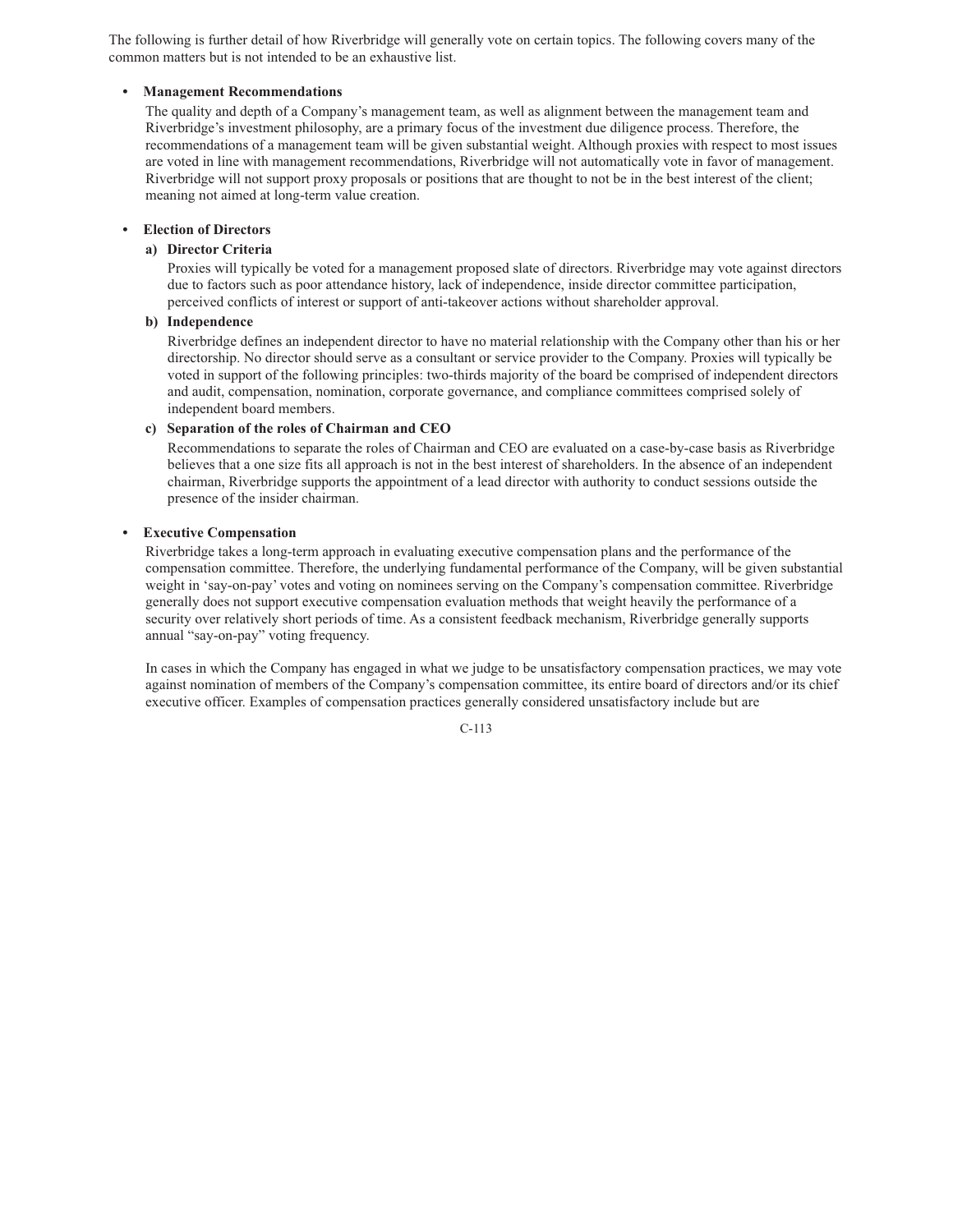The following is further detail of how Riverbridge will generally vote on certain topics. The following covers many of the common matters but is not intended to be an exhaustive list.

- **Management Recommendations**

  The quality and depth of a Company's management team, as well as alignment between the management team and Riverbridge's investment philosophy, are a primary focus of the investment due diligence process. Therefore, the recommendations of a management team will be given substantial weight. Although proxies with respect to most issues are voted in line with management recommendations, Riverbridge will not automatically vote in favor of management. Riverbridge will not support proxy proposals or positions that are thought to not be in the best interest of the client; meaning not aimed at long-term value creation.

- **Election of Directors**

  **a) Director Criteria**

  Proxies will typically be voted for a management proposed slate of directors. Riverbridge may vote against directors due to factors such as poor attendance history, lack of independence, inside director committee participation, perceived conflicts of interest or support of anti-takeover actions without shareholder approval.

  **b) Independence**

  Riverbridge defines an independent director to have no material relationship with the Company other than his or her directorship. No director should serve as a consultant or service provider to the Company. Proxies will typically be voted in support of the following principles: two-thirds majority of the board be comprised of independent directors and audit, compensation, nomination, corporate governance, and compliance committees comprised solely of independent board members.

  **c) Separation of the roles of Chairman and CEO**

  Recommendations to separate the roles of Chairman and CEO are evaluated on a case-by-case basis as Riverbridge believes that a one size fits all approach is not in the best interest of shareholders. In the absence of an independent chairman, Riverbridge supports the appointment of a lead director with authority to conduct sessions outside the presence of the insider chairman.

- **Executive Compensation**

  Riverbridge takes a long-term approach in evaluating executive compensation plans and the performance of the compensation committee. Therefore, the underlying fundamental performance of the Company, will be given substantial weight in 'say-on-pay' votes and voting on nominees serving on the Company's compensation committee. Riverbridge generally does not support executive compensation evaluation methods that weight heavily the performance of a security over relatively short periods of time. As a consistent feedback mechanism, Riverbridge generally supports annual "say-on-pay" voting frequency.

  In cases in which the Company has engaged in what we judge to be unsatisfactory compensation practices, we may vote against nomination of members of the Company's compensation committee, its entire board of directors and/or its chief executive officer. Examples of compensation practices generally considered unsatisfactory include but are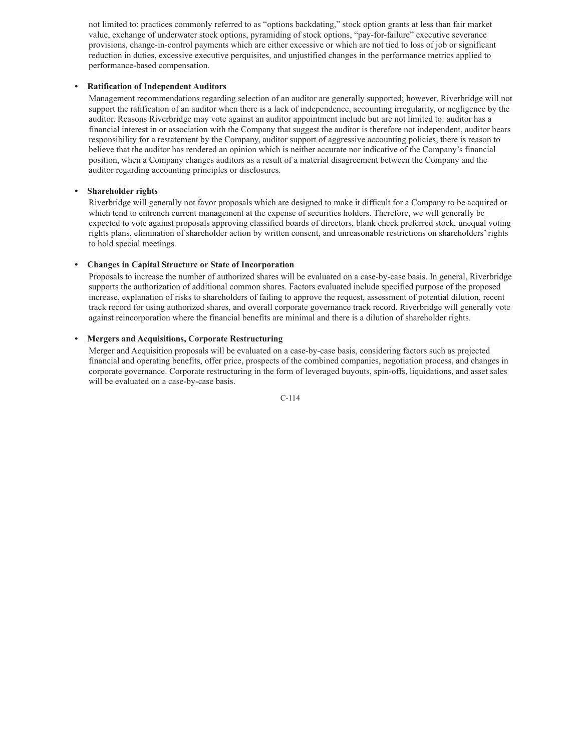not limited to: practices commonly referred to as "options backdating," stock option grants at less than fair market value, exchange of underwater stock options, pyramiding of stock options, "pay-for-failure" executive severance provisions, change-in-control payments which are either excessive or which are not tied to loss of job or significant reduction in duties, excessive executive perquisites, and unjustified changes in the performance metrics applied to performance-based compensation.

- **Ratification of Independent Auditors**

  Management recommendations regarding selection of an auditor are generally supported; however, Riverbridge will not support the ratification of an auditor when there is a lack of independence, accounting irregularity, or negligence by the auditor. Reasons Riverbridge may vote against an auditor appointment include but are not limited to: auditor has a financial interest in or association with the Company that suggest the auditor is therefore not independent, auditor bears responsibility for a restatement by the Company, auditor support of aggressive accounting policies, there is reason to believe that the auditor has rendered an opinion which is neither accurate nor indicative of the Company's financial position, when a Company changes auditors as a result of a material disagreement between the Company and the auditor regarding accounting principles or disclosures.

- **Shareholder rights**

  Riverbridge will generally not favor proposals which are designed to make it difficult for a Company to be acquired or which tend to entrench current management at the expense of securities holders. Therefore, we will generally be expected to vote against proposals approving classified boards of directors, blank check preferred stock, unequal voting rights plans, elimination of shareholder action by written consent, and unreasonable restrictions on shareholders' rights to hold special meetings.

- **Changes in Capital Structure or State of Incorporation**

  Proposals to increase the number of authorized shares will be evaluated on a case-by-case basis. In general, Riverbridge supports the authorization of additional common shares. Factors evaluated include specified purpose of the proposed increase, explanation of risks to shareholders of failing to approve the request, assessment of potential dilution, recent track record for using authorized shares, and overall corporate governance track record. Riverbridge will generally vote against reincorporation where the financial benefits are minimal and there is a dilution of shareholder rights.

- **Mergers and Acquisitions, Corporate Restructuring**

  Merger and Acquisition proposals will be evaluated on a case-by-case basis, considering factors such as projected financial and operating benefits, offer price, prospects of the combined companies, negotiation process, and changes in corporate governance. Corporate restructuring in the form of leveraged buyouts, spin-offs, liquidations, and asset sales will be evaluated on a case-by-case basis.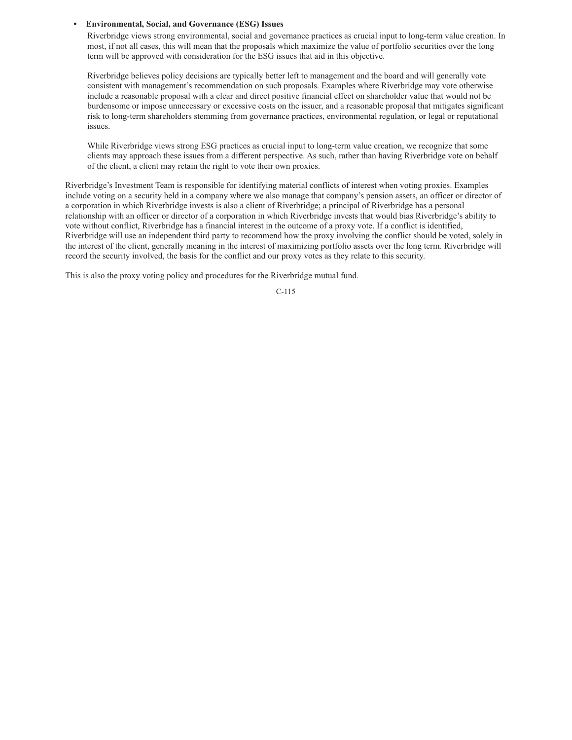- **Environmental, Social, and Governance (ESG) Issues**

  Riverbridge views strong environmental, social and governance practices as crucial input to long-term value creation. In most, if not all cases, this will mean that the proposals which maximize the value of portfolio securities over the long term will be approved with consideration for the ESG issues that aid in this objective.

  Riverbridge believes policy decisions are typically better left to management and the board and will generally vote consistent with management's recommendation on such proposals. Examples where Riverbridge may vote otherwise include a reasonable proposal with a clear and direct positive financial effect on shareholder value that would not be burdensome or impose unnecessary or excessive costs on the issuer, and a reasonable proposal that mitigates significant risk to long-term shareholders stemming from governance practices, environmental regulation, or legal or reputational issues.

  While Riverbridge views strong ESG practices as crucial input to long-term value creation, we recognize that some clients may approach these issues from a different perspective. As such, rather than having Riverbridge vote on behalf of the client, a client may retain the right to vote their own proxies.

Riverbridge's Investment Team is responsible for identifying material conflicts of interest when voting proxies. Examples include voting on a security held in a company where we also manage that company's pension assets, an officer or director of a corporation in which Riverbridge invests is also a client of Riverbridge; a principal of Riverbridge has a personal relationship with an officer or director of a corporation in which Riverbridge invests that would bias Riverbridge's ability to vote without conflict, Riverbridge has a financial interest in the outcome of a proxy vote. If a conflict is identified, Riverbridge will use an independent third party to recommend how the proxy involving the conflict should be voted, solely in the interest of the client, generally meaning in the interest of maximizing portfolio assets over the long term. Riverbridge will record the security involved, the basis for the conflict and our proxy votes as they relate to this security.

This is also the proxy voting policy and procedures for the Riverbridge mutual fund.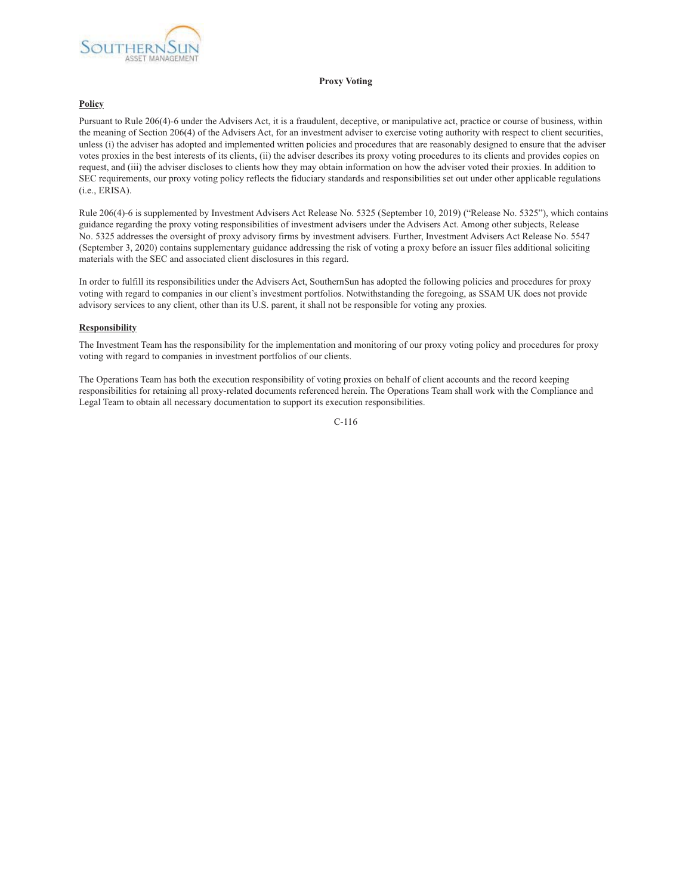# Proxy Voting

## Policy

Pursuant to Rule 206(4)-6 under the Advisers Act, it is a fraudulent, deceptive, or manipulative act, practice or course of business, within the meaning of Section 206(4) of the Advisers Act, for an investment adviser to exercise voting authority with respect to client securities, unless (i) the adviser has adopted and implemented written policies and procedures that are reasonably designed to ensure that the adviser votes proxies in the best interests of its clients, (ii) the adviser describes its proxy voting procedures to its clients and provides copies on request, and (iii) the adviser discloses to clients how they may obtain information on how the adviser voted their proxies. In addition to SEC requirements, our proxy voting policy reflects the fiduciary standards and responsibilities set out under other applicable regulations (i.e., ERISA).

Rule 206(4)-6 is supplemented by Investment Advisers Act Release No. 5325 (September 10, 2019) ("Release No. 5325"), which contains guidance regarding the proxy voting responsibilities of investment advisers under the Advisers Act. Among other subjects, Release No. 5325 addresses the oversight of proxy advisory firms by investment advisers. Further, Investment Advisers Act Release No. 5547 (September 3, 2020) contains supplementary guidance addressing the risk of voting a proxy before an issuer files additional soliciting materials with the SEC and associated client disclosures in this regard.

In order to fulfill its responsibilities under the Advisers Act, SouthernSun has adopted the following policies and procedures for proxy voting with regard to companies in our client's investment portfolios. Notwithstanding the foregoing, as SSAM UK does not provide advisory services to any client, other than its U.S. parent, it shall not be responsible for voting any proxies.

## Responsibility

The Investment Team has the responsibility for the implementation and monitoring of our proxy voting policy and procedures for proxy voting with regard to companies in investment portfolios of our clients.

The Operations Team has both the execution responsibility of voting proxies on behalf of client accounts and the record keeping responsibilities for retaining all proxy-related documents referenced herein. The Operations Team shall work with the Compliance and Legal Team to obtain all necessary documentation to support its execution responsibilities.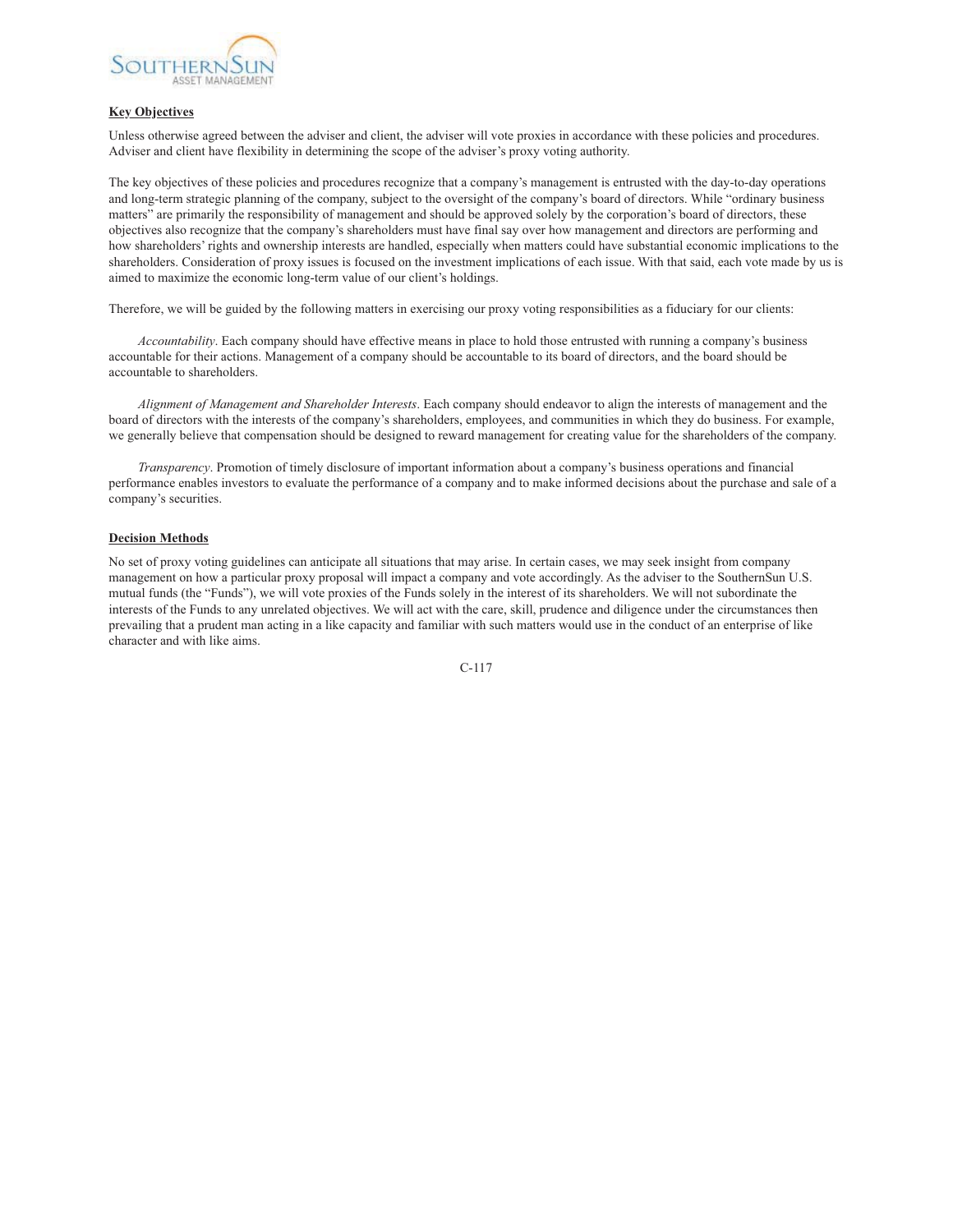**Key Objectives**

Unless otherwise agreed between the adviser and client, the adviser will vote proxies in accordance with these policies and procedures. Adviser and client have flexibility in determining the scope of the adviser's proxy voting authority.

The key objectives of these policies and procedures recognize that a company's management is entrusted with the day-to-day operations and long-term strategic planning of the company, subject to the oversight of the company's board of directors. While "ordinary business matters" are primarily the responsibility of management and should be approved solely by the corporation's board of directors, these objectives also recognize that the company's shareholders must have final say over how management and directors are performing and how shareholders' rights and ownership interests are handled, especially when matters could have substantial economic implications to the shareholders. Consideration of proxy issues is focused on the investment implications of each issue. With that said, each vote made by us is aimed to maximize the economic long-term value of our client's holdings.

Therefore, we will be guided by the following matters in exercising our proxy voting responsibilities as a fiduciary for our clients:

*Accountability*. Each company should have effective means in place to hold those entrusted with running a company's business accountable for their actions. Management of a company should be accountable to its board of directors, and the board should be accountable to shareholders.

*Alignment of Management and Shareholder Interests*. Each company should endeavor to align the interests of management and the board of directors with the interests of the company's shareholders, employees, and communities in which they do business. For example, we generally believe that compensation should be designed to reward management for creating value for the shareholders of the company.

*Transparency*. Promotion of timely disclosure of important information about a company's business operations and financial performance enables investors to evaluate the performance of a company and to make informed decisions about the purchase and sale of a company's securities.

**Decision Methods**

No set of proxy voting guidelines can anticipate all situations that may arise. In certain cases, we may seek insight from company management on how a particular proxy proposal will impact a company and vote accordingly. As the adviser to the SouthernSun U.S. mutual funds (the "Funds"), we will vote proxies of the Funds solely in the interest of its shareholders. We will not subordinate the interests of the Funds to any unrelated objectives. We will act with the care, skill, prudence and diligence under the circumstances then prevailing that a prudent man acting in a like capacity and familiar with such matters would use in the conduct of an enterprise of like character and with like aims.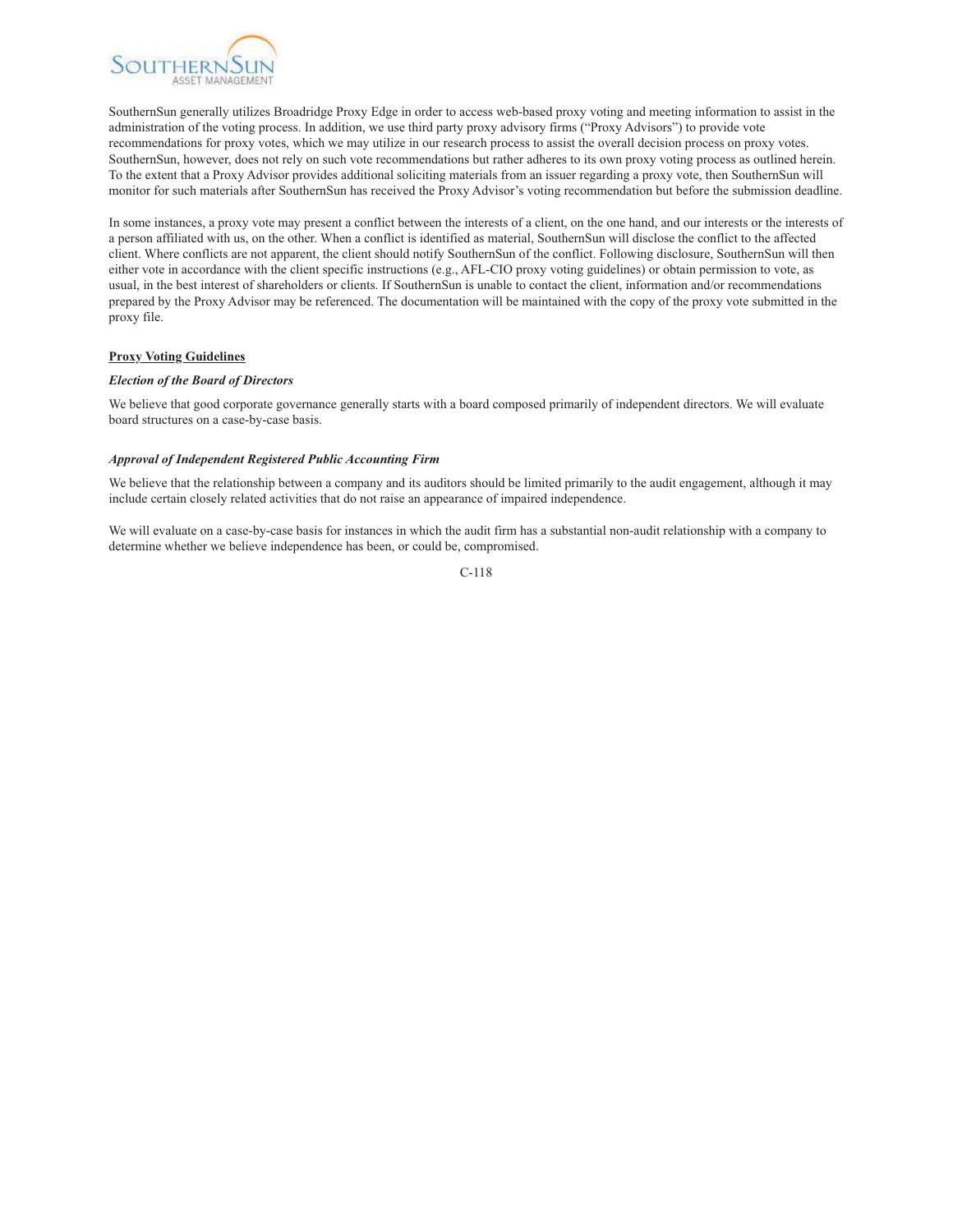SouthernSun generally utilizes Broadridge Proxy Edge in order to access web-based proxy voting and meeting information to assist in the administration of the voting process. In addition, we use third party proxy advisory firms ("Proxy Advisors") to provide vote recommendations for proxy votes, which we may utilize in our research process to assist the overall decision process on proxy votes. SouthernSun, however, does not rely on such vote recommendations but rather adheres to its own proxy voting process as outlined herein. To the extent that a Proxy Advisor provides additional soliciting materials from an issuer regarding a proxy vote, then SouthernSun will monitor for such materials after SouthernSun has received the Proxy Advisor's voting recommendation but before the submission deadline.

In some instances, a proxy vote may present a conflict between the interests of a client, on the one hand, and our interests or the interests of a person affiliated with us, on the other. When a conflict is identified as material, SouthernSun will disclose the conflict to the affected client. Where conflicts are not apparent, the client should notify SouthernSun of the conflict. Following disclosure, SouthernSun will then either vote in accordance with the client specific instructions (e.g., AFL-CIO proxy voting guidelines) or obtain permission to vote, as usual, in the best interest of shareholders or clients. If SouthernSun is unable to contact the client, information and/or recommendations prepared by the Proxy Advisor may be referenced. The documentation will be maintained with the copy of the proxy vote submitted in the proxy file.

## Proxy Voting Guidelines

### *Election of the Board of Directors*

We believe that good corporate governance generally starts with a board composed primarily of independent directors. We will evaluate board structures on a case-by-case basis.

### *Approval of Independent Registered Public Accounting Firm*

We believe that the relationship between a company and its auditors should be limited primarily to the audit engagement, although it may include certain closely related activities that do not raise an appearance of impaired independence.

We will evaluate on a case-by-case basis for instances in which the audit firm has a substantial non-audit relationship with a company to determine whether we believe independence has been, or could be, compromised.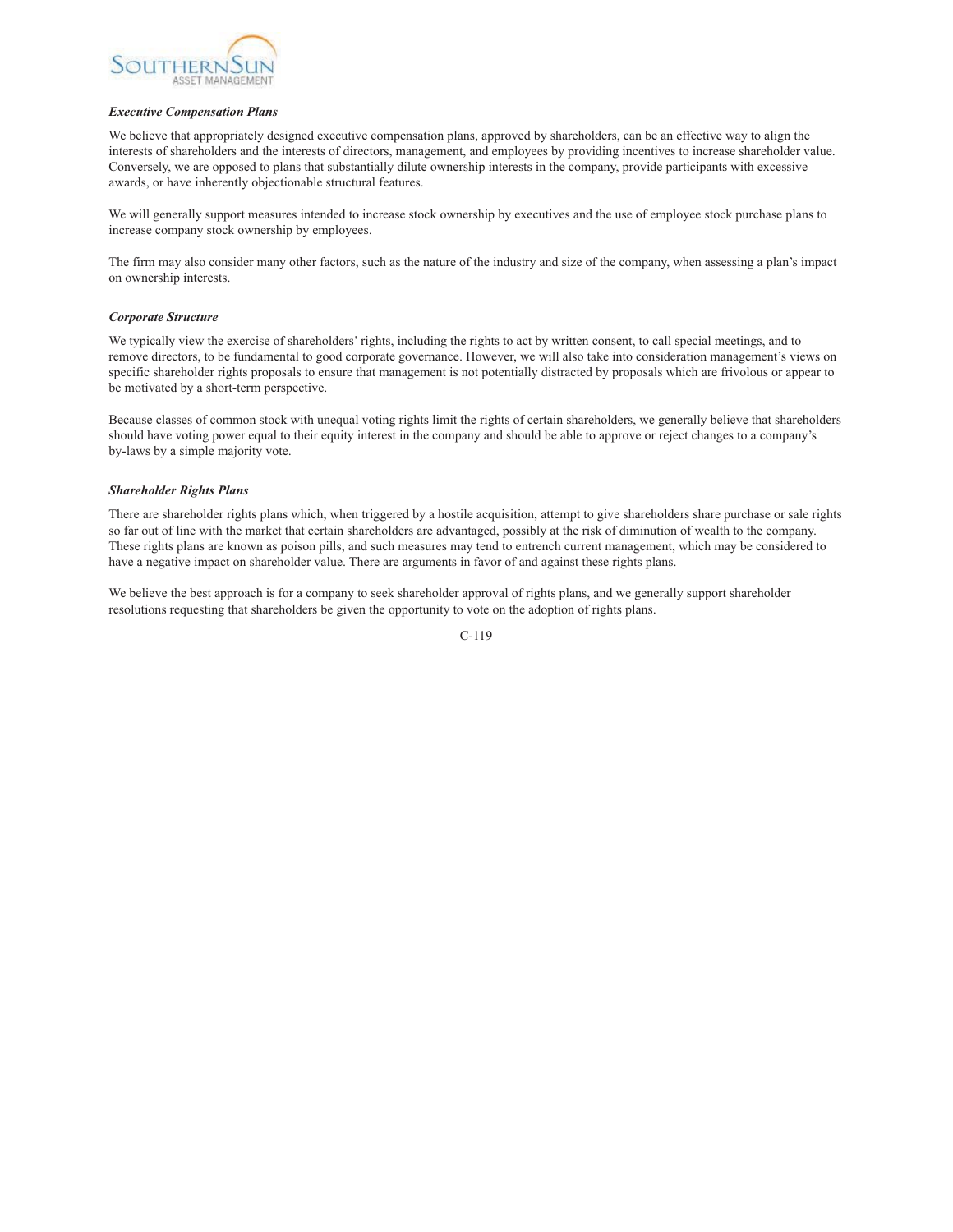***Executive Compensation Plans***

We believe that appropriately designed executive compensation plans, approved by shareholders, can be an effective way to align the interests of shareholders and the interests of directors, management, and employees by providing incentives to increase shareholder value. Conversely, we are opposed to plans that substantially dilute ownership interests in the company, provide participants with excessive awards, or have inherently objectionable structural features.

We will generally support measures intended to increase stock ownership by executives and the use of employee stock purchase plans to increase company stock ownership by employees.

The firm may also consider many other factors, such as the nature of the industry and size of the company, when assessing a plan's impact on ownership interests.

***Corporate Structure***

We typically view the exercise of shareholders' rights, including the rights to act by written consent, to call special meetings, and to remove directors, to be fundamental to good corporate governance. However, we will also take into consideration management's views on specific shareholder rights proposals to ensure that management is not potentially distracted by proposals which are frivolous or appear to be motivated by a short-term perspective.

Because classes of common stock with unequal voting rights limit the rights of certain shareholders, we generally believe that shareholders should have voting power equal to their equity interest in the company and should be able to approve or reject changes to a company's by-laws by a simple majority vote.

***Shareholder Rights Plans***

There are shareholder rights plans which, when triggered by a hostile acquisition, attempt to give shareholders share purchase or sale rights so far out of line with the market that certain shareholders are advantaged, possibly at the risk of diminution of wealth to the company. These rights plans are known as poison pills, and such measures may tend to entrench current management, which may be considered to have a negative impact on shareholder value. There are arguments in favor of and against these rights plans.

We believe the best approach is for a company to seek shareholder approval of rights plans, and we generally support shareholder resolutions requesting that shareholders be given the opportunity to vote on the adoption of rights plans.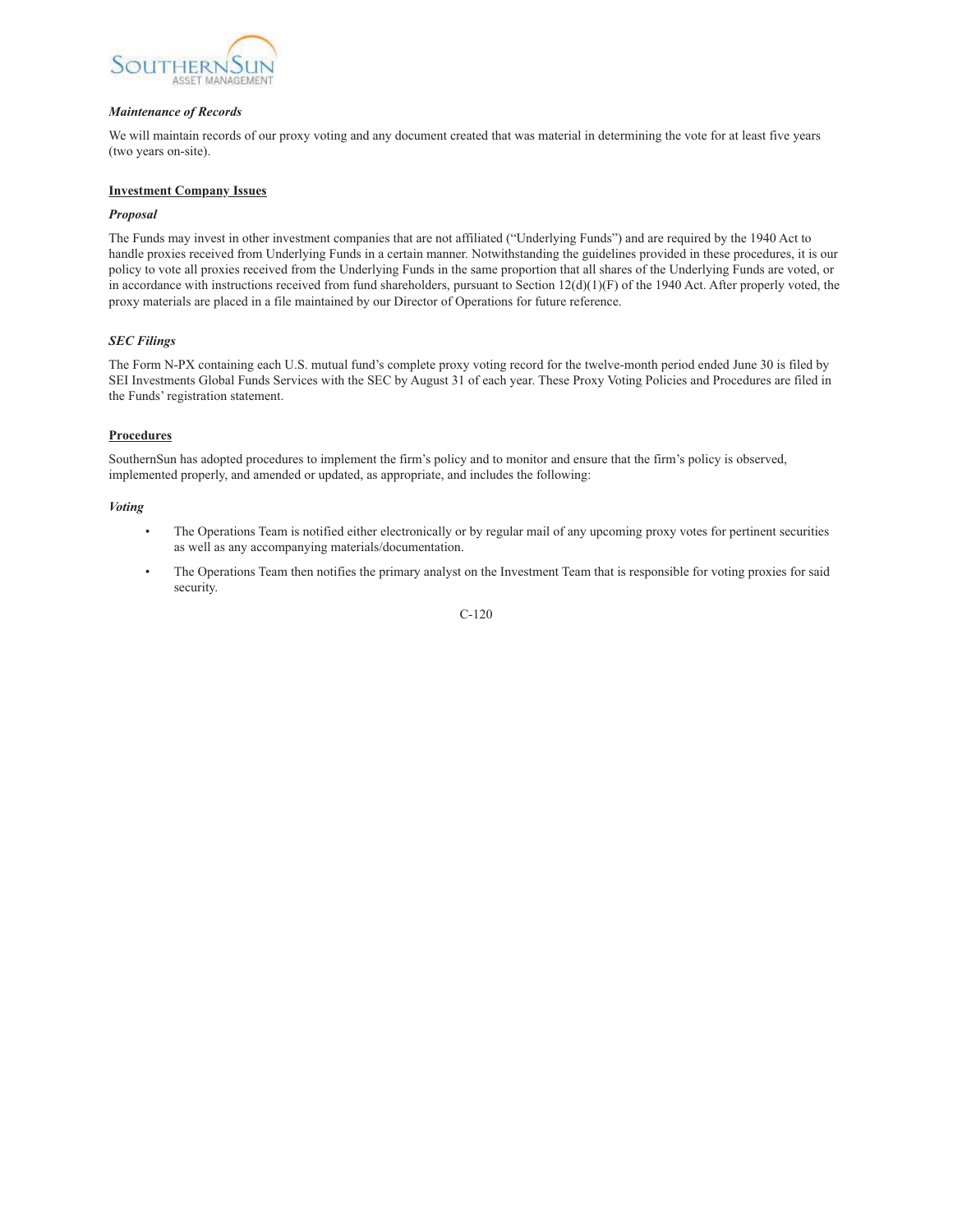***Maintenance of Records***

We will maintain records of our proxy voting and any document created that was material in determining the vote for at least five years (two years on-site).

**Investment Company Issues**

***Proposal***

The Funds may invest in other investment companies that are not affiliated ("Underlying Funds") and are required by the 1940 Act to handle proxies received from Underlying Funds in a certain manner. Notwithstanding the guidelines provided in these procedures, it is our policy to vote all proxies received from the Underlying Funds in the same proportion that all shares of the Underlying Funds are voted, or in accordance with instructions received from fund shareholders, pursuant to Section 12(d)(1)(F) of the 1940 Act. After properly voted, the proxy materials are placed in a file maintained by our Director of Operations for future reference.

***SEC Filings***

The Form N-PX containing each U.S. mutual fund's complete proxy voting record for the twelve-month period ended June 30 is filed by SEI Investments Global Funds Services with the SEC by August 31 of each year. These Proxy Voting Policies and Procedures are filed in the Funds' registration statement.

**Procedures**

SouthernSun has adopted procedures to implement the firm's policy and to monitor and ensure that the firm's policy is observed, implemented properly, and amended or updated, as appropriate, and includes the following:

***Voting***

- The Operations Team is notified either electronically or by regular mail of any upcoming proxy votes for pertinent securities as well as any accompanying materials/documentation.
- The Operations Team then notifies the primary analyst on the Investment Team that is responsible for voting proxies for said security.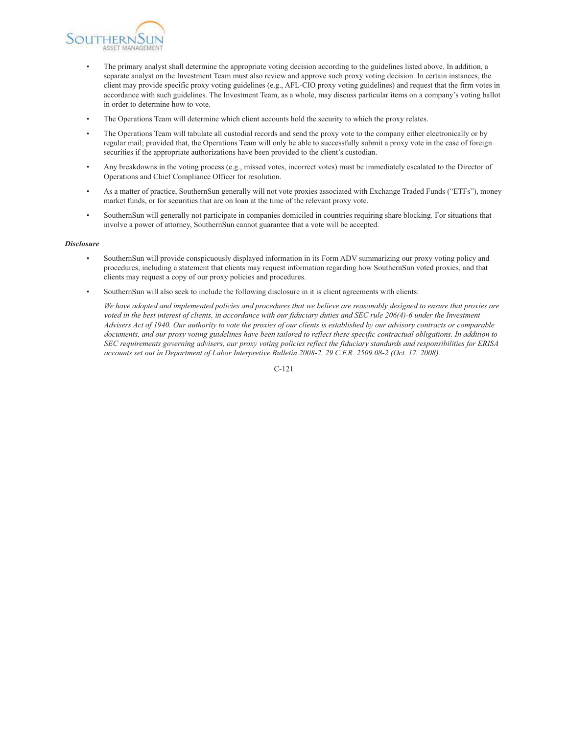- The primary analyst shall determine the appropriate voting decision according to the guidelines listed above. In addition, a separate analyst on the Investment Team must also review and approve such proxy voting decision. In certain instances, the client may provide specific proxy voting guidelines (e.g., AFL-CIO proxy voting guidelines) and request that the firm votes in accordance with such guidelines. The Investment Team, as a whole, may discuss particular items on a company's voting ballot in order to determine how to vote.
- The Operations Team will determine which client accounts hold the security to which the proxy relates.
- The Operations Team will tabulate all custodial records and send the proxy vote to the company either electronically or by regular mail; provided that, the Operations Team will only be able to successfully submit a proxy vote in the case of foreign securities if the appropriate authorizations have been provided to the client's custodian.
- Any breakdowns in the voting process (e.g., missed votes, incorrect votes) must be immediately escalated to the Director of Operations and Chief Compliance Officer for resolution.
- As a matter of practice, SouthernSun generally will not vote proxies associated with Exchange Traded Funds ("ETFs"), money market funds, or for securities that are on loan at the time of the relevant proxy vote.
- SouthernSun will generally not participate in companies domiciled in countries requiring share blocking. For situations that involve a power of attorney, SouthernSun cannot guarantee that a vote will be accepted.

***Disclosure***

- SouthernSun will provide conspicuously displayed information in its Form ADV summarizing our proxy voting policy and procedures, including a statement that clients may request information regarding how SouthernSun voted proxies, and that clients may request a copy of our proxy policies and procedures.
- SouthernSun will also seek to include the following disclosure in it is client agreements with clients:

  *We have adopted and implemented policies and procedures that we believe are reasonably designed to ensure that proxies are voted in the best interest of clients, in accordance with our fiduciary duties and SEC rule 206(4)-6 under the Investment Advisers Act of 1940. Our authority to vote the proxies of our clients is established by our advisory contracts or comparable documents, and our proxy voting guidelines have been tailored to reflect these specific contractual obligations. In addition to SEC requirements governing advisers, our proxy voting policies reflect the fiduciary standards and responsibilities for ERISA accounts set out in Department of Labor Interpretive Bulletin 2008-2, 29 C.F.R. 2509.08-2 (Oct. 17, 2008).*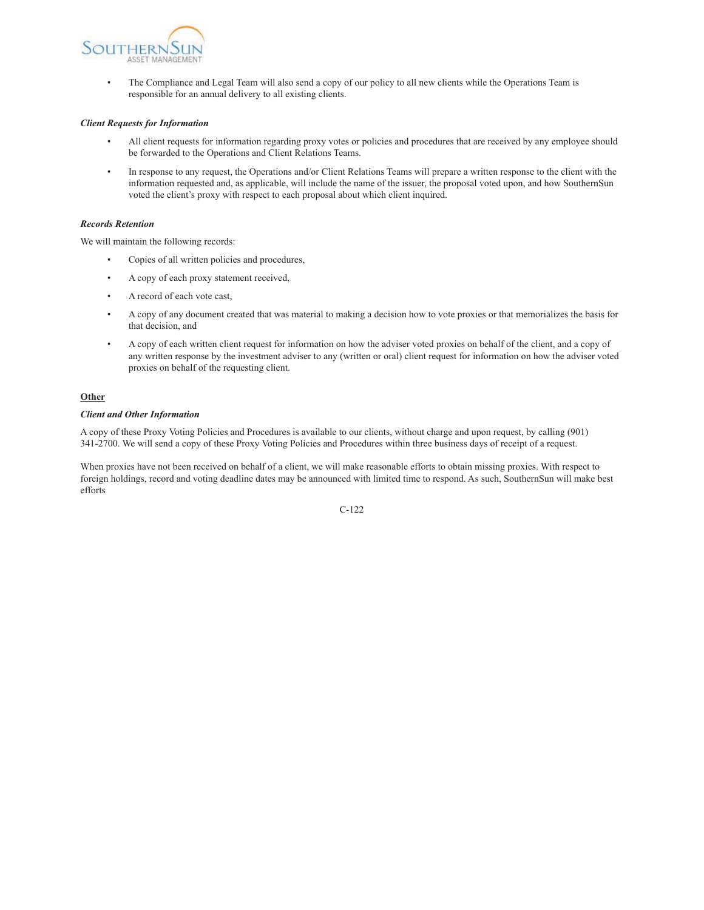- The Compliance and Legal Team will also send a copy of our policy to all new clients while the Operations Team is responsible for an annual delivery to all existing clients.

***Client Requests for Information***

- All client requests for information regarding proxy votes or policies and procedures that are received by any employee should be forwarded to the Operations and Client Relations Teams.
- In response to any request, the Operations and/or Client Relations Teams will prepare a written response to the client with the information requested and, as applicable, will include the name of the issuer, the proposal voted upon, and how SouthernSun voted the client's proxy with respect to each proposal about which client inquired.

***Records Retention***

We will maintain the following records:

- Copies of all written policies and procedures,
- A copy of each proxy statement received,
- A record of each vote cast,
- A copy of any document created that was material to making a decision how to vote proxies or that memorializes the basis for that decision, and
- A copy of each written client request for information on how the adviser voted proxies on behalf of the client, and a copy of any written response by the investment adviser to any (written or oral) client request for information on how the adviser voted proxies on behalf of the requesting client.

**<u>Other</u>**

***Client and Other Information***

A copy of these Proxy Voting Policies and Procedures is available to our clients, without charge and upon request, by calling (901) 341-2700. We will send a copy of these Proxy Voting Policies and Procedures within three business days of receipt of a request.

When proxies have not been received on behalf of a client, we will make reasonable efforts to obtain missing proxies. With respect to foreign holdings, record and voting deadline dates may be announced with limited time to respond. As such, SouthernSun will make best efforts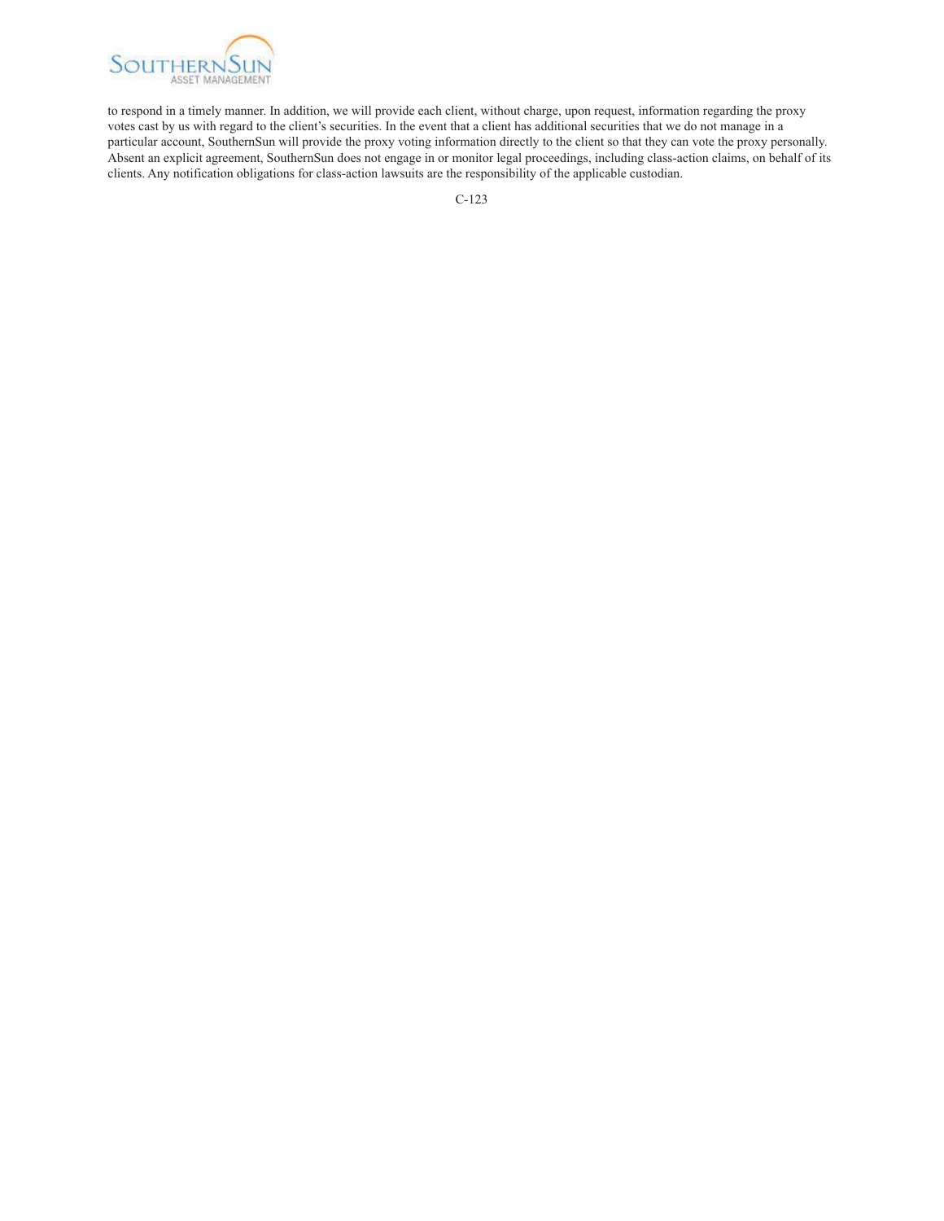to respond in a timely manner. In addition, we will provide each client, without charge, upon request, information regarding the proxy votes cast by us with regard to the client's securities. In the event that a client has additional securities that we do not manage in a particular account, SouthernSun will provide the proxy voting information directly to the client so that they can vote the proxy personally. Absent an explicit agreement, SouthernSun does not engage in or monitor legal proceedings, including class-action claims, on behalf of its clients. Any notification obligations for class-action lawsuits are the responsibility of the applicable custodian.